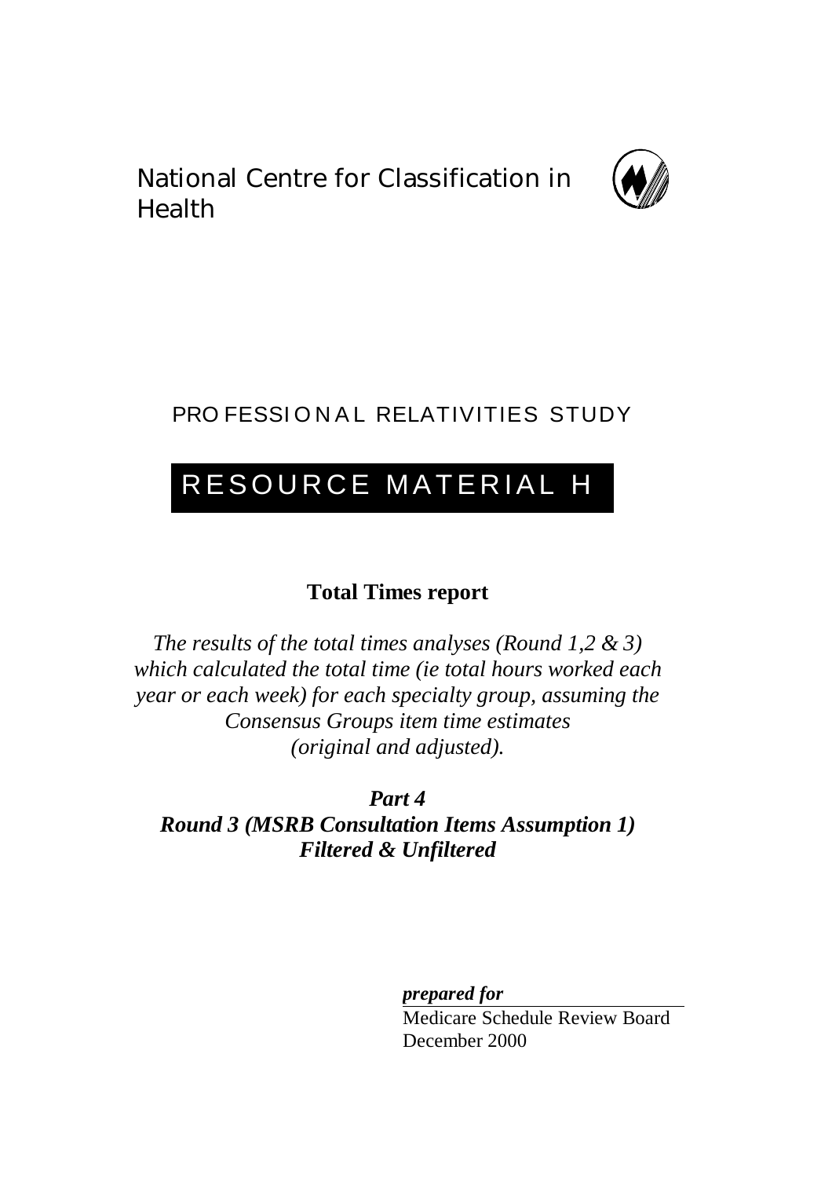National Centre for Classification in Health

PROFESSIONAL RELATIVITIES STUDY

# RESOURCE MATERIAL H

**Total Times report**

*The results of the total times analyses (Round 1,2 & 3) which calculated the total time (ie total hours worked each year or each week) for each specialty group, assuming the Consensus Groups item time estimates (original and adjusted).*

***Part 4***
***Round 3 (MSRB Consultation Items Assumption 1)***
***Filtered & Unfiltered***

***prepared for***

Medicare Schedule Review Board
December 2000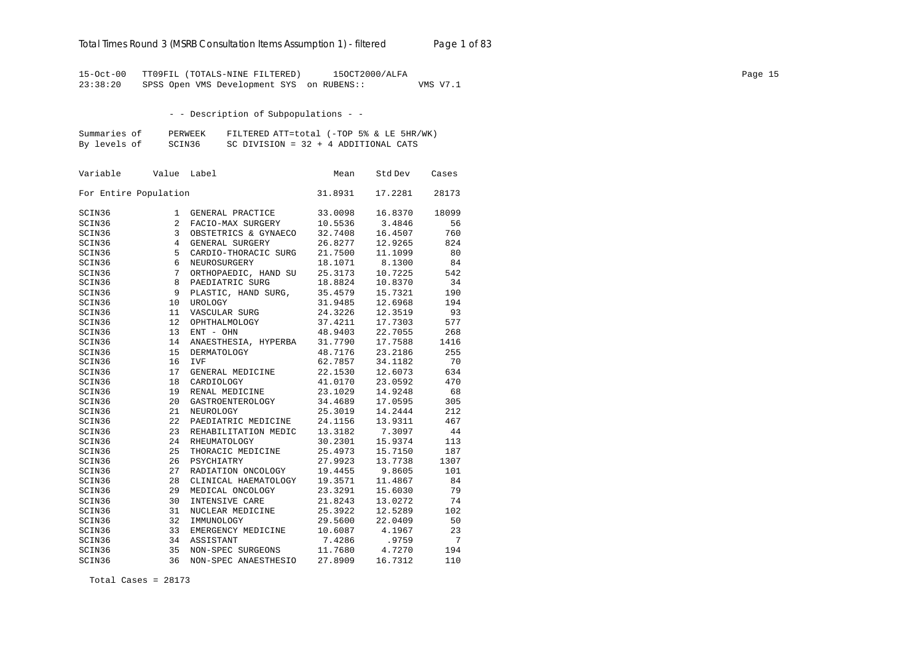15-Oct-00 TT09FIL (TOTALS-NINE FILTERED) 15OCT2000/ALFA
23:38:20 SPSS Open VMS Development SYS on RUBENS:: VMS V7.1

- - Description of Subpopulations - -

Summaries of PERWEEK FILTERED ATT=total (-TOP 5% & LE 5HR/WK)
By levels of SCIN36 SC DIVISION = 32 + 4 ADDITIONAL CATS

| Variable | Value | Label | Mean | Std Dev | Cases |
|---|---|---|---|---|---|
| For Entire Population | | | 31.8931 | 17.2281 | 28173 |
| SCIN36 | 1 | GENERAL PRACTICE | 33.0098 | 16.8370 | 18099 |
| SCIN36 | 2 | FACIO-MAX SURGERY | 10.5536 | 3.4846 | 56 |
| SCIN36 | 3 | OBSTETRICS & GYNAECO | 32.7408 | 16.4507 | 760 |
| SCIN36 | 4 | GENERAL SURGERY | 26.8277 | 12.9265 | 824 |
| SCIN36 | 5 | CARDIO-THORACIC SURG | 21.7500 | 11.1099 | 80 |
| SCIN36 | 6 | NEUROSURGERY | 18.1071 | 8.1300 | 84 |
| SCIN36 | 7 | ORTHOPAEDIC, HAND SU | 25.3173 | 10.7225 | 542 |
| SCIN36 | 8 | PAEDIATRIC SURG | 18.8824 | 10.8370 | 34 |
| SCIN36 | 9 | PLASTIC, HAND SURG, | 35.4579 | 15.7321 | 190 |
| SCIN36 | 10 | UROLOGY | 31.9485 | 12.6968 | 194 |
| SCIN36 | 11 | VASCULAR SURG | 24.3226 | 12.3519 | 93 |
| SCIN36 | 12 | OPHTHALMOLOGY | 37.4211 | 17.7303 | 577 |
| SCIN36 | 13 | ENT - OHN | 48.9403 | 22.7055 | 268 |
| SCIN36 | 14 | ANAESTHESIA, HYPERBA | 31.7790 | 17.7588 | 1416 |
| SCIN36 | 15 | DERMATOLOGY | 48.7176 | 23.2186 | 255 |
| SCIN36 | 16 | IVF | 62.7857 | 34.1182 | 70 |
| SCIN36 | 17 | GENERAL MEDICINE | 22.1530 | 12.6073 | 634 |
| SCIN36 | 18 | CARDIOLOGY | 41.0170 | 23.0592 | 470 |
| SCIN36 | 19 | RENAL MEDICINE | 23.1029 | 14.9248 | 68 |
| SCIN36 | 20 | GASTROENTEROLOGY | 34.4689 | 17.0595 | 305 |
| SCIN36 | 21 | NEUROLOGY | 25.3019 | 14.2444 | 212 |
| SCIN36 | 22 | PAEDIATRIC MEDICINE | 24.1156 | 13.9311 | 467 |
| SCIN36 | 23 | REHABILITATION MEDIC | 13.3182 | 7.3097 | 44 |
| SCIN36 | 24 | RHEUMATOLOGY | 30.2301 | 15.9374 | 113 |
| SCIN36 | 25 | THORACIC MEDICINE | 25.4973 | 15.7150 | 187 |
| SCIN36 | 26 | PSYCHIATRY | 27.9923 | 13.7738 | 1307 |
| SCIN36 | 27 | RADIATION ONCOLOGY | 19.4455 | 9.8605 | 101 |
| SCIN36 | 28 | CLINICAL HAEMATOLOGY | 19.3571 | 11.4867 | 84 |
| SCIN36 | 29 | MEDICAL ONCOLOGY | 23.3291 | 15.6030 | 79 |
| SCIN36 | 30 | INTENSIVE CARE | 21.8243 | 13.0272 | 74 |
| SCIN36 | 31 | NUCLEAR MEDICINE | 25.3922 | 12.5289 | 102 |
| SCIN36 | 32 | IMMUNOLOGY | 29.5600 | 22.0409 | 50 |
| SCIN36 | 33 | EMERGENCY MEDICINE | 10.6087 | 4.1967 | 23 |
| SCIN36 | 34 | ASSISTANT | 7.4286 | .9759 | 7 |
| SCIN36 | 35 | NON-SPEC SURGEONS | 11.7680 | 4.7270 | 194 |
| SCIN36 | 36 | NON-SPEC ANAESTHESIO | 27.8909 | 16.7312 | 110 |

Total Cases = 28173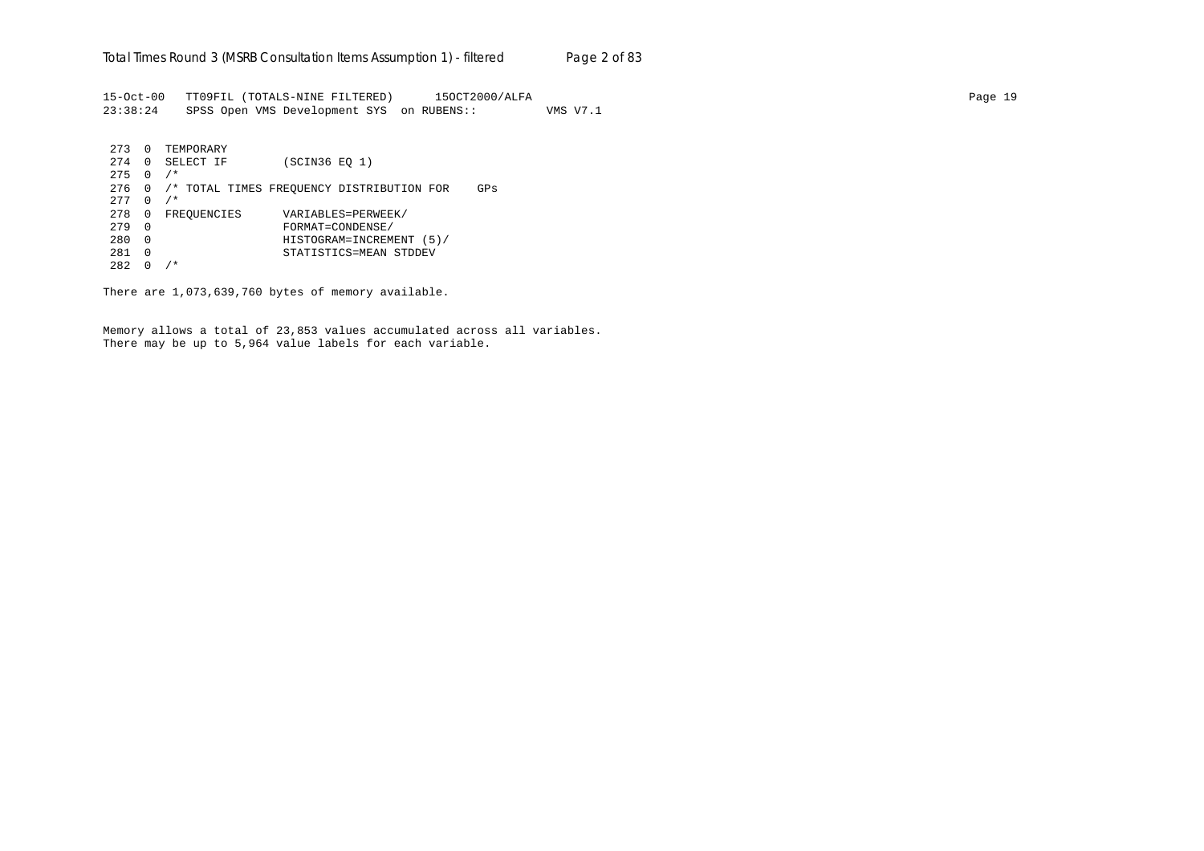```
15-Oct-00   TT09FIL (TOTALS-NINE FILTERED)      15OCT2000/ALFA                                                                              Page 19
23:38:24    SPSS Open VMS Development SYS  on RUBENS::          VMS V7.1


 273  0  TEMPORARY
 274  0  SELECT IF        (SCIN36 EQ 1)
 275  0  /*
 276  0  /* TOTAL TIMES FREQUENCY DISTRIBUTION FOR    GPs
 277  0  /*
 278  0  FREQUENCIES      VARIABLES=PERWEEK/
 279  0                   FORMAT=CONDENSE/
 280  0                   HISTOGRAM=INCREMENT (5)/
 281  0                   STATISTICS=MEAN STDDEV
 282  0  /*

There are 1,073,639,760 bytes of memory available.


Memory allows a total of 23,853 values accumulated across all variables.
There may be up to 5,964 value labels for each variable.
```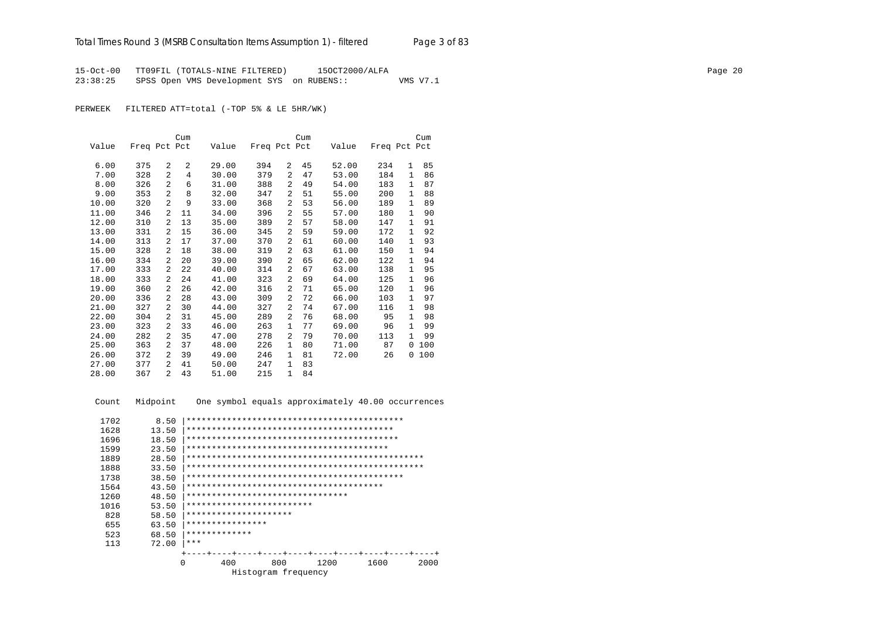15-Oct-00 TT09FIL (TOTALS-NINE FILTERED) 15OCT2000/ALFA
23:38:25 SPSS Open VMS Development SYS on RUBENS:: VMS V7.1

PERWEEK FILTERED ATT=total (-TOP 5% & LE 5HR/WK)

| Value | Freq | Pct | Cum Pct | Value | Freq | Pct | Cum Pct | Value | Freq | Pct | Cum Pct |
|---|---|---|---|---|---|---|---|---|---|---|---|
| 6.00 | 375 | 2 | 2 | 29.00 | 394 | 2 | 45 | 52.00 | 234 | 1 | 85 |
| 7.00 | 328 | 2 | 4 | 30.00 | 379 | 2 | 47 | 53.00 | 184 | 1 | 86 |
| 8.00 | 326 | 2 | 6 | 31.00 | 388 | 2 | 49 | 54.00 | 183 | 1 | 87 |
| 9.00 | 353 | 2 | 8 | 32.00 | 347 | 2 | 51 | 55.00 | 200 | 1 | 88 |
| 10.00 | 320 | 2 | 9 | 33.00 | 368 | 2 | 53 | 56.00 | 189 | 1 | 89 |
| 11.00 | 346 | 2 | 11 | 34.00 | 396 | 2 | 55 | 57.00 | 180 | 1 | 90 |
| 12.00 | 310 | 2 | 13 | 35.00 | 389 | 2 | 57 | 58.00 | 147 | 1 | 91 |
| 13.00 | 331 | 2 | 15 | 36.00 | 345 | 2 | 59 | 59.00 | 172 | 1 | 92 |
| 14.00 | 313 | 2 | 17 | 37.00 | 370 | 2 | 61 | 60.00 | 140 | 1 | 93 |
| 15.00 | 328 | 2 | 18 | 38.00 | 319 | 2 | 63 | 61.00 | 150 | 1 | 94 |
| 16.00 | 334 | 2 | 20 | 39.00 | 390 | 2 | 65 | 62.00 | 122 | 1 | 94 |
| 17.00 | 333 | 2 | 22 | 40.00 | 314 | 2 | 67 | 63.00 | 138 | 1 | 95 |
| 18.00 | 333 | 2 | 24 | 41.00 | 323 | 2 | 69 | 64.00 | 125 | 1 | 96 |
| 19.00 | 360 | 2 | 26 | 42.00 | 316 | 2 | 71 | 65.00 | 120 | 1 | 96 |
| 20.00 | 336 | 2 | 28 | 43.00 | 309 | 2 | 72 | 66.00 | 103 | 1 | 97 |
| 21.00 | 327 | 2 | 30 | 44.00 | 327 | 2 | 74 | 67.00 | 116 | 1 | 98 |
| 22.00 | 304 | 2 | 31 | 45.00 | 289 | 2 | 76 | 68.00 | 95 | 1 | 98 |
| 23.00 | 323 | 2 | 33 | 46.00 | 263 | 1 | 77 | 69.00 | 96 | 1 | 99 |
| 24.00 | 282 | 2 | 35 | 47.00 | 278 | 2 | 79 | 70.00 | 113 | 1 | 99 |
| 25.00 | 363 | 2 | 37 | 48.00 | 226 | 1 | 80 | 71.00 | 87 | 0 | 100 |
| 26.00 | 372 | 2 | 39 | 49.00 | 246 | 1 | 81 | 72.00 | 26 | 0 | 100 |
| 27.00 | 377 | 2 | 41 | 50.00 | 247 | 1 | 83 | | | | |
| 28.00 | 367 | 2 | 43 | 51.00 | 215 | 1 | 84 | | | | |

```
 Count   Midpoint    One symbol equals approximately 40.00 occurrences

  1702      8.50 |*******************************************
  1628     13.50 |*****************************************
  1696     18.50 |******************************************
  1599     23.50 |****************************************
  1889     28.50 |***********************************************
  1888     33.50 |***********************************************
  1738     38.50 |*******************************************
  1564     43.50 |***************************************
  1260     48.50 |********************************
  1016     53.50 |*************************
   828     58.50 |*********************
   655     63.50 |****************
   523     68.50 |*************
   113     72.00 |***
                 +----+----+----+----+----+----+----+----+----+----+
                 0       400       800      1200      1600      2000
                           Histogram frequency
```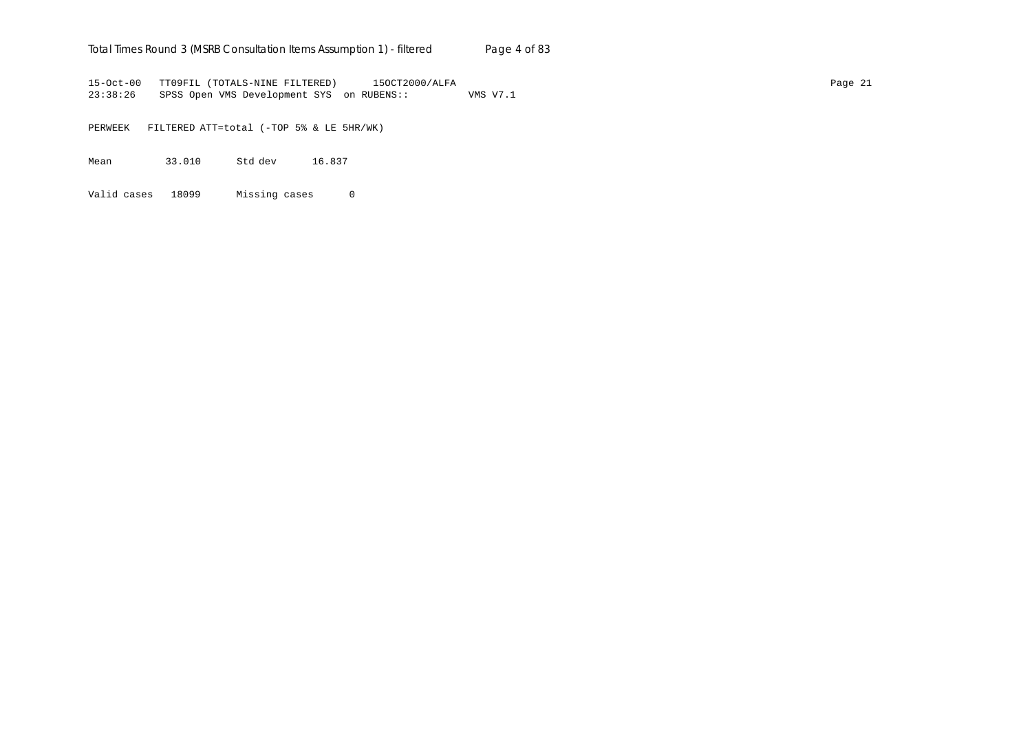```
15-Oct-00   TT09FIL (TOTALS-NINE FILTERED)      15OCT2000/ALFA
23:38:26    SPSS Open VMS Development SYS  on RUBENS::          VMS V7.1

PERWEEK   FILTERED ATT=total (-TOP 5% & LE 5HR/WK)

Mean         33.010      Std dev      16.837

Valid cases   18099      Missing cases      0
```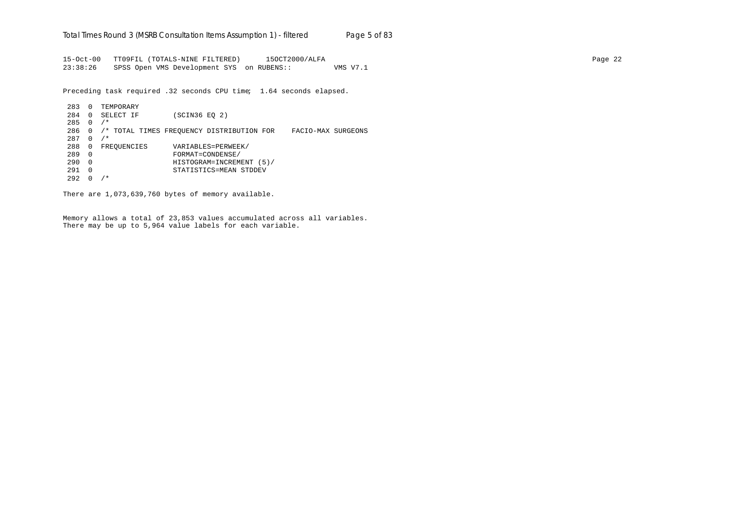```
15-Oct-00   TT09FIL (TOTALS-NINE FILTERED)      15OCT2000/ALFA
23:38:26    SPSS Open VMS Development SYS  on RUBENS::          VMS V7.1
```

Preceding task required .32 seconds CPU time;  1.64 seconds elapsed.

```
 283  0  TEMPORARY
 284  0  SELECT IF        (SCIN36 EQ 2)
 285  0  /*
 286  0  /* TOTAL TIMES FREQUENCY DISTRIBUTION FOR    FACIO-MAX SURGEONS
 287  0  /*
 288  0  FREQUENCIES      VARIABLES=PERWEEK/
 289  0                   FORMAT=CONDENSE/
 290  0                   HISTOGRAM=INCREMENT (5)/
 291  0                   STATISTICS=MEAN STDDEV
 292  0  /*
```

There are 1,073,639,760 bytes of memory available.

Memory allows a total of 23,853 values accumulated across all variables.
There may be up to 5,964 value labels for each variable.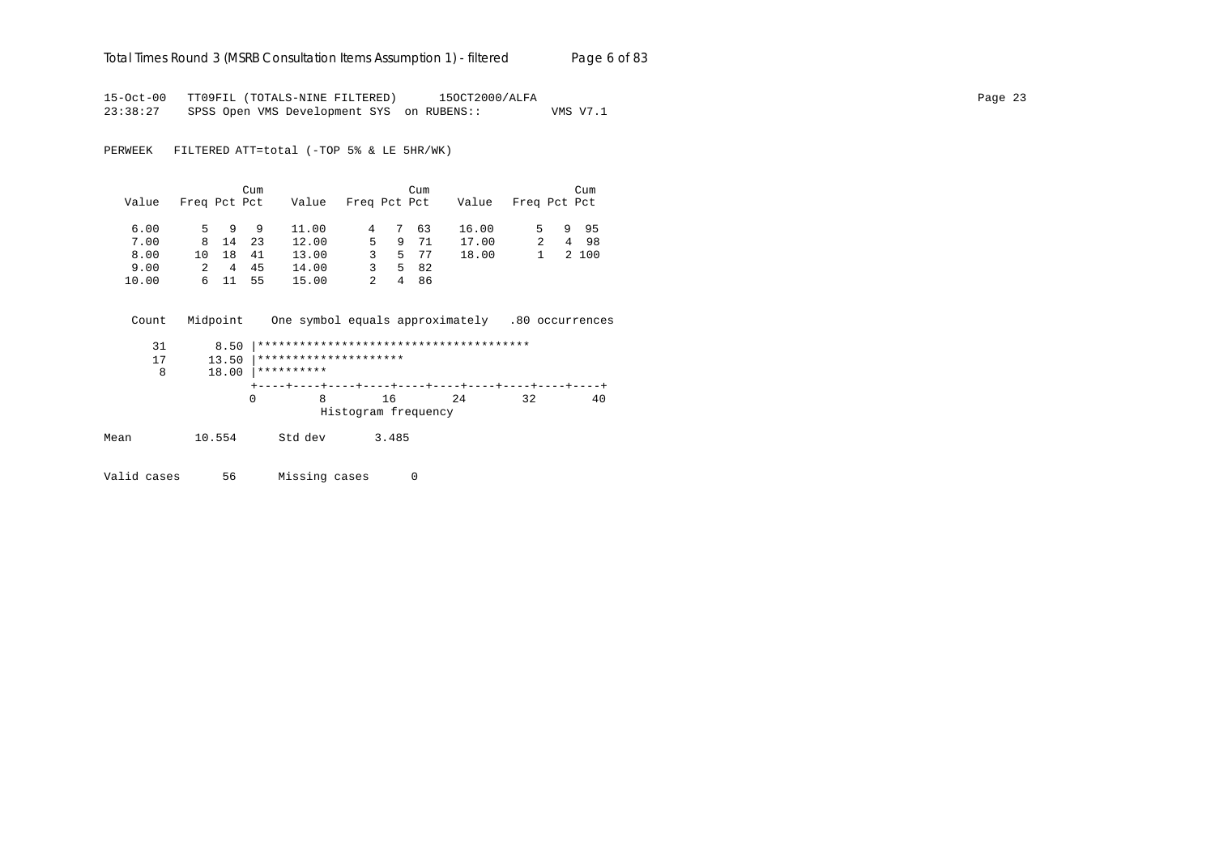```
15-Oct-00   TT09FIL (TOTALS-NINE FILTERED)      15OCT2000/ALFA
23:38:27    SPSS Open VMS Development SYS  on RUBENS::          VMS V7.1
```

PERWEEK   FILTERED ATT=total (-TOP 5% & LE 5HR/WK)

| Value | Freq | Pct | Cum Pct | Value | Freq | Pct | Cum Pct | Value | Freq | Pct | Cum Pct |
|---|---|---|---|---|---|---|---|---|---|---|---|
| 6.00 | 5 | 9 | 9 | 11.00 | 4 | 7 | 63 | 16.00 | 5 | 9 | 95 |
| 7.00 | 8 | 14 | 23 | 12.00 | 5 | 9 | 71 | 17.00 | 2 | 4 | 98 |
| 8.00 | 10 | 18 | 41 | 13.00 | 3 | 5 | 77 | 18.00 | 1 | 2 | 100 |
| 9.00 | 2 | 4 | 45 | 14.00 | 3 | 5 | 82 | | | | |
| 10.00 | 6 | 11 | 55 | 15.00 | 2 | 4 | 86 | | | | |

```
    Count   Midpoint    One symbol equals approximately   .80 occurrences

       31       8.50 |***************************************
       17      13.50 |*********************
        8      18.00 |**********
                     +----+----+----+----+----+----+----+----+----+----+
                     0         8        16        24        32        40
                                Histogram frequency
```

Mean         10.554      Std dev       3.485

Valid cases      56      Missing cases      0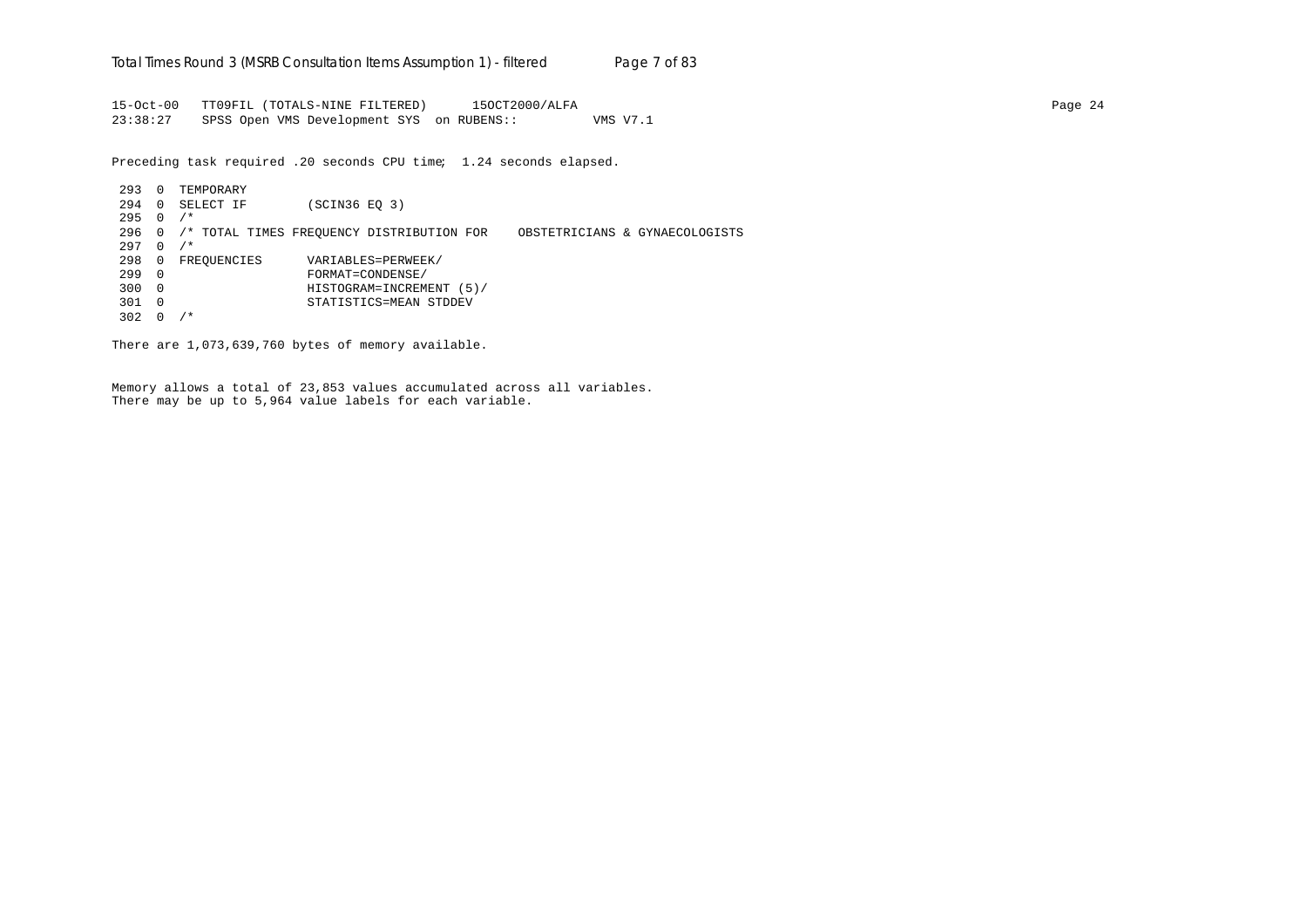```
15-Oct-00   TT09FIL (TOTALS-NINE FILTERED)      15OCT2000/ALFA
23:38:27    SPSS Open VMS Development SYS  on RUBENS::          VMS V7.1

Preceding task required .20 seconds CPU time;  1.24 seconds elapsed.

 293  0  TEMPORARY
 294  0  SELECT IF        (SCIN36 EQ 3)
 295  0  /*
 296  0  /* TOTAL TIMES FREQUENCY DISTRIBUTION FOR    OBSTETRICIANS & GYNAECOLOGISTS
 297  0  /*
 298  0  FREQUENCIES      VARIABLES=PERWEEK/
 299  0                   FORMAT=CONDENSE/
 300  0                   HISTOGRAM=INCREMENT (5)/
 301  0                   STATISTICS=MEAN STDDEV
 302  0  /*

There are 1,073,639,760 bytes of memory available.


Memory allows a total of 23,853 values accumulated across all variables.
There may be up to 5,964 value labels for each variable.
```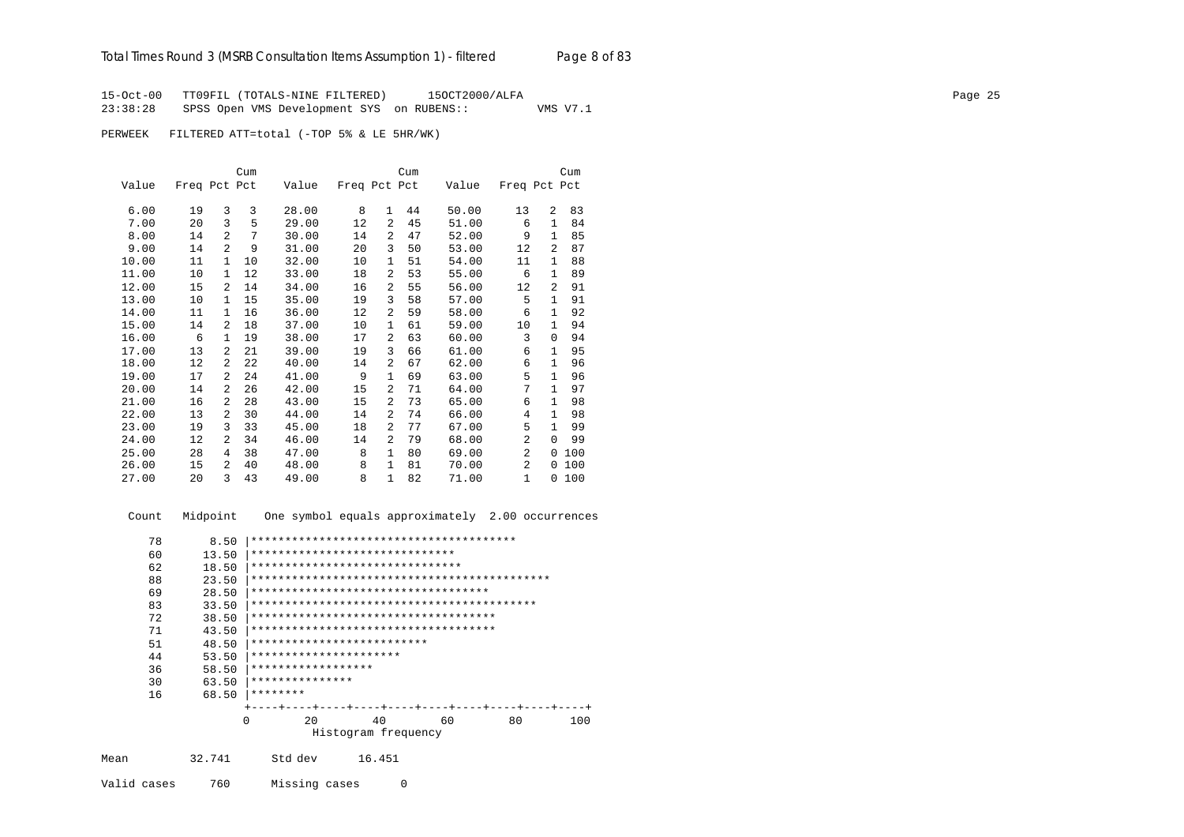15-Oct-00 TT09FIL (TOTALS-NINE FILTERED) 15OCT2000/ALFA
23:38:28 SPSS Open VMS Development SYS on RUBENS:: VMS V7.1

PERWEEK FILTERED ATT=total (-TOP 5% & LE 5HR/WK)

| Value | Freq | Pct | Cum Pct | Value | Freq | Pct | Cum Pct | Value | Freq | Pct | Cum Pct |
|---|---|---|---|---|---|---|---|---|---|---|---|
| 6.00 | 19 | 3 | 3 | 28.00 | 8 | 1 | 44 | 50.00 | 13 | 2 | 83 |
| 7.00 | 20 | 3 | 5 | 29.00 | 12 | 2 | 45 | 51.00 | 6 | 1 | 84 |
| 8.00 | 14 | 2 | 7 | 30.00 | 14 | 2 | 47 | 52.00 | 9 | 1 | 85 |
| 9.00 | 14 | 2 | 9 | 31.00 | 20 | 3 | 50 | 53.00 | 12 | 2 | 87 |
| 10.00 | 11 | 1 | 10 | 32.00 | 10 | 1 | 51 | 54.00 | 11 | 1 | 88 |
| 11.00 | 10 | 1 | 12 | 33.00 | 18 | 2 | 53 | 55.00 | 6 | 1 | 89 |
| 12.00 | 15 | 2 | 14 | 34.00 | 16 | 2 | 55 | 56.00 | 12 | 2 | 91 |
| 13.00 | 10 | 1 | 15 | 35.00 | 19 | 3 | 58 | 57.00 | 5 | 1 | 91 |
| 14.00 | 11 | 1 | 16 | 36.00 | 12 | 2 | 59 | 58.00 | 6 | 1 | 92 |
| 15.00 | 14 | 2 | 18 | 37.00 | 10 | 1 | 61 | 59.00 | 10 | 1 | 94 |
| 16.00 | 6 | 1 | 19 | 38.00 | 17 | 2 | 63 | 60.00 | 3 | 0 | 94 |
| 17.00 | 13 | 2 | 21 | 39.00 | 19 | 3 | 66 | 61.00 | 6 | 1 | 95 |
| 18.00 | 12 | 2 | 22 | 40.00 | 14 | 2 | 67 | 62.00 | 6 | 1 | 96 |
| 19.00 | 17 | 2 | 24 | 41.00 | 9 | 1 | 69 | 63.00 | 5 | 1 | 96 |
| 20.00 | 14 | 2 | 26 | 42.00 | 15 | 2 | 71 | 64.00 | 7 | 1 | 97 |
| 21.00 | 16 | 2 | 28 | 43.00 | 15 | 2 | 73 | 65.00 | 6 | 1 | 98 |
| 22.00 | 13 | 2 | 30 | 44.00 | 14 | 2 | 74 | 66.00 | 4 | 1 | 98 |
| 23.00 | 19 | 3 | 33 | 45.00 | 18 | 2 | 77 | 67.00 | 5 | 1 | 99 |
| 24.00 | 12 | 2 | 34 | 46.00 | 14 | 2 | 79 | 68.00 | 2 | 0 | 99 |
| 25.00 | 28 | 4 | 38 | 47.00 | 8 | 1 | 80 | 69.00 | 2 | 0 | 100 |
| 26.00 | 15 | 2 | 40 | 48.00 | 8 | 1 | 81 | 70.00 | 2 | 0 | 100 |
| 27.00 | 20 | 3 | 43 | 49.00 | 8 | 1 | 82 | 71.00 | 1 | 0 | 100 |

```
  Count   Midpoint    One symbol equals approximately  2.00 occurrences

     78       8.50 |***************************************
     60      13.50 |******************************
     62      18.50 |*******************************
     88      23.50 |********************************************
     69      28.50 |***********************************
     83      33.50 |******************************************
     72      38.50 |************************************
     71      43.50 |************************************
     51      48.50 |**************************
     44      53.50 |**********************
     36      58.50 |******************
     30      63.50 |***************
     16      68.50 |********
                   +----+----+----+----+----+----+----+----+----+----+
                   0        20        40        60        80       100
                             Histogram frequency
```

Mean 32.741 Std dev 16.451

Valid cases 760 Missing cases 0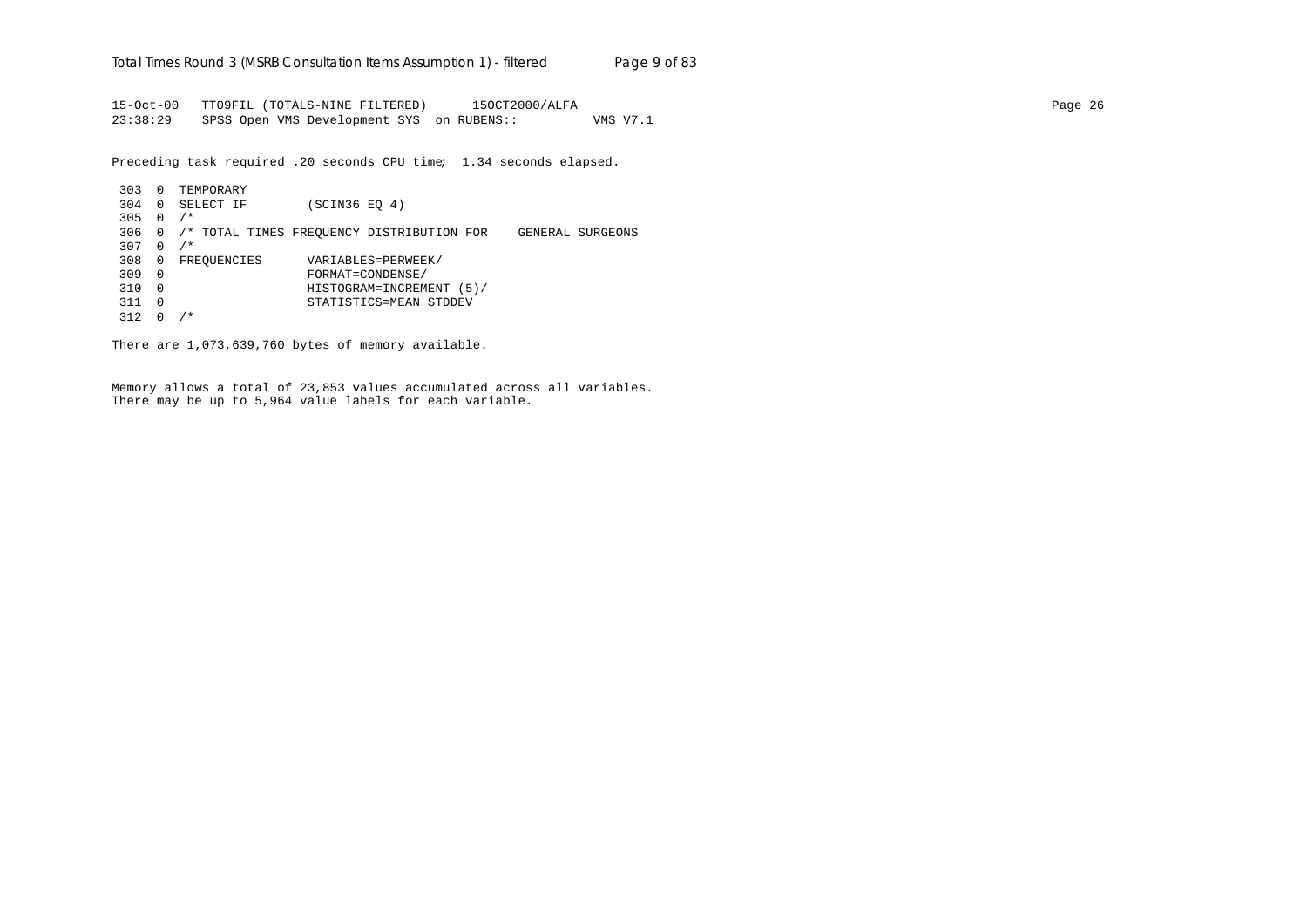```
15-Oct-00   TT09FIL (TOTALS-NINE FILTERED)      15OCT2000/ALFA
23:38:29    SPSS Open VMS Development SYS  on RUBENS::          VMS V7.1

Preceding task required .20 seconds CPU time;  1.34 seconds elapsed.

 303  0  TEMPORARY
 304  0  SELECT IF        (SCIN36 EQ 4)
 305  0  /*
 306  0  /* TOTAL TIMES FREQUENCY DISTRIBUTION FOR    GENERAL SURGEONS
 307  0  /*
 308  0  FREQUENCIES      VARIABLES=PERWEEK/
 309  0                   FORMAT=CONDENSE/
 310  0                   HISTOGRAM=INCREMENT (5)/
 311  0                   STATISTICS=MEAN STDDEV
 312  0  /*

There are 1,073,639,760 bytes of memory available.


Memory allows a total of 23,853 values accumulated across all variables.
There may be up to 5,964 value labels for each variable.
```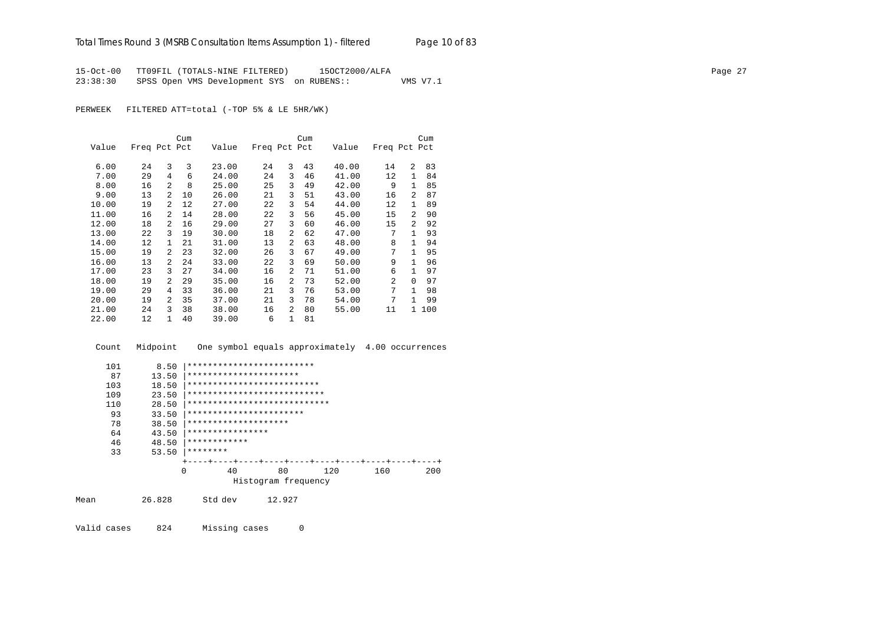15-Oct-00 TT09FIL (TOTALS-NINE FILTERED) 15OCT2000/ALFA
23:38:30 SPSS Open VMS Development SYS on RUBENS:: VMS V7.1

PERWEEK FILTERED ATT=total (-TOP 5% & LE 5HR/WK)

| Value | Freq | Pct | Cum Pct | Value | Freq | Pct | Cum Pct | Value | Freq | Pct | Cum Pct |
|---|---|---|---|---|---|---|---|---|---|---|---|
| 6.00 | 24 | 3 | 3 | 23.00 | 24 | 3 | 43 | 40.00 | 14 | 2 | 83 |
| 7.00 | 29 | 4 | 6 | 24.00 | 24 | 3 | 46 | 41.00 | 12 | 1 | 84 |
| 8.00 | 16 | 2 | 8 | 25.00 | 25 | 3 | 49 | 42.00 | 9 | 1 | 85 |
| 9.00 | 13 | 2 | 10 | 26.00 | 21 | 3 | 51 | 43.00 | 16 | 2 | 87 |
| 10.00 | 19 | 2 | 12 | 27.00 | 22 | 3 | 54 | 44.00 | 12 | 1 | 89 |
| 11.00 | 16 | 2 | 14 | 28.00 | 22 | 3 | 56 | 45.00 | 15 | 2 | 90 |
| 12.00 | 18 | 2 | 16 | 29.00 | 27 | 3 | 60 | 46.00 | 15 | 2 | 92 |
| 13.00 | 22 | 3 | 19 | 30.00 | 18 | 2 | 62 | 47.00 | 7 | 1 | 93 |
| 14.00 | 12 | 1 | 21 | 31.00 | 13 | 2 | 63 | 48.00 | 8 | 1 | 94 |
| 15.00 | 19 | 2 | 23 | 32.00 | 26 | 3 | 67 | 49.00 | 7 | 1 | 95 |
| 16.00 | 13 | 2 | 24 | 33.00 | 22 | 3 | 69 | 50.00 | 9 | 1 | 96 |
| 17.00 | 23 | 3 | 27 | 34.00 | 16 | 2 | 71 | 51.00 | 6 | 1 | 97 |
| 18.00 | 19 | 2 | 29 | 35.00 | 16 | 2 | 73 | 52.00 | 2 | 0 | 97 |
| 19.00 | 29 | 4 | 33 | 36.00 | 21 | 3 | 76 | 53.00 | 7 | 1 | 98 |
| 20.00 | 19 | 2 | 35 | 37.00 | 21 | 3 | 78 | 54.00 | 7 | 1 | 99 |
| 21.00 | 24 | 3 | 38 | 38.00 | 16 | 2 | 80 | 55.00 | 11 | 1 | 100 |
| 22.00 | 12 | 1 | 40 | 39.00 | 6 | 1 | 81 | | | | |

```
 Count   Midpoint    One symbol equals approximately  4.00 occurrences

   101       8.50 |*************************
    87      13.50 |**********************
   103      18.50 |**************************
   109      23.50 |***************************
   110      28.50 |****************************
    93      33.50 |***********************
    78      38.50 |********************
    64      43.50 |****************
    46      48.50 |************
    33      53.50 |********
                  +----+----+----+----+----+----+----+----+----+----+
                  0        40        80       120       160       200
                              Histogram frequency
```

Mean 26.828 Std dev 12.927

Valid cases 824 Missing cases 0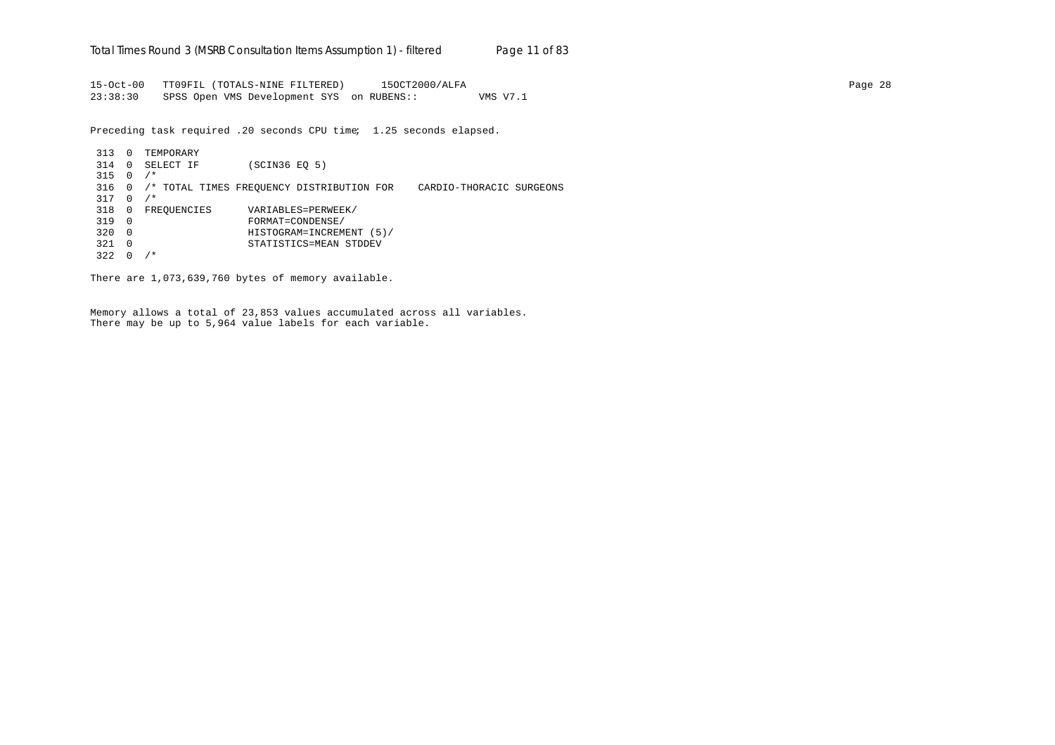```
15-Oct-00   TT09FIL (TOTALS-NINE FILTERED)      15OCT2000/ALFA
23:38:30    SPSS Open VMS Development SYS  on RUBENS::          VMS V7.1

Preceding task required .20 seconds CPU time;  1.25 seconds elapsed.

 313  0  TEMPORARY
 314  0  SELECT IF        (SCIN36 EQ 5)
 315  0  /*
 316  0  /* TOTAL TIMES FREQUENCY DISTRIBUTION FOR    CARDIO-THORACIC SURGEONS
 317  0  /*
 318  0  FREQUENCIES      VARIABLES=PERWEEK/
 319  0                   FORMAT=CONDENSE/
 320  0                   HISTOGRAM=INCREMENT (5)/
 321  0                   STATISTICS=MEAN STDDEV
 322  0  /*

There are 1,073,639,760 bytes of memory available.


Memory allows a total of 23,853 values accumulated across all variables.
There may be up to 5,964 value labels for each variable.
```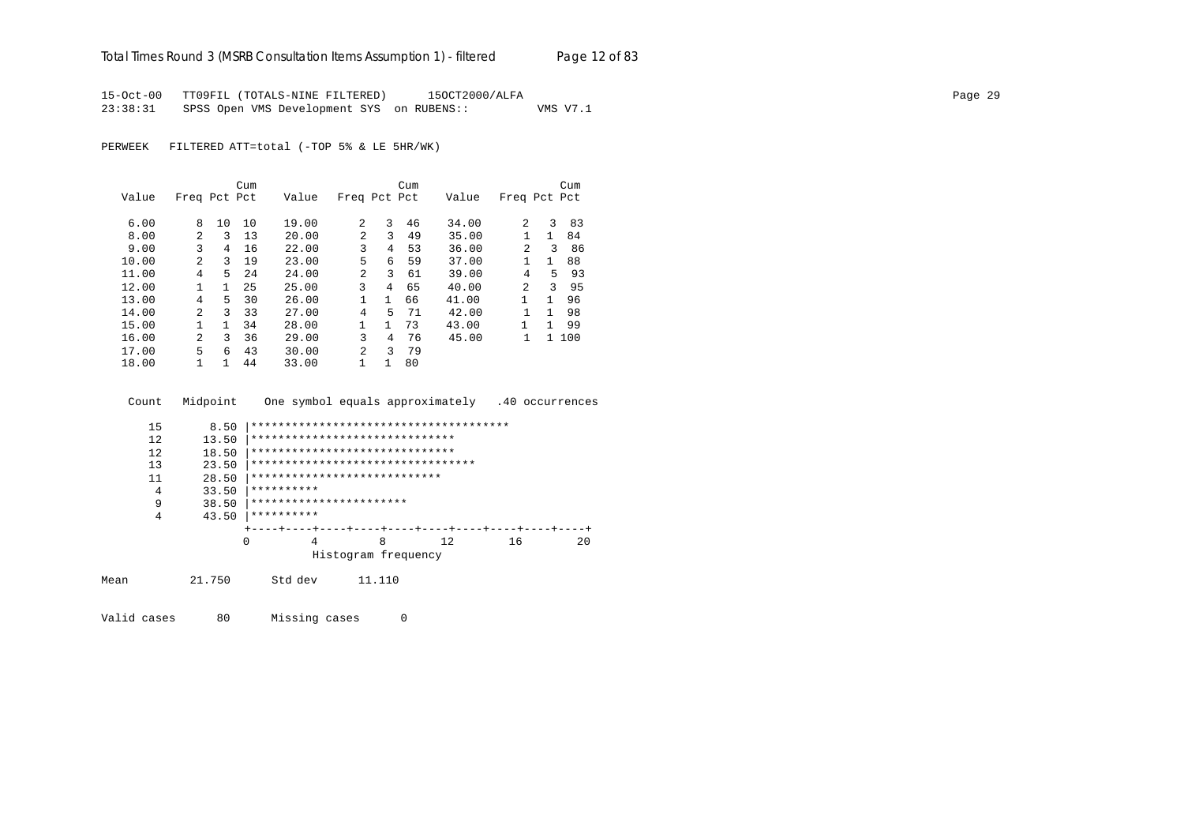```
15-Oct-00   TT09FIL (TOTALS-NINE FILTERED)      15OCT2000/ALFA
23:38:31    SPSS Open VMS Development SYS  on RUBENS::          VMS V7.1
```

PERWEEK   FILTERED ATT=total (-TOP 5% & LE 5HR/WK)

| Value | Freq | Pct | Cum Pct | Value | Freq | Pct | Cum Pct | Value | Freq | Pct | Cum Pct |
|---|---|---|---|---|---|---|---|---|---|---|---|
| 6.00 | 8 | 10 | 10 | 19.00 | 2 | 3 | 46 | 34.00 | 2 | 3 | 83 |
| 8.00 | 2 | 3 | 13 | 20.00 | 2 | 3 | 49 | 35.00 | 1 | 1 | 84 |
| 9.00 | 3 | 4 | 16 | 22.00 | 3 | 4 | 53 | 36.00 | 2 | 3 | 86 |
| 10.00 | 2 | 3 | 19 | 23.00 | 5 | 6 | 59 | 37.00 | 1 | 1 | 88 |
| 11.00 | 4 | 5 | 24 | 24.00 | 2 | 3 | 61 | 39.00 | 4 | 5 | 93 |
| 12.00 | 1 | 1 | 25 | 25.00 | 3 | 4 | 65 | 40.00 | 2 | 3 | 95 |
| 13.00 | 4 | 5 | 30 | 26.00 | 1 | 1 | 66 | 41.00 | 1 | 1 | 96 |
| 14.00 | 2 | 3 | 33 | 27.00 | 4 | 5 | 71 | 42.00 | 1 | 1 | 98 |
| 15.00 | 1 | 1 | 34 | 28.00 | 1 | 1 | 73 | 43.00 | 1 | 1 | 99 |
| 16.00 | 2 | 3 | 36 | 29.00 | 3 | 4 | 76 | 45.00 | 1 | 1 | 100 |
| 17.00 | 5 | 6 | 43 | 30.00 | 2 | 3 | 79 | | | | |
| 18.00 | 1 | 1 | 44 | 33.00 | 1 | 1 | 80 | | | | |

```
    Count   Midpoint    One symbol equals approximately   .40 occurrences

      15       8.50 |**************************************
      12      13.50 |******************************
      12      18.50 |******************************
      13      23.50 |*********************************
      11      28.50 |****************************
       4      33.50 |**********
       9      38.50 |***********************
       4      43.50 |**********
                    +----+----+----+----+----+----+----+----+----+----+
                    0         4         8        12        16        20
                              Histogram frequency

Mean         21.750      Std dev      11.110

Valid cases      80      Missing cases       0
```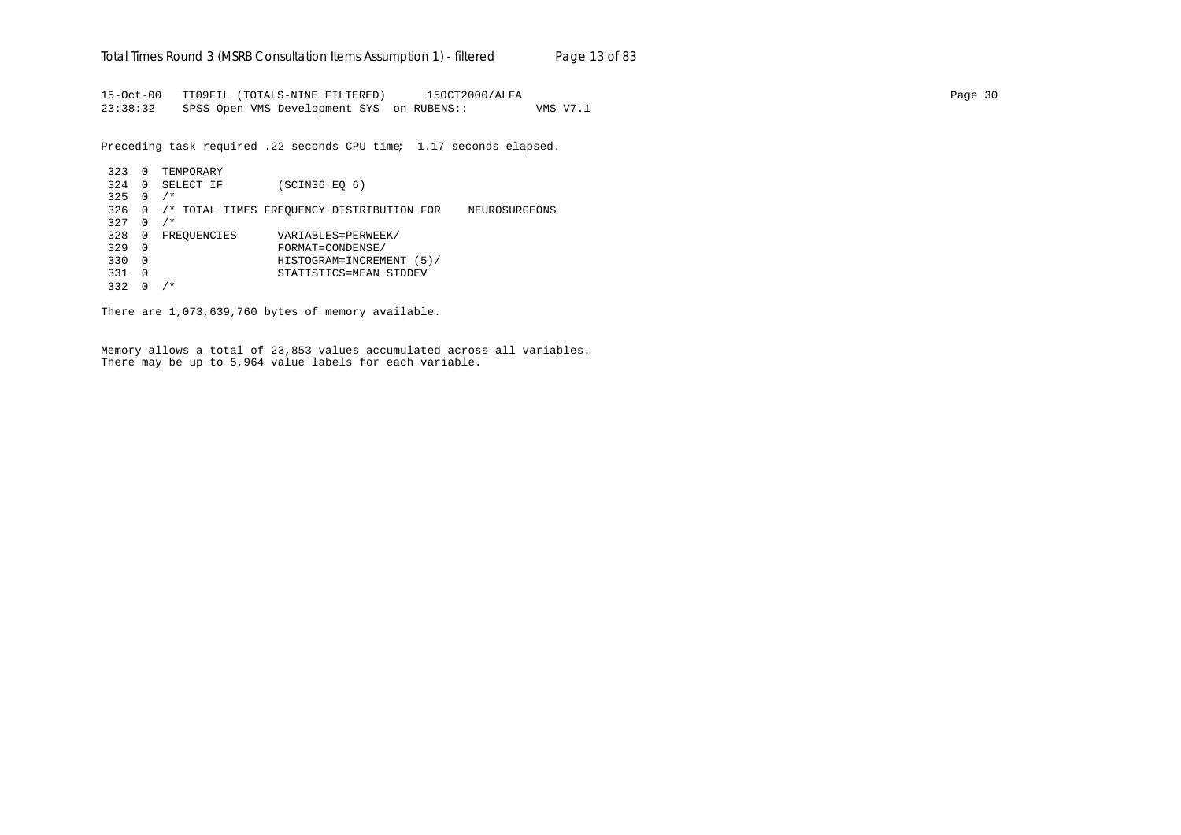```
15-Oct-00   TT09FIL (TOTALS-NINE FILTERED)      15OCT2000/ALFA
23:38:32    SPSS Open VMS Development SYS  on RUBENS::          VMS V7.1
```

Preceding task required .22 seconds CPU time;  1.17 seconds elapsed.

```
 323  0  TEMPORARY
 324  0  SELECT IF        (SCIN36 EQ 6)
 325  0  /*
 326  0  /* TOTAL TIMES FREQUENCY DISTRIBUTION FOR    NEUROSURGEONS
 327  0  /*
 328  0  FREQUENCIES      VARIABLES=PERWEEK/
 329  0                   FORMAT=CONDENSE/
 330  0                   HISTOGRAM=INCREMENT (5)/
 331  0                   STATISTICS=MEAN STDDEV
 332  0  /*
```

There are 1,073,639,760 bytes of memory available.

Memory allows a total of 23,853 values accumulated across all variables.
There may be up to 5,964 value labels for each variable.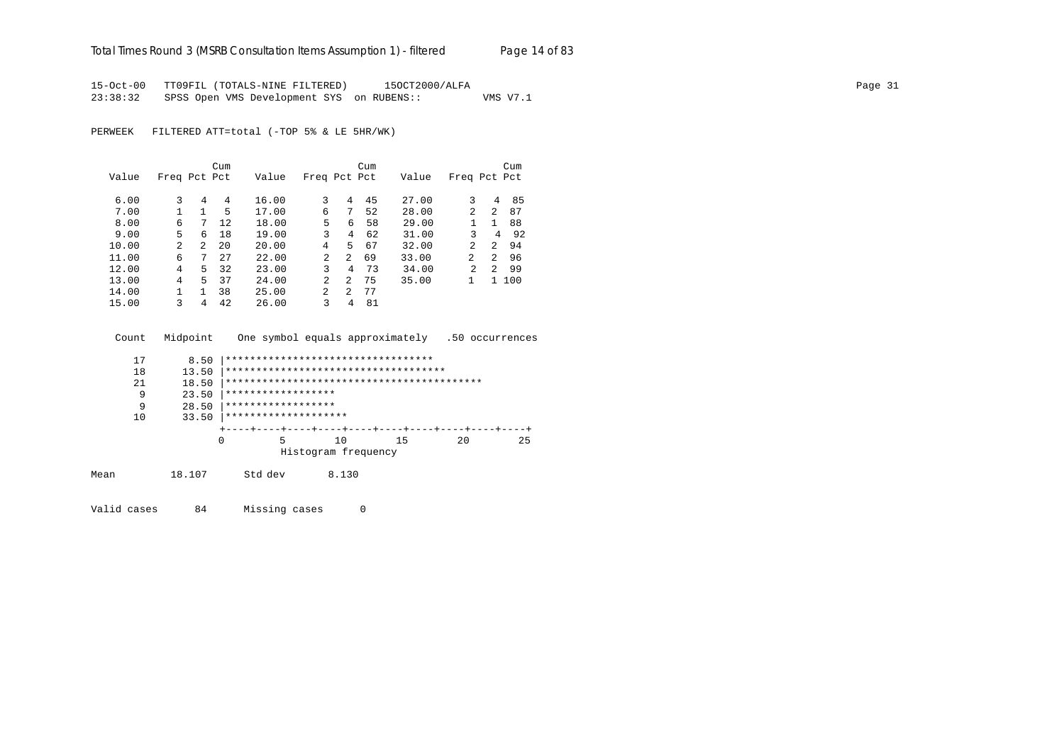15-Oct-00 TT09FIL (TOTALS-NINE FILTERED) 15OCT2000/ALFA
23:38:32 SPSS Open VMS Development SYS on RUBENS:: VMS V7.1

PERWEEK FILTERED ATT=total (-TOP 5% & LE 5HR/WK)

| Value | Freq | Pct | Cum Pct | Value | Freq | Pct | Cum Pct | Value | Freq | Pct | Cum Pct |
|---|---|---|---|---|---|---|---|---|---|---|---|
| 6.00 | 3 | 4 | 4 | 16.00 | 3 | 4 | 45 | 27.00 | 3 | 4 | 85 |
| 7.00 | 1 | 1 | 5 | 17.00 | 6 | 7 | 52 | 28.00 | 2 | 2 | 87 |
| 8.00 | 6 | 7 | 12 | 18.00 | 5 | 6 | 58 | 29.00 | 1 | 1 | 88 |
| 9.00 | 5 | 6 | 18 | 19.00 | 3 | 4 | 62 | 31.00 | 3 | 4 | 92 |
| 10.00 | 2 | 2 | 20 | 20.00 | 4 | 5 | 67 | 32.00 | 2 | 2 | 94 |
| 11.00 | 6 | 7 | 27 | 22.00 | 2 | 2 | 69 | 33.00 | 2 | 2 | 96 |
| 12.00 | 4 | 5 | 32 | 23.00 | 3 | 4 | 73 | 34.00 | 2 | 2 | 99 |
| 13.00 | 4 | 5 | 37 | 24.00 | 2 | 2 | 75 | 35.00 | 1 | 1 | 100 |
| 14.00 | 1 | 1 | 38 | 25.00 | 2 | 2 | 77 | | | | |
| 15.00 | 3 | 4 | 42 | 26.00 | 3 | 4 | 81 | | | | |

```
 Count   Midpoint    One symbol equals approximately   .50 occurrences

    17       8.50 |**********************************
    18      13.50 |************************************
    21      18.50 |******************************************
     9      23.50 |******************
     9      28.50 |******************
    10      33.50 |********************
                  +----+----+----+----+----+----+----+----+----+----+
                  0         5        10        15        20        25
                            Histogram frequency
```

Mean 18.107 Std dev 8.130

Valid cases 84 Missing cases 0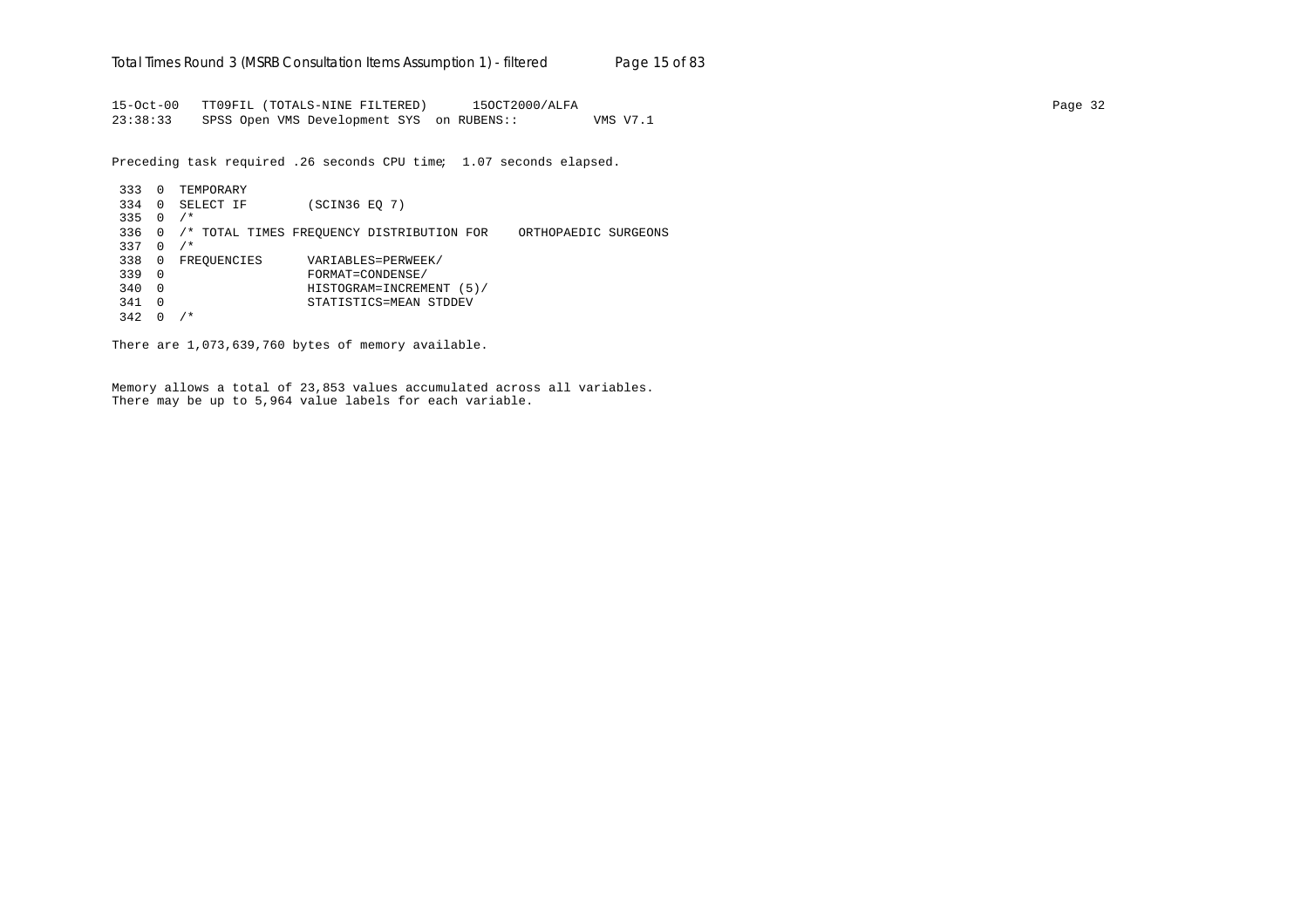```
15-Oct-00   TT09FIL (TOTALS-NINE FILTERED)      15OCT2000/ALFA
23:38:33    SPSS Open VMS Development SYS  on RUBENS::          VMS V7.1
```

Preceding task required .26 seconds CPU time;  1.07 seconds elapsed.

```
 333  0  TEMPORARY
 334  0  SELECT IF        (SCIN36 EQ 7)
 335  0  /*
 336  0  /* TOTAL TIMES FREQUENCY DISTRIBUTION FOR    ORTHOPAEDIC SURGEONS
 337  0  /*
 338  0  FREQUENCIES      VARIABLES=PERWEEK/
 339  0                   FORMAT=CONDENSE/
 340  0                   HISTOGRAM=INCREMENT (5)/
 341  0                   STATISTICS=MEAN STDDEV
 342  0  /*
```

There are 1,073,639,760 bytes of memory available.

Memory allows a total of 23,853 values accumulated across all variables.
There may be up to 5,964 value labels for each variable.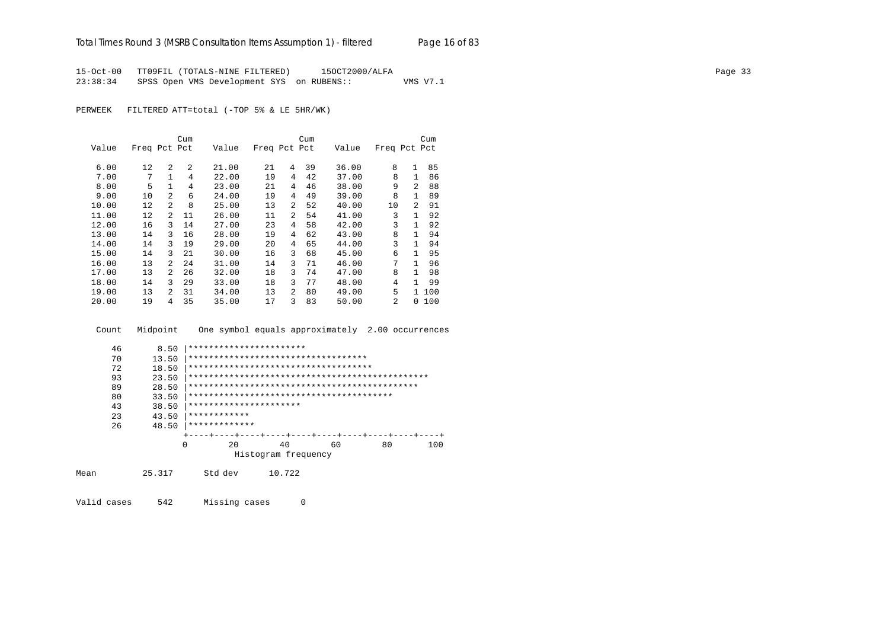15-Oct-00 TT09FIL (TOTALS-NINE FILTERED) 15OCT2000/ALFA
23:38:34 SPSS Open VMS Development SYS on RUBENS:: VMS V7.1

PERWEEK FILTERED ATT=total (-TOP 5% & LE 5HR/WK)

| Value | Freq | Pct | Cum Pct | Value | Freq | Pct | Cum Pct | Value | Freq | Pct | Cum Pct |
|---|---|---|---|---|---|---|---|---|---|---|---|
| 6.00 | 12 | 2 | 2 | 21.00 | 21 | 4 | 39 | 36.00 | 8 | 1 | 85 |
| 7.00 | 7 | 1 | 4 | 22.00 | 19 | 4 | 42 | 37.00 | 8 | 1 | 86 |
| 8.00 | 5 | 1 | 4 | 23.00 | 21 | 4 | 46 | 38.00 | 9 | 2 | 88 |
| 9.00 | 10 | 2 | 6 | 24.00 | 19 | 4 | 49 | 39.00 | 8 | 1 | 89 |
| 10.00 | 12 | 2 | 8 | 25.00 | 13 | 2 | 52 | 40.00 | 10 | 2 | 91 |
| 11.00 | 12 | 2 | 11 | 26.00 | 11 | 2 | 54 | 41.00 | 3 | 1 | 92 |
| 12.00 | 16 | 3 | 14 | 27.00 | 23 | 4 | 58 | 42.00 | 3 | 1 | 92 |
| 13.00 | 14 | 3 | 16 | 28.00 | 19 | 4 | 62 | 43.00 | 8 | 1 | 94 |
| 14.00 | 14 | 3 | 19 | 29.00 | 20 | 4 | 65 | 44.00 | 3 | 1 | 94 |
| 15.00 | 14 | 3 | 21 | 30.00 | 16 | 3 | 68 | 45.00 | 6 | 1 | 95 |
| 16.00 | 13 | 2 | 24 | 31.00 | 14 | 3 | 71 | 46.00 | 7 | 1 | 96 |
| 17.00 | 13 | 2 | 26 | 32.00 | 18 | 3 | 74 | 47.00 | 8 | 1 | 98 |
| 18.00 | 14 | 3 | 29 | 33.00 | 18 | 3 | 77 | 48.00 | 4 | 1 | 99 |
| 19.00 | 13 | 2 | 31 | 34.00 | 13 | 2 | 80 | 49.00 | 5 | 1 | 100 |
| 20.00 | 19 | 4 | 35 | 35.00 | 17 | 3 | 83 | 50.00 | 2 | 0 | 100 |

```
  Count   Midpoint    One symbol equals approximately  2.00 occurrences

     46       8.50 |***********************
     70      13.50 |***********************************
     72      18.50 |************************************
     93      23.50 |***********************************************
     89      28.50 |*********************************************
     80      33.50 |****************************************
     43      38.50 |**********************
     23      43.50 |************
     26      48.50 |*************
                   +----+----+----+----+----+----+----+----+----+----+
                   0        20        40        60        80       100
                             Histogram frequency
```

Mean 25.317 Std dev 10.722

Valid cases 542 Missing cases 0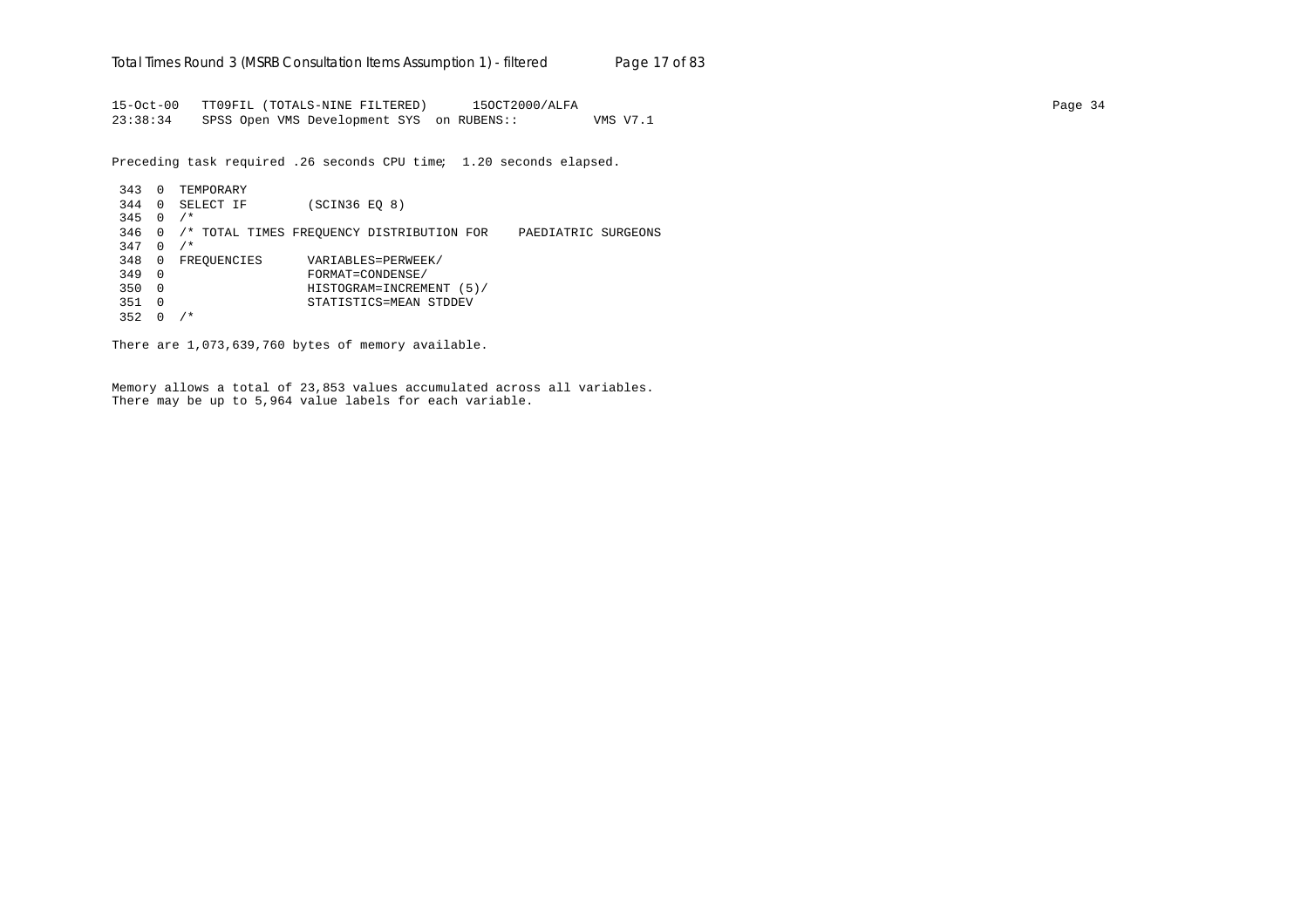```
15-Oct-00   TT09FIL (TOTALS-NINE FILTERED)      15OCT2000/ALFA
23:38:34    SPSS Open VMS Development SYS  on RUBENS::          VMS V7.1
```

Preceding task required .26 seconds CPU time; 1.20 seconds elapsed.

```
 343  0  TEMPORARY
 344  0  SELECT IF        (SCIN36 EQ 8)
 345  0  /*
 346  0  /* TOTAL TIMES FREQUENCY DISTRIBUTION FOR    PAEDIATRIC SURGEONS
 347  0  /*
 348  0  FREQUENCIES      VARIABLES=PERWEEK/
 349  0                   FORMAT=CONDENSE/
 350  0                   HISTOGRAM=INCREMENT (5)/
 351  0                   STATISTICS=MEAN STDDEV
 352  0  /*
```

There are 1,073,639,760 bytes of memory available.

Memory allows a total of 23,853 values accumulated across all variables.
There may be up to 5,964 value labels for each variable.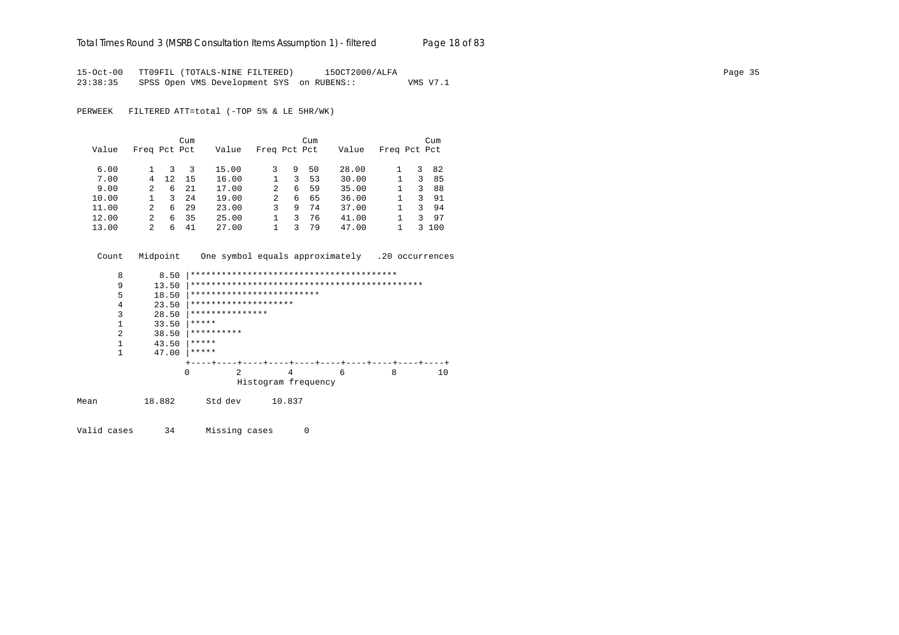15-Oct-00 TT09FIL (TOTALS-NINE FILTERED) 15OCT2000/ALFA
23:38:35 SPSS Open VMS Development SYS on RUBENS:: VMS V7.1

PERWEEK FILTERED ATT=total (-TOP 5% & LE 5HR/WK)

| Value | Freq | Pct | Cum Pct | Value | Freq | Pct | Cum Pct | Value | Freq | Pct | Cum Pct |
|---|---|---|---|---|---|---|---|---|---|---|---|
| 6.00 | 1 | 3 | 3 | 15.00 | 3 | 9 | 50 | 28.00 | 1 | 3 | 82 |
| 7.00 | 4 | 12 | 15 | 16.00 | 1 | 3 | 53 | 30.00 | 1 | 3 | 85 |
| 9.00 | 2 | 6 | 21 | 17.00 | 2 | 6 | 59 | 35.00 | 1 | 3 | 88 |
| 10.00 | 1 | 3 | 24 | 19.00 | 2 | 6 | 65 | 36.00 | 1 | 3 | 91 |
| 11.00 | 2 | 6 | 29 | 23.00 | 3 | 9 | 74 | 37.00 | 1 | 3 | 94 |
| 12.00 | 2 | 6 | 35 | 25.00 | 1 | 3 | 76 | 41.00 | 1 | 3 | 97 |
| 13.00 | 2 | 6 | 41 | 27.00 | 1 | 3 | 79 | 47.00 | 1 | 3 | 100 |

```
 Count   Midpoint    One symbol equals approximately   .20 occurrences

     8       8.50 |****************************************
     9      13.50 |*********************************************
     5      18.50 |*************************
     4      23.50 |********************
     3      28.50 |***************
     1      33.50 |*****
     2      38.50 |**********
     1      43.50 |*****
     1      47.00 |*****
                  +----+----+----+----+----+----+----+----+----+----+
                  0         2         4         6         8        10
                            Histogram frequency
```

Mean 18.882 Std dev 10.837

Valid cases 34 Missing cases 0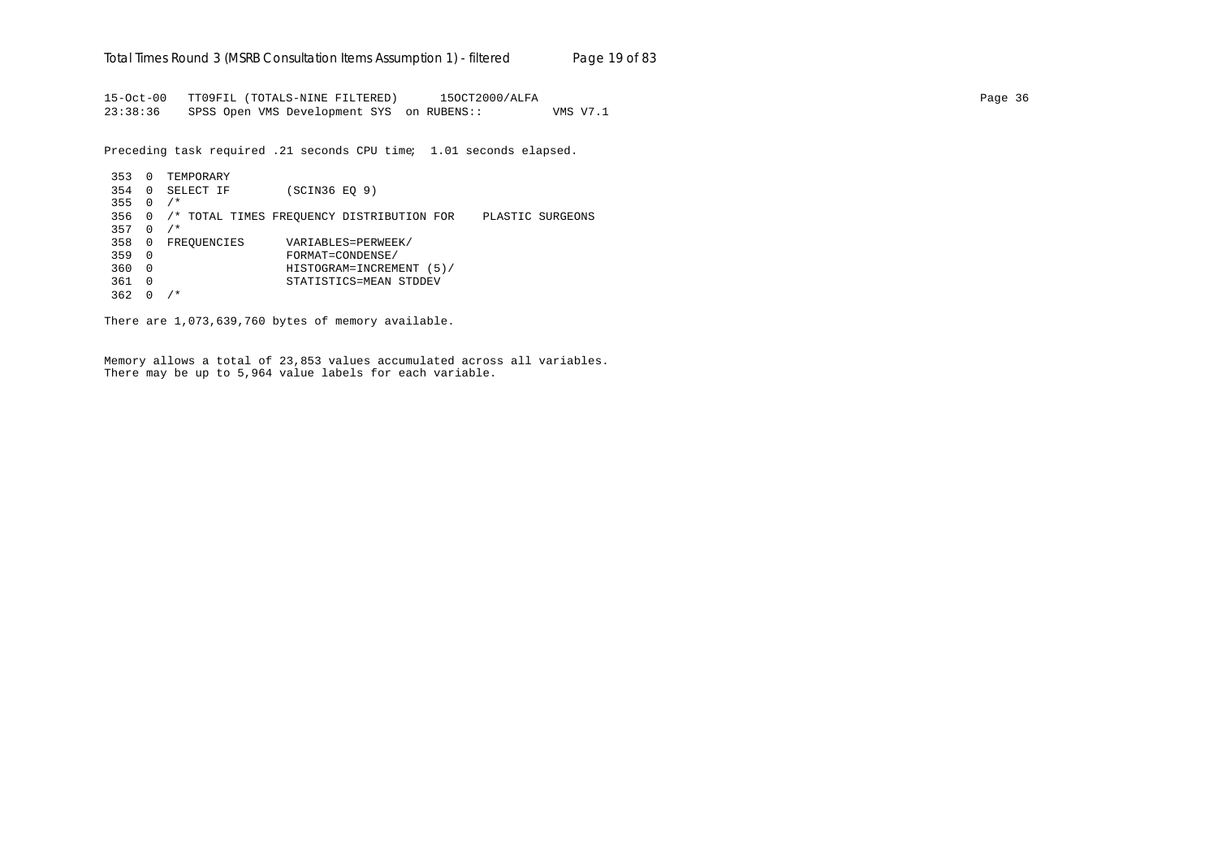```
15-Oct-00   TT09FIL (TOTALS-NINE FILTERED)      15OCT2000/ALFA                                                                                  Page 36
23:38:36    SPSS Open VMS Development SYS  on RUBENS::          VMS V7.1
```

Preceding task required .21 seconds CPU time;  1.01 seconds elapsed.

```
 353  0  TEMPORARY
 354  0  SELECT IF        (SCIN36 EQ 9)
 355  0  /*
 356  0  /* TOTAL TIMES FREQUENCY DISTRIBUTION FOR    PLASTIC SURGEONS
 357  0  /*
 358  0  FREQUENCIES      VARIABLES=PERWEEK/
 359  0                   FORMAT=CONDENSE/
 360  0                   HISTOGRAM=INCREMENT (5)/
 361  0                   STATISTICS=MEAN STDDEV
 362  0  /*
```

There are 1,073,639,760 bytes of memory available.

Memory allows a total of 23,853 values accumulated across all variables.
There may be up to 5,964 value labels for each variable.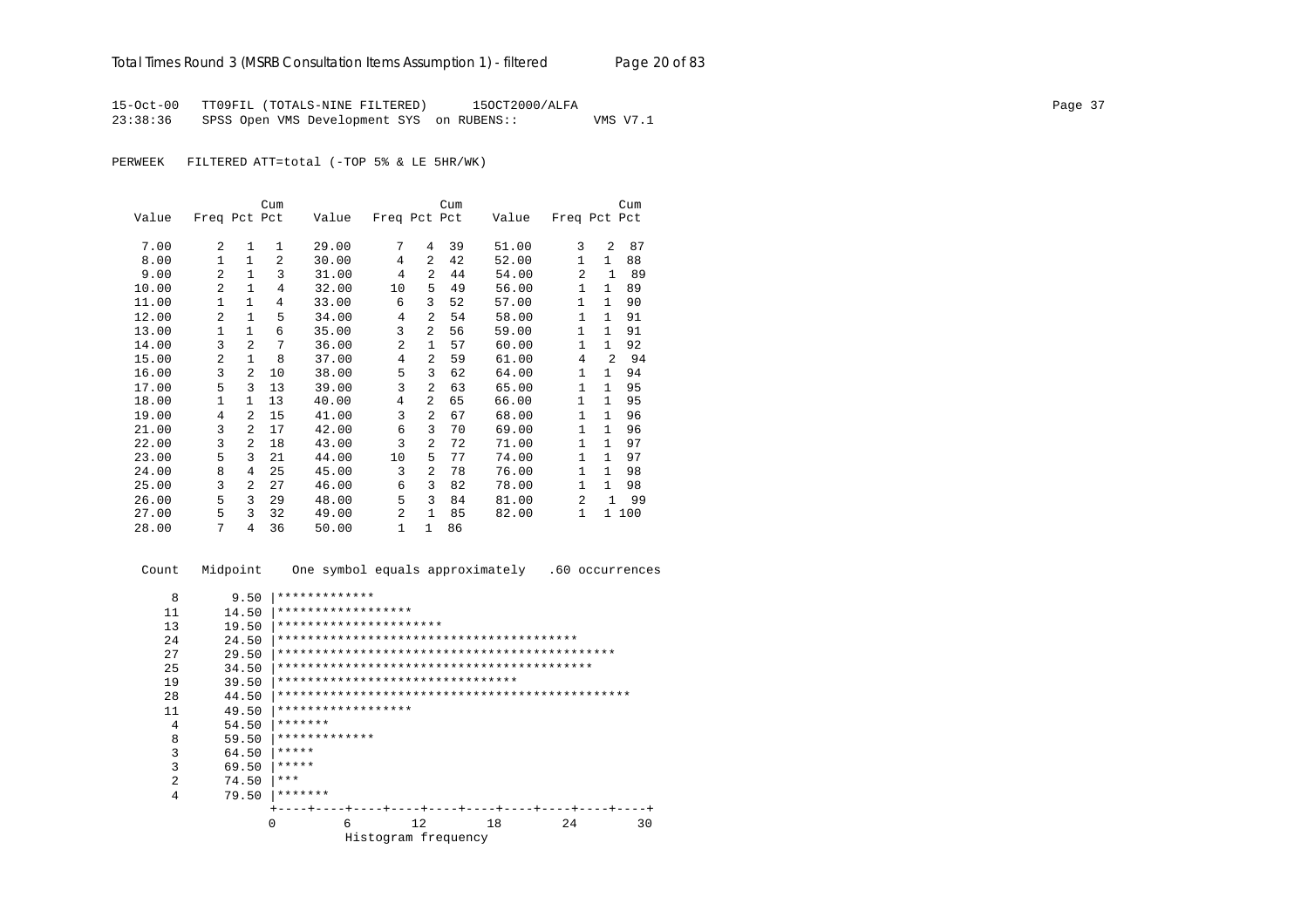```
15-Oct-00   TT09FIL (TOTALS-NINE FILTERED)      15OCT2000/ALFA
23:38:36    SPSS Open VMS Development SYS  on RUBENS::          VMS V7.1
```

PERWEEK   FILTERED ATT=total (-TOP 5% & LE 5HR/WK)

| Value | Freq | Pct | Cum Pct | Value | Freq | Pct | Cum Pct | Value | Freq | Pct | Cum Pct |
|---|---|---|---|---|---|---|---|---|---|---|---|
| 7.00 | 2 | 1 | 1 | 29.00 | 7 | 4 | 39 | 51.00 | 3 | 2 | 87 |
| 8.00 | 1 | 1 | 2 | 30.00 | 4 | 2 | 42 | 52.00 | 1 | 1 | 88 |
| 9.00 | 2 | 1 | 3 | 31.00 | 4 | 2 | 44 | 54.00 | 2 | 1 | 89 |
| 10.00 | 2 | 1 | 4 | 32.00 | 10 | 5 | 49 | 56.00 | 1 | 1 | 89 |
| 11.00 | 1 | 1 | 4 | 33.00 | 6 | 3 | 52 | 57.00 | 1 | 1 | 90 |
| 12.00 | 2 | 1 | 5 | 34.00 | 4 | 2 | 54 | 58.00 | 1 | 1 | 91 |
| 13.00 | 1 | 1 | 6 | 35.00 | 3 | 2 | 56 | 59.00 | 1 | 1 | 91 |
| 14.00 | 3 | 2 | 7 | 36.00 | 2 | 1 | 57 | 60.00 | 1 | 1 | 92 |
| 15.00 | 2 | 1 | 8 | 37.00 | 4 | 2 | 59 | 61.00 | 4 | 2 | 94 |
| 16.00 | 3 | 2 | 10 | 38.00 | 5 | 3 | 62 | 64.00 | 1 | 1 | 94 |
| 17.00 | 5 | 3 | 13 | 39.00 | 3 | 2 | 63 | 65.00 | 1 | 1 | 95 |
| 18.00 | 1 | 1 | 13 | 40.00 | 4 | 2 | 65 | 66.00 | 1 | 1 | 95 |
| 19.00 | 4 | 2 | 15 | 41.00 | 3 | 2 | 67 | 68.00 | 1 | 1 | 96 |
| 21.00 | 3 | 2 | 17 | 42.00 | 6 | 3 | 70 | 69.00 | 1 | 1 | 96 |
| 22.00 | 3 | 2 | 18 | 43.00 | 3 | 2 | 72 | 71.00 | 1 | 1 | 97 |
| 23.00 | 5 | 3 | 21 | 44.00 | 10 | 5 | 77 | 74.00 | 1 | 1 | 97 |
| 24.00 | 8 | 4 | 25 | 45.00 | 3 | 2 | 78 | 76.00 | 1 | 1 | 98 |
| 25.00 | 3 | 2 | 27 | 46.00 | 6 | 3 | 82 | 78.00 | 1 | 1 | 98 |
| 26.00 | 5 | 3 | 29 | 48.00 | 5 | 3 | 84 | 81.00 | 2 | 1 | 99 |
| 27.00 | 5 | 3 | 32 | 49.00 | 2 | 1 | 85 | 82.00 | 1 | 1 | 100 |
| 28.00 | 7 | 4 | 36 | 50.00 | 1 | 1 | 86 | | | | |

```
 Count   Midpoint    One symbol equals approximately   .60 occurrences

     8       9.50 |*************
    11      14.50 |******************
    13      19.50 |**********************
    24      24.50 |****************************************
    27      29.50 |*********************************************
    25      34.50 |******************************************
    19      39.50 |*******************************
    28      44.50 |***********************************************
    11      49.50 |******************
     4      54.50 |*******
     8      59.50 |*************
     3      64.50 |*****
     3      69.50 |*****
     2      74.50 |***
     4      79.50 |*******
                  +----+----+----+----+----+----+----+----+----+----+
                  0         6        12        18        24        30
                            Histogram frequency
```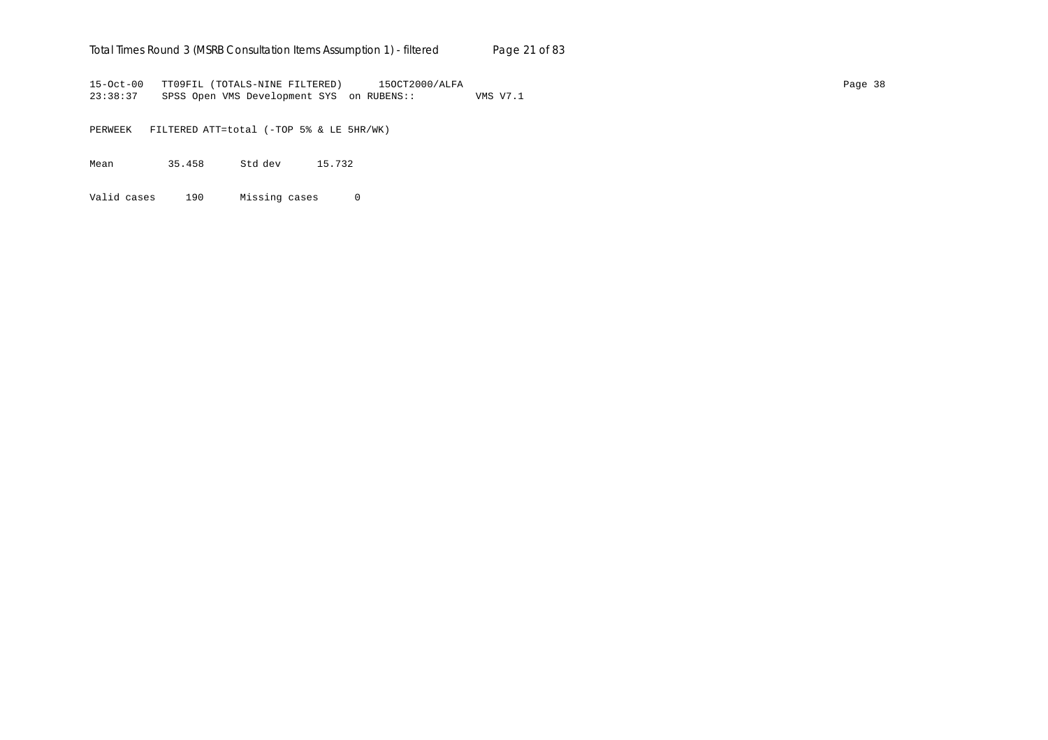```
15-Oct-00   TT09FIL (TOTALS-NINE FILTERED)      15OCT2000/ALFA
23:38:37    SPSS Open VMS Development SYS  on RUBENS::          VMS V7.1

PERWEEK   FILTERED ATT=total (-TOP 5% & LE 5HR/WK)

Mean          35.458      Std dev      15.732

Valid cases     190      Missing cases      0
```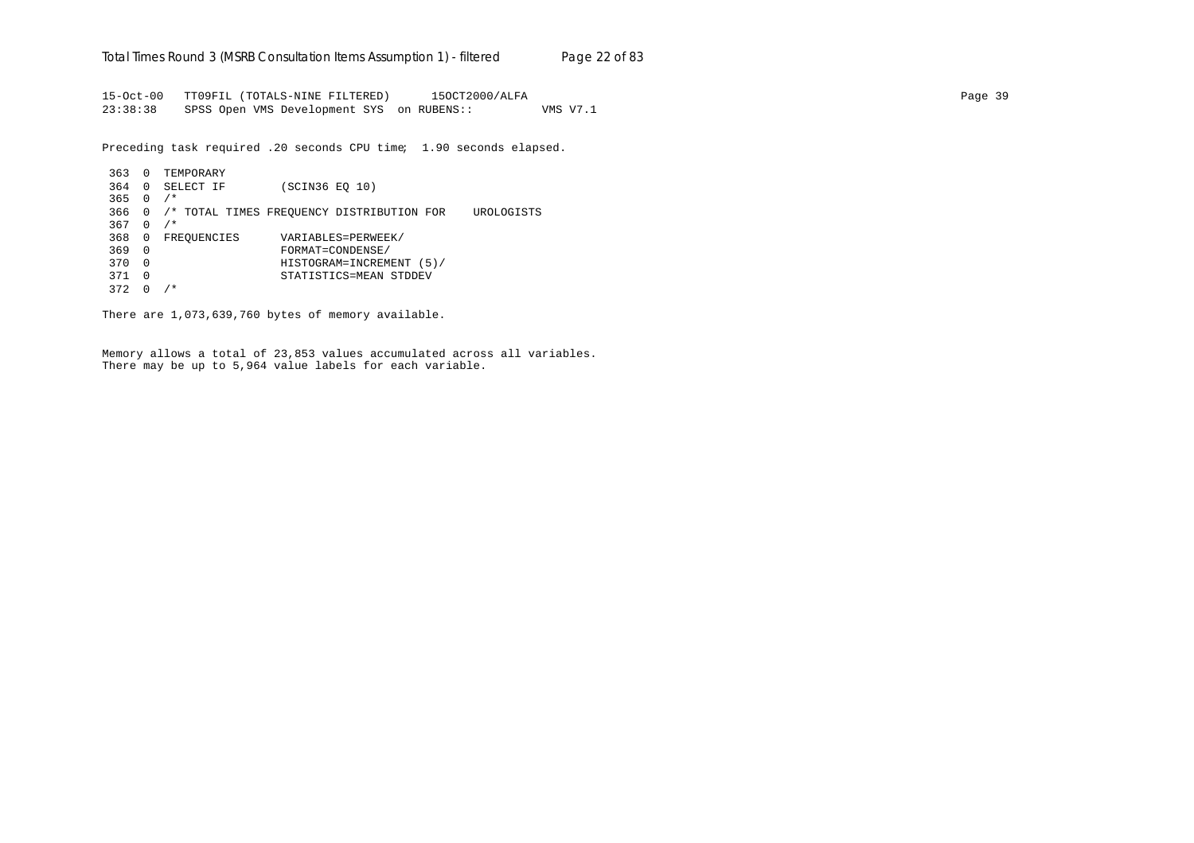```
15-Oct-00   TT09FIL (TOTALS-NINE FILTERED)      15OCT2000/ALFA
23:38:38    SPSS Open VMS Development SYS  on RUBENS::          VMS V7.1
```

Preceding task required .20 seconds CPU time;  1.90 seconds elapsed.

```
 363  0  TEMPORARY
 364  0  SELECT IF        (SCIN36 EQ 10)
 365  0  /*
 366  0  /* TOTAL TIMES FREQUENCY DISTRIBUTION FOR    UROLOGISTS
 367  0  /*
 368  0  FREQUENCIES      VARIABLES=PERWEEK/
 369  0                   FORMAT=CONDENSE/
 370  0                   HISTOGRAM=INCREMENT (5)/
 371  0                   STATISTICS=MEAN STDDEV
 372  0  /*
```

There are 1,073,639,760 bytes of memory available.

Memory allows a total of 23,853 values accumulated across all variables.
There may be up to 5,964 value labels for each variable.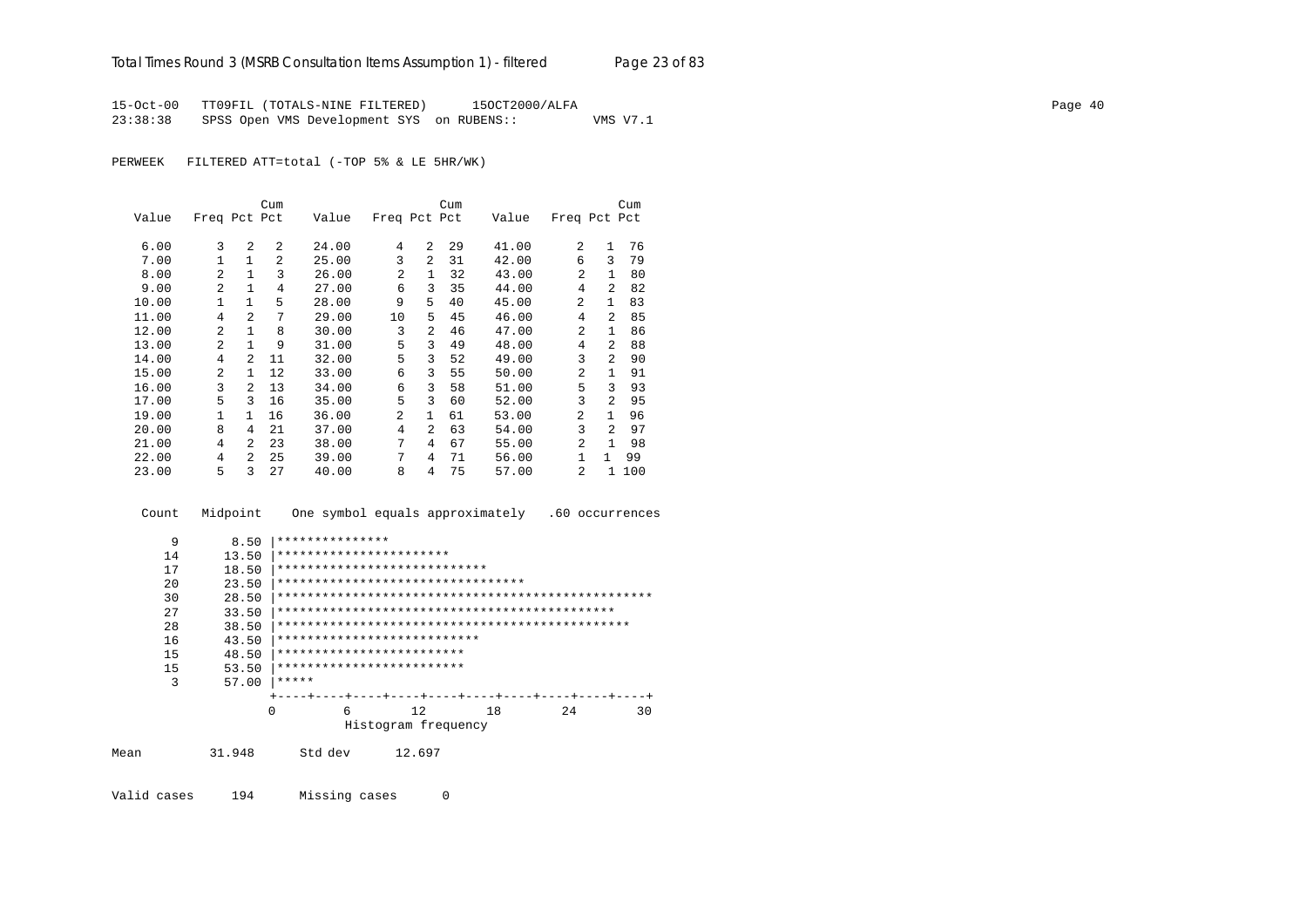```
15-Oct-00   TT09FIL (TOTALS-NINE FILTERED)      15OCT2000/ALFA
23:38:38    SPSS Open VMS Development SYS  on RUBENS::          VMS V7.1
```

PERWEEK   FILTERED ATT=total (-TOP 5% & LE 5HR/WK)

| Value | Freq | Pct | Cum Pct | Value | Freq | Pct | Cum Pct | Value | Freq | Pct | Cum Pct |
|---|---|---|---|---|---|---|---|---|---|---|---|
| 6.00 | 3 | 2 | 2 | 24.00 | 4 | 2 | 29 | 41.00 | 2 | 1 | 76 |
| 7.00 | 1 | 1 | 2 | 25.00 | 3 | 2 | 31 | 42.00 | 6 | 3 | 79 |
| 8.00 | 2 | 1 | 3 | 26.00 | 2 | 1 | 32 | 43.00 | 2 | 1 | 80 |
| 9.00 | 2 | 1 | 4 | 27.00 | 6 | 3 | 35 | 44.00 | 4 | 2 | 82 |
| 10.00 | 1 | 1 | 5 | 28.00 | 9 | 5 | 40 | 45.00 | 2 | 1 | 83 |
| 11.00 | 4 | 2 | 7 | 29.00 | 10 | 5 | 45 | 46.00 | 4 | 2 | 85 |
| 12.00 | 2 | 1 | 8 | 30.00 | 3 | 2 | 46 | 47.00 | 2 | 1 | 86 |
| 13.00 | 2 | 1 | 9 | 31.00 | 5 | 3 | 49 | 48.00 | 4 | 2 | 88 |
| 14.00 | 4 | 2 | 11 | 32.00 | 5 | 3 | 52 | 49.00 | 3 | 2 | 90 |
| 15.00 | 2 | 1 | 12 | 33.00 | 6 | 3 | 55 | 50.00 | 2 | 1 | 91 |
| 16.00 | 3 | 2 | 13 | 34.00 | 6 | 3 | 58 | 51.00 | 5 | 3 | 93 |
| 17.00 | 5 | 3 | 16 | 35.00 | 5 | 3 | 60 | 52.00 | 3 | 2 | 95 |
| 19.00 | 1 | 1 | 16 | 36.00 | 2 | 1 | 61 | 53.00 | 2 | 1 | 96 |
| 20.00 | 8 | 4 | 21 | 37.00 | 4 | 2 | 63 | 54.00 | 3 | 2 | 97 |
| 21.00 | 4 | 2 | 23 | 38.00 | 7 | 4 | 67 | 55.00 | 2 | 1 | 98 |
| 22.00 | 4 | 2 | 25 | 39.00 | 7 | 4 | 71 | 56.00 | 1 | 1 | 99 |
| 23.00 | 5 | 3 | 27 | 40.00 | 8 | 4 | 75 | 57.00 | 2 | 1 | 100 |

```
 Count   Midpoint    One symbol equals approximately   .60 occurrences

     9       8.50 |***************
    14      13.50 |***********************
    17      18.50 |****************************
    20      23.50 |*********************************
    30      28.50 |**************************************************
    27      33.50 |*********************************************
    28      38.50 |***********************************************
    16      43.50 |***************************
    15      48.50 |*************************
    15      53.50 |*************************
     3      57.00 |*****
                  +----+----+----+----+----+----+----+----+----+----+
                  0         6        12        18        24        30
                            Histogram frequency

Mean         31.948      Std dev      12.697

Valid cases     194      Missing cases      0
```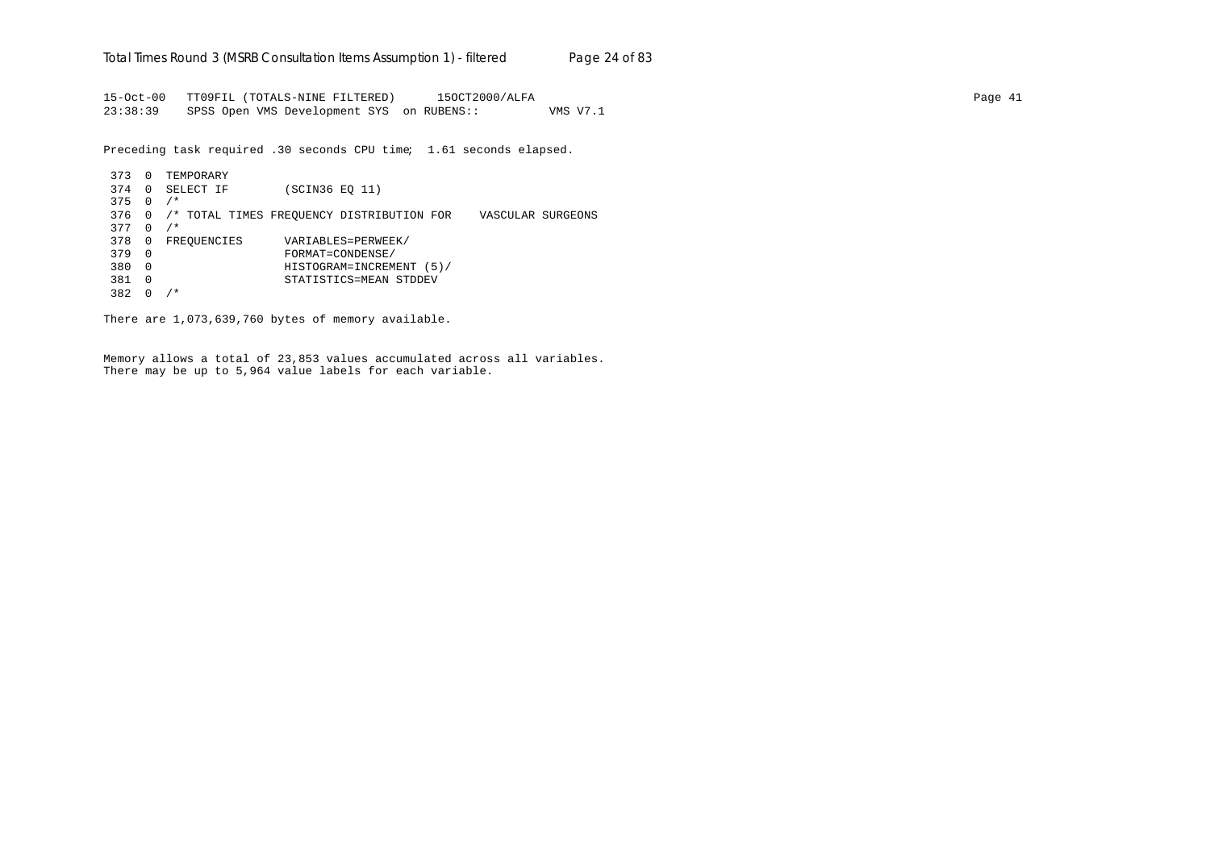```
15-Oct-00   TT09FIL (TOTALS-NINE FILTERED)      15OCT2000/ALFA                                                                                   Page 41
23:38:39    SPSS Open VMS Development SYS  on RUBENS::          VMS V7.1

Preceding task required .30 seconds CPU time;  1.61 seconds elapsed.

 373  0  TEMPORARY
 374  0  SELECT IF        (SCIN36 EQ 11)
 375  0  /*
 376  0  /* TOTAL TIMES FREQUENCY DISTRIBUTION FOR    VASCULAR SURGEONS
 377  0  /*
 378  0  FREQUENCIES      VARIABLES=PERWEEK/
 379  0                   FORMAT=CONDENSE/
 380  0                   HISTOGRAM=INCREMENT (5)/
 381  0                   STATISTICS=MEAN STDDEV
 382  0  /*

There are 1,073,639,760 bytes of memory available.


Memory allows a total of 23,853 values accumulated across all variables.
There may be up to 5,964 value labels for each variable.
```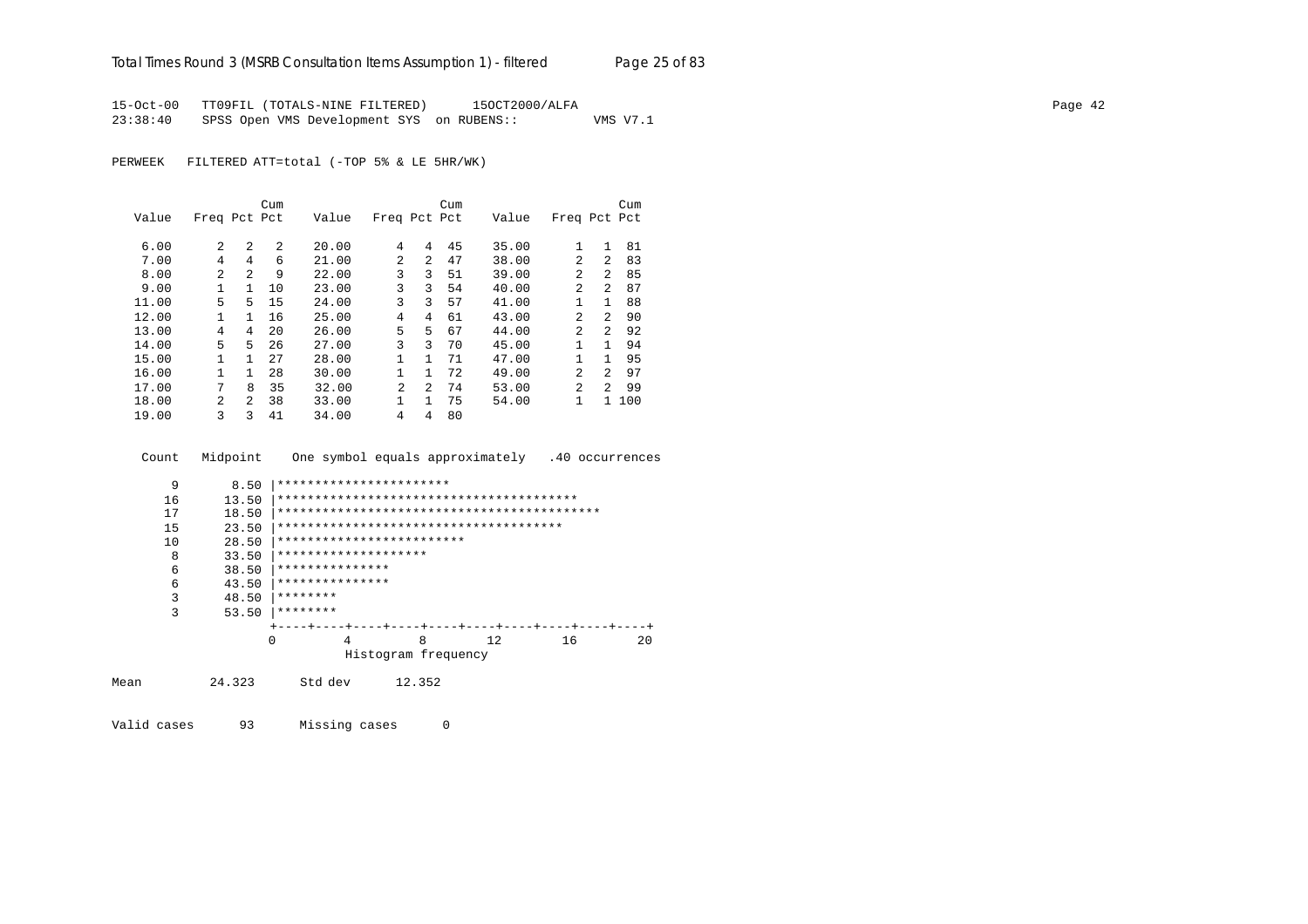```
15-Oct-00   TT09FIL (TOTALS-NINE FILTERED)      15OCT2000/ALFA
23:38:40    SPSS Open VMS Development SYS  on RUBENS::          VMS V7.1

PERWEEK   FILTERED ATT=total (-TOP 5% & LE 5HR/WK)
```

| Value | Freq | Pct | Cum Pct | Value | Freq | Pct | Cum Pct | Value | Freq | Pct | Cum Pct |
|---|---|---|---|---|---|---|---|---|---|---|---|
| 6.00 | 2 | 2 | 2 | 20.00 | 4 | 4 | 45 | 35.00 | 1 | 1 | 81 |
| 7.00 | 4 | 4 | 6 | 21.00 | 2 | 2 | 47 | 38.00 | 2 | 2 | 83 |
| 8.00 | 2 | 2 | 9 | 22.00 | 3 | 3 | 51 | 39.00 | 2 | 2 | 85 |
| 9.00 | 1 | 1 | 10 | 23.00 | 3 | 3 | 54 | 40.00 | 2 | 2 | 87 |
| 11.00 | 5 | 5 | 15 | 24.00 | 3 | 3 | 57 | 41.00 | 1 | 1 | 88 |
| 12.00 | 1 | 1 | 16 | 25.00 | 4 | 4 | 61 | 43.00 | 2 | 2 | 90 |
| 13.00 | 4 | 4 | 20 | 26.00 | 5 | 5 | 67 | 44.00 | 2 | 2 | 92 |
| 14.00 | 5 | 5 | 26 | 27.00 | 3 | 3 | 70 | 45.00 | 1 | 1 | 94 |
| 15.00 | 1 | 1 | 27 | 28.00 | 1 | 1 | 71 | 47.00 | 1 | 1 | 95 |
| 16.00 | 1 | 1 | 28 | 30.00 | 1 | 1 | 72 | 49.00 | 2 | 2 | 97 |
| 17.00 | 7 | 8 | 35 | 32.00 | 2 | 2 | 74 | 53.00 | 2 | 2 | 99 |
| 18.00 | 2 | 2 | 38 | 33.00 | 1 | 1 | 75 | 54.00 | 1 | 1 | 100 |
| 19.00 | 3 | 3 | 41 | 34.00 | 4 | 4 | 80 | | | | |

```
 Count   Midpoint    One symbol equals approximately   .40 occurrences

     9       8.50 |***********************
    16      13.50 |****************************************
    17      18.50 |*******************************************
    15      23.50 |**************************************
    10      28.50 |*************************
     8      33.50 |********************
     6      38.50 |***************
     6      43.50 |***************
     3      48.50 |********
     3      53.50 |********
                  +----+----+----+----+----+----+----+----+----+----+
                  0         4         8        12        16        20
                            Histogram frequency

Mean         24.323      Std dev      12.352

Valid cases      93      Missing cases      0
```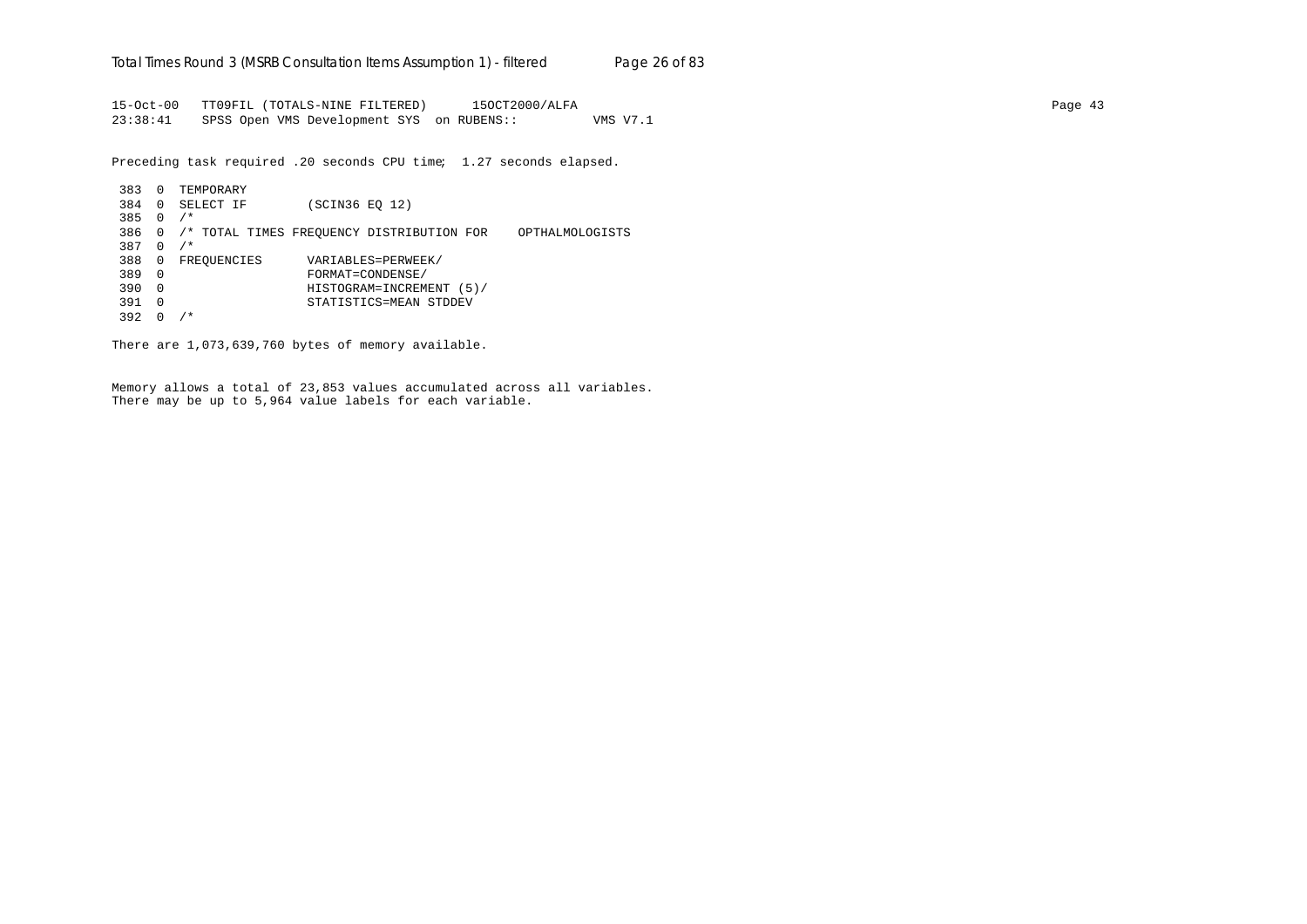```
15-Oct-00   TT09FIL (TOTALS-NINE FILTERED)      15OCT2000/ALFA
23:38:41    SPSS Open VMS Development SYS  on RUBENS::          VMS V7.1
```

Preceding task required .20 seconds CPU time;  1.27 seconds elapsed.

```
 383  0  TEMPORARY
 384  0  SELECT IF        (SCIN36 EQ 12)
 385  0  /*
 386  0  /* TOTAL TIMES FREQUENCY DISTRIBUTION FOR    OPTHALMOLOGISTS
 387  0  /*
 388  0  FREQUENCIES      VARIABLES=PERWEEK/
 389  0                   FORMAT=CONDENSE/
 390  0                   HISTOGRAM=INCREMENT (5)/
 391  0                   STATISTICS=MEAN STDDEV
 392  0  /*
```

There are 1,073,639,760 bytes of memory available.

Memory allows a total of 23,853 values accumulated across all variables.
There may be up to 5,964 value labels for each variable.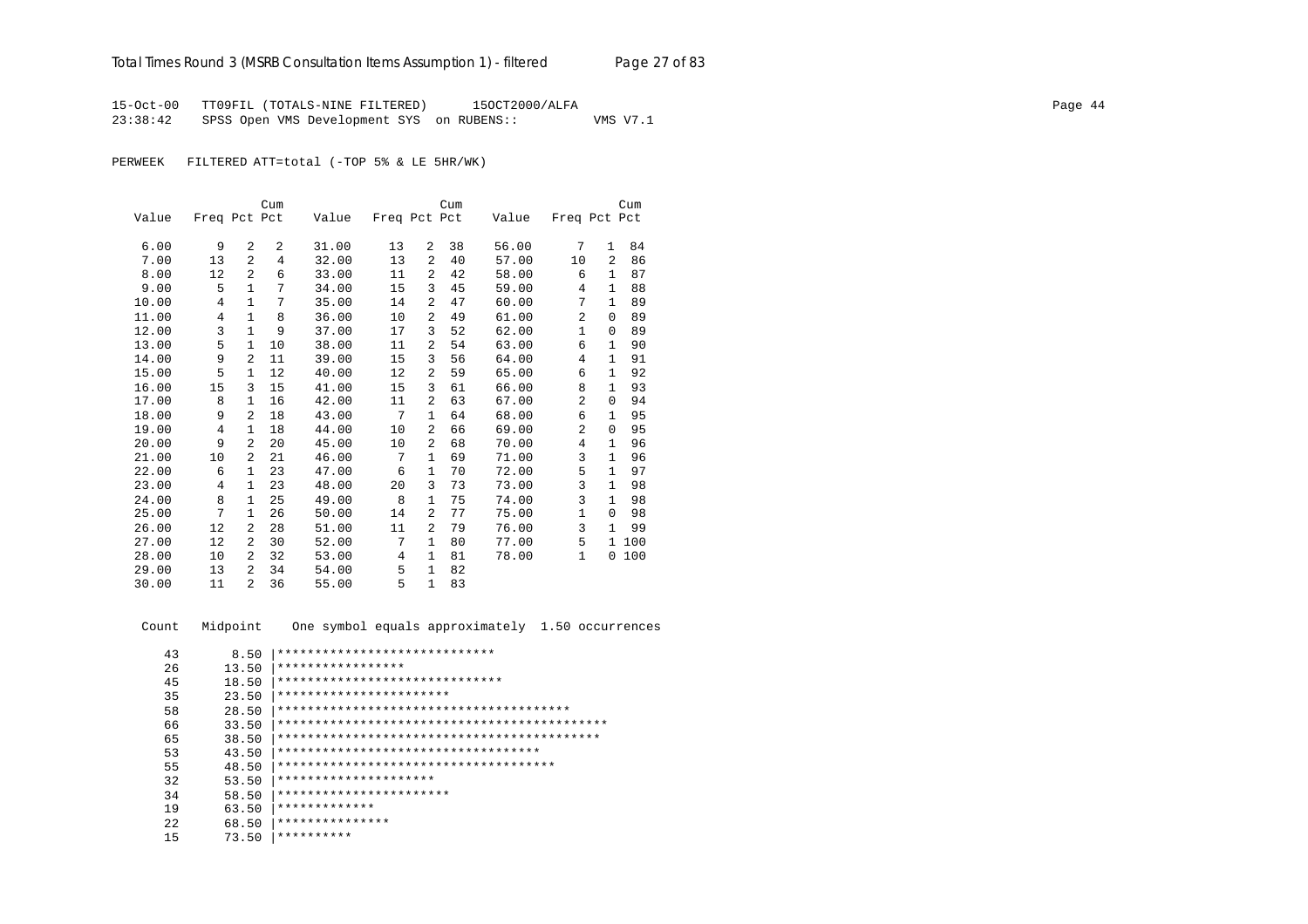15-Oct-00 TT09FIL (TOTALS-NINE FILTERED) 15OCT2000/ALFA
23:38:42 SPSS Open VMS Development SYS on RUBENS:: VMS V7.1

PERWEEK FILTERED ATT=total (-TOP 5% & LE 5HR/WK)

| Value | Freq | Pct | Cum Pct | Value | Freq | Pct | Cum Pct | Value | Freq | Pct | Cum Pct |
|---|---|---|---|---|---|---|---|---|---|---|---|
| 6.00 | 9 | 2 | 2 | 31.00 | 13 | 2 | 38 | 56.00 | 7 | 1 | 84 |
| 7.00 | 13 | 2 | 4 | 32.00 | 13 | 2 | 40 | 57.00 | 10 | 2 | 86 |
| 8.00 | 12 | 2 | 6 | 33.00 | 11 | 2 | 42 | 58.00 | 6 | 1 | 87 |
| 9.00 | 5 | 1 | 7 | 34.00 | 15 | 3 | 45 | 59.00 | 4 | 1 | 88 |
| 10.00 | 4 | 1 | 7 | 35.00 | 14 | 2 | 47 | 60.00 | 7 | 1 | 89 |
| 11.00 | 4 | 1 | 8 | 36.00 | 10 | 2 | 49 | 61.00 | 2 | 0 | 89 |
| 12.00 | 3 | 1 | 9 | 37.00 | 17 | 3 | 52 | 62.00 | 1 | 0 | 89 |
| 13.00 | 5 | 1 | 10 | 38.00 | 11 | 2 | 54 | 63.00 | 6 | 1 | 90 |
| 14.00 | 9 | 2 | 11 | 39.00 | 15 | 3 | 56 | 64.00 | 4 | 1 | 91 |
| 15.00 | 5 | 1 | 12 | 40.00 | 12 | 2 | 59 | 65.00 | 6 | 1 | 92 |
| 16.00 | 15 | 3 | 15 | 41.00 | 15 | 3 | 61 | 66.00 | 8 | 1 | 93 |
| 17.00 | 8 | 1 | 16 | 42.00 | 11 | 2 | 63 | 67.00 | 2 | 0 | 94 |
| 18.00 | 9 | 2 | 18 | 43.00 | 7 | 1 | 64 | 68.00 | 6 | 1 | 95 |
| 19.00 | 4 | 1 | 18 | 44.00 | 10 | 2 | 66 | 69.00 | 2 | 0 | 95 |
| 20.00 | 9 | 2 | 20 | 45.00 | 10 | 2 | 68 | 70.00 | 4 | 1 | 96 |
| 21.00 | 10 | 2 | 21 | 46.00 | 7 | 1 | 69 | 71.00 | 3 | 1 | 96 |
| 22.00 | 6 | 1 | 23 | 47.00 | 6 | 1 | 70 | 72.00 | 5 | 1 | 97 |
| 23.00 | 4 | 1 | 23 | 48.00 | 20 | 3 | 73 | 73.00 | 3 | 1 | 98 |
| 24.00 | 8 | 1 | 25 | 49.00 | 8 | 1 | 75 | 74.00 | 3 | 1 | 98 |
| 25.00 | 7 | 1 | 26 | 50.00 | 14 | 2 | 77 | 75.00 | 1 | 0 | 98 |
| 26.00 | 12 | 2 | 28 | 51.00 | 11 | 2 | 79 | 76.00 | 3 | 1 | 99 |
| 27.00 | 12 | 2 | 30 | 52.00 | 7 | 1 | 80 | 77.00 | 5 | 1 | 100 |
| 28.00 | 10 | 2 | 32 | 53.00 | 4 | 1 | 81 | 78.00 | 1 | 0 | 100 |
| 29.00 | 13 | 2 | 34 | 54.00 | 5 | 1 | 82 | | | | |
| 30.00 | 11 | 2 | 36 | 55.00 | 5 | 1 | 83 | | | | |

```
Count   Midpoint    One symbol equals approximately  1.50 occurrences

   43       8.50 |*****************************
   26      13.50 |*****************
   45      18.50 |******************************
   35      23.50 |***********************
   58      28.50 |***************************************
   66      33.50 |********************************************
   65      38.50 |*******************************************
   53      43.50 |***********************************
   55      48.50 |*************************************
   32      53.50 |*********************
   34      58.50 |***********************
   19      63.50 |*************
   22      68.50 |***************
   15      73.50 |**********
```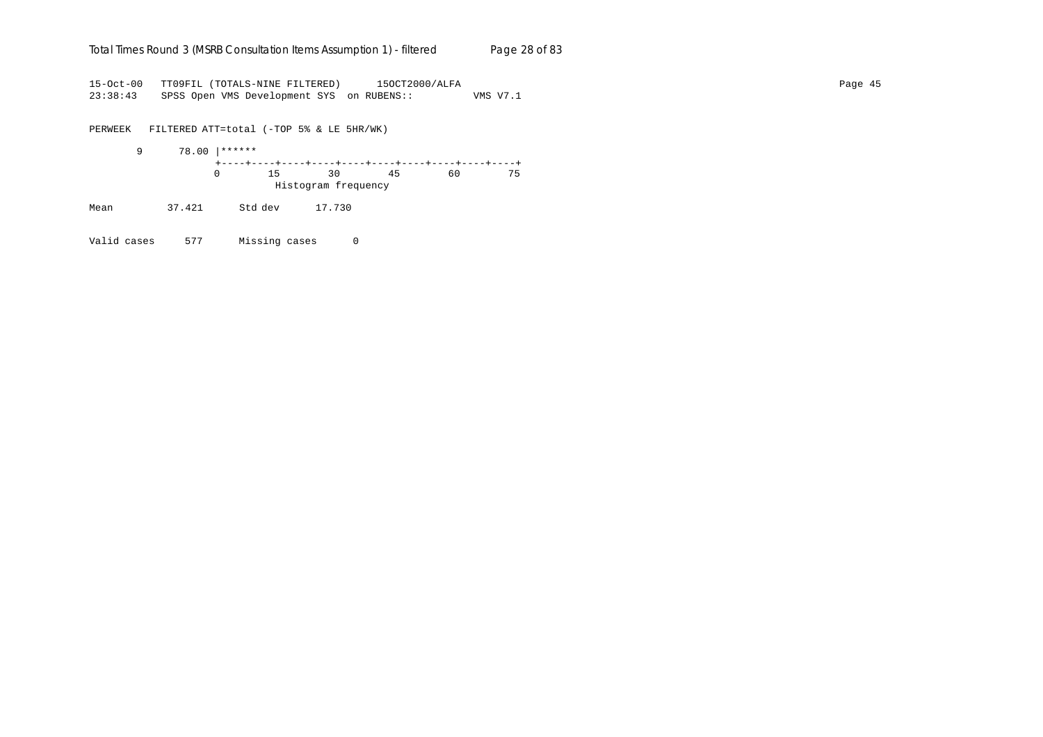```
15-Oct-00   TT09FIL (TOTALS-NINE FILTERED)      15OCT2000/ALFA
23:38:43    SPSS Open VMS Development SYS  on RUBENS::          VMS V7.1

PERWEEK   FILTERED ATT=total (-TOP 5% & LE 5HR/WK)

       9      78.00 |******
                    +----+----+----+----+----+----+----+----+----+----+
                    0        15        30        45        60        75
                              Histogram frequency

Mean         37.421      Std dev      17.730

Valid cases     577      Missing cases      0
```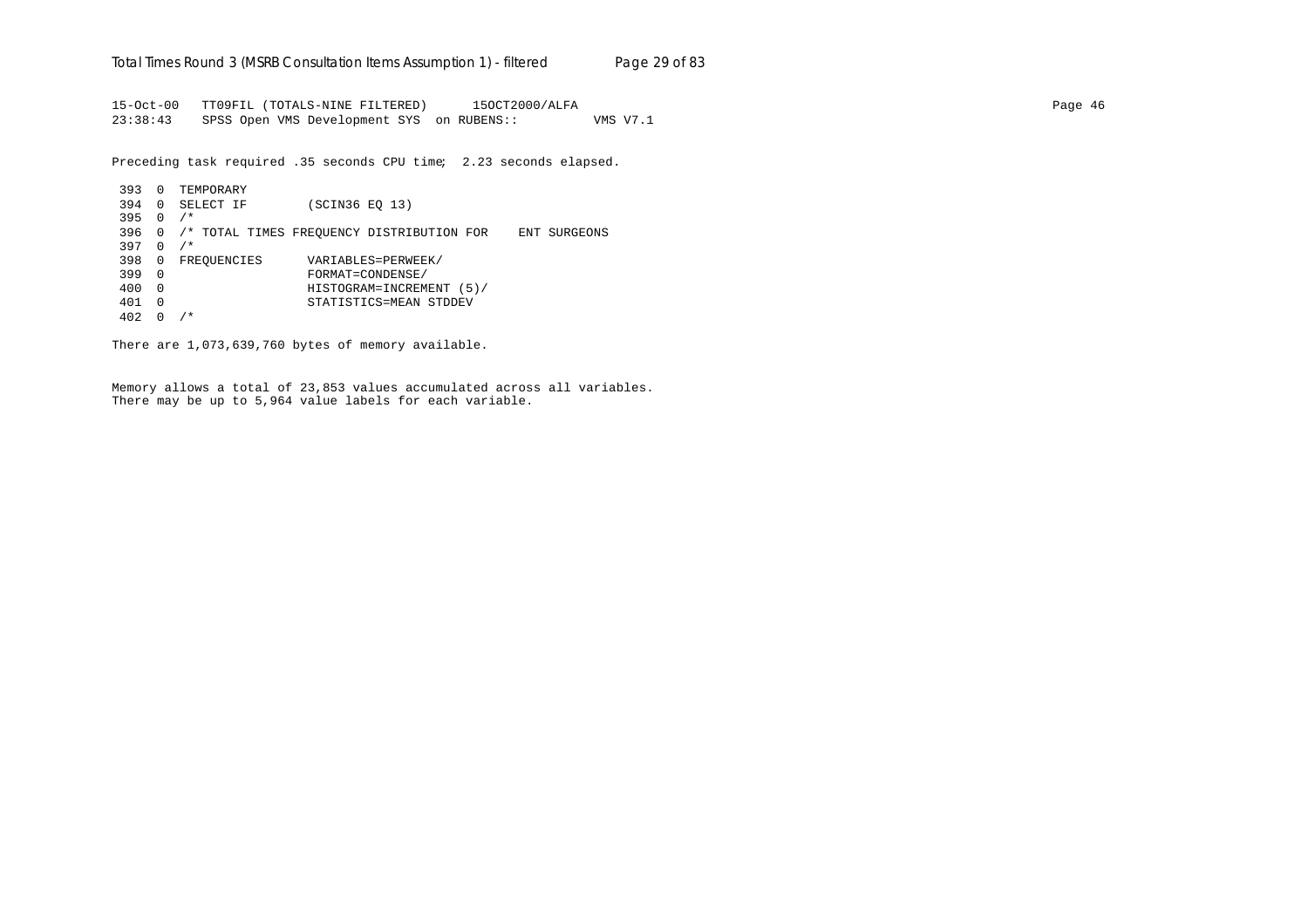```
15-Oct-00   TT09FIL (TOTALS-NINE FILTERED)      15OCT2000/ALFA
23:38:43    SPSS Open VMS Development SYS  on RUBENS::          VMS V7.1

Preceding task required .35 seconds CPU time;  2.23 seconds elapsed.

 393  0  TEMPORARY
 394  0  SELECT IF        (SCIN36 EQ 13)
 395  0  /*
 396  0  /* TOTAL TIMES FREQUENCY DISTRIBUTION FOR    ENT SURGEONS
 397  0  /*
 398  0  FREQUENCIES      VARIABLES=PERWEEK/
 399  0                   FORMAT=CONDENSE/
 400  0                   HISTOGRAM=INCREMENT (5)/
 401  0                   STATISTICS=MEAN STDDEV
 402  0  /*

There are 1,073,639,760 bytes of memory available.


Memory allows a total of 23,853 values accumulated across all variables.
There may be up to 5,964 value labels for each variable.
```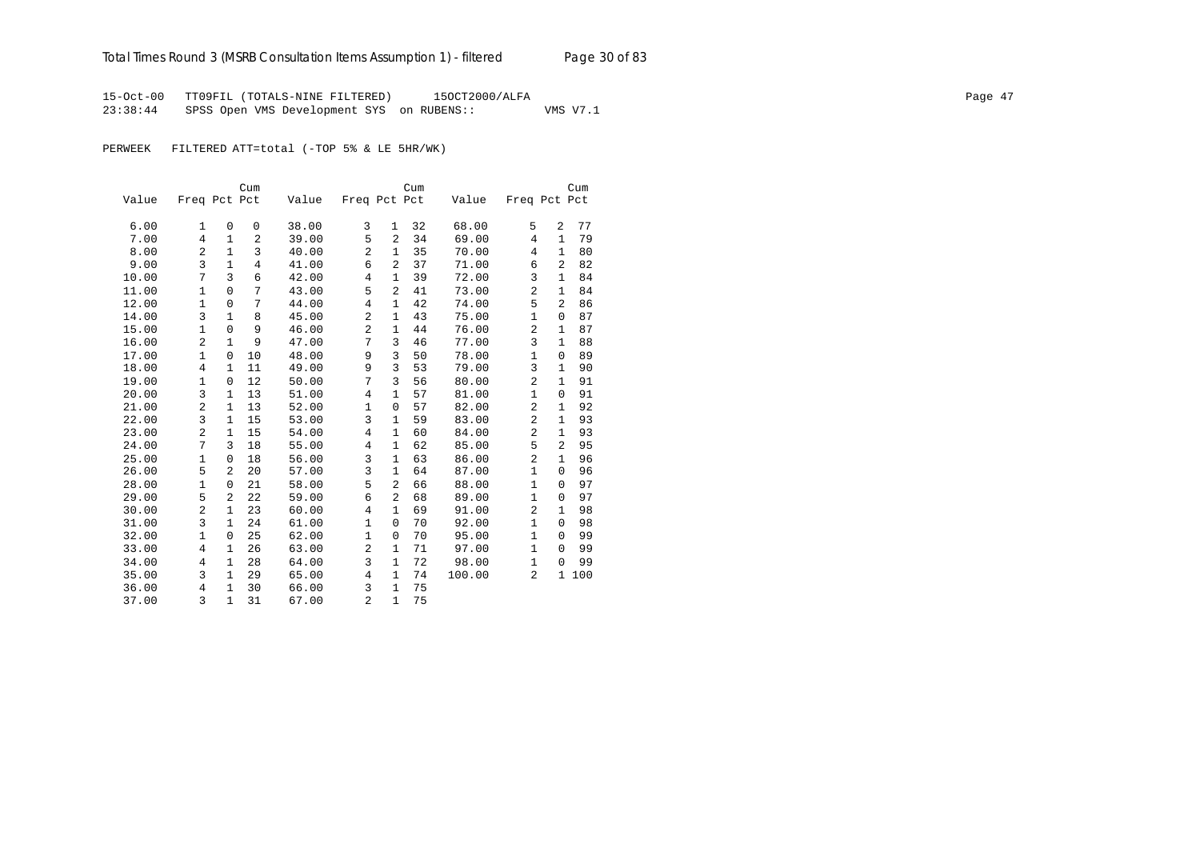15-Oct-00 TT09FIL (TOTALS-NINE FILTERED) 15OCT2000/ALFA

23:38:44 SPSS Open VMS Development SYS on RUBENS:: VMS V7.1

PERWEEK FILTERED ATT=total (-TOP 5% & LE 5HR/WK)

| Value | Freq | Pct | Cum Pct | Value | Freq | Pct | Cum Pct | Value | Freq | Pct | Cum Pct |
|---|---|---|---|---|---|---|---|---|---|---|---|
| 6.00 | 1 | 0 | 0 | 38.00 | 3 | 1 | 32 | 68.00 | 5 | 2 | 77 |
| 7.00 | 4 | 1 | 2 | 39.00 | 5 | 2 | 34 | 69.00 | 4 | 1 | 79 |
| 8.00 | 2 | 1 | 3 | 40.00 | 2 | 1 | 35 | 70.00 | 4 | 1 | 80 |
| 9.00 | 3 | 1 | 4 | 41.00 | 6 | 2 | 37 | 71.00 | 6 | 2 | 82 |
| 10.00 | 7 | 3 | 6 | 42.00 | 4 | 1 | 39 | 72.00 | 3 | 1 | 84 |
| 11.00 | 1 | 0 | 7 | 43.00 | 5 | 2 | 41 | 73.00 | 2 | 1 | 84 |
| 12.00 | 1 | 0 | 7 | 44.00 | 4 | 1 | 42 | 74.00 | 5 | 2 | 86 |
| 14.00 | 3 | 1 | 8 | 45.00 | 2 | 1 | 43 | 75.00 | 1 | 0 | 87 |
| 15.00 | 1 | 0 | 9 | 46.00 | 2 | 1 | 44 | 76.00 | 2 | 1 | 87 |
| 16.00 | 2 | 1 | 9 | 47.00 | 7 | 3 | 46 | 77.00 | 3 | 1 | 88 |
| 17.00 | 1 | 0 | 10 | 48.00 | 9 | 3 | 50 | 78.00 | 1 | 0 | 89 |
| 18.00 | 4 | 1 | 11 | 49.00 | 9 | 3 | 53 | 79.00 | 3 | 1 | 90 |
| 19.00 | 1 | 0 | 12 | 50.00 | 7 | 3 | 56 | 80.00 | 2 | 1 | 91 |
| 20.00 | 3 | 1 | 13 | 51.00 | 4 | 1 | 57 | 81.00 | 1 | 0 | 91 |
| 21.00 | 2 | 1 | 13 | 52.00 | 1 | 0 | 57 | 82.00 | 2 | 1 | 92 |
| 22.00 | 3 | 1 | 15 | 53.00 | 3 | 1 | 59 | 83.00 | 2 | 1 | 93 |
| 23.00 | 2 | 1 | 15 | 54.00 | 4 | 1 | 60 | 84.00 | 2 | 1 | 93 |
| 24.00 | 7 | 3 | 18 | 55.00 | 4 | 1 | 62 | 85.00 | 5 | 2 | 95 |
| 25.00 | 1 | 0 | 18 | 56.00 | 3 | 1 | 63 | 86.00 | 2 | 1 | 96 |
| 26.00 | 5 | 2 | 20 | 57.00 | 3 | 1 | 64 | 87.00 | 1 | 0 | 96 |
| 28.00 | 1 | 0 | 21 | 58.00 | 5 | 2 | 66 | 88.00 | 1 | 0 | 97 |
| 29.00 | 5 | 2 | 22 | 59.00 | 6 | 2 | 68 | 89.00 | 1 | 0 | 97 |
| 30.00 | 2 | 1 | 23 | 60.00 | 4 | 1 | 69 | 91.00 | 2 | 1 | 98 |
| 31.00 | 3 | 1 | 24 | 61.00 | 1 | 0 | 70 | 92.00 | 1 | 0 | 98 |
| 32.00 | 1 | 0 | 25 | 62.00 | 1 | 0 | 70 | 95.00 | 1 | 0 | 99 |
| 33.00 | 4 | 1 | 26 | 63.00 | 2 | 1 | 71 | 97.00 | 1 | 0 | 99 |
| 34.00 | 4 | 1 | 28 | 64.00 | 3 | 1 | 72 | 98.00 | 1 | 0 | 99 |
| 35.00 | 3 | 1 | 29 | 65.00 | 4 | 1 | 74 | 100.00 | 2 | 1 | 100 |
| 36.00 | 4 | 1 | 30 | 66.00 | 3 | 1 | 75 | | | | |
| 37.00 | 3 | 1 | 31 | 67.00 | 2 | 1 | 75 | | | | |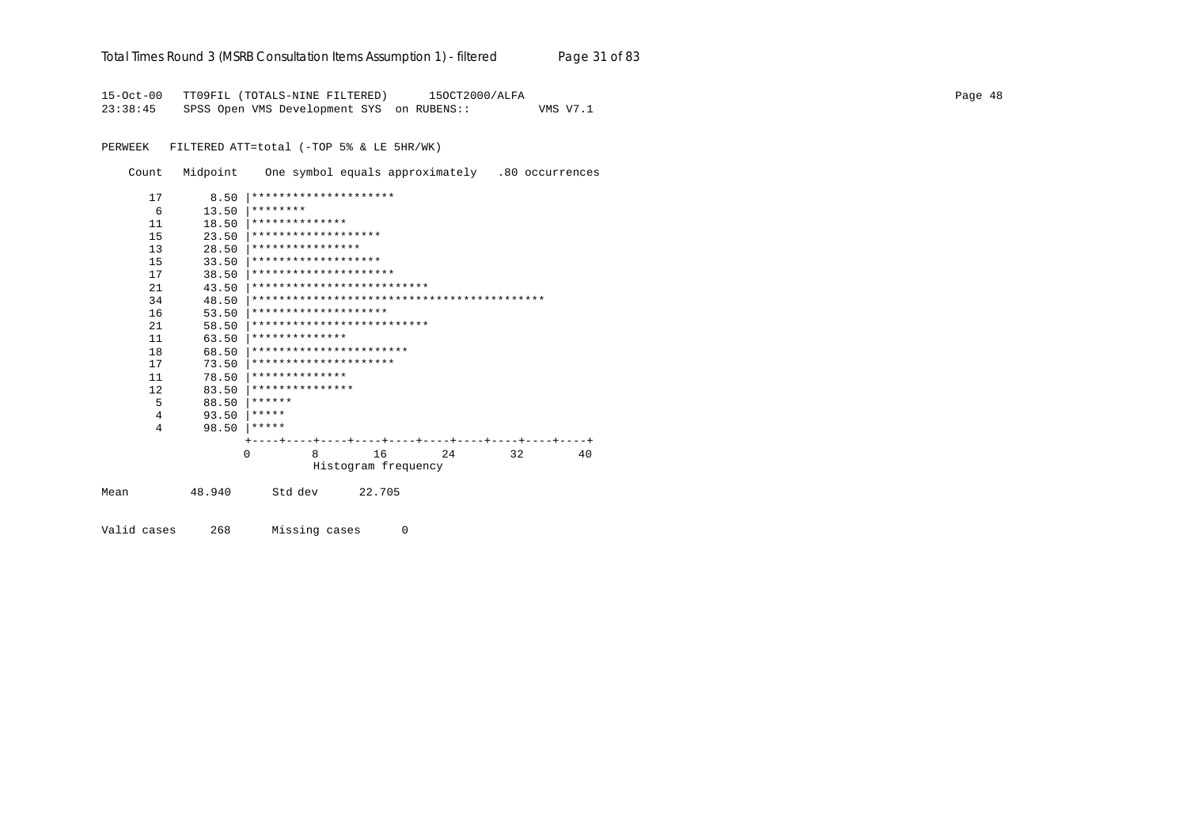```
15-Oct-00   TT09FIL (TOTALS-NINE FILTERED)      15OCT2000/ALFA                                                                                    Page 48
23:38:45    SPSS Open VMS Development SYS  on RUBENS::          VMS V7.1


PERWEEK   FILTERED ATT=total (-TOP 5% & LE 5HR/WK)

    Count   Midpoint    One symbol equals approximately   .80 occurrences

      17       8.50 |*********************
       6      13.50 |********
      11      18.50 |**************
      15      23.50 |*******************
      13      28.50 |****************
      15      33.50 |*******************
      17      38.50 |*********************
      21      43.50 |**************************
      34      48.50 |*******************************************
      16      53.50 |********************
      21      58.50 |**************************
      11      63.50 |**************
      18      68.50 |***********************
      17      73.50 |*********************
      11      78.50 |**************
      12      83.50 |***************
       5      88.50 |******
       4      93.50 |*****
       4      98.50 |*****
                    +----+----+----+----+----+----+----+----+----+----+
                    0         8        16        24        32        40
                              Histogram frequency

Mean         48.940      Std dev      22.705

Valid cases     268      Missing cases      0
```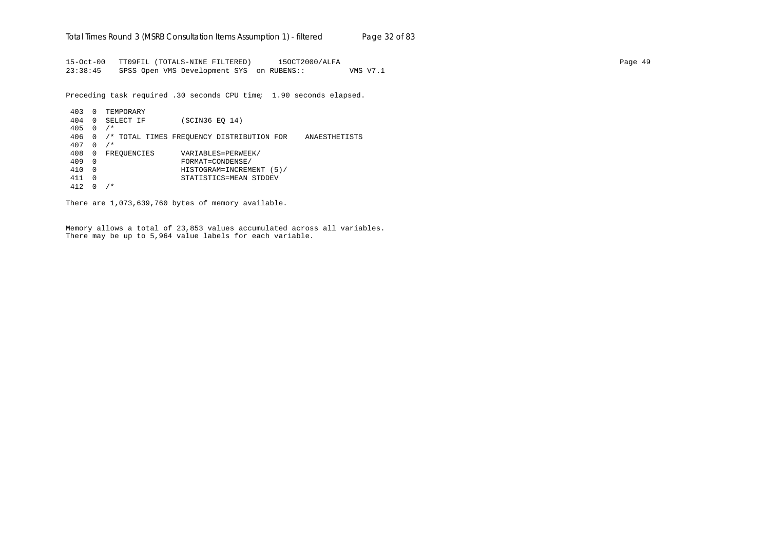```
15-Oct-00   TT09FIL (TOTALS-NINE FILTERED)      15OCT2000/ALFA
23:38:45    SPSS Open VMS Development SYS  on RUBENS::          VMS V7.1

Preceding task required .30 seconds CPU time;  1.90 seconds elapsed.

 403  0  TEMPORARY
 404  0  SELECT IF        (SCIN36 EQ 14)
 405  0  /*
 406  0  /* TOTAL TIMES FREQUENCY DISTRIBUTION FOR    ANAESTHETISTS
 407  0  /*
 408  0  FREQUENCIES      VARIABLES=PERWEEK/
 409  0                   FORMAT=CONDENSE/
 410  0                   HISTOGRAM=INCREMENT (5)/
 411  0                   STATISTICS=MEAN STDDEV
 412  0  /*

There are 1,073,639,760 bytes of memory available.

Memory allows a total of 23,853 values accumulated across all variables.
There may be up to 5,964 value labels for each variable.
```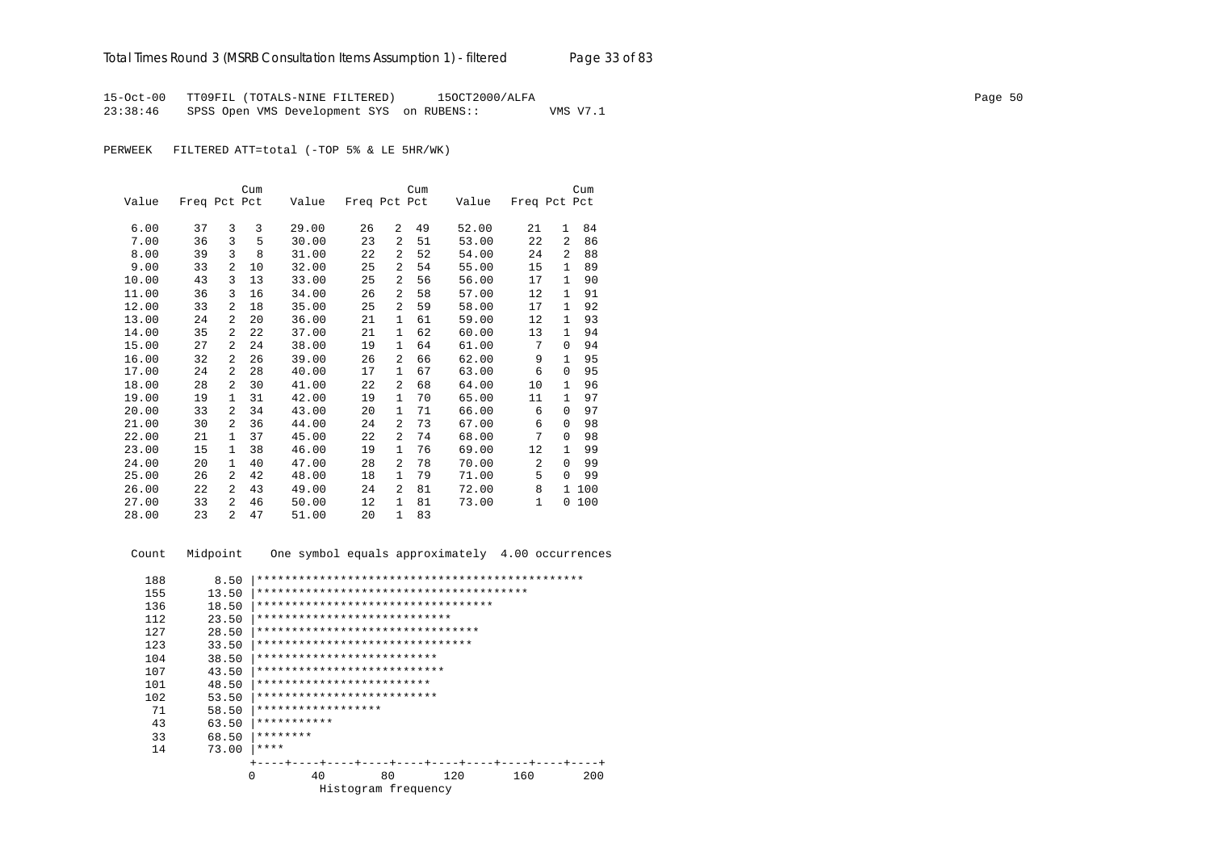15-Oct-00 TT09FIL (TOTALS-NINE FILTERED) 15OCT2000/ALFA
23:38:46 SPSS Open VMS Development SYS on RUBENS:: VMS V7.1

PERWEEK FILTERED ATT=total (-TOP 5% & LE 5HR/WK)

| Value | Freq | Pct | Cum Pct | Value | Freq | Pct | Cum Pct | Value | Freq | Pct | Cum Pct |
|---|---|---|---|---|---|---|---|---|---|---|---|
| 6.00 | 37 | 3 | 3 | 29.00 | 26 | 2 | 49 | 52.00 | 21 | 1 | 84 |
| 7.00 | 36 | 3 | 5 | 30.00 | 23 | 2 | 51 | 53.00 | 22 | 2 | 86 |
| 8.00 | 39 | 3 | 8 | 31.00 | 22 | 2 | 52 | 54.00 | 24 | 2 | 88 |
| 9.00 | 33 | 2 | 10 | 32.00 | 25 | 2 | 54 | 55.00 | 15 | 1 | 89 |
| 10.00 | 43 | 3 | 13 | 33.00 | 25 | 2 | 56 | 56.00 | 17 | 1 | 90 |
| 11.00 | 36 | 3 | 16 | 34.00 | 26 | 2 | 58 | 57.00 | 12 | 1 | 91 |
| 12.00 | 33 | 2 | 18 | 35.00 | 25 | 2 | 59 | 58.00 | 17 | 1 | 92 |
| 13.00 | 24 | 2 | 20 | 36.00 | 21 | 1 | 61 | 59.00 | 12 | 1 | 93 |
| 14.00 | 35 | 2 | 22 | 37.00 | 21 | 1 | 62 | 60.00 | 13 | 1 | 94 |
| 15.00 | 27 | 2 | 24 | 38.00 | 19 | 1 | 64 | 61.00 | 7 | 0 | 94 |
| 16.00 | 32 | 2 | 26 | 39.00 | 26 | 2 | 66 | 62.00 | 9 | 1 | 95 |
| 17.00 | 24 | 2 | 28 | 40.00 | 17 | 1 | 67 | 63.00 | 6 | 0 | 95 |
| 18.00 | 28 | 2 | 30 | 41.00 | 22 | 2 | 68 | 64.00 | 10 | 1 | 96 |
| 19.00 | 19 | 1 | 31 | 42.00 | 19 | 1 | 70 | 65.00 | 11 | 1 | 97 |
| 20.00 | 33 | 2 | 34 | 43.00 | 20 | 1 | 71 | 66.00 | 6 | 0 | 97 |
| 21.00 | 30 | 2 | 36 | 44.00 | 24 | 2 | 73 | 67.00 | 6 | 0 | 98 |
| 22.00 | 21 | 1 | 37 | 45.00 | 22 | 2 | 74 | 68.00 | 7 | 0 | 98 |
| 23.00 | 15 | 1 | 38 | 46.00 | 19 | 1 | 76 | 69.00 | 12 | 1 | 99 |
| 24.00 | 20 | 1 | 40 | 47.00 | 28 | 2 | 78 | 70.00 | 2 | 0 | 99 |
| 25.00 | 26 | 2 | 42 | 48.00 | 18 | 1 | 79 | 71.00 | 5 | 0 | 99 |
| 26.00 | 22 | 2 | 43 | 49.00 | 24 | 2 | 81 | 72.00 | 8 | 1 | 100 |
| 27.00 | 33 | 2 | 46 | 50.00 | 12 | 1 | 81 | 73.00 | 1 | 0 | 100 |
| 28.00 | 23 | 2 | 47 | 51.00 | 20 | 1 | 83 | | | | |

```
 Count   Midpoint    One symbol equals approximately  4.00 occurrences

   188       8.50 |***********************************************
   155      13.50 |***************************************
   136      18.50 |**********************************
   112      23.50 |****************************
   127      28.50 |********************************
   123      33.50 |*******************************
   104      38.50 |**************************
   107      43.50 |***************************
   101      48.50 |*************************
   102      53.50 |**************************
    71      58.50 |******************
    43      63.50 |***********
    33      68.50 |********
    14      73.00 |****
                  +----+----+----+----+----+----+----+----+----+----+
                  0        40        80       120       160       200
                            Histogram frequency
```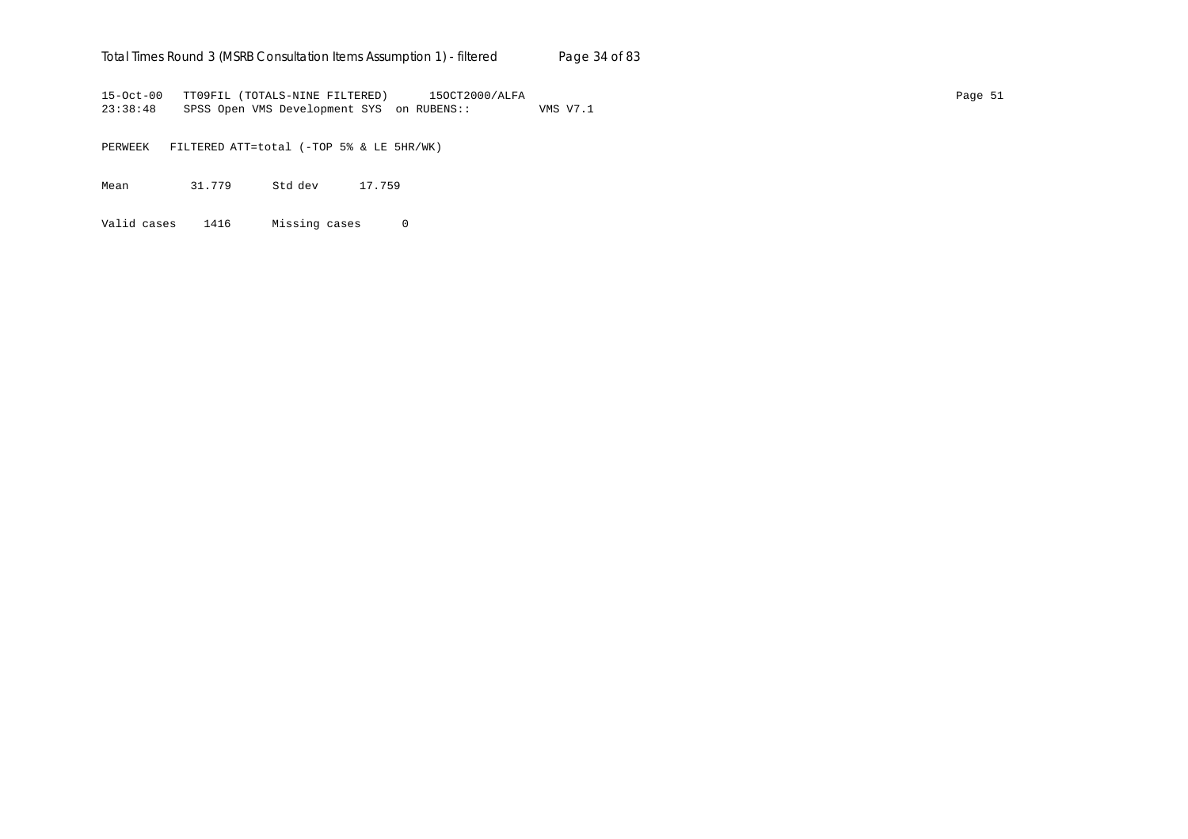15-Oct-00   TT09FIL (TOTALS-NINE FILTERED)   15OCT2000/ALFA
23:38:48   SPSS Open VMS Development SYS on RUBENS::   VMS V7.1

PERWEEK   FILTERED ATT=total (-TOP 5% & LE 5HR/WK)

| Mean | 31.779 | Std dev | 17.759 |
|---|---|---|---|
| Valid cases | 1416 | Missing cases | 0 |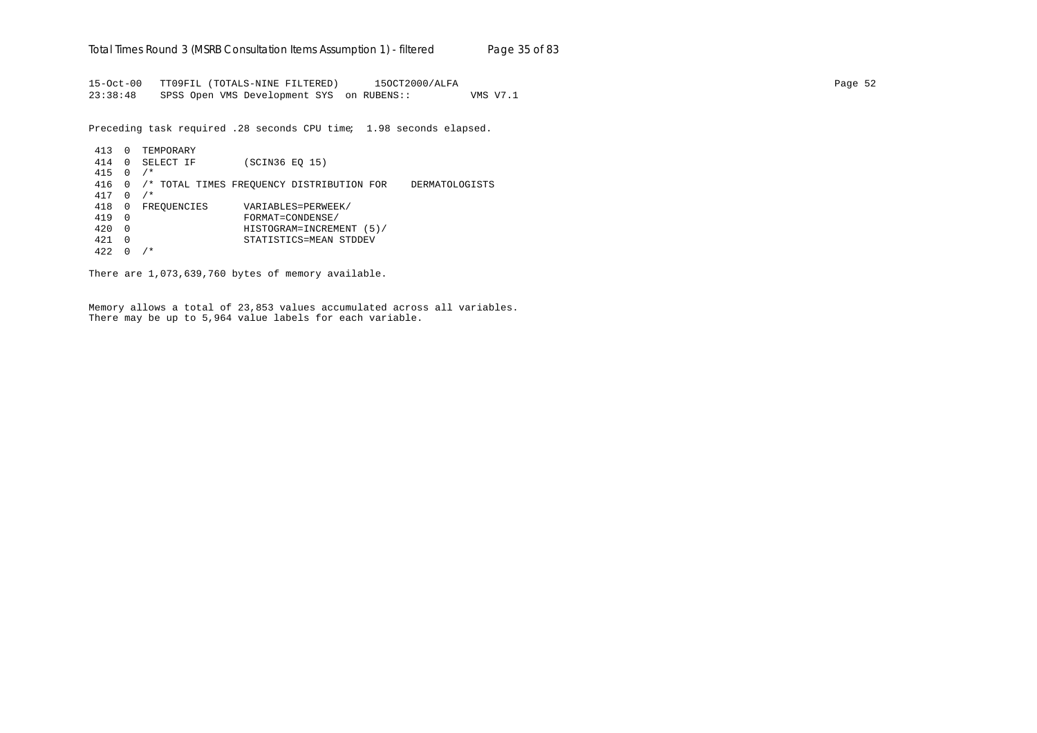```
15-Oct-00   TT09FIL (TOTALS-NINE FILTERED)      15OCT2000/ALFA
23:38:48    SPSS Open VMS Development SYS  on RUBENS::          VMS V7.1

Preceding task required .28 seconds CPU time;  1.98 seconds elapsed.

 413  0  TEMPORARY
 414  0  SELECT IF        (SCIN36 EQ 15)
 415  0  /*
 416  0  /* TOTAL TIMES FREQUENCY DISTRIBUTION FOR    DERMATOLOGISTS
 417  0  /*
 418  0  FREQUENCIES      VARIABLES=PERWEEK/
 419  0                   FORMAT=CONDENSE/
 420  0                   HISTOGRAM=INCREMENT (5)/
 421  0                   STATISTICS=MEAN STDDEV
 422  0  /*

There are 1,073,639,760 bytes of memory available.


Memory allows a total of 23,853 values accumulated across all variables.
There may be up to 5,964 value labels for each variable.
```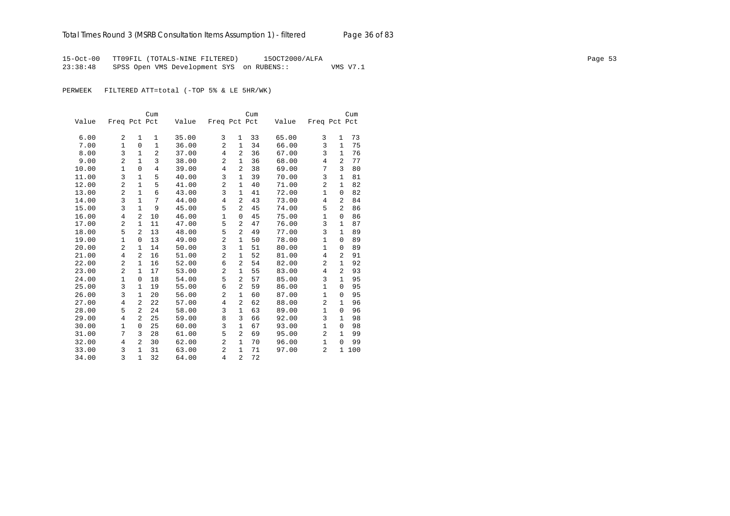15-Oct-00 TT09FIL (TOTALS-NINE FILTERED) 15OCT2000/ALFA
23:38:48 SPSS Open VMS Development SYS on RUBENS:: VMS V7.1

PERWEEK FILTERED ATT=total (-TOP 5% & LE 5HR/WK)

| Value | Freq | Pct | Cum Pct | Value | Freq | Pct | Cum Pct | Value | Freq | Pct | Cum Pct |
|---|---|---|---|---|---|---|---|---|---|---|---|
| 6.00 | 2 | 1 | 1 | 35.00 | 3 | 1 | 33 | 65.00 | 3 | 1 | 73 |
| 7.00 | 1 | 0 | 1 | 36.00 | 2 | 1 | 34 | 66.00 | 3 | 1 | 75 |
| 8.00 | 3 | 1 | 2 | 37.00 | 4 | 2 | 36 | 67.00 | 3 | 1 | 76 |
| 9.00 | 2 | 1 | 3 | 38.00 | 2 | 1 | 36 | 68.00 | 4 | 2 | 77 |
| 10.00 | 1 | 0 | 4 | 39.00 | 4 | 2 | 38 | 69.00 | 7 | 3 | 80 |
| 11.00 | 3 | 1 | 5 | 40.00 | 3 | 1 | 39 | 70.00 | 3 | 1 | 81 |
| 12.00 | 2 | 1 | 5 | 41.00 | 2 | 1 | 40 | 71.00 | 2 | 1 | 82 |
| 13.00 | 2 | 1 | 6 | 43.00 | 3 | 1 | 41 | 72.00 | 1 | 0 | 82 |
| 14.00 | 3 | 1 | 7 | 44.00 | 4 | 2 | 43 | 73.00 | 4 | 2 | 84 |
| 15.00 | 3 | 1 | 9 | 45.00 | 5 | 2 | 45 | 74.00 | 5 | 2 | 86 |
| 16.00 | 4 | 2 | 10 | 46.00 | 1 | 0 | 45 | 75.00 | 1 | 0 | 86 |
| 17.00 | 2 | 1 | 11 | 47.00 | 5 | 2 | 47 | 76.00 | 3 | 1 | 87 |
| 18.00 | 5 | 2 | 13 | 48.00 | 5 | 2 | 49 | 77.00 | 3 | 1 | 89 |
| 19.00 | 1 | 0 | 13 | 49.00 | 2 | 1 | 50 | 78.00 | 1 | 0 | 89 |
| 20.00 | 2 | 1 | 14 | 50.00 | 3 | 1 | 51 | 80.00 | 1 | 0 | 89 |
| 21.00 | 4 | 2 | 16 | 51.00 | 2 | 1 | 52 | 81.00 | 4 | 2 | 91 |
| 22.00 | 2 | 1 | 16 | 52.00 | 6 | 2 | 54 | 82.00 | 2 | 1 | 92 |
| 23.00 | 2 | 1 | 17 | 53.00 | 2 | 1 | 55 | 83.00 | 4 | 2 | 93 |
| 24.00 | 1 | 0 | 18 | 54.00 | 5 | 2 | 57 | 85.00 | 3 | 1 | 95 |
| 25.00 | 3 | 1 | 19 | 55.00 | 6 | 2 | 59 | 86.00 | 1 | 0 | 95 |
| 26.00 | 3 | 1 | 20 | 56.00 | 2 | 1 | 60 | 87.00 | 1 | 0 | 95 |
| 27.00 | 4 | 2 | 22 | 57.00 | 4 | 2 | 62 | 88.00 | 2 | 1 | 96 |
| 28.00 | 5 | 2 | 24 | 58.00 | 3 | 1 | 63 | 89.00 | 1 | 0 | 96 |
| 29.00 | 4 | 2 | 25 | 59.00 | 8 | 3 | 66 | 92.00 | 3 | 1 | 98 |
| 30.00 | 1 | 0 | 25 | 60.00 | 3 | 1 | 67 | 93.00 | 1 | 0 | 98 |
| 31.00 | 7 | 3 | 28 | 61.00 | 5 | 2 | 69 | 95.00 | 2 | 1 | 99 |
| 32.00 | 4 | 2 | 30 | 62.00 | 2 | 1 | 70 | 96.00 | 1 | 0 | 99 |
| 33.00 | 3 | 1 | 31 | 63.00 | 2 | 1 | 71 | 97.00 | 2 | 1 | 100 |
| 34.00 | 3 | 1 | 32 | 64.00 | 4 | 2 | 72 | | | | |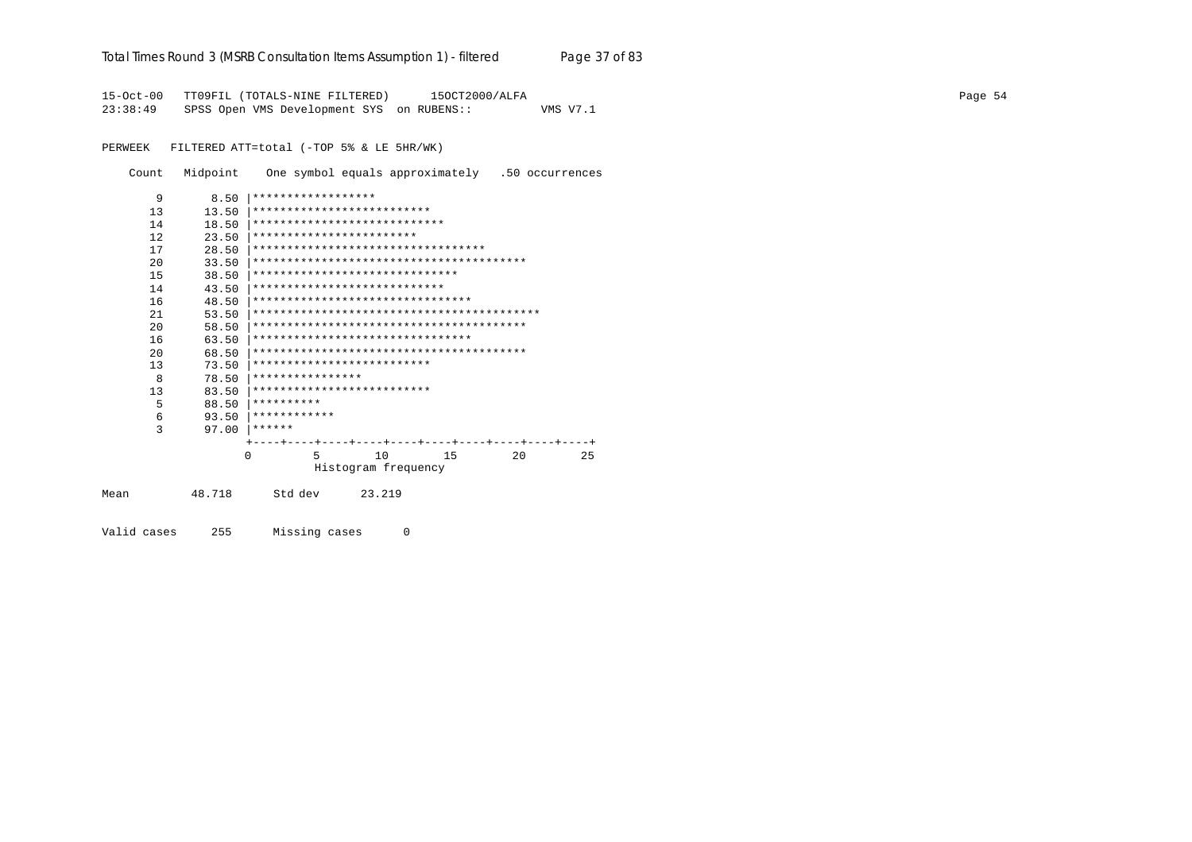```
15-Oct-00   TT09FIL (TOTALS-NINE FILTERED)      15OCT2000/ALFA
23:38:49    SPSS Open VMS Development SYS  on RUBENS::          VMS V7.1

PERWEEK   FILTERED ATT=total (-TOP 5% & LE 5HR/WK)

    Count   Midpoint    One symbol equals approximately   .50 occurrences

       9       8.50 |******************
      13      13.50 |**************************
      14      18.50 |****************************
      12      23.50 |************************
      17      28.50 |**********************************
      20      33.50 |****************************************
      15      38.50 |******************************
      14      43.50 |****************************
      16      48.50 |********************************
      21      53.50 |******************************************
      20      58.50 |****************************************
      16      63.50 |********************************
      20      68.50 |****************************************
      13      73.50 |**************************
       8      78.50 |****************
      13      83.50 |**************************
       5      88.50 |**********
       6      93.50 |************
       3      97.00 |******
                    +----+----+----+----+----+----+----+----+----+----+
                    0         5        10        15        20        25
                              Histogram frequency

Mean         48.718      Std dev      23.219

Valid cases     255      Missing cases      0
```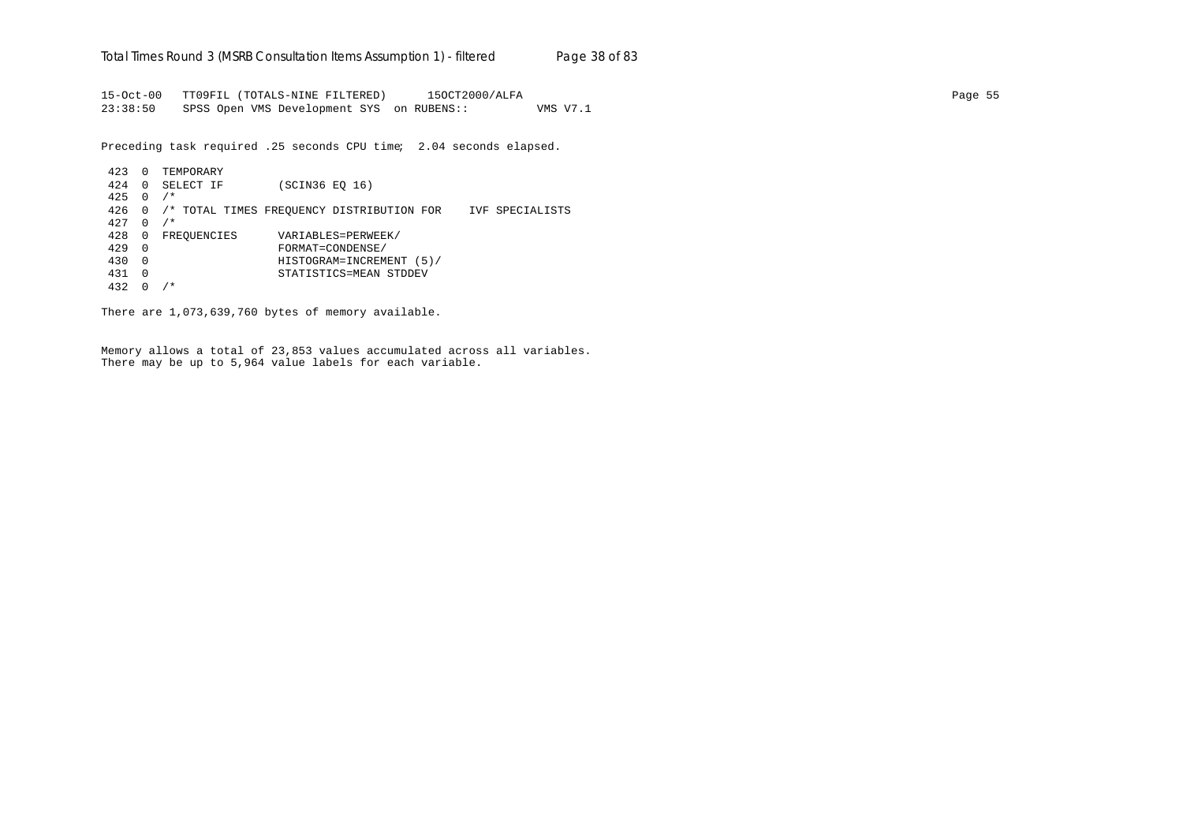```
15-Oct-00   TT09FIL (TOTALS-NINE FILTERED)      15OCT2000/ALFA
23:38:50    SPSS Open VMS Development SYS  on RUBENS::          VMS V7.1

Preceding task required .25 seconds CPU time;  2.04 seconds elapsed.

 423  0  TEMPORARY
 424  0  SELECT IF        (SCIN36 EQ 16)
 425  0  /*
 426  0  /* TOTAL TIMES FREQUENCY DISTRIBUTION FOR    IVF SPECIALISTS
 427  0  /*
 428  0  FREQUENCIES      VARIABLES=PERWEEK/
 429  0                   FORMAT=CONDENSE/
 430  0                   HISTOGRAM=INCREMENT (5)/
 431  0                   STATISTICS=MEAN STDDEV
 432  0  /*

There are 1,073,639,760 bytes of memory available.


Memory allows a total of 23,853 values accumulated across all variables.
There may be up to 5,964 value labels for each variable.
```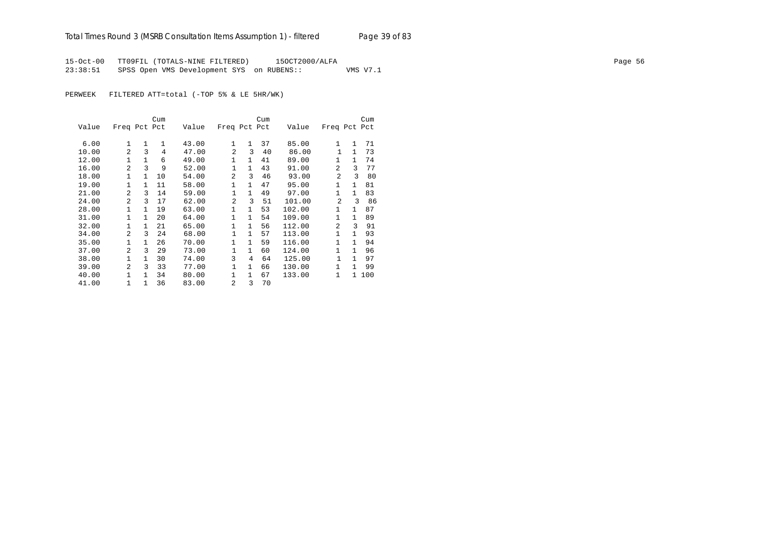15-Oct-00   TT09FIL (TOTALS-NINE FILTERED)   15OCT2000/ALFA
23:38:51   SPSS Open VMS Development SYS  on RUBENS::   VMS V7.1

PERWEEK   FILTERED ATT=total (-TOP 5% & LE 5HR/WK)

| Value | Freq | Pct | Cum Pct | Value | Freq | Pct | Cum Pct | Value | Freq | Pct | Cum Pct |
|---|---|---|---|---|---|---|---|---|---|---|---|
| 6.00 | 1 | 1 | 1 | 43.00 | 1 | 1 | 37 | 85.00 | 1 | 1 | 71 |
| 10.00 | 2 | 3 | 4 | 47.00 | 2 | 3 | 40 | 86.00 | 1 | 1 | 73 |
| 12.00 | 1 | 1 | 6 | 49.00 | 1 | 1 | 41 | 89.00 | 1 | 1 | 74 |
| 16.00 | 2 | 3 | 9 | 52.00 | 1 | 1 | 43 | 91.00 | 2 | 3 | 77 |
| 18.00 | 1 | 1 | 10 | 54.00 | 2 | 3 | 46 | 93.00 | 2 | 3 | 80 |
| 19.00 | 1 | 1 | 11 | 58.00 | 1 | 1 | 47 | 95.00 | 1 | 1 | 81 |
| 21.00 | 2 | 3 | 14 | 59.00 | 1 | 1 | 49 | 97.00 | 1 | 1 | 83 |
| 24.00 | 2 | 3 | 17 | 62.00 | 2 | 3 | 51 | 101.00 | 2 | 3 | 86 |
| 28.00 | 1 | 1 | 19 | 63.00 | 1 | 1 | 53 | 102.00 | 1 | 1 | 87 |
| 31.00 | 1 | 1 | 20 | 64.00 | 1 | 1 | 54 | 109.00 | 1 | 1 | 89 |
| 32.00 | 1 | 1 | 21 | 65.00 | 1 | 1 | 56 | 112.00 | 2 | 3 | 91 |
| 34.00 | 2 | 3 | 24 | 68.00 | 1 | 1 | 57 | 113.00 | 1 | 1 | 93 |
| 35.00 | 1 | 1 | 26 | 70.00 | 1 | 1 | 59 | 116.00 | 1 | 1 | 94 |
| 37.00 | 2 | 3 | 29 | 73.00 | 1 | 1 | 60 | 124.00 | 1 | 1 | 96 |
| 38.00 | 1 | 1 | 30 | 74.00 | 3 | 4 | 64 | 125.00 | 1 | 1 | 97 |
| 39.00 | 2 | 3 | 33 | 77.00 | 1 | 1 | 66 | 130.00 | 1 | 1 | 99 |
| 40.00 | 1 | 1 | 34 | 80.00 | 1 | 1 | 67 | 133.00 | 1 | 1 | 100 |
| 41.00 | 1 | 1 | 36 | 83.00 | 2 | 3 | 70 | | | | |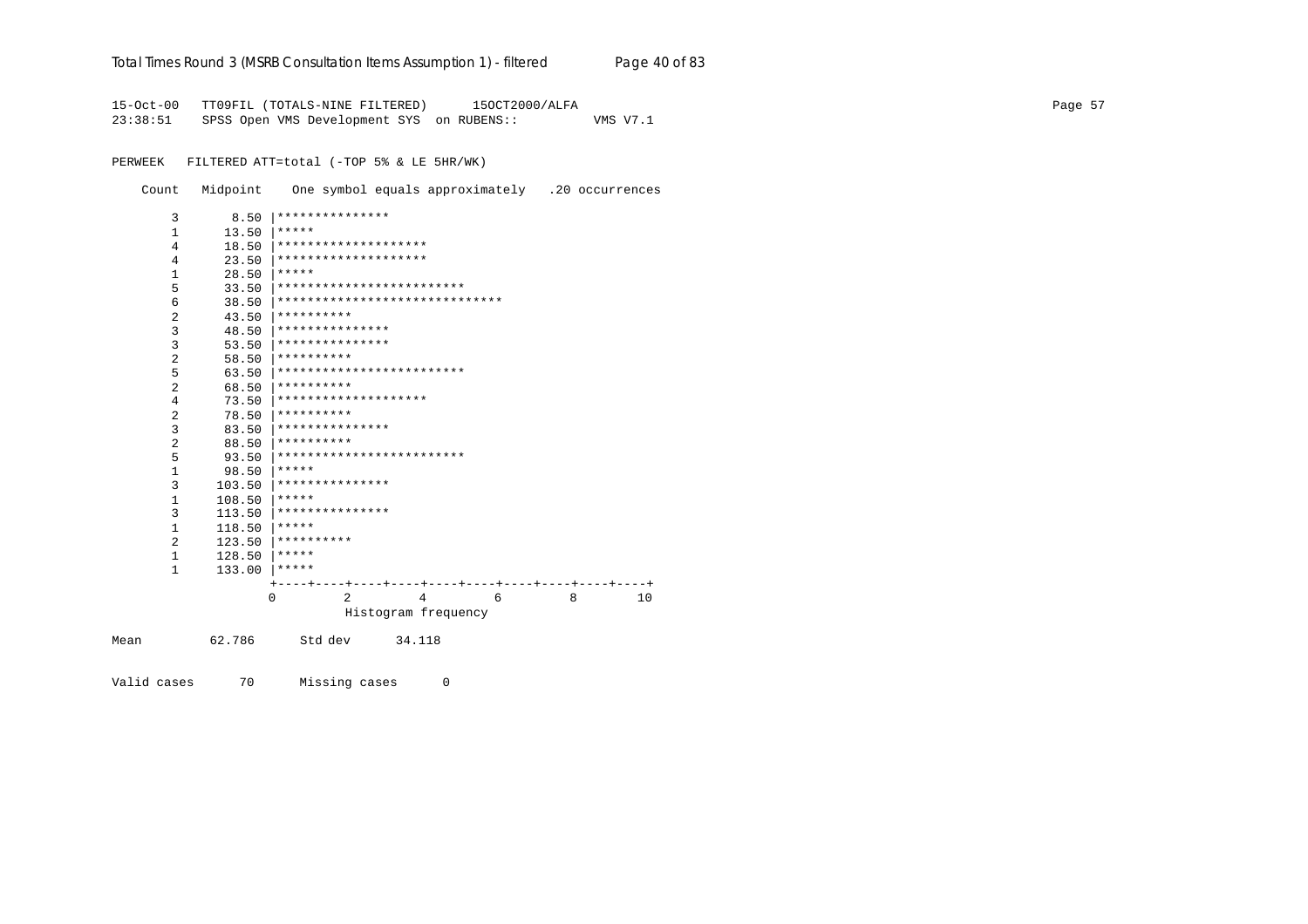```
15-Oct-00   TT09FIL (TOTALS-NINE FILTERED)      15OCT2000/ALFA
23:38:51    SPSS Open VMS Development SYS  on RUBENS::          VMS V7.1

PERWEEK   FILTERED ATT=total (-TOP 5% & LE 5HR/WK)

    Count   Midpoint    One symbol equals approximately   .20 occurrences

        3       8.50 |***************
        1      13.50 |*****
        4      18.50 |********************
        4      23.50 |********************
        1      28.50 |*****
        5      33.50 |*************************
        6      38.50 |******************************
        2      43.50 |**********
        3      48.50 |***************
        3      53.50 |***************
        2      58.50 |**********
        5      63.50 |*************************
        2      68.50 |**********
        4      73.50 |********************
        2      78.50 |**********
        3      83.50 |***************
        2      88.50 |**********
        5      93.50 |*************************
        1      98.50 |*****
        3     103.50 |***************
        1     108.50 |*****
        3     113.50 |***************
        1     118.50 |*****
        2     123.50 |**********
        1     128.50 |*****
        1     133.00 |*****
                     +----+----+----+----+----+----+----+----+----+----+
                     0         2         4         6         8        10
                               Histogram frequency

Mean          62.786      Std dev      34.118

Valid cases      70      Missing cases      0
```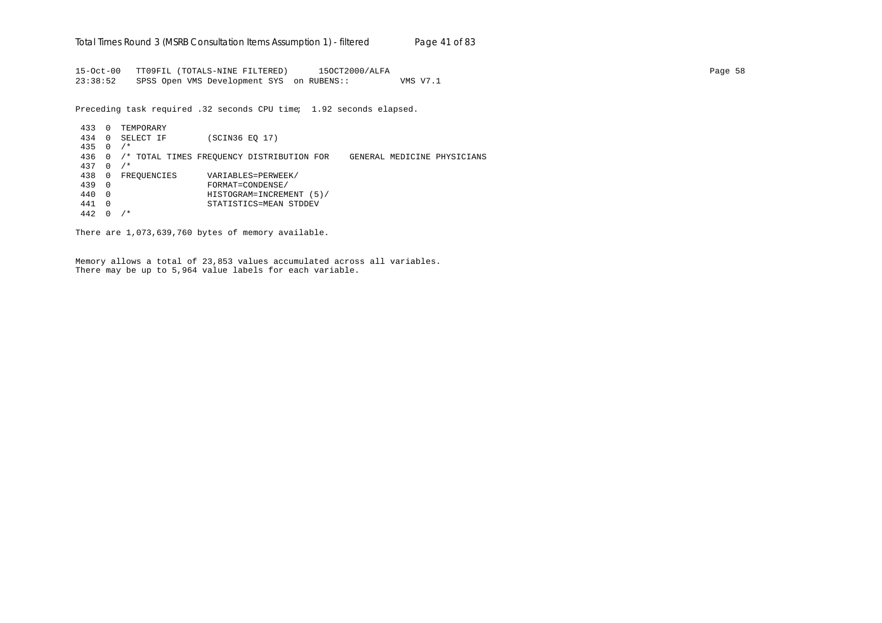```
15-Oct-00   TT09FIL (TOTALS-NINE FILTERED)      15OCT2000/ALFA
23:38:52    SPSS Open VMS Development SYS  on RUBENS::          VMS V7.1
```

Preceding task required .32 seconds CPU time;  1.92 seconds elapsed.

```
 433  0  TEMPORARY
 434  0  SELECT IF        (SCIN36 EQ 17)
 435  0  /*
 436  0  /* TOTAL TIMES FREQUENCY DISTRIBUTION FOR    GENERAL MEDICINE PHYSICIANS
 437  0  /*
 438  0  FREQUENCIES      VARIABLES=PERWEEK/
 439  0                   FORMAT=CONDENSE/
 440  0                   HISTOGRAM=INCREMENT (5)/
 441  0                   STATISTICS=MEAN STDDEV
 442  0  /*
```

There are 1,073,639,760 bytes of memory available.

Memory allows a total of 23,853 values accumulated across all variables.
There may be up to 5,964 value labels for each variable.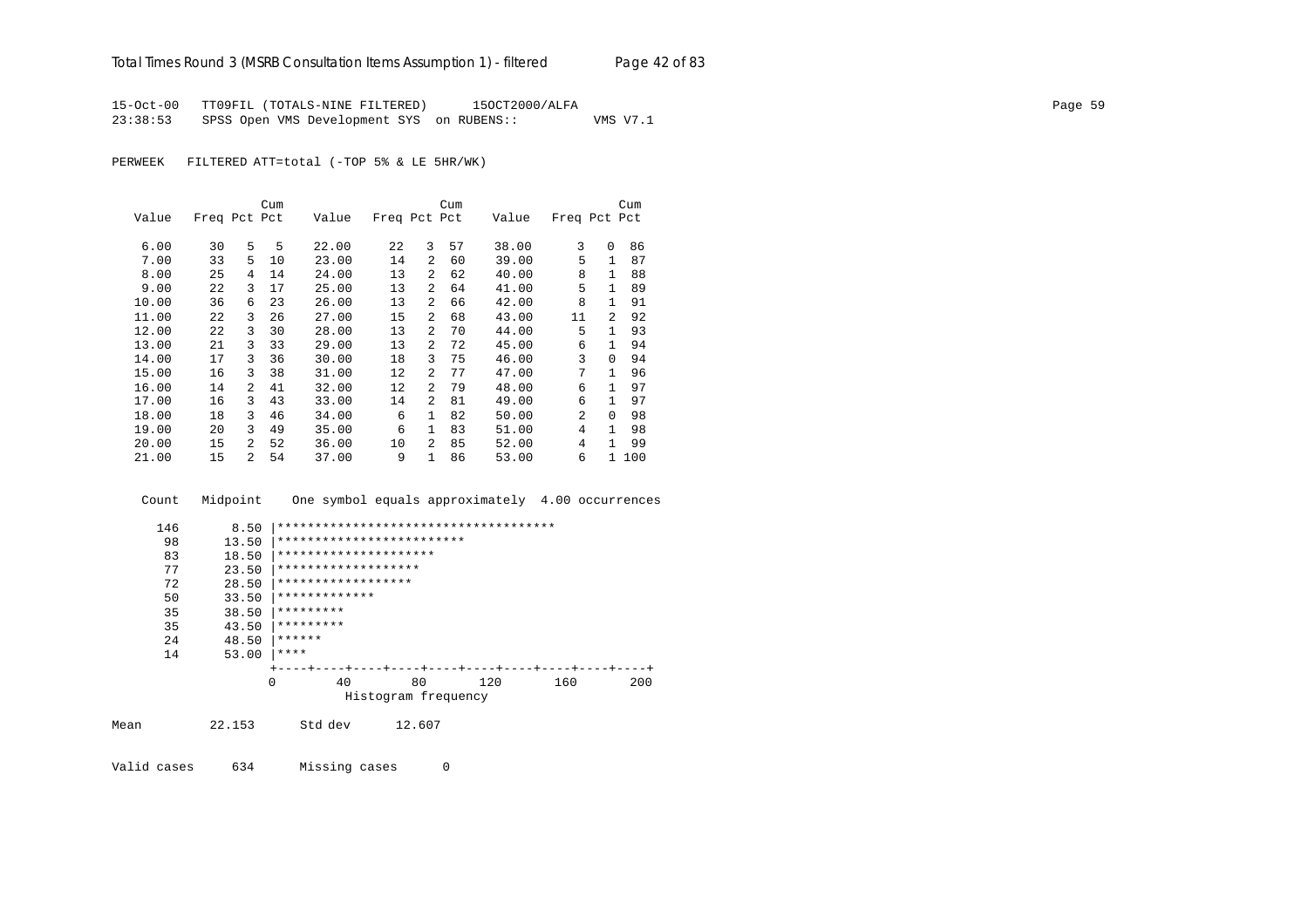15-Oct-00 TT09FIL (TOTALS-NINE FILTERED) 15OCT2000/ALFA
23:38:53 SPSS Open VMS Development SYS on RUBENS:: VMS V7.1

PERWEEK FILTERED ATT=total (-TOP 5% & LE 5HR/WK)

| Value | Freq | Pct | Cum Pct | Value | Freq | Pct | Cum Pct | Value | Freq | Pct | Cum Pct |
|---|---|---|---|---|---|---|---|---|---|---|---|
| 6.00 | 30 | 5 | 5 | 22.00 | 22 | 3 | 57 | 38.00 | 3 | 0 | 86 |
| 7.00 | 33 | 5 | 10 | 23.00 | 14 | 2 | 60 | 39.00 | 5 | 1 | 87 |
| 8.00 | 25 | 4 | 14 | 24.00 | 13 | 2 | 62 | 40.00 | 8 | 1 | 88 |
| 9.00 | 22 | 3 | 17 | 25.00 | 13 | 2 | 64 | 41.00 | 5 | 1 | 89 |
| 10.00 | 36 | 6 | 23 | 26.00 | 13 | 2 | 66 | 42.00 | 8 | 1 | 91 |
| 11.00 | 22 | 3 | 26 | 27.00 | 15 | 2 | 68 | 43.00 | 11 | 2 | 92 |
| 12.00 | 22 | 3 | 30 | 28.00 | 13 | 2 | 70 | 44.00 | 5 | 1 | 93 |
| 13.00 | 21 | 3 | 33 | 29.00 | 13 | 2 | 72 | 45.00 | 6 | 1 | 94 |
| 14.00 | 17 | 3 | 36 | 30.00 | 18 | 3 | 75 | 46.00 | 3 | 0 | 94 |
| 15.00 | 16 | 3 | 38 | 31.00 | 12 | 2 | 77 | 47.00 | 7 | 1 | 96 |
| 16.00 | 14 | 2 | 41 | 32.00 | 12 | 2 | 79 | 48.00 | 6 | 1 | 97 |
| 17.00 | 16 | 3 | 43 | 33.00 | 14 | 2 | 81 | 49.00 | 6 | 1 | 97 |
| 18.00 | 18 | 3 | 46 | 34.00 | 6 | 1 | 82 | 50.00 | 2 | 0 | 98 |
| 19.00 | 20 | 3 | 49 | 35.00 | 6 | 1 | 83 | 51.00 | 4 | 1 | 98 |
| 20.00 | 15 | 2 | 52 | 36.00 | 10 | 2 | 85 | 52.00 | 4 | 1 | 99 |
| 21.00 | 15 | 2 | 54 | 37.00 | 9 | 1 | 86 | 53.00 | 6 | 1 | 100 |

```
 Count   Midpoint    One symbol equals approximately  4.00 occurrences

   146       8.50 |*************************************
    98      13.50 |*************************
    83      18.50 |*********************
    77      23.50 |*******************
    72      28.50 |******************
    50      33.50 |*************
    35      38.50 |*********
    35      43.50 |*********
    24      48.50 |******
    14      53.00 |****
                  +----+----+----+----+----+----+----+----+----+----+
                  0        40        80       120       160       200
                            Histogram frequency
```

Mean 22.153 Std dev 12.607

Valid cases 634 Missing cases 0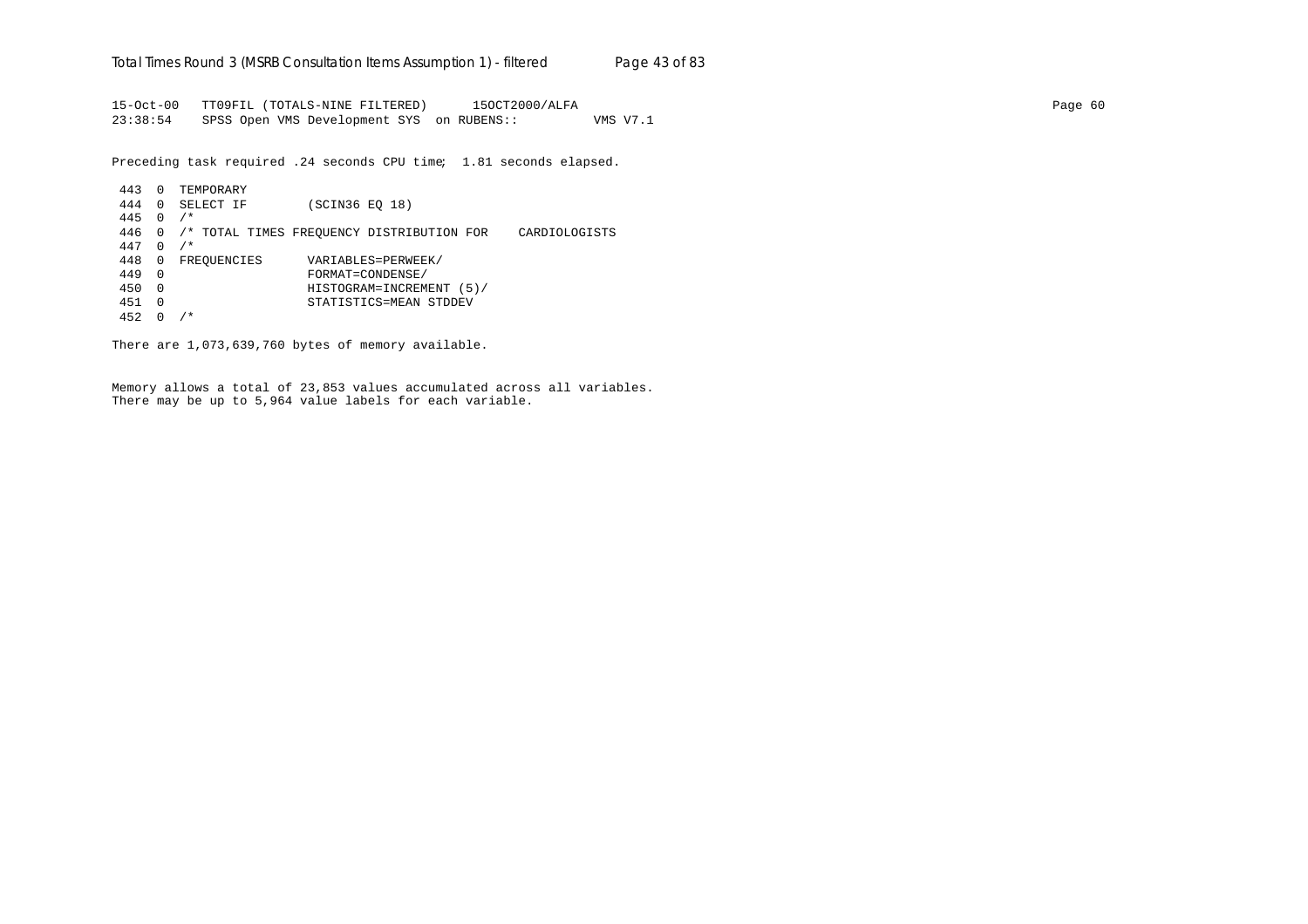```
15-Oct-00   TT09FIL (TOTALS-NINE FILTERED)      15OCT2000/ALFA                                                                    Page 60
23:38:54    SPSS Open VMS Development SYS  on RUBENS::          VMS V7.1

Preceding task required .24 seconds CPU time;  1.81 seconds elapsed.

 443  0  TEMPORARY
 444  0  SELECT IF        (SCIN36 EQ 18)
 445  0  /*
 446  0  /* TOTAL TIMES FREQUENCY DISTRIBUTION FOR    CARDIOLOGISTS
 447  0  /*
 448  0  FREQUENCIES      VARIABLES=PERWEEK/
 449  0                   FORMAT=CONDENSE/
 450  0                   HISTOGRAM=INCREMENT (5)/
 451  0                   STATISTICS=MEAN STDDEV
 452  0  /*

There are 1,073,639,760 bytes of memory available.


Memory allows a total of 23,853 values accumulated across all variables.
There may be up to 5,964 value labels for each variable.
```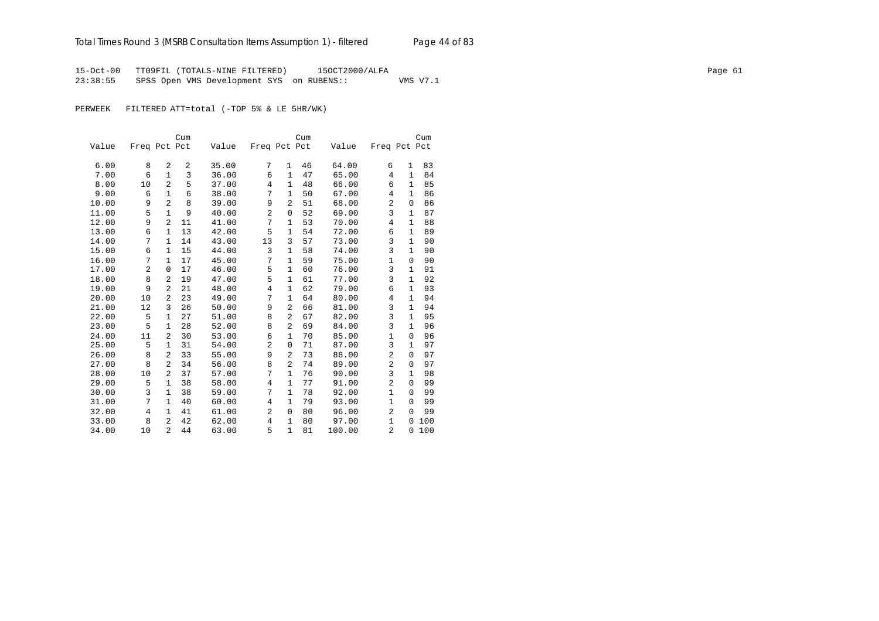15-Oct-00 TT09FIL (TOTALS-NINE FILTERED) 15OCT2000/ALFA
23:38:55 SPSS Open VMS Development SYS on RUBENS:: VMS V7.1

PERWEEK FILTERED ATT=total (-TOP 5% & LE 5HR/WK)

| Value | Freq | Pct | Cum Pct | Value | Freq | Pct | Cum Pct | Value | Freq | Pct | Cum Pct |
|---|---|---|---|---|---|---|---|---|---|---|---|
| 6.00 | 8 | 2 | 2 | 35.00 | 7 | 1 | 46 | 64.00 | 6 | 1 | 83 |
| 7.00 | 6 | 1 | 3 | 36.00 | 6 | 1 | 47 | 65.00 | 4 | 1 | 84 |
| 8.00 | 10 | 2 | 5 | 37.00 | 4 | 1 | 48 | 66.00 | 6 | 1 | 85 |
| 9.00 | 6 | 1 | 6 | 38.00 | 7 | 1 | 50 | 67.00 | 4 | 1 | 86 |
| 10.00 | 9 | 2 | 8 | 39.00 | 9 | 2 | 51 | 68.00 | 2 | 0 | 86 |
| 11.00 | 5 | 1 | 9 | 40.00 | 2 | 0 | 52 | 69.00 | 3 | 1 | 87 |
| 12.00 | 9 | 2 | 11 | 41.00 | 7 | 1 | 53 | 70.00 | 4 | 1 | 88 |
| 13.00 | 6 | 1 | 13 | 42.00 | 5 | 1 | 54 | 72.00 | 6 | 1 | 89 |
| 14.00 | 7 | 1 | 14 | 43.00 | 13 | 3 | 57 | 73.00 | 3 | 1 | 90 |
| 15.00 | 6 | 1 | 15 | 44.00 | 3 | 1 | 58 | 74.00 | 3 | 1 | 90 |
| 16.00 | 7 | 1 | 17 | 45.00 | 7 | 1 | 59 | 75.00 | 1 | 0 | 90 |
| 17.00 | 2 | 0 | 17 | 46.00 | 5 | 1 | 60 | 76.00 | 3 | 1 | 91 |
| 18.00 | 8 | 2 | 19 | 47.00 | 5 | 1 | 61 | 77.00 | 3 | 1 | 92 |
| 19.00 | 9 | 2 | 21 | 48.00 | 4 | 1 | 62 | 79.00 | 6 | 1 | 93 |
| 20.00 | 10 | 2 | 23 | 49.00 | 7 | 1 | 64 | 80.00 | 4 | 1 | 94 |
| 21.00 | 12 | 3 | 26 | 50.00 | 9 | 2 | 66 | 81.00 | 3 | 1 | 94 |
| 22.00 | 5 | 1 | 27 | 51.00 | 8 | 2 | 67 | 82.00 | 3 | 1 | 95 |
| 23.00 | 5 | 1 | 28 | 52.00 | 8 | 2 | 69 | 84.00 | 3 | 1 | 96 |
| 24.00 | 11 | 2 | 30 | 53.00 | 6 | 1 | 70 | 85.00 | 1 | 0 | 96 |
| 25.00 | 5 | 1 | 31 | 54.00 | 2 | 0 | 71 | 87.00 | 3 | 1 | 97 |
| 26.00 | 8 | 2 | 33 | 55.00 | 9 | 2 | 73 | 88.00 | 2 | 0 | 97 |
| 27.00 | 8 | 2 | 34 | 56.00 | 8 | 2 | 74 | 89.00 | 2 | 0 | 97 |
| 28.00 | 10 | 2 | 37 | 57.00 | 7 | 1 | 76 | 90.00 | 3 | 1 | 98 |
| 29.00 | 5 | 1 | 38 | 58.00 | 4 | 1 | 77 | 91.00 | 2 | 0 | 99 |
| 30.00 | 3 | 1 | 38 | 59.00 | 7 | 1 | 78 | 92.00 | 1 | 0 | 99 |
| 31.00 | 7 | 1 | 40 | 60.00 | 4 | 1 | 79 | 93.00 | 1 | 0 | 99 |
| 32.00 | 4 | 1 | 41 | 61.00 | 2 | 0 | 80 | 96.00 | 2 | 0 | 99 |
| 33.00 | 8 | 2 | 42 | 62.00 | 4 | 1 | 80 | 97.00 | 1 | 0 | 100 |
| 34.00 | 10 | 2 | 44 | 63.00 | 5 | 1 | 81 | 100.00 | 2 | 0 | 100 |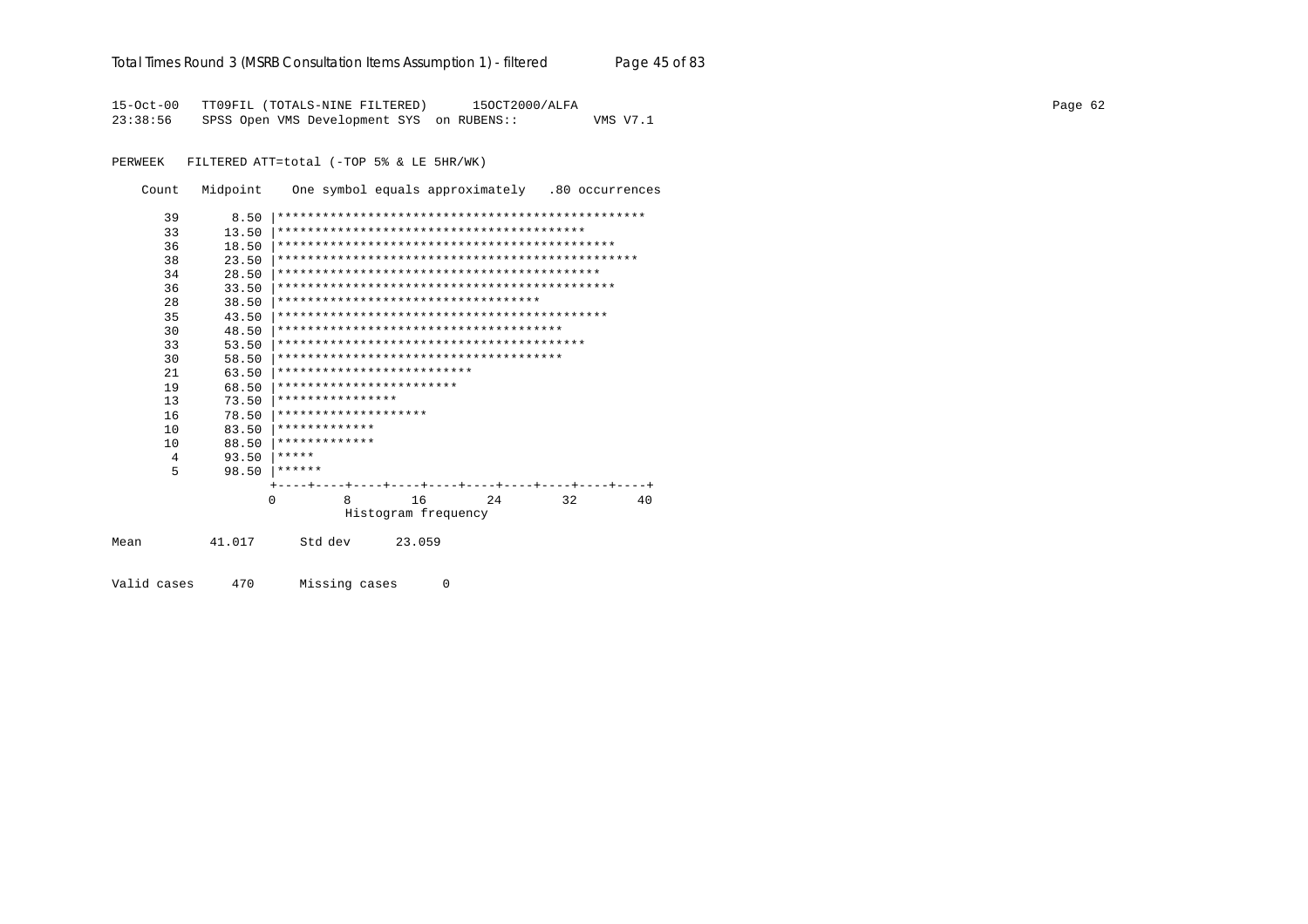```
15-Oct-00   TT09FIL (TOTALS-NINE FILTERED)      15OCT2000/ALFA
23:38:56    SPSS Open VMS Development SYS  on RUBENS::          VMS V7.1

PERWEEK   FILTERED ATT=total (-TOP 5% & LE 5HR/WK)

    Count   Midpoint    One symbol equals approximately   .80 occurrences

      39       8.50 |*************************************************
      33      13.50 |*****************************************
      36      18.50 |*********************************************
      38      23.50 |***********************************************
      34      28.50 |*******************************************
      36      33.50 |*********************************************
      28      38.50 |***********************************
      35      43.50 |********************************************
      30      48.50 |**************************************
      33      53.50 |*****************************************
      30      58.50 |**************************************
      21      63.50 |**************************
      19      68.50 |************************
      13      73.50 |****************
      16      78.50 |********************
      10      83.50 |*************
      10      88.50 |*************
       4      93.50 |*****
       5      98.50 |******
                    +----+----+----+----+----+----+----+----+----+----+
                    0         8        16        24        32        40
                              Histogram frequency

Mean         41.017      Std dev      23.059

Valid cases     470      Missing cases      0
```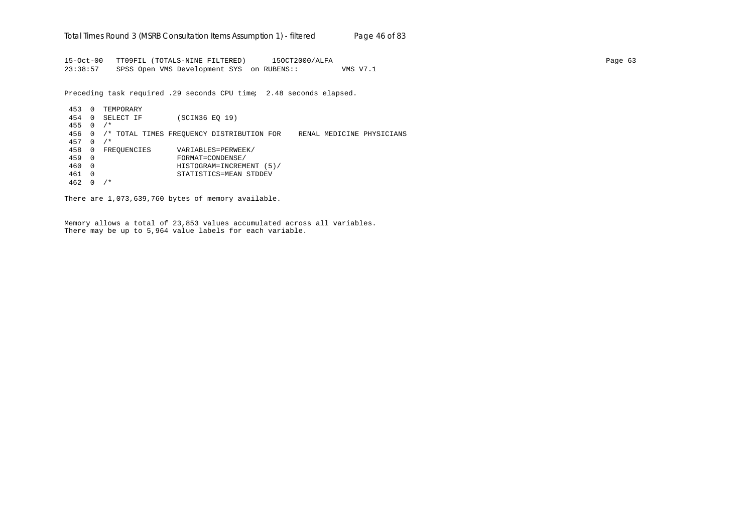```
15-Oct-00   TT09FIL (TOTALS-NINE FILTERED)      15OCT2000/ALFA
23:38:57    SPSS Open VMS Development SYS  on RUBENS::          VMS V7.1
```

Preceding task required .29 seconds CPU time;  2.48 seconds elapsed.

```
 453  0  TEMPORARY
 454  0  SELECT IF        (SCIN36 EQ 19)
 455  0  /*
 456  0  /* TOTAL TIMES FREQUENCY DISTRIBUTION FOR    RENAL MEDICINE PHYSICIANS
 457  0  /*
 458  0  FREQUENCIES      VARIABLES=PERWEEK/
 459  0                   FORMAT=CONDENSE/
 460  0                   HISTOGRAM=INCREMENT (5)/
 461  0                   STATISTICS=MEAN STDDEV
 462  0  /*
```

There are 1,073,639,760 bytes of memory available.

Memory allows a total of 23,853 values accumulated across all variables.
There may be up to 5,964 value labels for each variable.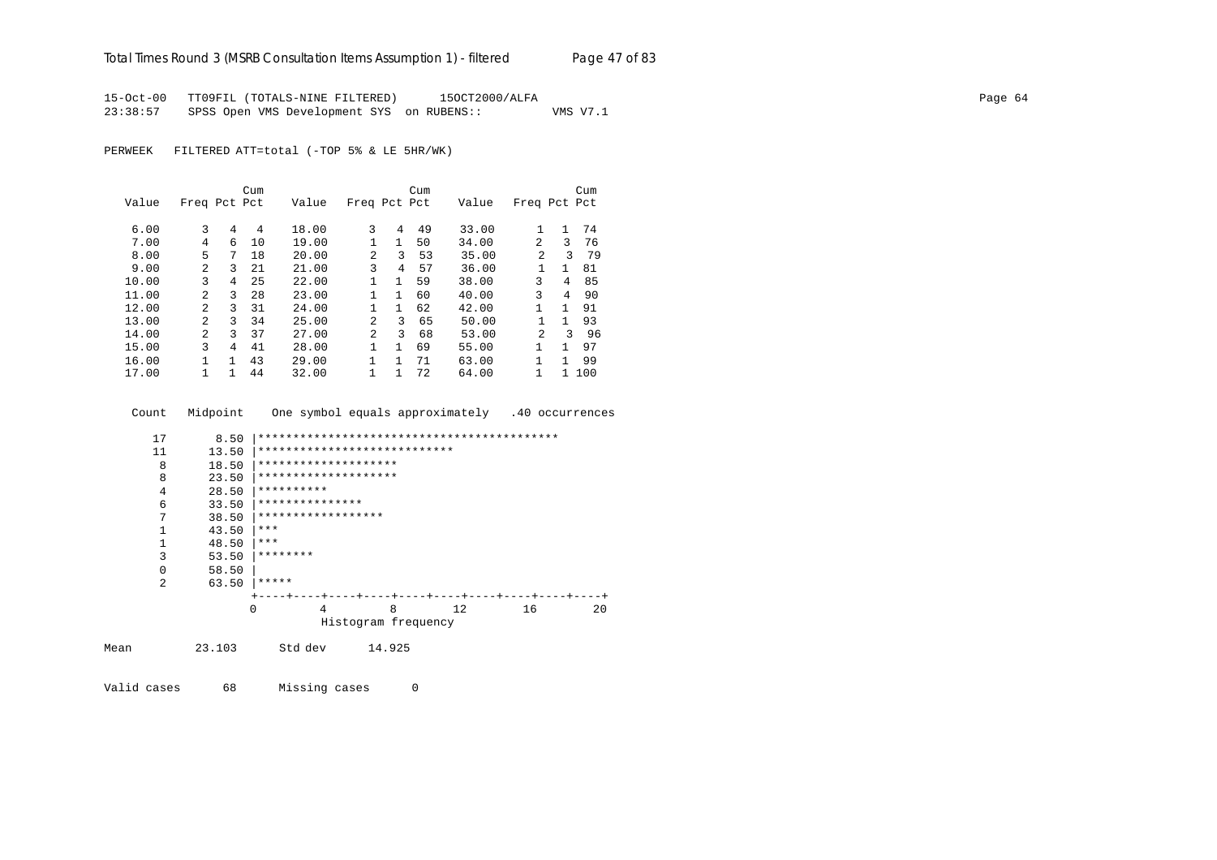15-Oct-00 TT09FIL (TOTALS-NINE FILTERED) 15OCT2000/ALFA
23:38:57 SPSS Open VMS Development SYS on RUBENS:: VMS V7.1

PERWEEK FILTERED ATT=total (-TOP 5% & LE 5HR/WK)

| Value | Freq | Pct | Cum Pct | Value | Freq | Pct | Cum Pct | Value | Freq | Pct | Cum Pct |
|---|---|---|---|---|---|---|---|---|---|---|---|
| 6.00 | 3 | 4 | 4 | 18.00 | 3 | 4 | 49 | 33.00 | 1 | 1 | 74 |
| 7.00 | 4 | 6 | 10 | 19.00 | 1 | 1 | 50 | 34.00 | 2 | 3 | 76 |
| 8.00 | 5 | 7 | 18 | 20.00 | 2 | 3 | 53 | 35.00 | 2 | 3 | 79 |
| 9.00 | 2 | 3 | 21 | 21.00 | 3 | 4 | 57 | 36.00 | 1 | 1 | 81 |
| 10.00 | 3 | 4 | 25 | 22.00 | 1 | 1 | 59 | 38.00 | 3 | 4 | 85 |
| 11.00 | 2 | 3 | 28 | 23.00 | 1 | 1 | 60 | 40.00 | 3 | 4 | 90 |
| 12.00 | 2 | 3 | 31 | 24.00 | 1 | 1 | 62 | 42.00 | 1 | 1 | 91 |
| 13.00 | 2 | 3 | 34 | 25.00 | 2 | 3 | 65 | 50.00 | 1 | 1 | 93 |
| 14.00 | 2 | 3 | 37 | 27.00 | 2 | 3 | 68 | 53.00 | 2 | 3 | 96 |
| 15.00 | 3 | 4 | 41 | 28.00 | 1 | 1 | 69 | 55.00 | 1 | 1 | 97 |
| 16.00 | 1 | 1 | 43 | 29.00 | 1 | 1 | 71 | 63.00 | 1 | 1 | 99 |
| 17.00 | 1 | 1 | 44 | 32.00 | 1 | 1 | 72 | 64.00 | 1 | 1 | 100 |

```
    Count   Midpoint    One symbol equals approximately   .40 occurrences

      17       8.50 |*******************************************
      11      13.50 |****************************
       8      18.50 |********************
       8      23.50 |********************
       4      28.50 |**********
       6      33.50 |***************
       7      38.50 |******************
       1      43.50 |***
       1      48.50 |***
       3      53.50 |********
       0      58.50 |
       2      63.50 |*****
                    +----+----+----+----+----+----+----+----+----+----+
                    0         4         8        12        16        20
                              Histogram frequency
```

Mean 23.103 Std dev 14.925

Valid cases 68 Missing cases 0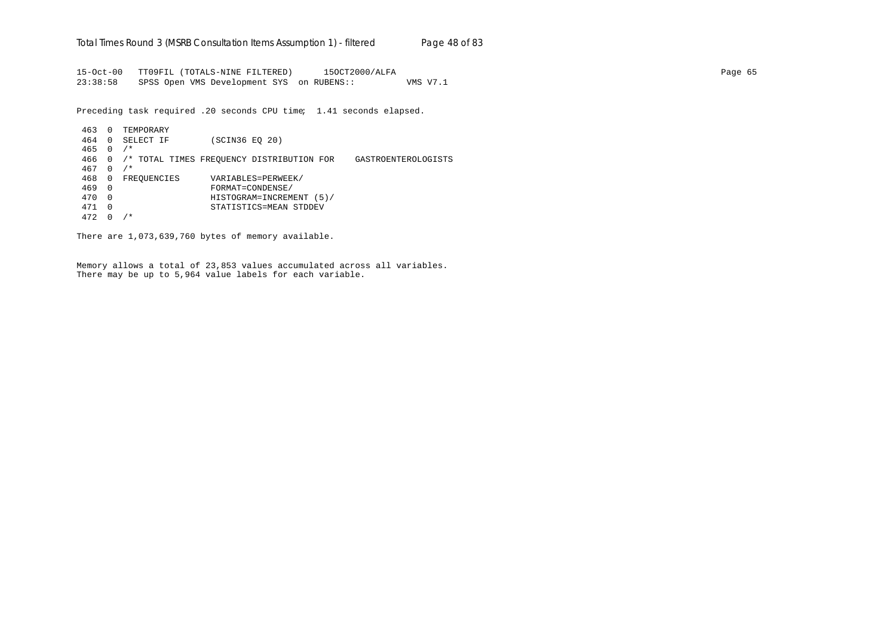```
15-Oct-00   TT09FIL (TOTALS-NINE FILTERED)      15OCT2000/ALFA
23:38:58    SPSS Open VMS Development SYS  on RUBENS::          VMS V7.1

Preceding task required .20 seconds CPU time;  1.41 seconds elapsed.

 463  0  TEMPORARY
 464  0  SELECT IF        (SCIN36 EQ 20)
 465  0  /*
 466  0  /* TOTAL TIMES FREQUENCY DISTRIBUTION FOR    GASTROENTEROLOGISTS
 467  0  /*
 468  0  FREQUENCIES      VARIABLES=PERWEEK/
 469  0                   FORMAT=CONDENSE/
 470  0                   HISTOGRAM=INCREMENT (5)/
 471  0                   STATISTICS=MEAN STDDEV
 472  0  /*

There are 1,073,639,760 bytes of memory available.


Memory allows a total of 23,853 values accumulated across all variables.
There may be up to 5,964 value labels for each variable.
```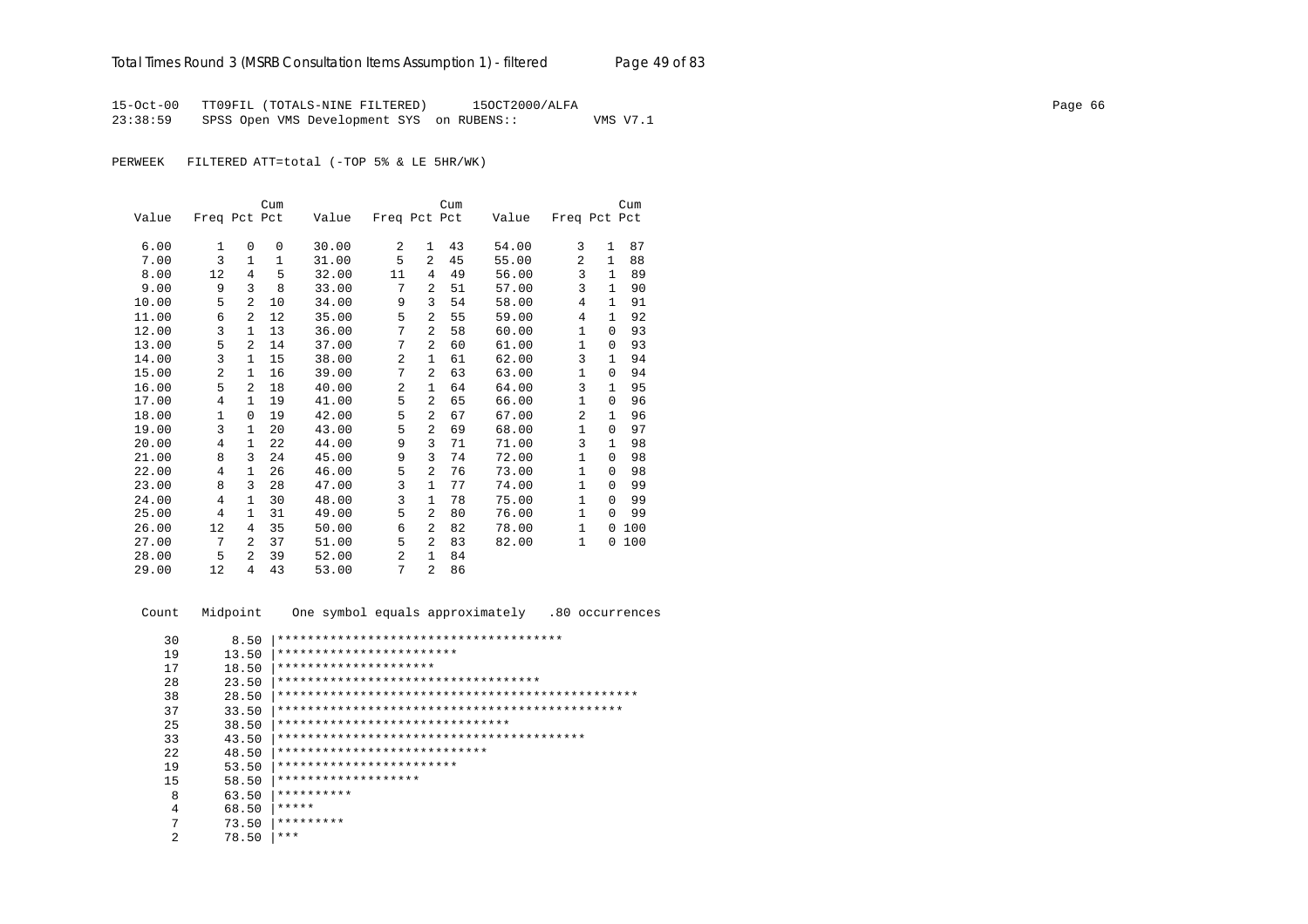15-Oct-00 TT09FIL (TOTALS-NINE FILTERED) 15OCT2000/ALFA
23:38:59 SPSS Open VMS Development SYS on RUBENS:: VMS V7.1

PERWEEK FILTERED ATT=total (-TOP 5% & LE 5HR/WK)

| Value | Freq | Pct | Cum Pct | Value | Freq | Pct | Cum Pct | Value | Freq | Pct | Cum Pct |
|---|---|---|---|---|---|---|---|---|---|---|---|
| 6.00 | 1 | 0 | 0 | 30.00 | 2 | 1 | 43 | 54.00 | 3 | 1 | 87 |
| 7.00 | 3 | 1 | 1 | 31.00 | 5 | 2 | 45 | 55.00 | 2 | 1 | 88 |
| 8.00 | 12 | 4 | 5 | 32.00 | 11 | 4 | 49 | 56.00 | 3 | 1 | 89 |
| 9.00 | 9 | 3 | 8 | 33.00 | 7 | 2 | 51 | 57.00 | 3 | 1 | 90 |
| 10.00 | 5 | 2 | 10 | 34.00 | 9 | 3 | 54 | 58.00 | 4 | 1 | 91 |
| 11.00 | 6 | 2 | 12 | 35.00 | 5 | 2 | 55 | 59.00 | 4 | 1 | 92 |
| 12.00 | 3 | 1 | 13 | 36.00 | 7 | 2 | 58 | 60.00 | 1 | 0 | 93 |
| 13.00 | 5 | 2 | 14 | 37.00 | 7 | 2 | 60 | 61.00 | 1 | 0 | 93 |
| 14.00 | 3 | 1 | 15 | 38.00 | 2 | 1 | 61 | 62.00 | 3 | 1 | 94 |
| 15.00 | 2 | 1 | 16 | 39.00 | 7 | 2 | 63 | 63.00 | 1 | 0 | 94 |
| 16.00 | 5 | 2 | 18 | 40.00 | 2 | 1 | 64 | 64.00 | 3 | 1 | 95 |
| 17.00 | 4 | 1 | 19 | 41.00 | 5 | 2 | 65 | 66.00 | 1 | 0 | 96 |
| 18.00 | 1 | 0 | 19 | 42.00 | 5 | 2 | 67 | 67.00 | 2 | 1 | 96 |
| 19.00 | 3 | 1 | 20 | 43.00 | 5 | 2 | 69 | 68.00 | 1 | 0 | 97 |
| 20.00 | 4 | 1 | 22 | 44.00 | 9 | 3 | 71 | 71.00 | 3 | 1 | 98 |
| 21.00 | 8 | 3 | 24 | 45.00 | 9 | 3 | 74 | 72.00 | 1 | 0 | 98 |
| 22.00 | 4 | 1 | 26 | 46.00 | 5 | 2 | 76 | 73.00 | 1 | 0 | 98 |
| 23.00 | 8 | 3 | 28 | 47.00 | 3 | 1 | 77 | 74.00 | 1 | 0 | 99 |
| 24.00 | 4 | 1 | 30 | 48.00 | 3 | 1 | 78 | 75.00 | 1 | 0 | 99 |
| 25.00 | 4 | 1 | 31 | 49.00 | 5 | 2 | 80 | 76.00 | 1 | 0 | 99 |
| 26.00 | 12 | 4 | 35 | 50.00 | 6 | 2 | 82 | 78.00 | 1 | 0 | 100 |
| 27.00 | 7 | 2 | 37 | 51.00 | 5 | 2 | 83 | 82.00 | 1 | 0 | 100 |
| 28.00 | 5 | 2 | 39 | 52.00 | 2 | 1 | 84 | | | | |
| 29.00 | 12 | 4 | 43 | 53.00 | 7 | 2 | 86 | | | | |

```
Count   Midpoint    One symbol equals approximately   .80 occurrences

   30      8.50 |**************************************
   19     13.50 |************************
   17     18.50 |*********************
   28     23.50 |***********************************
   38     28.50 |************************************************
   37     33.50 |**********************************************
   25     38.50 |*******************************
   33     43.50 |*****************************************
   22     48.50 |****************************
   19     53.50 |************************
   15     58.50 |*******************
    8     63.50 |**********
    4     68.50 |*****
    7     73.50 |*********
    2     78.50 |***
```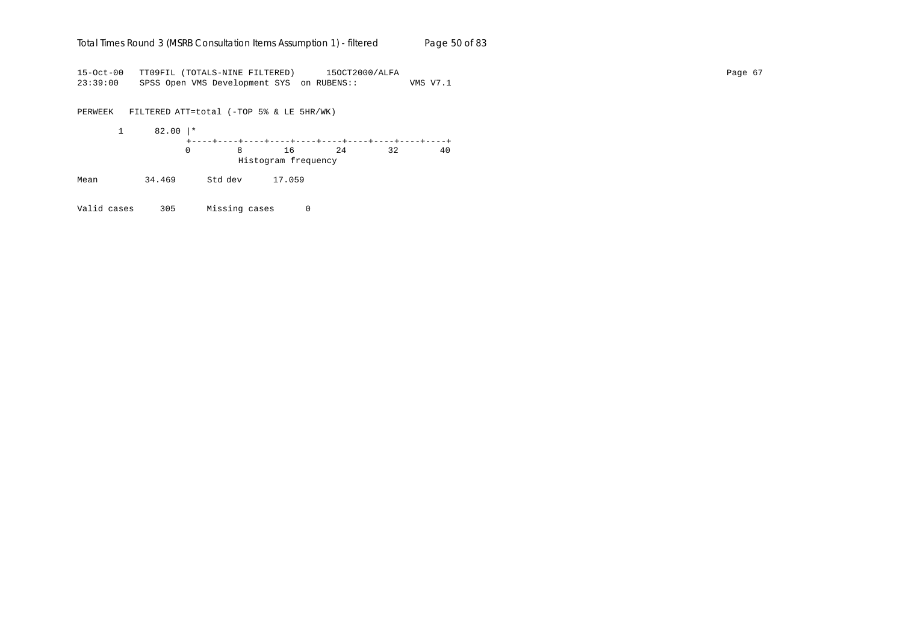```
15-Oct-00   TT09FIL (TOTALS-NINE FILTERED)      15OCT2000/ALFA
23:39:00    SPSS Open VMS Development SYS  on RUBENS::          VMS V7.1

PERWEEK   FILTERED ATT=total (-TOP 5% & LE 5HR/WK)

       1      82.00 |*
                    +----+----+----+----+----+----+----+----+----+----+
                    0         8        16        24        32        40
                              Histogram frequency

Mean         34.469      Std dev      17.059

Valid cases     305      Missing cases      0
```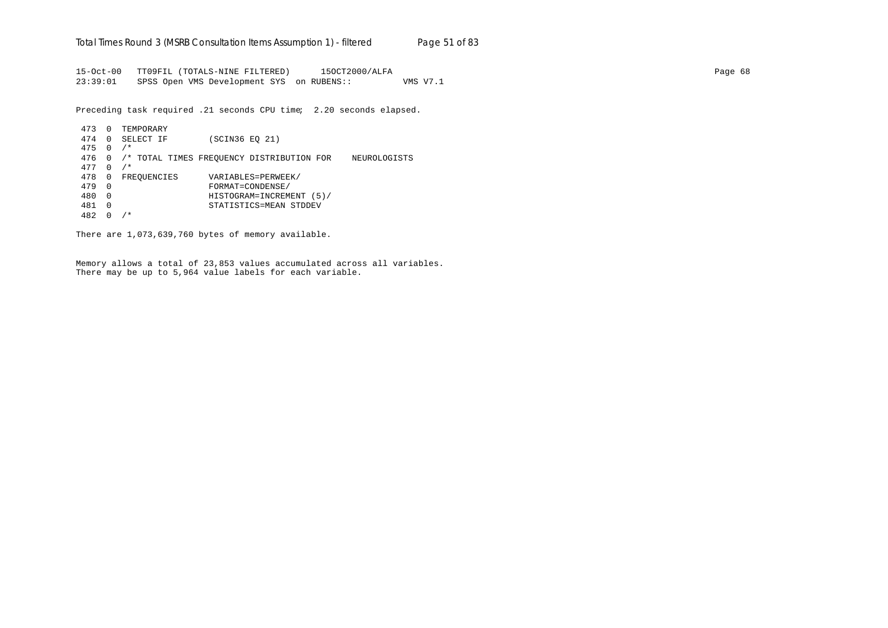```
15-Oct-00   TT09FIL (TOTALS-NINE FILTERED)      15OCT2000/ALFA
23:39:01    SPSS Open VMS Development SYS  on RUBENS::          VMS V7.1
```

Preceding task required .21 seconds CPU time;  2.20 seconds elapsed.

```
 473  0  TEMPORARY
 474  0  SELECT IF        (SCIN36 EQ 21)
 475  0  /*
 476  0  /* TOTAL TIMES FREQUENCY DISTRIBUTION FOR    NEUROLOGISTS
 477  0  /*
 478  0  FREQUENCIES      VARIABLES=PERWEEK/
 479  0                   FORMAT=CONDENSE/
 480  0                   HISTOGRAM=INCREMENT (5)/
 481  0                   STATISTICS=MEAN STDDEV
 482  0  /*
```

There are 1,073,639,760 bytes of memory available.

Memory allows a total of 23,853 values accumulated across all variables.
There may be up to 5,964 value labels for each variable.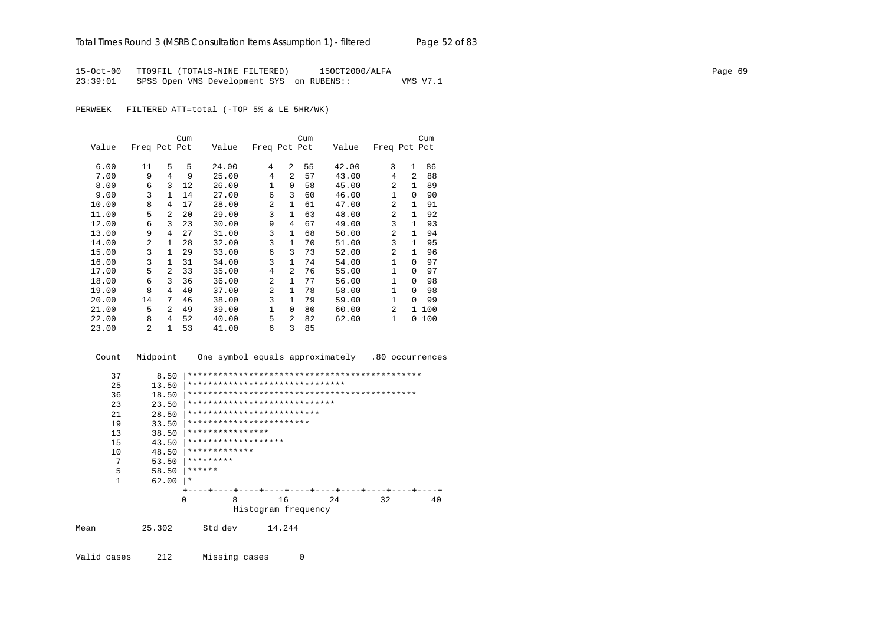```
15-Oct-00   TT09FIL (TOTALS-NINE FILTERED)      15OCT2000/ALFA
23:39:01    SPSS Open VMS Development SYS  on RUBENS::          VMS V7.1

PERWEEK   FILTERED ATT=total (-TOP 5% & LE 5HR/WK)


                  Cum                      Cum                      Cum
  Value   Freq Pct Pct     Value   Freq Pct Pct     Value   Freq Pct Pct

   6.00     11   5   5     24.00      4   2  55     42.00      3   1  86
   7.00      9   4   9     25.00      4   2  57     43.00      4   2  88
   8.00      6   3  12     26.00      1   0  58     45.00      2   1  89
   9.00      3   1  14     27.00      6   3  60     46.00      1   0  90
  10.00      8   4  17     28.00      2   1  61     47.00      2   1  91
  11.00      5   2  20     29.00      3   1  63     48.00      2   1  92
  12.00      6   3  23     30.00      9   4  67     49.00      3   1  93
  13.00      9   4  27     31.00      3   1  68     50.00      2   1  94
  14.00      2   1  28     32.00      3   1  70     51.00      3   1  95
  15.00      3   1  29     33.00      6   3  73     52.00      2   1  96
  16.00      3   1  31     34.00      3   1  74     54.00      1   0  97
  17.00      5   2  33     35.00      4   2  76     55.00      1   0  97
  18.00      6   3  36     36.00      2   1  77     56.00      1   0  98
  19.00      8   4  40     37.00      2   1  78     58.00      1   0  98
  20.00     14   7  46     38.00      3   1  79     59.00      1   0  99
  21.00      5   2  49     39.00      1   0  80     60.00      2   1 100
  22.00      8   4  52     40.00      5   2  82     62.00      1   0 100
  23.00      2   1  53     41.00      6   3  85


  Count   Midpoint     One symbol equals approximately   .80 occurrences

     37       8.50 |**********************************************
     25      13.50 |*******************************
     36      18.50 |*********************************************
     23      23.50 |*****************************
     21      28.50 |**************************
     19      33.50 |************************
     13      38.50 |****************
     15      43.50 |*******************
     10      48.50 |*************
      7      53.50 |*********
      5      58.50 |******
      1      62.00 |*
                   +----+----+----+----+----+----+----+----+----+----+
                   0         8        16        24        32        40
                             Histogram frequency

Mean         25.302      Std dev      14.244


Valid cases     212      Missing cases      0
```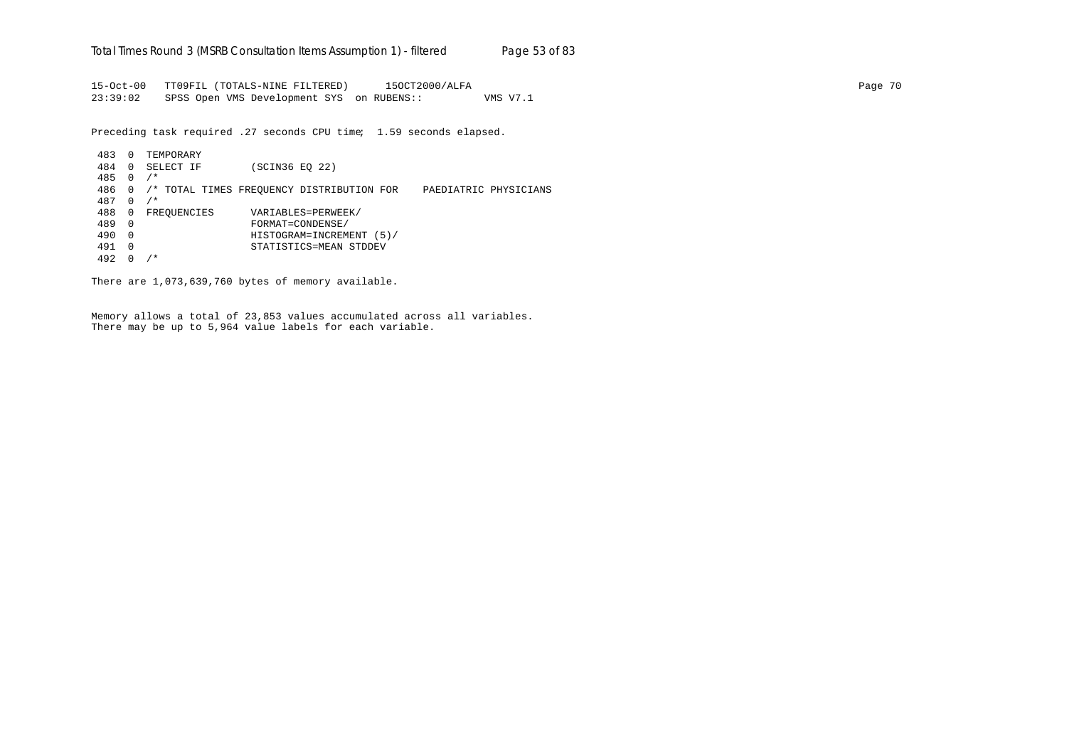```
15-Oct-00   TT09FIL (TOTALS-NINE FILTERED)      15OCT2000/ALFA
23:39:02    SPSS Open VMS Development SYS  on RUBENS::          VMS V7.1

Preceding task required .27 seconds CPU time;  1.59 seconds elapsed.

 483  0  TEMPORARY
 484  0  SELECT IF        (SCIN36 EQ 22)
 485  0  /*
 486  0  /* TOTAL TIMES FREQUENCY DISTRIBUTION FOR    PAEDIATRIC PHYSICIANS
 487  0  /*
 488  0  FREQUENCIES      VARIABLES=PERWEEK/
 489  0                   FORMAT=CONDENSE/
 490  0                   HISTOGRAM=INCREMENT (5)/
 491  0                   STATISTICS=MEAN STDDEV
 492  0  /*

There are 1,073,639,760 bytes of memory available.

Memory allows a total of 23,853 values accumulated across all variables.
There may be up to 5,964 value labels for each variable.
```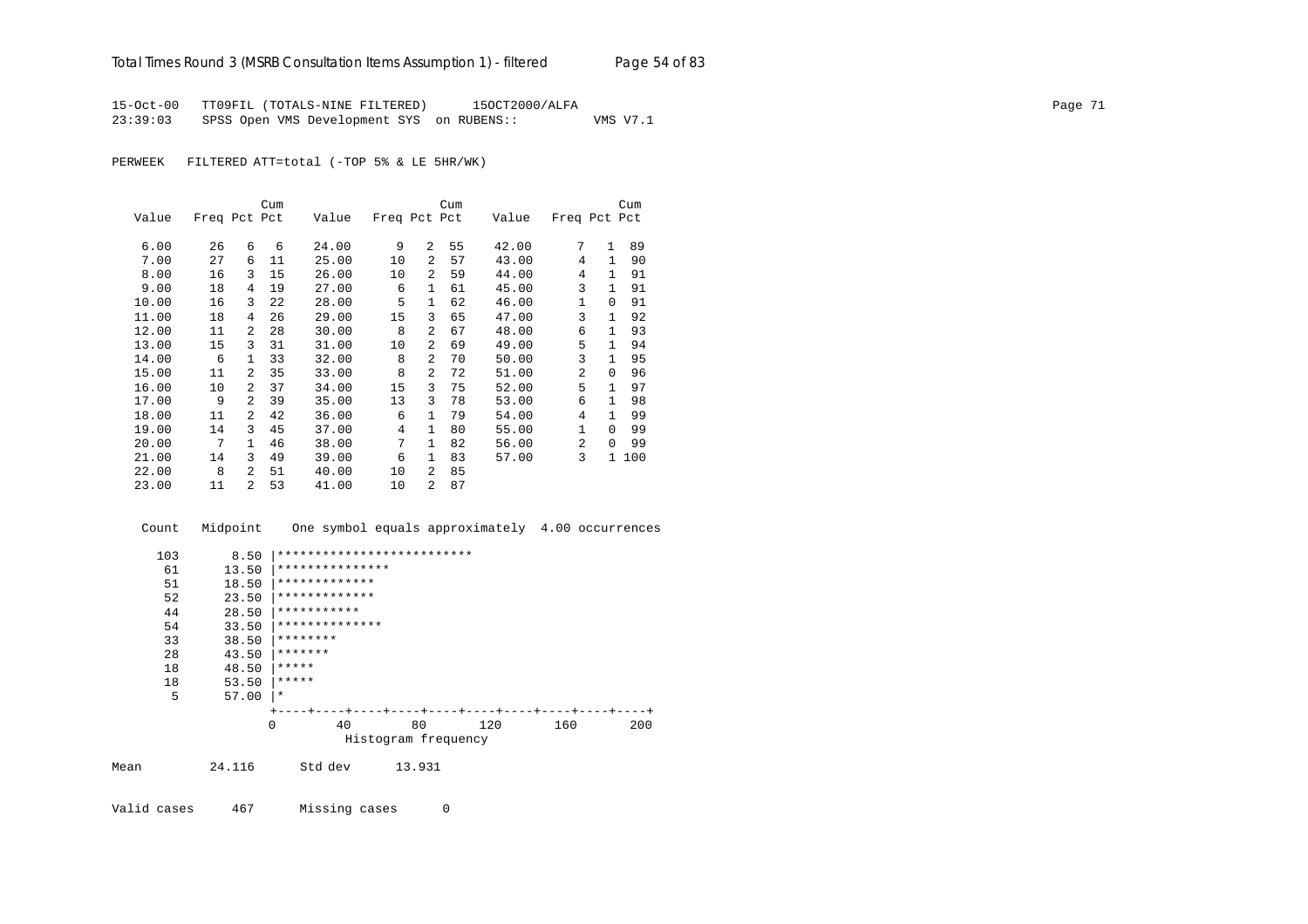```
15-Oct-00   TT09FIL (TOTALS-NINE FILTERED)      15OCT2000/ALFA
23:39:03    SPSS Open VMS Development SYS  on RUBENS::          VMS V7.1
```

PERWEEK   FILTERED ATT=total (-TOP 5% & LE 5HR/WK)

| Value | Freq | Pct | Cum Pct | Value | Freq | Pct | Cum Pct | Value | Freq | Pct | Cum Pct |
|---|---|---|---|---|---|---|---|---|---|---|---|
| 6.00 | 26 | 6 | 6 | 24.00 | 9 | 2 | 55 | 42.00 | 7 | 1 | 89 |
| 7.00 | 27 | 6 | 11 | 25.00 | 10 | 2 | 57 | 43.00 | 4 | 1 | 90 |
| 8.00 | 16 | 3 | 15 | 26.00 | 10 | 2 | 59 | 44.00 | 4 | 1 | 91 |
| 9.00 | 18 | 4 | 19 | 27.00 | 6 | 1 | 61 | 45.00 | 3 | 1 | 91 |
| 10.00 | 16 | 3 | 22 | 28.00 | 5 | 1 | 62 | 46.00 | 1 | 0 | 91 |
| 11.00 | 18 | 4 | 26 | 29.00 | 15 | 3 | 65 | 47.00 | 3 | 1 | 92 |
| 12.00 | 11 | 2 | 28 | 30.00 | 8 | 2 | 67 | 48.00 | 6 | 1 | 93 |
| 13.00 | 15 | 3 | 31 | 31.00 | 10 | 2 | 69 | 49.00 | 5 | 1 | 94 |
| 14.00 | 6 | 1 | 33 | 32.00 | 8 | 2 | 70 | 50.00 | 3 | 1 | 95 |
| 15.00 | 11 | 2 | 35 | 33.00 | 8 | 2 | 72 | 51.00 | 2 | 0 | 96 |
| 16.00 | 10 | 2 | 37 | 34.00 | 15 | 3 | 75 | 52.00 | 5 | 1 | 97 |
| 17.00 | 9 | 2 | 39 | 35.00 | 13 | 3 | 78 | 53.00 | 6 | 1 | 98 |
| 18.00 | 11 | 2 | 42 | 36.00 | 6 | 1 | 79 | 54.00 | 4 | 1 | 99 |
| 19.00 | 14 | 3 | 45 | 37.00 | 4 | 1 | 80 | 55.00 | 1 | 0 | 99 |
| 20.00 | 7 | 1 | 46 | 38.00 | 7 | 1 | 82 | 56.00 | 2 | 0 | 99 |
| 21.00 | 14 | 3 | 49 | 39.00 | 6 | 1 | 83 | 57.00 | 3 | 1 | 100 |
| 22.00 | 8 | 2 | 51 | 40.00 | 10 | 2 | 85 | | | | |
| 23.00 | 11 | 2 | 53 | 41.00 | 10 | 2 | 87 | | | | |

```
  Count   Midpoint    One symbol equals approximately  4.00 occurrences

    103      8.50 |**************************
     61     13.50 |***************
     51     18.50 |*************
     52     23.50 |*************
     44     28.50 |***********
     54     33.50 |**************
     33     38.50 |********
     28     43.50 |*******
     18     48.50 |*****
     18     53.50 |*****
      5     57.00 |*
                  +----+----+----+----+----+----+----+----+----+----+
                  0        40        80       120       160       200
                            Histogram frequency

Mean         24.116      Std dev      13.931

Valid cases     467      Missing cases      0
```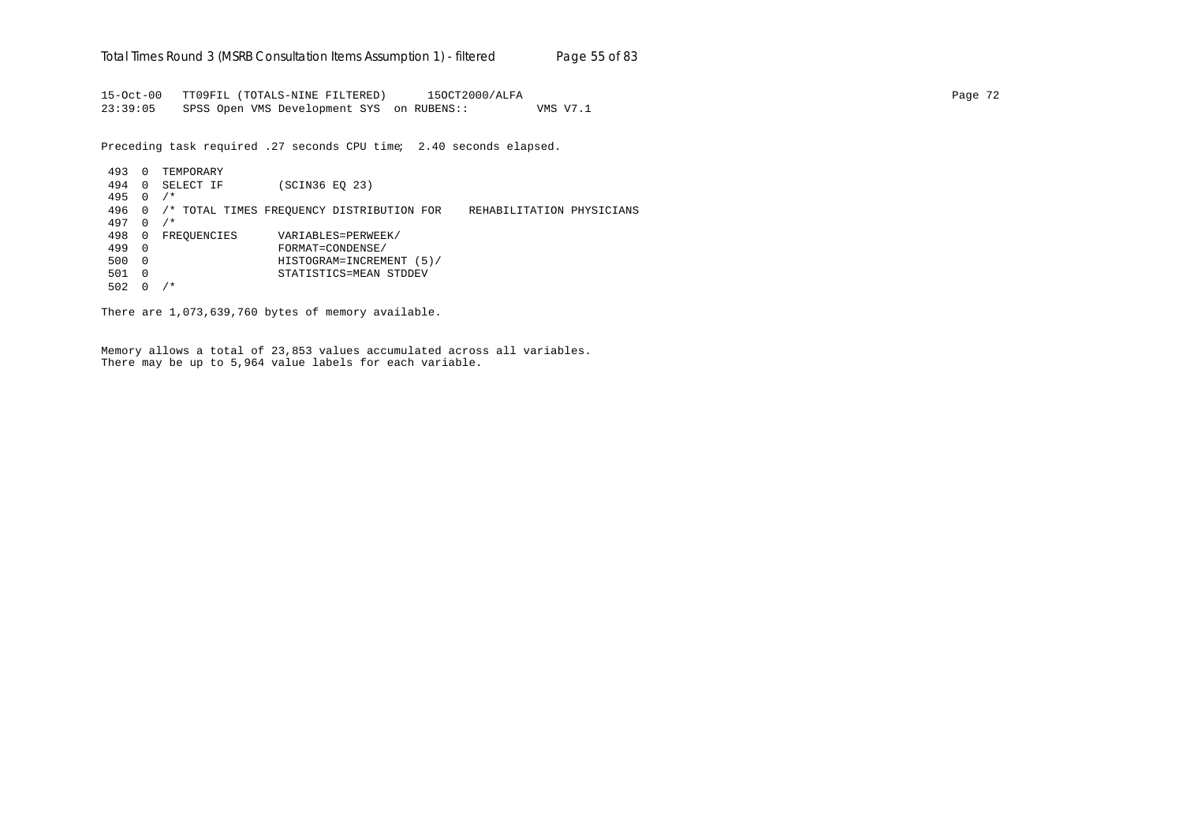```
15-Oct-00   TT09FIL (TOTALS-NINE FILTERED)      15OCT2000/ALFA                                                                                    Page 72
23:39:05    SPSS Open VMS Development SYS  on RUBENS::          VMS V7.1

Preceding task required .27 seconds CPU time;  2.40 seconds elapsed.

 493  0  TEMPORARY
 494  0  SELECT IF        (SCIN36 EQ 23)
 495  0  /*
 496  0  /* TOTAL TIMES FREQUENCY DISTRIBUTION FOR    REHABILITATION PHYSICIANS
 497  0  /*
 498  0  FREQUENCIES      VARIABLES=PERWEEK/
 499  0                   FORMAT=CONDENSE/
 500  0                   HISTOGRAM=INCREMENT (5)/
 501  0                   STATISTICS=MEAN STDDEV
 502  0  /*

There are 1,073,639,760 bytes of memory available.


Memory allows a total of 23,853 values accumulated across all variables.
There may be up to 5,964 value labels for each variable.
```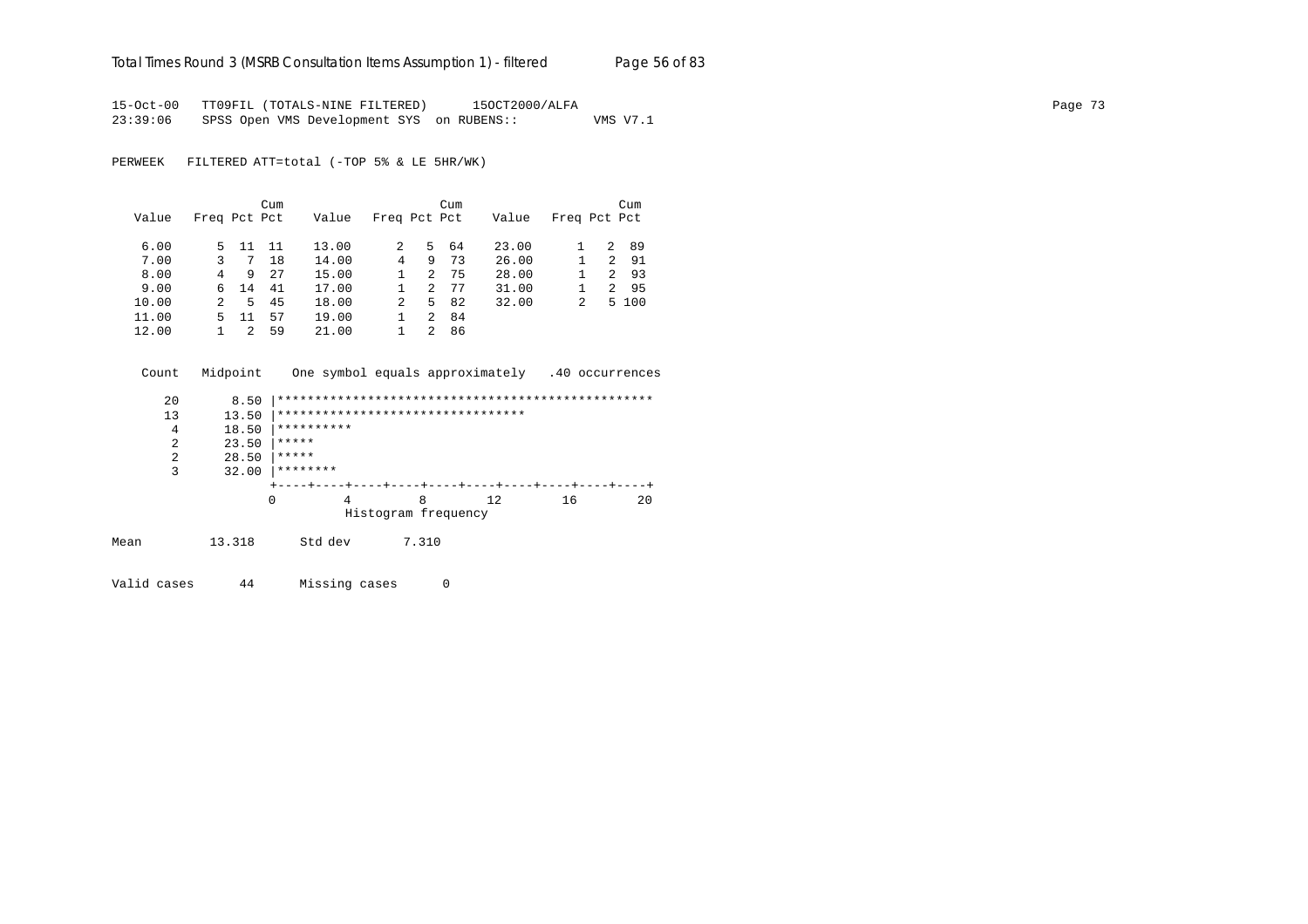15-Oct-00 TT09FIL (TOTALS-NINE FILTERED) 15OCT2000/ALFA
23:39:06 SPSS Open VMS Development SYS on RUBENS:: VMS V7.1

PERWEEK FILTERED ATT=total (-TOP 5% & LE 5HR/WK)

| Value | Freq | Pct | Cum Pct | Value | Freq | Pct | Cum Pct | Value | Freq | Pct | Cum Pct |
|---|---|---|---|---|---|---|---|---|---|---|---|
| 6.00 | 5 | 11 | 11 | 13.00 | 2 | 5 | 64 | 23.00 | 1 | 2 | 89 |
| 7.00 | 3 | 7 | 18 | 14.00 | 4 | 9 | 73 | 26.00 | 1 | 2 | 91 |
| 8.00 | 4 | 9 | 27 | 15.00 | 1 | 2 | 75 | 28.00 | 1 | 2 | 93 |
| 9.00 | 6 | 14 | 41 | 17.00 | 1 | 2 | 77 | 31.00 | 1 | 2 | 95 |
| 10.00 | 2 | 5 | 45 | 18.00 | 2 | 5 | 82 | 32.00 | 2 | 5 | 100 |
| 11.00 | 5 | 11 | 57 | 19.00 | 1 | 2 | 84 | | | | |
| 12.00 | 1 | 2 | 59 | 21.00 | 1 | 2 | 86 | | | | |

```
 Count   Midpoint    One symbol equals approximately   .40 occurrences

    20       8.50 |**************************************************
    13      13.50 |********************************
     4      18.50 |**********
     2      23.50 |*****
     2      28.50 |*****
     3      32.00 |********
                  +----+----+----+----+----+----+----+----+----+----+
                  0         4         8        12        16        20
                             Histogram frequency
```

Mean 13.318 Std dev 7.310

Valid cases 44 Missing cases 0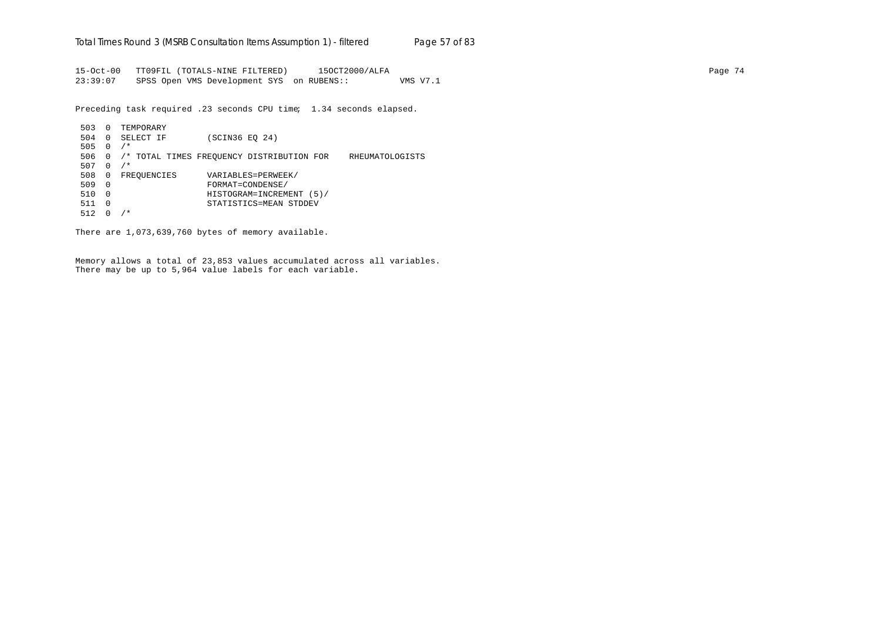```
15-Oct-00   TT09FIL (TOTALS-NINE FILTERED)      15OCT2000/ALFA
23:39:07    SPSS Open VMS Development SYS  on RUBENS::          VMS V7.1

Preceding task required .23 seconds CPU time;  1.34 seconds elapsed.

 503  0  TEMPORARY
 504  0  SELECT IF        (SCIN36 EQ 24)
 505  0  /*
 506  0  /* TOTAL TIMES FREQUENCY DISTRIBUTION FOR    RHEUMATOLOGISTS
 507  0  /*
 508  0  FREQUENCIES      VARIABLES=PERWEEK/
 509  0                   FORMAT=CONDENSE/
 510  0                   HISTOGRAM=INCREMENT (5)/
 511  0                   STATISTICS=MEAN STDDEV
 512  0  /*

There are 1,073,639,760 bytes of memory available.


Memory allows a total of 23,853 values accumulated across all variables.
There may be up to 5,964 value labels for each variable.
```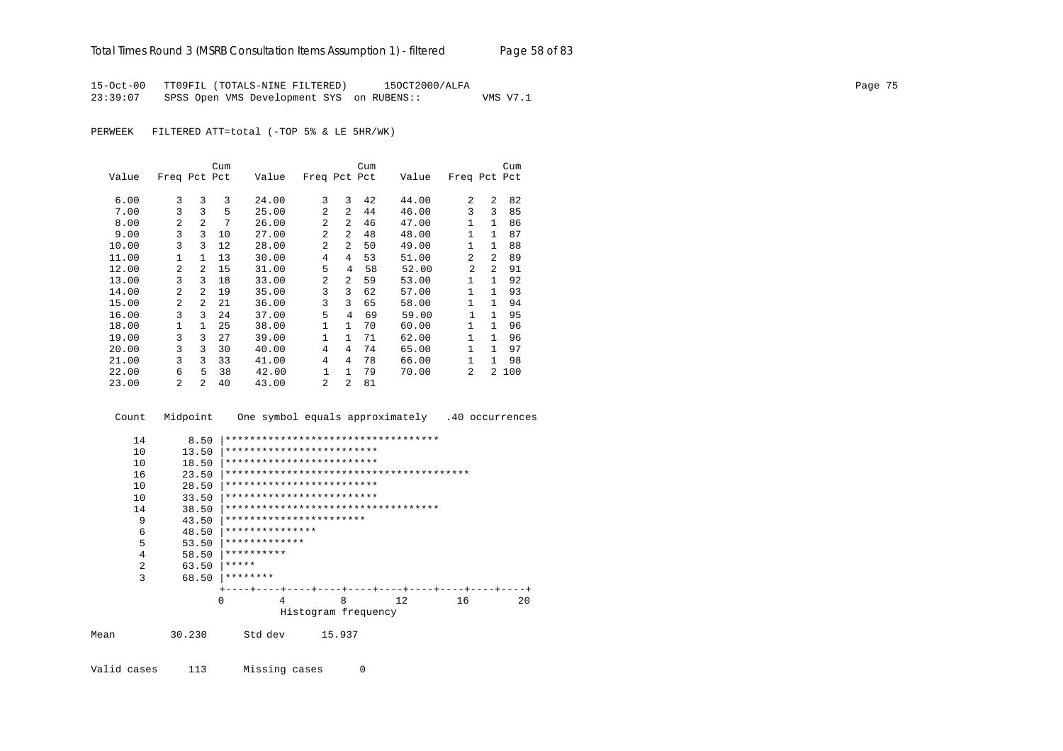15-Oct-00 TT09FIL (TOTALS-NINE FILTERED) 15OCT2000/ALFA
23:39:07 SPSS Open VMS Development SYS on RUBENS:: VMS V7.1

PERWEEK FILTERED ATT=total (-TOP 5% & LE 5HR/WK)

| Value | Freq | Pct | Cum Pct | Value | Freq | Pct | Cum Pct | Value | Freq | Pct | Cum Pct |
|---|---|---|---|---|---|---|---|---|---|---|---|
| 6.00 | 3 | 3 | 3 | 24.00 | 3 | 3 | 42 | 44.00 | 2 | 2 | 82 |
| 7.00 | 3 | 3 | 5 | 25.00 | 2 | 2 | 44 | 46.00 | 3 | 3 | 85 |
| 8.00 | 2 | 2 | 7 | 26.00 | 2 | 2 | 46 | 47.00 | 1 | 1 | 86 |
| 9.00 | 3 | 3 | 10 | 27.00 | 2 | 2 | 48 | 48.00 | 1 | 1 | 87 |
| 10.00 | 3 | 3 | 12 | 28.00 | 2 | 2 | 50 | 49.00 | 1 | 1 | 88 |
| 11.00 | 1 | 1 | 13 | 30.00 | 4 | 4 | 53 | 51.00 | 2 | 2 | 89 |
| 12.00 | 2 | 2 | 15 | 31.00 | 5 | 4 | 58 | 52.00 | 2 | 2 | 91 |
| 13.00 | 3 | 3 | 18 | 33.00 | 2 | 2 | 59 | 53.00 | 1 | 1 | 92 |
| 14.00 | 2 | 2 | 19 | 35.00 | 3 | 3 | 62 | 57.00 | 1 | 1 | 93 |
| 15.00 | 2 | 2 | 21 | 36.00 | 3 | 3 | 65 | 58.00 | 1 | 1 | 94 |
| 16.00 | 3 | 3 | 24 | 37.00 | 5 | 4 | 69 | 59.00 | 1 | 1 | 95 |
| 18.00 | 1 | 1 | 25 | 38.00 | 1 | 1 | 70 | 60.00 | 1 | 1 | 96 |
| 19.00 | 3 | 3 | 27 | 39.00 | 1 | 1 | 71 | 62.00 | 1 | 1 | 96 |
| 20.00 | 3 | 3 | 30 | 40.00 | 4 | 4 | 74 | 65.00 | 1 | 1 | 97 |
| 21.00 | 3 | 3 | 33 | 41.00 | 4 | 4 | 78 | 66.00 | 1 | 1 | 98 |
| 22.00 | 6 | 5 | 38 | 42.00 | 1 | 1 | 79 | 70.00 | 2 | 2 | 100 |
| 23.00 | 2 | 2 | 40 | 43.00 | 2 | 2 | 81 | | | | |

```
 Count   Midpoint    One symbol equals approximately   .40 occurrences

    14       8.50 |***********************************
    10      13.50 |*************************
    10      18.50 |*************************
    16      23.50 |****************************************
    10      28.50 |*************************
    10      33.50 |*************************
    14      38.50 |***********************************
     9      43.50 |***********************
     6      48.50 |***************
     5      53.50 |*************
     4      58.50 |**********
     2      63.50 |*****
     3      68.50 |********
                  +----+----+----+----+----+----+----+----+----+----+
                  0         4         8        12        16        20
                            Histogram frequency
```

Mean 30.230 Std dev 15.937

Valid cases 113 Missing cases 0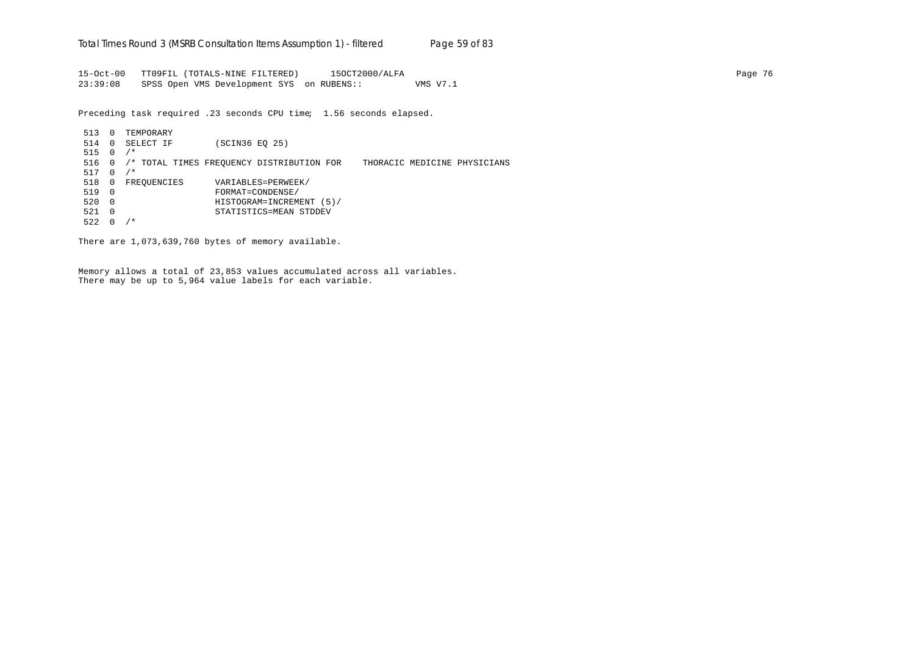15-Oct-00 TT09FIL (TOTALS-NINE FILTERED) 15OCT2000/ALFA
23:39:08 SPSS Open VMS Development SYS on RUBENS:: VMS V7.1

Preceding task required .23 seconds CPU time; 1.56 seconds elapsed.

```
 513  0  TEMPORARY
 514  0  SELECT IF        (SCIN36 EQ 25)
 515  0  /*
 516  0  /* TOTAL TIMES FREQUENCY DISTRIBUTION FOR    THORACIC MEDICINE PHYSICIANS
 517  0  /*
 518  0  FREQUENCIES      VARIABLES=PERWEEK/
 519  0                   FORMAT=CONDENSE/
 520  0                   HISTOGRAM=INCREMENT (5)/
 521  0                   STATISTICS=MEAN STDDEV
 522  0  /*
```

There are 1,073,639,760 bytes of memory available.

Memory allows a total of 23,853 values accumulated across all variables.
There may be up to 5,964 value labels for each variable.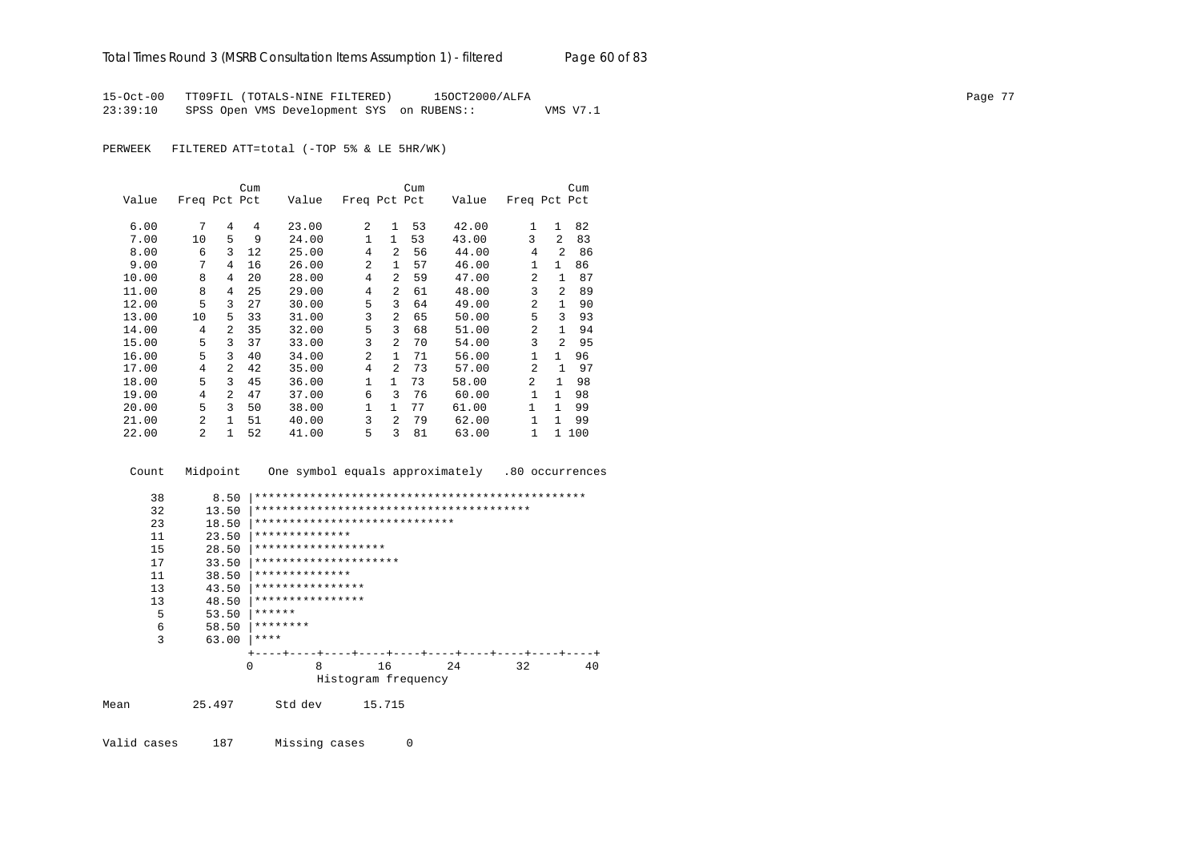15-Oct-00 TT09FIL (TOTALS-NINE FILTERED) 15OCT2000/ALFA
23:39:10 SPSS Open VMS Development SYS on RUBENS:: VMS V7.1

PERWEEK FILTERED ATT=total (-TOP 5% & LE 5HR/WK)

| Value | Freq | Pct | Cum Pct | Value | Freq | Pct | Cum Pct | Value | Freq | Pct | Cum Pct |
|---|---|---|---|---|---|---|---|---|---|---|---|
| 6.00 | 7 | 4 | 4 | 23.00 | 2 | 1 | 53 | 42.00 | 1 | 1 | 82 |
| 7.00 | 10 | 5 | 9 | 24.00 | 1 | 1 | 53 | 43.00 | 3 | 2 | 83 |
| 8.00 | 6 | 3 | 12 | 25.00 | 4 | 2 | 56 | 44.00 | 4 | 2 | 86 |
| 9.00 | 7 | 4 | 16 | 26.00 | 2 | 1 | 57 | 46.00 | 1 | 1 | 86 |
| 10.00 | 8 | 4 | 20 | 28.00 | 4 | 2 | 59 | 47.00 | 2 | 1 | 87 |
| 11.00 | 8 | 4 | 25 | 29.00 | 4 | 2 | 61 | 48.00 | 3 | 2 | 89 |
| 12.00 | 5 | 3 | 27 | 30.00 | 5 | 3 | 64 | 49.00 | 2 | 1 | 90 |
| 13.00 | 10 | 5 | 33 | 31.00 | 3 | 2 | 65 | 50.00 | 5 | 3 | 93 |
| 14.00 | 4 | 2 | 35 | 32.00 | 5 | 3 | 68 | 51.00 | 2 | 1 | 94 |
| 15.00 | 5 | 3 | 37 | 33.00 | 3 | 2 | 70 | 54.00 | 3 | 2 | 95 |
| 16.00 | 5 | 3 | 40 | 34.00 | 2 | 1 | 71 | 56.00 | 1 | 1 | 96 |
| 17.00 | 4 | 2 | 42 | 35.00 | 4 | 2 | 73 | 57.00 | 2 | 1 | 97 |
| 18.00 | 5 | 3 | 45 | 36.00 | 1 | 1 | 73 | 58.00 | 2 | 1 | 98 |
| 19.00 | 4 | 2 | 47 | 37.00 | 6 | 3 | 76 | 60.00 | 1 | 1 | 98 |
| 20.00 | 5 | 3 | 50 | 38.00 | 1 | 1 | 77 | 61.00 | 1 | 1 | 99 |
| 21.00 | 2 | 1 | 51 | 40.00 | 3 | 2 | 79 | 62.00 | 1 | 1 | 99 |
| 22.00 | 2 | 1 | 52 | 41.00 | 5 | 3 | 81 | 63.00 | 1 | 1 | 100 |

```
 Count   Midpoint     One symbol equals approximately   .80 occurrences

    38       8.50 |************************************************
    32      13.50 |****************************************
    23      18.50 |*****************************
    11      23.50 |**************
    15      28.50 |*******************
    17      33.50 |*********************
    11      38.50 |**************
    13      43.50 |****************
    13      48.50 |****************
     5      53.50 |******
     6      58.50 |********
     3      63.00 |****
                  +----+----+----+----+----+----+----+----+----+----+
                  0         8        16        24        32        40
                            Histogram frequency
```

Mean 25.497 Std dev 15.715

Valid cases 187 Missing cases 0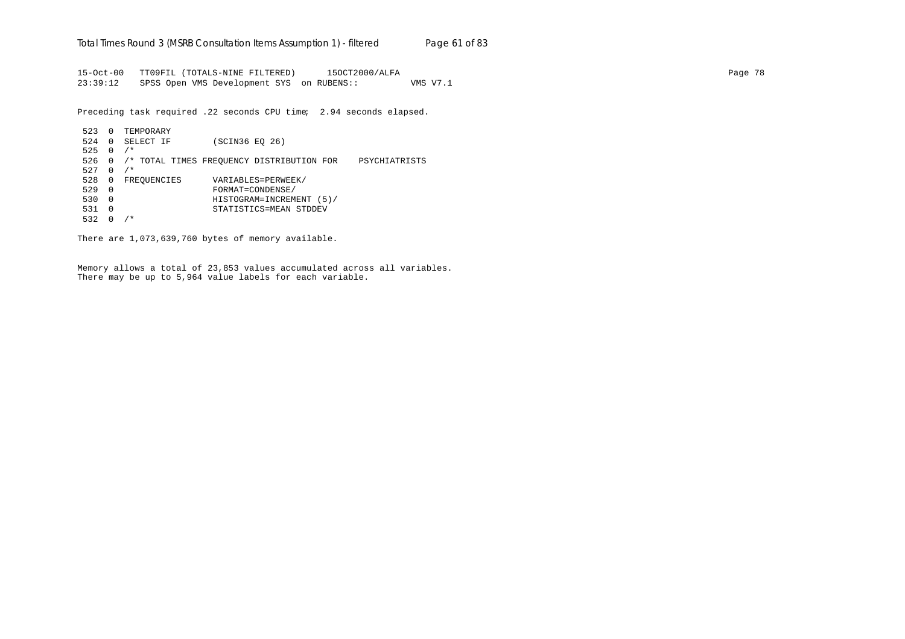15-Oct-00 TT09FIL (TOTALS-NINE FILTERED) 15OCT2000/ALFA
23:39:12 SPSS Open VMS Development SYS on RUBENS:: VMS V7.1

Preceding task required .22 seconds CPU time; 2.94 seconds elapsed.

```
 523  0  TEMPORARY
 524  0  SELECT IF        (SCIN36 EQ 26)
 525  0  /*
 526  0  /* TOTAL TIMES FREQUENCY DISTRIBUTION FOR    PSYCHIATRISTS
 527  0  /*
 528  0  FREQUENCIES      VARIABLES=PERWEEK/
 529  0                   FORMAT=CONDENSE/
 530  0                   HISTOGRAM=INCREMENT (5)/
 531  0                   STATISTICS=MEAN STDDEV
 532  0  /*
```

There are 1,073,639,760 bytes of memory available.

Memory allows a total of 23,853 values accumulated across all variables.
There may be up to 5,964 value labels for each variable.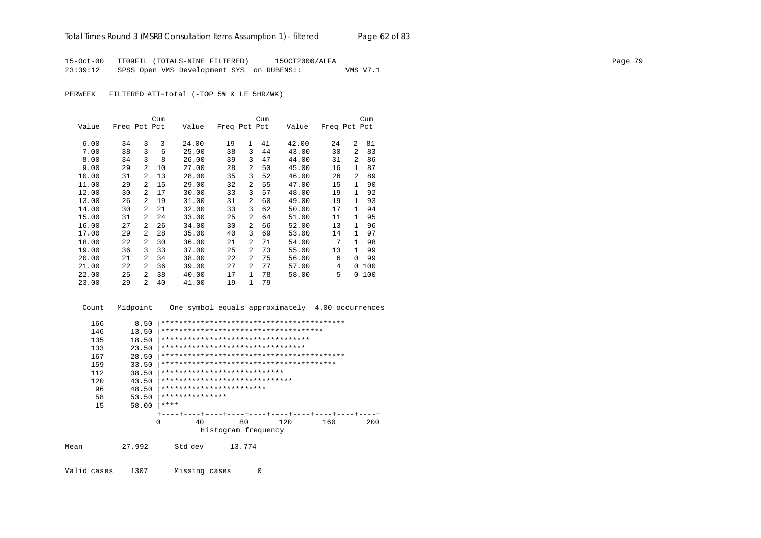15-Oct-00 TT09FIL (TOTALS-NINE FILTERED) 15OCT2000/ALFA
23:39:12 SPSS Open VMS Development SYS on RUBENS:: VMS V7.1

PERWEEK FILTERED ATT=total (-TOP 5% & LE 5HR/WK)

| Value | Freq | Pct | Cum Pct | Value | Freq | Pct | Cum Pct | Value | Freq | Pct | Cum Pct |
|---|---|---|---|---|---|---|---|---|---|---|---|
| 6.00 | 34 | 3 | 3 | 24.00 | 19 | 1 | 41 | 42.00 | 24 | 2 | 81 |
| 7.00 | 38 | 3 | 6 | 25.00 | 38 | 3 | 44 | 43.00 | 30 | 2 | 83 |
| 8.00 | 34 | 3 | 8 | 26.00 | 39 | 3 | 47 | 44.00 | 31 | 2 | 86 |
| 9.00 | 29 | 2 | 10 | 27.00 | 28 | 2 | 50 | 45.00 | 16 | 1 | 87 |
| 10.00 | 31 | 2 | 13 | 28.00 | 35 | 3 | 52 | 46.00 | 26 | 2 | 89 |
| 11.00 | 29 | 2 | 15 | 29.00 | 32 | 2 | 55 | 47.00 | 15 | 1 | 90 |
| 12.00 | 30 | 2 | 17 | 30.00 | 33 | 3 | 57 | 48.00 | 19 | 1 | 92 |
| 13.00 | 26 | 2 | 19 | 31.00 | 31 | 2 | 60 | 49.00 | 19 | 1 | 93 |
| 14.00 | 30 | 2 | 21 | 32.00 | 33 | 3 | 62 | 50.00 | 17 | 1 | 94 |
| 15.00 | 31 | 2 | 24 | 33.00 | 25 | 2 | 64 | 51.00 | 11 | 1 | 95 |
| 16.00 | 27 | 2 | 26 | 34.00 | 30 | 2 | 66 | 52.00 | 13 | 1 | 96 |
| 17.00 | 29 | 2 | 28 | 35.00 | 40 | 3 | 69 | 53.00 | 14 | 1 | 97 |
| 18.00 | 22 | 2 | 30 | 36.00 | 21 | 2 | 71 | 54.00 | 7 | 1 | 98 |
| 19.00 | 36 | 3 | 33 | 37.00 | 25 | 2 | 73 | 55.00 | 13 | 1 | 99 |
| 20.00 | 21 | 2 | 34 | 38.00 | 22 | 2 | 75 | 56.00 | 6 | 0 | 99 |
| 21.00 | 22 | 2 | 36 | 39.00 | 27 | 2 | 77 | 57.00 | 4 | 0 | 100 |
| 22.00 | 25 | 2 | 38 | 40.00 | 17 | 1 | 78 | 58.00 | 5 | 0 | 100 |
| 23.00 | 29 | 2 | 40 | 41.00 | 19 | 1 | 79 | | | | |

```
 Count   Midpoint    One symbol equals approximately  4.00 occurrences

   166      8.50 |******************************************
   146     13.50 |*************************************
   135     18.50 |**********************************
   133     23.50 |*********************************
   167     28.50 |******************************************
   159     33.50 |****************************************
   112     38.50 |****************************
   120     43.50 |******************************
    96     48.50 |************************
    58     53.50 |***************
    15     58.00 |****
                 +----+----+----+----+----+----+----+----+----+----+
                 0        40        80       120       160       200
                           Histogram frequency
```

Mean 27.992 Std dev 13.774

Valid cases 1307 Missing cases 0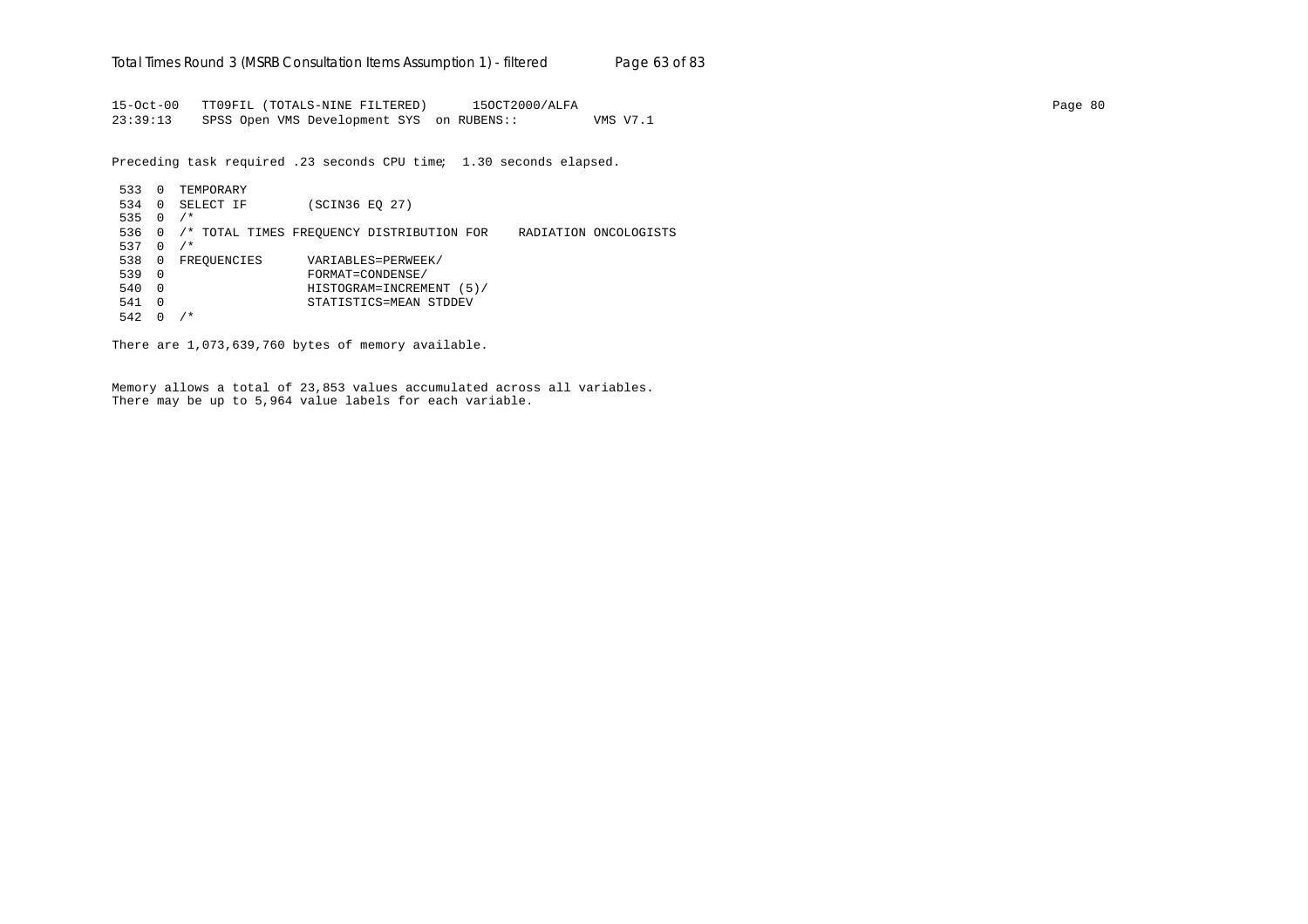15-Oct-00   TT09FIL (TOTALS-NINE FILTERED)      15OCT2000/ALFA
23:39:13    SPSS Open VMS Development SYS  on RUBENS::          VMS V7.1

Preceding task required .23 seconds CPU time;  1.30 seconds elapsed.

```
 533  0  TEMPORARY
 534  0  SELECT IF        (SCIN36 EQ 27)
 535  0  /*
 536  0  /* TOTAL TIMES FREQUENCY DISTRIBUTION FOR    RADIATION ONCOLOGISTS
 537  0  /*
 538  0  FREQUENCIES      VARIABLES=PERWEEK/
 539  0                   FORMAT=CONDENSE/
 540  0                   HISTOGRAM=INCREMENT (5)/
 541  0                   STATISTICS=MEAN STDDEV
 542  0  /*
```

There are 1,073,639,760 bytes of memory available.

Memory allows a total of 23,853 values accumulated across all variables.
There may be up to 5,964 value labels for each variable.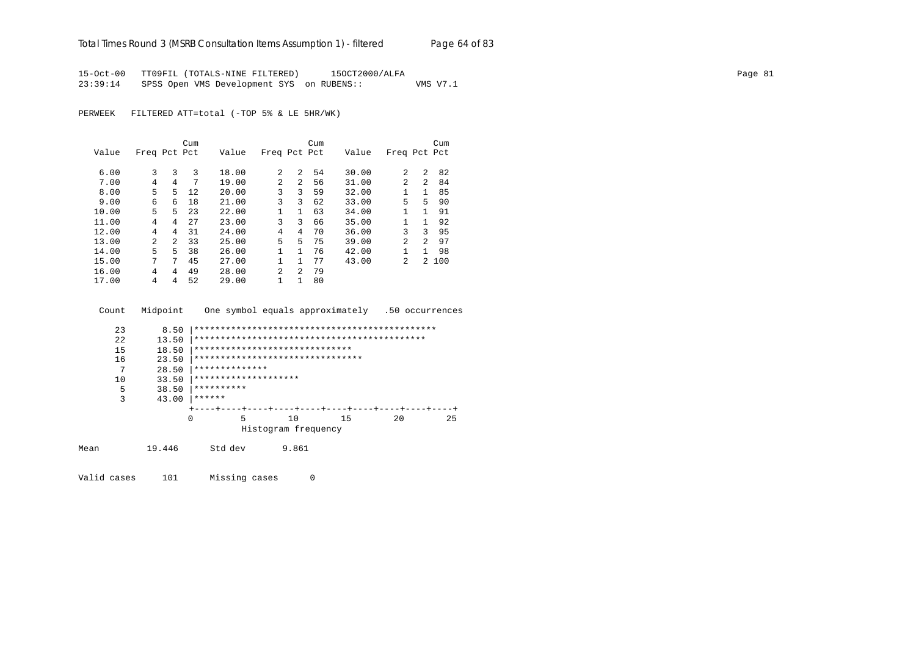15-Oct-00 TT09FIL (TOTALS-NINE FILTERED) 15OCT2000/ALFA
23:39:14 SPSS Open VMS Development SYS on RUBENS:: VMS V7.1

PERWEEK FILTERED ATT=total (-TOP 5% & LE 5HR/WK)

| Value | Freq | Pct | Cum Pct | Value | Freq | Pct | Cum Pct | Value | Freq | Pct | Cum Pct |
|---|---|---|---|---|---|---|---|---|---|---|---|
| 6.00 | 3 | 3 | 3 | 18.00 | 2 | 2 | 54 | 30.00 | 2 | 2 | 82 |
| 7.00 | 4 | 4 | 7 | 19.00 | 2 | 2 | 56 | 31.00 | 2 | 2 | 84 |
| 8.00 | 5 | 5 | 12 | 20.00 | 3 | 3 | 59 | 32.00 | 1 | 1 | 85 |
| 9.00 | 6 | 6 | 18 | 21.00 | 3 | 3 | 62 | 33.00 | 5 | 5 | 90 |
| 10.00 | 5 | 5 | 23 | 22.00 | 1 | 1 | 63 | 34.00 | 1 | 1 | 91 |
| 11.00 | 4 | 4 | 27 | 23.00 | 3 | 3 | 66 | 35.00 | 1 | 1 | 92 |
| 12.00 | 4 | 4 | 31 | 24.00 | 4 | 4 | 70 | 36.00 | 3 | 3 | 95 |
| 13.00 | 2 | 2 | 33 | 25.00 | 5 | 5 | 75 | 39.00 | 2 | 2 | 97 |
| 14.00 | 5 | 5 | 38 | 26.00 | 1 | 1 | 76 | 42.00 | 1 | 1 | 98 |
| 15.00 | 7 | 7 | 45 | 27.00 | 1 | 1 | 77 | 43.00 | 2 | 2 | 100 |
| 16.00 | 4 | 4 | 49 | 28.00 | 2 | 2 | 79 | | | | |
| 17.00 | 4 | 4 | 52 | 29.00 | 1 | 1 | 80 | | | | |

```
 Count   Midpoint    One symbol equals approximately   .50 occurrences

    23      8.50 |**********************************************
    22     13.50 |********************************************
    15     18.50 |******************************
    16     23.50 |********************************
     7     28.50 |**************
    10     33.50 |********************
     5     38.50 |**********
     3     43.00 |******
                 +----+----+----+----+----+----+----+----+----+----+
                 0         5        10        15        20        25
                           Histogram frequency
```

Mean 19.446 Std dev 9.861

Valid cases 101 Missing cases 0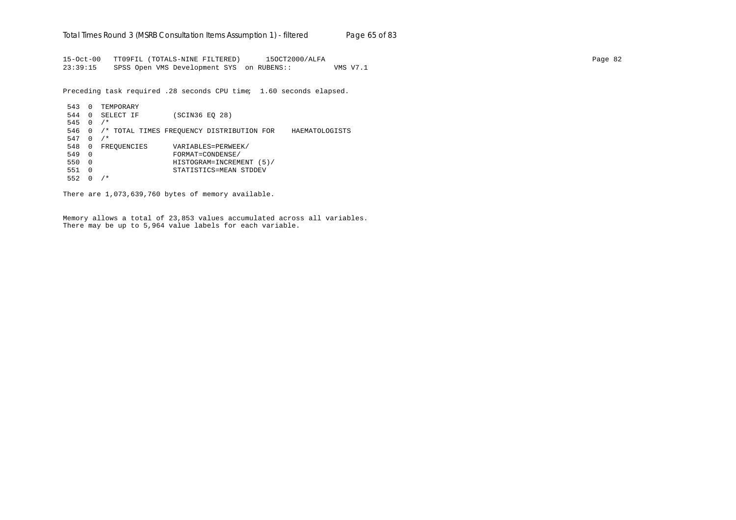```
15-Oct-00   TT09FIL (TOTALS-NINE FILTERED)      15OCT2000/ALFA                                                                             Page 82
23:39:15    SPSS Open VMS Development SYS  on RUBENS::          VMS V7.1

Preceding task required .28 seconds CPU time;  1.60 seconds elapsed.

 543  0  TEMPORARY
 544  0  SELECT IF        (SCIN36 EQ 28)
 545  0  /*
 546  0  /* TOTAL TIMES FREQUENCY DISTRIBUTION FOR    HAEMATOLOGISTS
 547  0  /*
 548  0  FREQUENCIES      VARIABLES=PERWEEK/
 549  0                   FORMAT=CONDENSE/
 550  0                   HISTOGRAM=INCREMENT (5)/
 551  0                   STATISTICS=MEAN STDDEV
 552  0  /*

There are 1,073,639,760 bytes of memory available.


Memory allows a total of 23,853 values accumulated across all variables.
There may be up to 5,964 value labels for each variable.
```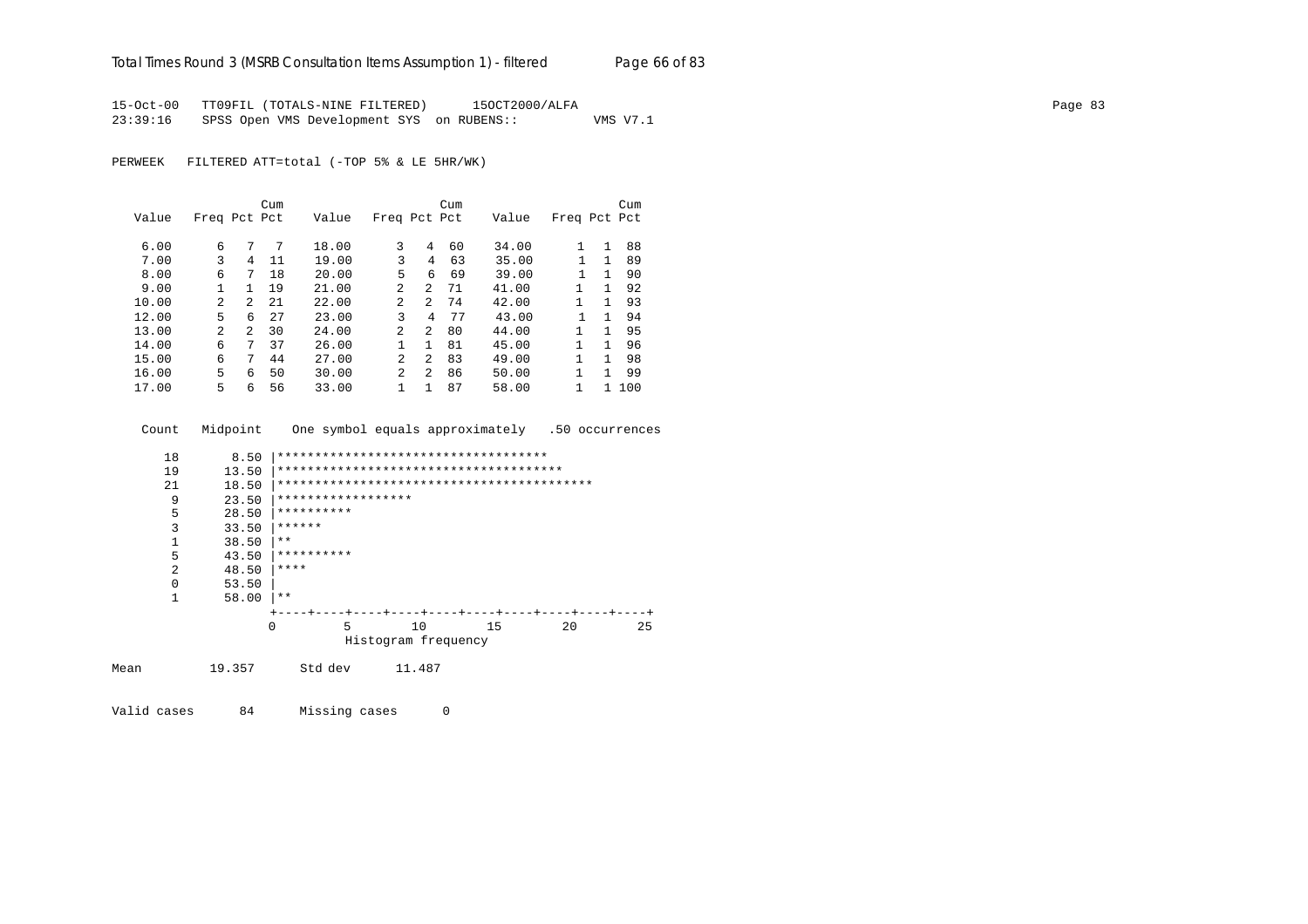```
15-Oct-00   TT09FIL (TOTALS-NINE FILTERED)      15OCT2000/ALFA
23:39:16    SPSS Open VMS Development SYS  on RUBENS::          VMS V7.1

PERWEEK   FILTERED ATT=total (-TOP 5% & LE 5HR/WK)
```

| Value | Freq | Pct | Cum Pct | Value | Freq | Pct | Cum Pct | Value | Freq | Pct | Cum Pct |
|---|---|---|---|---|---|---|---|---|---|---|---|
| 6.00 | 6 | 7 | 7 | 18.00 | 3 | 4 | 60 | 34.00 | 1 | 1 | 88 |
| 7.00 | 3 | 4 | 11 | 19.00 | 3 | 4 | 63 | 35.00 | 1 | 1 | 89 |
| 8.00 | 6 | 7 | 18 | 20.00 | 5 | 6 | 69 | 39.00 | 1 | 1 | 90 |
| 9.00 | 1 | 1 | 19 | 21.00 | 2 | 2 | 71 | 41.00 | 1 | 1 | 92 |
| 10.00 | 2 | 2 | 21 | 22.00 | 2 | 2 | 74 | 42.00 | 1 | 1 | 93 |
| 12.00 | 5 | 6 | 27 | 23.00 | 3 | 4 | 77 | 43.00 | 1 | 1 | 94 |
| 13.00 | 2 | 2 | 30 | 24.00 | 2 | 2 | 80 | 44.00 | 1 | 1 | 95 |
| 14.00 | 6 | 7 | 37 | 26.00 | 1 | 1 | 81 | 45.00 | 1 | 1 | 96 |
| 15.00 | 6 | 7 | 44 | 27.00 | 2 | 2 | 83 | 49.00 | 1 | 1 | 98 |
| 16.00 | 5 | 6 | 50 | 30.00 | 2 | 2 | 86 | 50.00 | 1 | 1 | 99 |
| 17.00 | 5 | 6 | 56 | 33.00 | 1 | 1 | 87 | 58.00 | 1 | 1 | 100 |

```
  Count   Midpoint     One symbol equals approximately   .50 occurrences

     18       8.50 |************************************
     19      13.50 |**************************************
     21      18.50 |******************************************
      9      23.50 |******************
      5      28.50 |**********
      3      33.50 |******
      1      38.50 |**
      5      43.50 |**********
      2      48.50 |****
      0      53.50 |
      1      58.00 |**
                   +----+----+----+----+----+----+----+----+----+----+
                   0         5        10        15        20        25
                             Histogram frequency

Mean         19.357      Std dev      11.487

Valid cases      84      Missing cases      0
```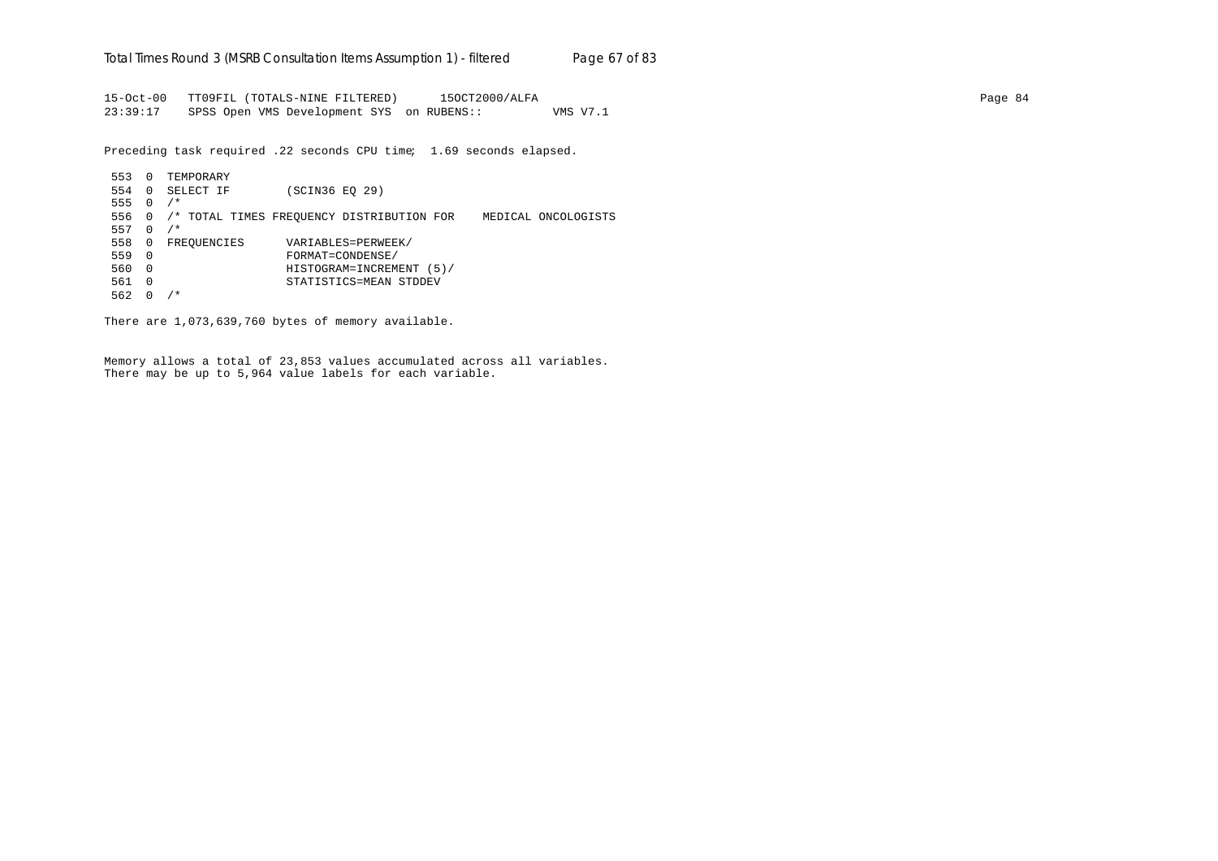15-Oct-00   TT09FIL (TOTALS-NINE FILTERED)      15OCT2000/ALFA
23:39:17    SPSS Open VMS Development SYS  on RUBENS::          VMS V7.1

Preceding task required .22 seconds CPU time;  1.69 seconds elapsed.

```
 553  0  TEMPORARY
 554  0  SELECT IF        (SCIN36 EQ 29)
 555  0  /*
 556  0  /* TOTAL TIMES FREQUENCY DISTRIBUTION FOR    MEDICAL ONCOLOGISTS
 557  0  /*
 558  0  FREQUENCIES      VARIABLES=PERWEEK/
 559  0                   FORMAT=CONDENSE/
 560  0                   HISTOGRAM=INCREMENT (5)/
 561  0                   STATISTICS=MEAN STDDEV
 562  0  /*
```

There are 1,073,639,760 bytes of memory available.

Memory allows a total of 23,853 values accumulated across all variables.
There may be up to 5,964 value labels for each variable.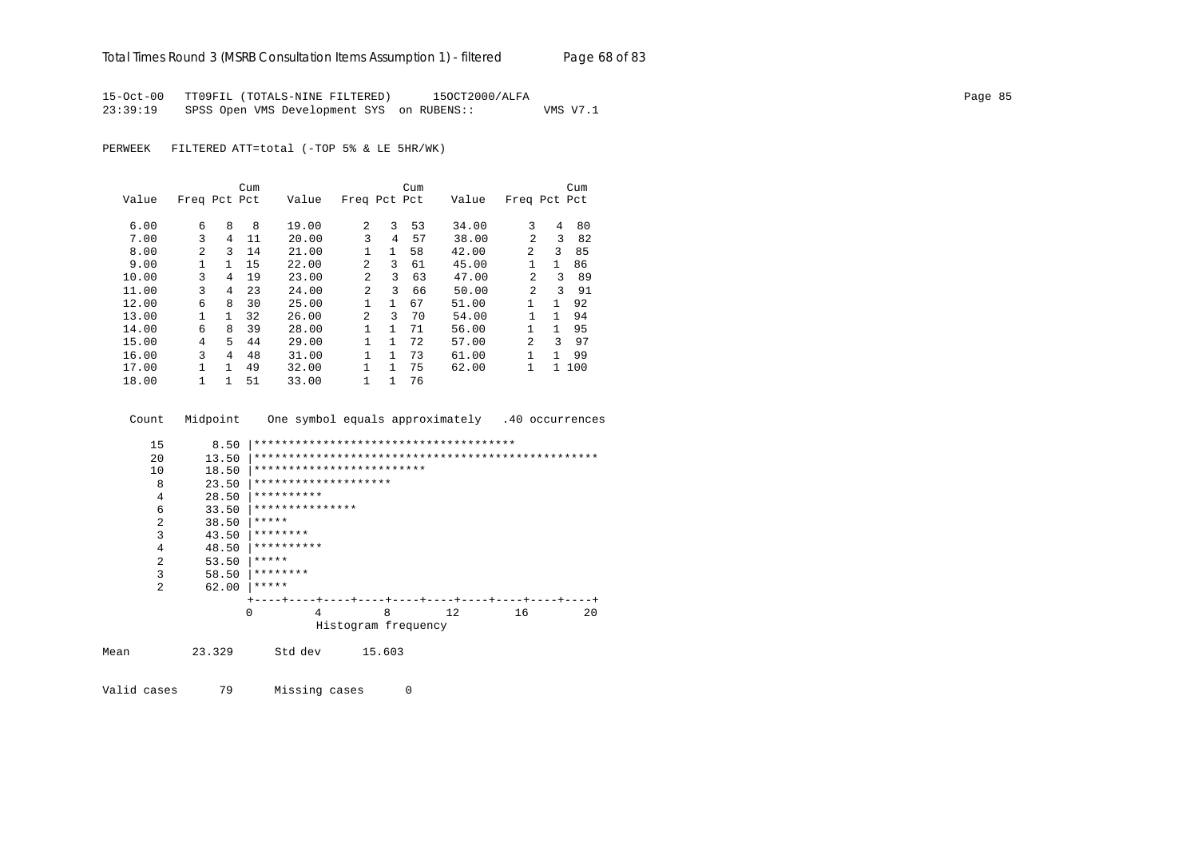15-Oct-00 TT09FIL (TOTALS-NINE FILTERED) 15OCT2000/ALFA
23:39:19 SPSS Open VMS Development SYS on RUBENS:: VMS V7.1

PERWEEK FILTERED ATT=total (-TOP 5% & LE 5HR/WK)

| Value | Freq | Pct | Cum Pct | Value | Freq | Pct | Cum Pct | Value | Freq | Pct | Cum Pct |
|---|---|---|---|---|---|---|---|---|---|---|---|
| 6.00 | 6 | 8 | 8 | 19.00 | 2 | 3 | 53 | 34.00 | 3 | 4 | 80 |
| 7.00 | 3 | 4 | 11 | 20.00 | 3 | 4 | 57 | 38.00 | 2 | 3 | 82 |
| 8.00 | 2 | 3 | 14 | 21.00 | 1 | 1 | 58 | 42.00 | 2 | 3 | 85 |
| 9.00 | 1 | 1 | 15 | 22.00 | 2 | 3 | 61 | 45.00 | 1 | 1 | 86 |
| 10.00 | 3 | 4 | 19 | 23.00 | 2 | 3 | 63 | 47.00 | 2 | 3 | 89 |
| 11.00 | 3 | 4 | 23 | 24.00 | 2 | 3 | 66 | 50.00 | 2 | 3 | 91 |
| 12.00 | 6 | 8 | 30 | 25.00 | 1 | 1 | 67 | 51.00 | 1 | 1 | 92 |
| 13.00 | 1 | 1 | 32 | 26.00 | 2 | 3 | 70 | 54.00 | 1 | 1 | 94 |
| 14.00 | 6 | 8 | 39 | 28.00 | 1 | 1 | 71 | 56.00 | 1 | 1 | 95 |
| 15.00 | 4 | 5 | 44 | 29.00 | 1 | 1 | 72 | 57.00 | 2 | 3 | 97 |
| 16.00 | 3 | 4 | 48 | 31.00 | 1 | 1 | 73 | 61.00 | 1 | 1 | 99 |
| 17.00 | 1 | 1 | 49 | 32.00 | 1 | 1 | 75 | 62.00 | 1 | 1 | 100 |
| 18.00 | 1 | 1 | 51 | 33.00 | 1 | 1 | 76 | | | | |

```
 Count   Midpoint    One symbol equals approximately   .40 occurrences

     15       8.50 |**************************************
     20      13.50 |**************************************************
     10      18.50 |*************************
      8      23.50 |********************
      4      28.50 |**********
      6      33.50 |***************
      2      38.50 |*****
      3      43.50 |********
      4      48.50 |**********
      2      53.50 |*****
      3      58.50 |********
      2      62.00 |*****
                   +----+----+----+----+----+----+----+----+----+----+
                   0         4         8        12        16        20
                             Histogram frequency
```

Mean 23.329 Std dev 15.603

Valid cases 79 Missing cases 0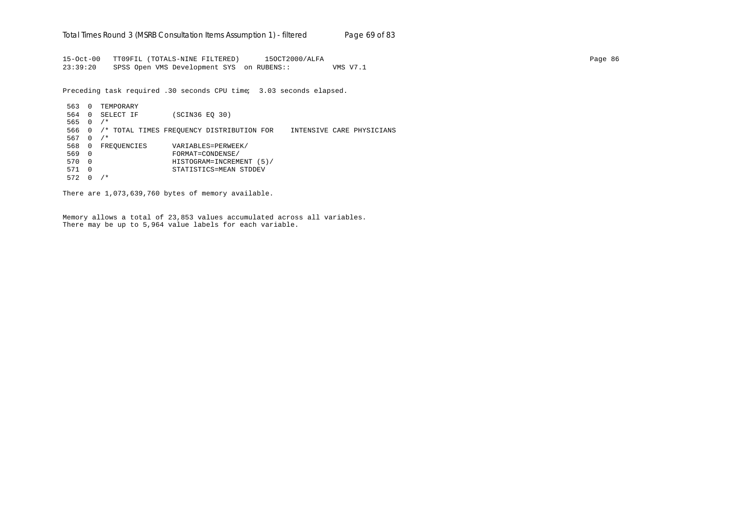```
15-Oct-00   TT09FIL (TOTALS-NINE FILTERED)      15OCT2000/ALFA                                                                    Page 86
23:39:20    SPSS Open VMS Development SYS  on RUBENS::          VMS V7.1

Preceding task required .30 seconds CPU time;  3.03 seconds elapsed.

 563  0  TEMPORARY
 564  0  SELECT IF        (SCIN36 EQ 30)
 565  0  /*
 566  0  /* TOTAL TIMES FREQUENCY DISTRIBUTION FOR    INTENSIVE CARE PHYSICIANS
 567  0  /*
 568  0  FREQUENCIES      VARIABLES=PERWEEK/
 569  0                   FORMAT=CONDENSE/
 570  0                   HISTOGRAM=INCREMENT (5)/
 571  0                   STATISTICS=MEAN STDDEV
 572  0  /*

There are 1,073,639,760 bytes of memory available.


Memory allows a total of 23,853 values accumulated across all variables.
There may be up to 5,964 value labels for each variable.
```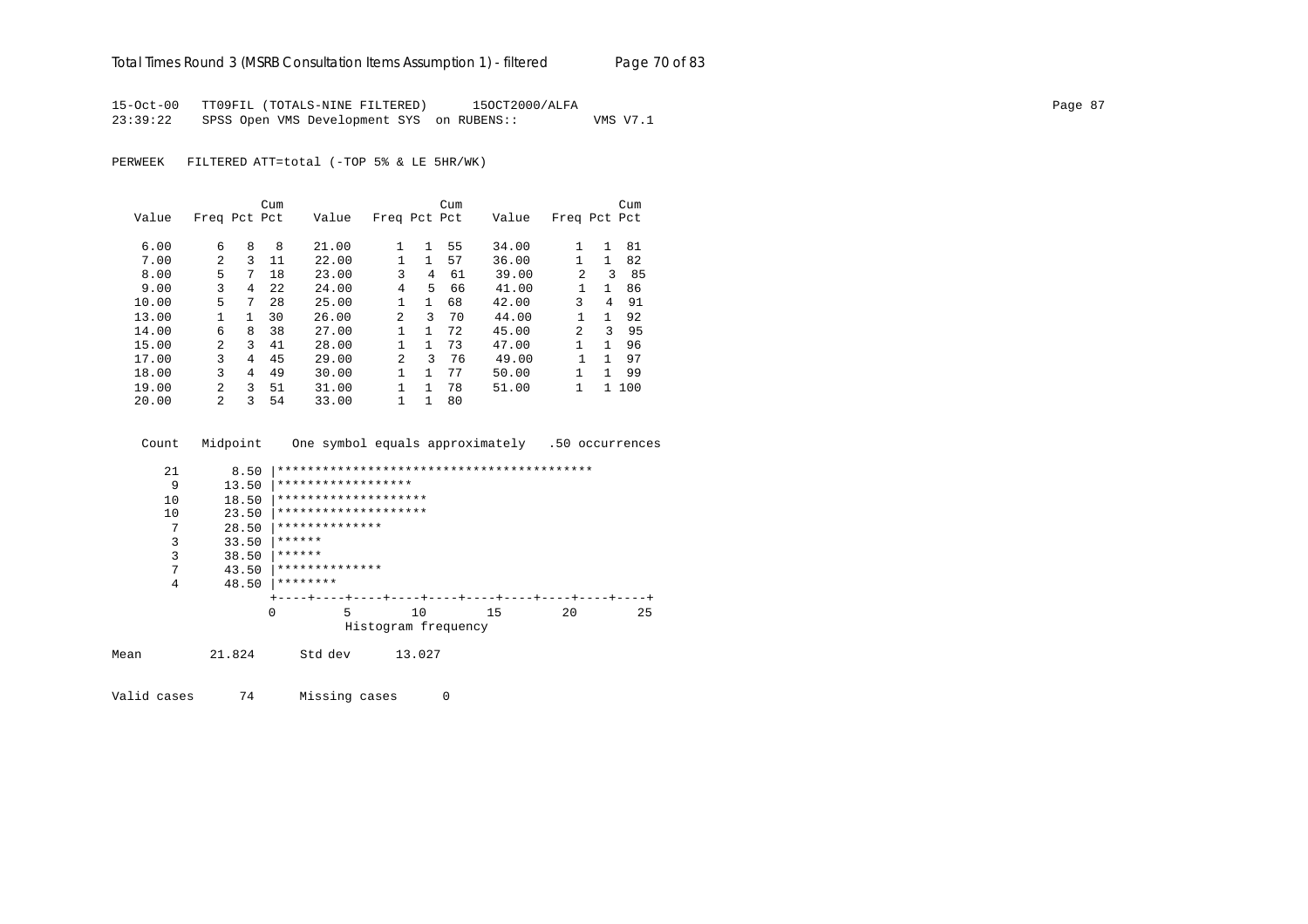15-Oct-00 TT09FIL (TOTALS-NINE FILTERED) 15OCT2000/ALFA
23:39:22 SPSS Open VMS Development SYS on RUBENS:: VMS V7.1

PERWEEK FILTERED ATT=total (-TOP 5% & LE 5HR/WK)

| Value | Freq | Pct | Cum Pct | Value | Freq | Pct | Cum Pct | Value | Freq | Pct | Cum Pct |
|---|---|---|---|---|---|---|---|---|---|---|---|
| 6.00 | 6 | 8 | 8 | 21.00 | 1 | 1 | 55 | 34.00 | 1 | 1 | 81 |
| 7.00 | 2 | 3 | 11 | 22.00 | 1 | 1 | 57 | 36.00 | 1 | 1 | 82 |
| 8.00 | 5 | 7 | 18 | 23.00 | 3 | 4 | 61 | 39.00 | 2 | 3 | 85 |
| 9.00 | 3 | 4 | 22 | 24.00 | 4 | 5 | 66 | 41.00 | 1 | 1 | 86 |
| 10.00 | 5 | 7 | 28 | 25.00 | 1 | 1 | 68 | 42.00 | 3 | 4 | 91 |
| 13.00 | 1 | 1 | 30 | 26.00 | 2 | 3 | 70 | 44.00 | 1 | 1 | 92 |
| 14.00 | 6 | 8 | 38 | 27.00 | 1 | 1 | 72 | 45.00 | 2 | 3 | 95 |
| 15.00 | 2 | 3 | 41 | 28.00 | 1 | 1 | 73 | 47.00 | 1 | 1 | 96 |
| 17.00 | 3 | 4 | 45 | 29.00 | 2 | 3 | 76 | 49.00 | 1 | 1 | 97 |
| 18.00 | 3 | 4 | 49 | 30.00 | 1 | 1 | 77 | 50.00 | 1 | 1 | 99 |
| 19.00 | 2 | 3 | 51 | 31.00 | 1 | 1 | 78 | 51.00 | 1 | 1 | 100 |
| 20.00 | 2 | 3 | 54 | 33.00 | 1 | 1 | 80 | | | | |

```
 Count   Midpoint    One symbol equals approximately   .50 occurrences

    21       8.50 |******************************************
     9      13.50 |******************
    10      18.50 |********************
    10      23.50 |********************
     7      28.50 |**************
     3      33.50 |******
     3      38.50 |******
     7      43.50 |**************
     4      48.50 |********
                  +----+----+----+----+----+----+----+----+----+----+
                  0         5        10        15        20        25
                            Histogram frequency
```

Mean 21.824 Std dev 13.027

Valid cases 74 Missing cases 0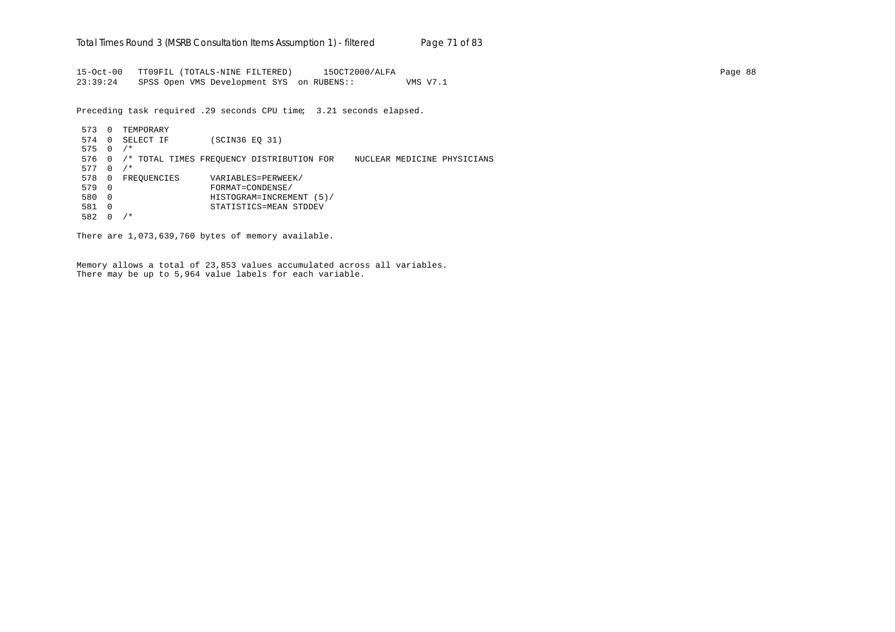```
15-Oct-00   TT09FIL (TOTALS-NINE FILTERED)      15OCT2000/ALFA
23:39:24    SPSS Open VMS Development SYS  on RUBENS::          VMS V7.1
```

Preceding task required .29 seconds CPU time;  3.21 seconds elapsed.

```
 573  0  TEMPORARY
 574  0  SELECT IF        (SCIN36 EQ 31)
 575  0  /*
 576  0  /* TOTAL TIMES FREQUENCY DISTRIBUTION FOR    NUCLEAR MEDICINE PHYSICIANS
 577  0  /*
 578  0  FREQUENCIES      VARIABLES=PERWEEK/
 579  0                   FORMAT=CONDENSE/
 580  0                   HISTOGRAM=INCREMENT (5)/
 581  0                   STATISTICS=MEAN STDDEV
 582  0  /*
```

There are 1,073,639,760 bytes of memory available.

Memory allows a total of 23,853 values accumulated across all variables.
There may be up to 5,964 value labels for each variable.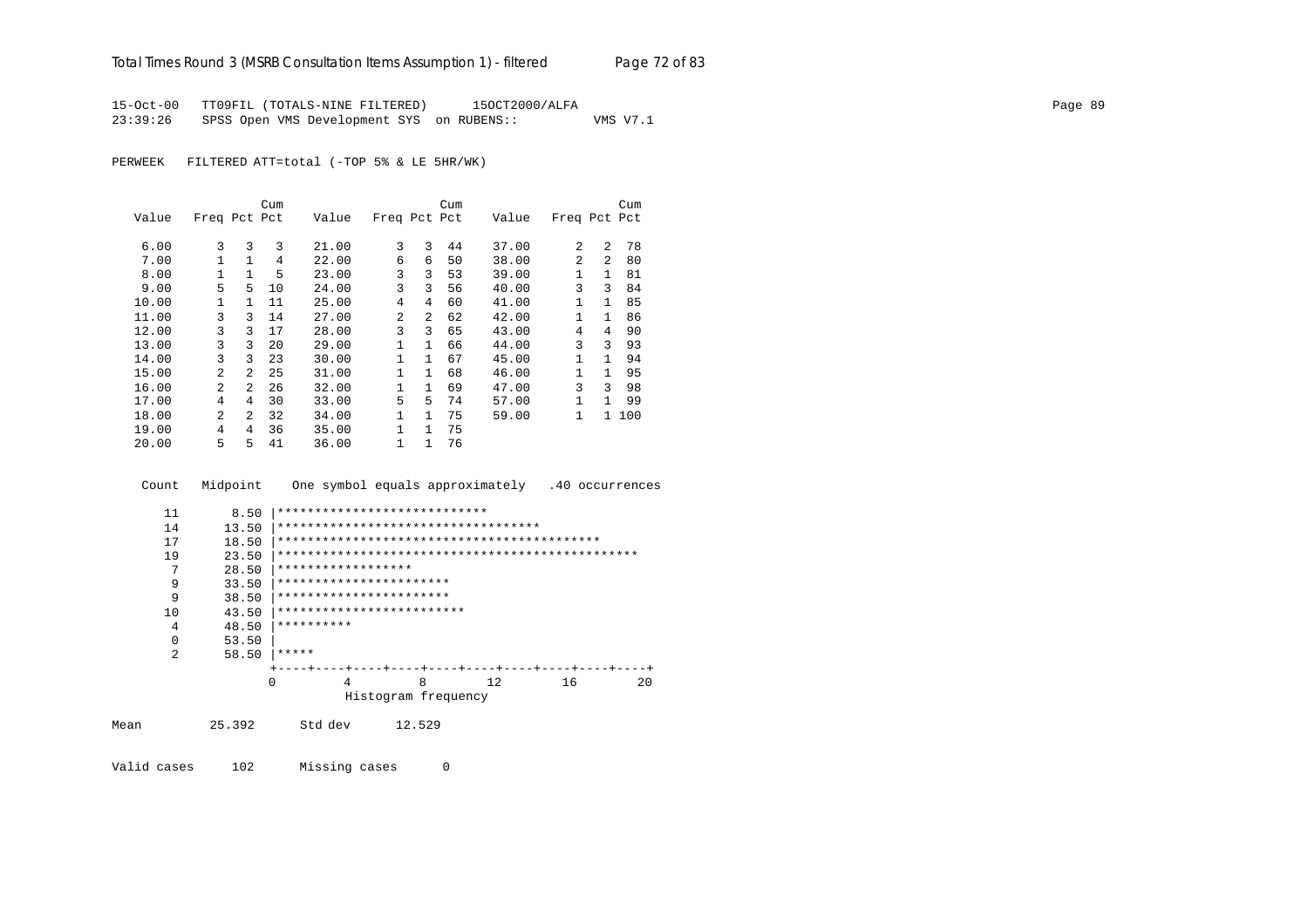15-Oct-00 TT09FIL (TOTALS-NINE FILTERED) 15OCT2000/ALFA
23:39:26 SPSS Open VMS Development SYS on RUBENS:: VMS V7.1

PERWEEK FILTERED ATT=total (-TOP 5% & LE 5HR/WK)

| Value | Freq | Pct | Cum Pct | Value | Freq | Pct | Cum Pct | Value | Freq | Pct | Cum Pct |
|---|---|---|---|---|---|---|---|---|---|---|---|
| 6.00 | 3 | 3 | 3 | 21.00 | 3 | 3 | 44 | 37.00 | 2 | 2 | 78 |
| 7.00 | 1 | 1 | 4 | 22.00 | 6 | 6 | 50 | 38.00 | 2 | 2 | 80 |
| 8.00 | 1 | 1 | 5 | 23.00 | 3 | 3 | 53 | 39.00 | 1 | 1 | 81 |
| 9.00 | 5 | 5 | 10 | 24.00 | 3 | 3 | 56 | 40.00 | 3 | 3 | 84 |
| 10.00 | 1 | 1 | 11 | 25.00 | 4 | 4 | 60 | 41.00 | 1 | 1 | 85 |
| 11.00 | 3 | 3 | 14 | 27.00 | 2 | 2 | 62 | 42.00 | 1 | 1 | 86 |
| 12.00 | 3 | 3 | 17 | 28.00 | 3 | 3 | 65 | 43.00 | 4 | 4 | 90 |
| 13.00 | 3 | 3 | 20 | 29.00 | 1 | 1 | 66 | 44.00 | 3 | 3 | 93 |
| 14.00 | 3 | 3 | 23 | 30.00 | 1 | 1 | 67 | 45.00 | 1 | 1 | 94 |
| 15.00 | 2 | 2 | 25 | 31.00 | 1 | 1 | 68 | 46.00 | 1 | 1 | 95 |
| 16.00 | 2 | 2 | 26 | 32.00 | 1 | 1 | 69 | 47.00 | 3 | 3 | 98 |
| 17.00 | 4 | 4 | 30 | 33.00 | 5 | 5 | 74 | 57.00 | 1 | 1 | 99 |
| 18.00 | 2 | 2 | 32 | 34.00 | 1 | 1 | 75 | 59.00 | 1 | 1 | 100 |
| 19.00 | 4 | 4 | 36 | 35.00 | 1 | 1 | 75 | | | | |
| 20.00 | 5 | 5 | 41 | 36.00 | 1 | 1 | 76 | | | | |

```
  Count   Midpoint    One symbol equals approximately   .40 occurrences

     11       8.50 |****************************
     14      13.50 |***********************************
     17      18.50 |*******************************************
     19      23.50 |************************************************
      7      28.50 |******************
      9      33.50 |***********************
      9      38.50 |***********************
     10      43.50 |*************************
      4      48.50 |**********
      0      53.50 |
      2      58.50 |*****
                   +----+----+----+----+----+----+----+----+----+----+
                   0         4         8        12        16        20
                              Histogram frequency
```

Mean 25.392 Std dev 12.529

Valid cases 102 Missing cases 0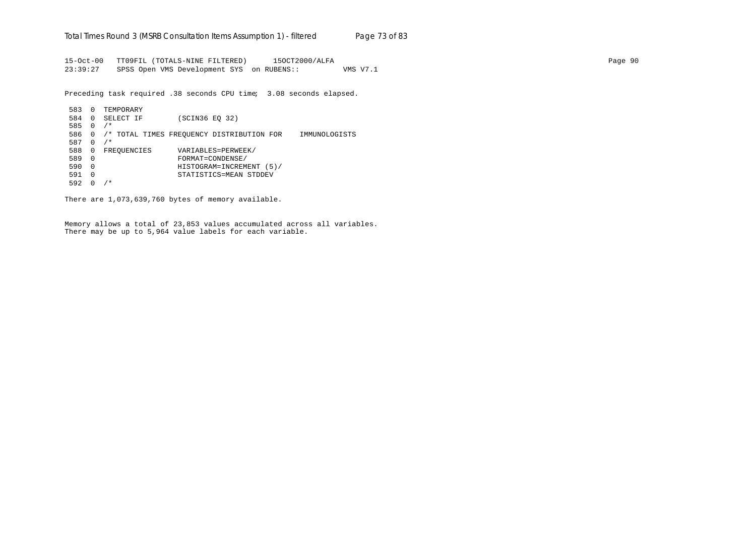```
15-Oct-00   TT09FIL (TOTALS-NINE FILTERED)      15OCT2000/ALFA
23:39:27    SPSS Open VMS Development SYS  on RUBENS::          VMS V7.1
```

Preceding task required .38 seconds CPU time;  3.08 seconds elapsed.

```
 583  0  TEMPORARY
 584  0  SELECT IF        (SCIN36 EQ 32)
 585  0  /*
 586  0  /* TOTAL TIMES FREQUENCY DISTRIBUTION FOR    IMMUNOLOGISTS
 587  0  /*
 588  0  FREQUENCIES      VARIABLES=PERWEEK/
 589  0                   FORMAT=CONDENSE/
 590  0                   HISTOGRAM=INCREMENT (5)/
 591  0                   STATISTICS=MEAN STDDEV
 592  0  /*
```

There are 1,073,639,760 bytes of memory available.

Memory allows a total of 23,853 values accumulated across all variables.
There may be up to 5,964 value labels for each variable.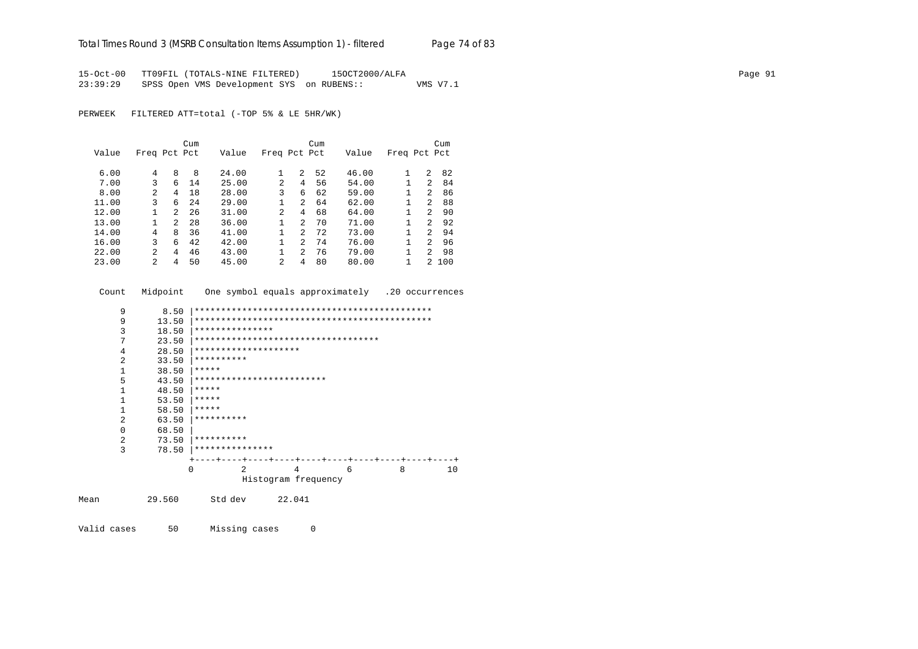15-Oct-00 TT09FIL (TOTALS-NINE FILTERED) 15OCT2000/ALFA
23:39:29 SPSS Open VMS Development SYS on RUBENS:: VMS V7.1

PERWEEK FILTERED ATT=total (-TOP 5% & LE 5HR/WK)

| Value | Freq | Pct | Cum Pct | Value | Freq | Pct | Cum Pct | Value | Freq | Pct | Cum Pct |
|---|---|---|---|---|---|---|---|---|---|---|---|
| 6.00 | 4 | 8 | 8 | 24.00 | 1 | 2 | 52 | 46.00 | 1 | 2 | 82 |
| 7.00 | 3 | 6 | 14 | 25.00 | 2 | 4 | 56 | 54.00 | 1 | 2 | 84 |
| 8.00 | 2 | 4 | 18 | 28.00 | 3 | 6 | 62 | 59.00 | 1 | 2 | 86 |
| 11.00 | 3 | 6 | 24 | 29.00 | 1 | 2 | 64 | 62.00 | 1 | 2 | 88 |
| 12.00 | 1 | 2 | 26 | 31.00 | 2 | 4 | 68 | 64.00 | 1 | 2 | 90 |
| 13.00 | 1 | 2 | 28 | 36.00 | 1 | 2 | 70 | 71.00 | 1 | 2 | 92 |
| 14.00 | 4 | 8 | 36 | 41.00 | 1 | 2 | 72 | 73.00 | 1 | 2 | 94 |
| 16.00 | 3 | 6 | 42 | 42.00 | 1 | 2 | 74 | 76.00 | 1 | 2 | 96 |
| 22.00 | 2 | 4 | 46 | 43.00 | 1 | 2 | 76 | 79.00 | 1 | 2 | 98 |
| 23.00 | 2 | 4 | 50 | 45.00 | 2 | 4 | 80 | 80.00 | 1 | 2 | 100 |

```
  Count   Midpoint    One symbol equals approximately   .20 occurrences

      9       8.50 |*********************************************
      9      13.50 |*********************************************
      3      18.50 |***************
      7      23.50 |***********************************
      4      28.50 |********************
      2      33.50 |**********
      1      38.50 |*****
      5      43.50 |*************************
      1      48.50 |*****
      1      53.50 |*****
      1      58.50 |*****
      2      63.50 |**********
      0      68.50 |
      2      73.50 |**********
      3      78.50 |***************
                   +----+----+----+----+----+----+----+----+----+----+
                   0         2         4         6         8        10
                              Histogram frequency
```

Mean 29.560 Std dev 22.041

Valid cases 50 Missing cases 0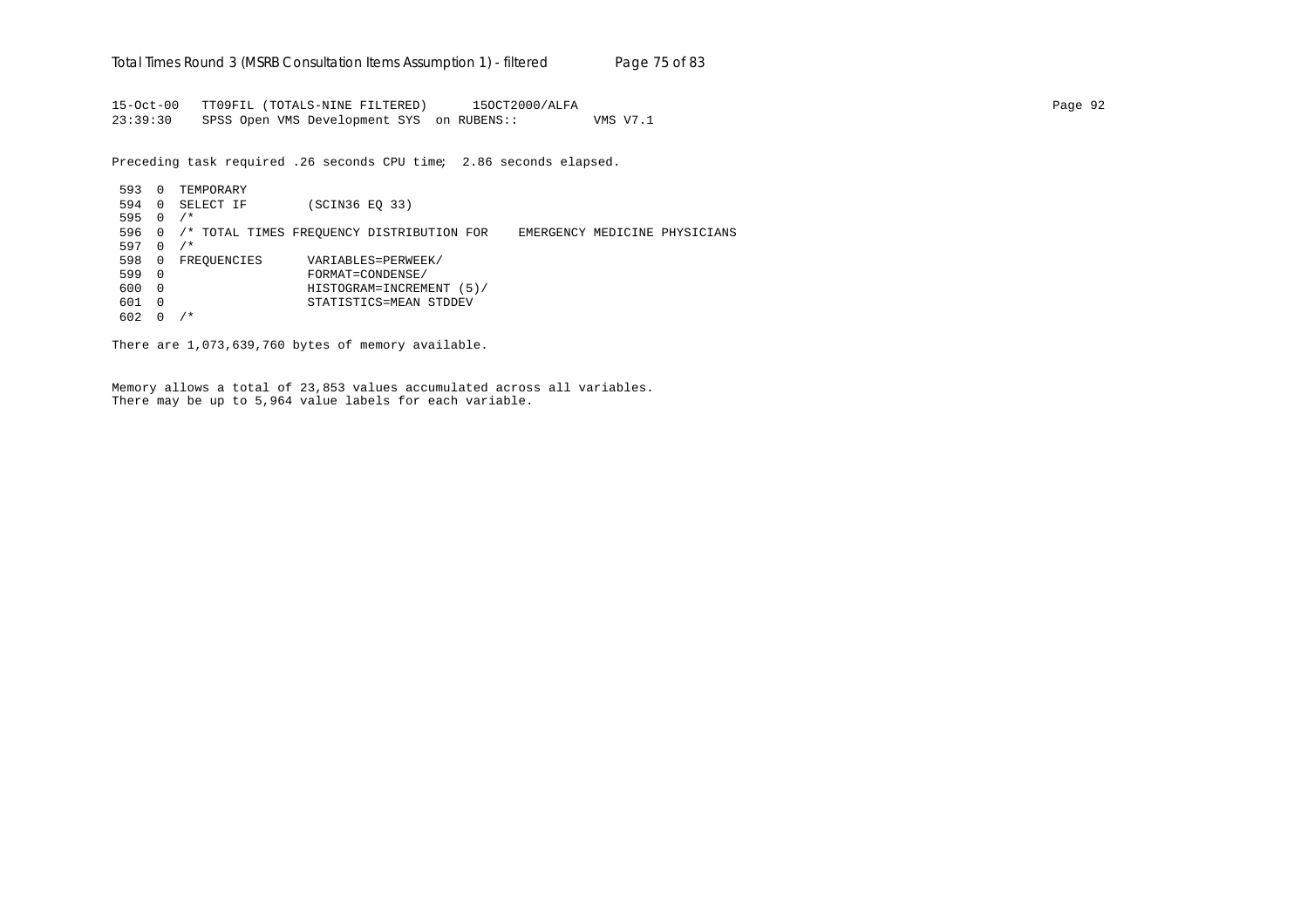```
15-Oct-00   TT09FIL (TOTALS-NINE FILTERED)      15OCT2000/ALFA
23:39:30    SPSS Open VMS Development SYS  on RUBENS::          VMS V7.1

Preceding task required .26 seconds CPU time;  2.86 seconds elapsed.

 593  0  TEMPORARY
 594  0  SELECT IF        (SCIN36 EQ 33)
 595  0  /*
 596  0  /* TOTAL TIMES FREQUENCY DISTRIBUTION FOR    EMERGENCY MEDICINE PHYSICIANS
 597  0  /*
 598  0  FREQUENCIES      VARIABLES=PERWEEK/
 599  0                   FORMAT=CONDENSE/
 600  0                   HISTOGRAM=INCREMENT (5)/
 601  0                   STATISTICS=MEAN STDDEV
 602  0  /*

There are 1,073,639,760 bytes of memory available.


Memory allows a total of 23,853 values accumulated across all variables.
There may be up to 5,964 value labels for each variable.
```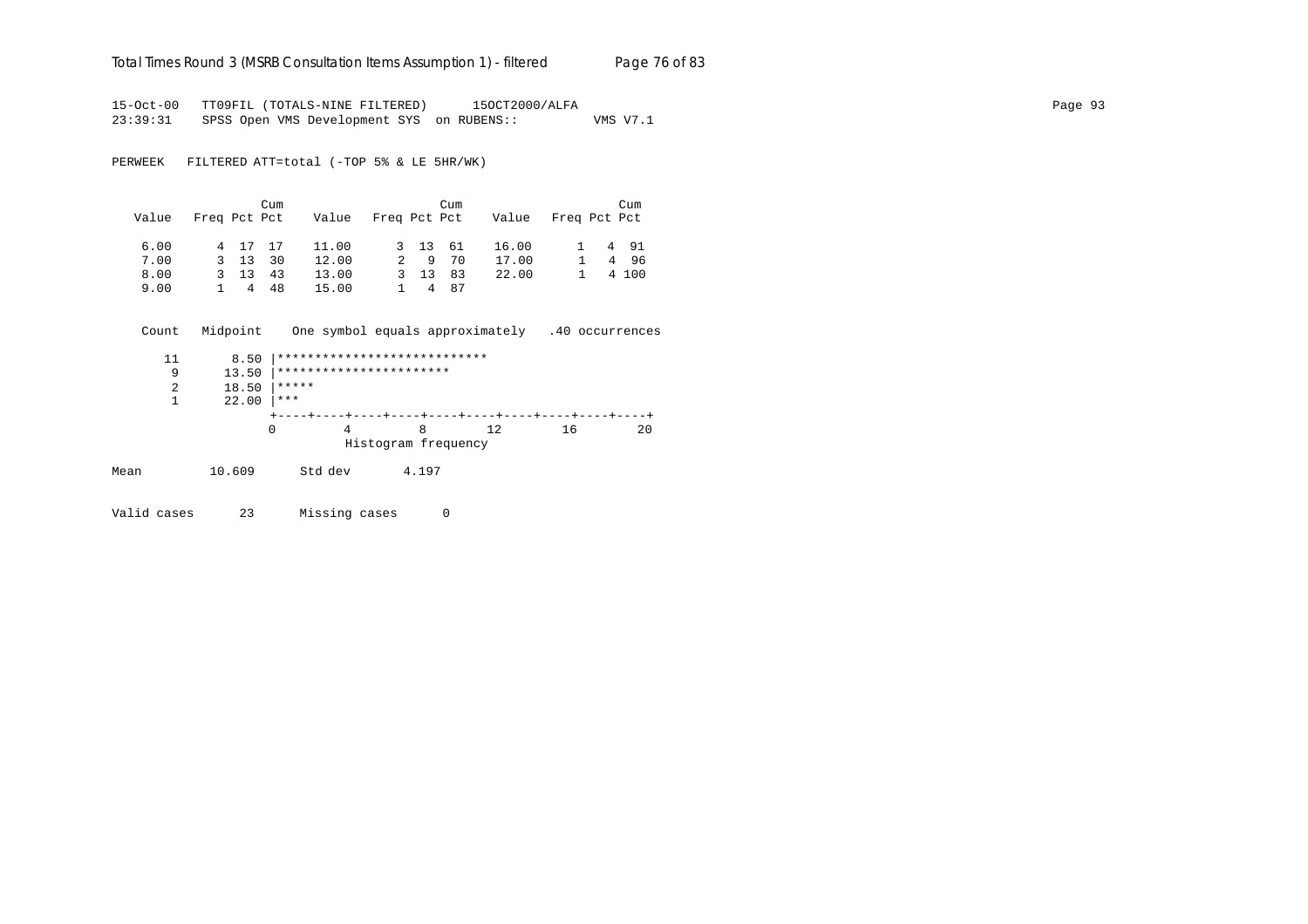```
15-Oct-00   TT09FIL (TOTALS-NINE FILTERED)      15OCT2000/ALFA
23:39:31    SPSS Open VMS Development SYS  on RUBENS::          VMS V7.1

PERWEEK   FILTERED ATT=total (-TOP 5% & LE 5HR/WK)

                        Cum                         Cum                       Cum
   Value   Freq Pct Pct    Value   Freq Pct Pct    Value   Freq Pct Pct

    6.00      4  17  17    11.00      3  13  61    16.00      1   4  91
    7.00      3  13  30    12.00      2   9  70    17.00      1   4  96
    8.00      3  13  43    13.00      3  13  83    22.00      1   4 100
    9.00      1   4  48    15.00      1   4  87


    Count   Midpoint    One symbol equals approximately   .40 occurrences

      11       8.50 |****************************
       9      13.50 |***********************
       2      18.50 |*****
       1      22.00 |***
                    +----+----+----+----+----+----+----+----+----+----+
                    0         4         8        12        16        20
                              Histogram frequency

Mean         10.609      Std dev       4.197

Valid cases      23      Missing cases      0
```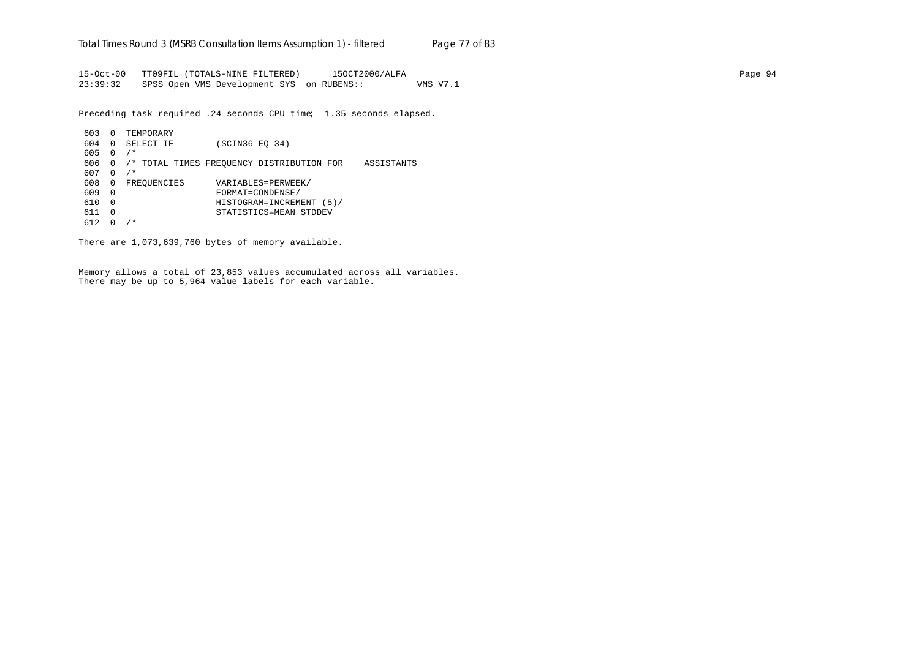```
15-Oct-00   TT09FIL (TOTALS-NINE FILTERED)      15OCT2000/ALFA
23:39:32    SPSS Open VMS Development SYS  on RUBENS::          VMS V7.1
```

Preceding task required .24 seconds CPU time;  1.35 seconds elapsed.

```
 603  0  TEMPORARY
 604  0  SELECT IF        (SCIN36 EQ 34)
 605  0  /*
 606  0  /* TOTAL TIMES FREQUENCY DISTRIBUTION FOR    ASSISTANTS
 607  0  /*
 608  0  FREQUENCIES      VARIABLES=PERWEEK/
 609  0                   FORMAT=CONDENSE/
 610  0                   HISTOGRAM=INCREMENT (5)/
 611  0                   STATISTICS=MEAN STDDEV
 612  0  /*
```

There are 1,073,639,760 bytes of memory available.

Memory allows a total of 23,853 values accumulated across all variables.
There may be up to 5,964 value labels for each variable.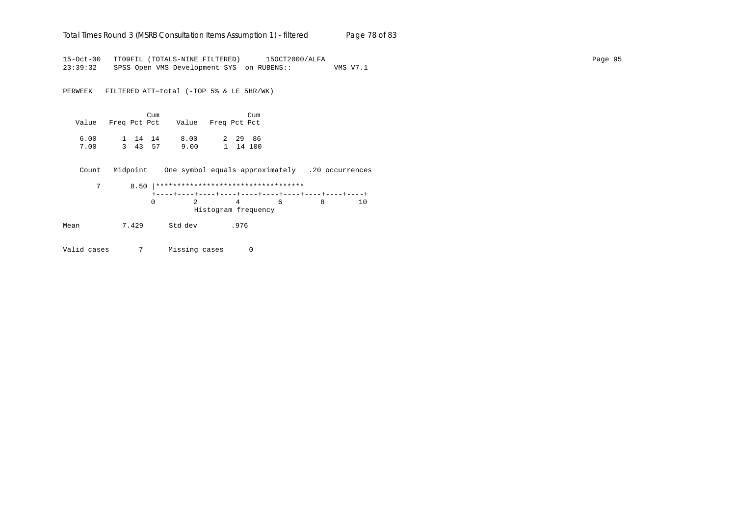15-Oct-00 TT09FIL (TOTALS-NINE FILTERED) 15OCT2000/ALFA
23:39:32 SPSS Open VMS Development SYS on RUBENS:: VMS V7.1

PERWEEK FILTERED ATT=total (-TOP 5% & LE 5HR/WK)

| Value | Freq | Pct | Cum Pct | Value | Freq | Pct | Cum Pct |
|---|---|---|---|---|---|---|---|
| 6.00 | 1 | 14 | 14 | 8.00 | 2 | 29 | 86 |
| 7.00 | 3 | 43 | 57 | 9.00 | 1 | 14 | 100 |

```
 Count   Midpoint    One symbol equals approximately   .20 occurrences

     7       8.50 |***********************************
                  +----+----+----+----+----+----+----+----+----+----+
                  0         2         4         6         8        10
                            Histogram frequency
```

Mean 7.429 Std dev .976

Valid cases 7 Missing cases 0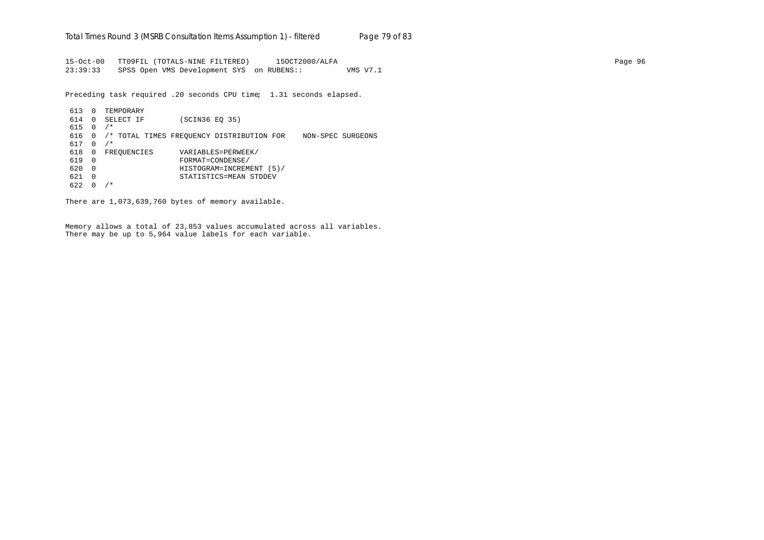```
15-Oct-00   TT09FIL (TOTALS-NINE FILTERED)      15OCT2000/ALFA
23:39:33    SPSS Open VMS Development SYS  on RUBENS::          VMS V7.1
```

Preceding task required .20 seconds CPU time; 1.31 seconds elapsed.

```
 613  0  TEMPORARY
 614  0  SELECT IF        (SCIN36 EQ 35)
 615  0  /*
 616  0  /* TOTAL TIMES FREQUENCY DISTRIBUTION FOR    NON-SPEC SURGEONS
 617  0  /*
 618  0  FREQUENCIES      VARIABLES=PERWEEK/
 619  0                   FORMAT=CONDENSE/
 620  0                   HISTOGRAM=INCREMENT (5)/
 621  0                   STATISTICS=MEAN STDDEV
 622  0  /*
```

There are 1,073,639,760 bytes of memory available.

Memory allows a total of 23,853 values accumulated across all variables.
There may be up to 5,964 value labels for each variable.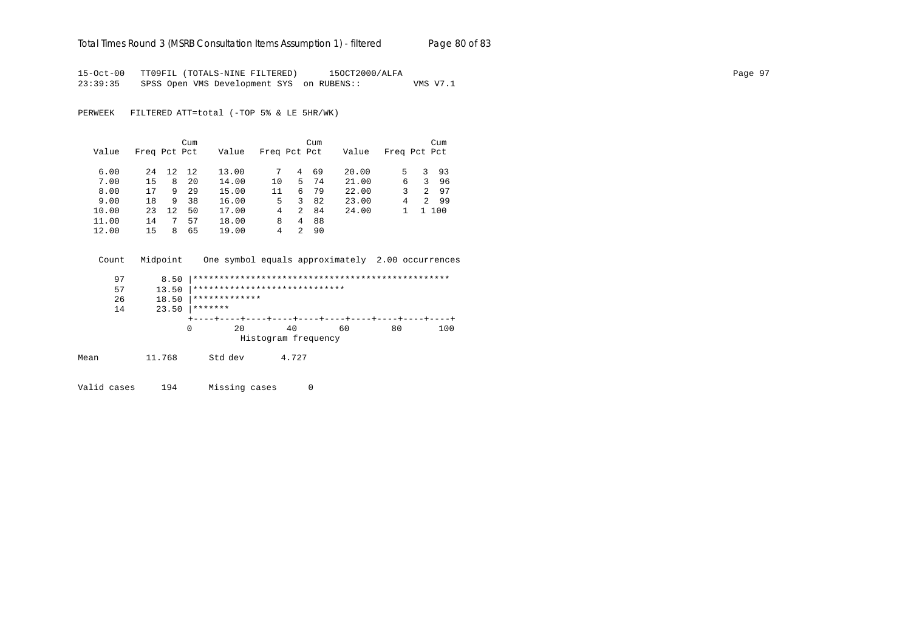15-Oct-00 TT09FIL (TOTALS-NINE FILTERED) 15OCT2000/ALFA
23:39:35 SPSS Open VMS Development SYS on RUBENS:: VMS V7.1

PERWEEK FILTERED ATT=total (-TOP 5% & LE 5HR/WK)

| Value | Freq | Pct | Cum Pct | Value | Freq | Pct | Cum Pct | Value | Freq | Pct | Cum Pct |
|---|---|---|---|---|---|---|---|---|---|---|---|
| 6.00 | 24 | 12 | 12 | 13.00 | 7 | 4 | 69 | 20.00 | 5 | 3 | 93 |
| 7.00 | 15 | 8 | 20 | 14.00 | 10 | 5 | 74 | 21.00 | 6 | 3 | 96 |
| 8.00 | 17 | 9 | 29 | 15.00 | 11 | 6 | 79 | 22.00 | 3 | 2 | 97 |
| 9.00 | 18 | 9 | 38 | 16.00 | 5 | 3 | 82 | 23.00 | 4 | 2 | 99 |
| 10.00 | 23 | 12 | 50 | 17.00 | 4 | 2 | 84 | 24.00 | 1 | 1 | 100 |
| 11.00 | 14 | 7 | 57 | 18.00 | 8 | 4 | 88 | | | | |
| 12.00 | 15 | 8 | 65 | 19.00 | 4 | 2 | 90 | | | | |

```
 Count   Midpoint    One symbol equals approximately  2.00 occurrences

    97       8.50 |*************************************************
    57      13.50 |*****************************
    26      18.50 |*************
    14      23.50 |*******
                  +----+----+----+----+----+----+----+----+----+----+
                  0        20        40        60        80       100
                            Histogram frequency
```

Mean 11.768 Std dev 4.727

Valid cases 194 Missing cases 0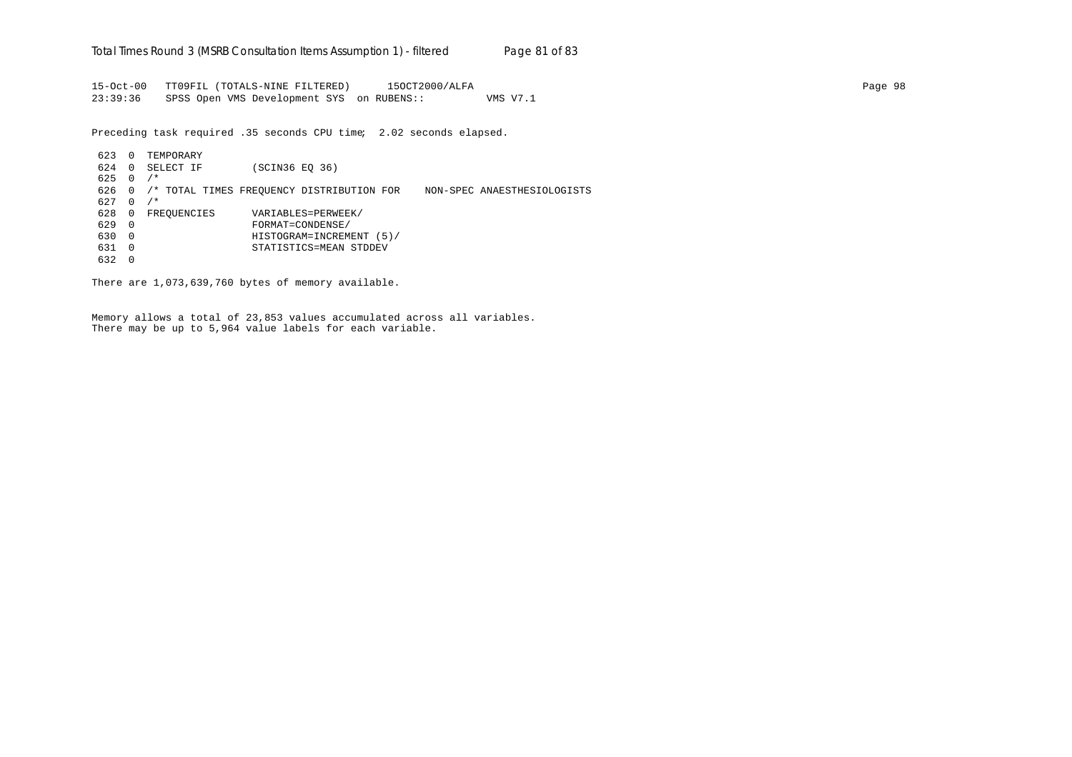```
15-Oct-00   TT09FIL (TOTALS-NINE FILTERED)      15OCT2000/ALFA
23:39:36    SPSS Open VMS Development SYS  on RUBENS::          VMS V7.1

Preceding task required .35 seconds CPU time;  2.02 seconds elapsed.

 623  0  TEMPORARY
 624  0  SELECT IF        (SCIN36 EQ 36)
 625  0  /*
 626  0  /* TOTAL TIMES FREQUENCY DISTRIBUTION FOR    NON-SPEC ANAESTHESIOLOGISTS
 627  0  /*
 628  0  FREQUENCIES      VARIABLES=PERWEEK/
 629  0                   FORMAT=CONDENSE/
 630  0                   HISTOGRAM=INCREMENT (5)/
 631  0                   STATISTICS=MEAN STDDEV
 632  0

There are 1,073,639,760 bytes of memory available.


Memory allows a total of 23,853 values accumulated across all variables.
There may be up to 5,964 value labels for each variable.
```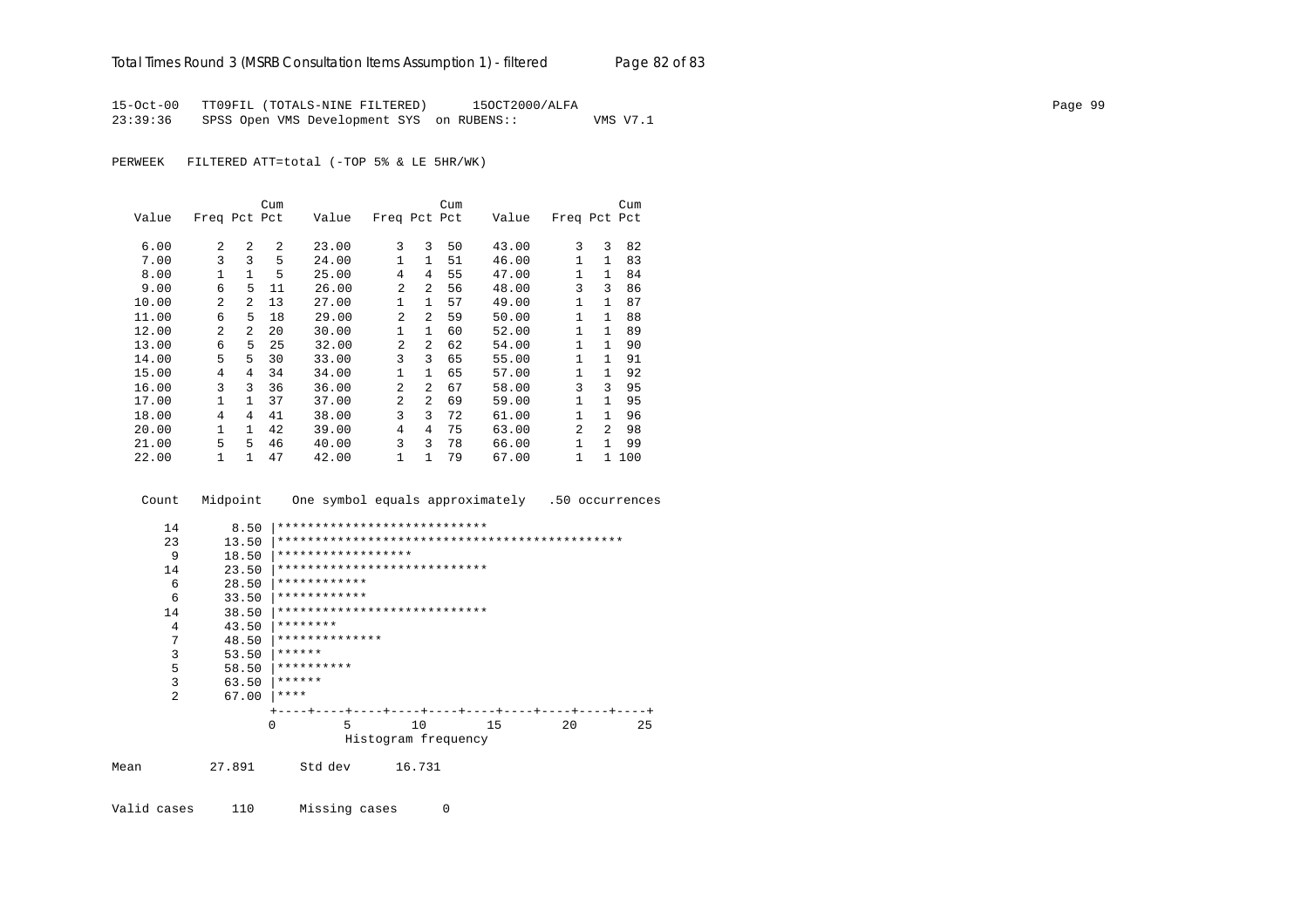15-Oct-00 TT09FIL (TOTALS-NINE FILTERED) 15OCT2000/ALFA
23:39:36 SPSS Open VMS Development SYS on RUBENS:: VMS V7.1

PERWEEK FILTERED ATT=total (-TOP 5% & LE 5HR/WK)

| Value | Freq | Pct | Cum Pct | Value | Freq | Pct | Cum Pct | Value | Freq | Pct | Cum Pct |
|---|---|---|---|---|---|---|---|---|---|---|---|
| 6.00 | 2 | 2 | 2 | 23.00 | 3 | 3 | 50 | 43.00 | 3 | 3 | 82 |
| 7.00 | 3 | 3 | 5 | 24.00 | 1 | 1 | 51 | 46.00 | 1 | 1 | 83 |
| 8.00 | 1 | 1 | 5 | 25.00 | 4 | 4 | 55 | 47.00 | 1 | 1 | 84 |
| 9.00 | 6 | 5 | 11 | 26.00 | 2 | 2 | 56 | 48.00 | 3 | 3 | 86 |
| 10.00 | 2 | 2 | 13 | 27.00 | 1 | 1 | 57 | 49.00 | 1 | 1 | 87 |
| 11.00 | 6 | 5 | 18 | 29.00 | 2 | 2 | 59 | 50.00 | 1 | 1 | 88 |
| 12.00 | 2 | 2 | 20 | 30.00 | 1 | 1 | 60 | 52.00 | 1 | 1 | 89 |
| 13.00 | 6 | 5 | 25 | 32.00 | 2 | 2 | 62 | 54.00 | 1 | 1 | 90 |
| 14.00 | 5 | 5 | 30 | 33.00 | 3 | 3 | 65 | 55.00 | 1 | 1 | 91 |
| 15.00 | 4 | 4 | 34 | 34.00 | 1 | 1 | 65 | 57.00 | 1 | 1 | 92 |
| 16.00 | 3 | 3 | 36 | 36.00 | 2 | 2 | 67 | 58.00 | 3 | 3 | 95 |
| 17.00 | 1 | 1 | 37 | 37.00 | 2 | 2 | 69 | 59.00 | 1 | 1 | 95 |
| 18.00 | 4 | 4 | 41 | 38.00 | 3 | 3 | 72 | 61.00 | 1 | 1 | 96 |
| 20.00 | 1 | 1 | 42 | 39.00 | 4 | 4 | 75 | 63.00 | 2 | 2 | 98 |
| 21.00 | 5 | 5 | 46 | 40.00 | 3 | 3 | 78 | 66.00 | 1 | 1 | 99 |
| 22.00 | 1 | 1 | 47 | 42.00 | 1 | 1 | 79 | 67.00 | 1 | 1 | 100 |

```
  Count   Midpoint    One symbol equals approximately   .50 occurrences

     14      8.50 |****************************
     23     13.50 |**********************************************
      9     18.50 |******************
     14     23.50 |****************************
      6     28.50 |************
      6     33.50 |************
     14     38.50 |****************************
      4     43.50 |********
      7     48.50 |**************
      3     53.50 |******
      5     58.50 |**********
      3     63.50 |******
      2     67.00 |****
                  +----+----+----+----+----+----+----+----+----+----+
                  0         5        10        15        20        25
                            Histogram frequency

Mean         27.891      Std dev      16.731

Valid cases     110      Missing cases      0
```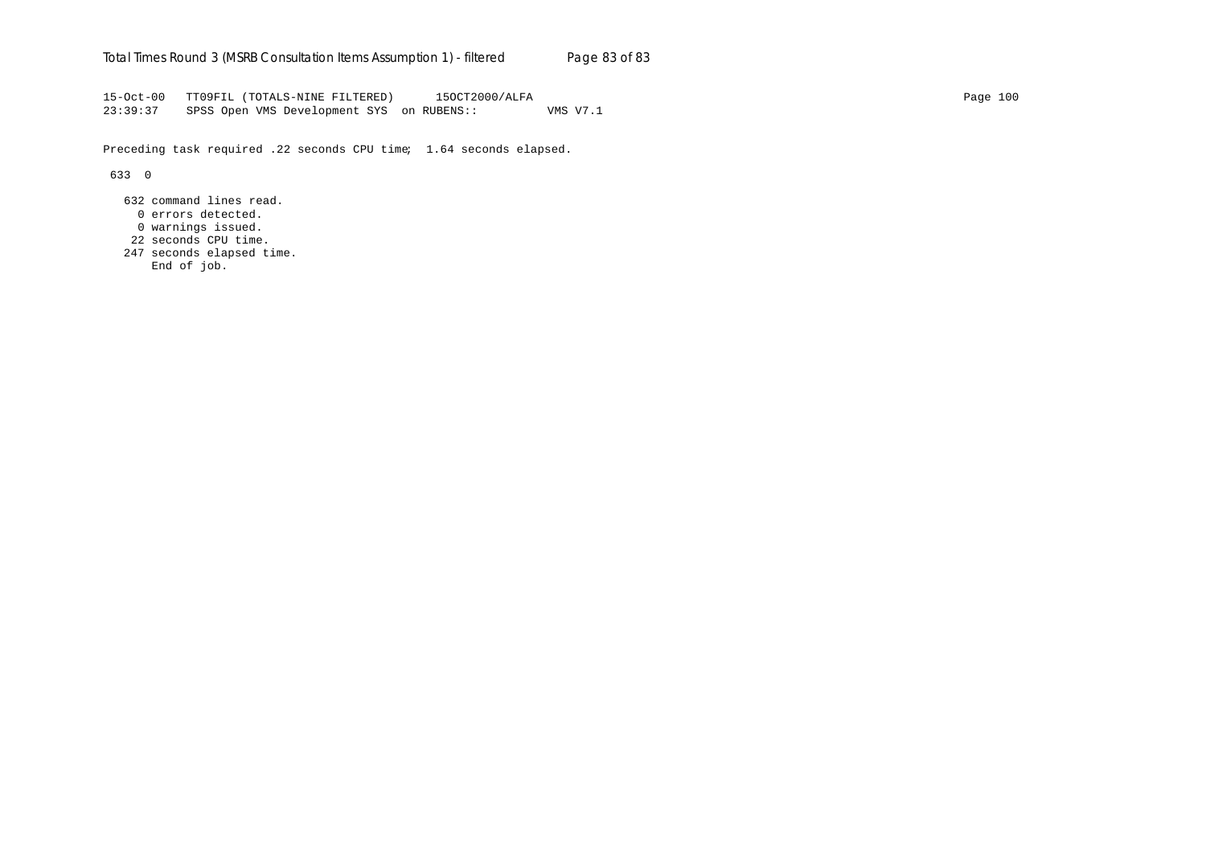```
15-Oct-00   TT09FIL (TOTALS-NINE FILTERED)      15OCT2000/ALFA                                                                                    Page 100
23:39:37    SPSS Open VMS Development SYS  on RUBENS::          VMS V7.1

Preceding task required .22 seconds CPU time;  1.64 seconds elapsed.

 633  0

   632 command lines read.
     0 errors detected.
     0 warnings issued.
    22 seconds CPU time.
   247 seconds elapsed time.
       End of job.
```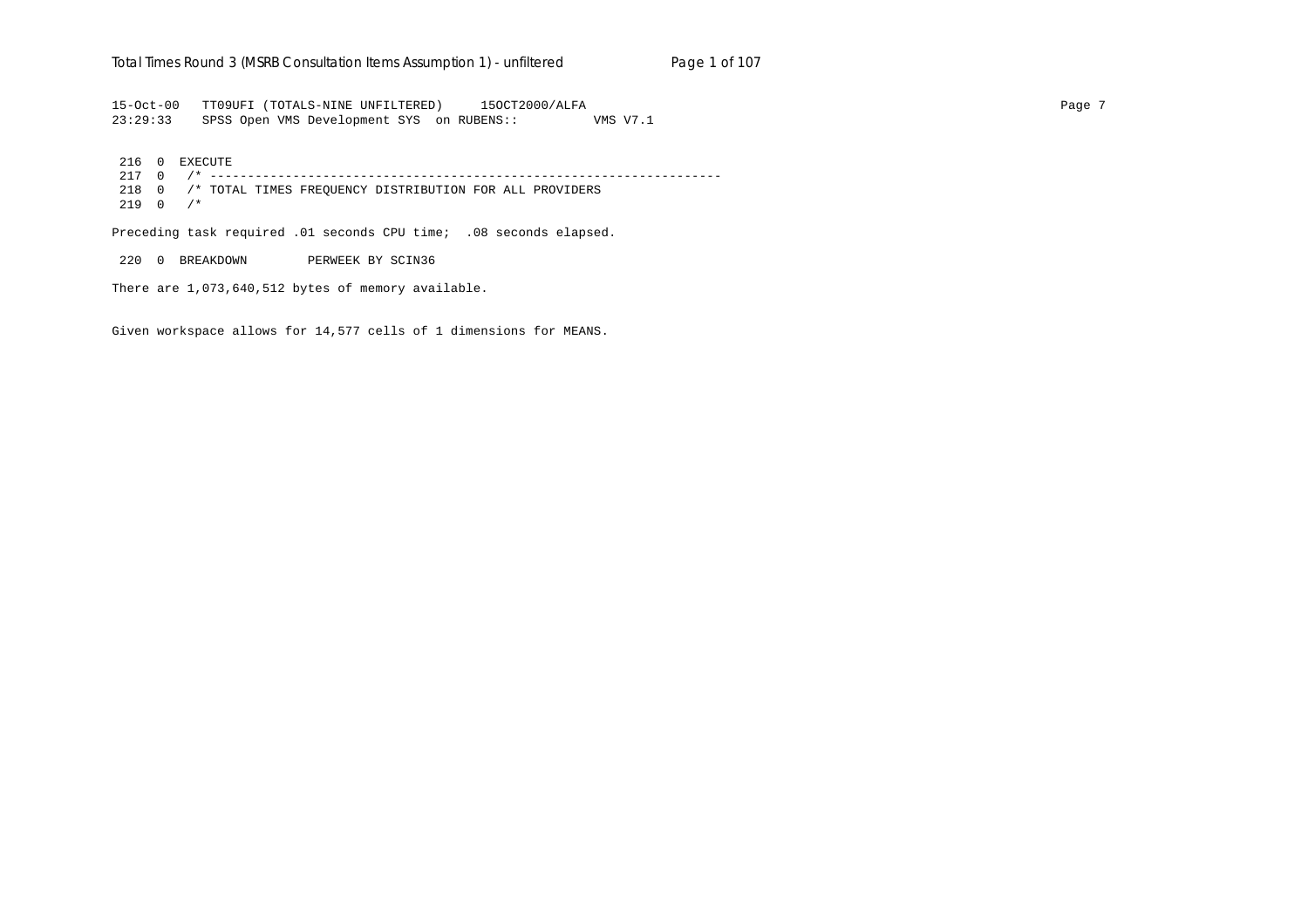```
15-Oct-00   TT09UFI (TOTALS-NINE UNFILTERED)     15OCT2000/ALFA
23:29:33    SPSS Open VMS Development SYS  on RUBENS::          VMS V7.1

 216  0  EXECUTE
 217  0   /* -------------------------------------------------------------------
 218  0   /* TOTAL TIMES FREQUENCY DISTRIBUTION FOR ALL PROVIDERS
 219  0   /*

Preceding task required .01 seconds CPU time;  .08 seconds elapsed.

 220  0  BREAKDOWN        PERWEEK BY SCIN36

There are 1,073,640,512 bytes of memory available.


Given workspace allows for 14,577 cells of 1 dimensions for MEANS.
```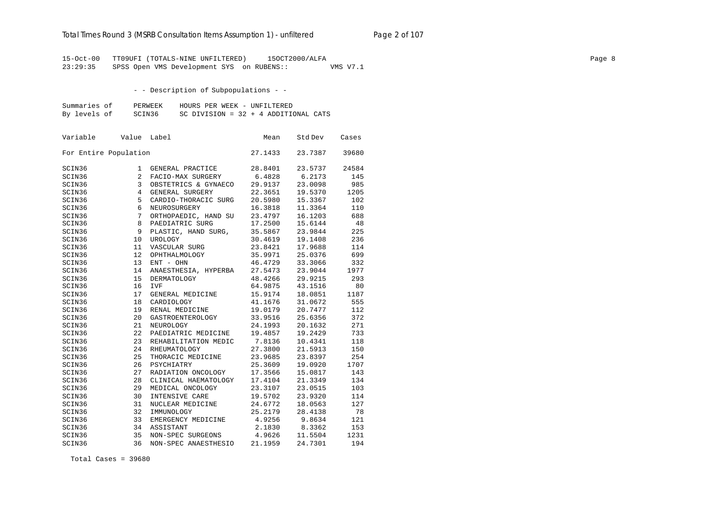Total Times Round 3 (MSRB Consultation Items Assumption 1) - unfiltered

```
15-Oct-00   TT09UFI (TOTALS-NINE UNFILTERED)     15OCT2000/ALFA
23:29:35    SPSS Open VMS Development SYS  on RUBENS::          VMS V7.1
```

- - Description of Subpopulations - -

```
Summaries of     PERWEEK    HOURS PER WEEK - UNFILTERED
By levels of     SCIN36     SC DIVISION = 32 + 4 ADDITIONAL CATS
```

| Variable | Value | Label | Mean | Std Dev | Cases |
|---|---|---|---|---|---|
| For Entire Population | | | 27.1433 | 23.7387 | 39680 |
| SCIN36 | 1 | GENERAL PRACTICE | 28.8401 | 23.5737 | 24584 |
| SCIN36 | 2 | FACIO-MAX SURGERY | 6.4828 | 6.2173 | 145 |
| SCIN36 | 3 | OBSTETRICS & GYNAECO | 29.9137 | 23.0098 | 985 |
| SCIN36 | 4 | GENERAL SURGERY | 22.3651 | 19.5370 | 1205 |
| SCIN36 | 5 | CARDIO-THORACIC SURG | 20.5980 | 15.3367 | 102 |
| SCIN36 | 6 | NEUROSURGERY | 16.3818 | 11.3364 | 110 |
| SCIN36 | 7 | ORTHOPAEDIC, HAND SU | 23.4797 | 16.1203 | 688 |
| SCIN36 | 8 | PAEDIATRIC SURG | 17.2500 | 15.6144 | 48 |
| SCIN36 | 9 | PLASTIC, HAND SURG, | 35.5867 | 23.9844 | 225 |
| SCIN36 | 10 | UROLOGY | 30.4619 | 19.1408 | 236 |
| SCIN36 | 11 | VASCULAR SURG | 23.8421 | 17.9688 | 114 |
| SCIN36 | 12 | OPHTHALMOLOGY | 35.9971 | 25.0376 | 699 |
| SCIN36 | 13 | ENT - OHN | 46.4729 | 33.3066 | 332 |
| SCIN36 | 14 | ANAESTHESIA, HYPERBA | 27.5473 | 23.9044 | 1977 |
| SCIN36 | 15 | DERMATOLOGY | 48.4266 | 29.9215 | 293 |
| SCIN36 | 16 | IVF | 64.9875 | 43.1516 | 80 |
| SCIN36 | 17 | GENERAL MEDICINE | 15.9174 | 18.0851 | 1187 |
| SCIN36 | 18 | CARDIOLOGY | 41.1676 | 31.0672 | 555 |
| SCIN36 | 19 | RENAL MEDICINE | 19.0179 | 20.7477 | 112 |
| SCIN36 | 20 | GASTROENTEROLOGY | 33.9516 | 25.6356 | 372 |
| SCIN36 | 21 | NEUROLOGY | 24.1993 | 20.1632 | 271 |
| SCIN36 | 22 | PAEDIATRIC MEDICINE | 19.4857 | 19.2429 | 733 |
| SCIN36 | 23 | REHABILITATION MEDIC | 7.8136 | 10.4341 | 118 |
| SCIN36 | 24 | RHEUMATOLOGY | 27.3800 | 21.5913 | 150 |
| SCIN36 | 25 | THORACIC MEDICINE | 23.9685 | 23.8397 | 254 |
| SCIN36 | 26 | PSYCHIATRY | 25.3609 | 19.0920 | 1707 |
| SCIN36 | 27 | RADIATION ONCOLOGY | 17.3566 | 15.0817 | 143 |
| SCIN36 | 28 | CLINICAL HAEMATOLOGY | 17.4104 | 21.3349 | 134 |
| SCIN36 | 29 | MEDICAL ONCOLOGY | 23.3107 | 23.0515 | 103 |
| SCIN36 | 30 | INTENSIVE CARE | 19.5702 | 23.9320 | 114 |
| SCIN36 | 31 | NUCLEAR MEDICINE | 24.6772 | 18.0563 | 127 |
| SCIN36 | 32 | IMMUNOLOGY | 25.2179 | 28.4138 | 78 |
| SCIN36 | 33 | EMERGENCY MEDICINE | 4.9256 | 9.8634 | 121 |
| SCIN36 | 34 | ASSISTANT | 2.1830 | 8.3362 | 153 |
| SCIN36 | 35 | NON-SPEC SURGEONS | 4.9626 | 11.5504 | 1231 |
| SCIN36 | 36 | NON-SPEC ANAESTHESIO | 21.1959 | 24.7301 | 194 |

Total Cases = 39680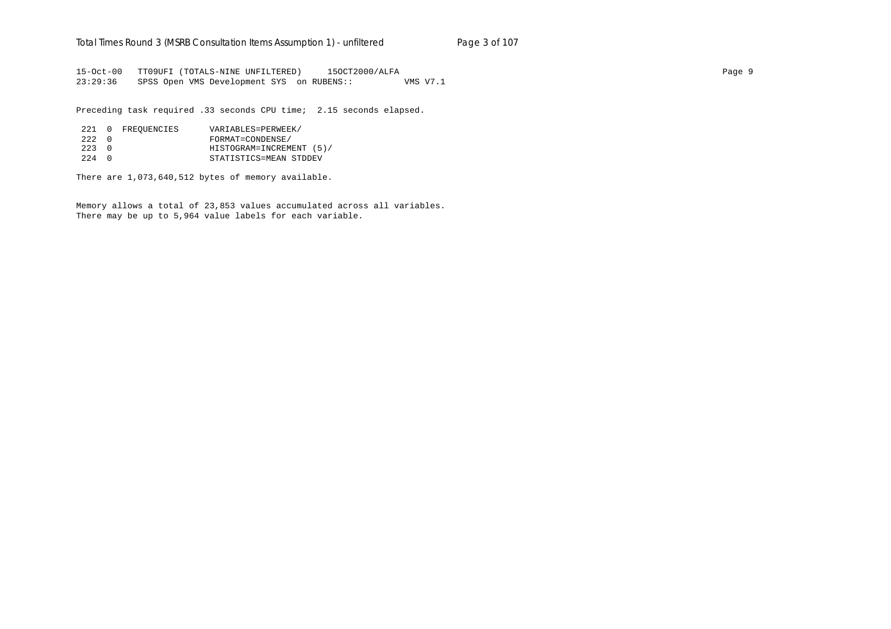```
15-Oct-00   TT09UFI (TOTALS-NINE UNFILTERED)     15OCT2000/ALFA
23:29:36    SPSS Open VMS Development SYS  on RUBENS::          VMS V7.1

Preceding task required .33 seconds CPU time;  2.15 seconds elapsed.

 221  0  FREQUENCIES      VARIABLES=PERWEEK/
 222  0                   FORMAT=CONDENSE/
 223  0                   HISTOGRAM=INCREMENT (5)/
 224  0                   STATISTICS=MEAN STDDEV

There are 1,073,640,512 bytes of memory available.

Memory allows a total of 23,853 values accumulated across all variables.
There may be up to 5,964 value labels for each variable.
```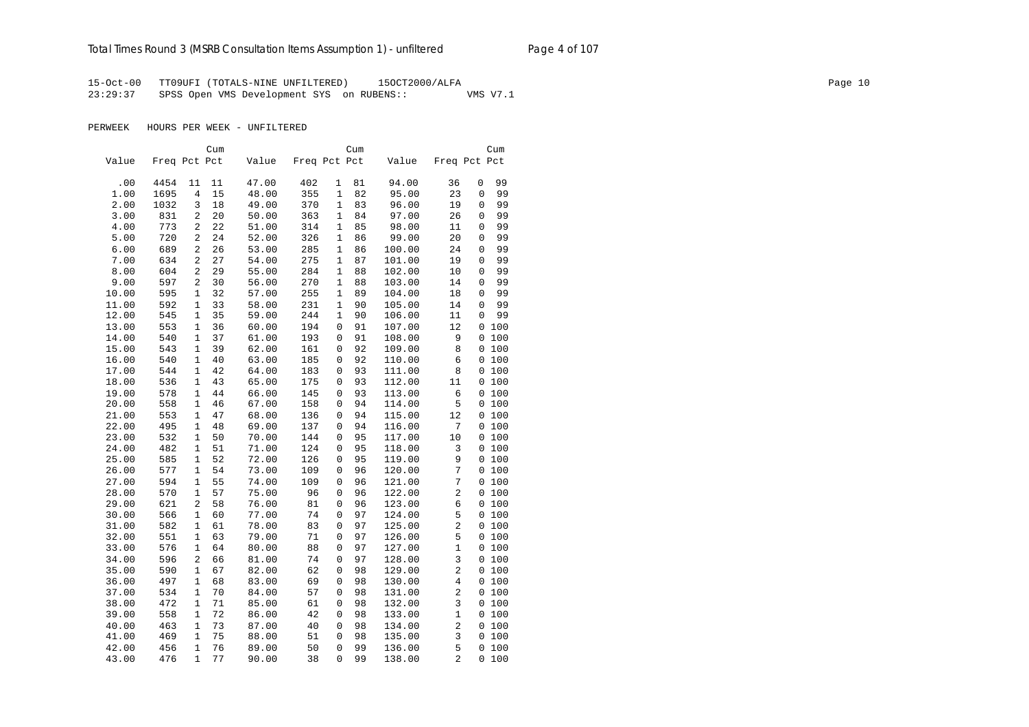15-Oct-00 TT09UFI (TOTALS-NINE UNFILTERED) 15OCT2000/ALFA
23:29:37 SPSS Open VMS Development SYS on RUBENS:: VMS V7.1

PERWEEK HOURS PER WEEK - UNFILTERED

| Value | Freq | Pct | Cum Pct | Value | Freq | Pct | Cum Pct | Value | Freq | Pct | Cum Pct |
|---|---|---|---|---|---|---|---|---|---|---|---|
| .00 | 4454 | 11 | 11 | 47.00 | 402 | 1 | 81 | 94.00 | 36 | 0 | 99 |
| 1.00 | 1695 | 4 | 15 | 48.00 | 355 | 1 | 82 | 95.00 | 23 | 0 | 99 |
| 2.00 | 1032 | 3 | 18 | 49.00 | 370 | 1 | 83 | 96.00 | 19 | 0 | 99 |
| 3.00 | 831 | 2 | 20 | 50.00 | 363 | 1 | 84 | 97.00 | 26 | 0 | 99 |
| 4.00 | 773 | 2 | 22 | 51.00 | 314 | 1 | 85 | 98.00 | 11 | 0 | 99 |
| 5.00 | 720 | 2 | 24 | 52.00 | 326 | 1 | 86 | 99.00 | 20 | 0 | 99 |
| 6.00 | 689 | 2 | 26 | 53.00 | 285 | 1 | 86 | 100.00 | 24 | 0 | 99 |
| 7.00 | 634 | 2 | 27 | 54.00 | 275 | 1 | 87 | 101.00 | 19 | 0 | 99 |
| 8.00 | 604 | 2 | 29 | 55.00 | 284 | 1 | 88 | 102.00 | 10 | 0 | 99 |
| 9.00 | 597 | 2 | 30 | 56.00 | 270 | 1 | 88 | 103.00 | 14 | 0 | 99 |
| 10.00 | 595 | 1 | 32 | 57.00 | 255 | 1 | 89 | 104.00 | 18 | 0 | 99 |
| 11.00 | 592 | 1 | 33 | 58.00 | 231 | 1 | 90 | 105.00 | 14 | 0 | 99 |
| 12.00 | 545 | 1 | 35 | 59.00 | 244 | 1 | 90 | 106.00 | 11 | 0 | 99 |
| 13.00 | 553 | 1 | 36 | 60.00 | 194 | 0 | 91 | 107.00 | 12 | 0 | 100 |
| 14.00 | 540 | 1 | 37 | 61.00 | 193 | 0 | 91 | 108.00 | 9 | 0 | 100 |
| 15.00 | 543 | 1 | 39 | 62.00 | 161 | 0 | 92 | 109.00 | 8 | 0 | 100 |
| 16.00 | 540 | 1 | 40 | 63.00 | 185 | 0 | 92 | 110.00 | 6 | 0 | 100 |
| 17.00 | 544 | 1 | 42 | 64.00 | 183 | 0 | 93 | 111.00 | 8 | 0 | 100 |
| 18.00 | 536 | 1 | 43 | 65.00 | 175 | 0 | 93 | 112.00 | 11 | 0 | 100 |
| 19.00 | 578 | 1 | 44 | 66.00 | 145 | 0 | 93 | 113.00 | 6 | 0 | 100 |
| 20.00 | 558 | 1 | 46 | 67.00 | 158 | 0 | 94 | 114.00 | 5 | 0 | 100 |
| 21.00 | 553 | 1 | 47 | 68.00 | 136 | 0 | 94 | 115.00 | 12 | 0 | 100 |
| 22.00 | 495 | 1 | 48 | 69.00 | 137 | 0 | 94 | 116.00 | 7 | 0 | 100 |
| 23.00 | 532 | 1 | 50 | 70.00 | 144 | 0 | 95 | 117.00 | 10 | 0 | 100 |
| 24.00 | 482 | 1 | 51 | 71.00 | 124 | 0 | 95 | 118.00 | 3 | 0 | 100 |
| 25.00 | 585 | 1 | 52 | 72.00 | 126 | 0 | 95 | 119.00 | 9 | 0 | 100 |
| 26.00 | 577 | 1 | 54 | 73.00 | 109 | 0 | 96 | 120.00 | 7 | 0 | 100 |
| 27.00 | 594 | 1 | 55 | 74.00 | 109 | 0 | 96 | 121.00 | 7 | 0 | 100 |
| 28.00 | 570 | 1 | 57 | 75.00 | 96 | 0 | 96 | 122.00 | 2 | 0 | 100 |
| 29.00 | 621 | 2 | 58 | 76.00 | 81 | 0 | 96 | 123.00 | 6 | 0 | 100 |
| 30.00 | 566 | 1 | 60 | 77.00 | 74 | 0 | 97 | 124.00 | 5 | 0 | 100 |
| 31.00 | 582 | 1 | 61 | 78.00 | 83 | 0 | 97 | 125.00 | 2 | 0 | 100 |
| 32.00 | 551 | 1 | 63 | 79.00 | 71 | 0 | 97 | 126.00 | 5 | 0 | 100 |
| 33.00 | 576 | 1 | 64 | 80.00 | 88 | 0 | 97 | 127.00 | 1 | 0 | 100 |
| 34.00 | 596 | 2 | 66 | 81.00 | 74 | 0 | 97 | 128.00 | 3 | 0 | 100 |
| 35.00 | 590 | 1 | 67 | 82.00 | 62 | 0 | 98 | 129.00 | 2 | 0 | 100 |
| 36.00 | 497 | 1 | 68 | 83.00 | 69 | 0 | 98 | 130.00 | 4 | 0 | 100 |
| 37.00 | 534 | 1 | 70 | 84.00 | 57 | 0 | 98 | 131.00 | 2 | 0 | 100 |
| 38.00 | 472 | 1 | 71 | 85.00 | 61 | 0 | 98 | 132.00 | 3 | 0 | 100 |
| 39.00 | 558 | 1 | 72 | 86.00 | 42 | 0 | 98 | 133.00 | 1 | 0 | 100 |
| 40.00 | 463 | 1 | 73 | 87.00 | 40 | 0 | 98 | 134.00 | 2 | 0 | 100 |
| 41.00 | 469 | 1 | 75 | 88.00 | 51 | 0 | 98 | 135.00 | 3 | 0 | 100 |
| 42.00 | 456 | 1 | 76 | 89.00 | 50 | 0 | 99 | 136.00 | 5 | 0 | 100 |
| 43.00 | 476 | 1 | 77 | 90.00 | 38 | 0 | 99 | 138.00 | 2 | 0 | 100 |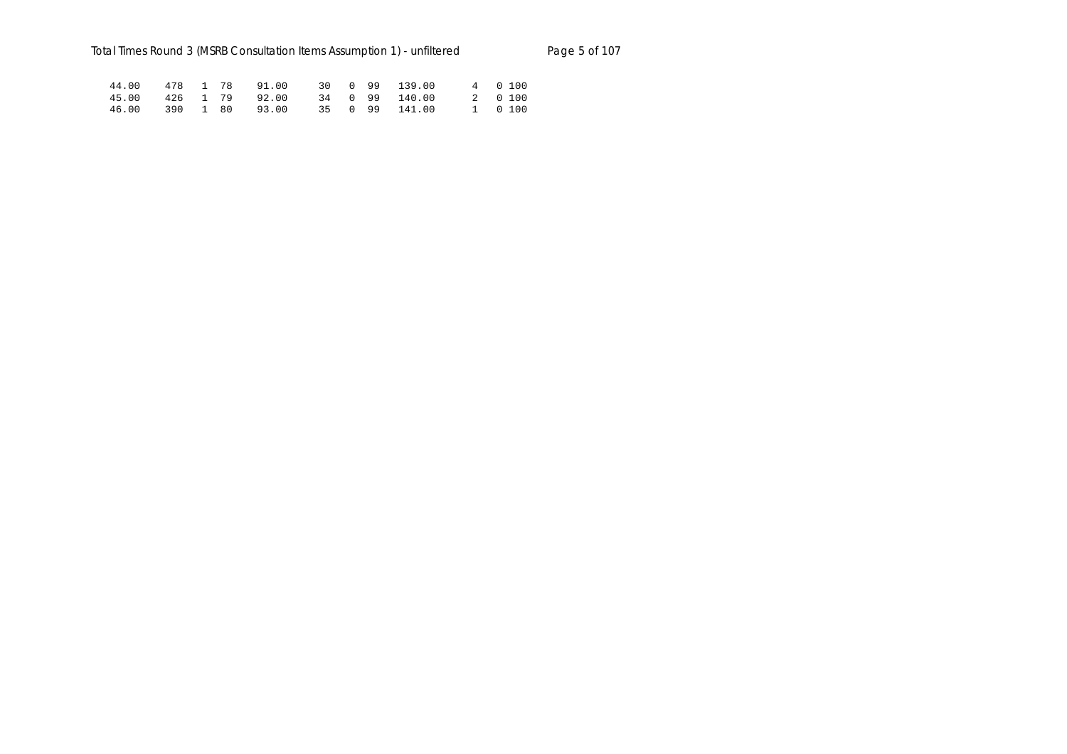| | | | | | | | | | | | |
|---|---|---|---|---|---|---|---|---|---|---|---|
| 44.00 | 478 | 1 | 78 | 91.00 | 30 | 0 | 99 | 139.00 | 4 | 0 | 100 |
| 45.00 | 426 | 1 | 79 | 92.00 | 34 | 0 | 99 | 140.00 | 2 | 0 | 100 |
| 46.00 | 390 | 1 | 80 | 93.00 | 35 | 0 | 99 | 141.00 | 1 | 0 | 100 |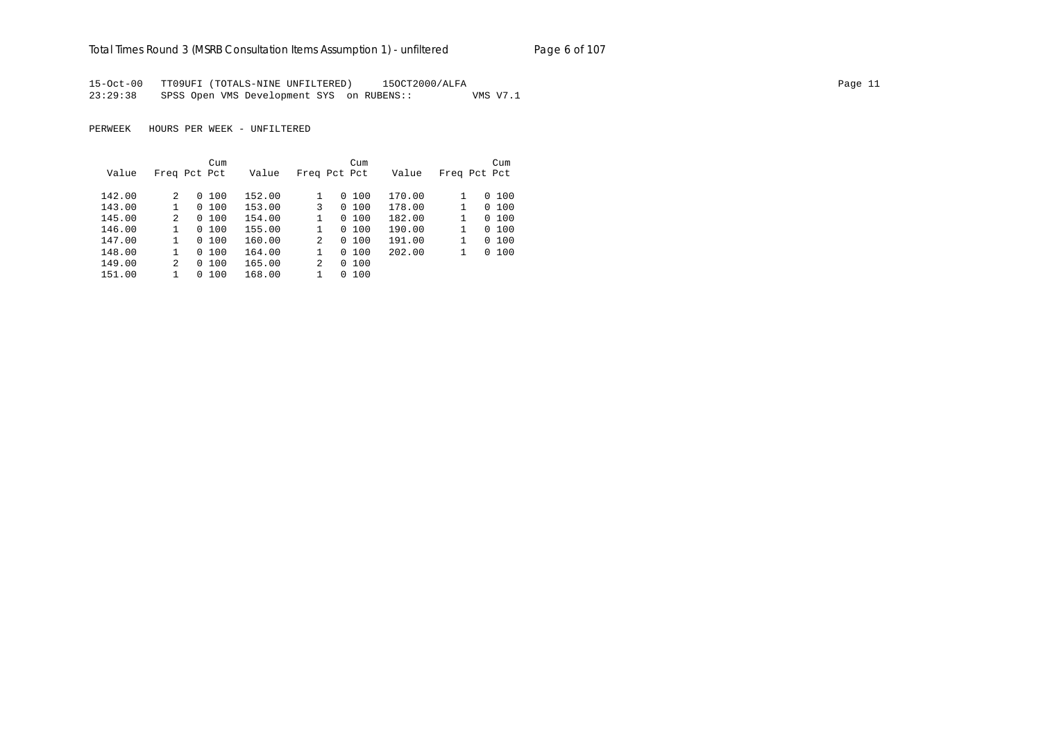15-Oct-00 TT09UFI (TOTALS-NINE UNFILTERED) 15OCT2000/ALFA
23:29:38 SPSS Open VMS Development SYS on RUBENS:: VMS V7.1

PERWEEK HOURS PER WEEK - UNFILTERED

| Value | Freq | Pct | Cum Pct | Value | Freq | Pct | Cum Pct | Value | Freq | Pct | Cum Pct |
|---|---|---|---|---|---|---|---|---|---|---|---|
| 142.00 | 2 | 0 | 100 | 152.00 | 1 | 0 | 100 | 170.00 | 1 | 0 | 100 |
| 143.00 | 1 | 0 | 100 | 153.00 | 3 | 0 | 100 | 178.00 | 1 | 0 | 100 |
| 145.00 | 2 | 0 | 100 | 154.00 | 1 | 0 | 100 | 182.00 | 1 | 0 | 100 |
| 146.00 | 1 | 0 | 100 | 155.00 | 1 | 0 | 100 | 190.00 | 1 | 0 | 100 |
| 147.00 | 1 | 0 | 100 | 160.00 | 2 | 0 | 100 | 191.00 | 1 | 0 | 100 |
| 148.00 | 1 | 0 | 100 | 164.00 | 1 | 0 | 100 | 202.00 | 1 | 0 | 100 |
| 149.00 | 2 | 0 | 100 | 165.00 | 2 | 0 | 100 | | | | |
| 151.00 | 1 | 0 | 100 | 168.00 | 1 | 0 | 100 | | | | |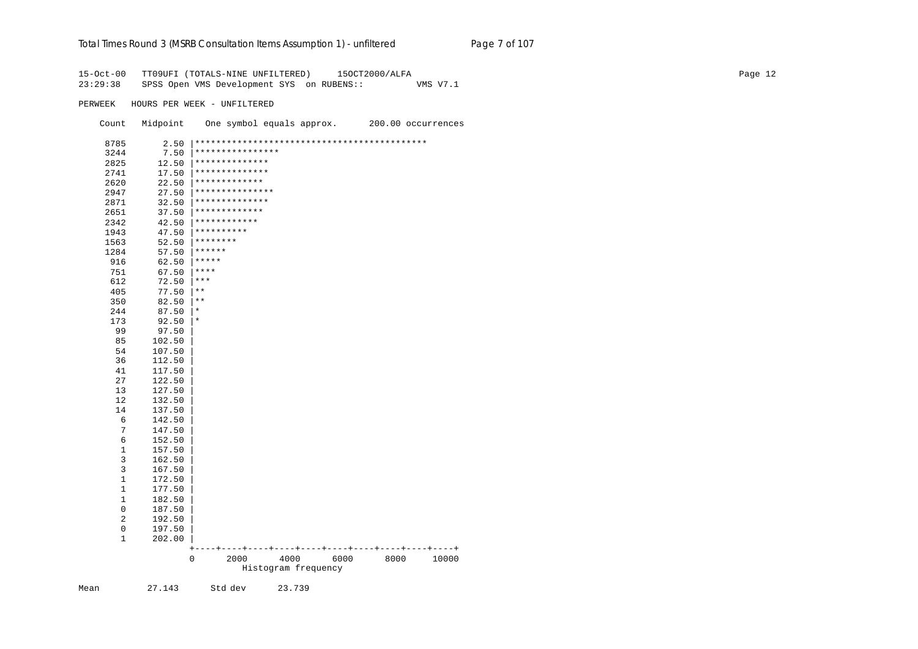```
15-Oct-00   TT09UFI (TOTALS-NINE UNFILTERED)     15OCT2000/ALFA
23:29:38    SPSS Open VMS Development SYS  on RUBENS::          VMS V7.1

PERWEEK   HOURS PER WEEK - UNFILTERED

    Count   Midpoint    One symbol equals approx.      200.00 occurrences

     8785       2.50 |********************************************
     3244       7.50 |****************
     2825      12.50 |**************
     2741      17.50 |**************
     2620      22.50 |*************
     2947      27.50 |***************
     2871      32.50 |**************
     2651      37.50 |*************
     2342      42.50 |************
     1943      47.50 |**********
     1563      52.50 |********
     1284      57.50 |******
      916      62.50 |*****
      751      67.50 |****
      612      72.50 |***
      405      77.50 |**
      350      82.50 |**
      244      87.50 |*
      173      92.50 |*
       99      97.50 |
       85     102.50 |
       54     107.50 |
       36     112.50 |
       41     117.50 |
       27     122.50 |
       13     127.50 |
       12     132.50 |
       14     137.50 |
        6     142.50 |
        7     147.50 |
        6     152.50 |
        1     157.50 |
        3     162.50 |
        3     167.50 |
        1     172.50 |
        1     177.50 |
        1     182.50 |
        0     187.50 |
        2     192.50 |
        0     197.50 |
        1     202.00 |
                     +----+----+----+----+----+----+----+----+----+----+
                     0      2000      4000      6000      8000     10000
                                 Histogram frequency

Mean         27.143      Std dev      23.739
```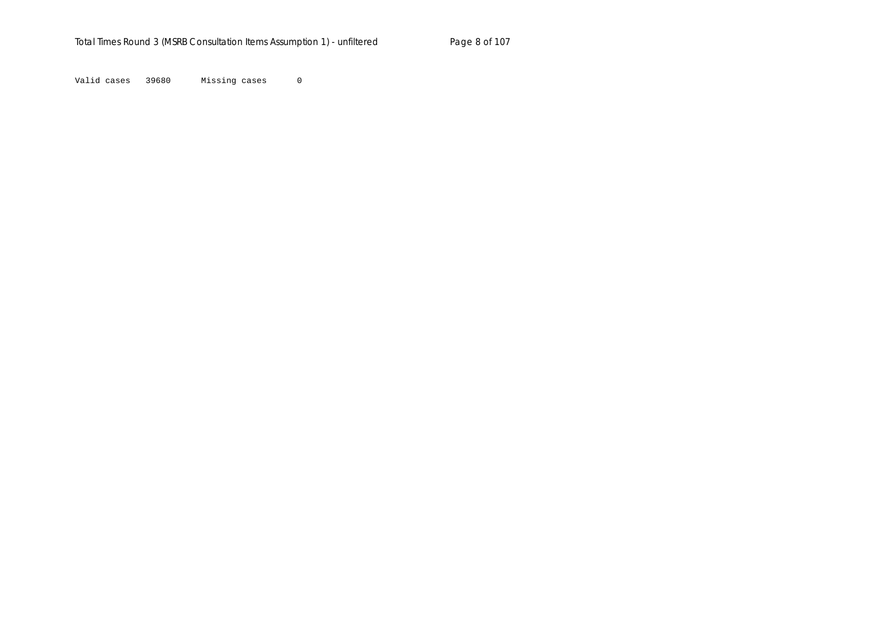```
Valid cases   39680      Missing cases      0
```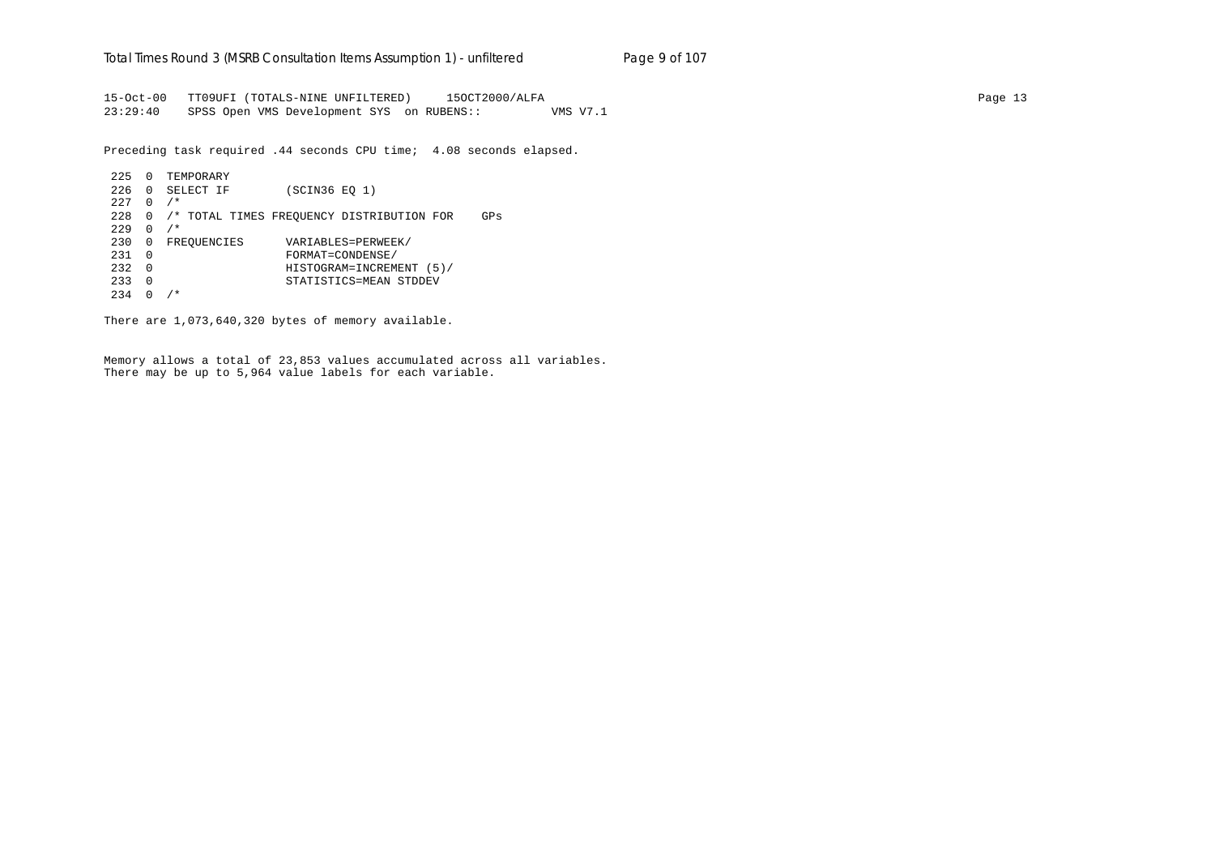```
15-Oct-00   TT09UFI (TOTALS-NINE UNFILTERED)     15OCT2000/ALFA
23:29:40    SPSS Open VMS Development SYS  on RUBENS::          VMS V7.1

Preceding task required .44 seconds CPU time;  4.08 seconds elapsed.

 225  0  TEMPORARY
 226  0  SELECT IF        (SCIN36 EQ 1)
 227  0  /*
 228  0  /* TOTAL TIMES FREQUENCY DISTRIBUTION FOR    GPs
 229  0  /*
 230  0  FREQUENCIES      VARIABLES=PERWEEK/
 231  0                   FORMAT=CONDENSE/
 232  0                   HISTOGRAM=INCREMENT (5)/
 233  0                   STATISTICS=MEAN STDDEV
 234  0  /*

There are 1,073,640,320 bytes of memory available.


Memory allows a total of 23,853 values accumulated across all variables.
There may be up to 5,964 value labels for each variable.
```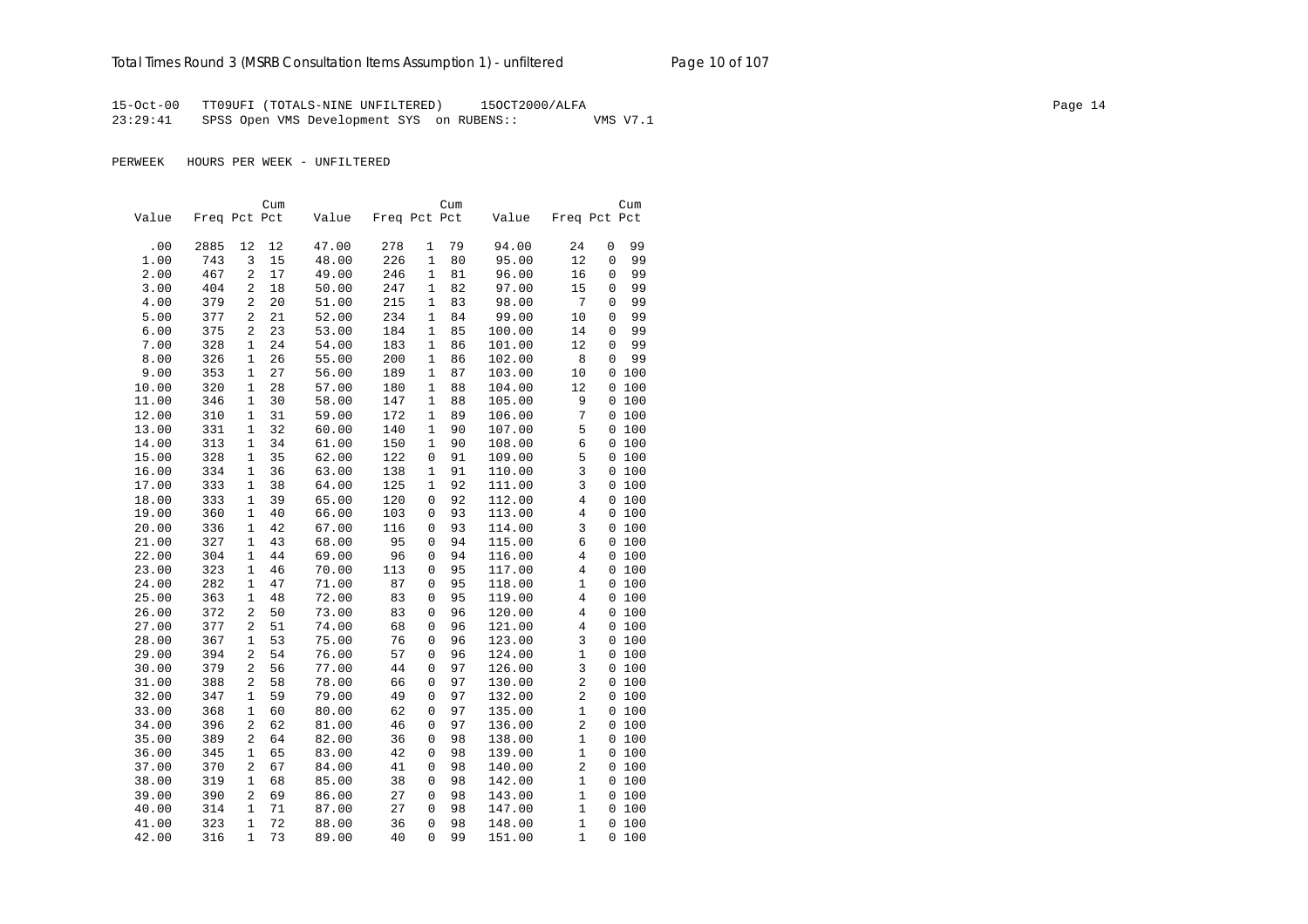15-Oct-00 TT09UFI (TOTALS-NINE UNFILTERED) 15OCT2000/ALFA
23:29:41 SPSS Open VMS Development SYS on RUBENS:: VMS V7.1

PERWEEK HOURS PER WEEK - UNFILTERED

| Value | Freq | Pct | Cum Pct | Value | Freq | Pct | Cum Pct | Value | Freq | Pct | Cum Pct |
|---|---|---|---|---|---|---|---|---|---|---|---|
| .00 | 2885 | 12 | 12 | 47.00 | 278 | 1 | 79 | 94.00 | 24 | 0 | 99 |
| 1.00 | 743 | 3 | 15 | 48.00 | 226 | 1 | 80 | 95.00 | 12 | 0 | 99 |
| 2.00 | 467 | 2 | 17 | 49.00 | 246 | 1 | 81 | 96.00 | 16 | 0 | 99 |
| 3.00 | 404 | 2 | 18 | 50.00 | 247 | 1 | 82 | 97.00 | 15 | 0 | 99 |
| 4.00 | 379 | 2 | 20 | 51.00 | 215 | 1 | 83 | 98.00 | 7 | 0 | 99 |
| 5.00 | 377 | 2 | 21 | 52.00 | 234 | 1 | 84 | 99.00 | 10 | 0 | 99 |
| 6.00 | 375 | 2 | 23 | 53.00 | 184 | 1 | 85 | 100.00 | 14 | 0 | 99 |
| 7.00 | 328 | 1 | 24 | 54.00 | 183 | 1 | 86 | 101.00 | 12 | 0 | 99 |
| 8.00 | 326 | 1 | 26 | 55.00 | 200 | 1 | 86 | 102.00 | 8 | 0 | 99 |
| 9.00 | 353 | 1 | 27 | 56.00 | 189 | 1 | 87 | 103.00 | 10 | 0 | 100 |
| 10.00 | 320 | 1 | 28 | 57.00 | 180 | 1 | 88 | 104.00 | 12 | 0 | 100 |
| 11.00 | 346 | 1 | 30 | 58.00 | 147 | 1 | 88 | 105.00 | 9 | 0 | 100 |
| 12.00 | 310 | 1 | 31 | 59.00 | 172 | 1 | 89 | 106.00 | 7 | 0 | 100 |
| 13.00 | 331 | 1 | 32 | 60.00 | 140 | 1 | 90 | 107.00 | 5 | 0 | 100 |
| 14.00 | 313 | 1 | 34 | 61.00 | 150 | 1 | 90 | 108.00 | 6 | 0 | 100 |
| 15.00 | 328 | 1 | 35 | 62.00 | 122 | 0 | 91 | 109.00 | 5 | 0 | 100 |
| 16.00 | 334 | 1 | 36 | 63.00 | 138 | 1 | 91 | 110.00 | 3 | 0 | 100 |
| 17.00 | 333 | 1 | 38 | 64.00 | 125 | 1 | 92 | 111.00 | 3 | 0 | 100 |
| 18.00 | 333 | 1 | 39 | 65.00 | 120 | 0 | 92 | 112.00 | 4 | 0 | 100 |
| 19.00 | 360 | 1 | 40 | 66.00 | 103 | 0 | 93 | 113.00 | 4 | 0 | 100 |
| 20.00 | 336 | 1 | 42 | 67.00 | 116 | 0 | 93 | 114.00 | 3 | 0 | 100 |
| 21.00 | 327 | 1 | 43 | 68.00 | 95 | 0 | 94 | 115.00 | 6 | 0 | 100 |
| 22.00 | 304 | 1 | 44 | 69.00 | 96 | 0 | 94 | 116.00 | 4 | 0 | 100 |
| 23.00 | 323 | 1 | 46 | 70.00 | 113 | 0 | 95 | 117.00 | 4 | 0 | 100 |
| 24.00 | 282 | 1 | 47 | 71.00 | 87 | 0 | 95 | 118.00 | 1 | 0 | 100 |
| 25.00 | 363 | 1 | 48 | 72.00 | 83 | 0 | 95 | 119.00 | 4 | 0 | 100 |
| 26.00 | 372 | 2 | 50 | 73.00 | 83 | 0 | 96 | 120.00 | 4 | 0 | 100 |
| 27.00 | 377 | 2 | 51 | 74.00 | 68 | 0 | 96 | 121.00 | 4 | 0 | 100 |
| 28.00 | 367 | 1 | 53 | 75.00 | 76 | 0 | 96 | 123.00 | 3 | 0 | 100 |
| 29.00 | 394 | 2 | 54 | 76.00 | 57 | 0 | 96 | 124.00 | 1 | 0 | 100 |
| 30.00 | 379 | 2 | 56 | 77.00 | 44 | 0 | 97 | 126.00 | 3 | 0 | 100 |
| 31.00 | 388 | 2 | 58 | 78.00 | 66 | 0 | 97 | 130.00 | 2 | 0 | 100 |
| 32.00 | 347 | 1 | 59 | 79.00 | 49 | 0 | 97 | 132.00 | 2 | 0 | 100 |
| 33.00 | 368 | 1 | 60 | 80.00 | 62 | 0 | 97 | 135.00 | 1 | 0 | 100 |
| 34.00 | 396 | 2 | 62 | 81.00 | 46 | 0 | 97 | 136.00 | 2 | 0 | 100 |
| 35.00 | 389 | 2 | 64 | 82.00 | 36 | 0 | 98 | 138.00 | 1 | 0 | 100 |
| 36.00 | 345 | 1 | 65 | 83.00 | 42 | 0 | 98 | 139.00 | 1 | 0 | 100 |
| 37.00 | 370 | 2 | 67 | 84.00 | 41 | 0 | 98 | 140.00 | 2 | 0 | 100 |
| 38.00 | 319 | 1 | 68 | 85.00 | 38 | 0 | 98 | 142.00 | 1 | 0 | 100 |
| 39.00 | 390 | 2 | 69 | 86.00 | 27 | 0 | 98 | 143.00 | 1 | 0 | 100 |
| 40.00 | 314 | 1 | 71 | 87.00 | 27 | 0 | 98 | 147.00 | 1 | 0 | 100 |
| 41.00 | 323 | 1 | 72 | 88.00 | 36 | 0 | 98 | 148.00 | 1 | 0 | 100 |
| 42.00 | 316 | 1 | 73 | 89.00 | 40 | 0 | 99 | 151.00 | 1 | 0 | 100 |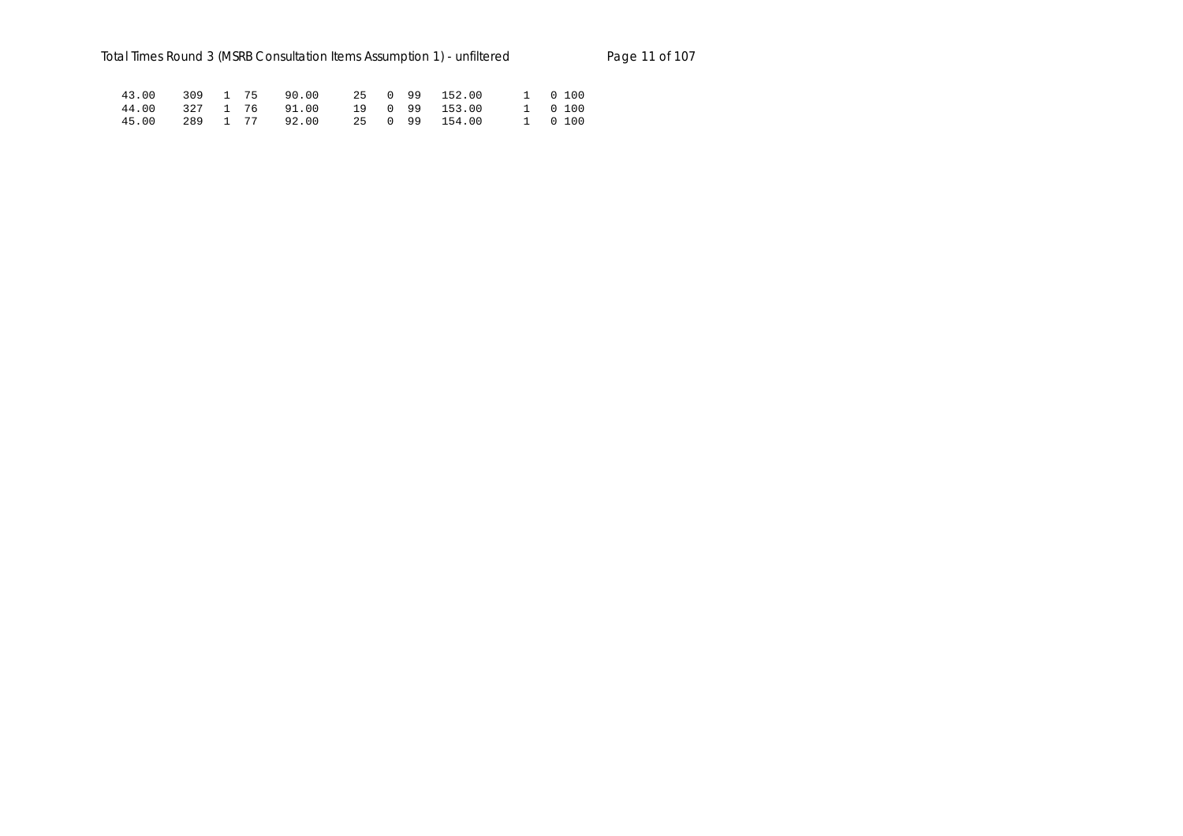| | | | | | | | | | | | |
|---|---|---|---|---|---|---|---|---|---|---|---|
| 43.00 | 309 | 1 | 75 | 90.00 | 25 | 0 | 99 | 152.00 | 1 | 0 | 100 |
| 44.00 | 327 | 1 | 76 | 91.00 | 19 | 0 | 99 | 153.00 | 1 | 0 | 100 |
| 45.00 | 289 | 1 | 77 | 92.00 | 25 | 0 | 99 | 154.00 | 1 | 0 | 100 |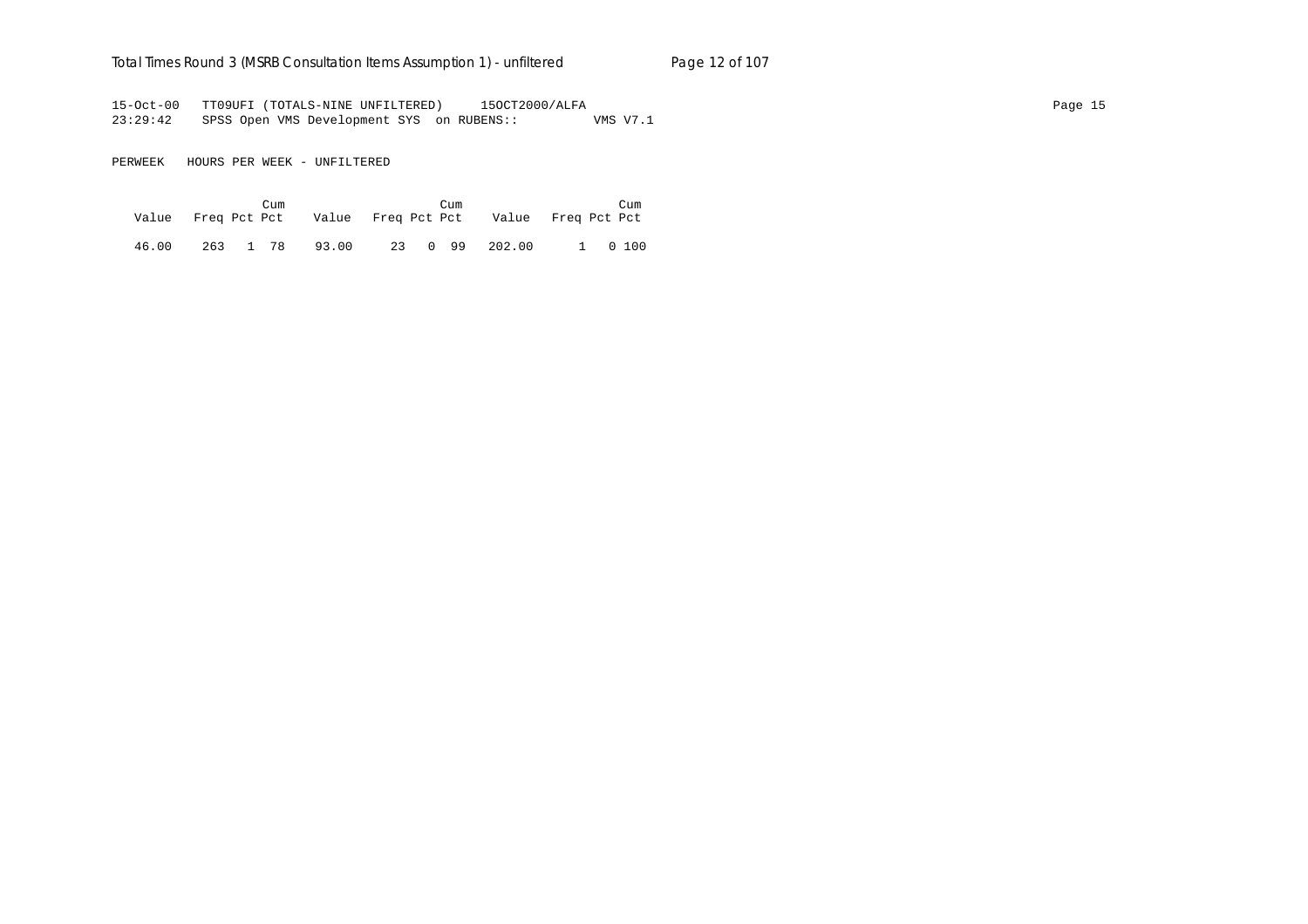15-Oct-00 TT09UFI (TOTALS-NINE UNFILTERED) 15OCT2000/ALFA
23:29:42 SPSS Open VMS Development SYS on RUBENS:: VMS V7.1

PERWEEK HOURS PER WEEK - UNFILTERED

| Value | Freq | Pct | Cum Pct | Value | Freq | Pct | Cum Pct | Value | Freq | Pct | Cum Pct |
|---|---|---|---|---|---|---|---|---|---|---|---|
| 46.00 | 263 | 1 | 78 | 93.00 | 23 | 0 | 99 | 202.00 | 1 | 0 | 100 |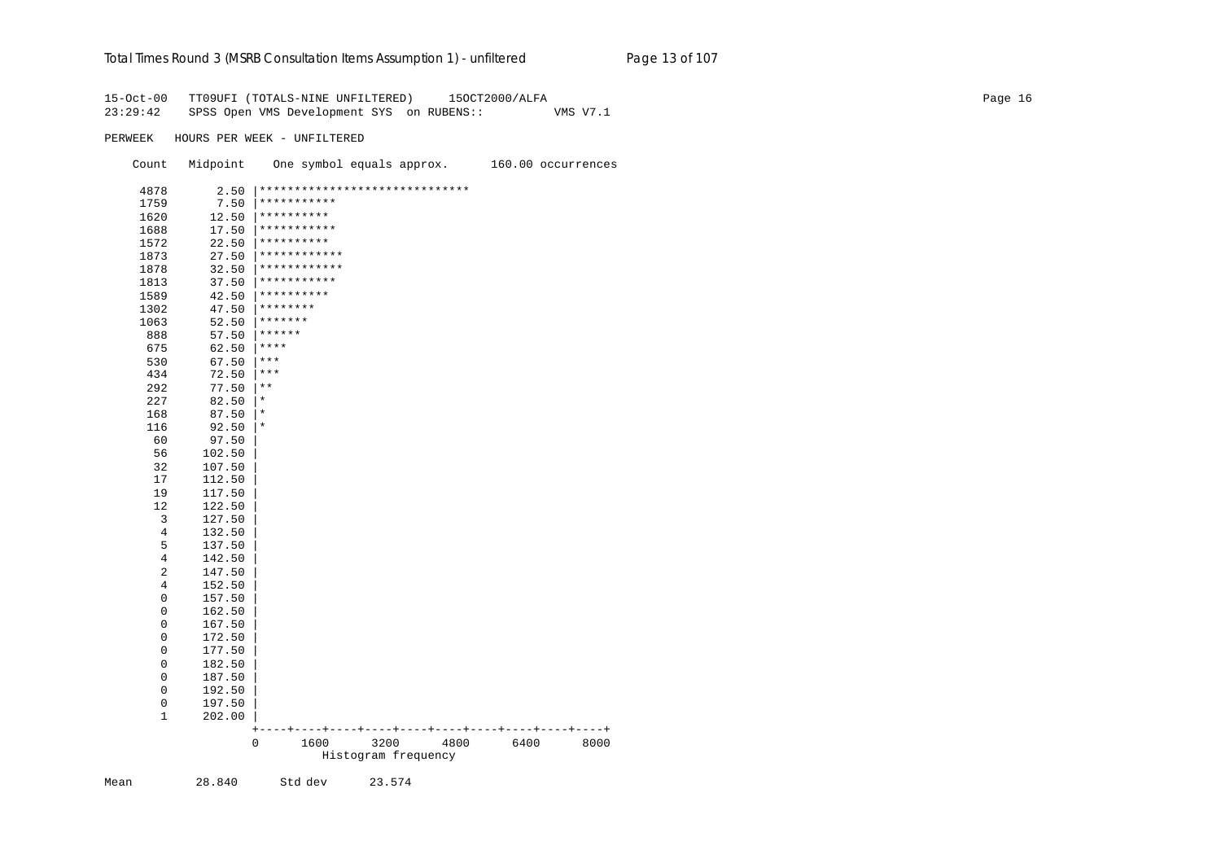```
15-Oct-00   TT09UFI (TOTALS-NINE UNFILTERED)     15OCT2000/ALFA
23:29:42    SPSS Open VMS Development SYS  on RUBENS::          VMS V7.1

PERWEEK   HOURS PER WEEK - UNFILTERED

    Count   Midpoint    One symbol equals approx.      160.00 occurrences

     4878       2.50 |******************************
     1759       7.50 |***********
     1620      12.50 |**********
     1688      17.50 |***********
     1572      22.50 |**********
     1873      27.50 |************
     1878      32.50 |************
     1813      37.50 |***********
     1589      42.50 |**********
     1302      47.50 |********
     1063      52.50 |*******
      888      57.50 |******
      675      62.50 |****
      530      67.50 |***
      434      72.50 |***
      292      77.50 |**
      227      82.50 |*
      168      87.50 |*
      116      92.50 |*
       60      97.50 |
       56     102.50 |
       32     107.50 |
       17     112.50 |
       19     117.50 |
       12     122.50 |
        3     127.50 |
        4     132.50 |
        5     137.50 |
        4     142.50 |
        2     147.50 |
        4     152.50 |
        0     157.50 |
        0     162.50 |
        0     167.50 |
        0     172.50 |
        0     177.50 |
        0     182.50 |
        0     187.50 |
        0     192.50 |
        0     197.50 |
        1     202.00 |
                      +----+----+----+----+----+----+----+----+----+----+
                      0       1600      3200      4800      6400      8000
                                 Histogram frequency

Mean         28.840      Std dev      23.574
```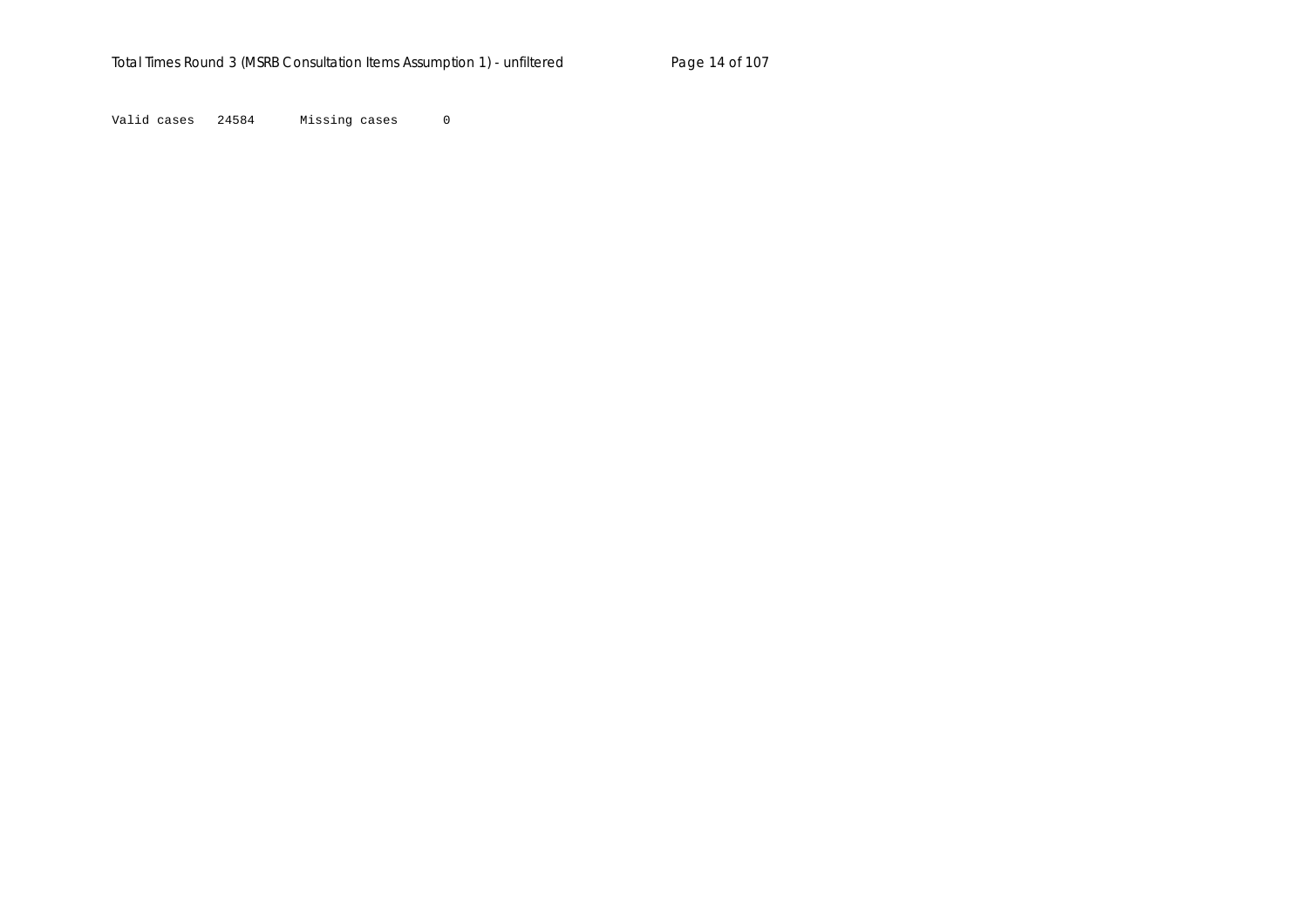Valid cases   24584      Missing cases      0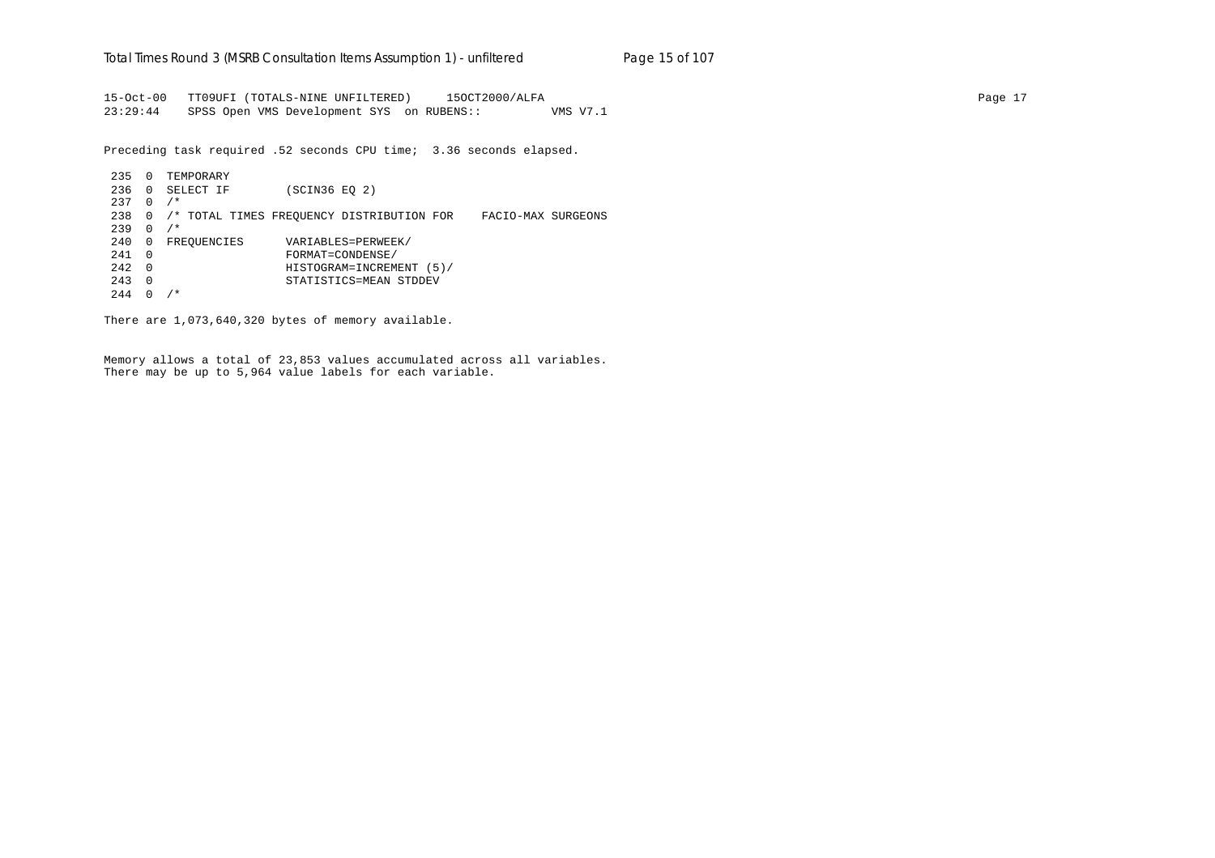```
15-Oct-00   TT09UFI (TOTALS-NINE UNFILTERED)     15OCT2000/ALFA                                                                        Page 17
23:29:44    SPSS Open VMS Development SYS  on RUBENS::          VMS V7.1

Preceding task required .52 seconds CPU time;  3.36 seconds elapsed.

 235  0  TEMPORARY
 236  0  SELECT IF        (SCIN36 EQ 2)
 237  0  /*
 238  0  /* TOTAL TIMES FREQUENCY DISTRIBUTION FOR    FACIO-MAX SURGEONS
 239  0  /*
 240  0  FREQUENCIES      VARIABLES=PERWEEK/
 241  0                   FORMAT=CONDENSE/
 242  0                   HISTOGRAM=INCREMENT (5)/
 243  0                   STATISTICS=MEAN STDDEV
 244  0  /*

There are 1,073,640,320 bytes of memory available.


Memory allows a total of 23,853 values accumulated across all variables.
There may be up to 5,964 value labels for each variable.
```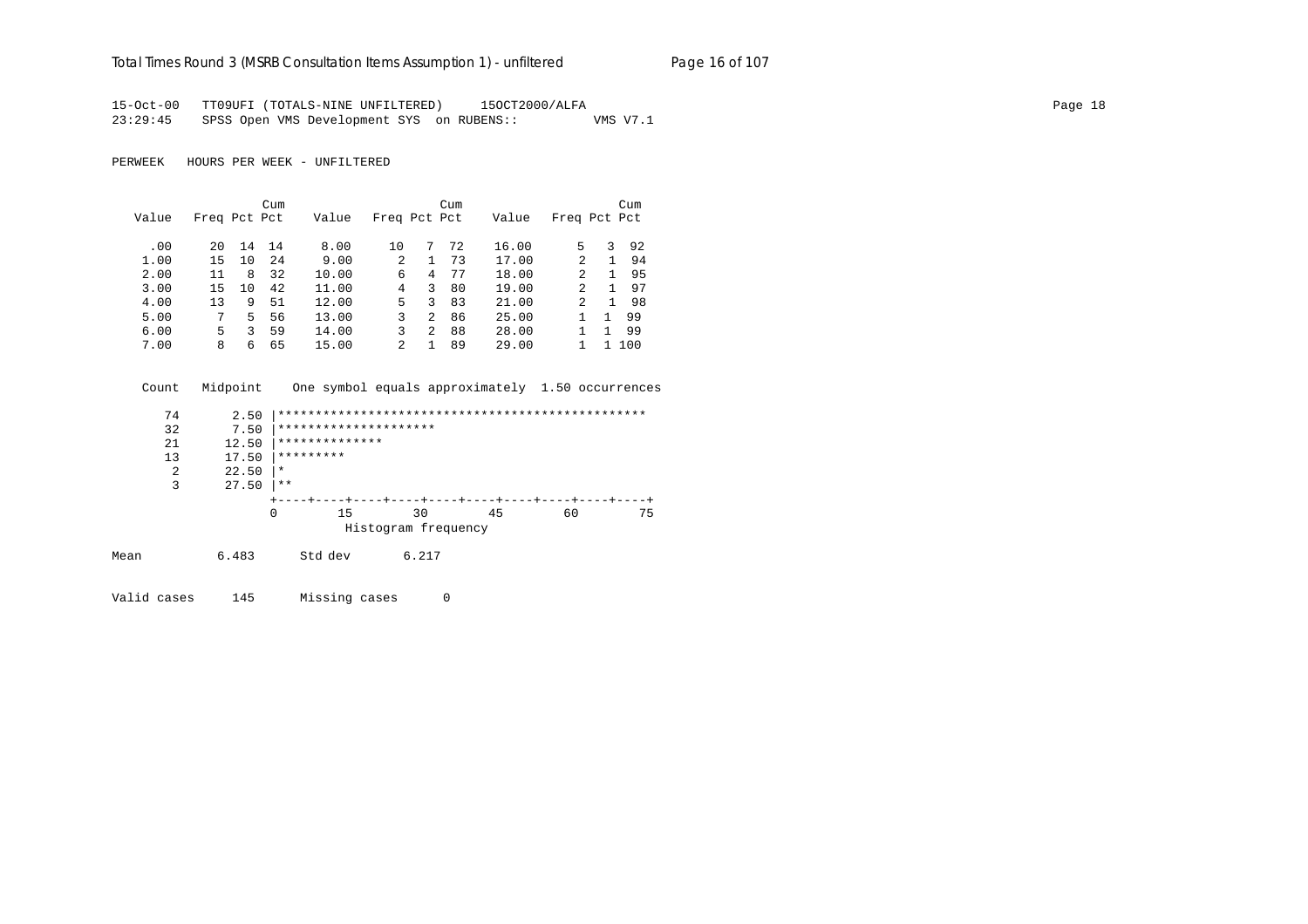15-Oct-00 TT09UFI (TOTALS-NINE UNFILTERED) 15OCT2000/ALFA
23:29:45 SPSS Open VMS Development SYS on RUBENS:: VMS V7.1

PERWEEK HOURS PER WEEK - UNFILTERED

| Value | Freq | Pct | Cum Pct | Value | Freq | Pct | Cum Pct | Value | Freq | Pct | Cum Pct |
|---|---|---|---|---|---|---|---|---|---|---|---|
| .00 | 20 | 14 | 14 | 8.00 | 10 | 7 | 72 | 16.00 | 5 | 3 | 92 |
| 1.00 | 15 | 10 | 24 | 9.00 | 2 | 1 | 73 | 17.00 | 2 | 1 | 94 |
| 2.00 | 11 | 8 | 32 | 10.00 | 6 | 4 | 77 | 18.00 | 2 | 1 | 95 |
| 3.00 | 15 | 10 | 42 | 11.00 | 4 | 3 | 80 | 19.00 | 2 | 1 | 97 |
| 4.00 | 13 | 9 | 51 | 12.00 | 5 | 3 | 83 | 21.00 | 2 | 1 | 98 |
| 5.00 | 7 | 5 | 56 | 13.00 | 3 | 2 | 86 | 25.00 | 1 | 1 | 99 |
| 6.00 | 5 | 3 | 59 | 14.00 | 3 | 2 | 88 | 28.00 | 1 | 1 | 99 |
| 7.00 | 8 | 6 | 65 | 15.00 | 2 | 1 | 89 | 29.00 | 1 | 1 | 100 |

```
  Count   Midpoint    One symbol equals approximately  1.50 occurrences

     74       2.50 |*************************************************
     32       7.50 |*********************
     21      12.50 |**************
     13      17.50 |*********
      2      22.50 |*
      3      27.50 |**
                   +----+----+----+----+----+----+----+----+----+----+
                   0        15        30        45        60        75
                              Histogram frequency
```

Mean 6.483 Std dev 6.217

Valid cases 145 Missing cases 0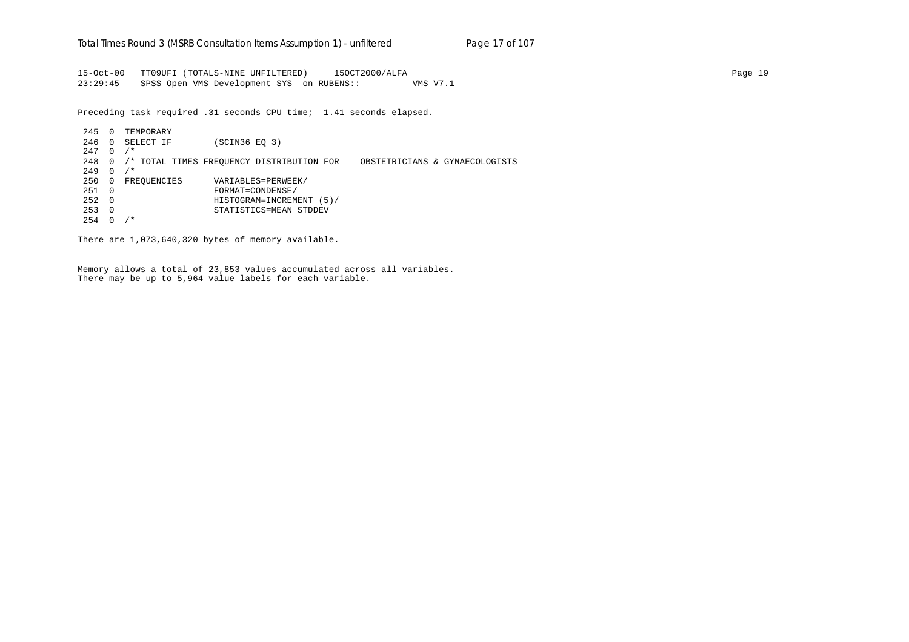```
15-Oct-00   TT09UFI (TOTALS-NINE UNFILTERED)     15OCT2000/ALFA                                                                    Page 19
23:29:45    SPSS Open VMS Development SYS  on RUBENS::          VMS V7.1

Preceding task required .31 seconds CPU time;  1.41 seconds elapsed.

 245  0  TEMPORARY
 246  0  SELECT IF        (SCIN36 EQ 3)
 247  0  /*
 248  0  /* TOTAL TIMES FREQUENCY DISTRIBUTION FOR    OBSTETRICIANS & GYNAECOLOGISTS
 249  0  /*
 250  0  FREQUENCIES      VARIABLES=PERWEEK/
 251  0                   FORMAT=CONDENSE/
 252  0                   HISTOGRAM=INCREMENT (5)/
 253  0                   STATISTICS=MEAN STDDEV
 254  0  /*

There are 1,073,640,320 bytes of memory available.


Memory allows a total of 23,853 values accumulated across all variables.
There may be up to 5,964 value labels for each variable.
```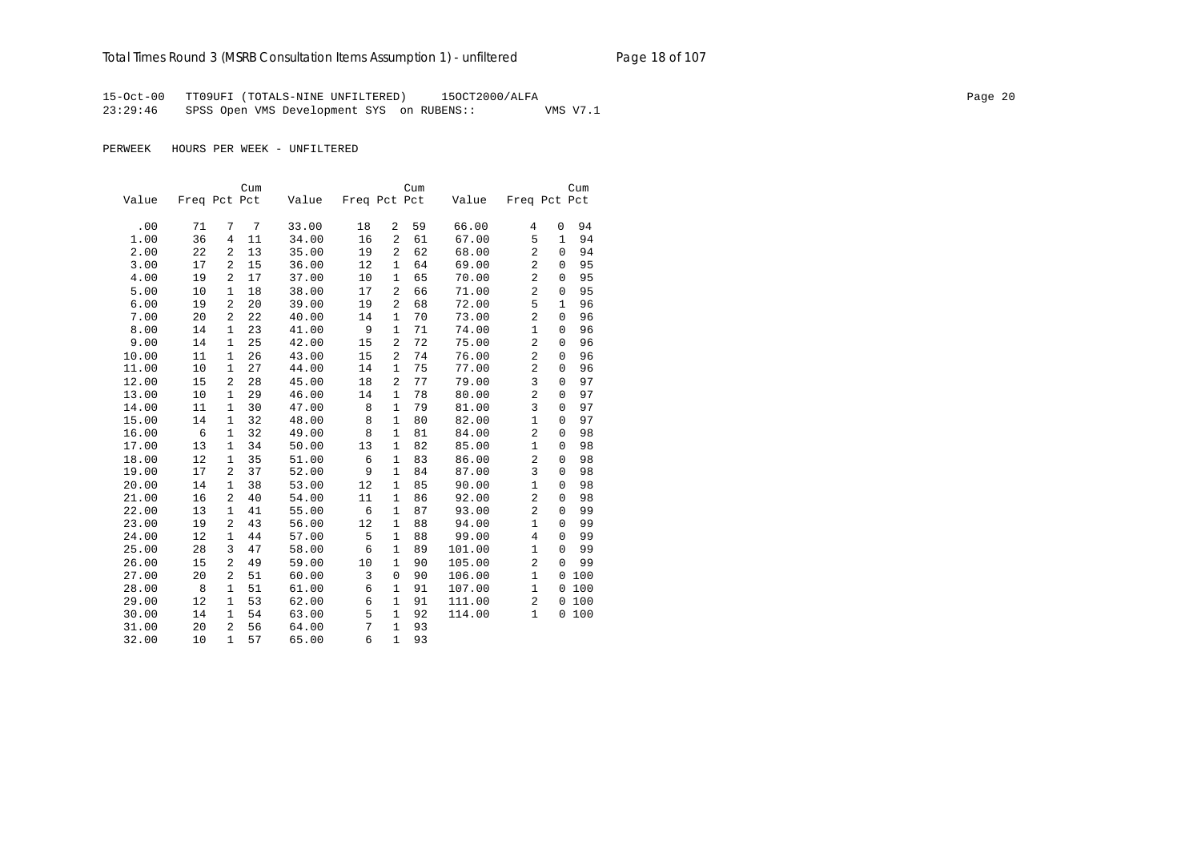15-Oct-00 TT09UFI (TOTALS-NINE UNFILTERED) 15OCT2000/ALFA
23:29:46 SPSS Open VMS Development SYS on RUBENS:: VMS V7.1

PERWEEK HOURS PER WEEK - UNFILTERED

| Value | Freq | Pct | Cum Pct | Value | Freq | Pct | Cum Pct | Value | Freq | Pct | Cum Pct |
|---|---|---|---|---|---|---|---|---|---|---|---|
| .00 | 71 | 7 | 7 | 33.00 | 18 | 2 | 59 | 66.00 | 4 | 0 | 94 |
| 1.00 | 36 | 4 | 11 | 34.00 | 16 | 2 | 61 | 67.00 | 5 | 1 | 94 |
| 2.00 | 22 | 2 | 13 | 35.00 | 19 | 2 | 62 | 68.00 | 2 | 0 | 94 |
| 3.00 | 17 | 2 | 15 | 36.00 | 12 | 1 | 64 | 69.00 | 2 | 0 | 95 |
| 4.00 | 19 | 2 | 17 | 37.00 | 10 | 1 | 65 | 70.00 | 2 | 0 | 95 |
| 5.00 | 10 | 1 | 18 | 38.00 | 17 | 2 | 66 | 71.00 | 2 | 0 | 95 |
| 6.00 | 19 | 2 | 20 | 39.00 | 19 | 2 | 68 | 72.00 | 5 | 1 | 96 |
| 7.00 | 20 | 2 | 22 | 40.00 | 14 | 1 | 70 | 73.00 | 2 | 0 | 96 |
| 8.00 | 14 | 1 | 23 | 41.00 | 9 | 1 | 71 | 74.00 | 1 | 0 | 96 |
| 9.00 | 14 | 1 | 25 | 42.00 | 15 | 2 | 72 | 75.00 | 2 | 0 | 96 |
| 10.00 | 11 | 1 | 26 | 43.00 | 15 | 2 | 74 | 76.00 | 2 | 0 | 96 |
| 11.00 | 10 | 1 | 27 | 44.00 | 14 | 1 | 75 | 77.00 | 2 | 0 | 96 |
| 12.00 | 15 | 2 | 28 | 45.00 | 18 | 2 | 77 | 79.00 | 3 | 0 | 97 |
| 13.00 | 10 | 1 | 29 | 46.00 | 14 | 1 | 78 | 80.00 | 2 | 0 | 97 |
| 14.00 | 11 | 1 | 30 | 47.00 | 8 | 1 | 79 | 81.00 | 3 | 0 | 97 |
| 15.00 | 14 | 1 | 32 | 48.00 | 8 | 1 | 80 | 82.00 | 1 | 0 | 97 |
| 16.00 | 6 | 1 | 32 | 49.00 | 8 | 1 | 81 | 84.00 | 2 | 0 | 98 |
| 17.00 | 13 | 1 | 34 | 50.00 | 13 | 1 | 82 | 85.00 | 1 | 0 | 98 |
| 18.00 | 12 | 1 | 35 | 51.00 | 6 | 1 | 83 | 86.00 | 2 | 0 | 98 |
| 19.00 | 17 | 2 | 37 | 52.00 | 9 | 1 | 84 | 87.00 | 3 | 0 | 98 |
| 20.00 | 14 | 1 | 38 | 53.00 | 12 | 1 | 85 | 90.00 | 1 | 0 | 98 |
| 21.00 | 16 | 2 | 40 | 54.00 | 11 | 1 | 86 | 92.00 | 2 | 0 | 98 |
| 22.00 | 13 | 1 | 41 | 55.00 | 6 | 1 | 87 | 93.00 | 2 | 0 | 99 |
| 23.00 | 19 | 2 | 43 | 56.00 | 12 | 1 | 88 | 94.00 | 1 | 0 | 99 |
| 24.00 | 12 | 1 | 44 | 57.00 | 5 | 1 | 88 | 99.00 | 4 | 0 | 99 |
| 25.00 | 28 | 3 | 47 | 58.00 | 6 | 1 | 89 | 101.00 | 1 | 0 | 99 |
| 26.00 | 15 | 2 | 49 | 59.00 | 10 | 1 | 90 | 105.00 | 2 | 0 | 99 |
| 27.00 | 20 | 2 | 51 | 60.00 | 3 | 0 | 90 | 106.00 | 1 | 0 | 100 |
| 28.00 | 8 | 1 | 51 | 61.00 | 6 | 1 | 91 | 107.00 | 1 | 0 | 100 |
| 29.00 | 12 | 1 | 53 | 62.00 | 6 | 1 | 91 | 111.00 | 2 | 0 | 100 |
| 30.00 | 14 | 1 | 54 | 63.00 | 5 | 1 | 92 | 114.00 | 1 | 0 | 100 |
| 31.00 | 20 | 2 | 56 | 64.00 | 7 | 1 | 93 | | | | |
| 32.00 | 10 | 1 | 57 | 65.00 | 6 | 1 | 93 | | | | |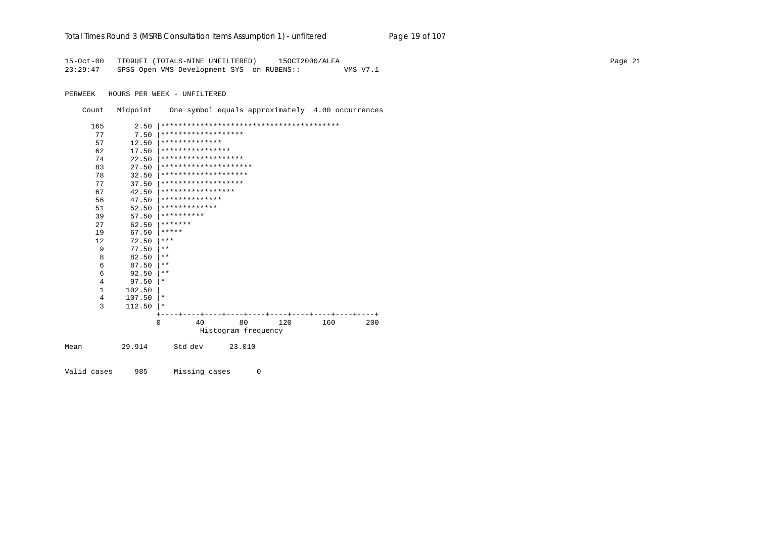```
15-Oct-00   TT09UFI (TOTALS-NINE UNFILTERED)     15OCT2000/ALFA
23:29:47    SPSS Open VMS Development SYS  on RUBENS::          VMS V7.1

PERWEEK   HOURS PER WEEK - UNFILTERED

    Count   Midpoint    One symbol equals approximately  4.00 occurrences

     165       2.50 |*****************************************
      77       7.50 |*******************
      57      12.50 |**************
      62      17.50 |****************
      74      22.50 |*******************
      83      27.50 |*********************
      78      32.50 |********************
      77      37.50 |*******************
      67      42.50 |*****************
      56      47.50 |**************
      51      52.50 |*************
      39      57.50 |**********
      27      62.50 |*******
      19      67.50 |*****
      12      72.50 |***
       9      77.50 |**
       8      82.50 |**
       6      87.50 |**
       6      92.50 |**
       4      97.50 |*
       1     102.50 |
       4     107.50 |*
       3     112.50 |*
                    +----+----+----+----+----+----+----+----+----+----+
                    0        40        80       120       160       200
                              Histogram frequency

Mean         29.914      Std dev      23.010


Valid cases     985      Missing cases      0
```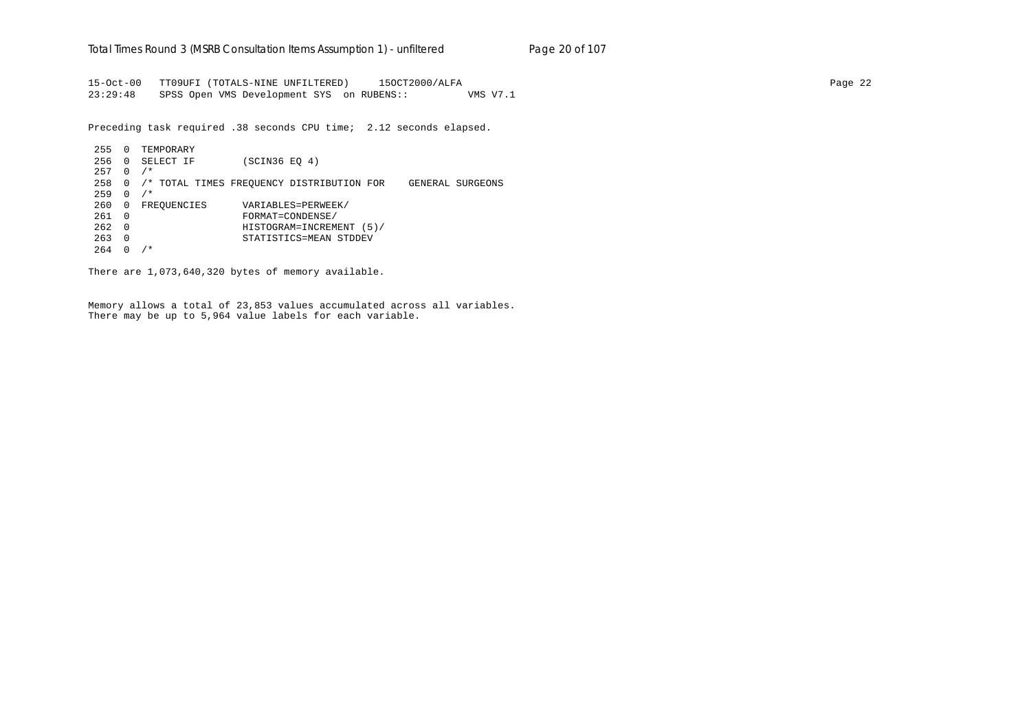```
15-Oct-00   TT09UFI (TOTALS-NINE UNFILTERED)     15OCT2000/ALFA
23:29:48    SPSS Open VMS Development SYS  on RUBENS::          VMS V7.1

Preceding task required .38 seconds CPU time;  2.12 seconds elapsed.

 255  0  TEMPORARY
 256  0  SELECT IF        (SCIN36 EQ 4)
 257  0  /*
 258  0  /* TOTAL TIMES FREQUENCY DISTRIBUTION FOR    GENERAL SURGEONS
 259  0  /*
 260  0  FREQUENCIES      VARIABLES=PERWEEK/
 261  0                   FORMAT=CONDENSE/
 262  0                   HISTOGRAM=INCREMENT (5)/
 263  0                   STATISTICS=MEAN STDDEV
 264  0  /*

There are 1,073,640,320 bytes of memory available.


Memory allows a total of 23,853 values accumulated across all variables.
There may be up to 5,964 value labels for each variable.
```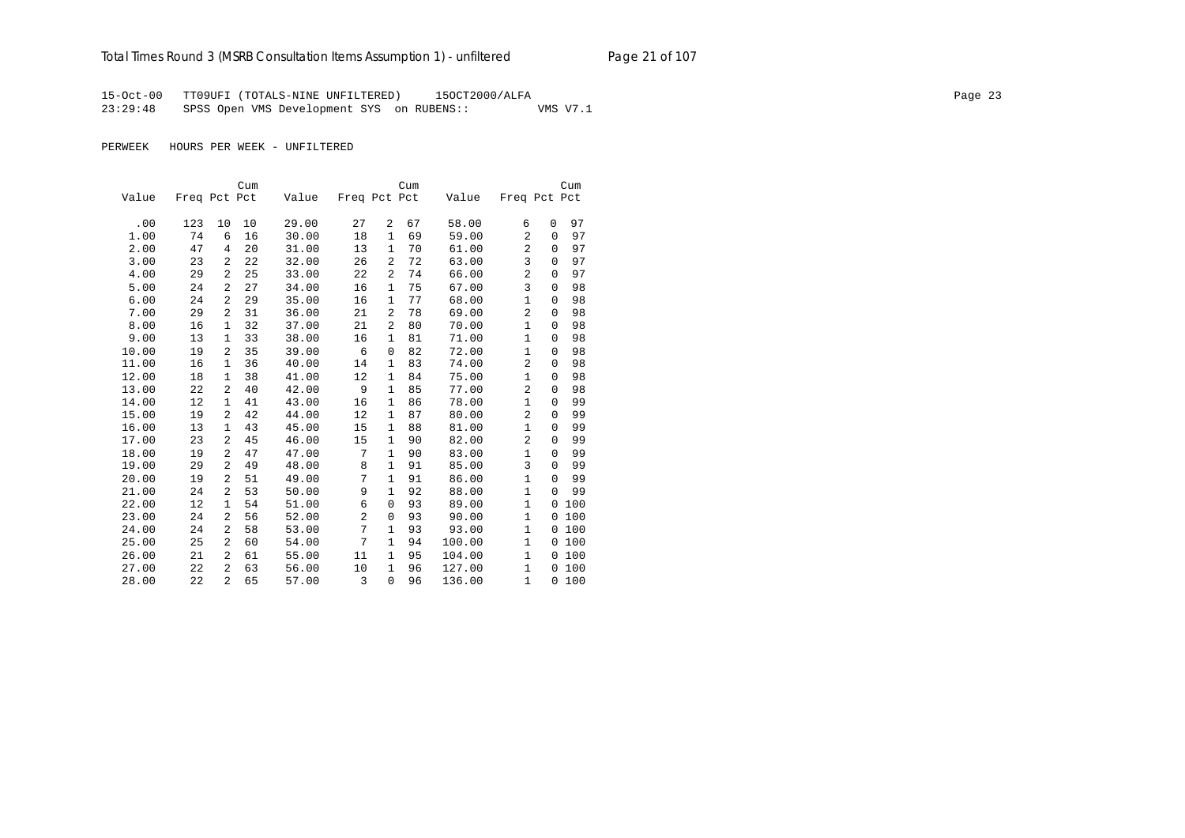15-Oct-00 TT09UFI (TOTALS-NINE UNFILTERED) 15OCT2000/ALFA

23:29:48 SPSS Open VMS Development SYS on RUBENS:: VMS V7.1

PERWEEK HOURS PER WEEK - UNFILTERED

| Value | Freq | Pct | Cum Pct | Value | Freq | Pct | Cum Pct | Value | Freq | Pct | Cum Pct |
|---|---|---|---|---|---|---|---|---|---|---|---|
| .00 | 123 | 10 | 10 | 29.00 | 27 | 2 | 67 | 58.00 | 6 | 0 | 97 |
| 1.00 | 74 | 6 | 16 | 30.00 | 18 | 1 | 69 | 59.00 | 2 | 0 | 97 |
| 2.00 | 47 | 4 | 20 | 31.00 | 13 | 1 | 70 | 61.00 | 2 | 0 | 97 |
| 3.00 | 23 | 2 | 22 | 32.00 | 26 | 2 | 72 | 63.00 | 3 | 0 | 97 |
| 4.00 | 29 | 2 | 25 | 33.00 | 22 | 2 | 74 | 66.00 | 2 | 0 | 97 |
| 5.00 | 24 | 2 | 27 | 34.00 | 16 | 1 | 75 | 67.00 | 3 | 0 | 98 |
| 6.00 | 24 | 2 | 29 | 35.00 | 16 | 1 | 77 | 68.00 | 1 | 0 | 98 |
| 7.00 | 29 | 2 | 31 | 36.00 | 21 | 2 | 78 | 69.00 | 2 | 0 | 98 |
| 8.00 | 16 | 1 | 32 | 37.00 | 21 | 2 | 80 | 70.00 | 1 | 0 | 98 |
| 9.00 | 13 | 1 | 33 | 38.00 | 16 | 1 | 81 | 71.00 | 1 | 0 | 98 |
| 10.00 | 19 | 2 | 35 | 39.00 | 6 | 0 | 82 | 72.00 | 1 | 0 | 98 |
| 11.00 | 16 | 1 | 36 | 40.00 | 14 | 1 | 83 | 74.00 | 2 | 0 | 98 |
| 12.00 | 18 | 1 | 38 | 41.00 | 12 | 1 | 84 | 75.00 | 1 | 0 | 98 |
| 13.00 | 22 | 2 | 40 | 42.00 | 9 | 1 | 85 | 77.00 | 2 | 0 | 98 |
| 14.00 | 12 | 1 | 41 | 43.00 | 16 | 1 | 86 | 78.00 | 1 | 0 | 99 |
| 15.00 | 19 | 2 | 42 | 44.00 | 12 | 1 | 87 | 80.00 | 2 | 0 | 99 |
| 16.00 | 13 | 1 | 43 | 45.00 | 15 | 1 | 88 | 81.00 | 1 | 0 | 99 |
| 17.00 | 23 | 2 | 45 | 46.00 | 15 | 1 | 90 | 82.00 | 2 | 0 | 99 |
| 18.00 | 19 | 2 | 47 | 47.00 | 7 | 1 | 90 | 83.00 | 1 | 0 | 99 |
| 19.00 | 29 | 2 | 49 | 48.00 | 8 | 1 | 91 | 85.00 | 3 | 0 | 99 |
| 20.00 | 19 | 2 | 51 | 49.00 | 7 | 1 | 91 | 86.00 | 1 | 0 | 99 |
| 21.00 | 24 | 2 | 53 | 50.00 | 9 | 1 | 92 | 88.00 | 1 | 0 | 99 |
| 22.00 | 12 | 1 | 54 | 51.00 | 6 | 0 | 93 | 89.00 | 1 | 0 | 100 |
| 23.00 | 24 | 2 | 56 | 52.00 | 2 | 0 | 93 | 90.00 | 1 | 0 | 100 |
| 24.00 | 24 | 2 | 58 | 53.00 | 7 | 1 | 93 | 93.00 | 1 | 0 | 100 |
| 25.00 | 25 | 2 | 60 | 54.00 | 7 | 1 | 94 | 100.00 | 1 | 0 | 100 |
| 26.00 | 21 | 2 | 61 | 55.00 | 11 | 1 | 95 | 104.00 | 1 | 0 | 100 |
| 27.00 | 22 | 2 | 63 | 56.00 | 10 | 1 | 96 | 127.00 | 1 | 0 | 100 |
| 28.00 | 22 | 2 | 65 | 57.00 | 3 | 0 | 96 | 136.00 | 1 | 0 | 100 |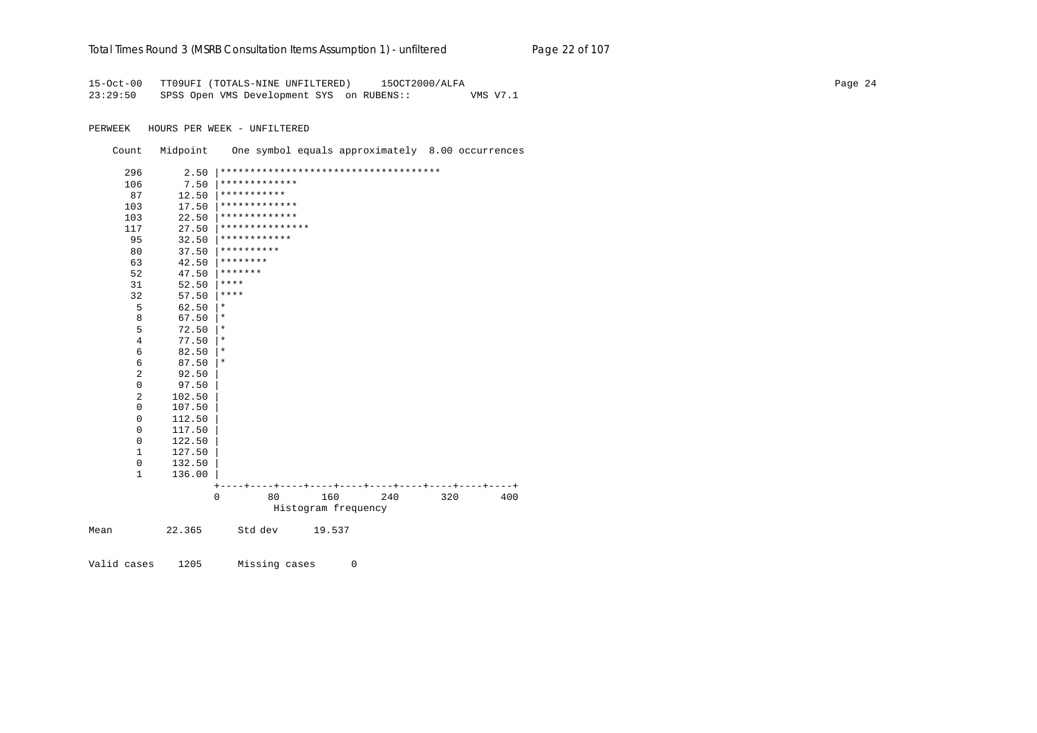```
15-Oct-00   TT09UFI (TOTALS-NINE UNFILTERED)     15OCT2000/ALFA
23:29:50    SPSS Open VMS Development SYS  on RUBENS::          VMS V7.1

PERWEEK   HOURS PER WEEK - UNFILTERED

    Count   Midpoint    One symbol equals approximately  8.00 occurrences

      296       2.50 |*************************************
      106       7.50 |*************
       87      12.50 |***********
      103      17.50 |*************
      103      22.50 |*************
      117      27.50 |***************
       95      32.50 |************
       80      37.50 |**********
       63      42.50 |********
       52      47.50 |*******
       31      52.50 |****
       32      57.50 |****
        5      62.50 |*
        8      67.50 |*
        5      72.50 |*
        4      77.50 |*
        6      82.50 |*
        6      87.50 |*
        2      92.50 |
        0      97.50 |
        2     102.50 |
        0     107.50 |
        0     112.50 |
        0     117.50 |
        0     122.50 |
        1     127.50 |
        0     132.50 |
        1     136.00 |
                     +----+----+----+----+----+----+----+----+----+----+
                     0        80       160       240       320       400
                                    Histogram frequency

Mean         22.365      Std dev      19.537

Valid cases    1205      Missing cases      0
```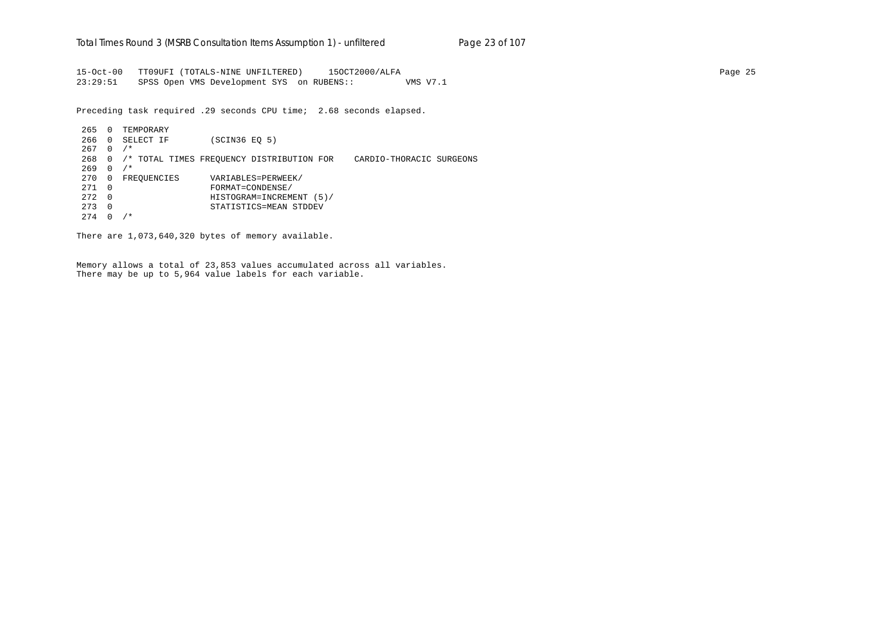```
15-Oct-00   TT09UFI (TOTALS-NINE UNFILTERED)     15OCT2000/ALFA
23:29:51    SPSS Open VMS Development SYS  on RUBENS::          VMS V7.1

Preceding task required .29 seconds CPU time;  2.68 seconds elapsed.

 265  0  TEMPORARY
 266  0  SELECT IF        (SCIN36 EQ 5)
 267  0  /*
 268  0  /* TOTAL TIMES FREQUENCY DISTRIBUTION FOR    CARDIO-THORACIC SURGEONS
 269  0  /*
 270  0  FREQUENCIES      VARIABLES=PERWEEK/
 271  0                   FORMAT=CONDENSE/
 272  0                   HISTOGRAM=INCREMENT (5)/
 273  0                   STATISTICS=MEAN STDDEV
 274  0  /*

There are 1,073,640,320 bytes of memory available.


Memory allows a total of 23,853 values accumulated across all variables.
There may be up to 5,964 value labels for each variable.
```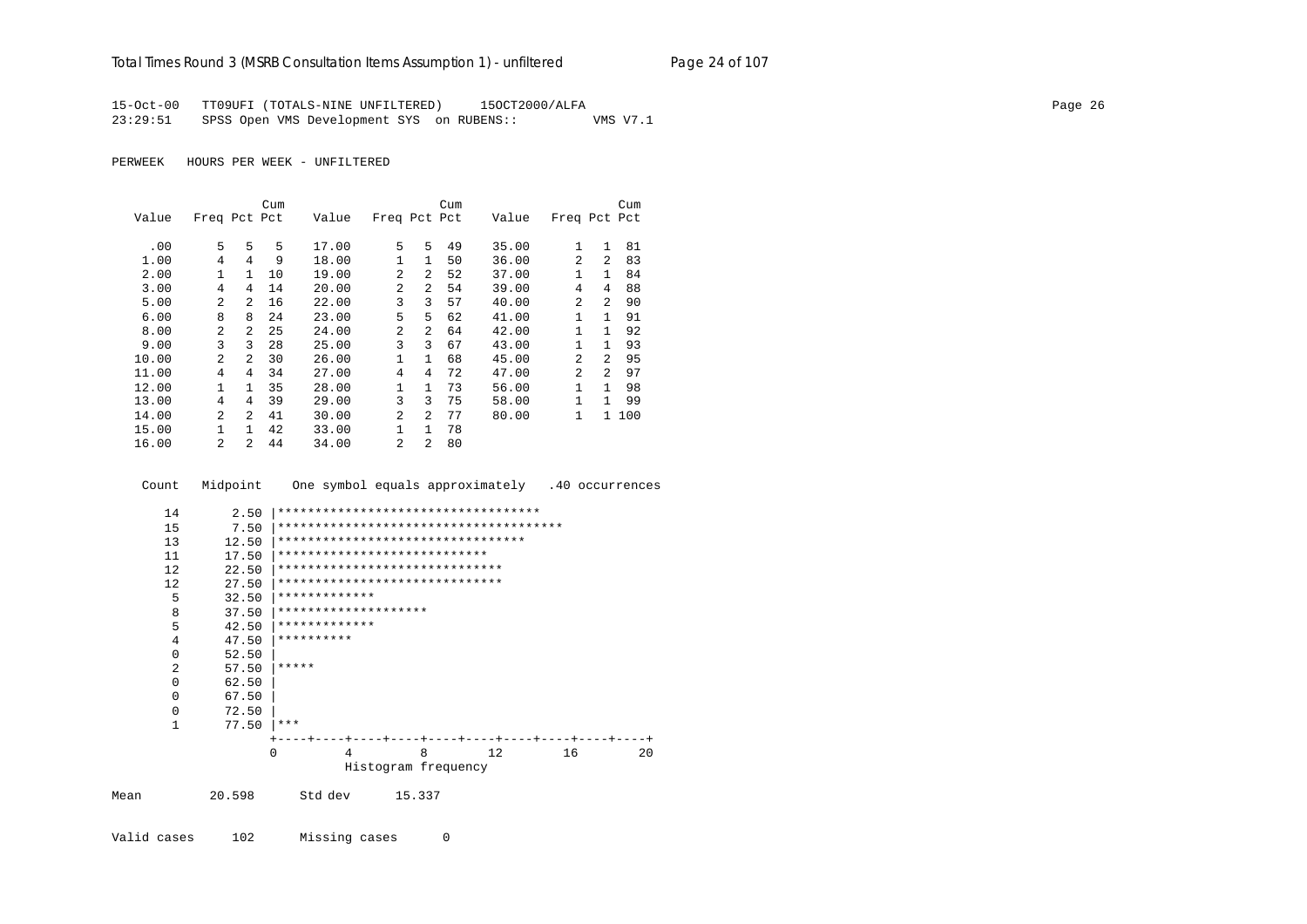```
15-Oct-00   TT09UFI (TOTALS-NINE UNFILTERED)     15OCT2000/ALFA
23:29:51    SPSS Open VMS Development SYS  on RUBENS::         VMS V7.1
```

PERWEEK HOURS PER WEEK - UNFILTERED

| Value | Freq | Pct | Cum Pct | Value | Freq | Pct | Cum Pct | Value | Freq | Pct | Cum Pct |
|---|---|---|---|---|---|---|---|---|---|---|---|
| .00 | 5 | 5 | 5 | 17.00 | 5 | 5 | 49 | 35.00 | 1 | 1 | 81 |
| 1.00 | 4 | 4 | 9 | 18.00 | 1 | 1 | 50 | 36.00 | 2 | 2 | 83 |
| 2.00 | 1 | 1 | 10 | 19.00 | 2 | 2 | 52 | 37.00 | 1 | 1 | 84 |
| 3.00 | 4 | 4 | 14 | 20.00 | 2 | 2 | 54 | 39.00 | 4 | 4 | 88 |
| 5.00 | 2 | 2 | 16 | 22.00 | 3 | 3 | 57 | 40.00 | 2 | 2 | 90 |
| 6.00 | 8 | 8 | 24 | 23.00 | 5 | 5 | 62 | 41.00 | 1 | 1 | 91 |
| 8.00 | 2 | 2 | 25 | 24.00 | 2 | 2 | 64 | 42.00 | 1 | 1 | 92 |
| 9.00 | 3 | 3 | 28 | 25.00 | 3 | 3 | 67 | 43.00 | 1 | 1 | 93 |
| 10.00 | 2 | 2 | 30 | 26.00 | 1 | 1 | 68 | 45.00 | 2 | 2 | 95 |
| 11.00 | 4 | 4 | 34 | 27.00 | 4 | 4 | 72 | 47.00 | 2 | 2 | 97 |
| 12.00 | 1 | 1 | 35 | 28.00 | 1 | 1 | 73 | 56.00 | 1 | 1 | 98 |
| 13.00 | 4 | 4 | 39 | 29.00 | 3 | 3 | 75 | 58.00 | 1 | 1 | 99 |
| 14.00 | 2 | 2 | 41 | 30.00 | 2 | 2 | 77 | 80.00 | 1 | 1 | 100 |
| 15.00 | 1 | 1 | 42 | 33.00 | 1 | 1 | 78 | | | | |
| 16.00 | 2 | 2 | 44 | 34.00 | 2 | 2 | 80 | | | | |

```
 Count   Midpoint    One symbol equals approximately   .40 occurrences

    14       2.50 |***********************************
    15       7.50 |**************************************
    13      12.50 |*********************************
    11      17.50 |****************************
    12      22.50 |******************************
    12      27.50 |******************************
     5      32.50 |*************
     8      37.50 |********************
     5      42.50 |*************
     4      47.50 |**********
     0      52.50 |
     2      57.50 |*****
     0      62.50 |
     0      67.50 |
     0      72.50 |
     1      77.50 |***
                  +----+----+----+----+----+----+----+----+----+----+
                  0         4         8        12        16        20
                            Histogram frequency
```

Mean 20.598 Std dev 15.337

Valid cases 102 Missing cases 0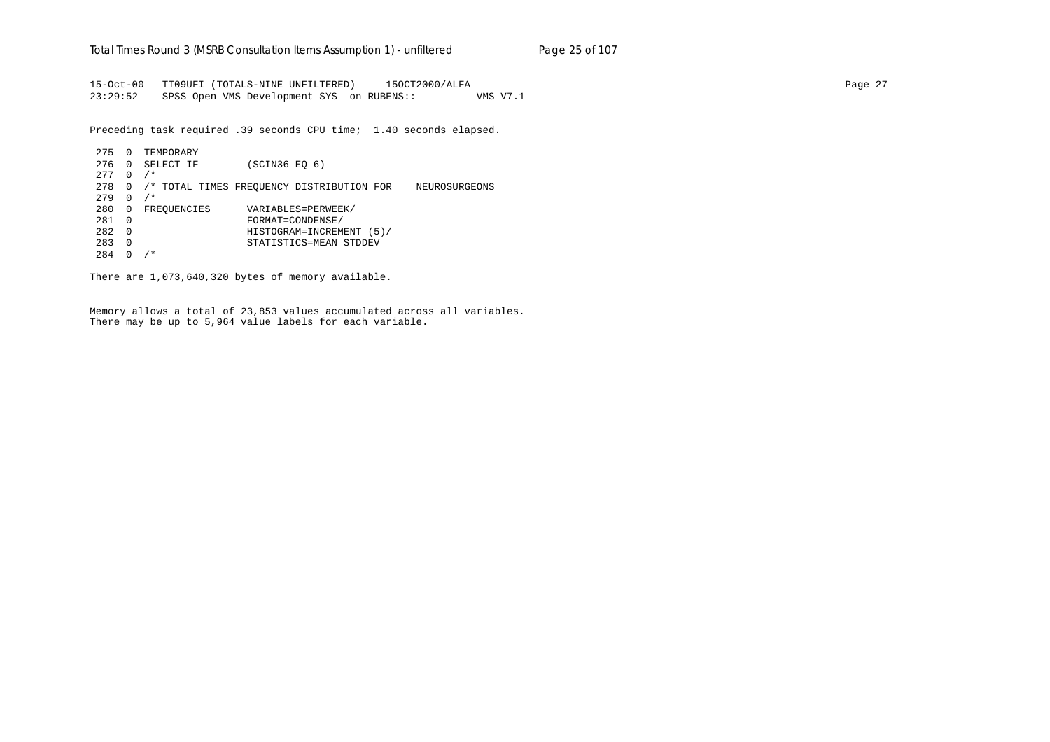```
15-Oct-00   TT09UFI (TOTALS-NINE UNFILTERED)     15OCT2000/ALFA
23:29:52    SPSS Open VMS Development SYS  on RUBENS::         VMS V7.1

Preceding task required .39 seconds CPU time;  1.40 seconds elapsed.

 275  0  TEMPORARY
 276  0  SELECT IF        (SCIN36 EQ 6)
 277  0  /*
 278  0  /* TOTAL TIMES FREQUENCY DISTRIBUTION FOR    NEUROSURGEONS
 279  0  /*
 280  0  FREQUENCIES      VARIABLES=PERWEEK/
 281  0                   FORMAT=CONDENSE/
 282  0                   HISTOGRAM=INCREMENT (5)/
 283  0                   STATISTICS=MEAN STDDEV
 284  0  /*

There are 1,073,640,320 bytes of memory available.

Memory allows a total of 23,853 values accumulated across all variables.
There may be up to 5,964 value labels for each variable.
```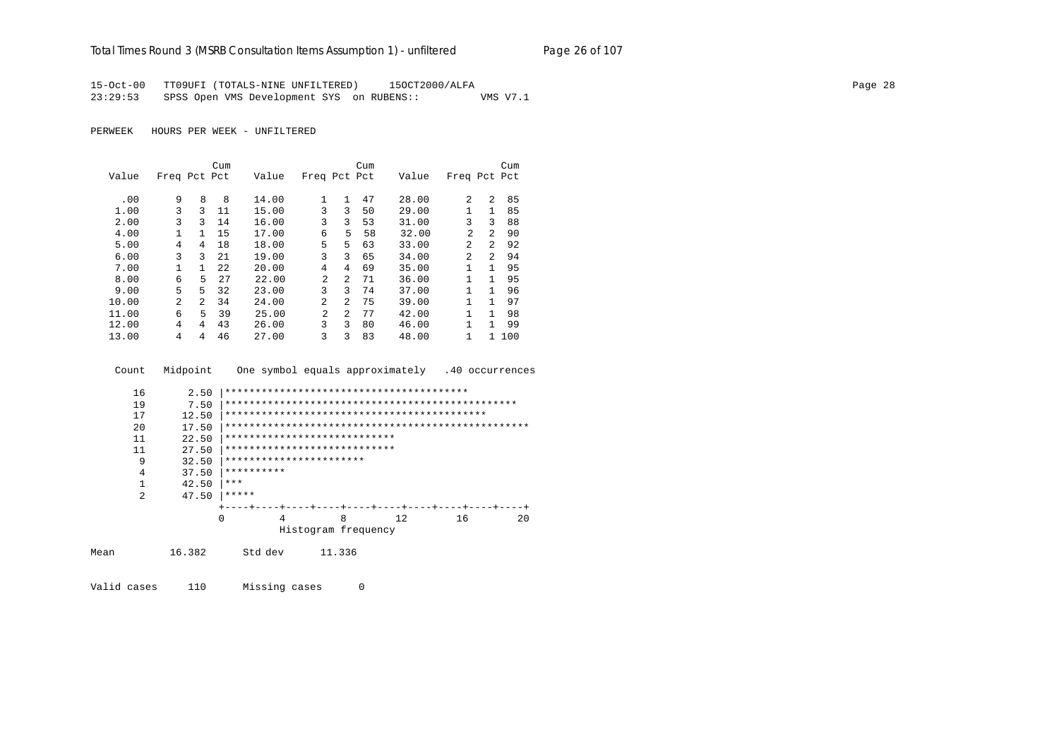15-Oct-00 TT09UFI (TOTALS-NINE UNFILTERED) 15OCT2000/ALFA
23:29:53 SPSS Open VMS Development SYS on RUBENS:: VMS V7.1

PERWEEK HOURS PER WEEK - UNFILTERED

| Value | Freq | Pct | Cum Pct | Value | Freq | Pct | Cum Pct | Value | Freq | Pct | Cum Pct |
|---|---|---|---|---|---|---|---|---|---|---|---|
| .00 | 9 | 8 | 8 | 14.00 | 1 | 1 | 47 | 28.00 | 2 | 2 | 85 |
| 1.00 | 3 | 3 | 11 | 15.00 | 3 | 3 | 50 | 29.00 | 1 | 1 | 85 |
| 2.00 | 3 | 3 | 14 | 16.00 | 3 | 3 | 53 | 31.00 | 3 | 3 | 88 |
| 4.00 | 1 | 1 | 15 | 17.00 | 6 | 5 | 58 | 32.00 | 2 | 2 | 90 |
| 5.00 | 4 | 4 | 18 | 18.00 | 5 | 5 | 63 | 33.00 | 2 | 2 | 92 |
| 6.00 | 3 | 3 | 21 | 19.00 | 3 | 3 | 65 | 34.00 | 2 | 2 | 94 |
| 7.00 | 1 | 1 | 22 | 20.00 | 4 | 4 | 69 | 35.00 | 1 | 1 | 95 |
| 8.00 | 6 | 5 | 27 | 22.00 | 2 | 2 | 71 | 36.00 | 1 | 1 | 95 |
| 9.00 | 5 | 5 | 32 | 23.00 | 3 | 3 | 74 | 37.00 | 1 | 1 | 96 |
| 10.00 | 2 | 2 | 34 | 24.00 | 2 | 2 | 75 | 39.00 | 1 | 1 | 97 |
| 11.00 | 6 | 5 | 39 | 25.00 | 2 | 2 | 77 | 42.00 | 1 | 1 | 98 |
| 12.00 | 4 | 4 | 43 | 26.00 | 3 | 3 | 80 | 46.00 | 1 | 1 | 99 |
| 13.00 | 4 | 4 | 46 | 27.00 | 3 | 3 | 83 | 48.00 | 1 | 1 | 100 |

```
  Count   Midpoint    One symbol equals approximately   .40 occurrences

     16       2.50 |****************************************
     19       7.50 |************************************************
     17      12.50 |*******************************************
     20      17.50 |**************************************************
     11      22.50 |****************************
     11      27.50 |****************************
      9      32.50 |***********************
      4      37.50 |**********
      1      42.50 |***
      2      47.50 |*****
                   +----+----+----+----+----+----+----+----+----+----+
                   0         4         8        12        16        20
                             Histogram frequency
```

Mean 16.382 Std dev 11.336

Valid cases 110 Missing cases 0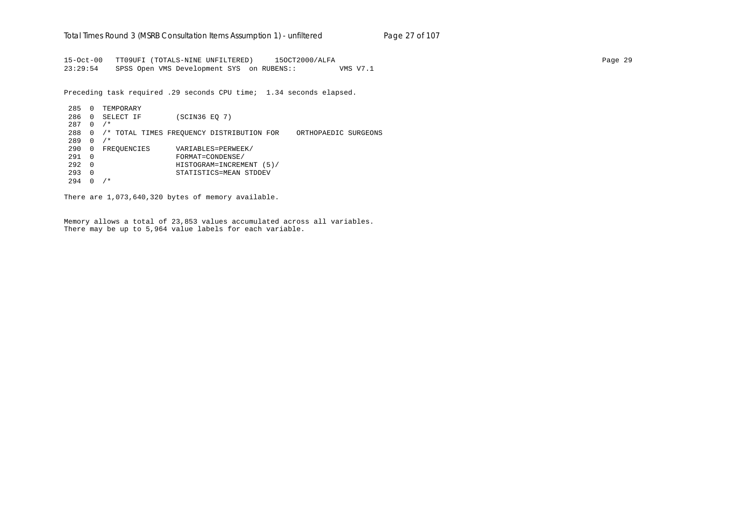```
15-Oct-00   TT09UFI (TOTALS-NINE UNFILTERED)     15OCT2000/ALFA
23:29:54    SPSS Open VMS Development SYS  on RUBENS::          VMS V7.1
```

Preceding task required .29 seconds CPU time;  1.34 seconds elapsed.

```
 285  0  TEMPORARY
 286  0  SELECT IF        (SCIN36 EQ 7)
 287  0  /*
 288  0  /* TOTAL TIMES FREQUENCY DISTRIBUTION FOR    ORTHOPAEDIC SURGEONS
 289  0  /*
 290  0  FREQUENCIES      VARIABLES=PERWEEK/
 291  0                   FORMAT=CONDENSE/
 292  0                   HISTOGRAM=INCREMENT (5)/
 293  0                   STATISTICS=MEAN STDDEV
 294  0  /*
```

There are 1,073,640,320 bytes of memory available.

Memory allows a total of 23,853 values accumulated across all variables.
There may be up to 5,964 value labels for each variable.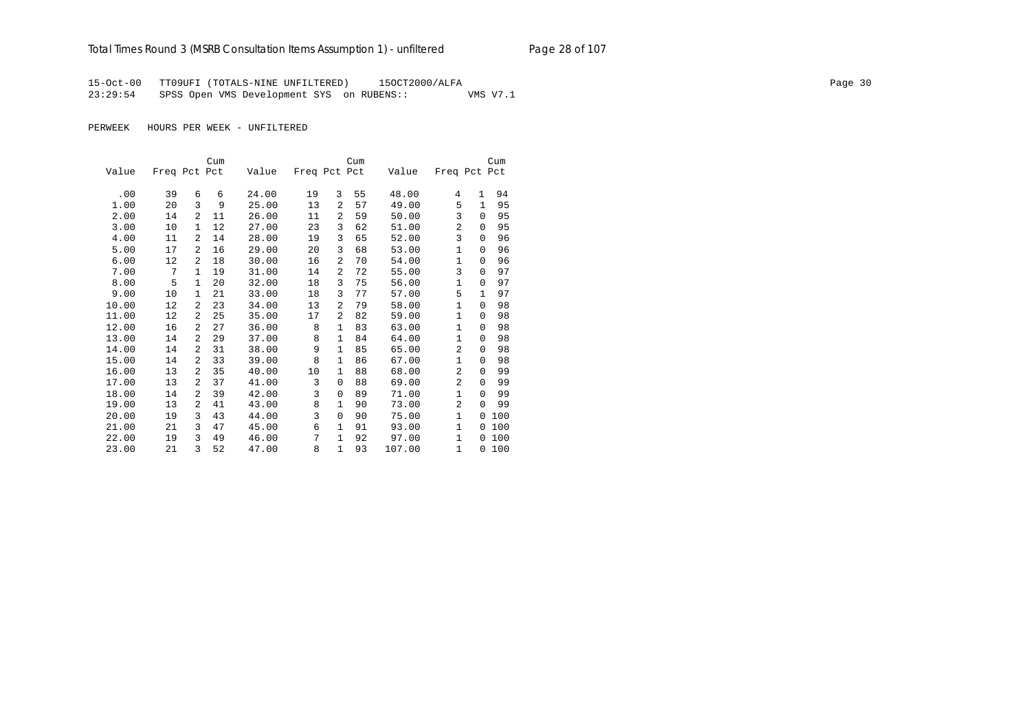15-Oct-00 TT09UFI (TOTALS-NINE UNFILTERED) 15OCT2000/ALFA
23:29:54 SPSS Open VMS Development SYS on RUBENS:: VMS V7.1

PERWEEK HOURS PER WEEK - UNFILTERED

| Value | Freq | Pct | Cum Pct | Value | Freq | Pct | Cum Pct | Value | Freq | Pct | Cum Pct |
|---|---|---|---|---|---|---|---|---|---|---|---|
| .00 | 39 | 6 | 6 | 24.00 | 19 | 3 | 55 | 48.00 | 4 | 1 | 94 |
| 1.00 | 20 | 3 | 9 | 25.00 | 13 | 2 | 57 | 49.00 | 5 | 1 | 95 |
| 2.00 | 14 | 2 | 11 | 26.00 | 11 | 2 | 59 | 50.00 | 3 | 0 | 95 |
| 3.00 | 10 | 1 | 12 | 27.00 | 23 | 3 | 62 | 51.00 | 2 | 0 | 95 |
| 4.00 | 11 | 2 | 14 | 28.00 | 19 | 3 | 65 | 52.00 | 3 | 0 | 96 |
| 5.00 | 17 | 2 | 16 | 29.00 | 20 | 3 | 68 | 53.00 | 1 | 0 | 96 |
| 6.00 | 12 | 2 | 18 | 30.00 | 16 | 2 | 70 | 54.00 | 1 | 0 | 96 |
| 7.00 | 7 | 1 | 19 | 31.00 | 14 | 2 | 72 | 55.00 | 3 | 0 | 97 |
| 8.00 | 5 | 1 | 20 | 32.00 | 18 | 3 | 75 | 56.00 | 1 | 0 | 97 |
| 9.00 | 10 | 1 | 21 | 33.00 | 18 | 3 | 77 | 57.00 | 5 | 1 | 97 |
| 10.00 | 12 | 2 | 23 | 34.00 | 13 | 2 | 79 | 58.00 | 1 | 0 | 98 |
| 11.00 | 12 | 2 | 25 | 35.00 | 17 | 2 | 82 | 59.00 | 1 | 0 | 98 |
| 12.00 | 16 | 2 | 27 | 36.00 | 8 | 1 | 83 | 63.00 | 1 | 0 | 98 |
| 13.00 | 14 | 2 | 29 | 37.00 | 8 | 1 | 84 | 64.00 | 1 | 0 | 98 |
| 14.00 | 14 | 2 | 31 | 38.00 | 9 | 1 | 85 | 65.00 | 2 | 0 | 98 |
| 15.00 | 14 | 2 | 33 | 39.00 | 8 | 1 | 86 | 67.00 | 1 | 0 | 98 |
| 16.00 | 13 | 2 | 35 | 40.00 | 10 | 1 | 88 | 68.00 | 2 | 0 | 99 |
| 17.00 | 13 | 2 | 37 | 41.00 | 3 | 0 | 88 | 69.00 | 2 | 0 | 99 |
| 18.00 | 14 | 2 | 39 | 42.00 | 3 | 0 | 89 | 71.00 | 1 | 0 | 99 |
| 19.00 | 13 | 2 | 41 | 43.00 | 8 | 1 | 90 | 73.00 | 2 | 0 | 99 |
| 20.00 | 19 | 3 | 43 | 44.00 | 3 | 0 | 90 | 75.00 | 1 | 0 | 100 |
| 21.00 | 21 | 3 | 47 | 45.00 | 6 | 1 | 91 | 93.00 | 1 | 0 | 100 |
| 22.00 | 19 | 3 | 49 | 46.00 | 7 | 1 | 92 | 97.00 | 1 | 0 | 100 |
| 23.00 | 21 | 3 | 52 | 47.00 | 8 | 1 | 93 | 107.00 | 1 | 0 | 100 |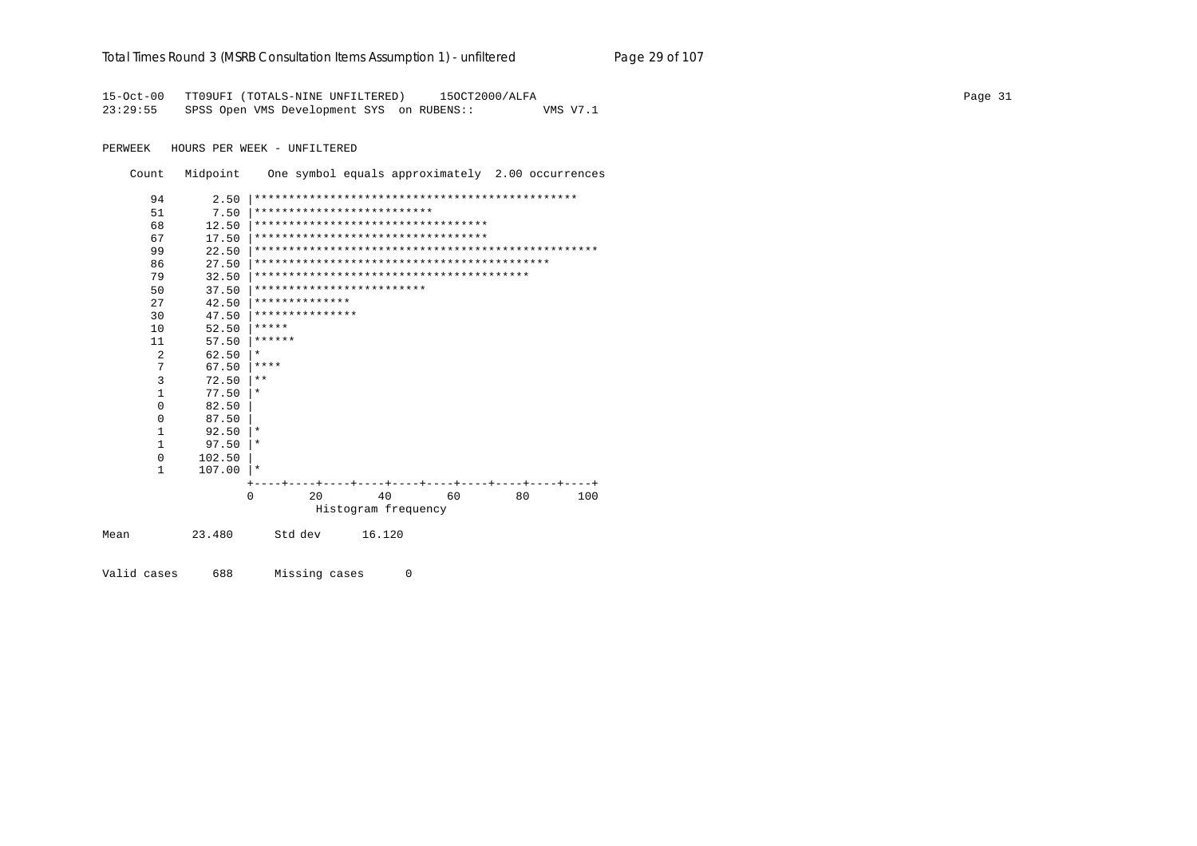```
15-Oct-00   TT09UFI (TOTALS-NINE UNFILTERED)     15OCT2000/ALFA
23:29:55    SPSS Open VMS Development SYS  on RUBENS::          VMS V7.1

PERWEEK   HOURS PER WEEK - UNFILTERED

    Count   Midpoint    One symbol equals approximately  2.00 occurrences

      94       2.50 |***********************************************
      51       7.50 |**************************
      68      12.50 |**********************************
      67      17.50 |**********************************
      99      22.50 |**************************************************
      86      27.50 |*******************************************
      79      32.50 |****************************************
      50      37.50 |*************************
      27      42.50 |**************
      30      47.50 |***************
      10      52.50 |*****
      11      57.50 |******
       2      62.50 |*
       7      67.50 |****
       3      72.50 |**
       1      77.50 |*
       0      82.50 |
       0      87.50 |
       1      92.50 |*
       1      97.50 |*
       0     102.50 |
       1     107.00 |*
                    +----+----+----+----+----+----+----+----+----+----+
                    0        20        40        60        80       100
                              Histogram frequency

Mean         23.480      Std dev      16.120


Valid cases     688      Missing cases      0
```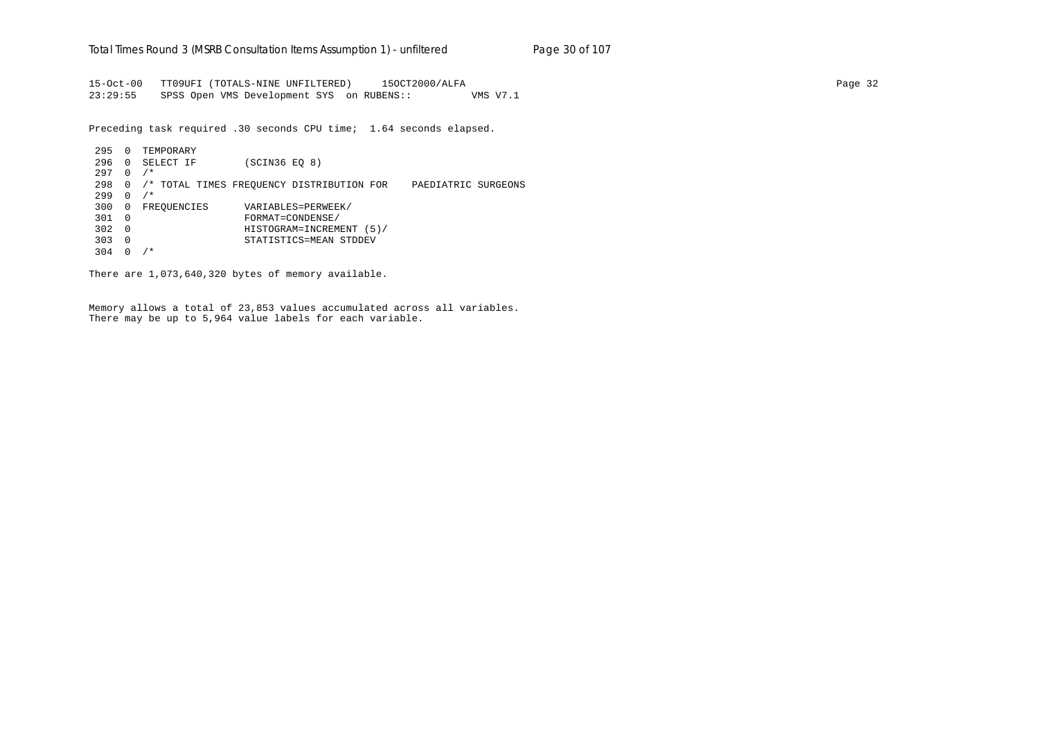```
15-Oct-00   TT09UFI (TOTALS-NINE UNFILTERED)     15OCT2000/ALFA
23:29:55    SPSS Open VMS Development SYS  on RUBENS::          VMS V7.1
```

Preceding task required .30 seconds CPU time;  1.64 seconds elapsed.

```
 295  0  TEMPORARY
 296  0  SELECT IF        (SCIN36 EQ 8)
 297  0  /*
 298  0  /* TOTAL TIMES FREQUENCY DISTRIBUTION FOR    PAEDIATRIC SURGEONS
 299  0  /*
 300  0  FREQUENCIES      VARIABLES=PERWEEK/
 301  0                   FORMAT=CONDENSE/
 302  0                   HISTOGRAM=INCREMENT (5)/
 303  0                   STATISTICS=MEAN STDDEV
 304  0  /*
```

There are 1,073,640,320 bytes of memory available.

Memory allows a total of 23,853 values accumulated across all variables.
There may be up to 5,964 value labels for each variable.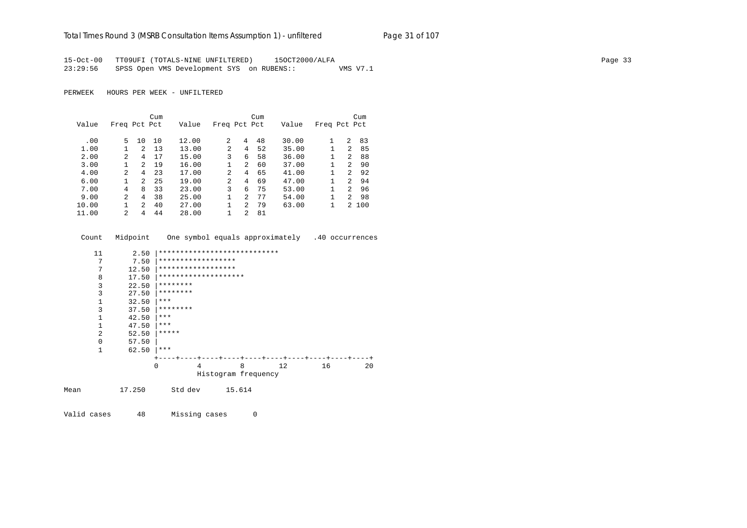15-Oct-00 TT09UFI (TOTALS-NINE UNFILTERED) 15OCT2000/ALFA
23:29:56 SPSS Open VMS Development SYS on RUBENS:: VMS V7.1

PERWEEK HOURS PER WEEK - UNFILTERED

| Value | Freq | Pct | Cum Pct | Value | Freq | Pct | Cum Pct | Value | Freq | Pct | Cum Pct |
|---|---|---|---|---|---|---|---|---|---|---|---|
| .00 | 5 | 10 | 10 | 12.00 | 2 | 4 | 48 | 30.00 | 1 | 2 | 83 |
| 1.00 | 1 | 2 | 13 | 13.00 | 2 | 4 | 52 | 35.00 | 1 | 2 | 85 |
| 2.00 | 2 | 4 | 17 | 15.00 | 3 | 6 | 58 | 36.00 | 1 | 2 | 88 |
| 3.00 | 1 | 2 | 19 | 16.00 | 1 | 2 | 60 | 37.00 | 1 | 2 | 90 |
| 4.00 | 2 | 4 | 23 | 17.00 | 2 | 4 | 65 | 41.00 | 1 | 2 | 92 |
| 6.00 | 1 | 2 | 25 | 19.00 | 2 | 4 | 69 | 47.00 | 1 | 2 | 94 |
| 7.00 | 4 | 8 | 33 | 23.00 | 3 | 6 | 75 | 53.00 | 1 | 2 | 96 |
| 9.00 | 2 | 4 | 38 | 25.00 | 1 | 2 | 77 | 54.00 | 1 | 2 | 98 |
| 10.00 | 1 | 2 | 40 | 27.00 | 1 | 2 | 79 | 63.00 | 1 | 2 | 100 |
| 11.00 | 2 | 4 | 44 | 28.00 | 1 | 2 | 81 | | | | |

```
Count   Midpoint    One symbol equals approximately   .40 occurrences

  11       2.50 |****************************
   7       7.50 |******************
   7      12.50 |******************
   8      17.50 |********************
   3      22.50 |********
   3      27.50 |********
   1      32.50 |***
   3      37.50 |********
   1      42.50 |***
   1      47.50 |***
   2      52.50 |*****
   0      57.50 |
   1      62.50 |***
                +----+----+----+----+----+----+----+----+----+----+
                0         4         8        12        16        20
                          Histogram frequency
```

Mean 17.250 Std dev 15.614

Valid cases 48 Missing cases 0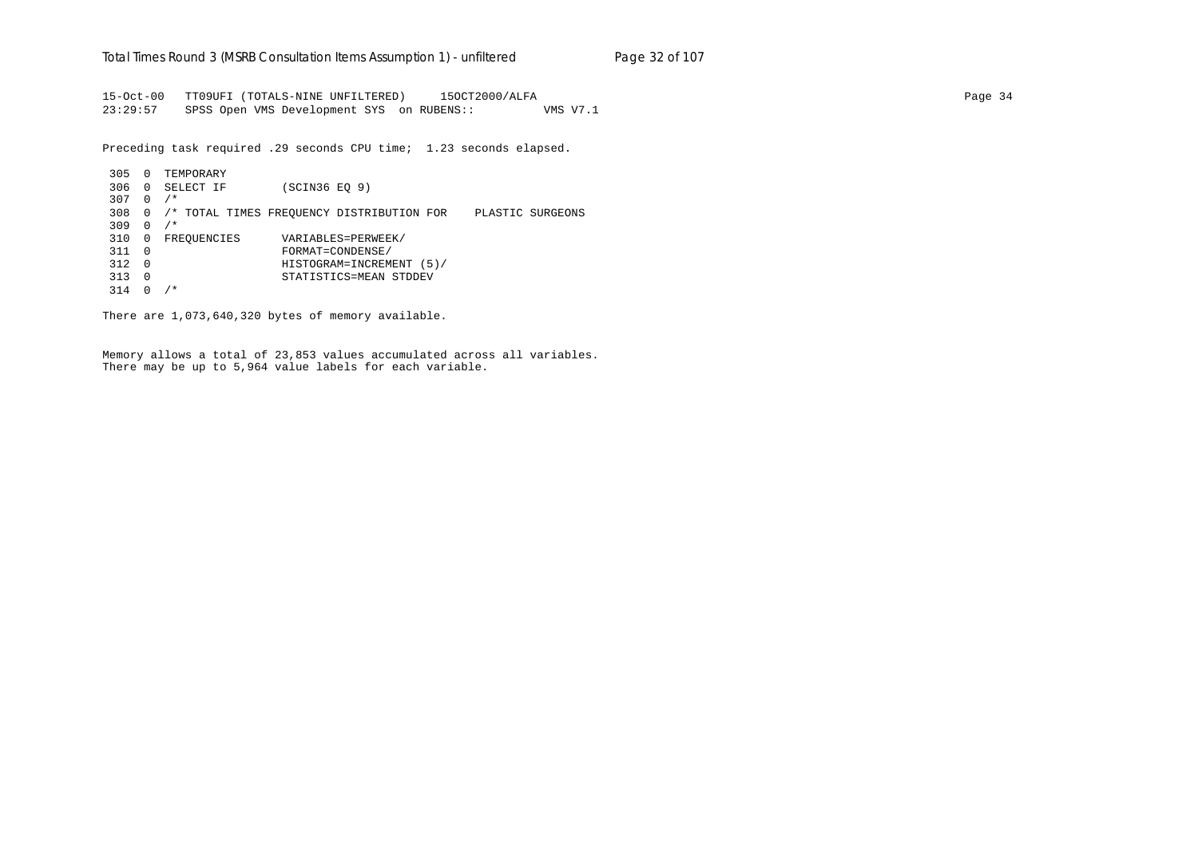```
15-Oct-00   TT09UFI (TOTALS-NINE UNFILTERED)     15OCT2000/ALFA                                                                  Page 34
23:29:57    SPSS Open VMS Development SYS  on RUBENS::          VMS V7.1

Preceding task required .29 seconds CPU time;  1.23 seconds elapsed.

 305  0  TEMPORARY
 306  0  SELECT IF        (SCIN36 EQ 9)
 307  0  /*
 308  0  /* TOTAL TIMES FREQUENCY DISTRIBUTION FOR    PLASTIC SURGEONS
 309  0  /*
 310  0  FREQUENCIES      VARIABLES=PERWEEK/
 311  0                   FORMAT=CONDENSE/
 312  0                   HISTOGRAM=INCREMENT (5)/
 313  0                   STATISTICS=MEAN STDDEV
 314  0  /*

There are 1,073,640,320 bytes of memory available.


Memory allows a total of 23,853 values accumulated across all variables.
There may be up to 5,964 value labels for each variable.
```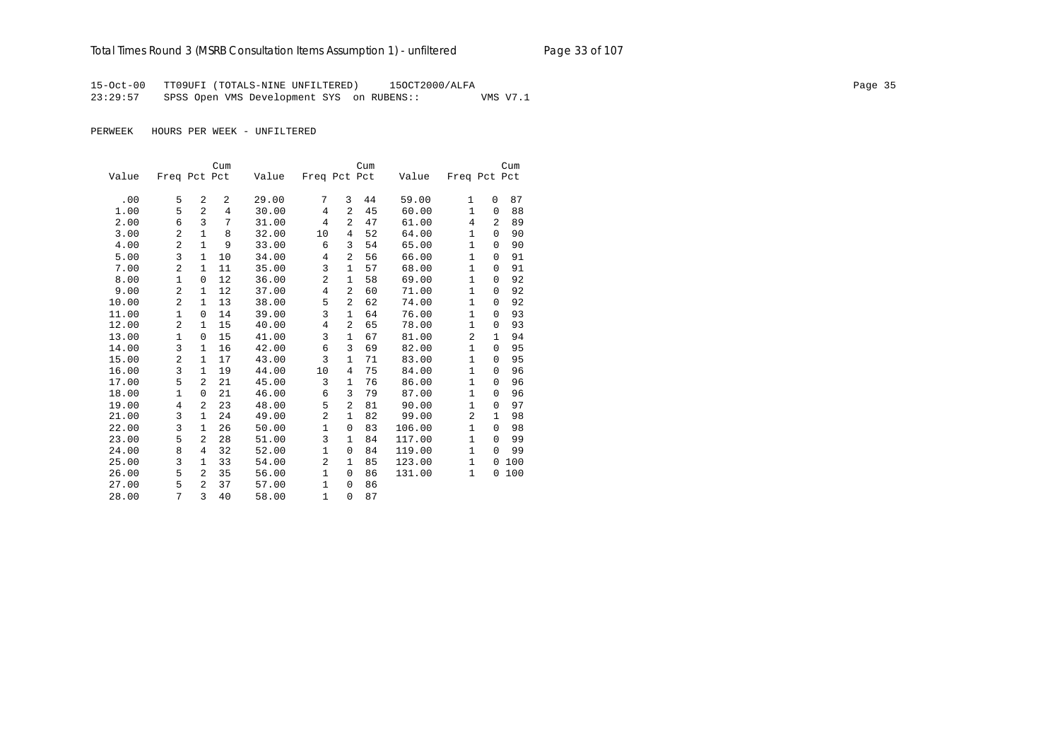15-Oct-00 TT09UFI (TOTALS-NINE UNFILTERED) 15OCT2000/ALFA

23:29:57 SPSS Open VMS Development SYS on RUBENS:: VMS V7.1

PERWEEK HOURS PER WEEK - UNFILTERED

| Value | Freq | Pct | Cum Pct | Value | Freq | Pct | Cum Pct | Value | Freq | Pct | Cum Pct |
|---|---|---|---|---|---|---|---|---|---|---|---|
| .00 | 5 | 2 | 2 | 29.00 | 7 | 3 | 44 | 59.00 | 1 | 0 | 87 |
| 1.00 | 5 | 2 | 4 | 30.00 | 4 | 2 | 45 | 60.00 | 1 | 0 | 88 |
| 2.00 | 6 | 3 | 7 | 31.00 | 4 | 2 | 47 | 61.00 | 4 | 2 | 89 |
| 3.00 | 2 | 1 | 8 | 32.00 | 10 | 4 | 52 | 64.00 | 1 | 0 | 90 |
| 4.00 | 2 | 1 | 9 | 33.00 | 6 | 3 | 54 | 65.00 | 1 | 0 | 90 |
| 5.00 | 3 | 1 | 10 | 34.00 | 4 | 2 | 56 | 66.00 | 1 | 0 | 91 |
| 7.00 | 2 | 1 | 11 | 35.00 | 3 | 1 | 57 | 68.00 | 1 | 0 | 91 |
| 8.00 | 1 | 0 | 12 | 36.00 | 2 | 1 | 58 | 69.00 | 1 | 0 | 92 |
| 9.00 | 2 | 1 | 12 | 37.00 | 4 | 2 | 60 | 71.00 | 1 | 0 | 92 |
| 10.00 | 2 | 1 | 13 | 38.00 | 5 | 2 | 62 | 74.00 | 1 | 0 | 92 |
| 11.00 | 1 | 0 | 14 | 39.00 | 3 | 1 | 64 | 76.00 | 1 | 0 | 93 |
| 12.00 | 2 | 1 | 15 | 40.00 | 4 | 2 | 65 | 78.00 | 1 | 0 | 93 |
| 13.00 | 1 | 0 | 15 | 41.00 | 3 | 1 | 67 | 81.00 | 2 | 1 | 94 |
| 14.00 | 3 | 1 | 16 | 42.00 | 6 | 3 | 69 | 82.00 | 1 | 0 | 95 |
| 15.00 | 2 | 1 | 17 | 43.00 | 3 | 1 | 71 | 83.00 | 1 | 0 | 95 |
| 16.00 | 3 | 1 | 19 | 44.00 | 10 | 4 | 75 | 84.00 | 1 | 0 | 96 |
| 17.00 | 5 | 2 | 21 | 45.00 | 3 | 1 | 76 | 86.00 | 1 | 0 | 96 |
| 18.00 | 1 | 0 | 21 | 46.00 | 6 | 3 | 79 | 87.00 | 1 | 0 | 96 |
| 19.00 | 4 | 2 | 23 | 48.00 | 5 | 2 | 81 | 90.00 | 1 | 0 | 97 |
| 21.00 | 3 | 1 | 24 | 49.00 | 2 | 1 | 82 | 99.00 | 2 | 1 | 98 |
| 22.00 | 3 | 1 | 26 | 50.00 | 1 | 0 | 83 | 106.00 | 1 | 0 | 98 |
| 23.00 | 5 | 2 | 28 | 51.00 | 3 | 1 | 84 | 117.00 | 1 | 0 | 99 |
| 24.00 | 8 | 4 | 32 | 52.00 | 1 | 0 | 84 | 119.00 | 1 | 0 | 99 |
| 25.00 | 3 | 1 | 33 | 54.00 | 2 | 1 | 85 | 123.00 | 1 | 0 | 100 |
| 26.00 | 5 | 2 | 35 | 56.00 | 1 | 0 | 86 | 131.00 | 1 | 0 | 100 |
| 27.00 | 5 | 2 | 37 | 57.00 | 1 | 0 | 86 | | | | |
| 28.00 | 7 | 3 | 40 | 58.00 | 1 | 0 | 87 | | | | |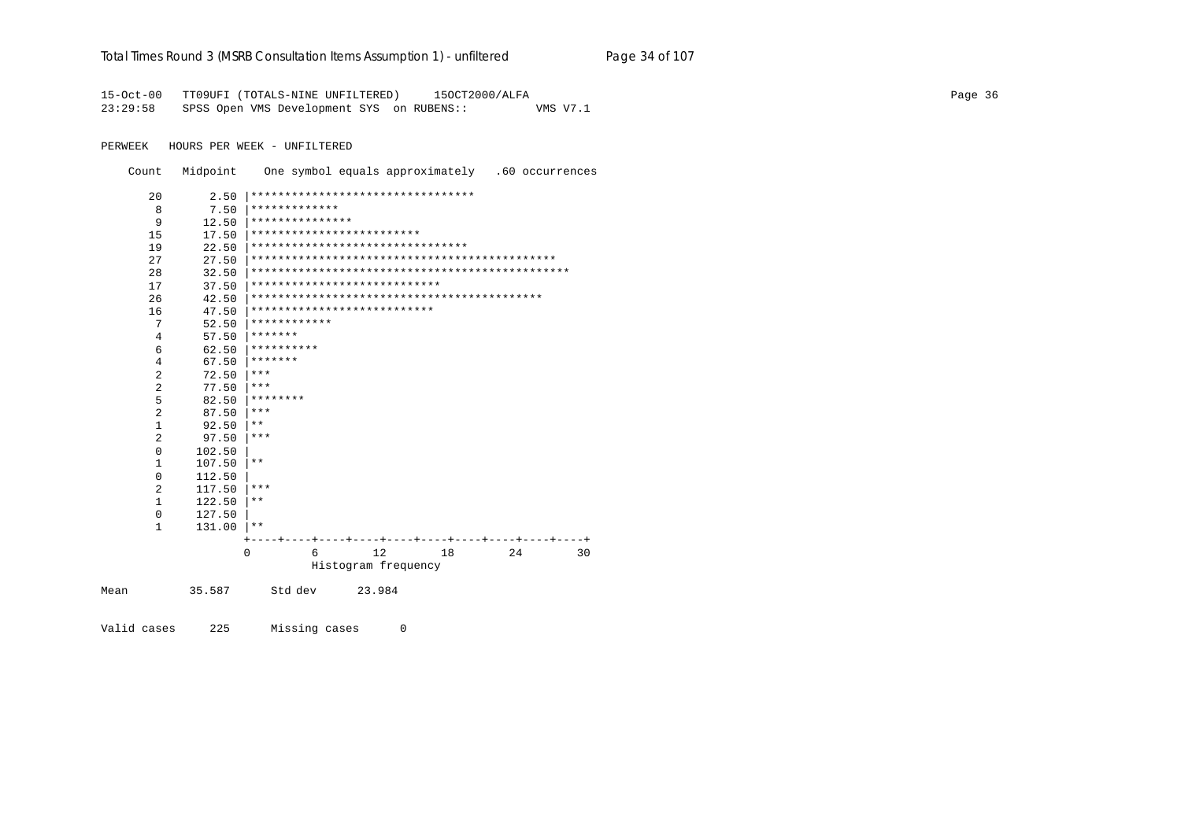```
15-Oct-00   TT09UFI (TOTALS-NINE UNFILTERED)     15OCT2000/ALFA                                                                    Page 36
23:29:58    SPSS Open VMS Development SYS  on RUBENS::          VMS V7.1

PERWEEK   HOURS PER WEEK - UNFILTERED

    Count   Midpoint    One symbol equals approximately   .60 occurrences

      20       2.50 |*********************************
       8       7.50 |*************
       9      12.50 |***************
      15      17.50 |*************************
      19      22.50 |********************************
      27      27.50 |*********************************************
      28      32.50 |***********************************************
      17      37.50 |****************************
      26      42.50 |*******************************************
      16      47.50 |***************************
       7      52.50 |************
       4      57.50 |*******
       6      62.50 |**********
       4      67.50 |*******
       2      72.50 |***
       2      77.50 |***
       5      82.50 |********
       2      87.50 |***
       1      92.50 |**
       2      97.50 |***
       0     102.50 |
       1     107.50 |**
       0     112.50 |
       2     117.50 |***
       1     122.50 |**
       0     127.50 |
       1     131.00 |**
                    +----+----+----+----+----+----+----+----+----+----+
                    0         6        12        18        24        30
                              Histogram frequency

Mean         35.587      Std dev      23.984

Valid cases     225      Missing cases      0
```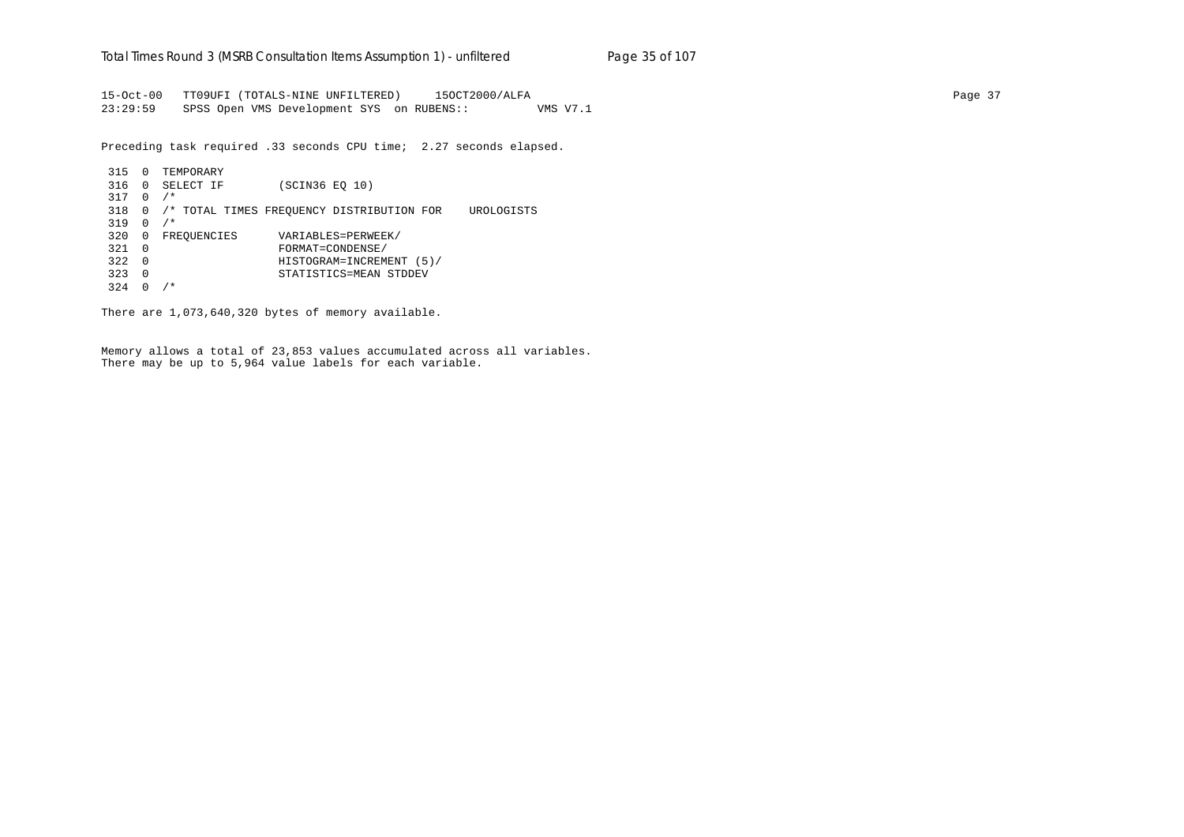```
15-Oct-00   TT09UFI (TOTALS-NINE UNFILTERED)     15OCT2000/ALFA                                                                                          Page 37
23:29:59    SPSS Open VMS Development SYS  on RUBENS::          VMS V7.1

Preceding task required .33 seconds CPU time;  2.27 seconds elapsed.

 315  0  TEMPORARY
 316  0  SELECT IF        (SCIN36 EQ 10)
 317  0  /*
 318  0  /* TOTAL TIMES FREQUENCY DISTRIBUTION FOR    UROLOGISTS
 319  0  /*
 320  0  FREQUENCIES      VARIABLES=PERWEEK/
 321  0                   FORMAT=CONDENSE/
 322  0                   HISTOGRAM=INCREMENT (5)/
 323  0                   STATISTICS=MEAN STDDEV
 324  0  /*

There are 1,073,640,320 bytes of memory available.

Memory allows a total of 23,853 values accumulated across all variables.
There may be up to 5,964 value labels for each variable.
```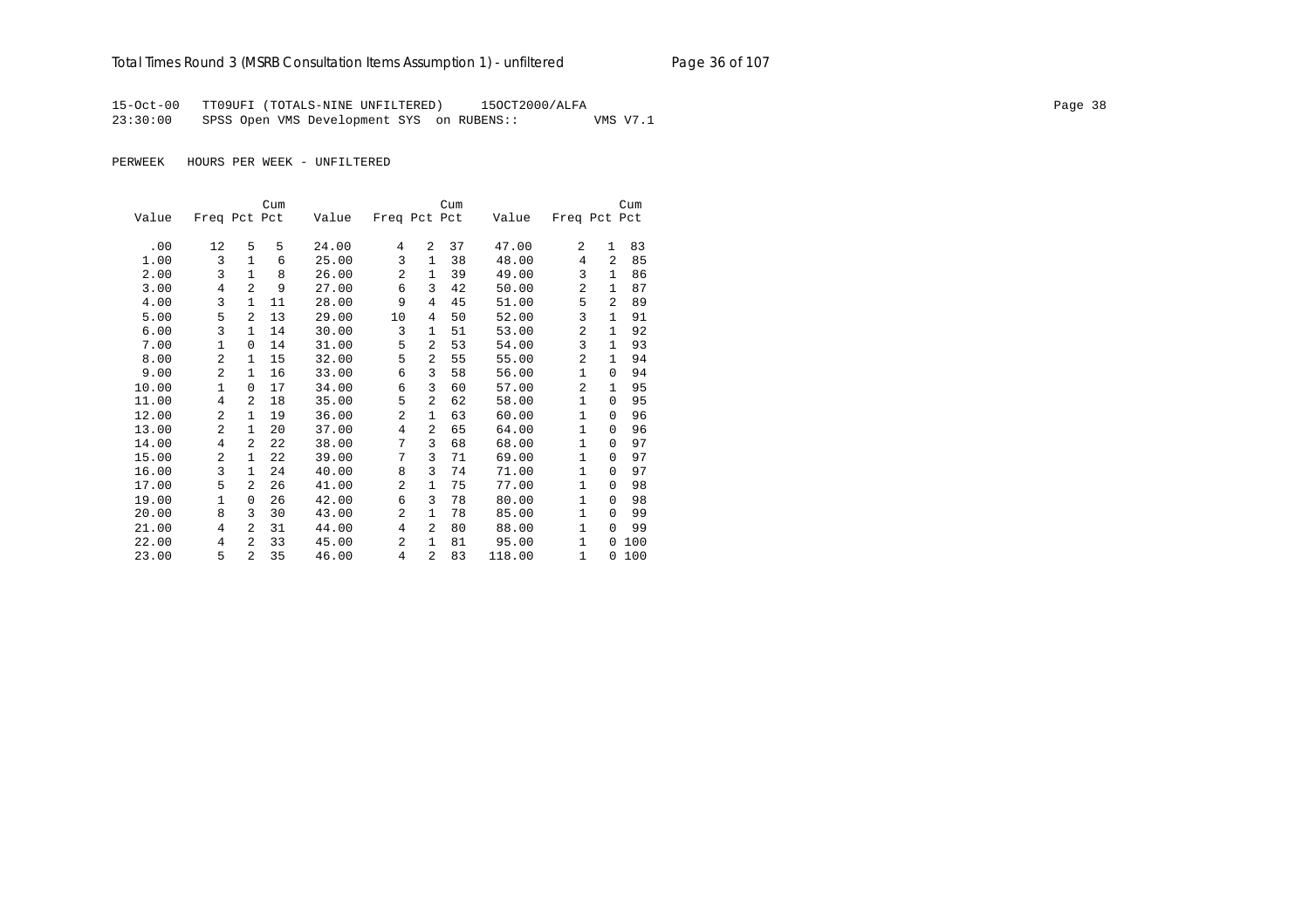15-Oct-00 TT09UFI (TOTALS-NINE UNFILTERED) 15OCT2000/ALFA
23:30:00 SPSS Open VMS Development SYS on RUBENS:: VMS V7.1

PERWEEK HOURS PER WEEK - UNFILTERED

| Value | Freq | Pct | Cum Pct | Value | Freq | Pct | Cum Pct | Value | Freq | Pct | Cum Pct |
|---|---|---|---|---|---|---|---|---|---|---|---|
| .00 | 12 | 5 | 5 | 24.00 | 4 | 2 | 37 | 47.00 | 2 | 1 | 83 |
| 1.00 | 3 | 1 | 6 | 25.00 | 3 | 1 | 38 | 48.00 | 4 | 2 | 85 |
| 2.00 | 3 | 1 | 8 | 26.00 | 2 | 1 | 39 | 49.00 | 3 | 1 | 86 |
| 3.00 | 4 | 2 | 9 | 27.00 | 6 | 3 | 42 | 50.00 | 2 | 1 | 87 |
| 4.00 | 3 | 1 | 11 | 28.00 | 9 | 4 | 45 | 51.00 | 5 | 2 | 89 |
| 5.00 | 5 | 2 | 13 | 29.00 | 10 | 4 | 50 | 52.00 | 3 | 1 | 91 |
| 6.00 | 3 | 1 | 14 | 30.00 | 3 | 1 | 51 | 53.00 | 2 | 1 | 92 |
| 7.00 | 1 | 0 | 14 | 31.00 | 5 | 2 | 53 | 54.00 | 3 | 1 | 93 |
| 8.00 | 2 | 1 | 15 | 32.00 | 5 | 2 | 55 | 55.00 | 2 | 1 | 94 |
| 9.00 | 2 | 1 | 16 | 33.00 | 6 | 3 | 58 | 56.00 | 1 | 0 | 94 |
| 10.00 | 1 | 0 | 17 | 34.00 | 6 | 3 | 60 | 57.00 | 2 | 1 | 95 |
| 11.00 | 4 | 2 | 18 | 35.00 | 5 | 2 | 62 | 58.00 | 1 | 0 | 95 |
| 12.00 | 2 | 1 | 19 | 36.00 | 2 | 1 | 63 | 60.00 | 1 | 0 | 96 |
| 13.00 | 2 | 1 | 20 | 37.00 | 4 | 2 | 65 | 64.00 | 1 | 0 | 96 |
| 14.00 | 4 | 2 | 22 | 38.00 | 7 | 3 | 68 | 68.00 | 1 | 0 | 97 |
| 15.00 | 2 | 1 | 22 | 39.00 | 7 | 3 | 71 | 69.00 | 1 | 0 | 97 |
| 16.00 | 3 | 1 | 24 | 40.00 | 8 | 3 | 74 | 71.00 | 1 | 0 | 97 |
| 17.00 | 5 | 2 | 26 | 41.00 | 2 | 1 | 75 | 77.00 | 1 | 0 | 98 |
| 19.00 | 1 | 0 | 26 | 42.00 | 6 | 3 | 78 | 80.00 | 1 | 0 | 98 |
| 20.00 | 8 | 3 | 30 | 43.00 | 2 | 1 | 78 | 85.00 | 1 | 0 | 99 |
| 21.00 | 4 | 2 | 31 | 44.00 | 4 | 2 | 80 | 88.00 | 1 | 0 | 99 |
| 22.00 | 4 | 2 | 33 | 45.00 | 2 | 1 | 81 | 95.00 | 1 | 0 | 100 |
| 23.00 | 5 | 2 | 35 | 46.00 | 4 | 2 | 83 | 118.00 | 1 | 0 | 100 |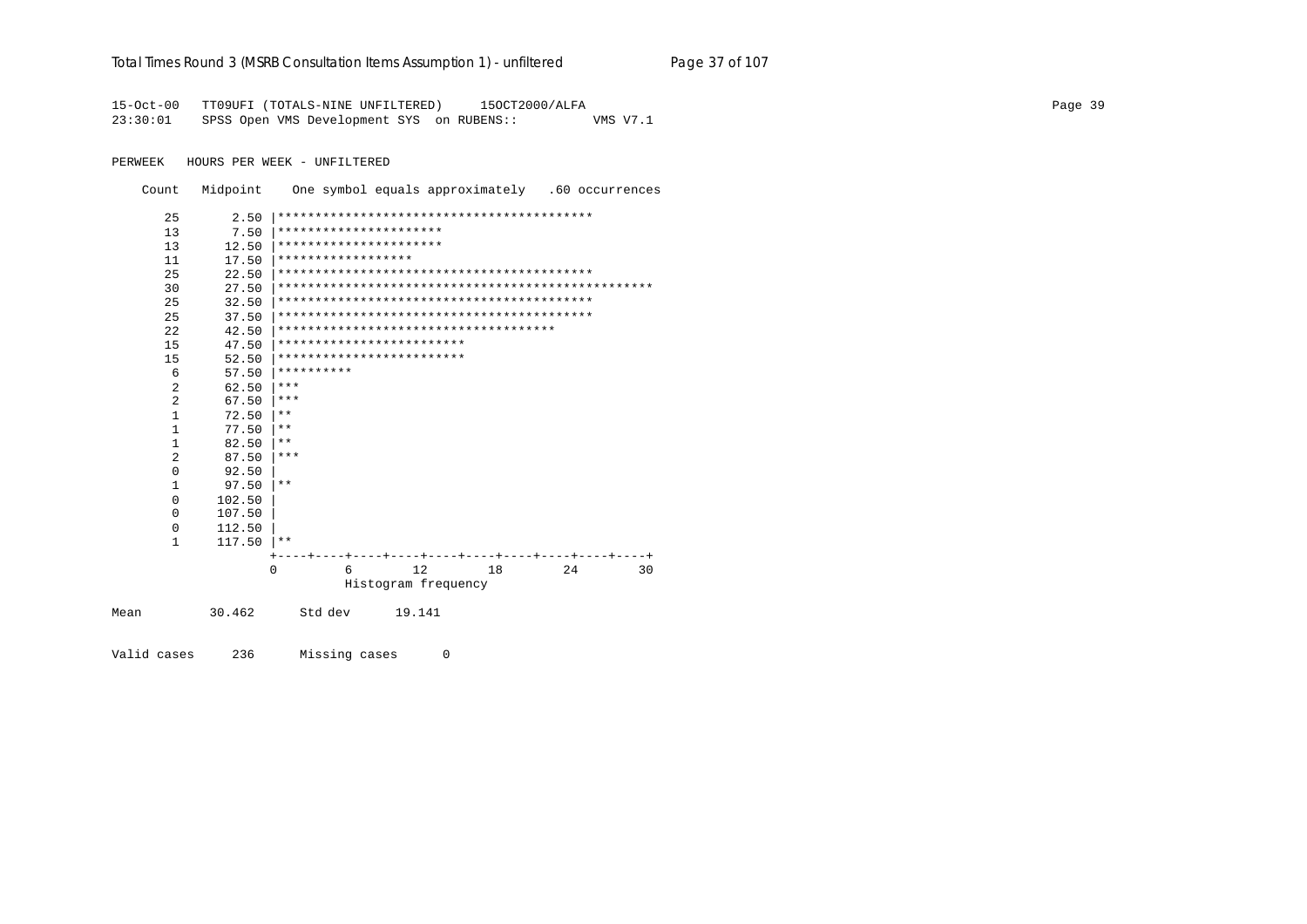```
15-Oct-00   TT09UFI (TOTALS-NINE UNFILTERED)     15OCT2000/ALFA
23:30:01    SPSS Open VMS Development SYS  on RUBENS::          VMS V7.1

PERWEEK   HOURS PER WEEK - UNFILTERED

    Count   Midpoint    One symbol equals approximately   .60 occurrences

      25       2.50 |******************************************
      13       7.50 |**********************
      13      12.50 |**********************
      11      17.50 |******************
      25      22.50 |******************************************
      30      27.50 |**************************************************
      25      32.50 |******************************************
      25      37.50 |******************************************
      22      42.50 |*************************************
      15      47.50 |*************************
      15      52.50 |*************************
       6      57.50 |**********
       2      62.50 |***
       2      67.50 |***
       1      72.50 |**
       1      77.50 |**
       1      82.50 |**
       2      87.50 |***
       0      92.50 |
       1      97.50 |**
       0     102.50 |
       0     107.50 |
       0     112.50 |
       1     117.50 |**
                    +----+----+----+----+----+----+----+----+----+----+
                    0         6        12        18        24        30
                              Histogram frequency

Mean         30.462      Std dev      19.141

Valid cases     236      Missing cases      0
```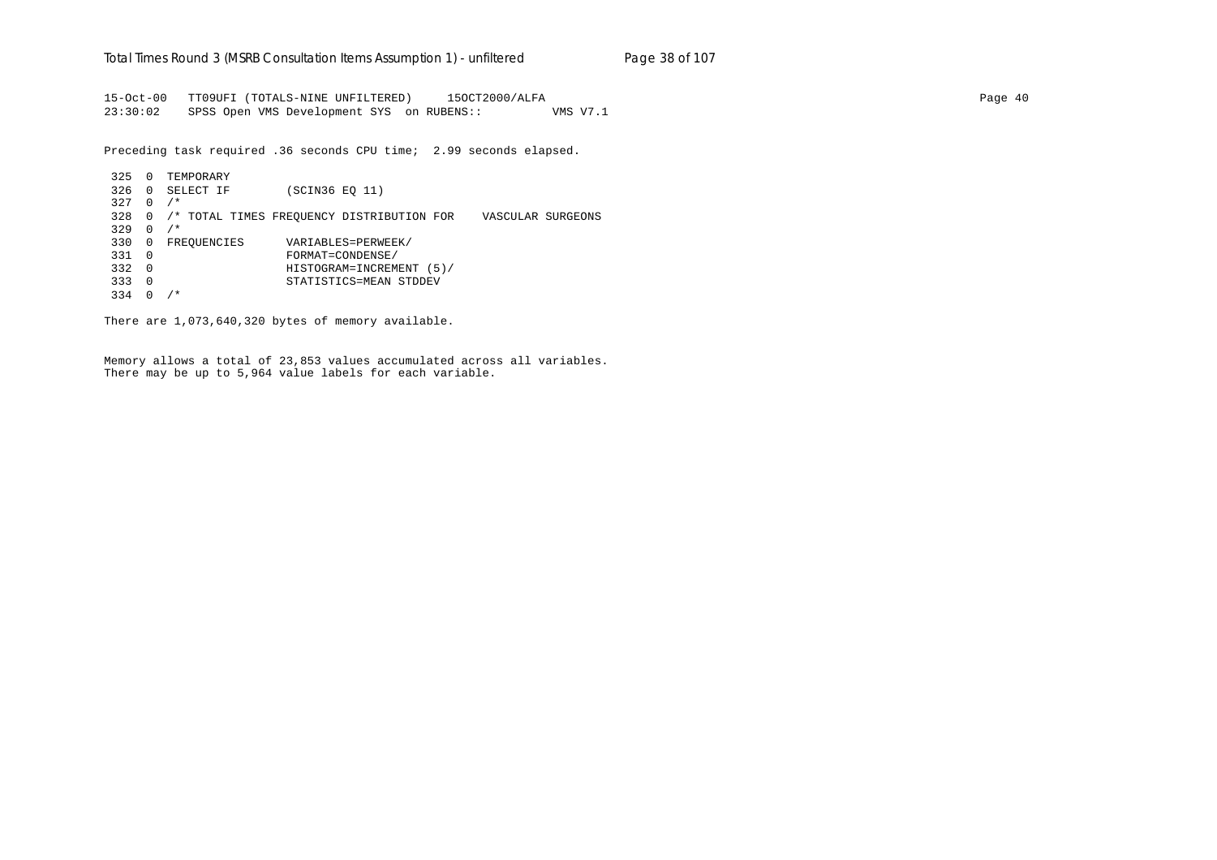```
15-Oct-00   TT09UFI (TOTALS-NINE UNFILTERED)     15OCT2000/ALFA
23:30:02    SPSS Open VMS Development SYS  on RUBENS::          VMS V7.1

Preceding task required .36 seconds CPU time;  2.99 seconds elapsed.

 325  0  TEMPORARY
 326  0  SELECT IF        (SCIN36 EQ 11)
 327  0  /*
 328  0  /* TOTAL TIMES FREQUENCY DISTRIBUTION FOR    VASCULAR SURGEONS
 329  0  /*
 330  0  FREQUENCIES      VARIABLES=PERWEEK/
 331  0                   FORMAT=CONDENSE/
 332  0                   HISTOGRAM=INCREMENT (5)/
 333  0                   STATISTICS=MEAN STDDEV
 334  0  /*

There are 1,073,640,320 bytes of memory available.


Memory allows a total of 23,853 values accumulated across all variables.
There may be up to 5,964 value labels for each variable.
```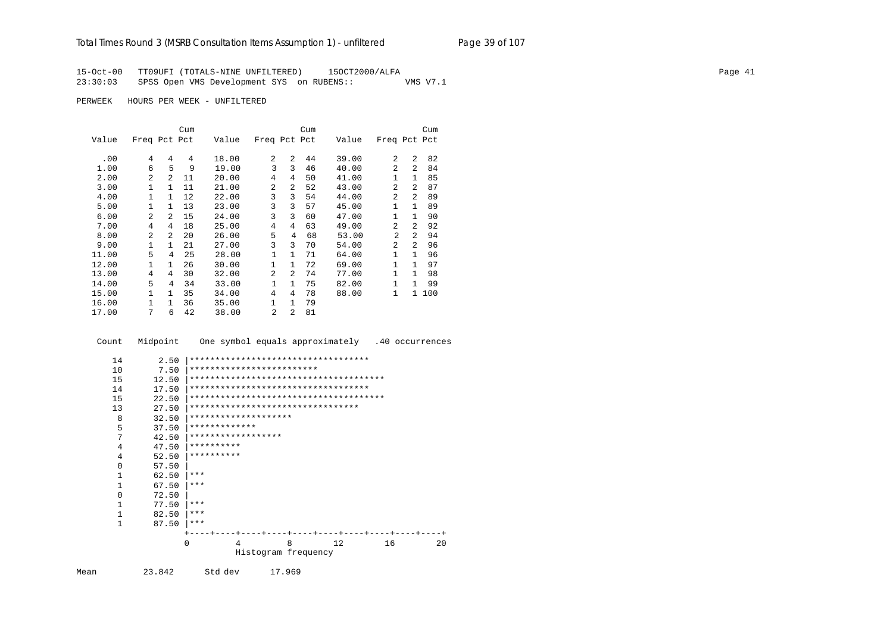15-Oct-00 TT09UFI (TOTALS-NINE UNFILTERED) 15OCT2000/ALFA
23:30:03 SPSS Open VMS Development SYS on RUBENS:: VMS V7.1

PERWEEK HOURS PER WEEK - UNFILTERED

| Value | Freq | Pct | Cum Pct | Value | Freq | Pct | Cum Pct | Value | Freq | Pct | Cum Pct |
|---|---|---|---|---|---|---|---|---|---|---|---|
| .00 | 4 | 4 | 4 | 18.00 | 2 | 2 | 44 | 39.00 | 2 | 2 | 82 |
| 1.00 | 6 | 5 | 9 | 19.00 | 3 | 3 | 46 | 40.00 | 2 | 2 | 84 |
| 2.00 | 2 | 2 | 11 | 20.00 | 4 | 4 | 50 | 41.00 | 1 | 1 | 85 |
| 3.00 | 1 | 1 | 11 | 21.00 | 2 | 2 | 52 | 43.00 | 2 | 2 | 87 |
| 4.00 | 1 | 1 | 12 | 22.00 | 3 | 3 | 54 | 44.00 | 2 | 2 | 89 |
| 5.00 | 1 | 1 | 13 | 23.00 | 3 | 3 | 57 | 45.00 | 1 | 1 | 89 |
| 6.00 | 2 | 2 | 15 | 24.00 | 3 | 3 | 60 | 47.00 | 1 | 1 | 90 |
| 7.00 | 4 | 4 | 18 | 25.00 | 4 | 4 | 63 | 49.00 | 2 | 2 | 92 |
| 8.00 | 2 | 2 | 20 | 26.00 | 5 | 4 | 68 | 53.00 | 2 | 2 | 94 |
| 9.00 | 1 | 1 | 21 | 27.00 | 3 | 3 | 70 | 54.00 | 2 | 2 | 96 |
| 11.00 | 5 | 4 | 25 | 28.00 | 1 | 1 | 71 | 64.00 | 1 | 1 | 96 |
| 12.00 | 1 | 1 | 26 | 30.00 | 1 | 1 | 72 | 69.00 | 1 | 1 | 97 |
| 13.00 | 4 | 4 | 30 | 32.00 | 2 | 2 | 74 | 77.00 | 1 | 1 | 98 |
| 14.00 | 5 | 4 | 34 | 33.00 | 1 | 1 | 75 | 82.00 | 1 | 1 | 99 |
| 15.00 | 1 | 1 | 35 | 34.00 | 4 | 4 | 78 | 88.00 | 1 | 1 | 100 |
| 16.00 | 1 | 1 | 36 | 35.00 | 1 | 1 | 79 | | | | |
| 17.00 | 7 | 6 | 42 | 38.00 | 2 | 2 | 81 | | | | |

```
 Count   Midpoint    One symbol equals approximately   .40 occurrences

   14       2.50 |***********************************
   10       7.50 |*************************
   15      12.50 |**************************************
   14      17.50 |***********************************
   15      22.50 |**************************************
   13      27.50 |*********************************
    8      32.50 |********************
    5      37.50 |*************
    7      42.50 |******************
    4      47.50 |**********
    4      52.50 |**********
    0      57.50 |
    1      62.50 |***
    1      67.50 |***
    0      72.50 |
    1      77.50 |***
    1      82.50 |***
    1      87.50 |***
                 +----+----+----+----+----+----+----+----+----+----+
                 0         4         8        12        16        20
                           Histogram frequency
```

Mean 23.842 Std dev 17.969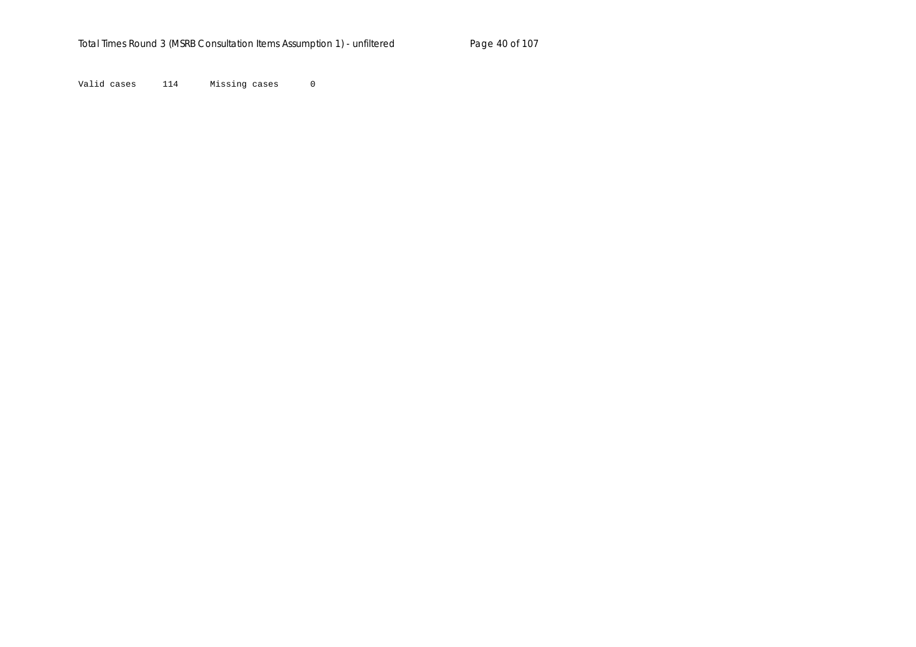Valid cases     114      Missing cases      0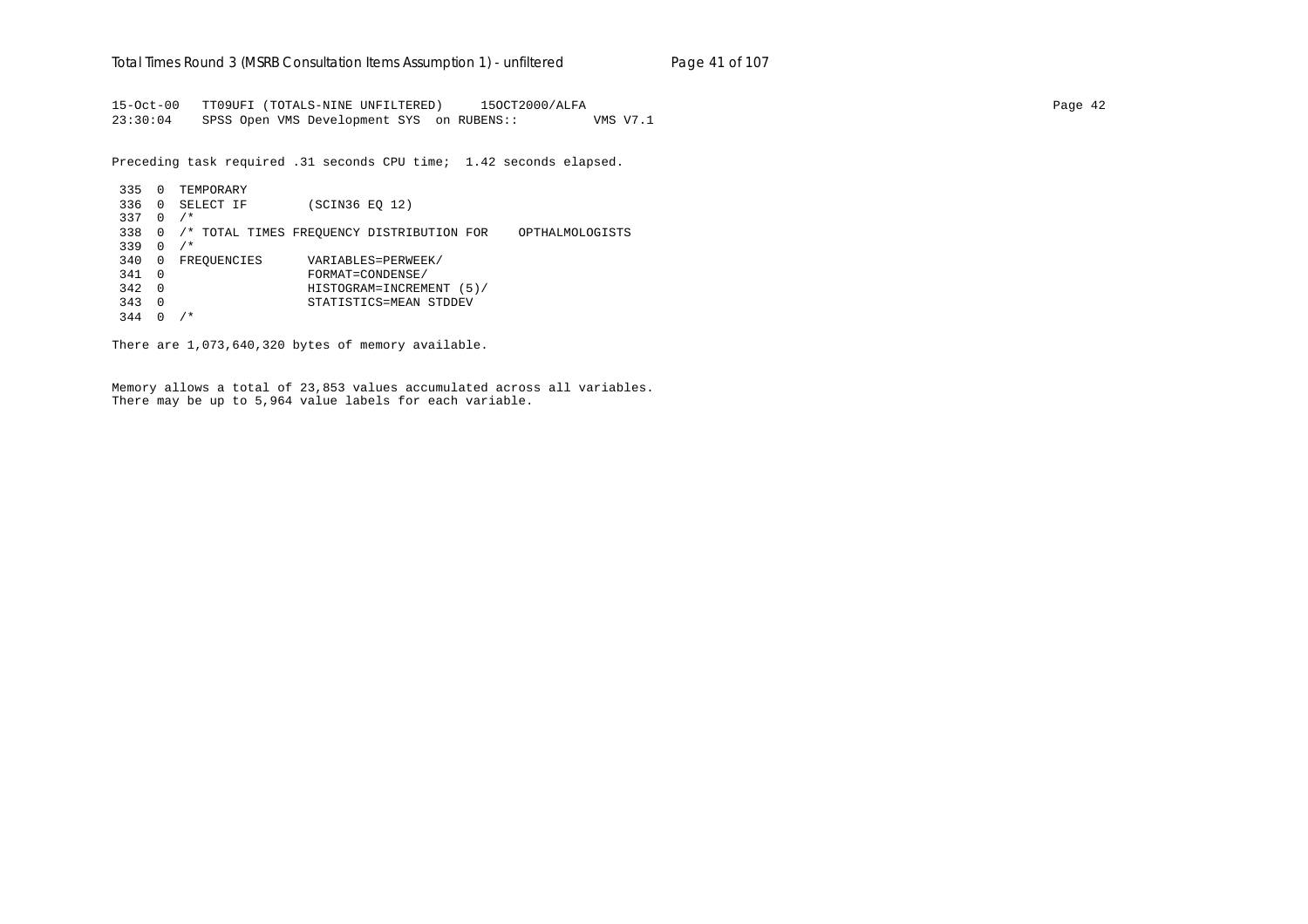```
15-Oct-00   TT09UFI (TOTALS-NINE UNFILTERED)     15OCT2000/ALFA                                                                     Page 42
23:30:04    SPSS Open VMS Development SYS  on RUBENS::          VMS V7.1
```

Preceding task required .31 seconds CPU time;  1.42 seconds elapsed.

```
 335  0  TEMPORARY
 336  0  SELECT IF        (SCIN36 EQ 12)
 337  0  /*
 338  0  /* TOTAL TIMES FREQUENCY DISTRIBUTION FOR    OPTHALMOLOGISTS
 339  0  /*
 340  0  FREQUENCIES      VARIABLES=PERWEEK/
 341  0                   FORMAT=CONDENSE/
 342  0                   HISTOGRAM=INCREMENT (5)/
 343  0                   STATISTICS=MEAN STDDEV
 344  0  /*
```

There are 1,073,640,320 bytes of memory available.

Memory allows a total of 23,853 values accumulated across all variables.
There may be up to 5,964 value labels for each variable.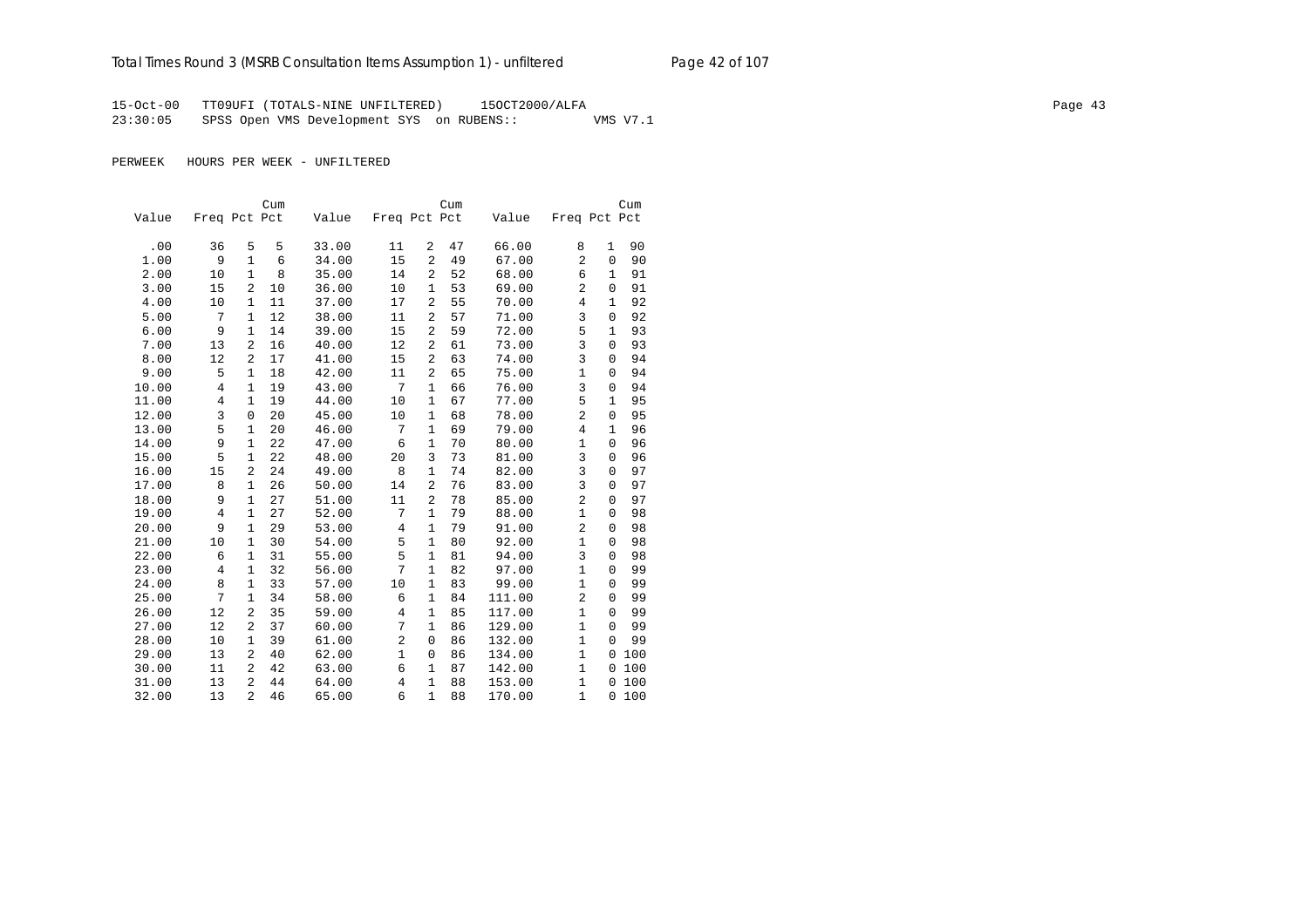15-Oct-00 TT09UFI (TOTALS-NINE UNFILTERED) 15OCT2000/ALFA
23:30:05 SPSS Open VMS Development SYS on RUBENS:: VMS V7.1

PERWEEK HOURS PER WEEK - UNFILTERED

| Value | Freq | Pct | Cum Pct | Value | Freq | Pct | Cum Pct | Value | Freq | Pct | Cum Pct |
|---|---|---|---|---|---|---|---|---|---|---|---|
| .00 | 36 | 5 | 5 | 33.00 | 11 | 2 | 47 | 66.00 | 8 | 1 | 90 |
| 1.00 | 9 | 1 | 6 | 34.00 | 15 | 2 | 49 | 67.00 | 2 | 0 | 90 |
| 2.00 | 10 | 1 | 8 | 35.00 | 14 | 2 | 52 | 68.00 | 6 | 1 | 91 |
| 3.00 | 15 | 2 | 10 | 36.00 | 10 | 1 | 53 | 69.00 | 2 | 0 | 91 |
| 4.00 | 10 | 1 | 11 | 37.00 | 17 | 2 | 55 | 70.00 | 4 | 1 | 92 |
| 5.00 | 7 | 1 | 12 | 38.00 | 11 | 2 | 57 | 71.00 | 3 | 0 | 92 |
| 6.00 | 9 | 1 | 14 | 39.00 | 15 | 2 | 59 | 72.00 | 5 | 1 | 93 |
| 7.00 | 13 | 2 | 16 | 40.00 | 12 | 2 | 61 | 73.00 | 3 | 0 | 93 |
| 8.00 | 12 | 2 | 17 | 41.00 | 15 | 2 | 63 | 74.00 | 3 | 0 | 94 |
| 9.00 | 5 | 1 | 18 | 42.00 | 11 | 2 | 65 | 75.00 | 1 | 0 | 94 |
| 10.00 | 4 | 1 | 19 | 43.00 | 7 | 1 | 66 | 76.00 | 3 | 0 | 94 |
| 11.00 | 4 | 1 | 19 | 44.00 | 10 | 1 | 67 | 77.00 | 5 | 1 | 95 |
| 12.00 | 3 | 0 | 20 | 45.00 | 10 | 1 | 68 | 78.00 | 2 | 0 | 95 |
| 13.00 | 5 | 1 | 20 | 46.00 | 7 | 1 | 69 | 79.00 | 4 | 1 | 96 |
| 14.00 | 9 | 1 | 22 | 47.00 | 6 | 1 | 70 | 80.00 | 1 | 0 | 96 |
| 15.00 | 5 | 1 | 22 | 48.00 | 20 | 3 | 73 | 81.00 | 3 | 0 | 96 |
| 16.00 | 15 | 2 | 24 | 49.00 | 8 | 1 | 74 | 82.00 | 3 | 0 | 97 |
| 17.00 | 8 | 1 | 26 | 50.00 | 14 | 2 | 76 | 83.00 | 3 | 0 | 97 |
| 18.00 | 9 | 1 | 27 | 51.00 | 11 | 2 | 78 | 85.00 | 2 | 0 | 97 |
| 19.00 | 4 | 1 | 27 | 52.00 | 7 | 1 | 79 | 88.00 | 1 | 0 | 98 |
| 20.00 | 9 | 1 | 29 | 53.00 | 4 | 1 | 79 | 91.00 | 2 | 0 | 98 |
| 21.00 | 10 | 1 | 30 | 54.00 | 5 | 1 | 80 | 92.00 | 1 | 0 | 98 |
| 22.00 | 6 | 1 | 31 | 55.00 | 5 | 1 | 81 | 94.00 | 3 | 0 | 98 |
| 23.00 | 4 | 1 | 32 | 56.00 | 7 | 1 | 82 | 97.00 | 1 | 0 | 99 |
| 24.00 | 8 | 1 | 33 | 57.00 | 10 | 1 | 83 | 99.00 | 1 | 0 | 99 |
| 25.00 | 7 | 1 | 34 | 58.00 | 6 | 1 | 84 | 111.00 | 2 | 0 | 99 |
| 26.00 | 12 | 2 | 35 | 59.00 | 4 | 1 | 85 | 117.00 | 1 | 0 | 99 |
| 27.00 | 12 | 2 | 37 | 60.00 | 7 | 1 | 86 | 129.00 | 1 | 0 | 99 |
| 28.00 | 10 | 1 | 39 | 61.00 | 2 | 0 | 86 | 132.00 | 1 | 0 | 99 |
| 29.00 | 13 | 2 | 40 | 62.00 | 1 | 0 | 86 | 134.00 | 1 | 0 | 100 |
| 30.00 | 11 | 2 | 42 | 63.00 | 6 | 1 | 87 | 142.00 | 1 | 0 | 100 |
| 31.00 | 13 | 2 | 44 | 64.00 | 4 | 1 | 88 | 153.00 | 1 | 0 | 100 |
| 32.00 | 13 | 2 | 46 | 65.00 | 6 | 1 | 88 | 170.00 | 1 | 0 | 100 |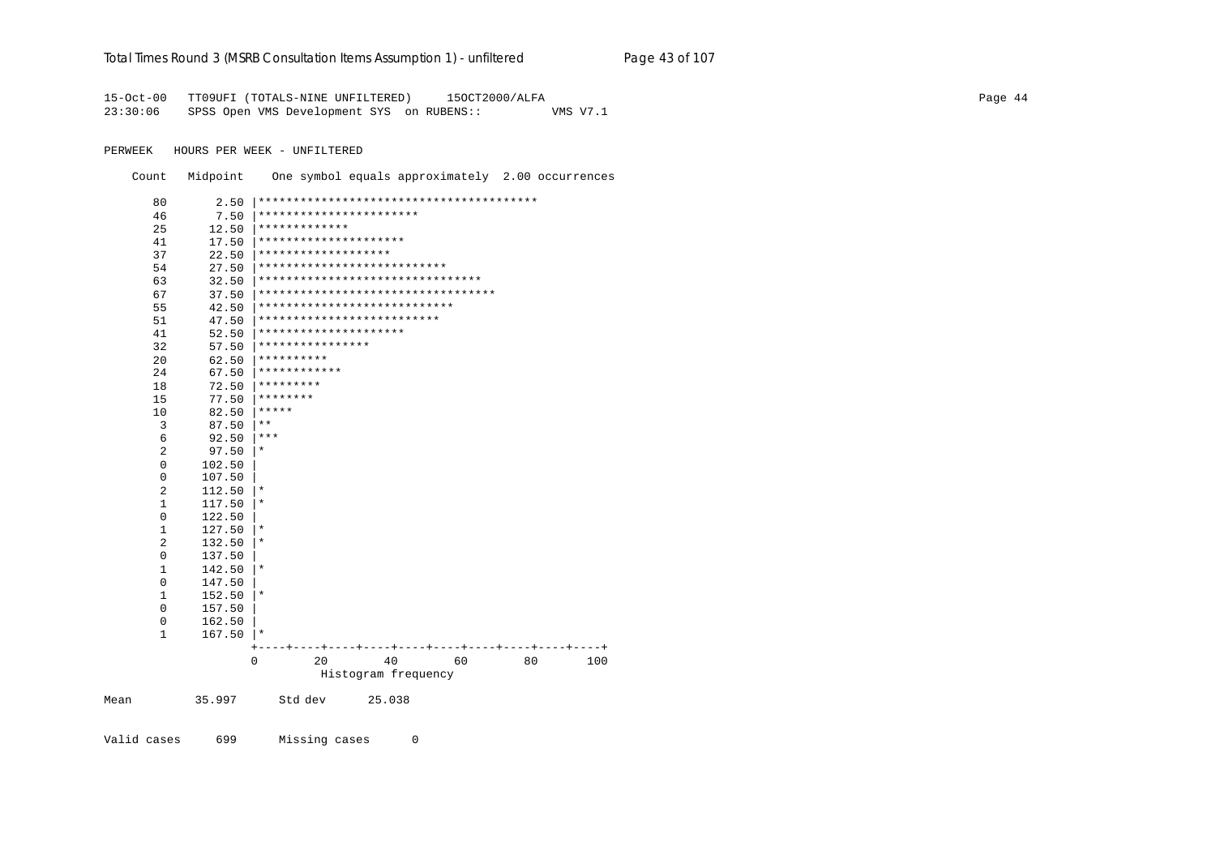```
15-Oct-00   TT09UFI (TOTALS-NINE UNFILTERED)     15OCT2000/ALFA
23:30:06    SPSS Open VMS Development SYS  on RUBENS::          VMS V7.1

PERWEEK   HOURS PER WEEK - UNFILTERED

    Count   Midpoint    One symbol equals approximately  2.00 occurrences

      80       2.50 |****************************************
      46       7.50 |***********************
      25      12.50 |*************
      41      17.50 |*********************
      37      22.50 |*******************
      54      27.50 |***************************
      63      32.50 |********************************
      67      37.50 |**********************************
      55      42.50 |****************************
      51      47.50 |**************************
      41      52.50 |*********************
      32      57.50 |****************
      20      62.50 |**********
      24      67.50 |************
      18      72.50 |*********
      15      77.50 |********
      10      82.50 |*****
       3      87.50 |**
       6      92.50 |***
       2      97.50 |*
       0     102.50 |
       0     107.50 |
       2     112.50 |*
       1     117.50 |*
       0     122.50 |
       1     127.50 |*
       2     132.50 |*
       0     137.50 |
       1     142.50 |*
       0     147.50 |
       1     152.50 |*
       0     157.50 |
       0     162.50 |
       1     167.50 |*
                    +----+----+----+----+----+----+----+----+----+----+
                    0        20        40        60        80       100
                              Histogram frequency

Mean          35.997      Std dev      25.038


Valid cases     699      Missing cases      0
```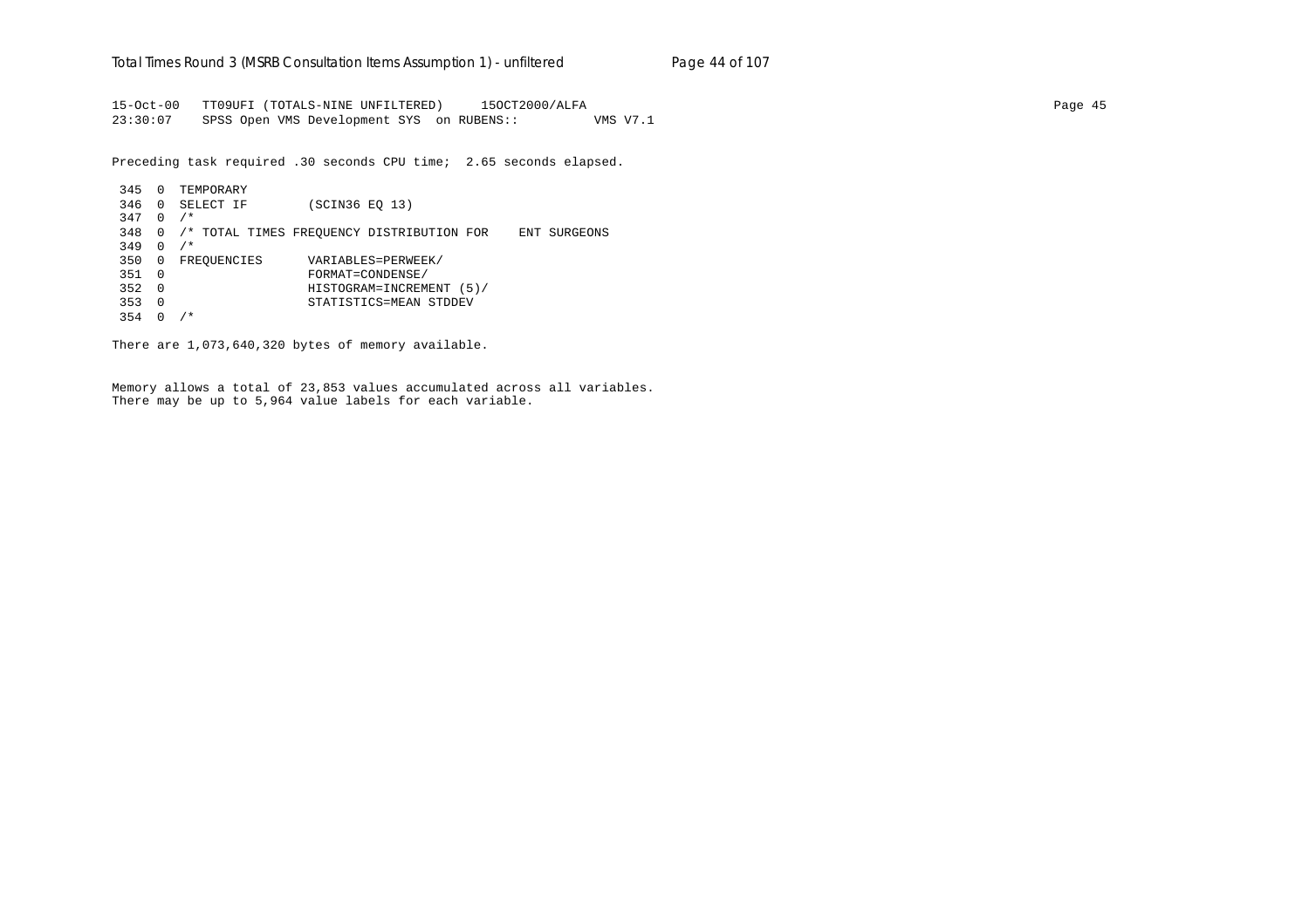```
15-Oct-00   TT09UFI (TOTALS-NINE UNFILTERED)     15OCT2000/ALFA
23:30:07    SPSS Open VMS Development SYS  on RUBENS::          VMS V7.1

Preceding task required .30 seconds CPU time;  2.65 seconds elapsed.

 345  0  TEMPORARY
 346  0  SELECT IF        (SCIN36 EQ 13)
 347  0  /*
 348  0  /* TOTAL TIMES FREQUENCY DISTRIBUTION FOR    ENT SURGEONS
 349  0  /*
 350  0  FREQUENCIES      VARIABLES=PERWEEK/
 351  0                   FORMAT=CONDENSE/
 352  0                   HISTOGRAM=INCREMENT (5)/
 353  0                   STATISTICS=MEAN STDDEV
 354  0  /*

There are 1,073,640,320 bytes of memory available.


Memory allows a total of 23,853 values accumulated across all variables.
There may be up to 5,964 value labels for each variable.
```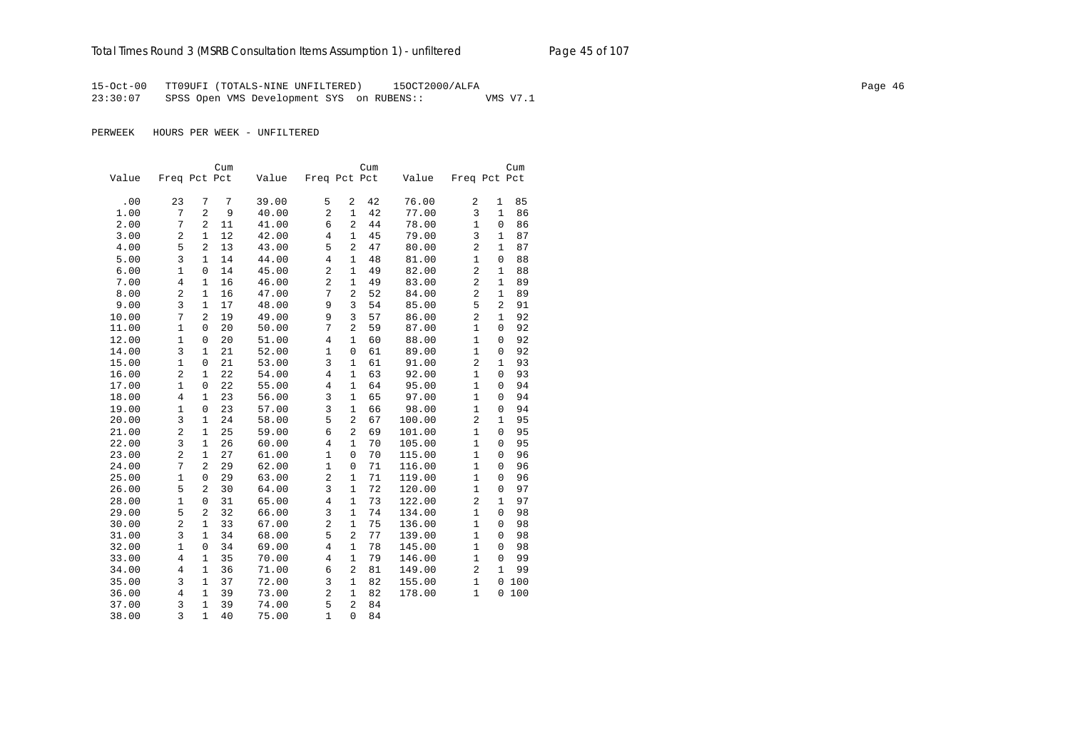15-Oct-00 TT09UFI (TOTALS-NINE UNFILTERED) 15OCT2000/ALFA
23:30:07 SPSS Open VMS Development SYS on RUBENS:: VMS V7.1

PERWEEK HOURS PER WEEK - UNFILTERED

| Value | Freq | Pct | Cum Pct | Value | Freq | Pct | Cum Pct | Value | Freq | Pct | Cum Pct |
|---|---|---|---|---|---|---|---|---|---|---|---|
| .00 | 23 | 7 | 7 | 39.00 | 5 | 2 | 42 | 76.00 | 2 | 1 | 85 |
| 1.00 | 7 | 2 | 9 | 40.00 | 2 | 1 | 42 | 77.00 | 3 | 1 | 86 |
| 2.00 | 7 | 2 | 11 | 41.00 | 6 | 2 | 44 | 78.00 | 1 | 0 | 86 |
| 3.00 | 2 | 1 | 12 | 42.00 | 4 | 1 | 45 | 79.00 | 3 | 1 | 87 |
| 4.00 | 5 | 2 | 13 | 43.00 | 5 | 2 | 47 | 80.00 | 2 | 1 | 87 |
| 5.00 | 3 | 1 | 14 | 44.00 | 4 | 1 | 48 | 81.00 | 1 | 0 | 88 |
| 6.00 | 1 | 0 | 14 | 45.00 | 2 | 1 | 49 | 82.00 | 2 | 1 | 88 |
| 7.00 | 4 | 1 | 16 | 46.00 | 2 | 1 | 49 | 83.00 | 2 | 1 | 89 |
| 8.00 | 2 | 1 | 16 | 47.00 | 7 | 2 | 52 | 84.00 | 2 | 1 | 89 |
| 9.00 | 3 | 1 | 17 | 48.00 | 9 | 3 | 54 | 85.00 | 5 | 2 | 91 |
| 10.00 | 7 | 2 | 19 | 49.00 | 9 | 3 | 57 | 86.00 | 2 | 1 | 92 |
| 11.00 | 1 | 0 | 20 | 50.00 | 7 | 2 | 59 | 87.00 | 1 | 0 | 92 |
| 12.00 | 1 | 0 | 20 | 51.00 | 4 | 1 | 60 | 88.00 | 1 | 0 | 92 |
| 14.00 | 3 | 1 | 21 | 52.00 | 1 | 0 | 61 | 89.00 | 1 | 0 | 92 |
| 15.00 | 1 | 0 | 21 | 53.00 | 3 | 1 | 61 | 91.00 | 2 | 1 | 93 |
| 16.00 | 2 | 1 | 22 | 54.00 | 4 | 1 | 63 | 92.00 | 1 | 0 | 93 |
| 17.00 | 1 | 0 | 22 | 55.00 | 4 | 1 | 64 | 95.00 | 1 | 0 | 94 |
| 18.00 | 4 | 1 | 23 | 56.00 | 3 | 1 | 65 | 97.00 | 1 | 0 | 94 |
| 19.00 | 1 | 0 | 23 | 57.00 | 3 | 1 | 66 | 98.00 | 1 | 0 | 94 |
| 20.00 | 3 | 1 | 24 | 58.00 | 5 | 2 | 67 | 100.00 | 2 | 1 | 95 |
| 21.00 | 2 | 1 | 25 | 59.00 | 6 | 2 | 69 | 101.00 | 1 | 0 | 95 |
| 22.00 | 3 | 1 | 26 | 60.00 | 4 | 1 | 70 | 105.00 | 1 | 0 | 95 |
| 23.00 | 2 | 1 | 27 | 61.00 | 1 | 0 | 70 | 115.00 | 1 | 0 | 96 |
| 24.00 | 7 | 2 | 29 | 62.00 | 1 | 0 | 71 | 116.00 | 1 | 0 | 96 |
| 25.00 | 1 | 0 | 29 | 63.00 | 2 | 1 | 71 | 119.00 | 1 | 0 | 96 |
| 26.00 | 5 | 2 | 30 | 64.00 | 3 | 1 | 72 | 120.00 | 1 | 0 | 97 |
| 28.00 | 1 | 0 | 31 | 65.00 | 4 | 1 | 73 | 122.00 | 2 | 1 | 97 |
| 29.00 | 5 | 2 | 32 | 66.00 | 3 | 1 | 74 | 134.00 | 1 | 0 | 98 |
| 30.00 | 2 | 1 | 33 | 67.00 | 2 | 1 | 75 | 136.00 | 1 | 0 | 98 |
| 31.00 | 3 | 1 | 34 | 68.00 | 5 | 2 | 77 | 139.00 | 1 | 0 | 98 |
| 32.00 | 1 | 0 | 34 | 69.00 | 4 | 1 | 78 | 145.00 | 1 | 0 | 98 |
| 33.00 | 4 | 1 | 35 | 70.00 | 4 | 1 | 79 | 146.00 | 1 | 0 | 99 |
| 34.00 | 4 | 1 | 36 | 71.00 | 6 | 2 | 81 | 149.00 | 2 | 1 | 99 |
| 35.00 | 3 | 1 | 37 | 72.00 | 3 | 1 | 82 | 155.00 | 1 | 0 | 100 |
| 36.00 | 4 | 1 | 39 | 73.00 | 2 | 1 | 82 | 178.00 | 1 | 0 | 100 |
| 37.00 | 3 | 1 | 39 | 74.00 | 5 | 2 | 84 | | | | |
| 38.00 | 3 | 1 | 40 | 75.00 | 1 | 0 | 84 | | | | |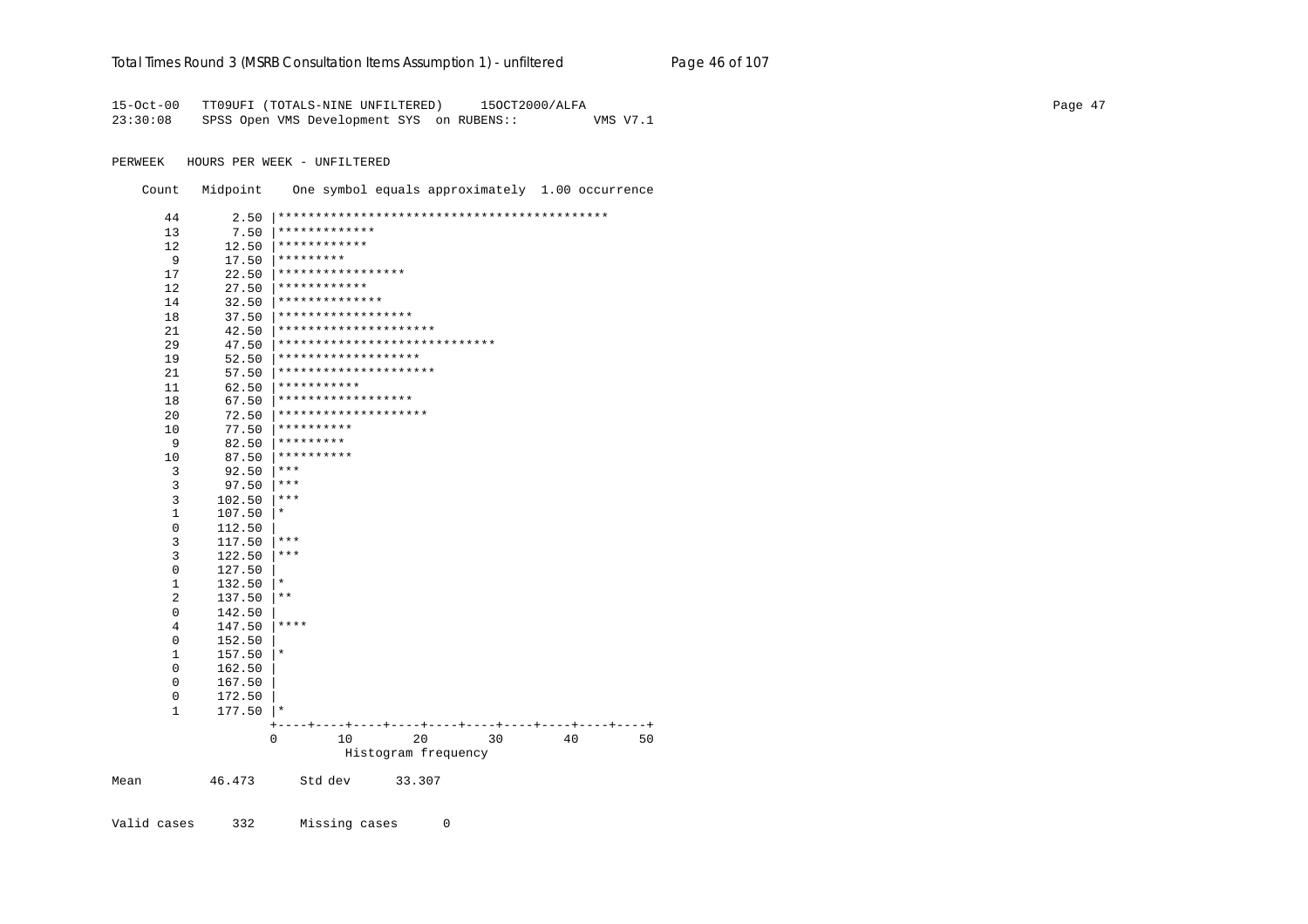```
15-Oct-00   TT09UFI (TOTALS-NINE UNFILTERED)     15OCT2000/ALFA
23:30:08    SPSS Open VMS Development SYS  on RUBENS::          VMS V7.1

PERWEEK   HOURS PER WEEK - UNFILTERED

    Count   Midpoint    One symbol equals approximately  1.00 occurrence

       44       2.50 |********************************************
       13       7.50 |*************
       12      12.50 |************
        9      17.50 |*********
       17      22.50 |*****************
       12      27.50 |************
       14      32.50 |**************
       18      37.50 |******************
       21      42.50 |*********************
       29      47.50 |*****************************
       19      52.50 |*******************
       21      57.50 |*********************
       11      62.50 |***********
       18      67.50 |******************
       20      72.50 |********************
       10      77.50 |**********
        9      82.50 |*********
       10      87.50 |**********
        3      92.50 |***
        3      97.50 |***
        3     102.50 |***
        1     107.50 |*
        0     112.50 |
        3     117.50 |***
        3     122.50 |***
        0     127.50 |
        1     132.50 |*
        2     137.50 |**
        0     142.50 |
        4     147.50 |****
        0     152.50 |
        1     157.50 |*
        0     162.50 |
        0     167.50 |
        0     172.50 |
        1     177.50 |*
                     +----+----+----+----+----+----+----+----+----+----+
                     0         10        20        30        40        50
                               Histogram frequency

Mean         46.473      Std dev      33.307

Valid cases     332      Missing cases      0
```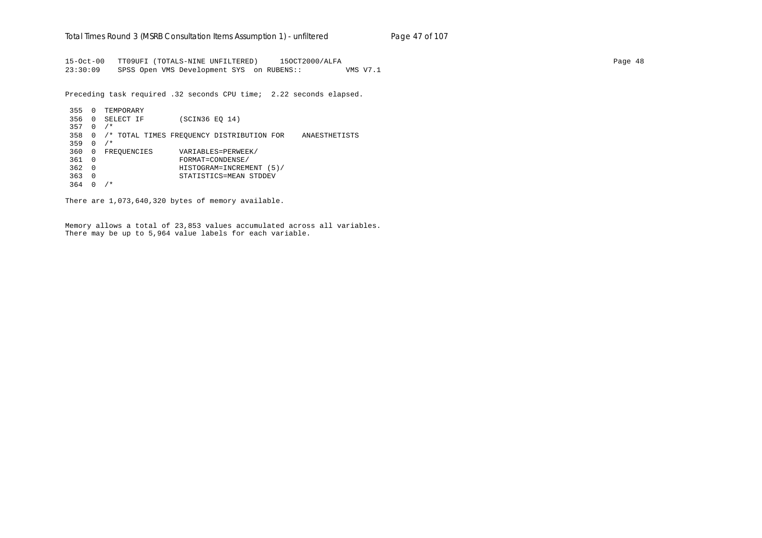```
15-Oct-00   TT09UFI (TOTALS-NINE UNFILTERED)     15OCT2000/ALFA
23:30:09    SPSS Open VMS Development SYS  on RUBENS::          VMS V7.1

Preceding task required .32 seconds CPU time;  2.22 seconds elapsed.

 355  0  TEMPORARY
 356  0  SELECT IF        (SCIN36 EQ 14)
 357  0  /*
 358  0  /* TOTAL TIMES FREQUENCY DISTRIBUTION FOR    ANAESTHETISTS
 359  0  /*
 360  0  FREQUENCIES      VARIABLES=PERWEEK/
 361  0                   FORMAT=CONDENSE/
 362  0                   HISTOGRAM=INCREMENT (5)/
 363  0                   STATISTICS=MEAN STDDEV
 364  0  /*

There are 1,073,640,320 bytes of memory available.


Memory allows a total of 23,853 values accumulated across all variables.
There may be up to 5,964 value labels for each variable.
```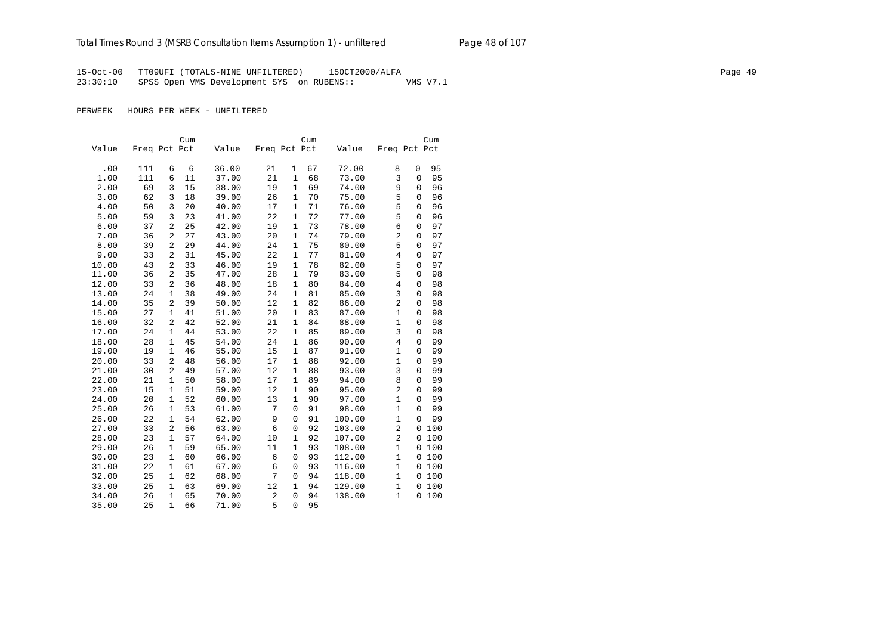15-Oct-00 TT09UFI (TOTALS-NINE UNFILTERED) 15OCT2000/ALFA
23:30:10 SPSS Open VMS Development SYS on RUBENS:: VMS V7.1

PERWEEK HOURS PER WEEK - UNFILTERED

| Value | Freq | Pct | Cum Pct | Value | Freq | Pct | Cum Pct | Value | Freq | Pct | Cum Pct |
|---|---|---|---|---|---|---|---|---|---|---|---|
| .00 | 111 | 6 | 6 | 36.00 | 21 | 1 | 67 | 72.00 | 8 | 0 | 95 |
| 1.00 | 111 | 6 | 11 | 37.00 | 21 | 1 | 68 | 73.00 | 3 | 0 | 95 |
| 2.00 | 69 | 3 | 15 | 38.00 | 19 | 1 | 69 | 74.00 | 9 | 0 | 96 |
| 3.00 | 62 | 3 | 18 | 39.00 | 26 | 1 | 70 | 75.00 | 5 | 0 | 96 |
| 4.00 | 50 | 3 | 20 | 40.00 | 17 | 1 | 71 | 76.00 | 5 | 0 | 96 |
| 5.00 | 59 | 3 | 23 | 41.00 | 22 | 1 | 72 | 77.00 | 5 | 0 | 96 |
| 6.00 | 37 | 2 | 25 | 42.00 | 19 | 1 | 73 | 78.00 | 6 | 0 | 97 |
| 7.00 | 36 | 2 | 27 | 43.00 | 20 | 1 | 74 | 79.00 | 2 | 0 | 97 |
| 8.00 | 39 | 2 | 29 | 44.00 | 24 | 1 | 75 | 80.00 | 5 | 0 | 97 |
| 9.00 | 33 | 2 | 31 | 45.00 | 22 | 1 | 77 | 81.00 | 4 | 0 | 97 |
| 10.00 | 43 | 2 | 33 | 46.00 | 19 | 1 | 78 | 82.00 | 5 | 0 | 97 |
| 11.00 | 36 | 2 | 35 | 47.00 | 28 | 1 | 79 | 83.00 | 5 | 0 | 98 |
| 12.00 | 33 | 2 | 36 | 48.00 | 18 | 1 | 80 | 84.00 | 4 | 0 | 98 |
| 13.00 | 24 | 1 | 38 | 49.00 | 24 | 1 | 81 | 85.00 | 3 | 0 | 98 |
| 14.00 | 35 | 2 | 39 | 50.00 | 12 | 1 | 82 | 86.00 | 2 | 0 | 98 |
| 15.00 | 27 | 1 | 41 | 51.00 | 20 | 1 | 83 | 87.00 | 1 | 0 | 98 |
| 16.00 | 32 | 2 | 42 | 52.00 | 21 | 1 | 84 | 88.00 | 1 | 0 | 98 |
| 17.00 | 24 | 1 | 44 | 53.00 | 22 | 1 | 85 | 89.00 | 3 | 0 | 98 |
| 18.00 | 28 | 1 | 45 | 54.00 | 24 | 1 | 86 | 90.00 | 4 | 0 | 99 |
| 19.00 | 19 | 1 | 46 | 55.00 | 15 | 1 | 87 | 91.00 | 1 | 0 | 99 |
| 20.00 | 33 | 2 | 48 | 56.00 | 17 | 1 | 88 | 92.00 | 1 | 0 | 99 |
| 21.00 | 30 | 2 | 49 | 57.00 | 12 | 1 | 88 | 93.00 | 3 | 0 | 99 |
| 22.00 | 21 | 1 | 50 | 58.00 | 17 | 1 | 89 | 94.00 | 8 | 0 | 99 |
| 23.00 | 15 | 1 | 51 | 59.00 | 12 | 1 | 90 | 95.00 | 2 | 0 | 99 |
| 24.00 | 20 | 1 | 52 | 60.00 | 13 | 1 | 90 | 97.00 | 1 | 0 | 99 |
| 25.00 | 26 | 1 | 53 | 61.00 | 7 | 0 | 91 | 98.00 | 1 | 0 | 99 |
| 26.00 | 22 | 1 | 54 | 62.00 | 9 | 0 | 91 | 100.00 | 1 | 0 | 99 |
| 27.00 | 33 | 2 | 56 | 63.00 | 6 | 0 | 92 | 103.00 | 2 | 0 | 100 |
| 28.00 | 23 | 1 | 57 | 64.00 | 10 | 1 | 92 | 107.00 | 2 | 0 | 100 |
| 29.00 | 26 | 1 | 59 | 65.00 | 11 | 1 | 93 | 108.00 | 1 | 0 | 100 |
| 30.00 | 23 | 1 | 60 | 66.00 | 6 | 0 | 93 | 112.00 | 1 | 0 | 100 |
| 31.00 | 22 | 1 | 61 | 67.00 | 6 | 0 | 93 | 116.00 | 1 | 0 | 100 |
| 32.00 | 25 | 1 | 62 | 68.00 | 7 | 0 | 94 | 118.00 | 1 | 0 | 100 |
| 33.00 | 25 | 1 | 63 | 69.00 | 12 | 1 | 94 | 129.00 | 1 | 0 | 100 |
| 34.00 | 26 | 1 | 65 | 70.00 | 2 | 0 | 94 | 138.00 | 1 | 0 | 100 |
| 35.00 | 25 | 1 | 66 | 71.00 | 5 | 0 | 95 | | | | |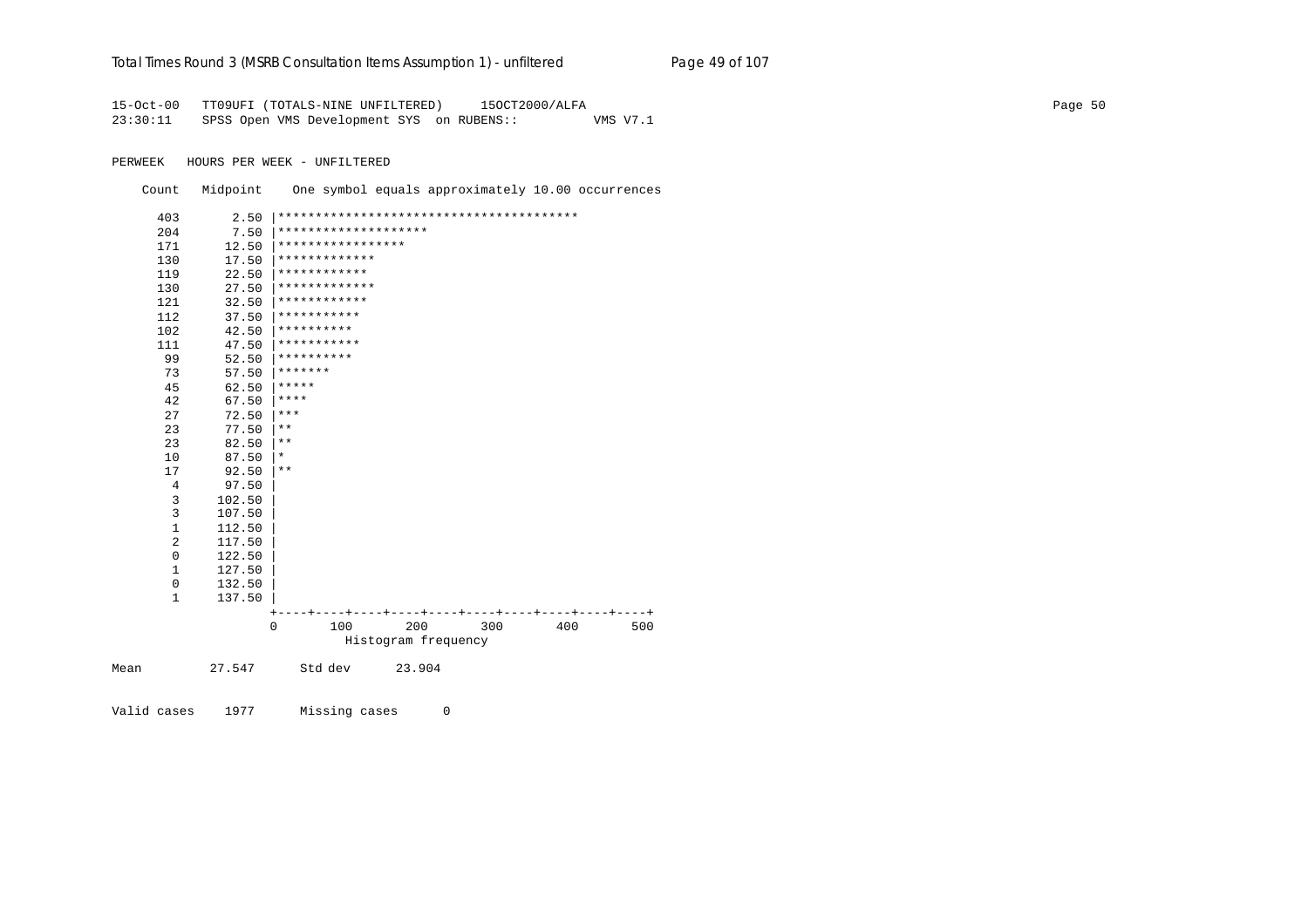```
15-Oct-00   TT09UFI (TOTALS-NINE UNFILTERED)     15OCT2000/ALFA
23:30:11    SPSS Open VMS Development SYS  on RUBENS::          VMS V7.1

PERWEEK   HOURS PER WEEK - UNFILTERED

    Count   Midpoint    One symbol equals approximately 10.00 occurrences

     403       2.50 |****************************************
     204       7.50 |********************
     171      12.50 |*****************
     130      17.50 |*************
     119      22.50 |************
     130      27.50 |*************
     121      32.50 |************
     112      37.50 |***********
     102      42.50 |**********
     111      47.50 |***********
      99      52.50 |**********
      73      57.50 |*******
      45      62.50 |*****
      42      67.50 |****
      27      72.50 |***
      23      77.50 |**
      23      82.50 |**
      10      87.50 |*
      17      92.50 |**
       4      97.50 |
       3     102.50 |
       3     107.50 |
       1     112.50 |
       2     117.50 |
       0     122.50 |
       1     127.50 |
       0     132.50 |
       1     137.50 |
                    +----+----+----+----+----+----+----+----+----+----+
                    0       100       200       300       400       500
                                Histogram frequency

Mean         27.547      Std dev      23.904

Valid cases    1977      Missing cases      0
```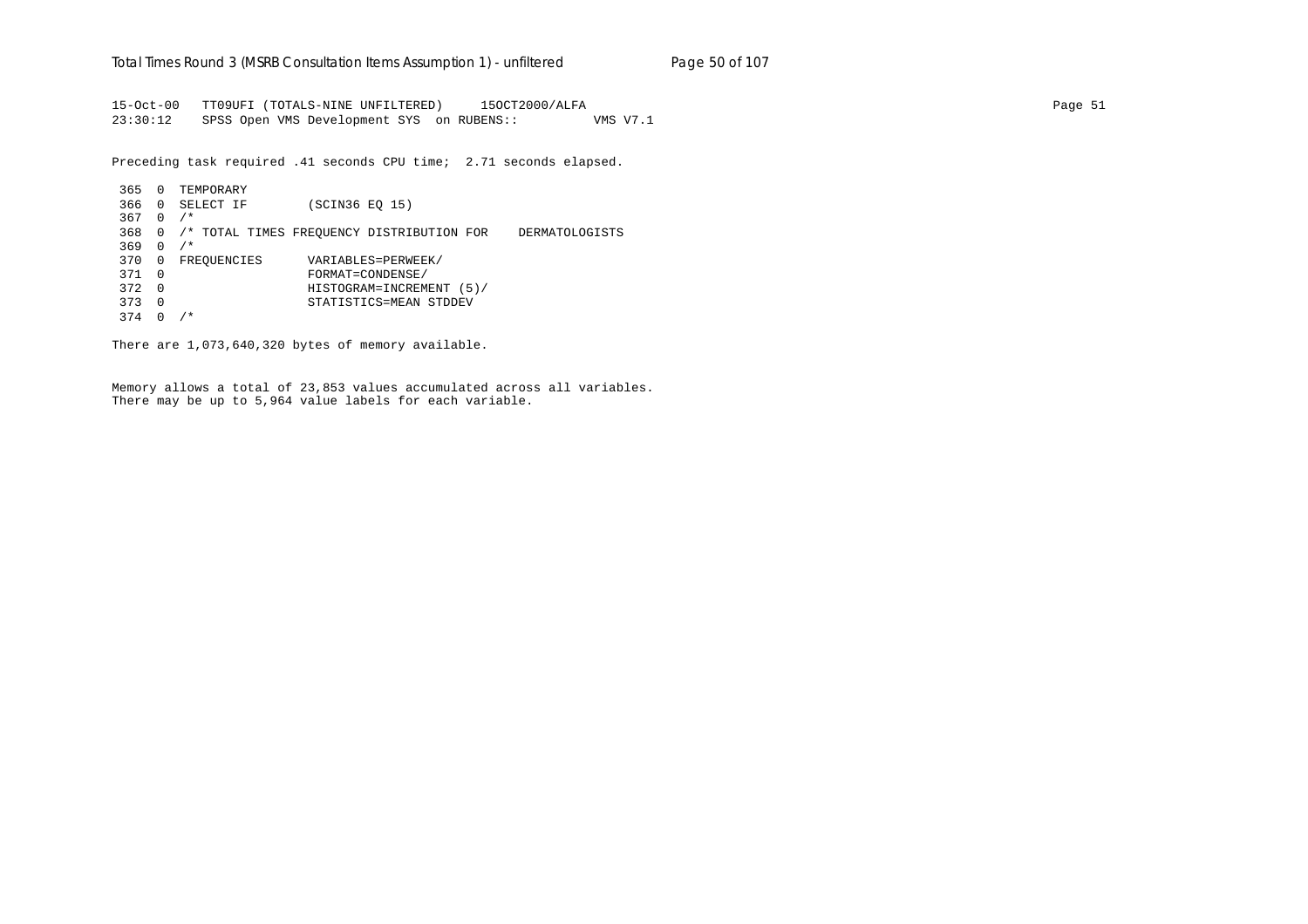```
15-Oct-00   TT09UFI (TOTALS-NINE UNFILTERED)     15OCT2000/ALFA
23:30:12    SPSS Open VMS Development SYS  on RUBENS::         VMS V7.1

Preceding task required .41 seconds CPU time;  2.71 seconds elapsed.

 365  0  TEMPORARY
 366  0  SELECT IF        (SCIN36 EQ 15)
 367  0  /*
 368  0  /* TOTAL TIMES FREQUENCY DISTRIBUTION FOR    DERMATOLOGISTS
 369  0  /*
 370  0  FREQUENCIES      VARIABLES=PERWEEK/
 371  0                   FORMAT=CONDENSE/
 372  0                   HISTOGRAM=INCREMENT (5)/
 373  0                   STATISTICS=MEAN STDDEV
 374  0  /*

There are 1,073,640,320 bytes of memory available.


Memory allows a total of 23,853 values accumulated across all variables.
There may be up to 5,964 value labels for each variable.
```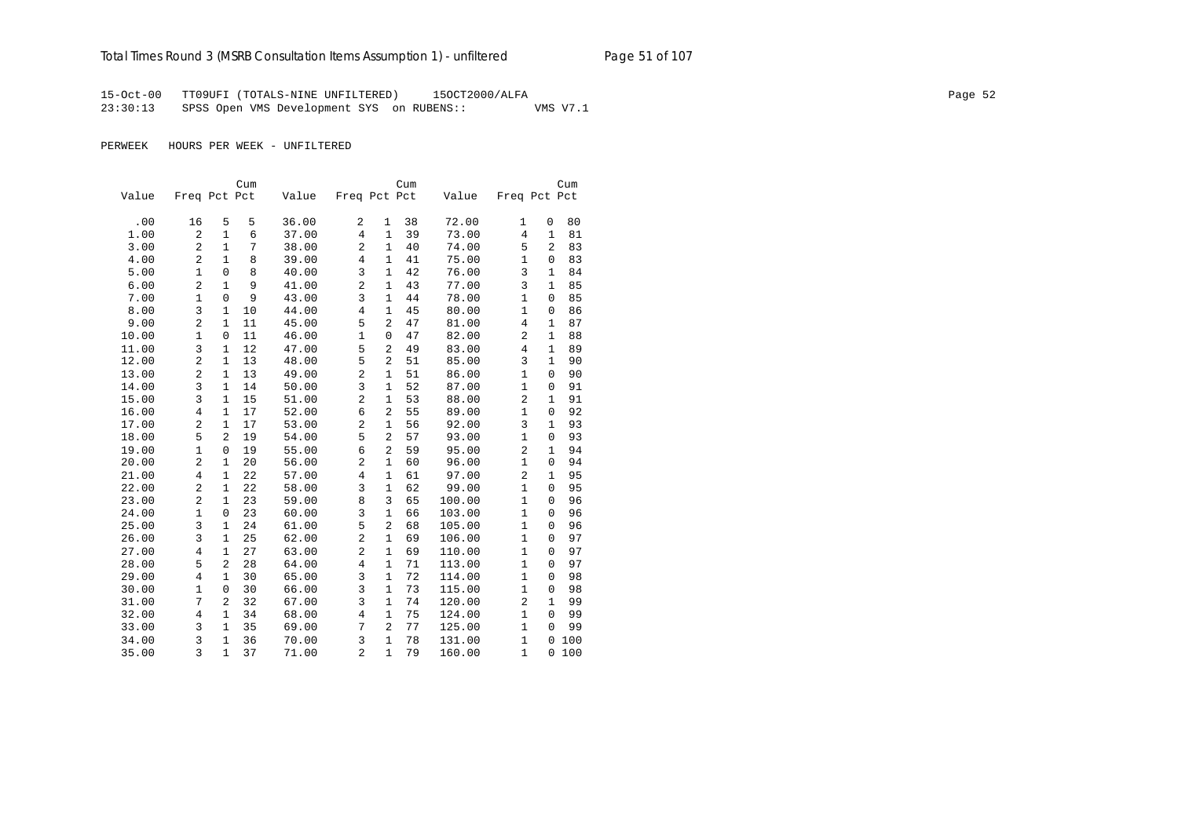15-Oct-00 TT09UFI (TOTALS-NINE UNFILTERED) 15OCT2000/ALFA
23:30:13 SPSS Open VMS Development SYS on RUBENS:: VMS V7.1

PERWEEK HOURS PER WEEK - UNFILTERED

| Value | Freq | Pct | Cum Pct | Value | Freq | Pct | Cum Pct | Value | Freq | Pct | Cum Pct |
|---|---|---|---|---|---|---|---|---|---|---|---|
| .00 | 16 | 5 | 5 | 36.00 | 2 | 1 | 38 | 72.00 | 1 | 0 | 80 |
| 1.00 | 2 | 1 | 6 | 37.00 | 4 | 1 | 39 | 73.00 | 4 | 1 | 81 |
| 3.00 | 2 | 1 | 7 | 38.00 | 2 | 1 | 40 | 74.00 | 5 | 2 | 83 |
| 4.00 | 2 | 1 | 8 | 39.00 | 4 | 1 | 41 | 75.00 | 1 | 0 | 83 |
| 5.00 | 1 | 0 | 8 | 40.00 | 3 | 1 | 42 | 76.00 | 3 | 1 | 84 |
| 6.00 | 2 | 1 | 9 | 41.00 | 2 | 1 | 43 | 77.00 | 3 | 1 | 85 |
| 7.00 | 1 | 0 | 9 | 43.00 | 3 | 1 | 44 | 78.00 | 1 | 0 | 85 |
| 8.00 | 3 | 1 | 10 | 44.00 | 4 | 1 | 45 | 80.00 | 1 | 0 | 86 |
| 9.00 | 2 | 1 | 11 | 45.00 | 5 | 2 | 47 | 81.00 | 4 | 1 | 87 |
| 10.00 | 1 | 0 | 11 | 46.00 | 1 | 0 | 47 | 82.00 | 2 | 1 | 88 |
| 11.00 | 3 | 1 | 12 | 47.00 | 5 | 2 | 49 | 83.00 | 4 | 1 | 89 |
| 12.00 | 2 | 1 | 13 | 48.00 | 5 | 2 | 51 | 85.00 | 3 | 1 | 90 |
| 13.00 | 2 | 1 | 13 | 49.00 | 2 | 1 | 51 | 86.00 | 1 | 0 | 90 |
| 14.00 | 3 | 1 | 14 | 50.00 | 3 | 1 | 52 | 87.00 | 1 | 0 | 91 |
| 15.00 | 3 | 1 | 15 | 51.00 | 2 | 1 | 53 | 88.00 | 2 | 1 | 91 |
| 16.00 | 4 | 1 | 17 | 52.00 | 6 | 2 | 55 | 89.00 | 1 | 0 | 92 |
| 17.00 | 2 | 1 | 17 | 53.00 | 2 | 1 | 56 | 92.00 | 3 | 1 | 93 |
| 18.00 | 5 | 2 | 19 | 54.00 | 5 | 2 | 57 | 93.00 | 1 | 0 | 93 |
| 19.00 | 1 | 0 | 19 | 55.00 | 6 | 2 | 59 | 95.00 | 2 | 1 | 94 |
| 20.00 | 2 | 1 | 20 | 56.00 | 2 | 1 | 60 | 96.00 | 1 | 0 | 94 |
| 21.00 | 4 | 1 | 22 | 57.00 | 4 | 1 | 61 | 97.00 | 2 | 1 | 95 |
| 22.00 | 2 | 1 | 22 | 58.00 | 3 | 1 | 62 | 99.00 | 1 | 0 | 95 |
| 23.00 | 2 | 1 | 23 | 59.00 | 8 | 3 | 65 | 100.00 | 1 | 0 | 96 |
| 24.00 | 1 | 0 | 23 | 60.00 | 3 | 1 | 66 | 103.00 | 1 | 0 | 96 |
| 25.00 | 3 | 1 | 24 | 61.00 | 5 | 2 | 68 | 105.00 | 1 | 0 | 96 |
| 26.00 | 3 | 1 | 25 | 62.00 | 2 | 1 | 69 | 106.00 | 1 | 0 | 97 |
| 27.00 | 4 | 1 | 27 | 63.00 | 2 | 1 | 69 | 110.00 | 1 | 0 | 97 |
| 28.00 | 5 | 2 | 28 | 64.00 | 4 | 1 | 71 | 113.00 | 1 | 0 | 97 |
| 29.00 | 4 | 1 | 30 | 65.00 | 3 | 1 | 72 | 114.00 | 1 | 0 | 98 |
| 30.00 | 1 | 0 | 30 | 66.00 | 3 | 1 | 73 | 115.00 | 1 | 0 | 98 |
| 31.00 | 7 | 2 | 32 | 67.00 | 3 | 1 | 74 | 120.00 | 2 | 1 | 99 |
| 32.00 | 4 | 1 | 34 | 68.00 | 4 | 1 | 75 | 124.00 | 1 | 0 | 99 |
| 33.00 | 3 | 1 | 35 | 69.00 | 7 | 2 | 77 | 125.00 | 1 | 0 | 99 |
| 34.00 | 3 | 1 | 36 | 70.00 | 3 | 1 | 78 | 131.00 | 1 | 0 | 100 |
| 35.00 | 3 | 1 | 37 | 71.00 | 2 | 1 | 79 | 160.00 | 1 | 0 | 100 |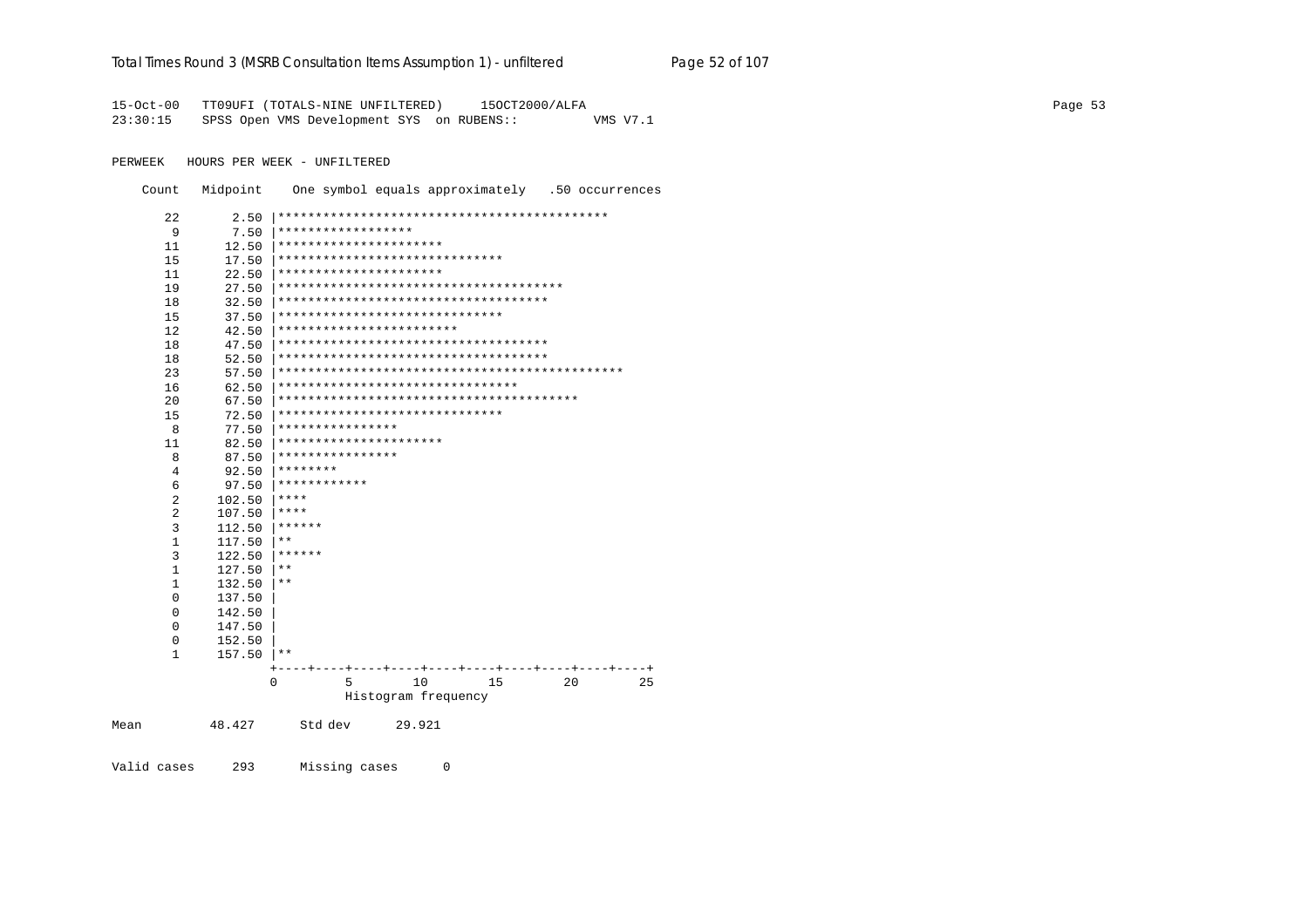```
15-Oct-00   TT09UFI (TOTALS-NINE UNFILTERED)     15OCT2000/ALFA
23:30:15    SPSS Open VMS Development SYS  on RUBENS::          VMS V7.1

PERWEEK   HOURS PER WEEK - UNFILTERED

    Count   Midpoint    One symbol equals approximately   .50 occurrences

      22       2.50 |********************************************
       9       7.50 |******************
      11      12.50 |**********************
      15      17.50 |******************************
      11      22.50 |**********************
      19      27.50 |**************************************
      18      32.50 |************************************
      15      37.50 |******************************
      12      42.50 |************************
      18      47.50 |************************************
      18      52.50 |************************************
      23      57.50 |**********************************************
      16      62.50 |********************************
      20      67.50 |****************************************
      15      72.50 |******************************
       8      77.50 |****************
      11      82.50 |**********************
       8      87.50 |****************
       4      92.50 |********
       6      97.50 |************
       2     102.50 |****
       2     107.50 |****
       3     112.50 |******
       1     117.50 |**
       3     122.50 |******
       1     127.50 |**
       1     132.50 |**
       0     137.50 |
       0     142.50 |
       0     147.50 |
       0     152.50 |
       1     157.50 |**
                    +----+----+----+----+----+----+----+----+----+----+
                    0         5        10        15        20        25
                              Histogram frequency

Mean         48.427      Std dev      29.921


Valid cases     293      Missing cases      0
```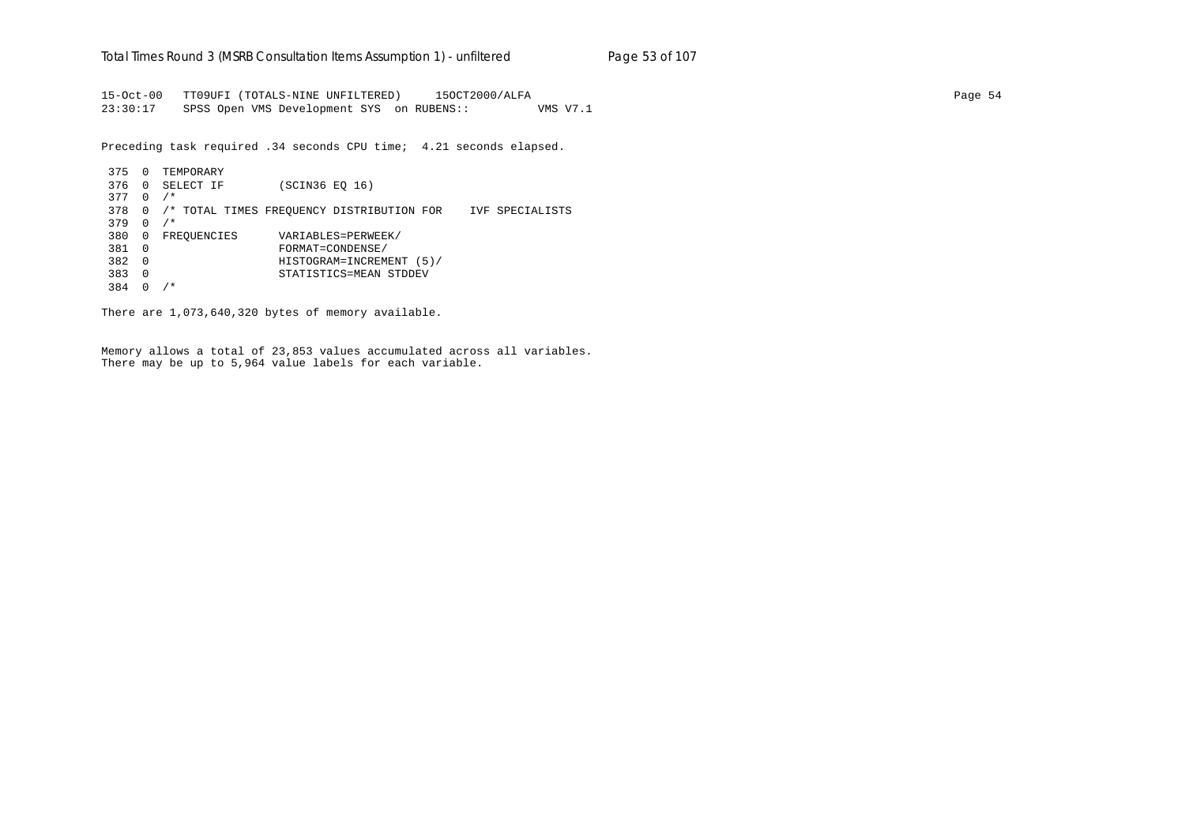```
15-Oct-00   TT09UFI (TOTALS-NINE UNFILTERED)     15OCT2000/ALFA
23:30:17    SPSS Open VMS Development SYS  on RUBENS::          VMS V7.1

Preceding task required .34 seconds CPU time;  4.21 seconds elapsed.

 375  0  TEMPORARY
 376  0  SELECT IF        (SCIN36 EQ 16)
 377  0  /*
 378  0  /* TOTAL TIMES FREQUENCY DISTRIBUTION FOR    IVF SPECIALISTS
 379  0  /*
 380  0  FREQUENCIES      VARIABLES=PERWEEK/
 381  0                   FORMAT=CONDENSE/
 382  0                   HISTOGRAM=INCREMENT (5)/
 383  0                   STATISTICS=MEAN STDDEV
 384  0  /*

There are 1,073,640,320 bytes of memory available.


Memory allows a total of 23,853 values accumulated across all variables.
There may be up to 5,964 value labels for each variable.
```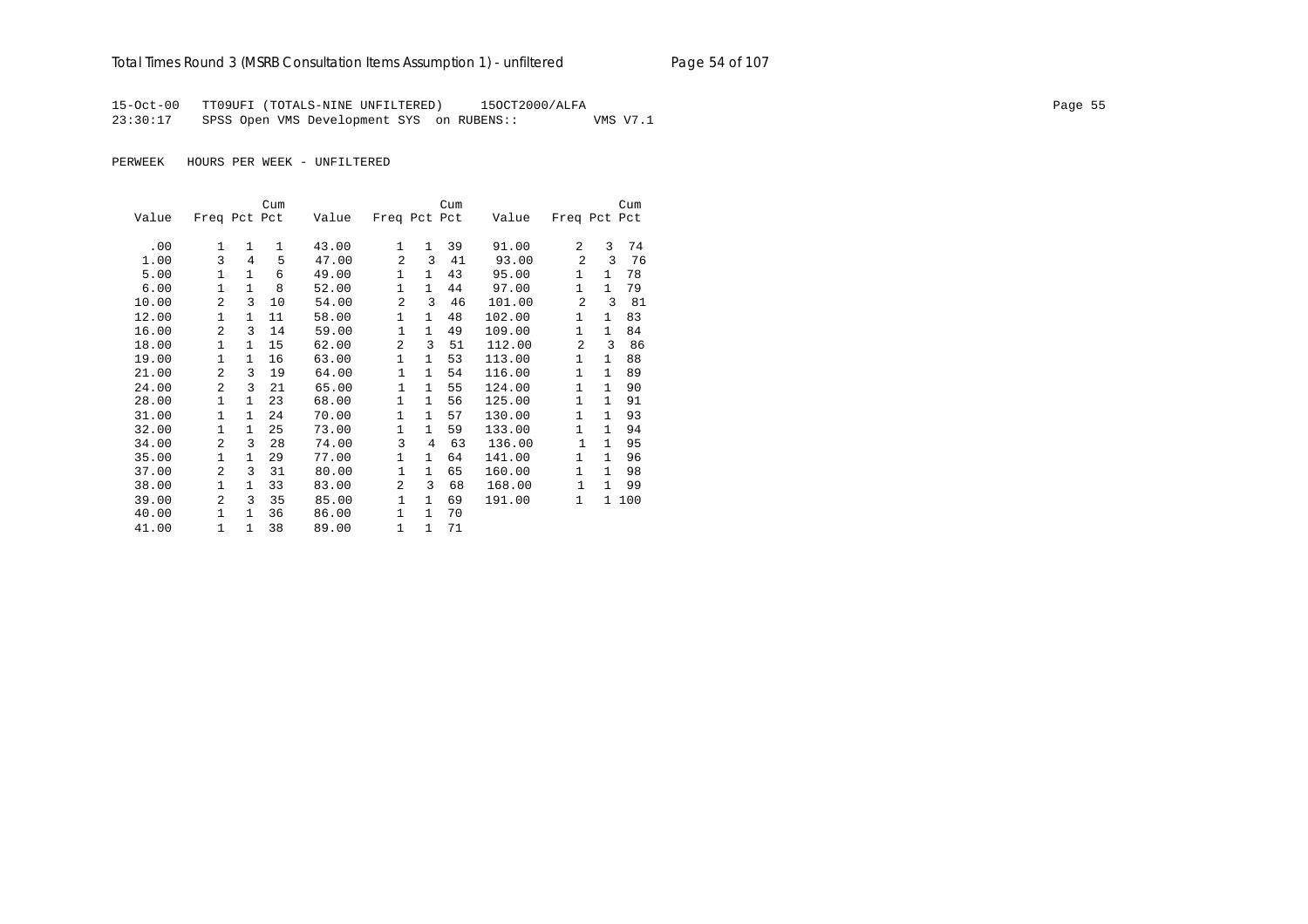15-Oct-00 TT09UFI (TOTALS-NINE UNFILTERED) 15OCT2000/ALFA
23:30:17 SPSS Open VMS Development SYS on RUBENS:: VMS V7.1

PERWEEK HOURS PER WEEK - UNFILTERED

| Value | Freq | Pct | Cum Pct | Value | Freq | Pct | Cum Pct | Value | Freq | Pct | Cum Pct |
|---|---|---|---|---|---|---|---|---|---|---|---|
| .00 | 1 | 1 | 1 | 43.00 | 1 | 1 | 39 | 91.00 | 2 | 3 | 74 |
| 1.00 | 3 | 4 | 5 | 47.00 | 2 | 3 | 41 | 93.00 | 2 | 3 | 76 |
| 5.00 | 1 | 1 | 6 | 49.00 | 1 | 1 | 43 | 95.00 | 1 | 1 | 78 |
| 6.00 | 1 | 1 | 8 | 52.00 | 1 | 1 | 44 | 97.00 | 1 | 1 | 79 |
| 10.00 | 2 | 3 | 10 | 54.00 | 2 | 3 | 46 | 101.00 | 2 | 3 | 81 |
| 12.00 | 1 | 1 | 11 | 58.00 | 1 | 1 | 48 | 102.00 | 1 | 1 | 83 |
| 16.00 | 2 | 3 | 14 | 59.00 | 1 | 1 | 49 | 109.00 | 1 | 1 | 84 |
| 18.00 | 1 | 1 | 15 | 62.00 | 2 | 3 | 51 | 112.00 | 2 | 3 | 86 |
| 19.00 | 1 | 1 | 16 | 63.00 | 1 | 1 | 53 | 113.00 | 1 | 1 | 88 |
| 21.00 | 2 | 3 | 19 | 64.00 | 1 | 1 | 54 | 116.00 | 1 | 1 | 89 |
| 24.00 | 2 | 3 | 21 | 65.00 | 1 | 1 | 55 | 124.00 | 1 | 1 | 90 |
| 28.00 | 1 | 1 | 23 | 68.00 | 1 | 1 | 56 | 125.00 | 1 | 1 | 91 |
| 31.00 | 1 | 1 | 24 | 70.00 | 1 | 1 | 57 | 130.00 | 1 | 1 | 93 |
| 32.00 | 1 | 1 | 25 | 73.00 | 1 | 1 | 59 | 133.00 | 1 | 1 | 94 |
| 34.00 | 2 | 3 | 28 | 74.00 | 3 | 4 | 63 | 136.00 | 1 | 1 | 95 |
| 35.00 | 1 | 1 | 29 | 77.00 | 1 | 1 | 64 | 141.00 | 1 | 1 | 96 |
| 37.00 | 2 | 3 | 31 | 80.00 | 1 | 1 | 65 | 160.00 | 1 | 1 | 98 |
| 38.00 | 1 | 1 | 33 | 83.00 | 2 | 3 | 68 | 168.00 | 1 | 1 | 99 |
| 39.00 | 2 | 3 | 35 | 85.00 | 1 | 1 | 69 | 191.00 | 1 | 1 | 100 |
| 40.00 | 1 | 1 | 36 | 86.00 | 1 | 1 | 70 | | | | |
| 41.00 | 1 | 1 | 38 | 89.00 | 1 | 1 | 71 | | | | |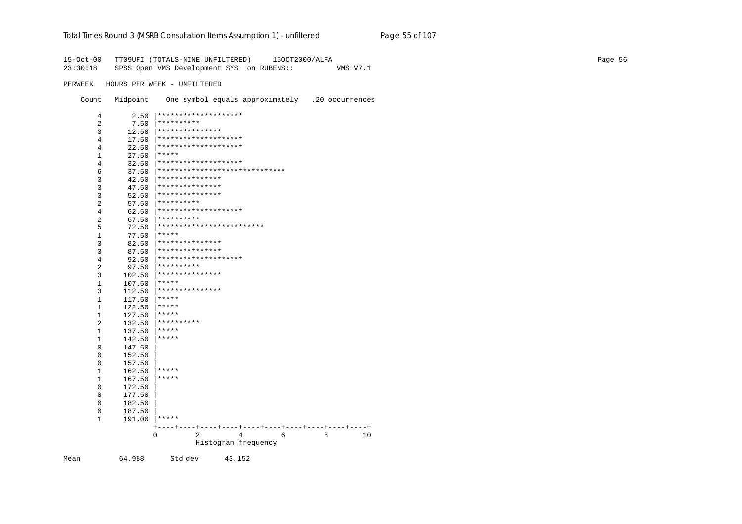```
15-Oct-00   TT09UFI (TOTALS-NINE UNFILTERED)     15OCT2000/ALFA
23:30:18    SPSS Open VMS Development SYS  on RUBENS::          VMS V7.1

PERWEEK   HOURS PER WEEK - UNFILTERED

    Count   Midpoint    One symbol equals approximately   .20 occurrences

        4       2.50 |********************
        2       7.50 |**********
        3      12.50 |***************
        4      17.50 |********************
        4      22.50 |********************
        1      27.50 |*****
        4      32.50 |********************
        6      37.50 |******************************
        3      42.50 |***************
        3      47.50 |***************
        3      52.50 |***************
        2      57.50 |**********
        4      62.50 |********************
        2      67.50 |**********
        5      72.50 |*************************
        1      77.50 |*****
        3      82.50 |***************
        3      87.50 |***************
        4      92.50 |********************
        2      97.50 |**********
        3     102.50 |***************
        1     107.50 |*****
        3     112.50 |***************
        1     117.50 |*****
        1     122.50 |*****
        1     127.50 |*****
        2     132.50 |**********
        1     137.50 |*****
        1     142.50 |*****
        0     147.50 |
        0     152.50 |
        0     157.50 |
        1     162.50 |*****
        1     167.50 |*****
        0     172.50 |
        0     177.50 |
        0     182.50 |
        0     187.50 |
        1     191.00 |*****
                     +----+----+----+----+----+----+----+----+----+----+
                     0         2         4         6         8        10
                               Histogram frequency

Mean         64.988      Std dev      43.152
```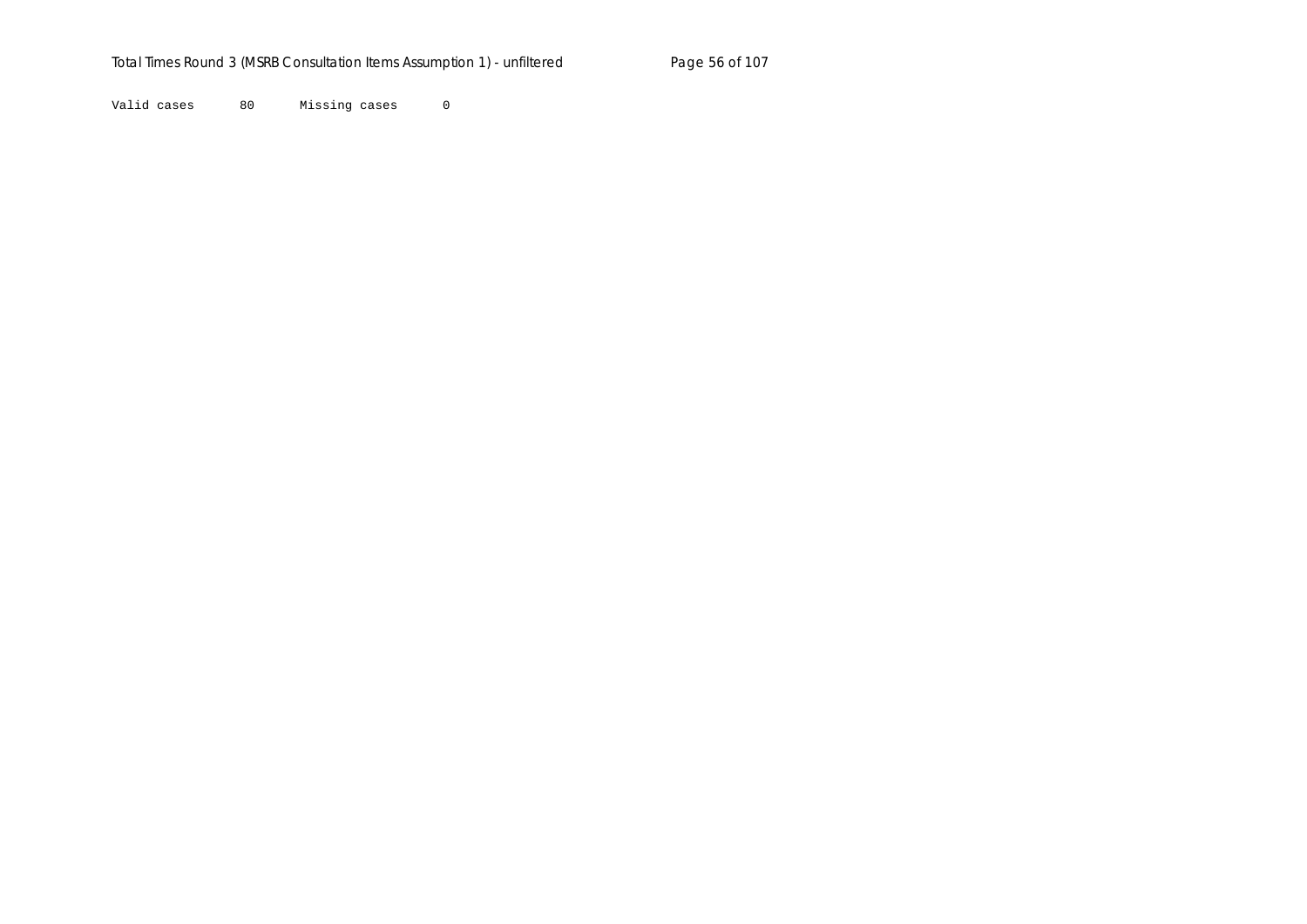```
Valid cases      80      Missing cases      0
```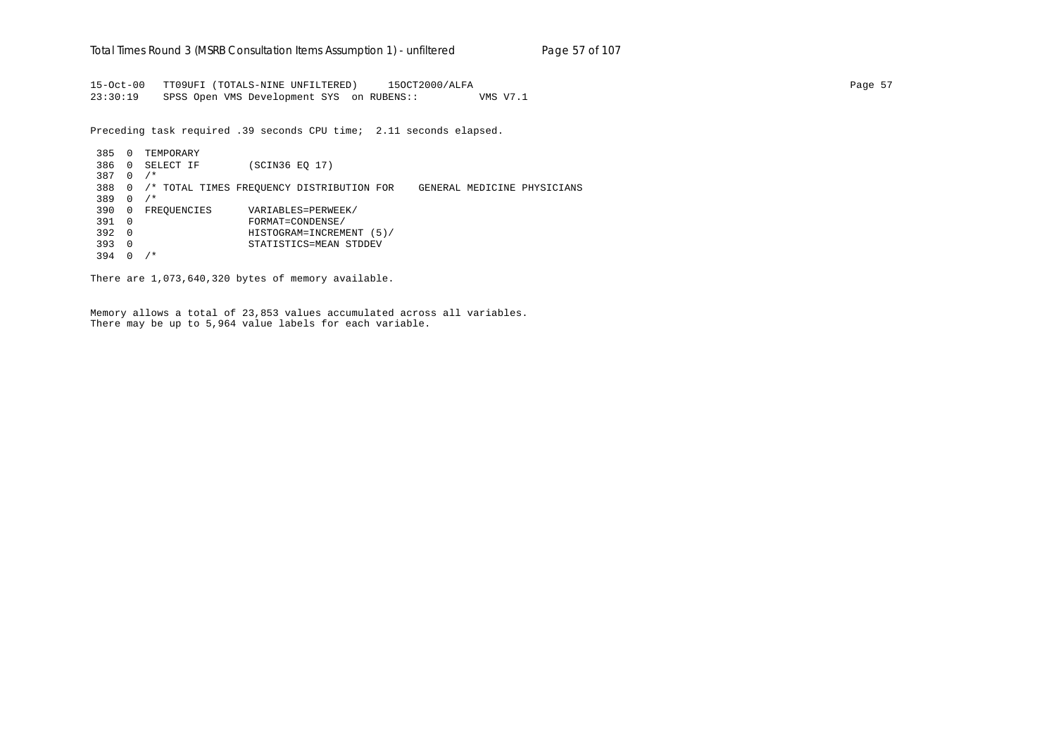```
15-Oct-00   TT09UFI (TOTALS-NINE UNFILTERED)     15OCT2000/ALFA
23:30:19    SPSS Open VMS Development SYS  on RUBENS::          VMS V7.1
```

Preceding task required .39 seconds CPU time;  2.11 seconds elapsed.

```
 385  0  TEMPORARY
 386  0  SELECT IF        (SCIN36 EQ 17)
 387  0  /*
 388  0  /* TOTAL TIMES FREQUENCY DISTRIBUTION FOR    GENERAL MEDICINE PHYSICIANS
 389  0  /*
 390  0  FREQUENCIES      VARIABLES=PERWEEK/
 391  0                   FORMAT=CONDENSE/
 392  0                   HISTOGRAM=INCREMENT (5)/
 393  0                   STATISTICS=MEAN STDDEV
 394  0  /*
```

There are 1,073,640,320 bytes of memory available.

Memory allows a total of 23,853 values accumulated across all variables.
There may be up to 5,964 value labels for each variable.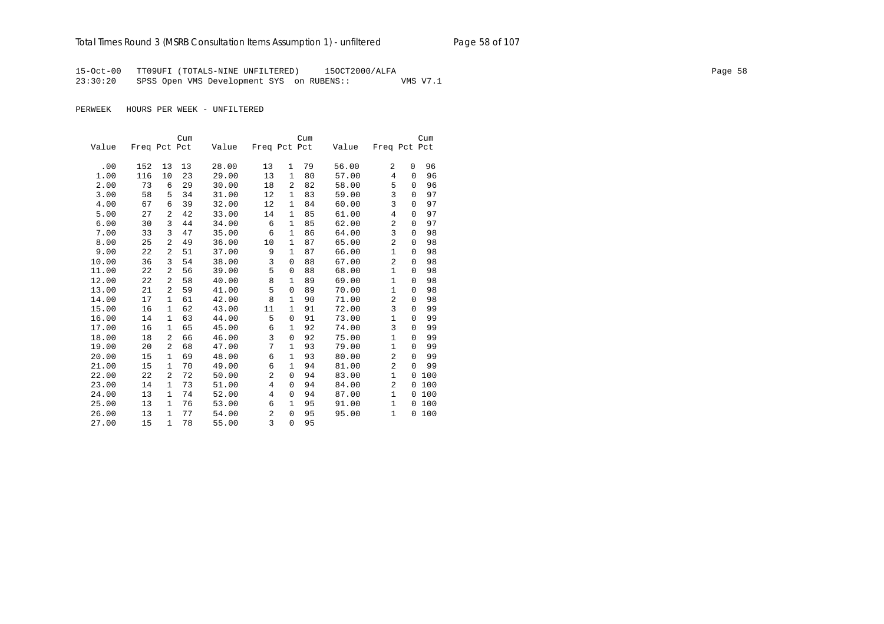15-Oct-00 TT09UFI (TOTALS-NINE UNFILTERED) 15OCT2000/ALFA
23:30:20 SPSS Open VMS Development SYS on RUBENS:: VMS V7.1

PERWEEK HOURS PER WEEK - UNFILTERED

| Value | Freq | Pct | Cum Pct | Value | Freq | Pct | Cum Pct | Value | Freq | Pct | Cum Pct |
|---|---|---|---|---|---|---|---|---|---|---|---|
| .00 | 152 | 13 | 13 | 28.00 | 13 | 1 | 79 | 56.00 | 2 | 0 | 96 |
| 1.00 | 116 | 10 | 23 | 29.00 | 13 | 1 | 80 | 57.00 | 4 | 0 | 96 |
| 2.00 | 73 | 6 | 29 | 30.00 | 18 | 2 | 82 | 58.00 | 5 | 0 | 96 |
| 3.00 | 58 | 5 | 34 | 31.00 | 12 | 1 | 83 | 59.00 | 3 | 0 | 97 |
| 4.00 | 67 | 6 | 39 | 32.00 | 12 | 1 | 84 | 60.00 | 3 | 0 | 97 |
| 5.00 | 27 | 2 | 42 | 33.00 | 14 | 1 | 85 | 61.00 | 4 | 0 | 97 |
| 6.00 | 30 | 3 | 44 | 34.00 | 6 | 1 | 85 | 62.00 | 2 | 0 | 97 |
| 7.00 | 33 | 3 | 47 | 35.00 | 6 | 1 | 86 | 64.00 | 3 | 0 | 98 |
| 8.00 | 25 | 2 | 49 | 36.00 | 10 | 1 | 87 | 65.00 | 2 | 0 | 98 |
| 9.00 | 22 | 2 | 51 | 37.00 | 9 | 1 | 87 | 66.00 | 1 | 0 | 98 |
| 10.00 | 36 | 3 | 54 | 38.00 | 3 | 0 | 88 | 67.00 | 2 | 0 | 98 |
| 11.00 | 22 | 2 | 56 | 39.00 | 5 | 0 | 88 | 68.00 | 1 | 0 | 98 |
| 12.00 | 22 | 2 | 58 | 40.00 | 8 | 1 | 89 | 69.00 | 1 | 0 | 98 |
| 13.00 | 21 | 2 | 59 | 41.00 | 5 | 0 | 89 | 70.00 | 1 | 0 | 98 |
| 14.00 | 17 | 1 | 61 | 42.00 | 8 | 1 | 90 | 71.00 | 2 | 0 | 98 |
| 15.00 | 16 | 1 | 62 | 43.00 | 11 | 1 | 91 | 72.00 | 3 | 0 | 99 |
| 16.00 | 14 | 1 | 63 | 44.00 | 5 | 0 | 91 | 73.00 | 1 | 0 | 99 |
| 17.00 | 16 | 1 | 65 | 45.00 | 6 | 1 | 92 | 74.00 | 3 | 0 | 99 |
| 18.00 | 18 | 2 | 66 | 46.00 | 3 | 0 | 92 | 75.00 | 1 | 0 | 99 |
| 19.00 | 20 | 2 | 68 | 47.00 | 7 | 1 | 93 | 79.00 | 1 | 0 | 99 |
| 20.00 | 15 | 1 | 69 | 48.00 | 6 | 1 | 93 | 80.00 | 2 | 0 | 99 |
| 21.00 | 15 | 1 | 70 | 49.00 | 6 | 1 | 94 | 81.00 | 2 | 0 | 99 |
| 22.00 | 22 | 2 | 72 | 50.00 | 2 | 0 | 94 | 83.00 | 1 | 0 | 100 |
| 23.00 | 14 | 1 | 73 | 51.00 | 4 | 0 | 94 | 84.00 | 2 | 0 | 100 |
| 24.00 | 13 | 1 | 74 | 52.00 | 4 | 0 | 94 | 87.00 | 1 | 0 | 100 |
| 25.00 | 13 | 1 | 76 | 53.00 | 6 | 1 | 95 | 91.00 | 1 | 0 | 100 |
| 26.00 | 13 | 1 | 77 | 54.00 | 2 | 0 | 95 | 95.00 | 1 | 0 | 100 |
| 27.00 | 15 | 1 | 78 | 55.00 | 3 | 0 | 95 | | | | |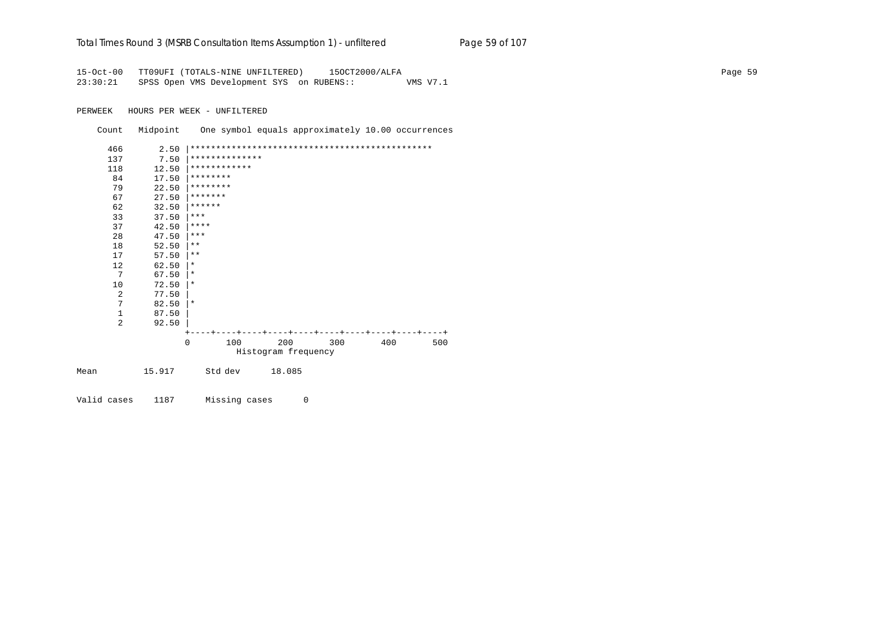```
15-Oct-00   TT09UFI (TOTALS-NINE UNFILTERED)     15OCT2000/ALFA
23:30:21    SPSS Open VMS Development SYS  on RUBENS::          VMS V7.1

PERWEEK   HOURS PER WEEK - UNFILTERED

    Count   Midpoint    One symbol equals approximately 10.00 occurrences

      466       2.50 |***********************************************
      137       7.50 |**************
      118      12.50 |************
       84      17.50 |********
       79      22.50 |********
       67      27.50 |*******
       62      32.50 |******
       33      37.50 |***
       37      42.50 |****
       28      47.50 |***
       18      52.50 |**
       17      57.50 |**
       12      62.50 |*
        7      67.50 |*
       10      72.50 |*
        2      77.50 |
        7      82.50 |*
        1      87.50 |
        2      92.50 |
                     +----+----+----+----+----+----+----+----+----+----+
                     0       100       200       300       400       500
                                Histogram frequency

Mean         15.917      Std dev      18.085

Valid cases    1187      Missing cases      0
```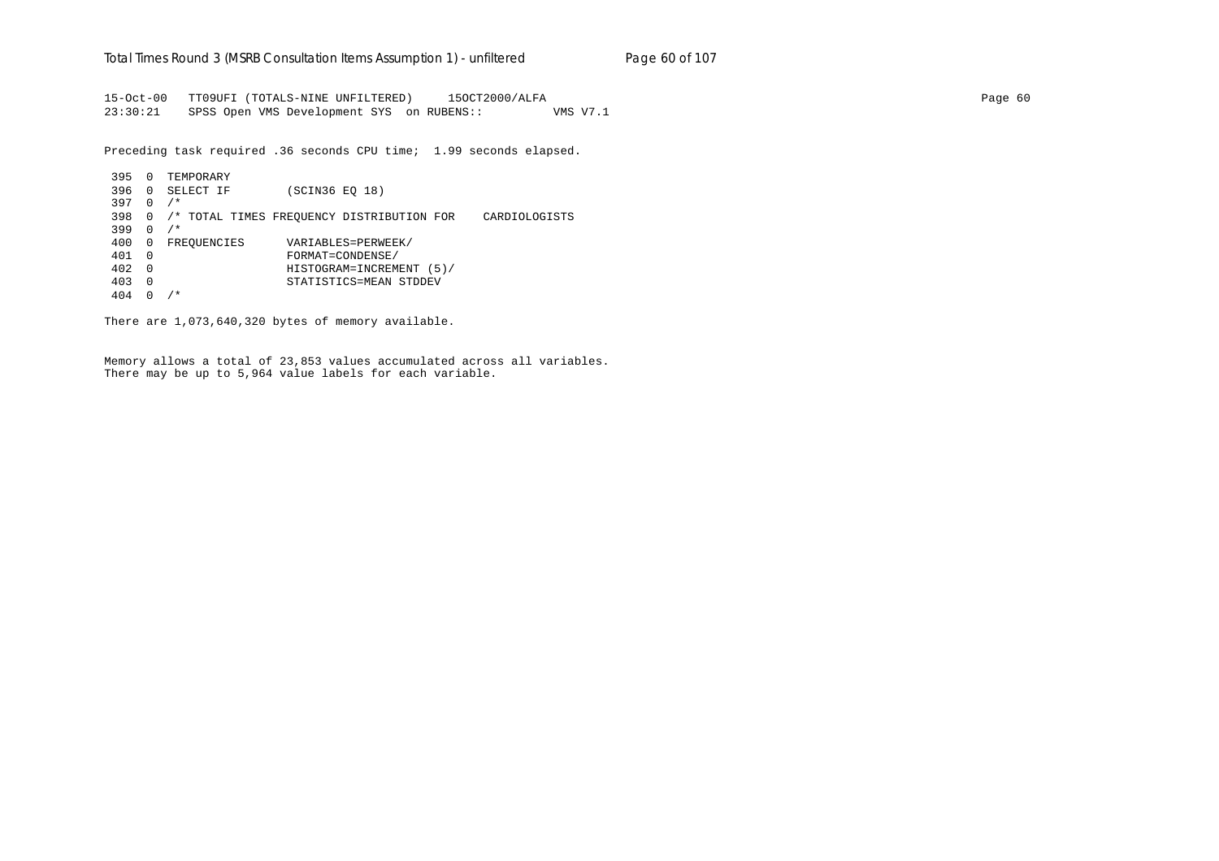```
15-Oct-00   TT09UFI (TOTALS-NINE UNFILTERED)     15OCT2000/ALFA
23:30:21    SPSS Open VMS Development SYS  on RUBENS::          VMS V7.1
```

Preceding task required .36 seconds CPU time;  1.99 seconds elapsed.

```
 395  0  TEMPORARY
 396  0  SELECT IF        (SCIN36 EQ 18)
 397  0  /*
 398  0  /* TOTAL TIMES FREQUENCY DISTRIBUTION FOR    CARDIOLOGISTS
 399  0  /*
 400  0  FREQUENCIES      VARIABLES=PERWEEK/
 401  0                   FORMAT=CONDENSE/
 402  0                   HISTOGRAM=INCREMENT (5)/
 403  0                   STATISTICS=MEAN STDDEV
 404  0  /*
```

There are 1,073,640,320 bytes of memory available.

Memory allows a total of 23,853 values accumulated across all variables.
There may be up to 5,964 value labels for each variable.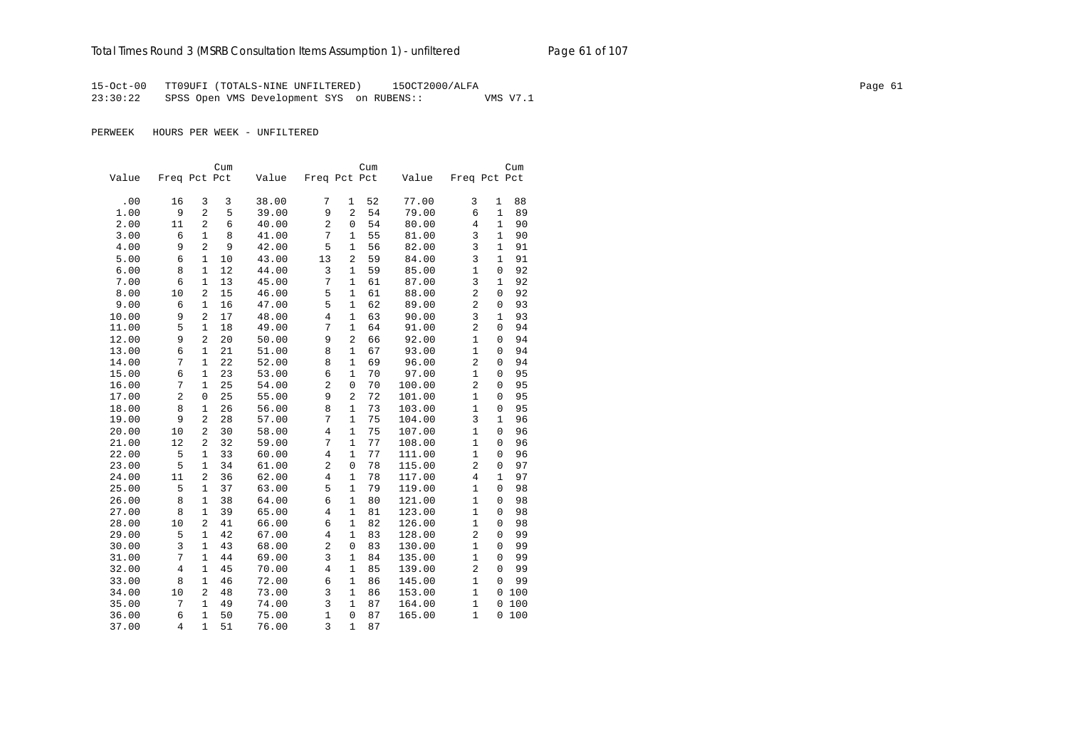15-Oct-00 TT09UFI (TOTALS-NINE UNFILTERED) 15OCT2000/ALFA
23:30:22 SPSS Open VMS Development SYS on RUBENS:: VMS V7.1

PERWEEK HOURS PER WEEK - UNFILTERED

| Value | Freq | Pct | Cum Pct | Value | Freq | Pct | Cum Pct | Value | Freq | Pct | Cum Pct |
|---|---|---|---|---|---|---|---|---|---|---|---|
| .00 | 16 | 3 | 3 | 38.00 | 7 | 1 | 52 | 77.00 | 3 | 1 | 88 |
| 1.00 | 9 | 2 | 5 | 39.00 | 9 | 2 | 54 | 79.00 | 6 | 1 | 89 |
| 2.00 | 11 | 2 | 6 | 40.00 | 2 | 0 | 54 | 80.00 | 4 | 1 | 90 |
| 3.00 | 6 | 1 | 8 | 41.00 | 7 | 1 | 55 | 81.00 | 3 | 1 | 90 |
| 4.00 | 9 | 2 | 9 | 42.00 | 5 | 1 | 56 | 82.00 | 3 | 1 | 91 |
| 5.00 | 6 | 1 | 10 | 43.00 | 13 | 2 | 59 | 84.00 | 3 | 1 | 91 |
| 6.00 | 8 | 1 | 12 | 44.00 | 3 | 1 | 59 | 85.00 | 1 | 0 | 92 |
| 7.00 | 6 | 1 | 13 | 45.00 | 7 | 1 | 61 | 87.00 | 3 | 1 | 92 |
| 8.00 | 10 | 2 | 15 | 46.00 | 5 | 1 | 61 | 88.00 | 2 | 0 | 92 |
| 9.00 | 6 | 1 | 16 | 47.00 | 5 | 1 | 62 | 89.00 | 2 | 0 | 93 |
| 10.00 | 9 | 2 | 17 | 48.00 | 4 | 1 | 63 | 90.00 | 3 | 1 | 93 |
| 11.00 | 5 | 1 | 18 | 49.00 | 7 | 1 | 64 | 91.00 | 2 | 0 | 94 |
| 12.00 | 9 | 2 | 20 | 50.00 | 9 | 2 | 66 | 92.00 | 1 | 0 | 94 |
| 13.00 | 6 | 1 | 21 | 51.00 | 8 | 1 | 67 | 93.00 | 1 | 0 | 94 |
| 14.00 | 7 | 1 | 22 | 52.00 | 8 | 1 | 69 | 96.00 | 2 | 0 | 94 |
| 15.00 | 6 | 1 | 23 | 53.00 | 6 | 1 | 70 | 97.00 | 1 | 0 | 95 |
| 16.00 | 7 | 1 | 25 | 54.00 | 2 | 0 | 70 | 100.00 | 2 | 0 | 95 |
| 17.00 | 2 | 0 | 25 | 55.00 | 9 | 2 | 72 | 101.00 | 1 | 0 | 95 |
| 18.00 | 8 | 1 | 26 | 56.00 | 8 | 1 | 73 | 103.00 | 1 | 0 | 95 |
| 19.00 | 9 | 2 | 28 | 57.00 | 7 | 1 | 75 | 104.00 | 3 | 1 | 96 |
| 20.00 | 10 | 2 | 30 | 58.00 | 4 | 1 | 75 | 107.00 | 1 | 0 | 96 |
| 21.00 | 12 | 2 | 32 | 59.00 | 7 | 1 | 77 | 108.00 | 1 | 0 | 96 |
| 22.00 | 5 | 1 | 33 | 60.00 | 4 | 1 | 77 | 111.00 | 1 | 0 | 96 |
| 23.00 | 5 | 1 | 34 | 61.00 | 2 | 0 | 78 | 115.00 | 2 | 0 | 97 |
| 24.00 | 11 | 2 | 36 | 62.00 | 4 | 1 | 78 | 117.00 | 4 | 1 | 97 |
| 25.00 | 5 | 1 | 37 | 63.00 | 5 | 1 | 79 | 119.00 | 1 | 0 | 98 |
| 26.00 | 8 | 1 | 38 | 64.00 | 6 | 1 | 80 | 121.00 | 1 | 0 | 98 |
| 27.00 | 8 | 1 | 39 | 65.00 | 4 | 1 | 81 | 123.00 | 1 | 0 | 98 |
| 28.00 | 10 | 2 | 41 | 66.00 | 6 | 1 | 82 | 126.00 | 1 | 0 | 98 |
| 29.00 | 5 | 1 | 42 | 67.00 | 4 | 1 | 83 | 128.00 | 2 | 0 | 99 |
| 30.00 | 3 | 1 | 43 | 68.00 | 2 | 0 | 83 | 130.00 | 1 | 0 | 99 |
| 31.00 | 7 | 1 | 44 | 69.00 | 3 | 1 | 84 | 135.00 | 1 | 0 | 99 |
| 32.00 | 4 | 1 | 45 | 70.00 | 4 | 1 | 85 | 139.00 | 2 | 0 | 99 |
| 33.00 | 8 | 1 | 46 | 72.00 | 6 | 1 | 86 | 145.00 | 1 | 0 | 99 |
| 34.00 | 10 | 2 | 48 | 73.00 | 3 | 1 | 86 | 153.00 | 1 | 0 | 100 |
| 35.00 | 7 | 1 | 49 | 74.00 | 3 | 1 | 87 | 164.00 | 1 | 0 | 100 |
| 36.00 | 6 | 1 | 50 | 75.00 | 1 | 0 | 87 | 165.00 | 1 | 0 | 100 |
| 37.00 | 4 | 1 | 51 | 76.00 | 3 | 1 | 87 | | | | |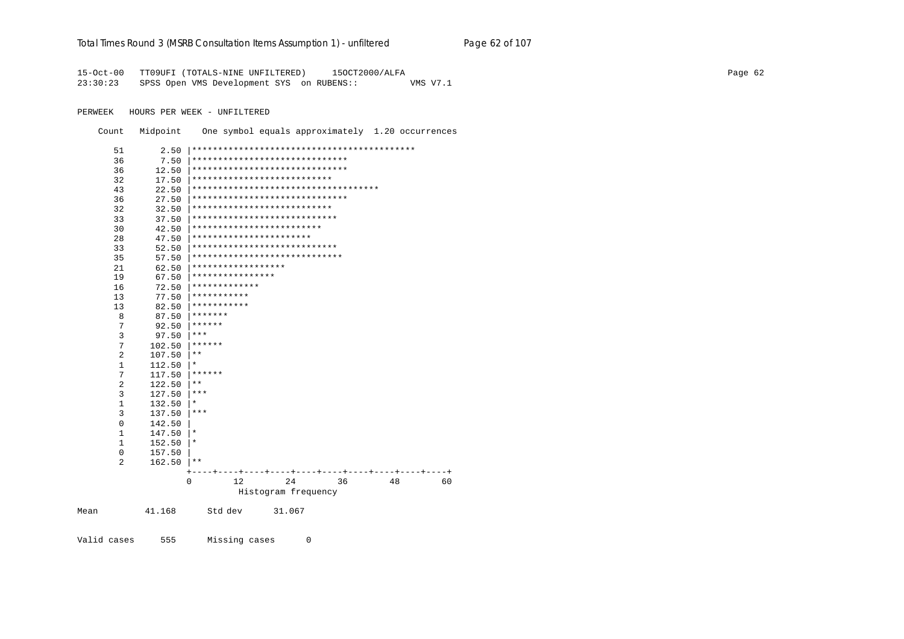```
15-Oct-00   TT09UFI (TOTALS-NINE UNFILTERED)     15OCT2000/ALFA
23:30:23    SPSS Open VMS Development SYS  on RUBENS::          VMS V7.1

PERWEEK   HOURS PER WEEK - UNFILTERED

    Count   Midpoint    One symbol equals approximately  1.20 occurrences

       51       2.50 |*******************************************
       36       7.50 |******************************
       36      12.50 |******************************
       32      17.50 |***************************
       43      22.50 |************************************
       36      27.50 |******************************
       32      32.50 |***************************
       33      37.50 |****************************
       30      42.50 |*************************
       28      47.50 |***********************
       33      52.50 |****************************
       35      57.50 |*****************************
       21      62.50 |******************
       19      67.50 |****************
       16      72.50 |*************
       13      77.50 |***********
       13      82.50 |***********
        8      87.50 |*******
        7      92.50 |******
        3      97.50 |***
        7     102.50 |******
        2     107.50 |**
        1     112.50 |*
        7     117.50 |******
        2     122.50 |**
        3     127.50 |***
        1     132.50 |*
        3     137.50 |***
        0     142.50 |
        1     147.50 |*
        1     152.50 |*
        0     157.50 |
        2     162.50 |**
                     +----+----+----+----+----+----+----+----+----+----+
                     0        12        24        36        48        60
                                Histogram frequency

Mean         41.168      Std dev      31.067


Valid cases     555      Missing cases      0
```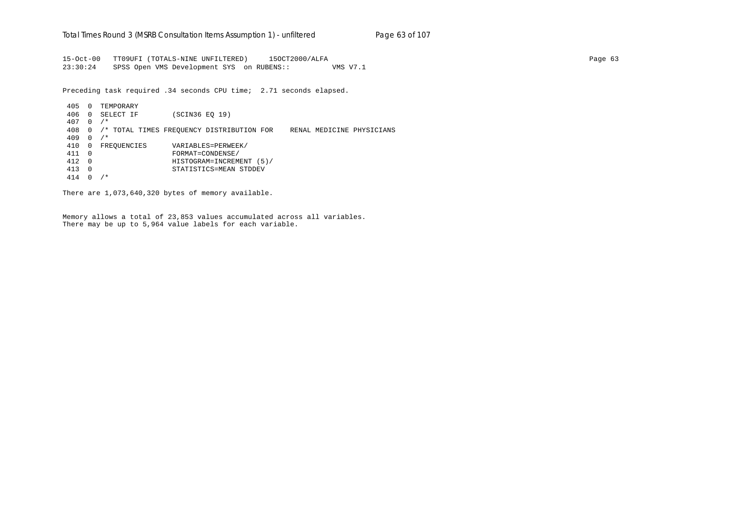```
15-Oct-00   TT09UFI (TOTALS-NINE UNFILTERED)     15OCT2000/ALFA                                                                                                     Page 63
23:30:24    SPSS Open VMS Development SYS  on RUBENS::          VMS V7.1

Preceding task required .34 seconds CPU time;  2.71 seconds elapsed.

 405  0  TEMPORARY
 406  0  SELECT IF        (SCIN36 EQ 19)
 407  0  /*
 408  0  /* TOTAL TIMES FREQUENCY DISTRIBUTION FOR    RENAL MEDICINE PHYSICIANS
 409  0  /*
 410  0  FREQUENCIES      VARIABLES=PERWEEK/
 411  0                   FORMAT=CONDENSE/
 412  0                   HISTOGRAM=INCREMENT (5)/
 413  0                   STATISTICS=MEAN STDDEV
 414  0  /*

There are 1,073,640,320 bytes of memory available.

Memory allows a total of 23,853 values accumulated across all variables.
There may be up to 5,964 value labels for each variable.
```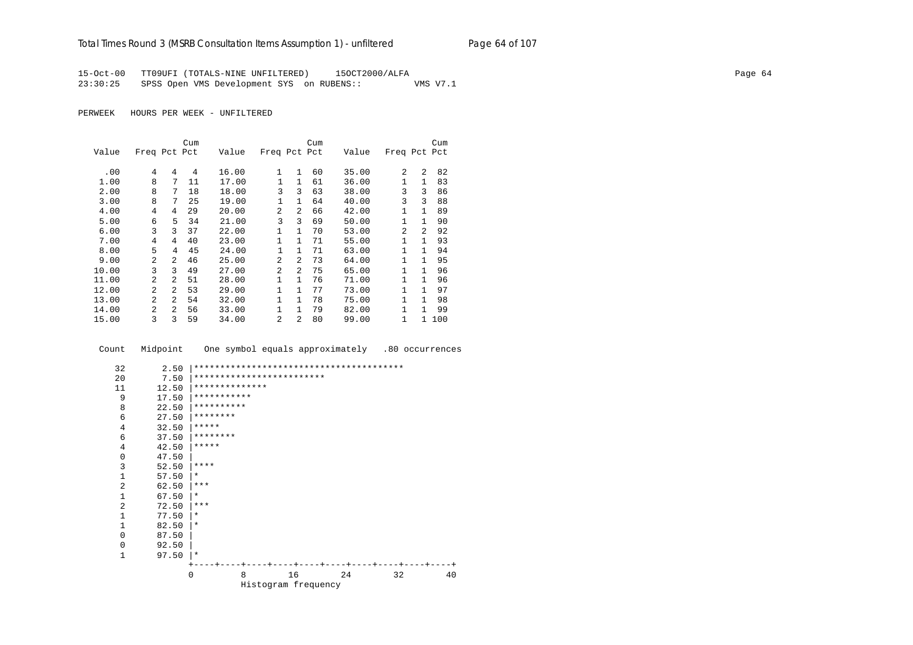15-Oct-00 TT09UFI (TOTALS-NINE UNFILTERED) 15OCT2000/ALFA
23:30:25 SPSS Open VMS Development SYS on RUBENS:: VMS V7.1

PERWEEK HOURS PER WEEK - UNFILTERED

| Value | Freq | Pct | Cum Pct | Value | Freq | Pct | Cum Pct | Value | Freq | Pct | Cum Pct |
|---|---|---|---|---|---|---|---|---|---|---|---|
| .00 | 4 | 4 | 4 | 16.00 | 1 | 1 | 60 | 35.00 | 2 | 2 | 82 |
| 1.00 | 8 | 7 | 11 | 17.00 | 1 | 1 | 61 | 36.00 | 1 | 1 | 83 |
| 2.00 | 8 | 7 | 18 | 18.00 | 3 | 3 | 63 | 38.00 | 3 | 3 | 86 |
| 3.00 | 8 | 7 | 25 | 19.00 | 1 | 1 | 64 | 40.00 | 3 | 3 | 88 |
| 4.00 | 4 | 4 | 29 | 20.00 | 2 | 2 | 66 | 42.00 | 1 | 1 | 89 |
| 5.00 | 6 | 5 | 34 | 21.00 | 3 | 3 | 69 | 50.00 | 1 | 1 | 90 |
| 6.00 | 3 | 3 | 37 | 22.00 | 1 | 1 | 70 | 53.00 | 2 | 2 | 92 |
| 7.00 | 4 | 4 | 40 | 23.00 | 1 | 1 | 71 | 55.00 | 1 | 1 | 93 |
| 8.00 | 5 | 4 | 45 | 24.00 | 1 | 1 | 71 | 63.00 | 1 | 1 | 94 |
| 9.00 | 2 | 2 | 46 | 25.00 | 2 | 2 | 73 | 64.00 | 1 | 1 | 95 |
| 10.00 | 3 | 3 | 49 | 27.00 | 2 | 2 | 75 | 65.00 | 1 | 1 | 96 |
| 11.00 | 2 | 2 | 51 | 28.00 | 1 | 1 | 76 | 71.00 | 1 | 1 | 96 |
| 12.00 | 2 | 2 | 53 | 29.00 | 1 | 1 | 77 | 73.00 | 1 | 1 | 97 |
| 13.00 | 2 | 2 | 54 | 32.00 | 1 | 1 | 78 | 75.00 | 1 | 1 | 98 |
| 14.00 | 2 | 2 | 56 | 33.00 | 1 | 1 | 79 | 82.00 | 1 | 1 | 99 |
| 15.00 | 3 | 3 | 59 | 34.00 | 2 | 2 | 80 | 99.00 | 1 | 1 | 100 |

```
 Count   Midpoint    One symbol equals approximately   .80 occurrences

    32       2.50 |****************************************
    20       7.50 |*************************
    11      12.50 |**************
     9      17.50 |***********
     8      22.50 |**********
     6      27.50 |********
     4      32.50 |*****
     6      37.50 |********
     4      42.50 |*****
     0      47.50 |
     3      52.50 |****
     1      57.50 |*
     2      62.50 |***
     1      67.50 |*
     2      72.50 |***
     1      77.50 |*
     1      82.50 |*
     0      87.50 |
     0      92.50 |
     1      97.50 |*
                  +----+----+----+----+----+----+----+----+----+----+
                  0         8        16        24        32        40
                            Histogram frequency
```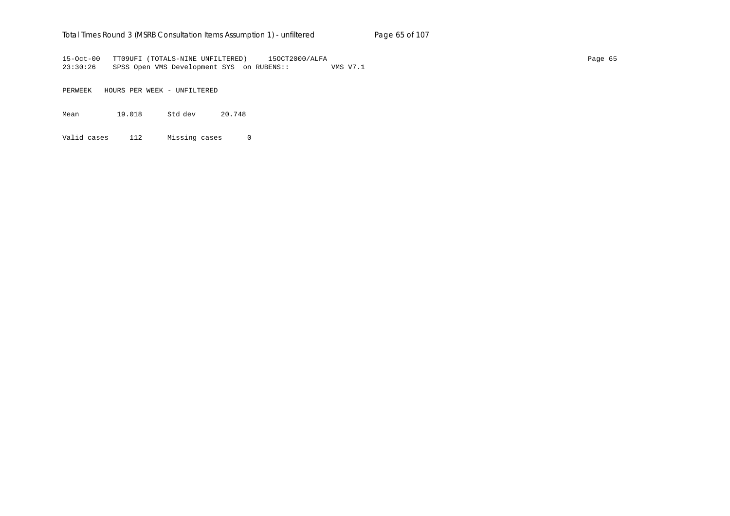```
15-Oct-00   TT09UFI (TOTALS-NINE UNFILTERED)     15OCT2000/ALFA
23:30:26    SPSS Open VMS Development SYS  on RUBENS::          VMS V7.1

PERWEEK   HOURS PER WEEK - UNFILTERED

Mean         19.018      Std dev      20.748

Valid cases     112      Missing cases      0
```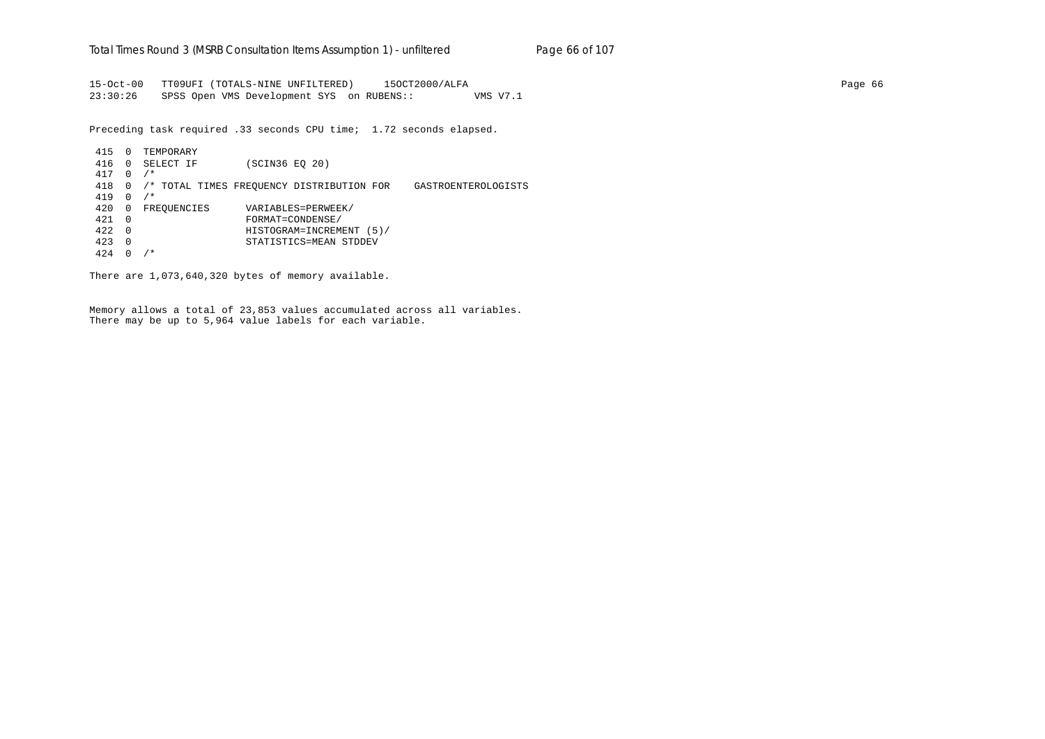```
15-Oct-00   TT09UFI (TOTALS-NINE UNFILTERED)     15OCT2000/ALFA
23:30:26    SPSS Open VMS Development SYS  on RUBENS::         VMS V7.1

Preceding task required .33 seconds CPU time;  1.72 seconds elapsed.

 415  0  TEMPORARY
 416  0  SELECT IF        (SCIN36 EQ 20)
 417  0  /*
 418  0  /* TOTAL TIMES FREQUENCY DISTRIBUTION FOR    GASTROENTEROLOGISTS
 419  0  /*
 420  0  FREQUENCIES      VARIABLES=PERWEEK/
 421  0                   FORMAT=CONDENSE/
 422  0                   HISTOGRAM=INCREMENT (5)/
 423  0                   STATISTICS=MEAN STDDEV
 424  0  /*

There are 1,073,640,320 bytes of memory available.

Memory allows a total of 23,853 values accumulated across all variables.
There may be up to 5,964 value labels for each variable.
```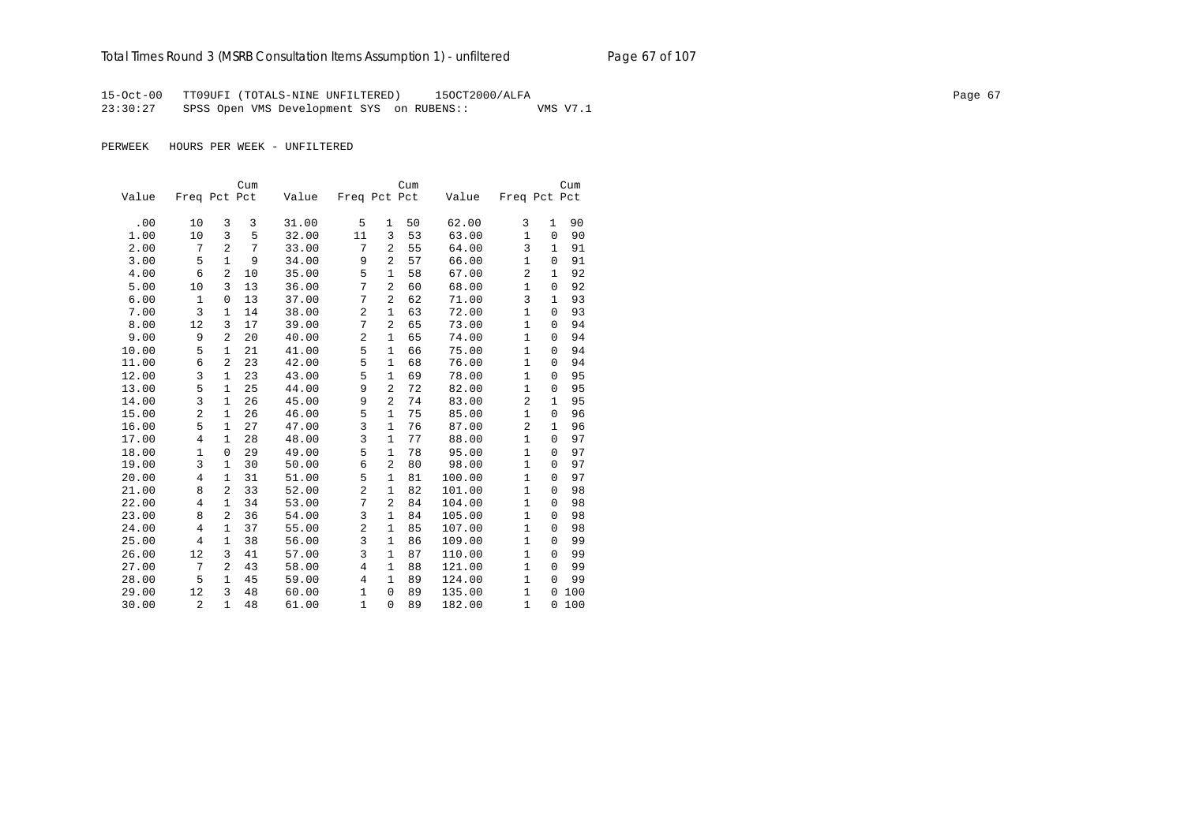15-Oct-00 TT09UFI (TOTALS-NINE UNFILTERED) 15OCT2000/ALFA
23:30:27 SPSS Open VMS Development SYS on RUBENS:: VMS V7.1

PERWEEK HOURS PER WEEK - UNFILTERED

| Value | Freq | Pct | Cum Pct | Value | Freq | Pct | Cum Pct | Value | Freq | Pct | Cum Pct |
|---|---|---|---|---|---|---|---|---|---|---|---|
| .00 | 10 | 3 | 3 | 31.00 | 5 | 1 | 50 | 62.00 | 3 | 1 | 90 |
| 1.00 | 10 | 3 | 5 | 32.00 | 11 | 3 | 53 | 63.00 | 1 | 0 | 90 |
| 2.00 | 7 | 2 | 7 | 33.00 | 7 | 2 | 55 | 64.00 | 3 | 1 | 91 |
| 3.00 | 5 | 1 | 9 | 34.00 | 9 | 2 | 57 | 66.00 | 1 | 0 | 91 |
| 4.00 | 6 | 2 | 10 | 35.00 | 5 | 1 | 58 | 67.00 | 2 | 1 | 92 |
| 5.00 | 10 | 3 | 13 | 36.00 | 7 | 2 | 60 | 68.00 | 1 | 0 | 92 |
| 6.00 | 1 | 0 | 13 | 37.00 | 7 | 2 | 62 | 71.00 | 3 | 1 | 93 |
| 7.00 | 3 | 1 | 14 | 38.00 | 2 | 1 | 63 | 72.00 | 1 | 0 | 93 |
| 8.00 | 12 | 3 | 17 | 39.00 | 7 | 2 | 65 | 73.00 | 1 | 0 | 94 |
| 9.00 | 9 | 2 | 20 | 40.00 | 2 | 1 | 65 | 74.00 | 1 | 0 | 94 |
| 10.00 | 5 | 1 | 21 | 41.00 | 5 | 1 | 66 | 75.00 | 1 | 0 | 94 |
| 11.00 | 6 | 2 | 23 | 42.00 | 5 | 1 | 68 | 76.00 | 1 | 0 | 94 |
| 12.00 | 3 | 1 | 23 | 43.00 | 5 | 1 | 69 | 78.00 | 1 | 0 | 95 |
| 13.00 | 5 | 1 | 25 | 44.00 | 9 | 2 | 72 | 82.00 | 1 | 0 | 95 |
| 14.00 | 3 | 1 | 26 | 45.00 | 9 | 2 | 74 | 83.00 | 2 | 1 | 95 |
| 15.00 | 2 | 1 | 26 | 46.00 | 5 | 1 | 75 | 85.00 | 1 | 0 | 96 |
| 16.00 | 5 | 1 | 27 | 47.00 | 3 | 1 | 76 | 87.00 | 2 | 1 | 96 |
| 17.00 | 4 | 1 | 28 | 48.00 | 3 | 1 | 77 | 88.00 | 1 | 0 | 97 |
| 18.00 | 1 | 0 | 29 | 49.00 | 5 | 1 | 78 | 95.00 | 1 | 0 | 97 |
| 19.00 | 3 | 1 | 30 | 50.00 | 6 | 2 | 80 | 98.00 | 1 | 0 | 97 |
| 20.00 | 4 | 1 | 31 | 51.00 | 5 | 1 | 81 | 100.00 | 1 | 0 | 97 |
| 21.00 | 8 | 2 | 33 | 52.00 | 2 | 1 | 82 | 101.00 | 1 | 0 | 98 |
| 22.00 | 4 | 1 | 34 | 53.00 | 7 | 2 | 84 | 104.00 | 1 | 0 | 98 |
| 23.00 | 8 | 2 | 36 | 54.00 | 3 | 1 | 84 | 105.00 | 1 | 0 | 98 |
| 24.00 | 4 | 1 | 37 | 55.00 | 2 | 1 | 85 | 107.00 | 1 | 0 | 98 |
| 25.00 | 4 | 1 | 38 | 56.00 | 3 | 1 | 86 | 109.00 | 1 | 0 | 99 |
| 26.00 | 12 | 3 | 41 | 57.00 | 3 | 1 | 87 | 110.00 | 1 | 0 | 99 |
| 27.00 | 7 | 2 | 43 | 58.00 | 4 | 1 | 88 | 121.00 | 1 | 0 | 99 |
| 28.00 | 5 | 1 | 45 | 59.00 | 4 | 1 | 89 | 124.00 | 1 | 0 | 99 |
| 29.00 | 12 | 3 | 48 | 60.00 | 1 | 0 | 89 | 135.00 | 1 | 0 | 100 |
| 30.00 | 2 | 1 | 48 | 61.00 | 1 | 0 | 89 | 182.00 | 1 | 0 | 100 |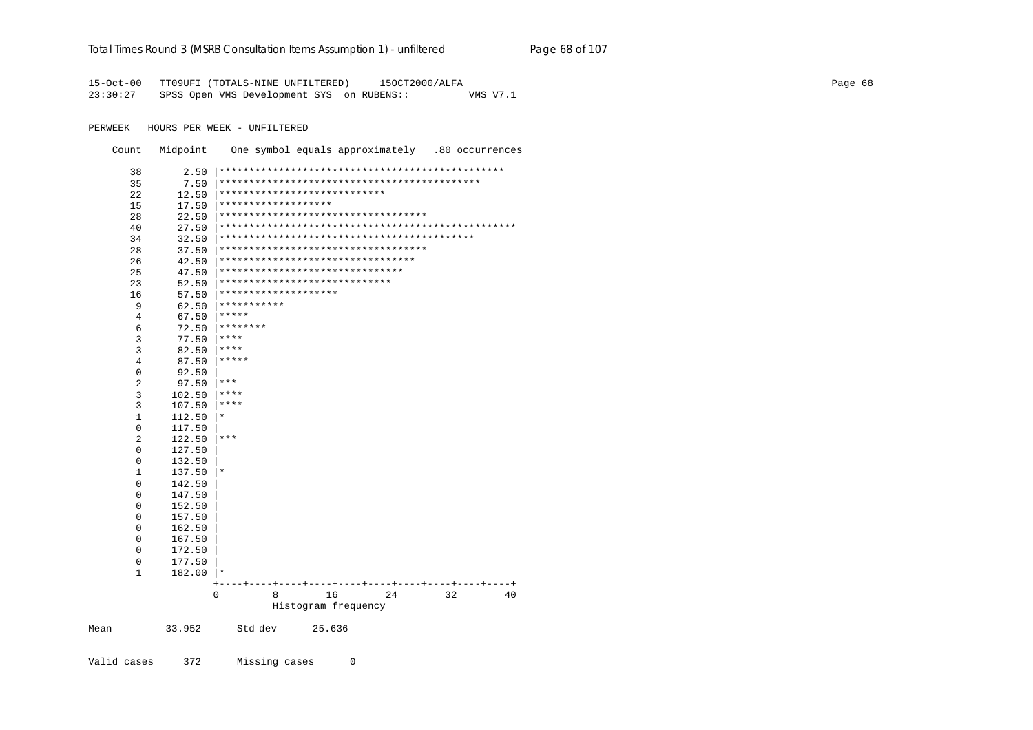```
15-Oct-00   TT09UFI (TOTALS-NINE UNFILTERED)     15OCT2000/ALFA
23:30:27    SPSS Open VMS Development SYS  on RUBENS::         VMS V7.1

PERWEEK   HOURS PER WEEK - UNFILTERED

    Count   Midpoint    One symbol equals approximately   .80 occurrences

      38       2.50 |***********************************************
      35       7.50 |********************************************
      22      12.50 |****************************
      15      17.50 |*******************
      28      22.50 |***********************************
      40      27.50 |**************************************************
      34      32.50 |*******************************************
      28      37.50 |***********************************
      26      42.50 |*********************************
      25      47.50 |*******************************
      23      52.50 |*****************************
      16      57.50 |********************
       9      62.50 |***********
       4      67.50 |*****
       6      72.50 |********
       3      77.50 |****
       3      82.50 |****
       4      87.50 |*****
       0      92.50 |
       2      97.50 |***
       3     102.50 |****
       3     107.50 |****
       1     112.50 |*
       0     117.50 |
       2     122.50 |***
       0     127.50 |
       0     132.50 |
       1     137.50 |*
       0     142.50 |
       0     147.50 |
       0     152.50 |
       0     157.50 |
       0     162.50 |
       0     167.50 |
       0     172.50 |
       0     177.50 |
       1     182.00 |*
                    +----+----+----+----+----+----+----+----+----+----+
                    0         8        16        24        32        40
                              Histogram frequency

Mean         33.952      Std dev      25.636


Valid cases     372      Missing cases      0
```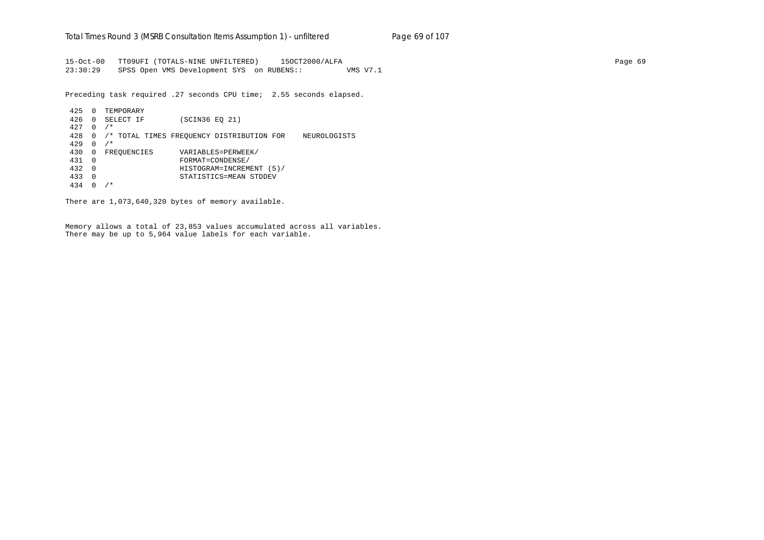```
15-Oct-00   TT09UFI (TOTALS-NINE UNFILTERED)     15OCT2000/ALFA
23:30:29    SPSS Open VMS Development SYS  on RUBENS::         VMS V7.1

Preceding task required .27 seconds CPU time;  2.55 seconds elapsed.

 425  0  TEMPORARY
 426  0  SELECT IF        (SCIN36 EQ 21)
 427  0  /*
 428  0  /* TOTAL TIMES FREQUENCY DISTRIBUTION FOR    NEUROLOGISTS
 429  0  /*
 430  0  FREQUENCIES      VARIABLES=PERWEEK/
 431  0                   FORMAT=CONDENSE/
 432  0                   HISTOGRAM=INCREMENT (5)/
 433  0                   STATISTICS=MEAN STDDEV
 434  0  /*

There are 1,073,640,320 bytes of memory available.


Memory allows a total of 23,853 values accumulated across all variables.
There may be up to 5,964 value labels for each variable.
```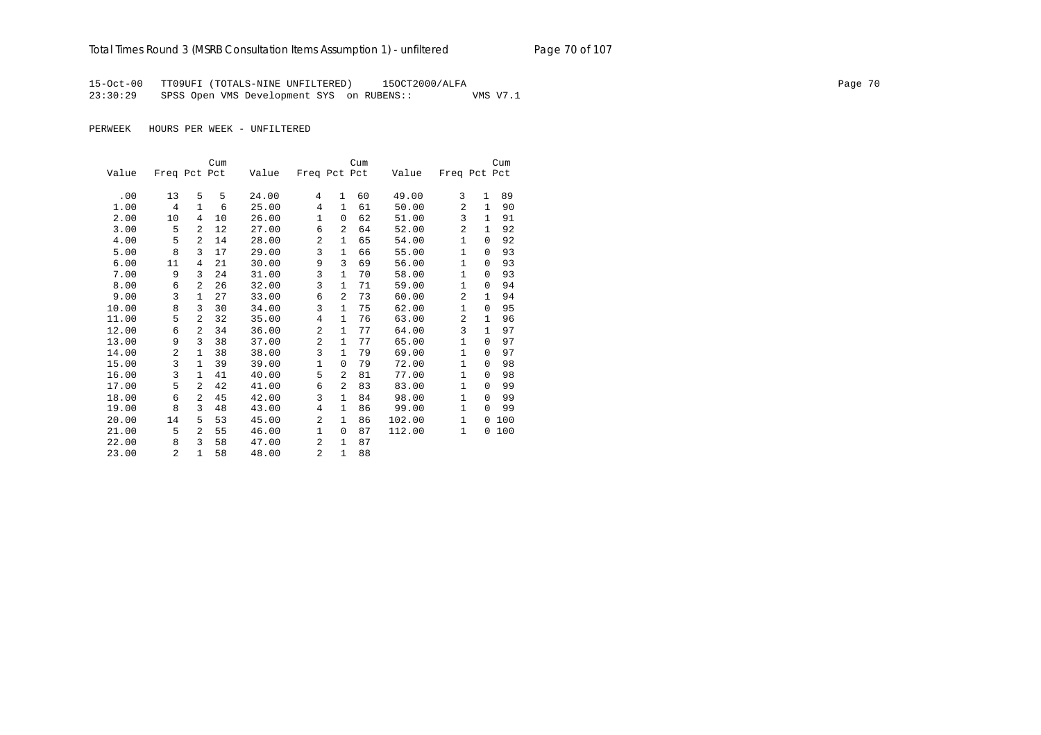15-Oct-00 TT09UFI (TOTALS-NINE UNFILTERED) 15OCT2000/ALFA
23:30:29 SPSS Open VMS Development SYS on RUBENS:: VMS V7.1

PERWEEK HOURS PER WEEK - UNFILTERED

| Value | Freq | Pct | Cum Pct | Value | Freq | Pct | Cum Pct | Value | Freq | Pct | Cum Pct |
|---|---|---|---|---|---|---|---|---|---|---|---|
| .00 | 13 | 5 | 5 | 24.00 | 4 | 1 | 60 | 49.00 | 3 | 1 | 89 |
| 1.00 | 4 | 1 | 6 | 25.00 | 4 | 1 | 61 | 50.00 | 2 | 1 | 90 |
| 2.00 | 10 | 4 | 10 | 26.00 | 1 | 0 | 62 | 51.00 | 3 | 1 | 91 |
| 3.00 | 5 | 2 | 12 | 27.00 | 6 | 2 | 64 | 52.00 | 2 | 1 | 92 |
| 4.00 | 5 | 2 | 14 | 28.00 | 2 | 1 | 65 | 54.00 | 1 | 0 | 92 |
| 5.00 | 8 | 3 | 17 | 29.00 | 3 | 1 | 66 | 55.00 | 1 | 0 | 93 |
| 6.00 | 11 | 4 | 21 | 30.00 | 9 | 3 | 69 | 56.00 | 1 | 0 | 93 |
| 7.00 | 9 | 3 | 24 | 31.00 | 3 | 1 | 70 | 58.00 | 1 | 0 | 93 |
| 8.00 | 6 | 2 | 26 | 32.00 | 3 | 1 | 71 | 59.00 | 1 | 0 | 94 |
| 9.00 | 3 | 1 | 27 | 33.00 | 6 | 2 | 73 | 60.00 | 2 | 1 | 94 |
| 10.00 | 8 | 3 | 30 | 34.00 | 3 | 1 | 75 | 62.00 | 1 | 0 | 95 |
| 11.00 | 5 | 2 | 32 | 35.00 | 4 | 1 | 76 | 63.00 | 2 | 1 | 96 |
| 12.00 | 6 | 2 | 34 | 36.00 | 2 | 1 | 77 | 64.00 | 3 | 1 | 97 |
| 13.00 | 9 | 3 | 38 | 37.00 | 2 | 1 | 77 | 65.00 | 1 | 0 | 97 |
| 14.00 | 2 | 1 | 38 | 38.00 | 3 | 1 | 79 | 69.00 | 1 | 0 | 97 |
| 15.00 | 3 | 1 | 39 | 39.00 | 1 | 0 | 79 | 72.00 | 1 | 0 | 98 |
| 16.00 | 3 | 1 | 41 | 40.00 | 5 | 2 | 81 | 77.00 | 1 | 0 | 98 |
| 17.00 | 5 | 2 | 42 | 41.00 | 6 | 2 | 83 | 83.00 | 1 | 0 | 99 |
| 18.00 | 6 | 2 | 45 | 42.00 | 3 | 1 | 84 | 98.00 | 1 | 0 | 99 |
| 19.00 | 8 | 3 | 48 | 43.00 | 4 | 1 | 86 | 99.00 | 1 | 0 | 99 |
| 20.00 | 14 | 5 | 53 | 45.00 | 2 | 1 | 86 | 102.00 | 1 | 0 | 100 |
| 21.00 | 5 | 2 | 55 | 46.00 | 1 | 0 | 87 | 112.00 | 1 | 0 | 100 |
| 22.00 | 8 | 3 | 58 | 47.00 | 2 | 1 | 87 | | | | |
| 23.00 | 2 | 1 | 58 | 48.00 | 2 | 1 | 88 | | | | |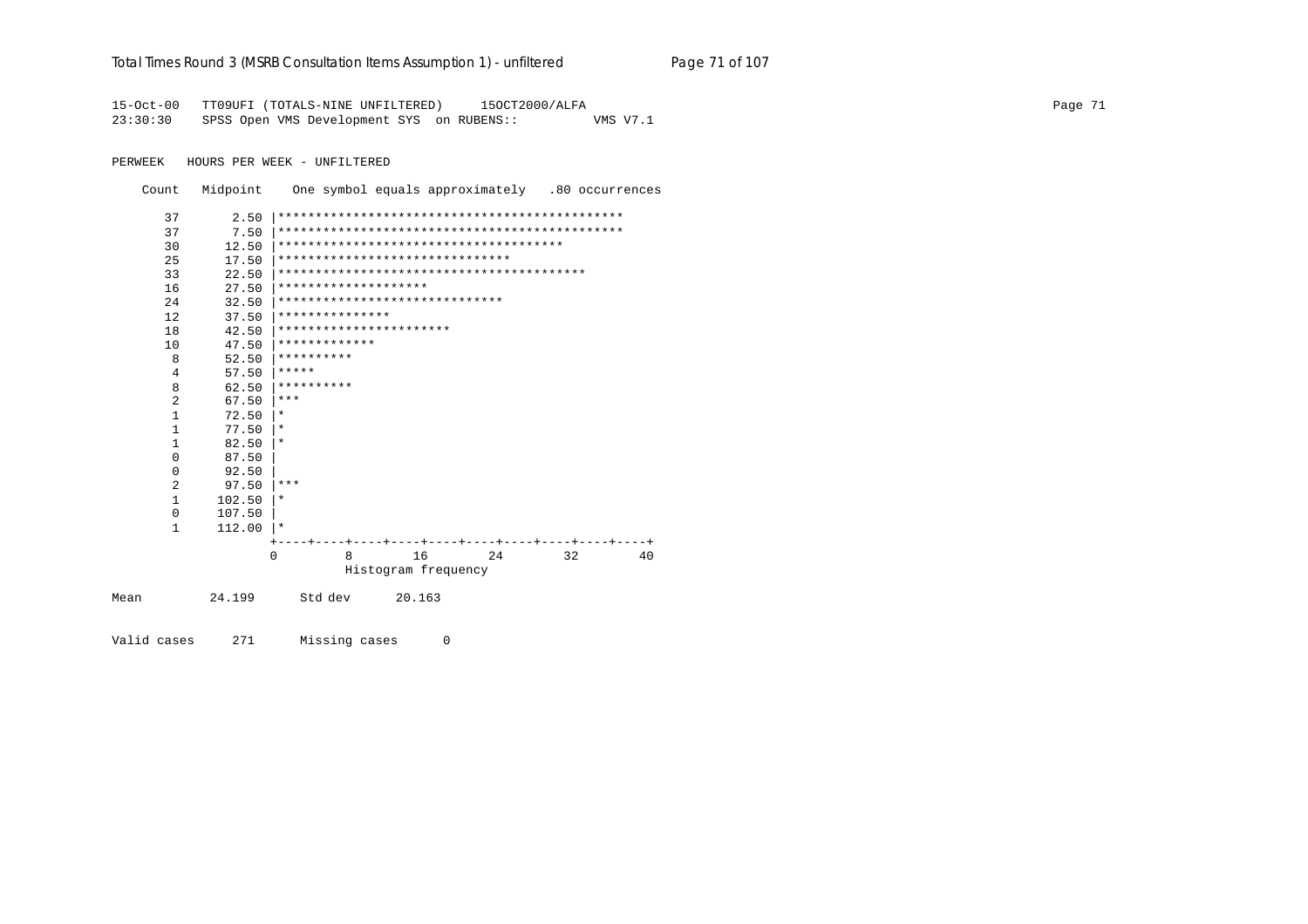```
15-Oct-00   TT09UFI (TOTALS-NINE UNFILTERED)     15OCT2000/ALFA
23:30:30    SPSS Open VMS Development SYS  on RUBENS::          VMS V7.1

PERWEEK   HOURS PER WEEK - UNFILTERED

    Count   Midpoint    One symbol equals approximately   .80 occurrences

      37       2.50 |**********************************************
      37       7.50 |**********************************************
      30      12.50 |**************************************
      25      17.50 |*******************************
      33      22.50 |*****************************************
      16      27.50 |********************
      24      32.50 |******************************
      12      37.50 |***************
      18      42.50 |***********************
      10      47.50 |*************
       8      52.50 |**********
       4      57.50 |*****
       8      62.50 |**********
       2      67.50 |***
       1      72.50 |*
       1      77.50 |*
       1      82.50 |*
       0      87.50 |
       0      92.50 |
       2      97.50 |***
       1     102.50 |*
       0     107.50 |
       1     112.00 |*
                    +----+----+----+----+----+----+----+----+----+----+
                    0         8        16        24        32        40
                              Histogram frequency

Mean         24.199      Std dev      20.163


Valid cases     271      Missing cases      0
```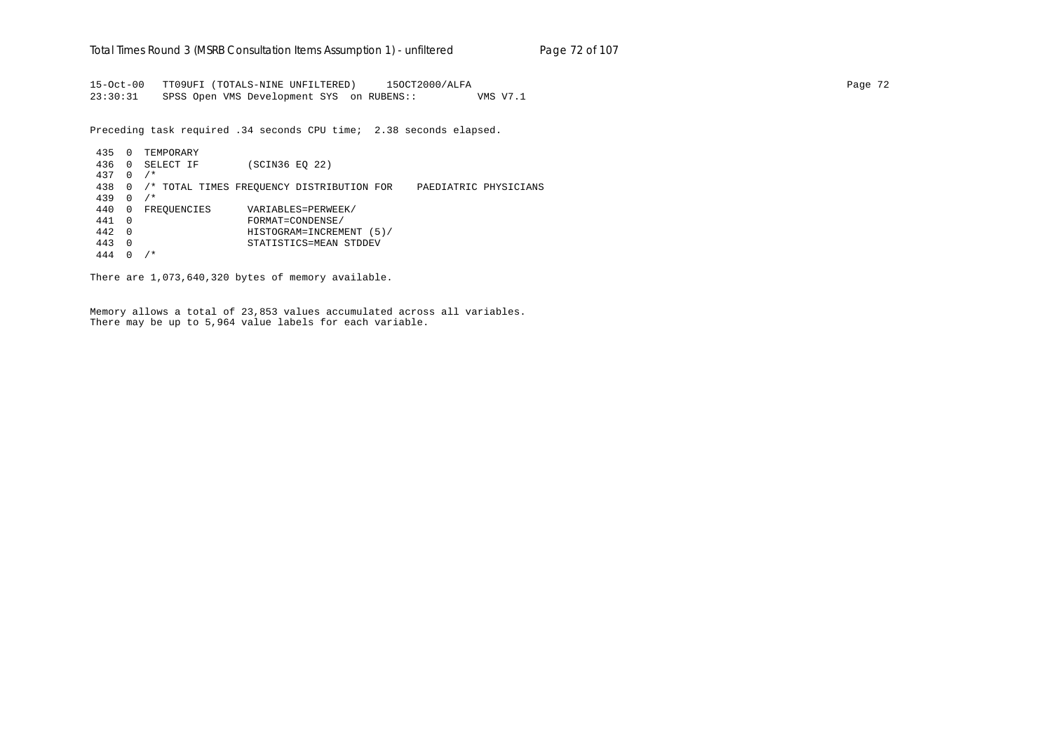```
15-Oct-00   TT09UFI (TOTALS-NINE UNFILTERED)     15OCT2000/ALFA
23:30:31    SPSS Open VMS Development SYS  on RUBENS::         VMS V7.1

Preceding task required .34 seconds CPU time;  2.38 seconds elapsed.

 435  0  TEMPORARY
 436  0  SELECT IF        (SCIN36 EQ 22)
 437  0  /*
 438  0  /* TOTAL TIMES FREQUENCY DISTRIBUTION FOR    PAEDIATRIC PHYSICIANS
 439  0  /*
 440  0  FREQUENCIES      VARIABLES=PERWEEK/
 441  0                   FORMAT=CONDENSE/
 442  0                   HISTOGRAM=INCREMENT (5)/
 443  0                   STATISTICS=MEAN STDDEV
 444  0  /*

There are 1,073,640,320 bytes of memory available.

Memory allows a total of 23,853 values accumulated across all variables.
There may be up to 5,964 value labels for each variable.
```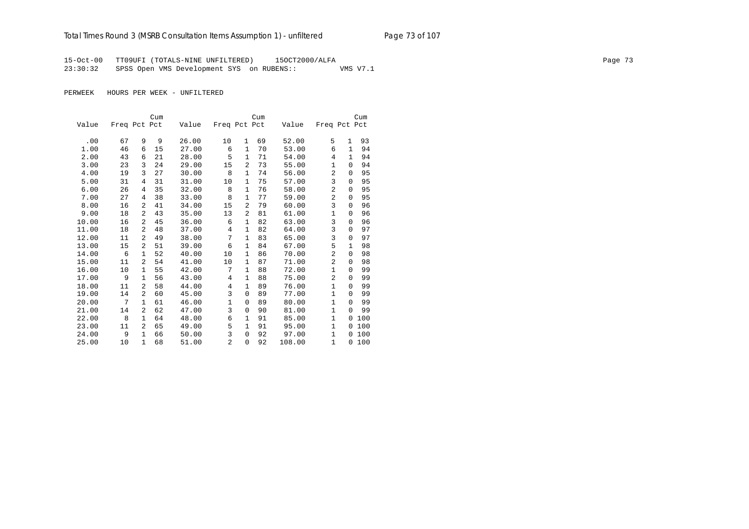15-Oct-00 TT09UFI (TOTALS-NINE UNFILTERED) 15OCT2000/ALFA
23:30:32 SPSS Open VMS Development SYS on RUBENS:: VMS V7.1

PERWEEK HOURS PER WEEK - UNFILTERED

| Value | Freq | Pct | Cum Pct | Value | Freq | Pct | Cum Pct | Value | Freq | Pct | Cum Pct |
|---|---|---|---|---|---|---|---|---|---|---|---|
| .00 | 67 | 9 | 9 | 26.00 | 10 | 1 | 69 | 52.00 | 5 | 1 | 93 |
| 1.00 | 46 | 6 | 15 | 27.00 | 6 | 1 | 70 | 53.00 | 6 | 1 | 94 |
| 2.00 | 43 | 6 | 21 | 28.00 | 5 | 1 | 71 | 54.00 | 4 | 1 | 94 |
| 3.00 | 23 | 3 | 24 | 29.00 | 15 | 2 | 73 | 55.00 | 1 | 0 | 94 |
| 4.00 | 19 | 3 | 27 | 30.00 | 8 | 1 | 74 | 56.00 | 2 | 0 | 95 |
| 5.00 | 31 | 4 | 31 | 31.00 | 10 | 1 | 75 | 57.00 | 3 | 0 | 95 |
| 6.00 | 26 | 4 | 35 | 32.00 | 8 | 1 | 76 | 58.00 | 2 | 0 | 95 |
| 7.00 | 27 | 4 | 38 | 33.00 | 8 | 1 | 77 | 59.00 | 2 | 0 | 95 |
| 8.00 | 16 | 2 | 41 | 34.00 | 15 | 2 | 79 | 60.00 | 3 | 0 | 96 |
| 9.00 | 18 | 2 | 43 | 35.00 | 13 | 2 | 81 | 61.00 | 1 | 0 | 96 |
| 10.00 | 16 | 2 | 45 | 36.00 | 6 | 1 | 82 | 63.00 | 3 | 0 | 96 |
| 11.00 | 18 | 2 | 48 | 37.00 | 4 | 1 | 82 | 64.00 | 3 | 0 | 97 |
| 12.00 | 11 | 2 | 49 | 38.00 | 7 | 1 | 83 | 65.00 | 3 | 0 | 97 |
| 13.00 | 15 | 2 | 51 | 39.00 | 6 | 1 | 84 | 67.00 | 5 | 1 | 98 |
| 14.00 | 6 | 1 | 52 | 40.00 | 10 | 1 | 86 | 70.00 | 2 | 0 | 98 |
| 15.00 | 11 | 2 | 54 | 41.00 | 10 | 1 | 87 | 71.00 | 2 | 0 | 98 |
| 16.00 | 10 | 1 | 55 | 42.00 | 7 | 1 | 88 | 72.00 | 1 | 0 | 99 |
| 17.00 | 9 | 1 | 56 | 43.00 | 4 | 1 | 88 | 75.00 | 2 | 0 | 99 |
| 18.00 | 11 | 2 | 58 | 44.00 | 4 | 1 | 89 | 76.00 | 1 | 0 | 99 |
| 19.00 | 14 | 2 | 60 | 45.00 | 3 | 0 | 89 | 77.00 | 1 | 0 | 99 |
| 20.00 | 7 | 1 | 61 | 46.00 | 1 | 0 | 89 | 80.00 | 1 | 0 | 99 |
| 21.00 | 14 | 2 | 62 | 47.00 | 3 | 0 | 90 | 81.00 | 1 | 0 | 99 |
| 22.00 | 8 | 1 | 64 | 48.00 | 6 | 1 | 91 | 85.00 | 1 | 0 | 100 |
| 23.00 | 11 | 2 | 65 | 49.00 | 5 | 1 | 91 | 95.00 | 1 | 0 | 100 |
| 24.00 | 9 | 1 | 66 | 50.00 | 3 | 0 | 92 | 97.00 | 1 | 0 | 100 |
| 25.00 | 10 | 1 | 68 | 51.00 | 2 | 0 | 92 | 108.00 | 1 | 0 | 100 |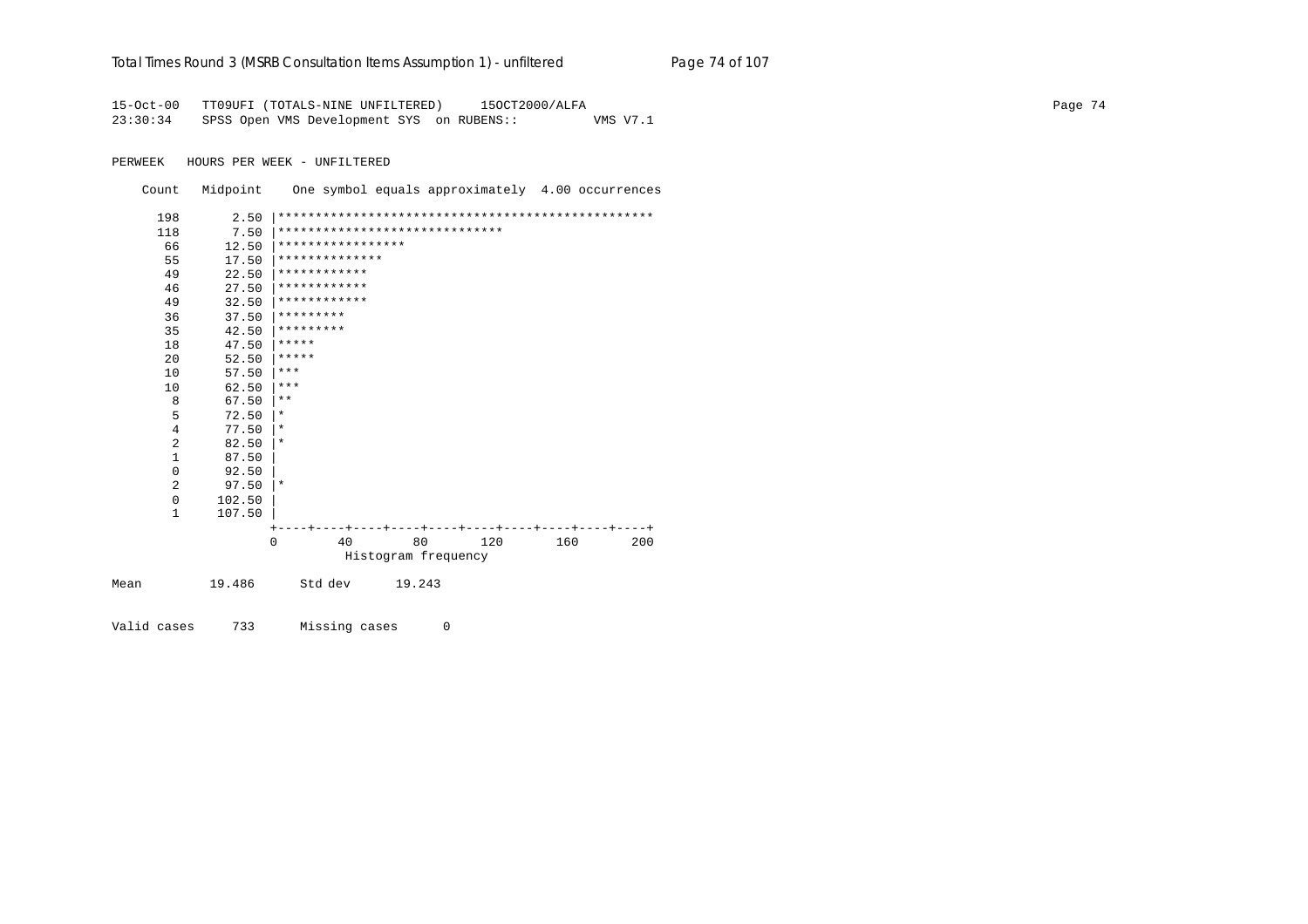```
15-Oct-00   TT09UFI (TOTALS-NINE UNFILTERED)     15OCT2000/ALFA
23:30:34    SPSS Open VMS Development SYS  on RUBENS::          VMS V7.1

PERWEEK   HOURS PER WEEK - UNFILTERED

    Count   Midpoint    One symbol equals approximately  4.00 occurrences

     198       2.50 |**************************************************
     118       7.50 |******************************
      66      12.50 |*****************
      55      17.50 |**************
      49      22.50 |************
      46      27.50 |************
      49      32.50 |************
      36      37.50 |*********
      35      42.50 |*********
      18      47.50 |*****
      20      52.50 |*****
      10      57.50 |***
      10      62.50 |***
       8      67.50 |**
       5      72.50 |*
       4      77.50 |*
       2      82.50 |*
       1      87.50 |
       0      92.50 |
       2      97.50 |*
       0     102.50 |
       1     107.50 |
                    +----+----+----+----+----+----+----+----+----+----+
                    0        40        80       120       160       200
                                Histogram frequency

Mean         19.486      Std dev      19.243

Valid cases     733      Missing cases      0
```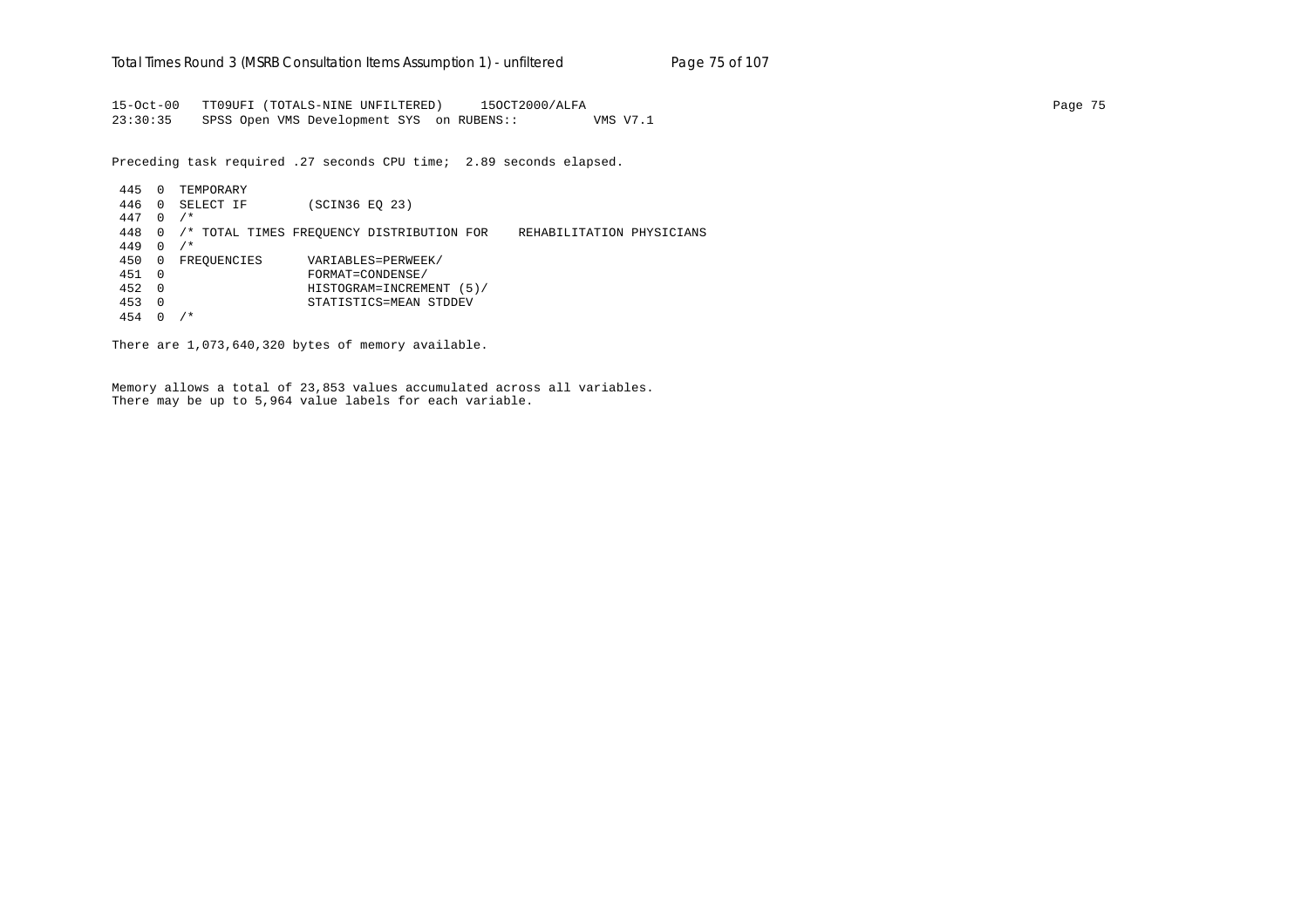```
15-Oct-00   TT09UFI (TOTALS-NINE UNFILTERED)     15OCT2000/ALFA                                                                      Page 75
23:30:35    SPSS Open VMS Development SYS  on RUBENS::         VMS V7.1

Preceding task required .27 seconds CPU time;  2.89 seconds elapsed.

 445  0  TEMPORARY
 446  0  SELECT IF        (SCIN36 EQ 23)
 447  0  /*
 448  0  /* TOTAL TIMES FREQUENCY DISTRIBUTION FOR    REHABILITATION PHYSICIANS
 449  0  /*
 450  0  FREQUENCIES      VARIABLES=PERWEEK/
 451  0                   FORMAT=CONDENSE/
 452  0                   HISTOGRAM=INCREMENT (5)/
 453  0                   STATISTICS=MEAN STDDEV
 454  0  /*

There are 1,073,640,320 bytes of memory available.


Memory allows a total of 23,853 values accumulated across all variables.
There may be up to 5,964 value labels for each variable.
```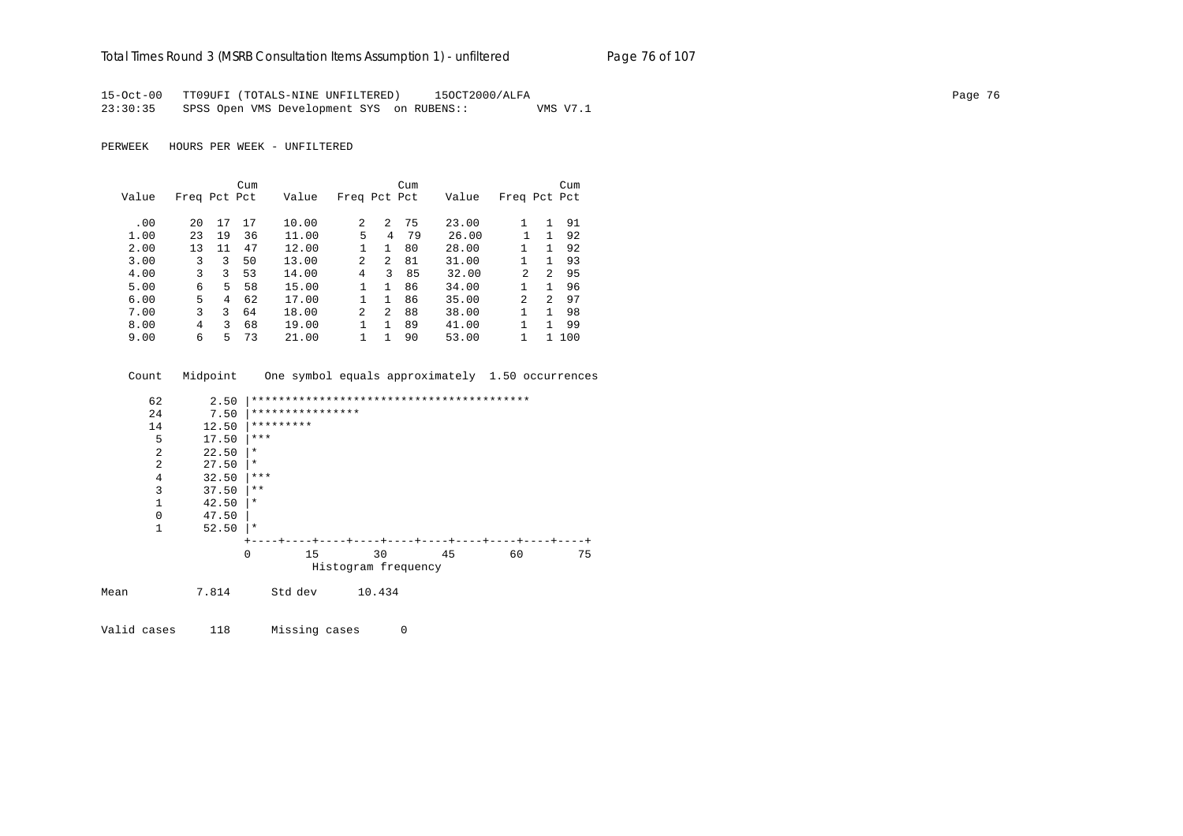15-Oct-00 TT09UFI (TOTALS-NINE UNFILTERED) 15OCT2000/ALFA
23:30:35 SPSS Open VMS Development SYS on RUBENS:: VMS V7.1

PERWEEK HOURS PER WEEK - UNFILTERED

| Value | Freq | Pct | Cum Pct | Value | Freq | Pct | Cum Pct | Value | Freq | Pct | Cum Pct |
|---|---|---|---|---|---|---|---|---|---|---|---|
| .00 | 20 | 17 | 17 | 10.00 | 2 | 2 | 75 | 23.00 | 1 | 1 | 91 |
| 1.00 | 23 | 19 | 36 | 11.00 | 5 | 4 | 79 | 26.00 | 1 | 1 | 92 |
| 2.00 | 13 | 11 | 47 | 12.00 | 1 | 1 | 80 | 28.00 | 1 | 1 | 92 |
| 3.00 | 3 | 3 | 50 | 13.00 | 2 | 2 | 81 | 31.00 | 1 | 1 | 93 |
| 4.00 | 3 | 3 | 53 | 14.00 | 4 | 3 | 85 | 32.00 | 2 | 2 | 95 |
| 5.00 | 6 | 5 | 58 | 15.00 | 1 | 1 | 86 | 34.00 | 1 | 1 | 96 |
| 6.00 | 5 | 4 | 62 | 17.00 | 1 | 1 | 86 | 35.00 | 2 | 2 | 97 |
| 7.00 | 3 | 3 | 64 | 18.00 | 2 | 2 | 88 | 38.00 | 1 | 1 | 98 |
| 8.00 | 4 | 3 | 68 | 19.00 | 1 | 1 | 89 | 41.00 | 1 | 1 | 99 |
| 9.00 | 6 | 5 | 73 | 21.00 | 1 | 1 | 90 | 53.00 | 1 | 1 | 100 |

```
 Count   Midpoint    One symbol equals approximately  1.50 occurrences

    62       2.50 |*****************************************
    24       7.50 |****************
    14      12.50 |*********
     5      17.50 |***
     2      22.50 |*
     2      27.50 |*
     4      32.50 |***
     3      37.50 |**
     1      42.50 |*
     0      47.50 |
     1      52.50 |*
                  +----+----+----+----+----+----+----+----+----+----+
                  0        15        30        45        60        75
                              Histogram frequency
```

Mean 7.814 Std dev 10.434

Valid cases 118 Missing cases 0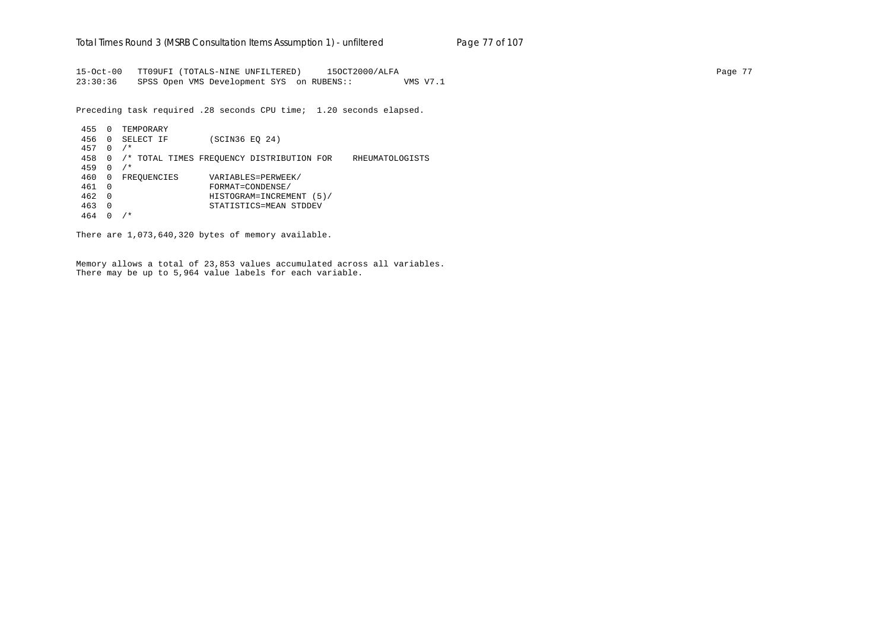```
15-Oct-00   TT09UFI (TOTALS-NINE UNFILTERED)     15OCT2000/ALFA
23:30:36    SPSS Open VMS Development SYS  on RUBENS::          VMS V7.1

Preceding task required .28 seconds CPU time;  1.20 seconds elapsed.

 455  0  TEMPORARY
 456  0  SELECT IF        (SCIN36 EQ 24)
 457  0  /*
 458  0  /* TOTAL TIMES FREQUENCY DISTRIBUTION FOR    RHEUMATOLOGISTS
 459  0  /*
 460  0  FREQUENCIES      VARIABLES=PERWEEK/
 461  0                   FORMAT=CONDENSE/
 462  0                   HISTOGRAM=INCREMENT (5)/
 463  0                   STATISTICS=MEAN STDDEV
 464  0  /*

There are 1,073,640,320 bytes of memory available.


Memory allows a total of 23,853 values accumulated across all variables.
There may be up to 5,964 value labels for each variable.
```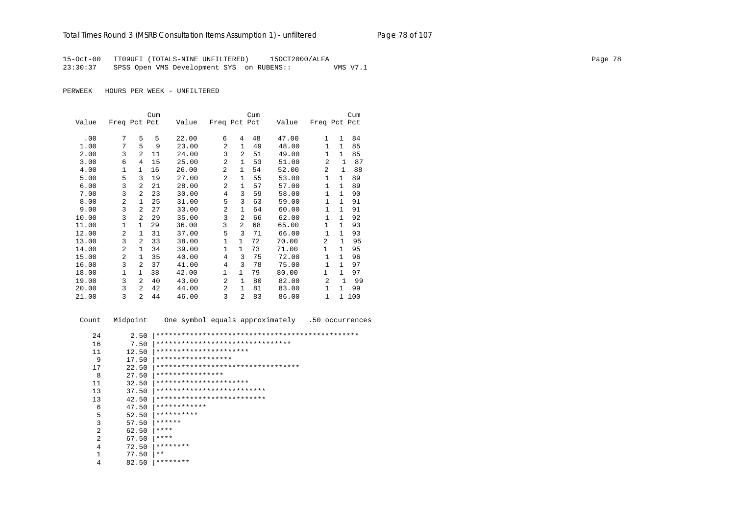15-Oct-00 TT09UFI (TOTALS-NINE UNFILTERED) 15OCT2000/ALFA
23:30:37 SPSS Open VMS Development SYS on RUBENS:: VMS V7.1

PERWEEK HOURS PER WEEK - UNFILTERED

| Value | Freq | Pct | Cum Pct | Value | Freq | Pct | Cum Pct | Value | Freq | Pct | Cum Pct |
|---|---|---|---|---|---|---|---|---|---|---|---|
| .00 | 7 | 5 | 5 | 22.00 | 6 | 4 | 48 | 47.00 | 1 | 1 | 84 |
| 1.00 | 7 | 5 | 9 | 23.00 | 2 | 1 | 49 | 48.00 | 1 | 1 | 85 |
| 2.00 | 3 | 2 | 11 | 24.00 | 3 | 2 | 51 | 49.00 | 1 | 1 | 85 |
| 3.00 | 6 | 4 | 15 | 25.00 | 2 | 1 | 53 | 51.00 | 2 | 1 | 87 |
| 4.00 | 1 | 1 | 16 | 26.00 | 2 | 1 | 54 | 52.00 | 2 | 1 | 88 |
| 5.00 | 5 | 3 | 19 | 27.00 | 2 | 1 | 55 | 53.00 | 1 | 1 | 89 |
| 6.00 | 3 | 2 | 21 | 28.00 | 2 | 1 | 57 | 57.00 | 1 | 1 | 89 |
| 7.00 | 3 | 2 | 23 | 30.00 | 4 | 3 | 59 | 58.00 | 1 | 1 | 90 |
| 8.00 | 2 | 1 | 25 | 31.00 | 5 | 3 | 63 | 59.00 | 1 | 1 | 91 |
| 9.00 | 3 | 2 | 27 | 33.00 | 2 | 1 | 64 | 60.00 | 1 | 1 | 91 |
| 10.00 | 3 | 2 | 29 | 35.00 | 3 | 2 | 66 | 62.00 | 1 | 1 | 92 |
| 11.00 | 1 | 1 | 29 | 36.00 | 3 | 2 | 68 | 65.00 | 1 | 1 | 93 |
| 12.00 | 2 | 1 | 31 | 37.00 | 5 | 3 | 71 | 66.00 | 1 | 1 | 93 |
| 13.00 | 3 | 2 | 33 | 38.00 | 1 | 1 | 72 | 70.00 | 2 | 1 | 95 |
| 14.00 | 2 | 1 | 34 | 39.00 | 1 | 1 | 73 | 71.00 | 1 | 1 | 95 |
| 15.00 | 2 | 1 | 35 | 40.00 | 4 | 3 | 75 | 72.00 | 1 | 1 | 96 |
| 16.00 | 3 | 2 | 37 | 41.00 | 4 | 3 | 78 | 75.00 | 1 | 1 | 97 |
| 18.00 | 1 | 1 | 38 | 42.00 | 1 | 1 | 79 | 80.00 | 1 | 1 | 97 |
| 19.00 | 3 | 2 | 40 | 43.00 | 2 | 1 | 80 | 82.00 | 2 | 1 | 99 |
| 20.00 | 3 | 2 | 42 | 44.00 | 2 | 1 | 81 | 83.00 | 1 | 1 | 99 |
| 21.00 | 3 | 2 | 44 | 46.00 | 3 | 2 | 83 | 86.00 | 1 | 1 | 100 |

```
 Count   Midpoint    One symbol equals approximately   .50 occurrences

    24       2.50 |************************************************
    16       7.50 |********************************
    11      12.50 |**********************
     9      17.50 |******************
    17      22.50 |**********************************
     8      27.50 |****************
    11      32.50 |**********************
    13      37.50 |**************************
    13      42.50 |**************************
     6      47.50 |************
     5      52.50 |**********
     3      57.50 |******
     2      62.50 |****
     2      67.50 |****
     4      72.50 |********
     1      77.50 |**
     4      82.50 |********
```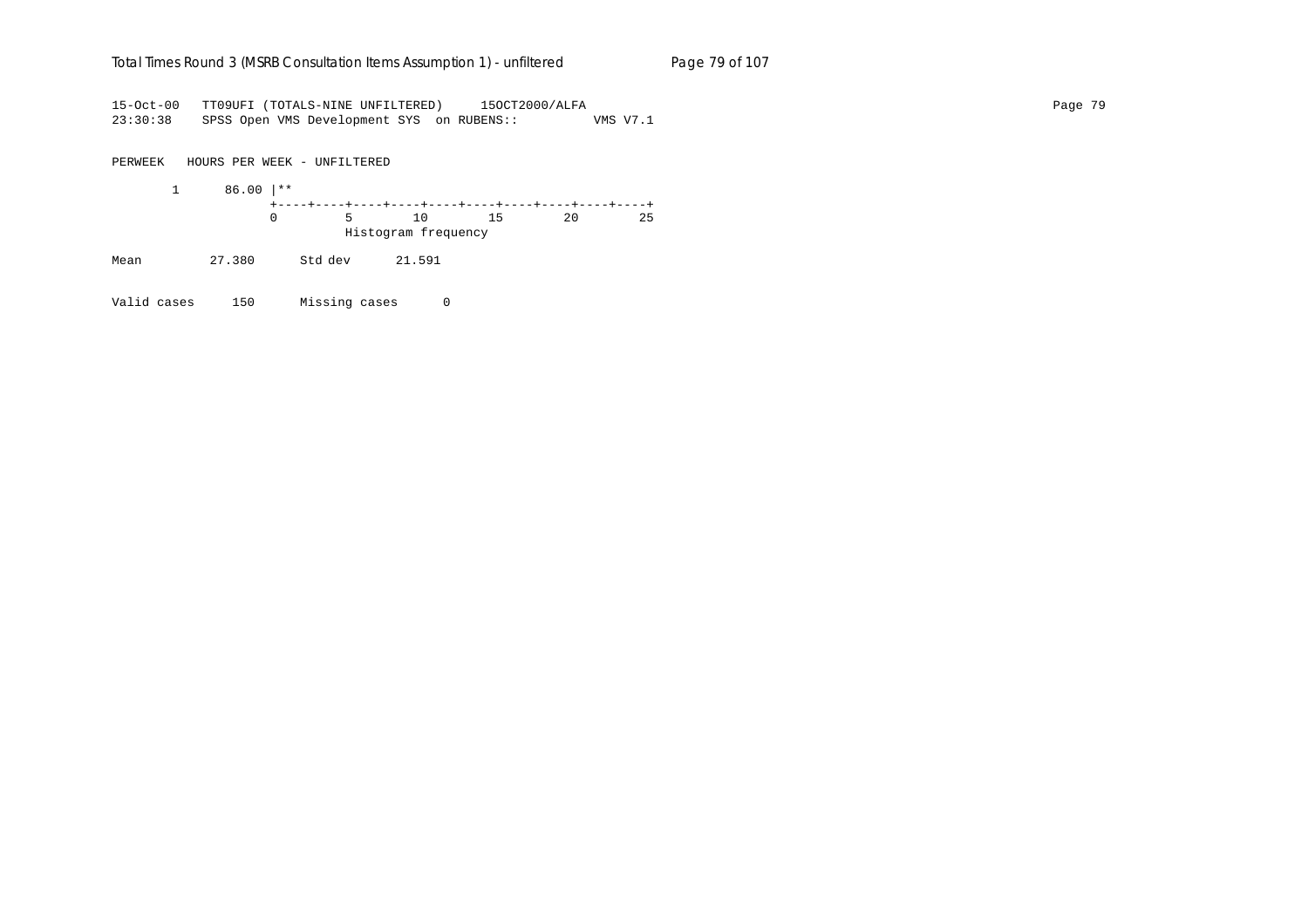```
15-Oct-00   TT09UFI (TOTALS-NINE UNFILTERED)     15OCT2000/ALFA
23:30:38    SPSS Open VMS Development SYS  on RUBENS::          VMS V7.1

PERWEEK   HOURS PER WEEK - UNFILTERED

       1      86.00 |**
                    +----+----+----+----+----+----+----+----+----+----+
                    0         5        10        15        20        25
                              Histogram frequency

Mean         27.380      Std dev      21.591

Valid cases     150      Missing cases      0
```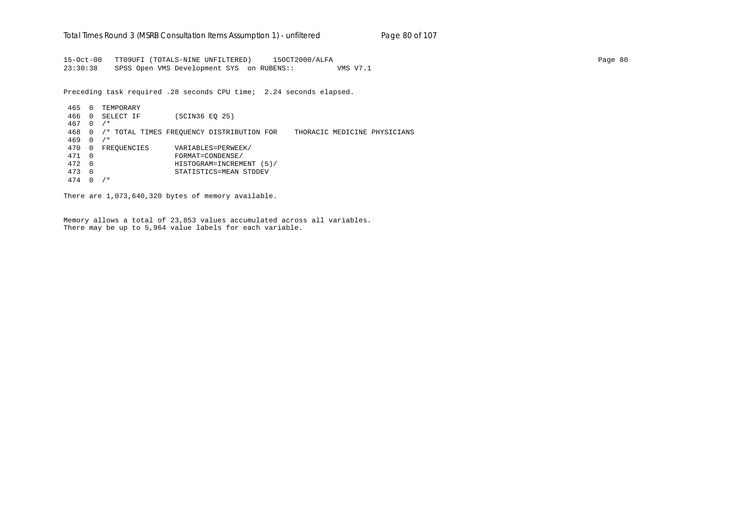```
15-Oct-00   TT09UFI (TOTALS-NINE UNFILTERED)     15OCT2000/ALFA                                                                       Page 80
23:30:38    SPSS Open VMS Development SYS  on RUBENS::          VMS V7.1

Preceding task required .28 seconds CPU time;  2.24 seconds elapsed.

 465  0  TEMPORARY
 466  0  SELECT IF        (SCIN36 EQ 25)
 467  0  /*
 468  0  /* TOTAL TIMES FREQUENCY DISTRIBUTION FOR    THORACIC MEDICINE PHYSICIANS
 469  0  /*
 470  0  FREQUENCIES      VARIABLES=PERWEEK/
 471  0                   FORMAT=CONDENSE/
 472  0                   HISTOGRAM=INCREMENT (5)/
 473  0                   STATISTICS=MEAN STDDEV
 474  0  /*

There are 1,073,640,320 bytes of memory available.


Memory allows a total of 23,853 values accumulated across all variables.
There may be up to 5,964 value labels for each variable.
```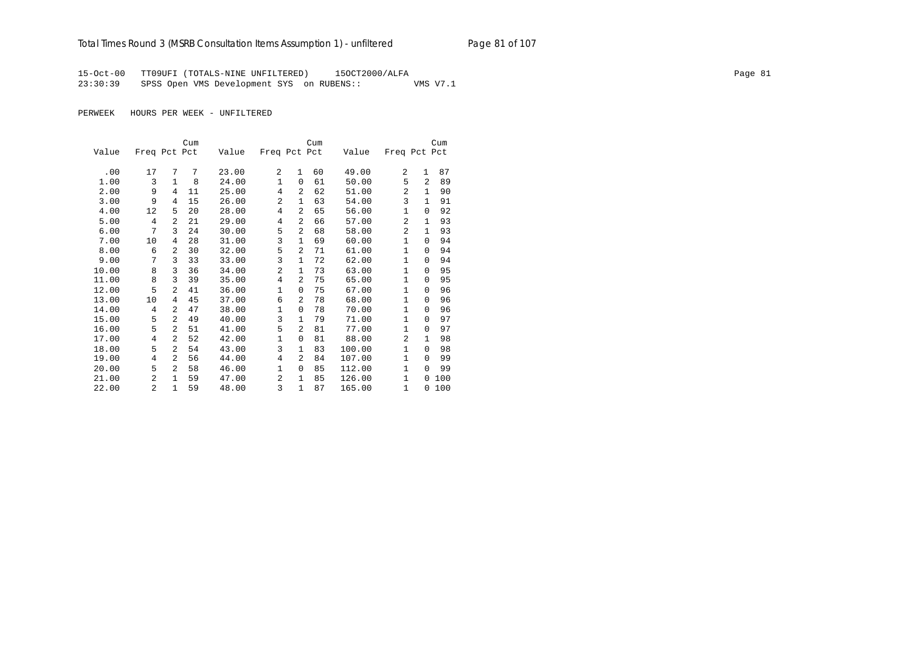15-Oct-00 TT09UFI (TOTALS-NINE UNFILTERED) 15OCT2000/ALFA

23:30:39 SPSS Open VMS Development SYS on RUBENS:: VMS V7.1

PERWEEK HOURS PER WEEK - UNFILTERED

| Value | Freq | Pct | Cum Pct | Value | Freq | Pct | Cum Pct | Value | Freq | Pct | Cum Pct |
|---|---|---|---|---|---|---|---|---|---|---|---|
| .00 | 17 | 7 | 7 | 23.00 | 2 | 1 | 60 | 49.00 | 2 | 1 | 87 |
| 1.00 | 3 | 1 | 8 | 24.00 | 1 | 0 | 61 | 50.00 | 5 | 2 | 89 |
| 2.00 | 9 | 4 | 11 | 25.00 | 4 | 2 | 62 | 51.00 | 2 | 1 | 90 |
| 3.00 | 9 | 4 | 15 | 26.00 | 2 | 1 | 63 | 54.00 | 3 | 1 | 91 |
| 4.00 | 12 | 5 | 20 | 28.00 | 4 | 2 | 65 | 56.00 | 1 | 0 | 92 |
| 5.00 | 4 | 2 | 21 | 29.00 | 4 | 2 | 66 | 57.00 | 2 | 1 | 93 |
| 6.00 | 7 | 3 | 24 | 30.00 | 5 | 2 | 68 | 58.00 | 2 | 1 | 93 |
| 7.00 | 10 | 4 | 28 | 31.00 | 3 | 1 | 69 | 60.00 | 1 | 0 | 94 |
| 8.00 | 6 | 2 | 30 | 32.00 | 5 | 2 | 71 | 61.00 | 1 | 0 | 94 |
| 9.00 | 7 | 3 | 33 | 33.00 | 3 | 1 | 72 | 62.00 | 1 | 0 | 94 |
| 10.00 | 8 | 3 | 36 | 34.00 | 2 | 1 | 73 | 63.00 | 1 | 0 | 95 |
| 11.00 | 8 | 3 | 39 | 35.00 | 4 | 2 | 75 | 65.00 | 1 | 0 | 95 |
| 12.00 | 5 | 2 | 41 | 36.00 | 1 | 0 | 75 | 67.00 | 1 | 0 | 96 |
| 13.00 | 10 | 4 | 45 | 37.00 | 6 | 2 | 78 | 68.00 | 1 | 0 | 96 |
| 14.00 | 4 | 2 | 47 | 38.00 | 1 | 0 | 78 | 70.00 | 1 | 0 | 96 |
| 15.00 | 5 | 2 | 49 | 40.00 | 3 | 1 | 79 | 71.00 | 1 | 0 | 97 |
| 16.00 | 5 | 2 | 51 | 41.00 | 5 | 2 | 81 | 77.00 | 1 | 0 | 97 |
| 17.00 | 4 | 2 | 52 | 42.00 | 1 | 0 | 81 | 88.00 | 2 | 1 | 98 |
| 18.00 | 5 | 2 | 54 | 43.00 | 3 | 1 | 83 | 100.00 | 1 | 0 | 98 |
| 19.00 | 4 | 2 | 56 | 44.00 | 4 | 2 | 84 | 107.00 | 1 | 0 | 99 |
| 20.00 | 5 | 2 | 58 | 46.00 | 1 | 0 | 85 | 112.00 | 1 | 0 | 99 |
| 21.00 | 2 | 1 | 59 | 47.00 | 2 | 1 | 85 | 126.00 | 1 | 0 | 100 |
| 22.00 | 2 | 1 | 59 | 48.00 | 3 | 1 | 87 | 165.00 | 1 | 0 | 100 |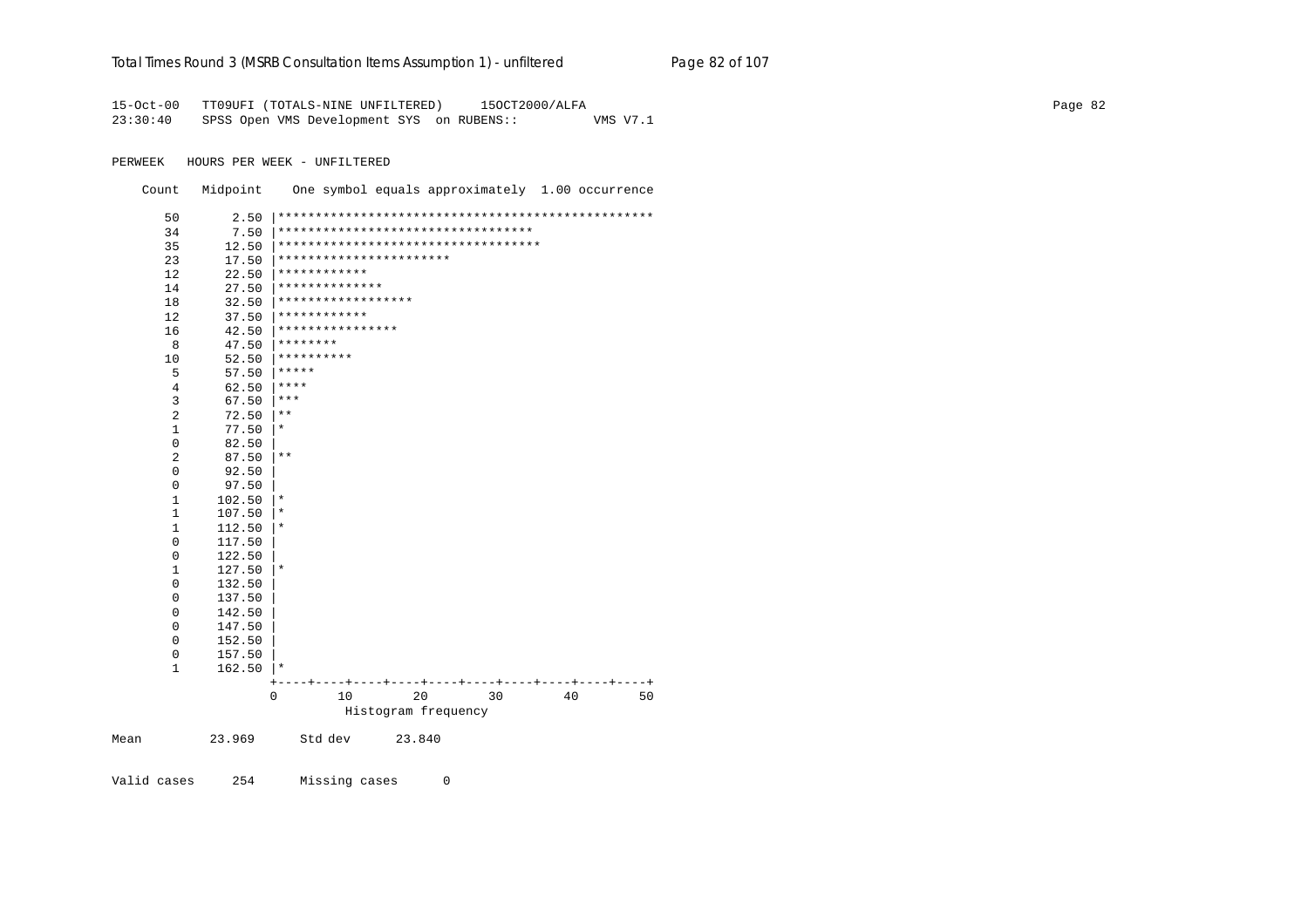```
15-Oct-00   TT09UFI (TOTALS-NINE UNFILTERED)     15OCT2000/ALFA
23:30:40    SPSS Open VMS Development SYS  on RUBENS::          VMS V7.1

PERWEEK   HOURS PER WEEK - UNFILTERED

    Count   Midpoint    One symbol equals approximately  1.00 occurrence

      50       2.50 |**************************************************
      34       7.50 |**********************************
      35      12.50 |***********************************
      23      17.50 |***********************
      12      22.50 |************
      14      27.50 |**************
      18      32.50 |******************
      12      37.50 |************
      16      42.50 |****************
       8      47.50 |********
      10      52.50 |**********
       5      57.50 |*****
       4      62.50 |****
       3      67.50 |***
       2      72.50 |**
       1      77.50 |*
       0      82.50 |
       2      87.50 |**
       0      92.50 |
       0      97.50 |
       1     102.50 |*
       1     107.50 |*
       1     112.50 |*
       0     117.50 |
       0     122.50 |
       1     127.50 |*
       0     132.50 |
       0     137.50 |
       0     142.50 |
       0     147.50 |
       0     152.50 |
       0     157.50 |
       1     162.50 |*
                    +----+----+----+----+----+----+----+----+----+----+
                    0        10        20        30        40        50
                                 Histogram frequency

Mean         23.969      Std dev      23.840


Valid cases     254      Missing cases      0
```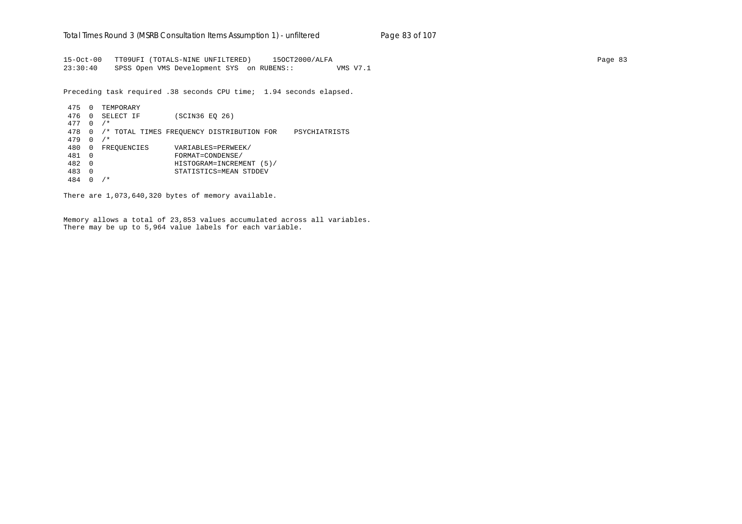```
15-Oct-00   TT09UFI (TOTALS-NINE UNFILTERED)     15OCT2000/ALFA
23:30:40    SPSS Open VMS Development SYS  on RUBENS::          VMS V7.1
```

Preceding task required .38 seconds CPU time;  1.94 seconds elapsed.

```
 475  0  TEMPORARY
 476  0  SELECT IF        (SCIN36 EQ 26)
 477  0  /*
 478  0  /* TOTAL TIMES FREQUENCY DISTRIBUTION FOR    PSYCHIATRISTS
 479  0  /*
 480  0  FREQUENCIES      VARIABLES=PERWEEK/
 481  0                   FORMAT=CONDENSE/
 482  0                   HISTOGRAM=INCREMENT (5)/
 483  0                   STATISTICS=MEAN STDDEV
 484  0  /*
```

There are 1,073,640,320 bytes of memory available.

Memory allows a total of 23,853 values accumulated across all variables.
There may be up to 5,964 value labels for each variable.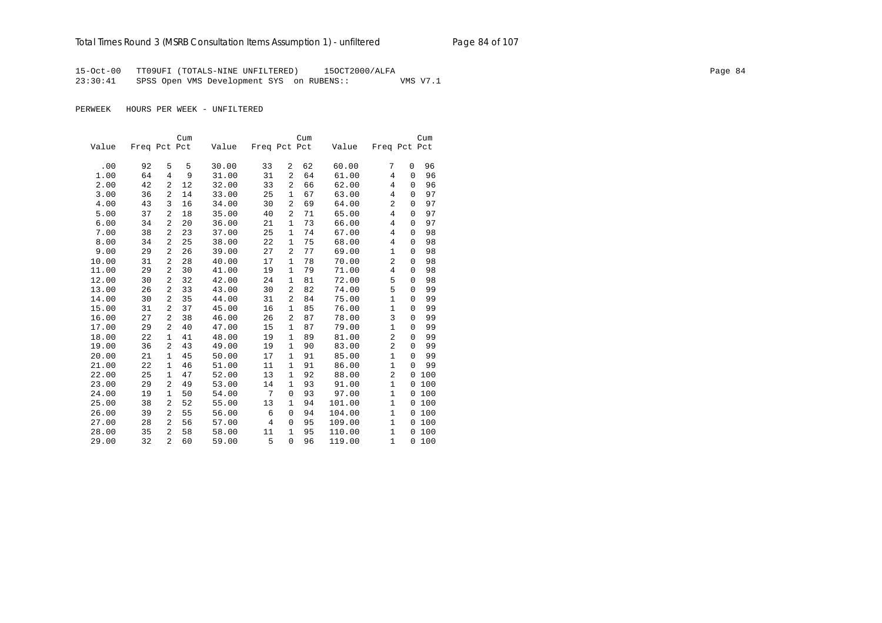15-Oct-00 TT09UFI (TOTALS-NINE UNFILTERED) 15OCT2000/ALFA
23:30:41 SPSS Open VMS Development SYS on RUBENS:: VMS V7.1

PERWEEK HOURS PER WEEK - UNFILTERED

| Value | Freq | Pct | Cum Pct | Value | Freq | Pct | Cum Pct | Value | Freq | Pct | Cum Pct |
|---|---|---|---|---|---|---|---|---|---|---|---|
| .00 | 92 | 5 | 5 | 30.00 | 33 | 2 | 62 | 60.00 | 7 | 0 | 96 |
| 1.00 | 64 | 4 | 9 | 31.00 | 31 | 2 | 64 | 61.00 | 4 | 0 | 96 |
| 2.00 | 42 | 2 | 12 | 32.00 | 33 | 2 | 66 | 62.00 | 4 | 0 | 96 |
| 3.00 | 36 | 2 | 14 | 33.00 | 25 | 1 | 67 | 63.00 | 4 | 0 | 97 |
| 4.00 | 43 | 3 | 16 | 34.00 | 30 | 2 | 69 | 64.00 | 2 | 0 | 97 |
| 5.00 | 37 | 2 | 18 | 35.00 | 40 | 2 | 71 | 65.00 | 4 | 0 | 97 |
| 6.00 | 34 | 2 | 20 | 36.00 | 21 | 1 | 73 | 66.00 | 4 | 0 | 97 |
| 7.00 | 38 | 2 | 23 | 37.00 | 25 | 1 | 74 | 67.00 | 4 | 0 | 98 |
| 8.00 | 34 | 2 | 25 | 38.00 | 22 | 1 | 75 | 68.00 | 4 | 0 | 98 |
| 9.00 | 29 | 2 | 26 | 39.00 | 27 | 2 | 77 | 69.00 | 1 | 0 | 98 |
| 10.00 | 31 | 2 | 28 | 40.00 | 17 | 1 | 78 | 70.00 | 2 | 0 | 98 |
| 11.00 | 29 | 2 | 30 | 41.00 | 19 | 1 | 79 | 71.00 | 4 | 0 | 98 |
| 12.00 | 30 | 2 | 32 | 42.00 | 24 | 1 | 81 | 72.00 | 5 | 0 | 98 |
| 13.00 | 26 | 2 | 33 | 43.00 | 30 | 2 | 82 | 74.00 | 5 | 0 | 99 |
| 14.00 | 30 | 2 | 35 | 44.00 | 31 | 2 | 84 | 75.00 | 1 | 0 | 99 |
| 15.00 | 31 | 2 | 37 | 45.00 | 16 | 1 | 85 | 76.00 | 1 | 0 | 99 |
| 16.00 | 27 | 2 | 38 | 46.00 | 26 | 2 | 87 | 78.00 | 3 | 0 | 99 |
| 17.00 | 29 | 2 | 40 | 47.00 | 15 | 1 | 87 | 79.00 | 1 | 0 | 99 |
| 18.00 | 22 | 1 | 41 | 48.00 | 19 | 1 | 89 | 81.00 | 2 | 0 | 99 |
| 19.00 | 36 | 2 | 43 | 49.00 | 19 | 1 | 90 | 83.00 | 2 | 0 | 99 |
| 20.00 | 21 | 1 | 45 | 50.00 | 17 | 1 | 91 | 85.00 | 1 | 0 | 99 |
| 21.00 | 22 | 1 | 46 | 51.00 | 11 | 1 | 91 | 86.00 | 1 | 0 | 99 |
| 22.00 | 25 | 1 | 47 | 52.00 | 13 | 1 | 92 | 88.00 | 2 | 0 | 100 |
| 23.00 | 29 | 2 | 49 | 53.00 | 14 | 1 | 93 | 91.00 | 1 | 0 | 100 |
| 24.00 | 19 | 1 | 50 | 54.00 | 7 | 0 | 93 | 97.00 | 1 | 0 | 100 |
| 25.00 | 38 | 2 | 52 | 55.00 | 13 | 1 | 94 | 101.00 | 1 | 0 | 100 |
| 26.00 | 39 | 2 | 55 | 56.00 | 6 | 0 | 94 | 104.00 | 1 | 0 | 100 |
| 27.00 | 28 | 2 | 56 | 57.00 | 4 | 0 | 95 | 109.00 | 1 | 0 | 100 |
| 28.00 | 35 | 2 | 58 | 58.00 | 11 | 1 | 95 | 110.00 | 1 | 0 | 100 |
| 29.00 | 32 | 2 | 60 | 59.00 | 5 | 0 | 96 | 119.00 | 1 | 0 | 100 |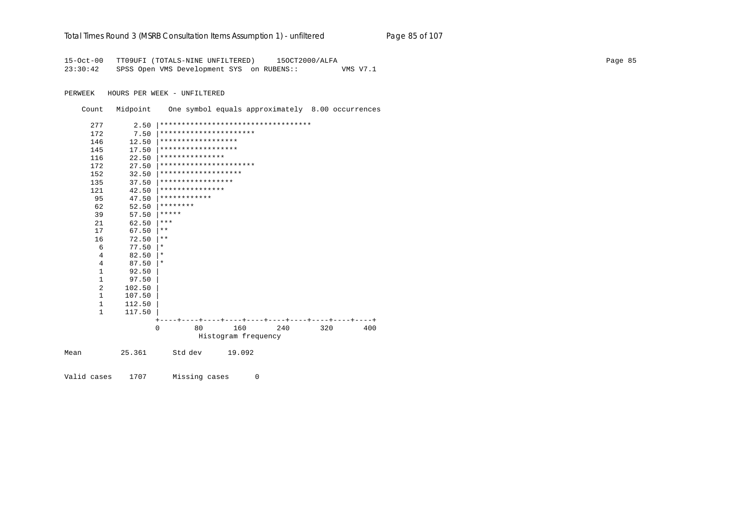```
15-Oct-00   TT09UFI (TOTALS-NINE UNFILTERED)     15OCT2000/ALFA
23:30:42    SPSS Open VMS Development SYS  on RUBENS::         VMS V7.1

PERWEEK   HOURS PER WEEK - UNFILTERED

    Count   Midpoint    One symbol equals approximately  8.00 occurrences

      277       2.50 |***********************************
      172       7.50 |**********************
      146      12.50 |******************
      145      17.50 |******************
      116      22.50 |***************
      172      27.50 |**********************
      152      32.50 |*******************
      135      37.50 |*****************
      121      42.50 |***************
       95      47.50 |************
       62      52.50 |********
       39      57.50 |*****
       21      62.50 |***
       17      67.50 |**
       16      72.50 |**
        6      77.50 |*
        4      82.50 |*
        4      87.50 |*
        1      92.50 |
        1      97.50 |
        2     102.50 |
        1     107.50 |
        1     112.50 |
        1     117.50 |
                     +----+----+----+----+----+----+----+----+----+----+
                     0        80       160       240       320       400
                               Histogram frequency

Mean         25.361      Std dev      19.092

Valid cases    1707      Missing cases      0
```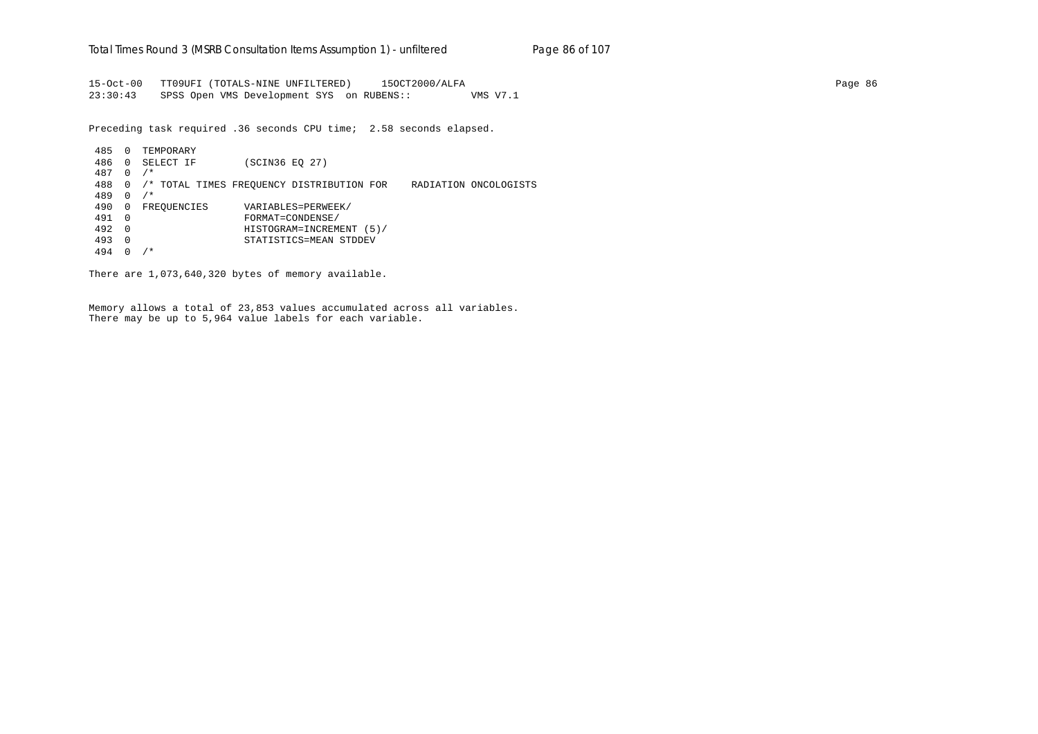```
15-Oct-00   TT09UFI (TOTALS-NINE UNFILTERED)     15OCT2000/ALFA                                                                    Page 86
23:30:43    SPSS Open VMS Development SYS  on RUBENS::          VMS V7.1

Preceding task required .36 seconds CPU time;  2.58 seconds elapsed.

 485  0  TEMPORARY
 486  0  SELECT IF        (SCIN36 EQ 27)
 487  0  /*
 488  0  /* TOTAL TIMES FREQUENCY DISTRIBUTION FOR    RADIATION ONCOLOGISTS
 489  0  /*
 490  0  FREQUENCIES      VARIABLES=PERWEEK/
 491  0                   FORMAT=CONDENSE/
 492  0                   HISTOGRAM=INCREMENT (5)/
 493  0                   STATISTICS=MEAN STDDEV
 494  0  /*

There are 1,073,640,320 bytes of memory available.


Memory allows a total of 23,853 values accumulated across all variables.
There may be up to 5,964 value labels for each variable.
```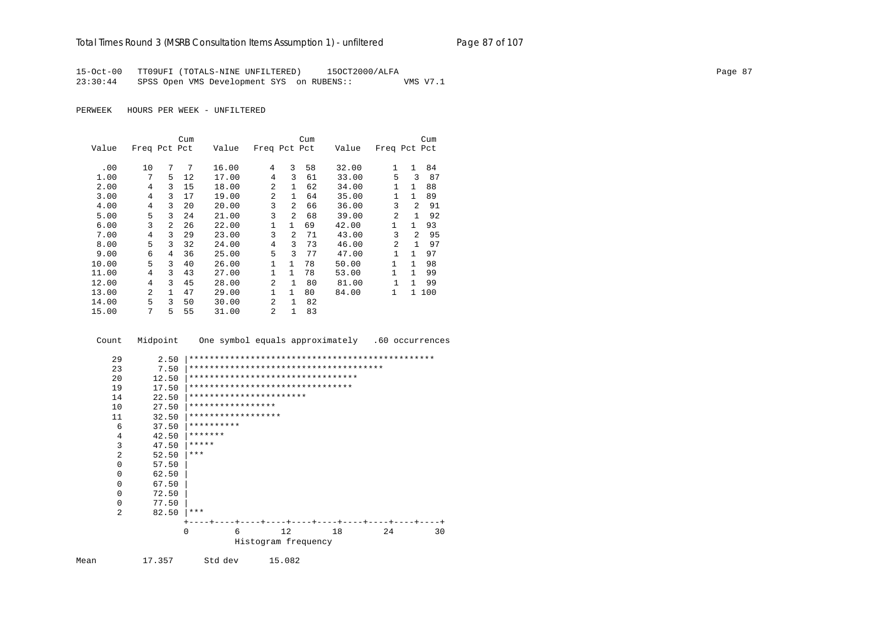15-Oct-00 TT09UFI (TOTALS-NINE UNFILTERED) 15OCT2000/ALFA
23:30:44 SPSS Open VMS Development SYS on RUBENS:: VMS V7.1

PERWEEK HOURS PER WEEK - UNFILTERED

| Value | Freq | Pct | Cum Pct | Value | Freq | Pct | Cum Pct | Value | Freq | Pct | Cum Pct |
|---|---|---|---|---|---|---|---|---|---|---|---|
| .00 | 10 | 7 | 7 | 16.00 | 4 | 3 | 58 | 32.00 | 1 | 1 | 84 |
| 1.00 | 7 | 5 | 12 | 17.00 | 4 | 3 | 61 | 33.00 | 5 | 3 | 87 |
| 2.00 | 4 | 3 | 15 | 18.00 | 2 | 1 | 62 | 34.00 | 1 | 1 | 88 |
| 3.00 | 4 | 3 | 17 | 19.00 | 2 | 1 | 64 | 35.00 | 1 | 1 | 89 |
| 4.00 | 4 | 3 | 20 | 20.00 | 3 | 2 | 66 | 36.00 | 3 | 2 | 91 |
| 5.00 | 5 | 3 | 24 | 21.00 | 3 | 2 | 68 | 39.00 | 2 | 1 | 92 |
| 6.00 | 3 | 2 | 26 | 22.00 | 1 | 1 | 69 | 42.00 | 1 | 1 | 93 |
| 7.00 | 4 | 3 | 29 | 23.00 | 3 | 2 | 71 | 43.00 | 3 | 2 | 95 |
| 8.00 | 5 | 3 | 32 | 24.00 | 4 | 3 | 73 | 46.00 | 2 | 1 | 97 |
| 9.00 | 6 | 4 | 36 | 25.00 | 5 | 3 | 77 | 47.00 | 1 | 1 | 97 |
| 10.00 | 5 | 3 | 40 | 26.00 | 1 | 1 | 78 | 50.00 | 1 | 1 | 98 |
| 11.00 | 4 | 3 | 43 | 27.00 | 1 | 1 | 78 | 53.00 | 1 | 1 | 99 |
| 12.00 | 4 | 3 | 45 | 28.00 | 2 | 1 | 80 | 81.00 | 1 | 1 | 99 |
| 13.00 | 2 | 1 | 47 | 29.00 | 1 | 1 | 80 | 84.00 | 1 | 1 | 100 |
| 14.00 | 5 | 3 | 50 | 30.00 | 2 | 1 | 82 | | | | |
| 15.00 | 7 | 5 | 55 | 31.00 | 2 | 1 | 83 | | | | |

```
Count   Midpoint    One symbol equals approximately   .60 occurrences

  29      2.50 |************************************************
  23      7.50 |**************************************
  20     12.50 |*********************************
  19     17.50 |********************************
  14     22.50 |***********************
  10     27.50 |*****************
  11     32.50 |******************
   6     37.50 |**********
   4     42.50 |*******
   3     47.50 |*****
   2     52.50 |***
   0     57.50 |
   0     62.50 |
   0     67.50 |
   0     72.50 |
   0     77.50 |
   2     82.50 |***
               +----+----+----+----+----+----+----+----+----+----+
               0         6        12        18        24        30
                         Histogram frequency
```

Mean 17.357 Std dev 15.082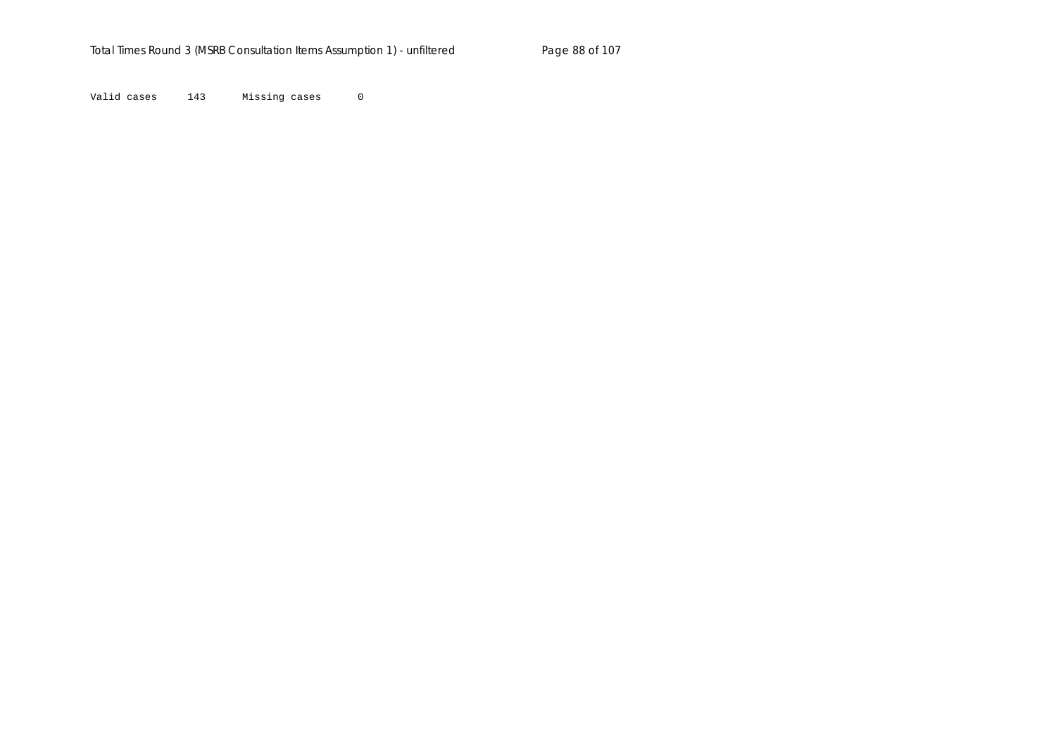Valid cases 143 Missing cases 0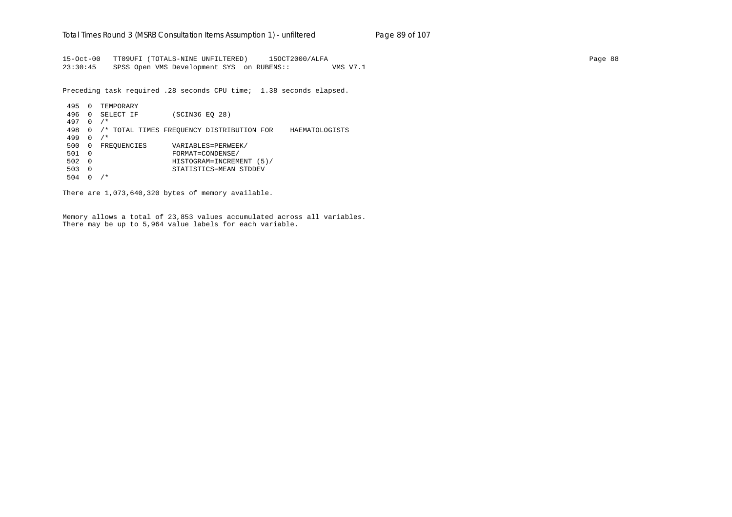15-Oct-00 TT09UFI (TOTALS-NINE UNFILTERED) 15OCT2000/ALFA
23:30:45 SPSS Open VMS Development SYS on RUBENS:: VMS V7.1

Preceding task required .28 seconds CPU time; 1.38 seconds elapsed.

```
 495  0  TEMPORARY
 496  0  SELECT IF        (SCIN36 EQ 28)
 497  0  /*
 498  0  /* TOTAL TIMES FREQUENCY DISTRIBUTION FOR    HAEMATOLOGISTS
 499  0  /*
 500  0  FREQUENCIES      VARIABLES=PERWEEK/
 501  0                   FORMAT=CONDENSE/
 502  0                   HISTOGRAM=INCREMENT (5)/
 503  0                   STATISTICS=MEAN STDDEV
 504  0  /*
```

There are 1,073,640,320 bytes of memory available.

Memory allows a total of 23,853 values accumulated across all variables.
There may be up to 5,964 value labels for each variable.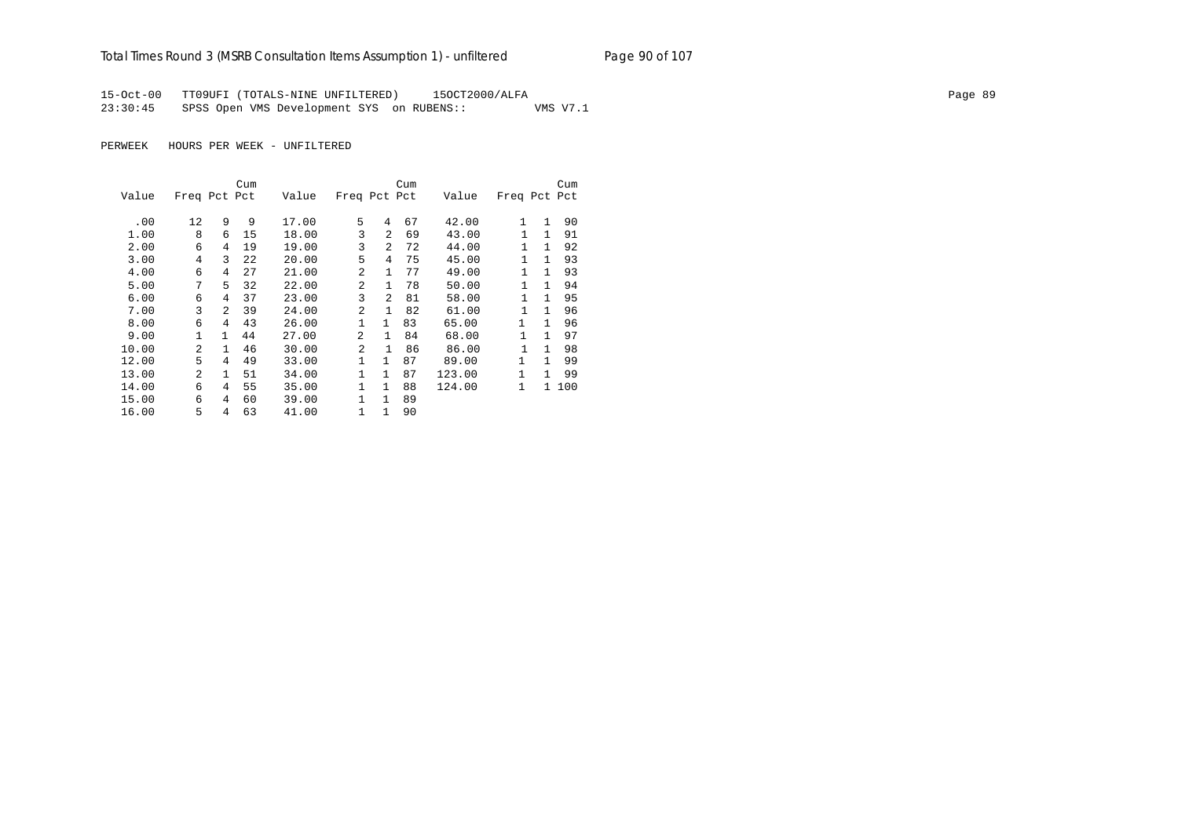15-Oct-00 TT09UFI (TOTALS-NINE UNFILTERED) 15OCT2000/ALFA
23:30:45 SPSS Open VMS Development SYS on RUBENS:: VMS V7.1

PERWEEK HOURS PER WEEK - UNFILTERED

| Value | Freq | Pct | Cum Pct | Value | Freq | Pct | Cum Pct | Value | Freq | Pct | Cum Pct |
|---|---|---|---|---|---|---|---|---|---|---|---|
| .00 | 12 | 9 | 9 | 17.00 | 5 | 4 | 67 | 42.00 | 1 | 1 | 90 |
| 1.00 | 8 | 6 | 15 | 18.00 | 3 | 2 | 69 | 43.00 | 1 | 1 | 91 |
| 2.00 | 6 | 4 | 19 | 19.00 | 3 | 2 | 72 | 44.00 | 1 | 1 | 92 |
| 3.00 | 4 | 3 | 22 | 20.00 | 5 | 4 | 75 | 45.00 | 1 | 1 | 93 |
| 4.00 | 6 | 4 | 27 | 21.00 | 2 | 1 | 77 | 49.00 | 1 | 1 | 93 |
| 5.00 | 7 | 5 | 32 | 22.00 | 2 | 1 | 78 | 50.00 | 1 | 1 | 94 |
| 6.00 | 6 | 4 | 37 | 23.00 | 3 | 2 | 81 | 58.00 | 1 | 1 | 95 |
| 7.00 | 3 | 2 | 39 | 24.00 | 2 | 1 | 82 | 61.00 | 1 | 1 | 96 |
| 8.00 | 6 | 4 | 43 | 26.00 | 1 | 1 | 83 | 65.00 | 1 | 1 | 96 |
| 9.00 | 1 | 1 | 44 | 27.00 | 2 | 1 | 84 | 68.00 | 1 | 1 | 97 |
| 10.00 | 2 | 1 | 46 | 30.00 | 2 | 1 | 86 | 86.00 | 1 | 1 | 98 |
| 12.00 | 5 | 4 | 49 | 33.00 | 1 | 1 | 87 | 89.00 | 1 | 1 | 99 |
| 13.00 | 2 | 1 | 51 | 34.00 | 1 | 1 | 87 | 123.00 | 1 | 1 | 99 |
| 14.00 | 6 | 4 | 55 | 35.00 | 1 | 1 | 88 | 124.00 | 1 | 1 | 100 |
| 15.00 | 6 | 4 | 60 | 39.00 | 1 | 1 | 89 | | | | |
| 16.00 | 5 | 4 | 63 | 41.00 | 1 | 1 | 90 | | | | |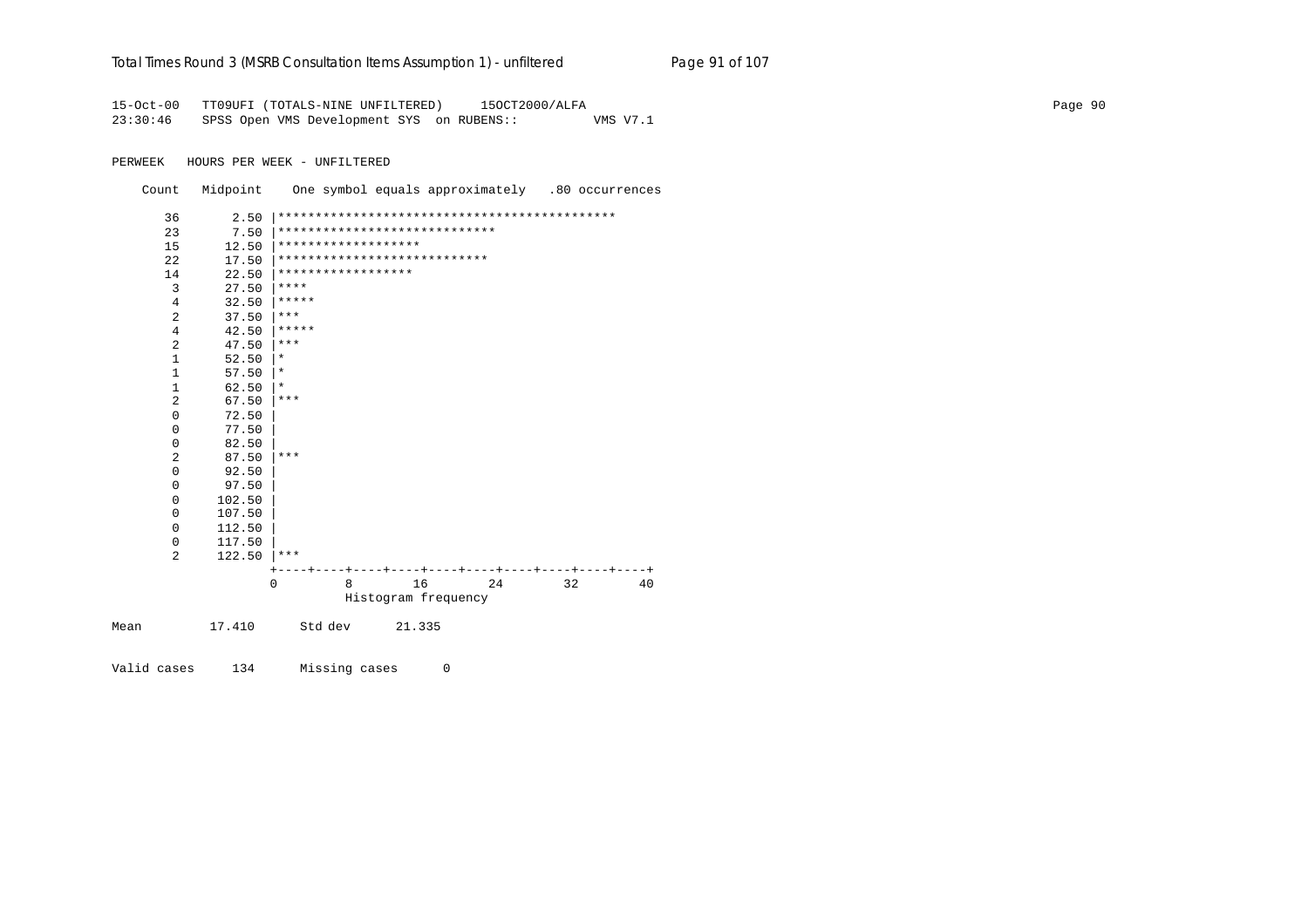```
15-Oct-00   TT09UFI (TOTALS-NINE UNFILTERED)     15OCT2000/ALFA
23:30:46    SPSS Open VMS Development SYS  on RUBENS::          VMS V7.1

PERWEEK   HOURS PER WEEK - UNFILTERED

    Count   Midpoint    One symbol equals approximately   .80 occurrences

       36       2.50 |*********************************************
       23       7.50 |*****************************
       15      12.50 |*******************
       22      17.50 |****************************
       14      22.50 |******************
        3      27.50 |****
        4      32.50 |*****
        2      37.50 |***
        4      42.50 |*****
        2      47.50 |***
        1      52.50 |*
        1      57.50 |*
        1      62.50 |*
        2      67.50 |***
        0      72.50 |
        0      77.50 |
        0      82.50 |
        2      87.50 |***
        0      92.50 |
        0      97.50 |
        0     102.50 |
        0     107.50 |
        0     112.50 |
        0     117.50 |
        2     122.50 |***
                     +----+----+----+----+----+----+----+----+----+----+
                     0         8        16        24        32        40
                               Histogram frequency

Mean         17.410      Std dev      21.335

Valid cases     134      Missing cases      0
```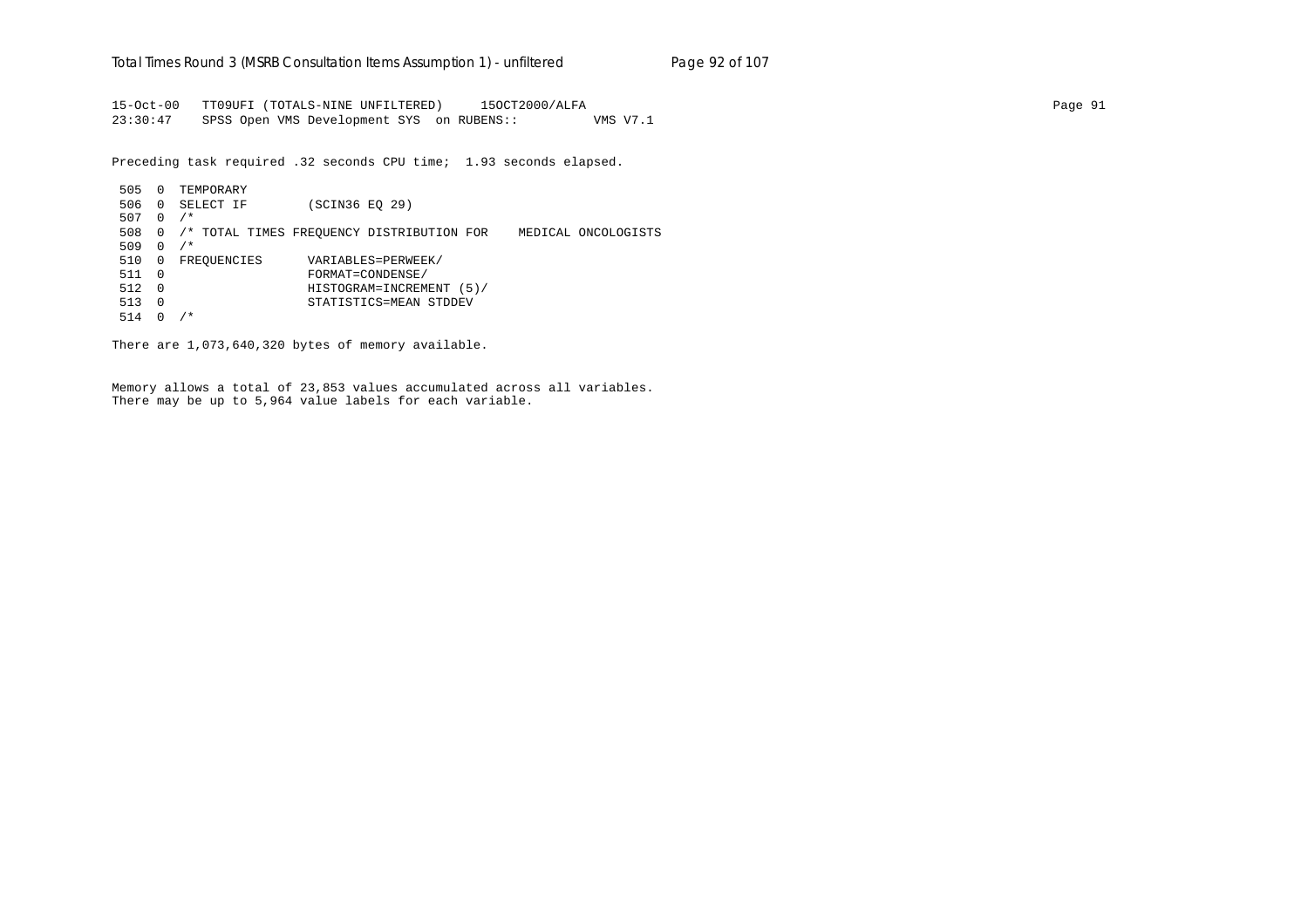```
15-Oct-00   TT09UFI (TOTALS-NINE UNFILTERED)     15OCT2000/ALFA                                                              Page 91
23:30:47    SPSS Open VMS Development SYS  on RUBENS::          VMS V7.1

Preceding task required .32 seconds CPU time;  1.93 seconds elapsed.

 505  0  TEMPORARY
 506  0  SELECT IF        (SCIN36 EQ 29)
 507  0  /*
 508  0  /* TOTAL TIMES FREQUENCY DISTRIBUTION FOR    MEDICAL ONCOLOGISTS
 509  0  /*
 510  0  FREQUENCIES      VARIABLES=PERWEEK/
 511  0                   FORMAT=CONDENSE/
 512  0                   HISTOGRAM=INCREMENT (5)/
 513  0                   STATISTICS=MEAN STDDEV
 514  0  /*

There are 1,073,640,320 bytes of memory available.

Memory allows a total of 23,853 values accumulated across all variables.
There may be up to 5,964 value labels for each variable.
```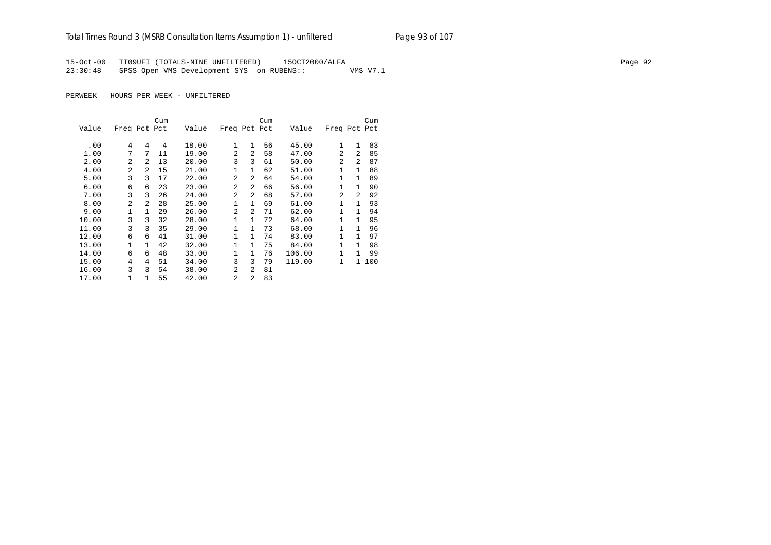15-Oct-00 TT09UFI (TOTALS-NINE UNFILTERED) 15OCT2000/ALFA
23:30:48 SPSS Open VMS Development SYS on RUBENS:: VMS V7.1

PERWEEK HOURS PER WEEK - UNFILTERED

| Value | Freq | Pct | Cum Pct | Value | Freq | Pct | Cum Pct | Value | Freq | Pct | Cum Pct |
|---|---|---|---|---|---|---|---|---|---|---|---|
| .00 | 4 | 4 | 4 | 18.00 | 1 | 1 | 56 | 45.00 | 1 | 1 | 83 |
| 1.00 | 7 | 7 | 11 | 19.00 | 2 | 2 | 58 | 47.00 | 2 | 2 | 85 |
| 2.00 | 2 | 2 | 13 | 20.00 | 3 | 3 | 61 | 50.00 | 2 | 2 | 87 |
| 4.00 | 2 | 2 | 15 | 21.00 | 1 | 1 | 62 | 51.00 | 1 | 1 | 88 |
| 5.00 | 3 | 3 | 17 | 22.00 | 2 | 2 | 64 | 54.00 | 1 | 1 | 89 |
| 6.00 | 6 | 6 | 23 | 23.00 | 2 | 2 | 66 | 56.00 | 1 | 1 | 90 |
| 7.00 | 3 | 3 | 26 | 24.00 | 2 | 2 | 68 | 57.00 | 2 | 2 | 92 |
| 8.00 | 2 | 2 | 28 | 25.00 | 1 | 1 | 69 | 61.00 | 1 | 1 | 93 |
| 9.00 | 1 | 1 | 29 | 26.00 | 2 | 2 | 71 | 62.00 | 1 | 1 | 94 |
| 10.00 | 3 | 3 | 32 | 28.00 | 1 | 1 | 72 | 64.00 | 1 | 1 | 95 |
| 11.00 | 3 | 3 | 35 | 29.00 | 1 | 1 | 73 | 68.00 | 1 | 1 | 96 |
| 12.00 | 6 | 6 | 41 | 31.00 | 1 | 1 | 74 | 83.00 | 1 | 1 | 97 |
| 13.00 | 1 | 1 | 42 | 32.00 | 1 | 1 | 75 | 84.00 | 1 | 1 | 98 |
| 14.00 | 6 | 6 | 48 | 33.00 | 1 | 1 | 76 | 106.00 | 1 | 1 | 99 |
| 15.00 | 4 | 4 | 51 | 34.00 | 3 | 3 | 79 | 119.00 | 1 | 1 | 100 |
| 16.00 | 3 | 3 | 54 | 38.00 | 2 | 2 | 81 | | | | |
| 17.00 | 1 | 1 | 55 | 42.00 | 2 | 2 | 83 | | | | |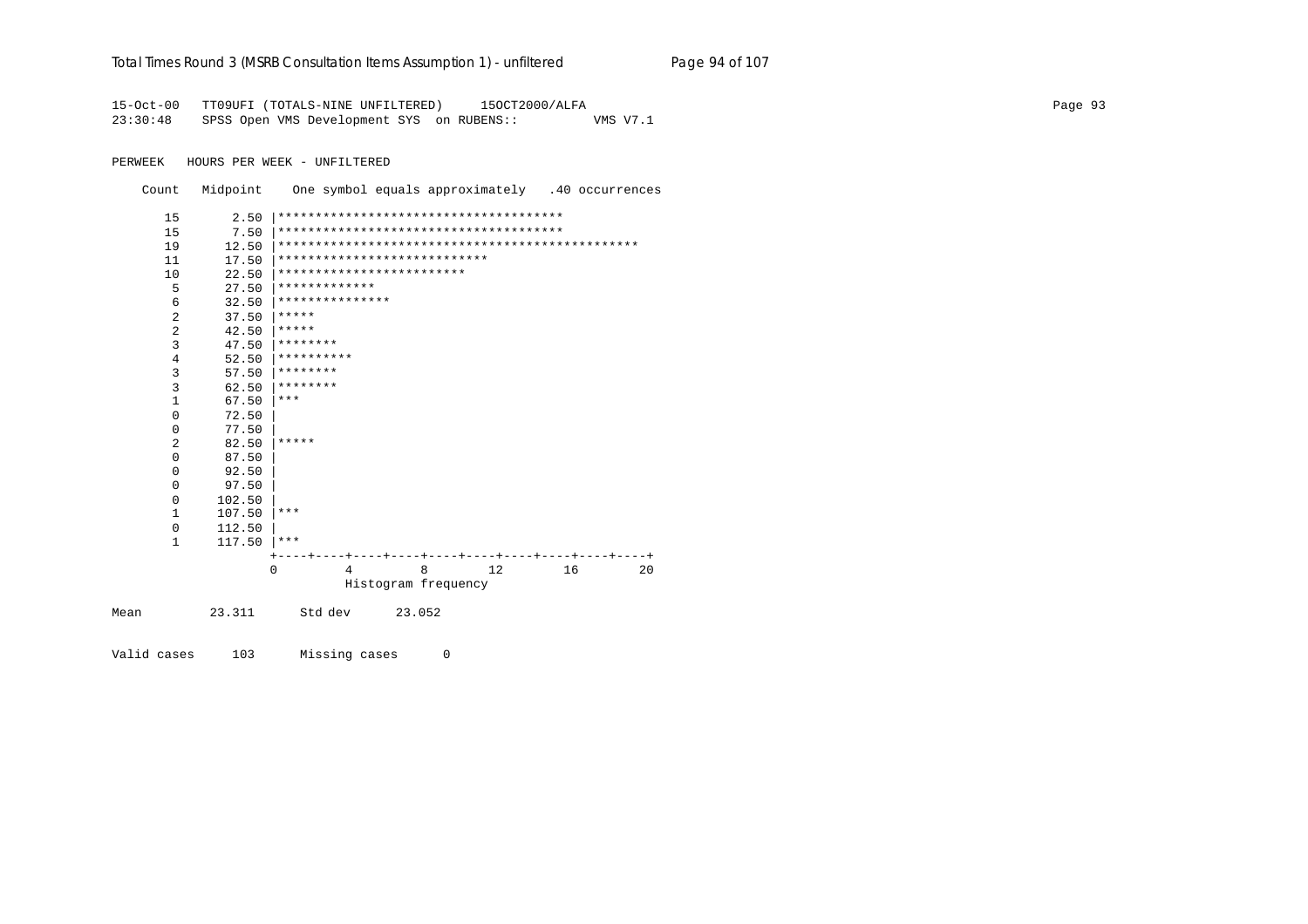```
15-Oct-00   TT09UFI (TOTALS-NINE UNFILTERED)     15OCT2000/ALFA
23:30:48    SPSS Open VMS Development SYS  on RUBENS::          VMS V7.1

PERWEEK   HOURS PER WEEK - UNFILTERED

    Count   Midpoint    One symbol equals approximately   .40 occurrences

      15       2.50 |**************************************
      15       7.50 |**************************************
      19      12.50 |************************************************
      11      17.50 |****************************
      10      22.50 |*************************
       5      27.50 |*************
       6      32.50 |***************
       2      37.50 |*****
       2      42.50 |*****
       3      47.50 |********
       4      52.50 |**********
       3      57.50 |********
       3      62.50 |********
       1      67.50 |***
       0      72.50 |
       0      77.50 |
       2      82.50 |*****
       0      87.50 |
       0      92.50 |
       0      97.50 |
       0     102.50 |
       1     107.50 |***
       0     112.50 |
       1     117.50 |***
                    +----+----+----+----+----+----+----+----+----+----+
                    0         4         8        12        16        20
                              Histogram frequency

Mean         23.311      Std dev      23.052

Valid cases     103      Missing cases      0
```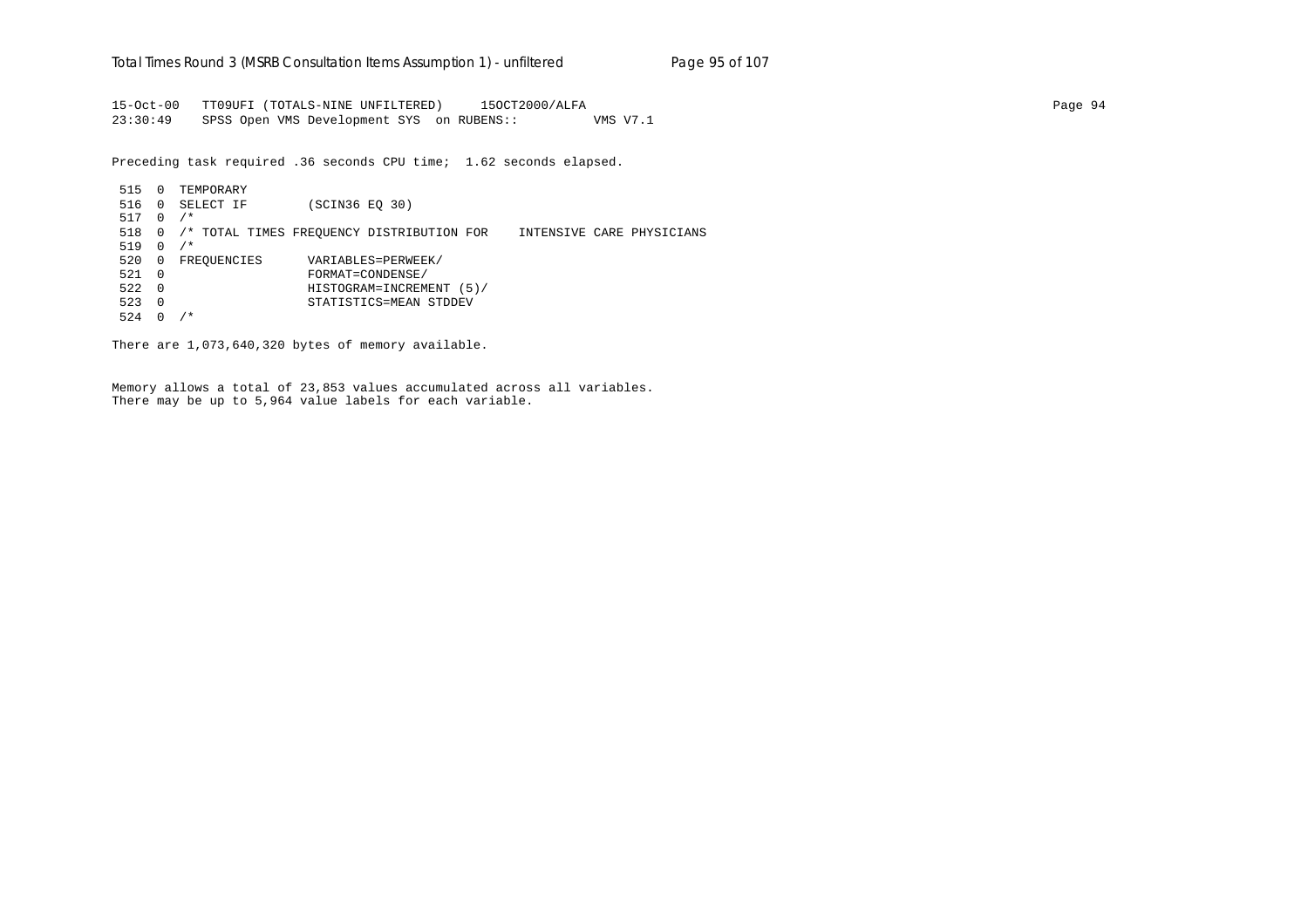```
15-Oct-00   TT09UFI (TOTALS-NINE UNFILTERED)     15OCT2000/ALFA
23:30:49    SPSS Open VMS Development SYS  on RUBENS::         VMS V7.1
```

Preceding task required .36 seconds CPU time;  1.62 seconds elapsed.

```
 515  0  TEMPORARY
 516  0  SELECT IF        (SCIN36 EQ 30)
 517  0  /*
 518  0  /* TOTAL TIMES FREQUENCY DISTRIBUTION FOR    INTENSIVE CARE PHYSICIANS
 519  0  /*
 520  0  FREQUENCIES      VARIABLES=PERWEEK/
 521  0                   FORMAT=CONDENSE/
 522  0                   HISTOGRAM=INCREMENT (5)/
 523  0                   STATISTICS=MEAN STDDEV
 524  0  /*
```

There are 1,073,640,320 bytes of memory available.

Memory allows a total of 23,853 values accumulated across all variables.
There may be up to 5,964 value labels for each variable.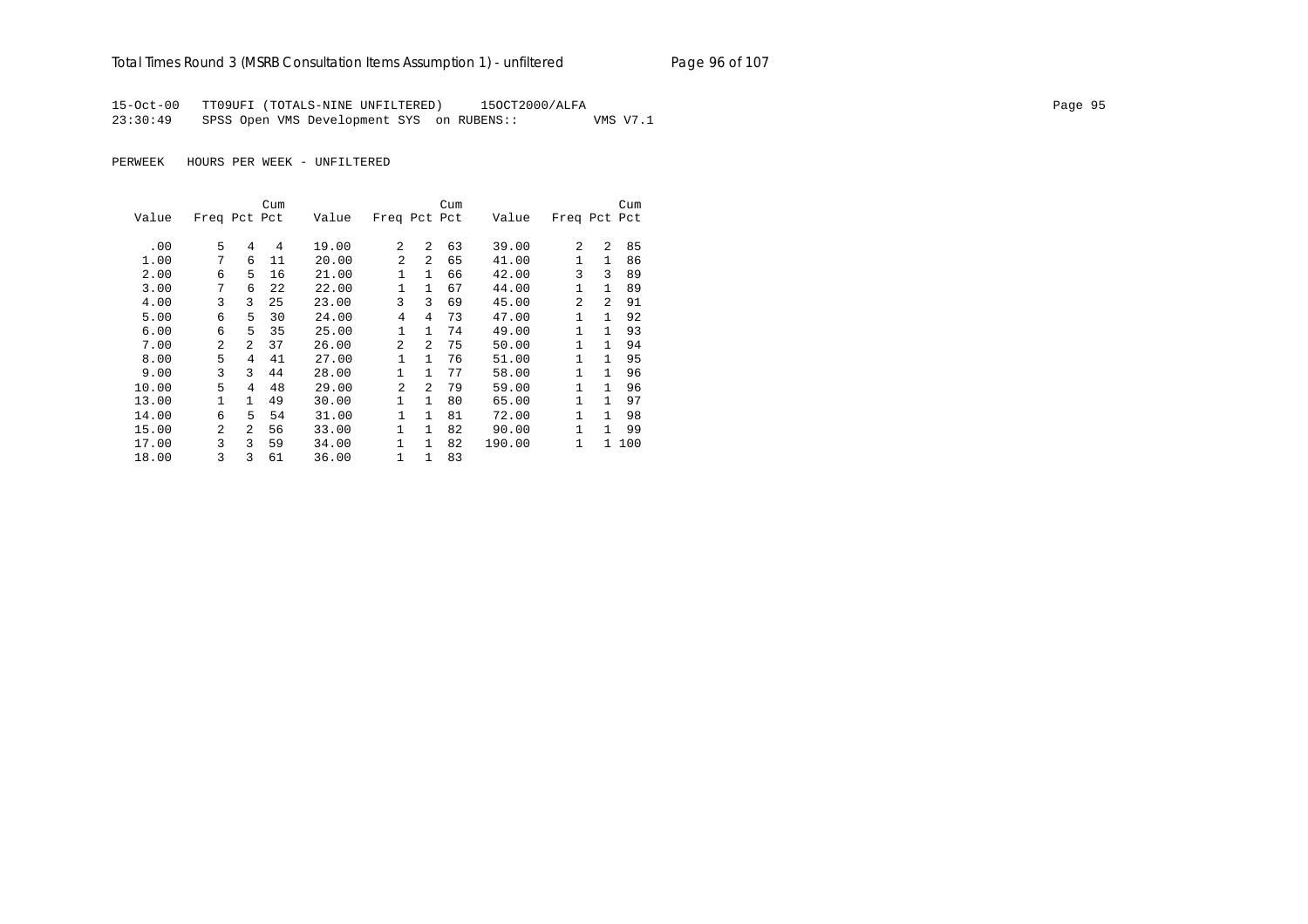15-Oct-00 TT09UFI (TOTALS-NINE UNFILTERED) 15OCT2000/ALFA
23:30:49 SPSS Open VMS Development SYS on RUBENS:: VMS V7.1

PERWEEK HOURS PER WEEK - UNFILTERED

| Value | Freq | Pct | Cum Pct | Value | Freq | Pct | Cum Pct | Value | Freq | Pct | Cum Pct |
|---|---|---|---|---|---|---|---|---|---|---|---|
| .00 | 5 | 4 | 4 | 19.00 | 2 | 2 | 63 | 39.00 | 2 | 2 | 85 |
| 1.00 | 7 | 6 | 11 | 20.00 | 2 | 2 | 65 | 41.00 | 1 | 1 | 86 |
| 2.00 | 6 | 5 | 16 | 21.00 | 1 | 1 | 66 | 42.00 | 3 | 3 | 89 |
| 3.00 | 7 | 6 | 22 | 22.00 | 1 | 1 | 67 | 44.00 | 1 | 1 | 89 |
| 4.00 | 3 | 3 | 25 | 23.00 | 3 | 3 | 69 | 45.00 | 2 | 2 | 91 |
| 5.00 | 6 | 5 | 30 | 24.00 | 4 | 4 | 73 | 47.00 | 1 | 1 | 92 |
| 6.00 | 6 | 5 | 35 | 25.00 | 1 | 1 | 74 | 49.00 | 1 | 1 | 93 |
| 7.00 | 2 | 2 | 37 | 26.00 | 2 | 2 | 75 | 50.00 | 1 | 1 | 94 |
| 8.00 | 5 | 4 | 41 | 27.00 | 1 | 1 | 76 | 51.00 | 1 | 1 | 95 |
| 9.00 | 3 | 3 | 44 | 28.00 | 1 | 1 | 77 | 58.00 | 1 | 1 | 96 |
| 10.00 | 5 | 4 | 48 | 29.00 | 2 | 2 | 79 | 59.00 | 1 | 1 | 96 |
| 13.00 | 1 | 1 | 49 | 30.00 | 1 | 1 | 80 | 65.00 | 1 | 1 | 97 |
| 14.00 | 6 | 5 | 54 | 31.00 | 1 | 1 | 81 | 72.00 | 1 | 1 | 98 |
| 15.00 | 2 | 2 | 56 | 33.00 | 1 | 1 | 82 | 90.00 | 1 | 1 | 99 |
| 17.00 | 3 | 3 | 59 | 34.00 | 1 | 1 | 82 | 190.00 | 1 | 1 | 100 |
| 18.00 | 3 | 3 | 61 | 36.00 | 1 | 1 | 83 | | | | |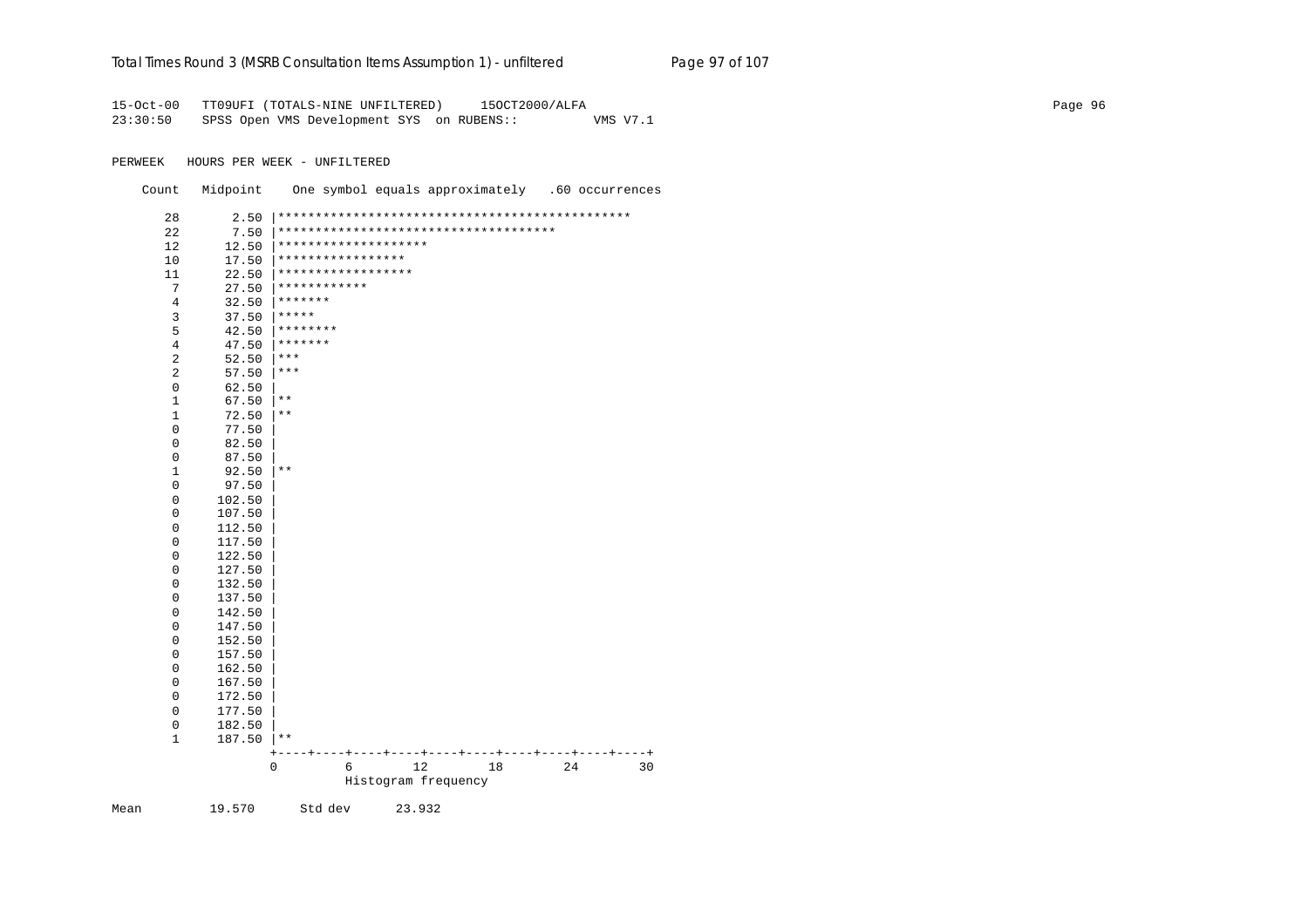```
15-Oct-00   TT09UFI (TOTALS-NINE UNFILTERED)     15OCT2000/ALFA
23:30:50    SPSS Open VMS Development SYS  on RUBENS::          VMS V7.1

PERWEEK   HOURS PER WEEK - UNFILTERED

    Count   Midpoint    One symbol equals approximately   .60 occurrences

      28       2.50 |***********************************************
      22       7.50 |*************************************
      12      12.50 |********************
      10      17.50 |*****************
      11      22.50 |******************
       7      27.50 |************
       4      32.50 |*******
       3      37.50 |*****
       5      42.50 |********
       4      47.50 |*******
       2      52.50 |***
       2      57.50 |***
       0      62.50 |
       1      67.50 |**
       1      72.50 |**
       0      77.50 |
       0      82.50 |
       0      87.50 |
       1      92.50 |**
       0      97.50 |
       0     102.50 |
       0     107.50 |
       0     112.50 |
       0     117.50 |
       0     122.50 |
       0     127.50 |
       0     132.50 |
       0     137.50 |
       0     142.50 |
       0     147.50 |
       0     152.50 |
       0     157.50 |
       0     162.50 |
       0     167.50 |
       0     172.50 |
       0     177.50 |
       0     182.50 |
       1     187.50 |**
                    +----+----+----+----+----+----+----+----+----+----+
                    0         6        12        18        24        30
                              Histogram frequency

Mean         19.570      Std dev      23.932
```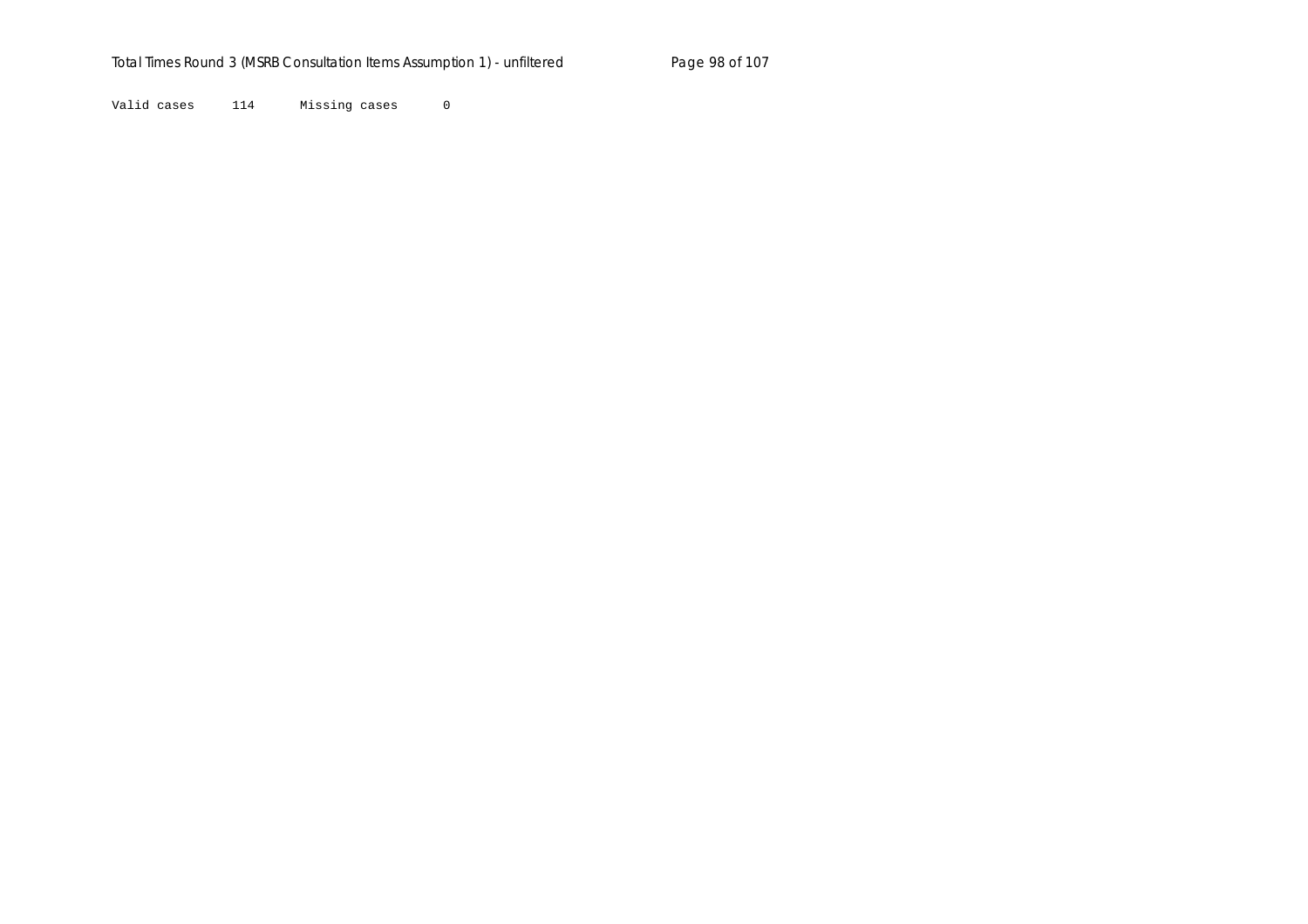Valid cases 114 Missing cases 0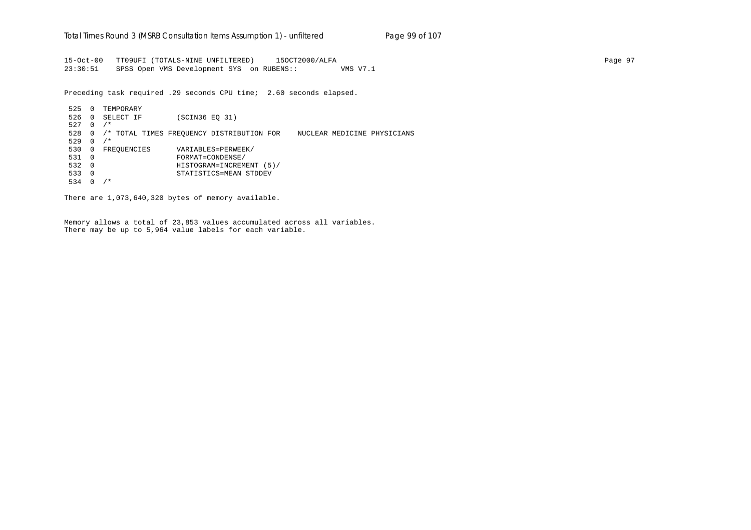```
15-Oct-00   TT09UFI (TOTALS-NINE UNFILTERED)     15OCT2000/ALFA                                                                                    Page 97
23:30:51    SPSS Open VMS Development SYS  on RUBENS::          VMS V7.1

Preceding task required .29 seconds CPU time;  2.60 seconds elapsed.

 525  0  TEMPORARY
 526  0  SELECT IF        (SCIN36 EQ 31)
 527  0  /*
 528  0  /* TOTAL TIMES FREQUENCY DISTRIBUTION FOR    NUCLEAR MEDICINE PHYSICIANS
 529  0  /*
 530  0  FREQUENCIES      VARIABLES=PERWEEK/
 531  0                   FORMAT=CONDENSE/
 532  0                   HISTOGRAM=INCREMENT (5)/
 533  0                   STATISTICS=MEAN STDDEV
 534  0  /*

There are 1,073,640,320 bytes of memory available.


Memory allows a total of 23,853 values accumulated across all variables.
There may be up to 5,964 value labels for each variable.
```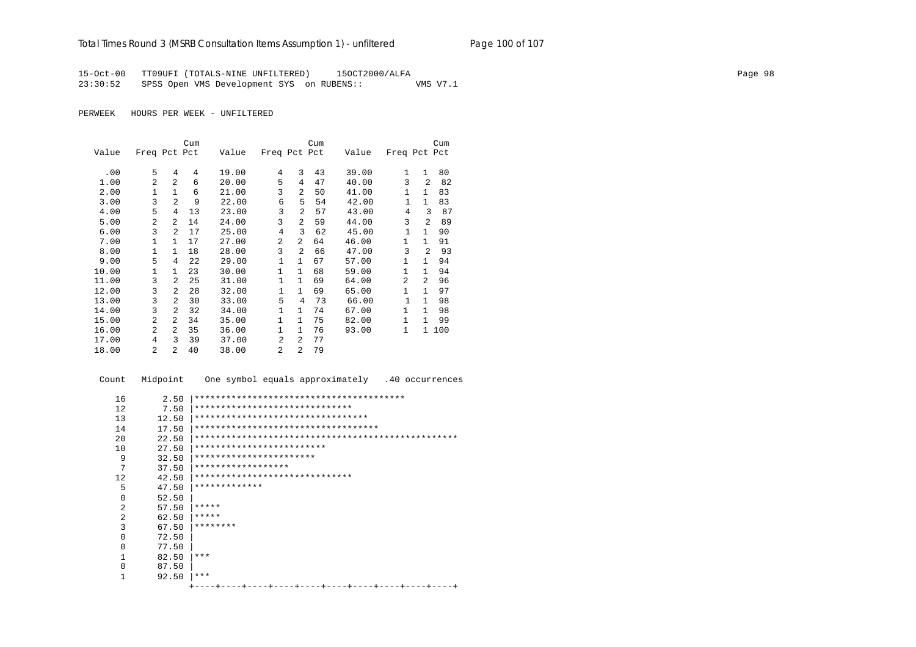```
15-Oct-00   TT09UFI (TOTALS-NINE UNFILTERED)     15OCT2000/ALFA
23:30:52    SPSS Open VMS Development SYS  on RUBENS::          VMS V7.1
```

PERWEEK   HOURS PER WEEK - UNFILTERED

| Value | Freq | Pct | Cum Pct | Value | Freq | Pct | Cum Pct | Value | Freq | Pct | Cum Pct |
|---|---|---|---|---|---|---|---|---|---|---|---|
| .00 | 5 | 4 | 4 | 19.00 | 4 | 3 | 43 | 39.00 | 1 | 1 | 80 |
| 1.00 | 2 | 2 | 6 | 20.00 | 5 | 4 | 47 | 40.00 | 3 | 2 | 82 |
| 2.00 | 1 | 1 | 6 | 21.00 | 3 | 2 | 50 | 41.00 | 1 | 1 | 83 |
| 3.00 | 3 | 2 | 9 | 22.00 | 6 | 5 | 54 | 42.00 | 1 | 1 | 83 |
| 4.00 | 5 | 4 | 13 | 23.00 | 3 | 2 | 57 | 43.00 | 4 | 3 | 87 |
| 5.00 | 2 | 2 | 14 | 24.00 | 3 | 2 | 59 | 44.00 | 3 | 2 | 89 |
| 6.00 | 3 | 2 | 17 | 25.00 | 4 | 3 | 62 | 45.00 | 1 | 1 | 90 |
| 7.00 | 1 | 1 | 17 | 27.00 | 2 | 2 | 64 | 46.00 | 1 | 1 | 91 |
| 8.00 | 1 | 1 | 18 | 28.00 | 3 | 2 | 66 | 47.00 | 3 | 2 | 93 |
| 9.00 | 5 | 4 | 22 | 29.00 | 1 | 1 | 67 | 57.00 | 1 | 1 | 94 |
| 10.00 | 1 | 1 | 23 | 30.00 | 1 | 1 | 68 | 59.00 | 1 | 1 | 94 |
| 11.00 | 3 | 2 | 25 | 31.00 | 1 | 1 | 69 | 64.00 | 2 | 2 | 96 |
| 12.00 | 3 | 2 | 28 | 32.00 | 1 | 1 | 69 | 65.00 | 1 | 1 | 97 |
| 13.00 | 3 | 2 | 30 | 33.00 | 5 | 4 | 73 | 66.00 | 1 | 1 | 98 |
| 14.00 | 3 | 2 | 32 | 34.00 | 1 | 1 | 74 | 67.00 | 1 | 1 | 98 |
| 15.00 | 2 | 2 | 34 | 35.00 | 1 | 1 | 75 | 82.00 | 1 | 1 | 99 |
| 16.00 | 2 | 2 | 35 | 36.00 | 1 | 1 | 76 | 93.00 | 1 | 1 | 100 |
| 17.00 | 4 | 3 | 39 | 37.00 | 2 | 2 | 77 | | | | |
| 18.00 | 2 | 2 | 40 | 38.00 | 2 | 2 | 79 | | | | |

```
 Count   Midpoint    One symbol equals approximately   .40 occurrences

   16       2.50 |****************************************
   12       7.50 |******************************
   13      12.50 |*********************************
   14      17.50 |***********************************
   20      22.50 |**************************************************
   10      27.50 |*************************
    9      32.50 |***********************
    7      37.50 |******************
   12      42.50 |******************************
    5      47.50 |*************
    0      52.50 |
    2      57.50 |*****
    2      62.50 |*****
    3      67.50 |********
    0      72.50 |
    0      77.50 |
    1      82.50 |***
    0      87.50 |
    1      92.50 |***
                 +----+----+----+----+----+----+----+----+----+----+
```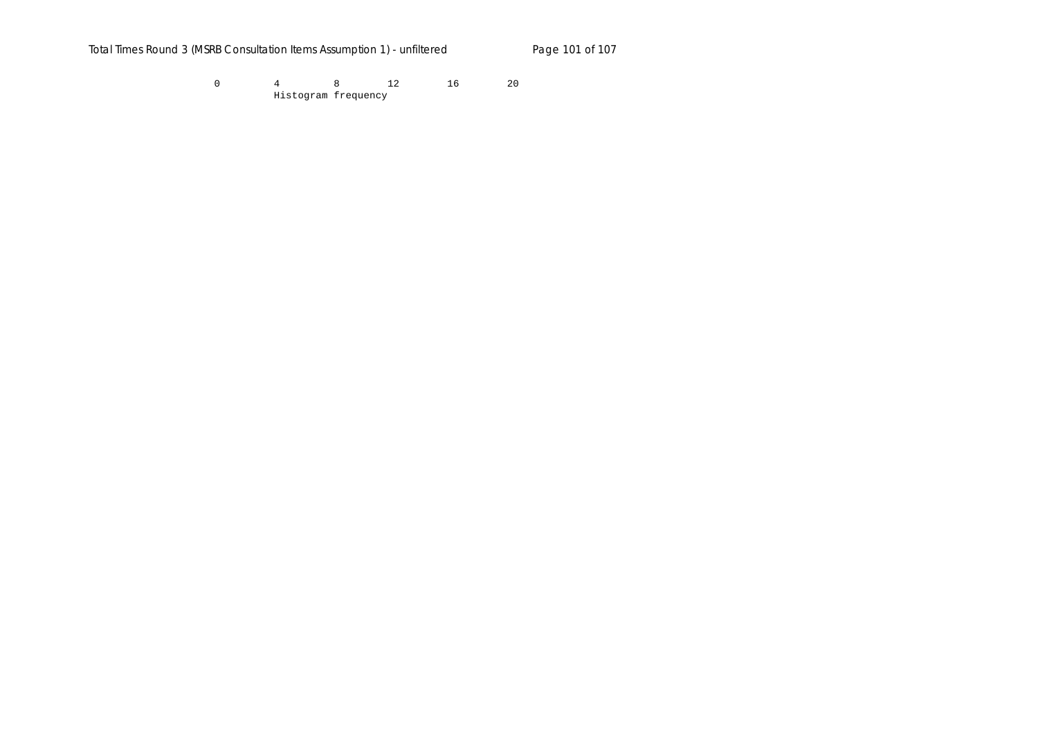0 4 8 12 16 20

Histogram frequency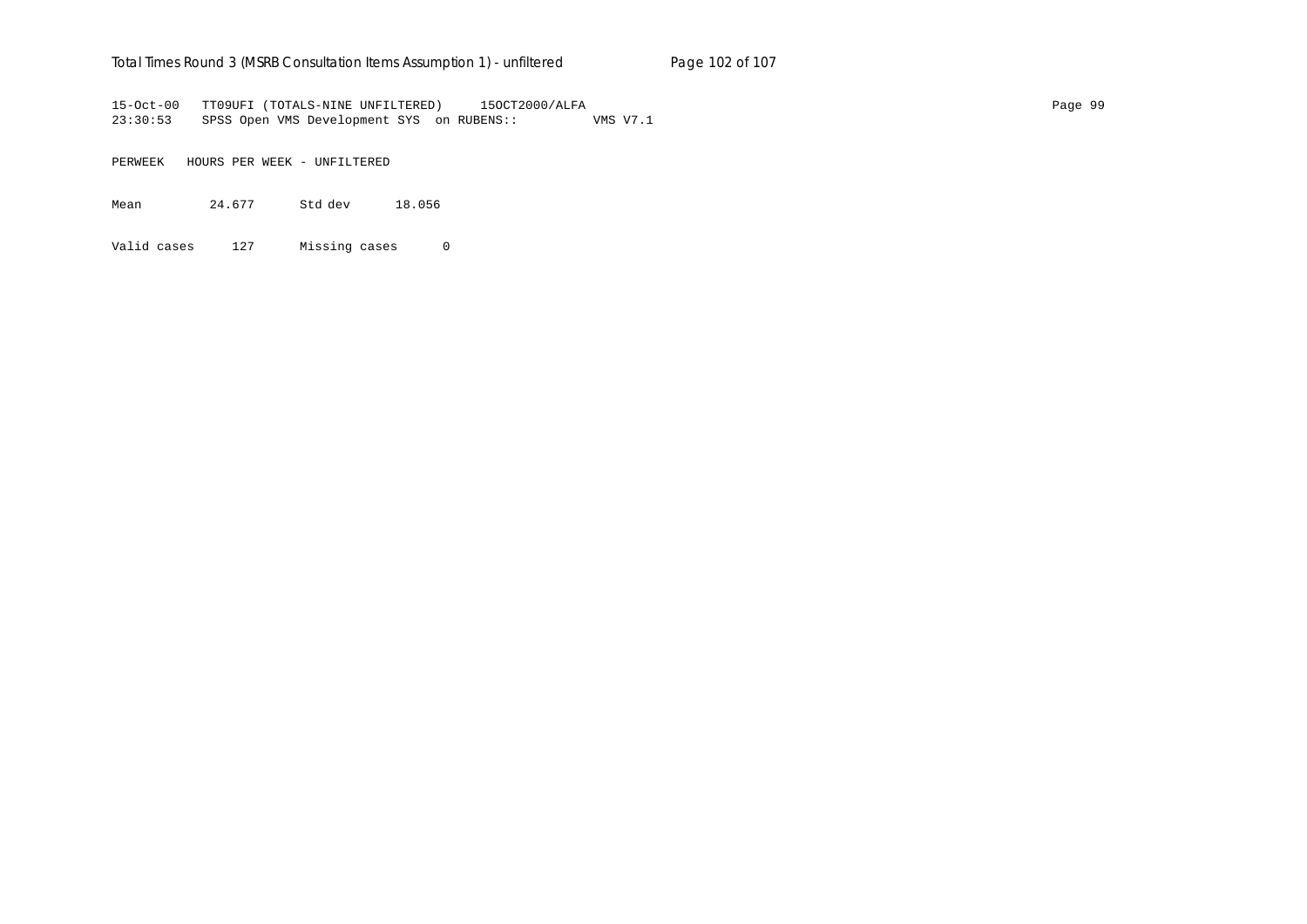```
15-Oct-00   TT09UFI (TOTALS-NINE UNFILTERED)     15OCT2000/ALFA
23:30:53    SPSS Open VMS Development SYS  on RUBENS::          VMS V7.1

PERWEEK   HOURS PER WEEK - UNFILTERED

Mean          24.677      Std dev      18.056

Valid cases     127      Missing cases      0
```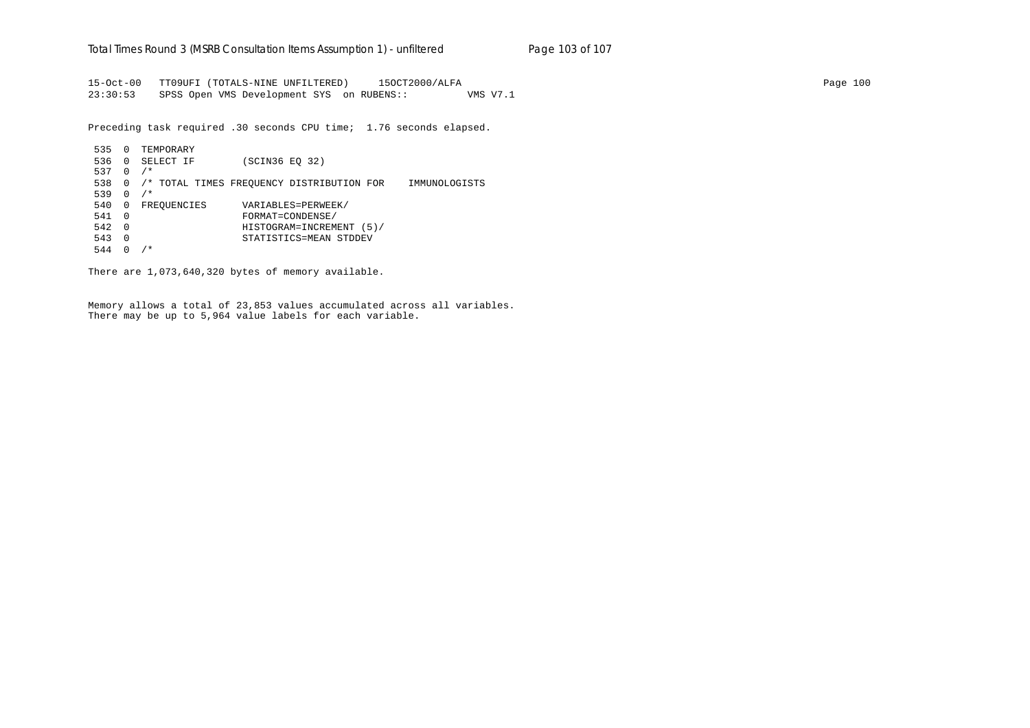15-Oct-00   TT09UFI (TOTALS-NINE UNFILTERED)     15OCT2000/ALFA
23:30:53    SPSS Open VMS Development SYS  on RUBENS::          VMS V7.1

Preceding task required .30 seconds CPU time;  1.76 seconds elapsed.

```
 535  0  TEMPORARY
 536  0  SELECT IF        (SCIN36 EQ 32)
 537  0  /*
 538  0  /* TOTAL TIMES FREQUENCY DISTRIBUTION FOR    IMMUNOLOGISTS
 539  0  /*
 540  0  FREQUENCIES      VARIABLES=PERWEEK/
 541  0                   FORMAT=CONDENSE/
 542  0                   HISTOGRAM=INCREMENT (5)/
 543  0                   STATISTICS=MEAN STDDEV
 544  0  /*
```

There are 1,073,640,320 bytes of memory available.

Memory allows a total of 23,853 values accumulated across all variables.
There may be up to 5,964 value labels for each variable.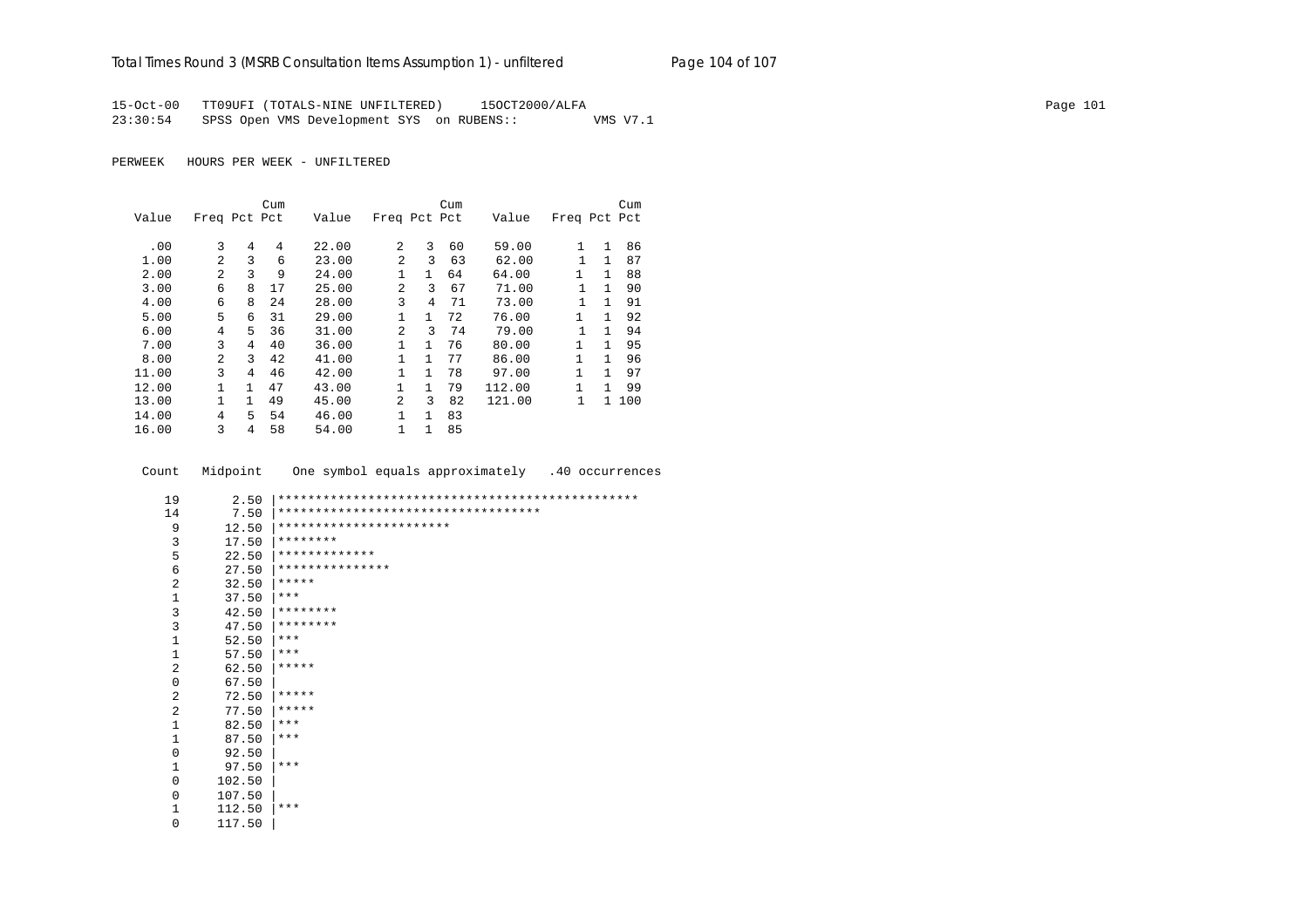15-Oct-00 TT09UFI (TOTALS-NINE UNFILTERED) 15OCT2000/ALFA
23:30:54 SPSS Open VMS Development SYS on RUBENS:: VMS V7.1

PERWEEK HOURS PER WEEK - UNFILTERED

| Value | Freq | Pct | Cum Pct | Value | Freq | Pct | Cum Pct | Value | Freq | Pct | Cum Pct |
|---|---|---|---|---|---|---|---|---|---|---|---|
| .00 | 3 | 4 | 4 | 22.00 | 2 | 3 | 60 | 59.00 | 1 | 1 | 86 |
| 1.00 | 2 | 3 | 6 | 23.00 | 2 | 3 | 63 | 62.00 | 1 | 1 | 87 |
| 2.00 | 2 | 3 | 9 | 24.00 | 1 | 1 | 64 | 64.00 | 1 | 1 | 88 |
| 3.00 | 6 | 8 | 17 | 25.00 | 2 | 3 | 67 | 71.00 | 1 | 1 | 90 |
| 4.00 | 6 | 8 | 24 | 28.00 | 3 | 4 | 71 | 73.00 | 1 | 1 | 91 |
| 5.00 | 5 | 6 | 31 | 29.00 | 1 | 1 | 72 | 76.00 | 1 | 1 | 92 |
| 6.00 | 4 | 5 | 36 | 31.00 | 2 | 3 | 74 | 79.00 | 1 | 1 | 94 |
| 7.00 | 3 | 4 | 40 | 36.00 | 1 | 1 | 76 | 80.00 | 1 | 1 | 95 |
| 8.00 | 2 | 3 | 42 | 41.00 | 1 | 1 | 77 | 86.00 | 1 | 1 | 96 |
| 11.00 | 3 | 4 | 46 | 42.00 | 1 | 1 | 78 | 97.00 | 1 | 1 | 97 |
| 12.00 | 1 | 1 | 47 | 43.00 | 1 | 1 | 79 | 112.00 | 1 | 1 | 99 |
| 13.00 | 1 | 1 | 49 | 45.00 | 2 | 3 | 82 | 121.00 | 1 | 1 | 100 |
| 14.00 | 4 | 5 | 54 | 46.00 | 1 | 1 | 83 | | | | |
| 16.00 | 3 | 4 | 58 | 54.00 | 1 | 1 | 85 | | | | |

```
 Count   Midpoint    One symbol equals approximately   .40 occurrences

    19       2.50 |***********************************************
    14       7.50 |***********************************
     9      12.50 |***********************
     3      17.50 |********
     5      22.50 |*************
     6      27.50 |***************
     2      32.50 |*****
     1      37.50 |***
     3      42.50 |********
     3      47.50 |********
     1      52.50 |***
     1      57.50 |***
     2      62.50 |*****
     0      67.50 |
     2      72.50 |*****
     2      77.50 |*****
     1      82.50 |***
     1      87.50 |***
     0      92.50 |
     1      97.50 |***
     0     102.50 |
     0     107.50 |
     1     112.50 |***
     0     117.50 |
```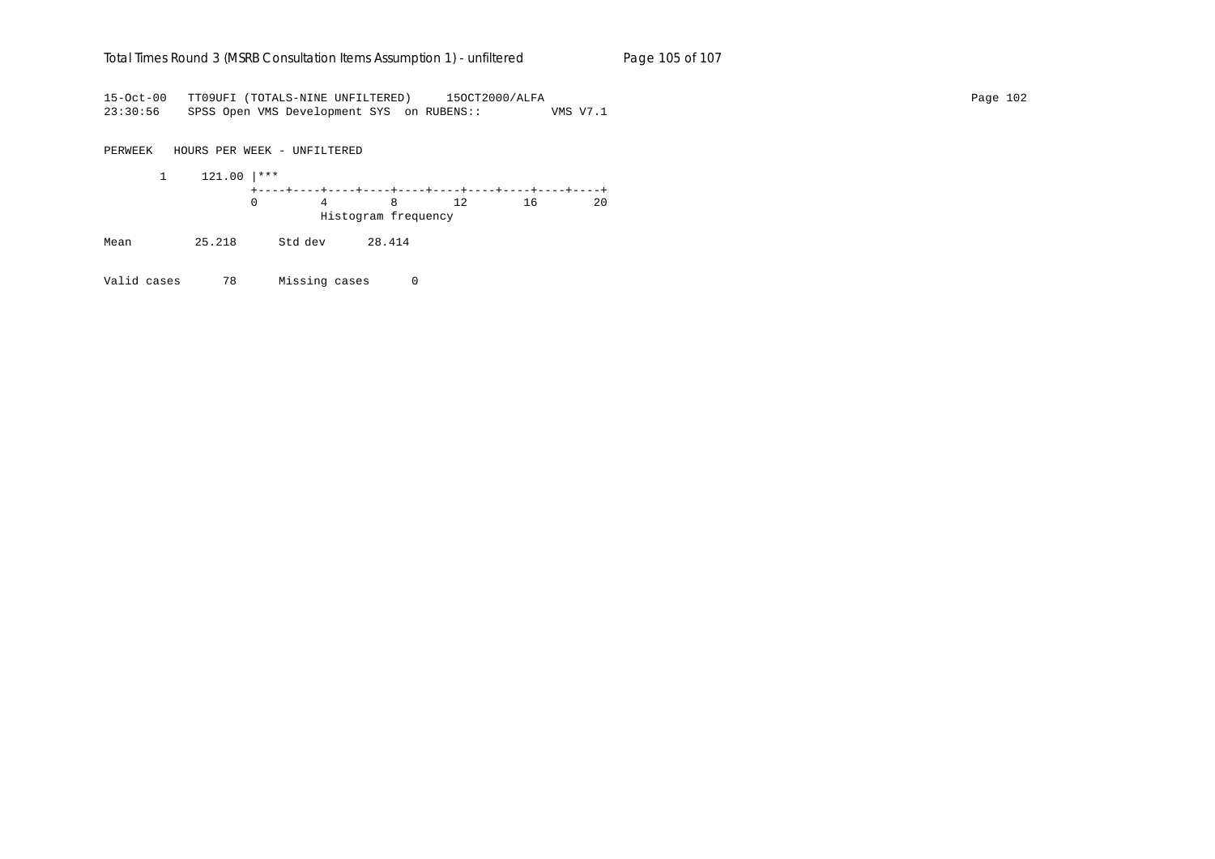```
15-Oct-00   TT09UFI (TOTALS-NINE UNFILTERED)     15OCT2000/ALFA
23:30:56    SPSS Open VMS Development SYS  on RUBENS::          VMS V7.1

PERWEEK   HOURS PER WEEK - UNFILTERED

       1     121.00 |***
                    +----+----+----+----+----+----+----+----+----+----+
                    0         4         8        12        16        20
                              Histogram frequency

Mean         25.218      Std dev      28.414

Valid cases      78      Missing cases      0
```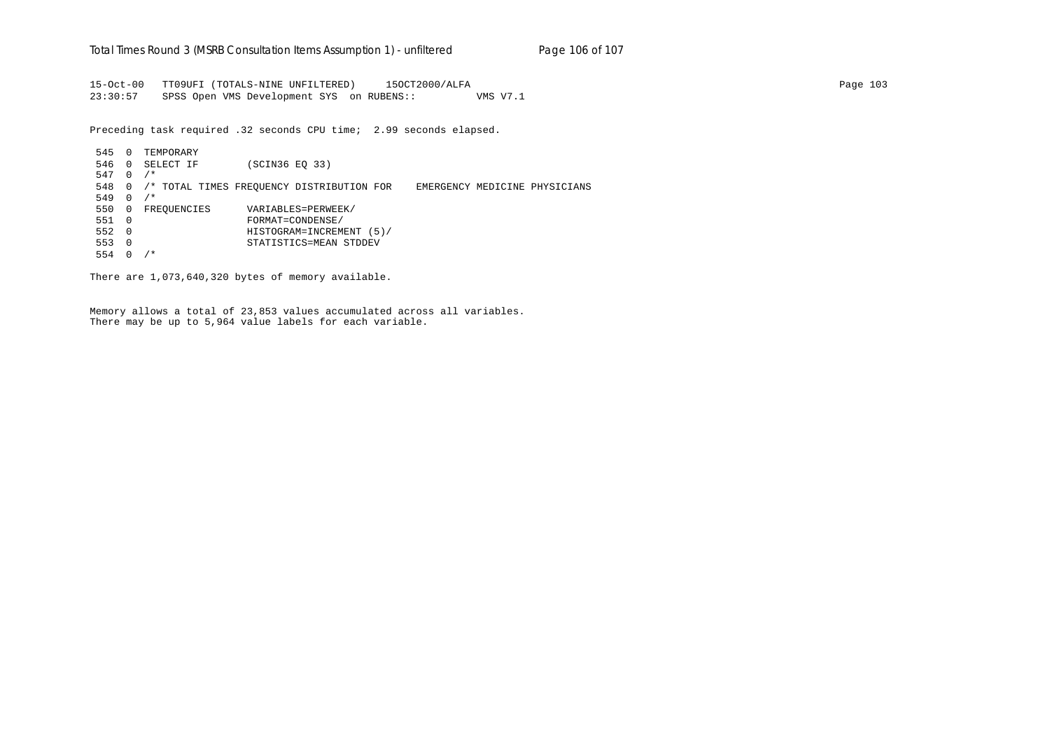```
15-Oct-00   TT09UFI (TOTALS-NINE UNFILTERED)     15OCT2000/ALFA
23:30:57    SPSS Open VMS Development SYS  on RUBENS::          VMS V7.1

Preceding task required .32 seconds CPU time;  2.99 seconds elapsed.

 545  0  TEMPORARY
 546  0  SELECT IF        (SCIN36 EQ 33)
 547  0  /*
 548  0  /* TOTAL TIMES FREQUENCY DISTRIBUTION FOR    EMERGENCY MEDICINE PHYSICIANS
 549  0  /*
 550  0  FREQUENCIES      VARIABLES=PERWEEK/
 551  0                   FORMAT=CONDENSE/
 552  0                   HISTOGRAM=INCREMENT (5)/
 553  0                   STATISTICS=MEAN STDDEV
 554  0  /*

There are 1,073,640,320 bytes of memory available.


Memory allows a total of 23,853 values accumulated across all variables.
There may be up to 5,964 value labels for each variable.
```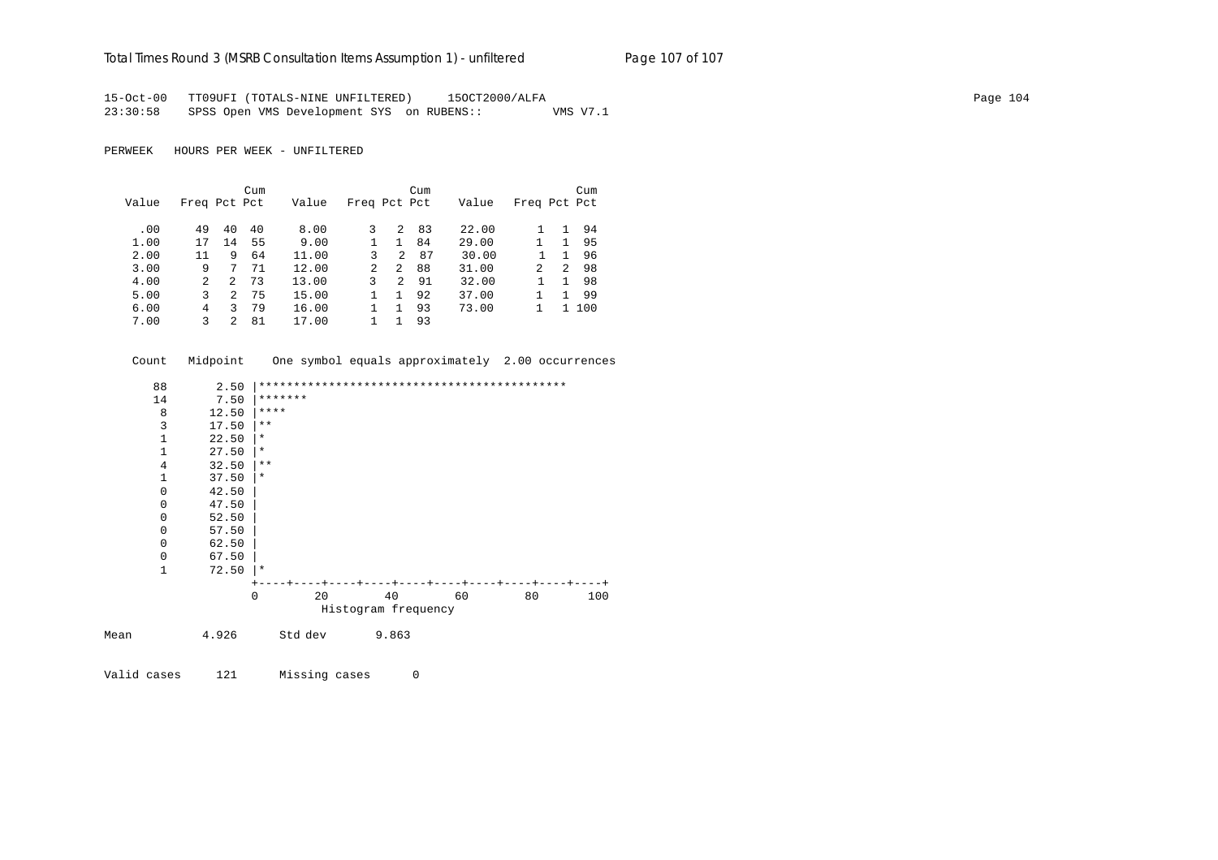15-Oct-00 TT09UFI (TOTALS-NINE UNFILTERED) 15OCT2000/ALFA
23:30:58 SPSS Open VMS Development SYS on RUBENS:: VMS V7.1

PERWEEK HOURS PER WEEK - UNFILTERED

| Value | Freq | Pct | Cum Pct | Value | Freq | Pct | Cum Pct | Value | Freq | Pct | Cum Pct |
|---|---|---|---|---|---|---|---|---|---|---|---|
| .00 | 49 | 40 | 40 | 8.00 | 3 | 2 | 83 | 22.00 | 1 | 1 | 94 |
| 1.00 | 17 | 14 | 55 | 9.00 | 1 | 1 | 84 | 29.00 | 1 | 1 | 95 |
| 2.00 | 11 | 9 | 64 | 11.00 | 3 | 2 | 87 | 30.00 | 1 | 1 | 96 |
| 3.00 | 9 | 7 | 71 | 12.00 | 2 | 2 | 88 | 31.00 | 2 | 2 | 98 |
| 4.00 | 2 | 2 | 73 | 13.00 | 3 | 2 | 91 | 32.00 | 1 | 1 | 98 |
| 5.00 | 3 | 2 | 75 | 15.00 | 1 | 1 | 92 | 37.00 | 1 | 1 | 99 |
| 6.00 | 4 | 3 | 79 | 16.00 | 1 | 1 | 93 | 73.00 | 1 | 1 | 100 |
| 7.00 | 3 | 2 | 81 | 17.00 | 1 | 1 | 93 | | | | |

```
 Count   Midpoint    One symbol equals approximately  2.00 occurrences

    88       2.50 |********************************************
    14       7.50 |*******
     8      12.50 |****
     3      17.50 |**
     1      22.50 |*
     1      27.50 |*
     4      32.50 |**
     1      37.50 |*
     0      42.50 |
     0      47.50 |
     0      52.50 |
     0      57.50 |
     0      62.50 |
     0      67.50 |
     1      72.50 |*
                  +----+----+----+----+----+----+----+----+----+----+
                  0        20        40        60        80       100
                            Histogram frequency
```

Mean 4.926 Std dev 9.863

Valid cases 121 Missing cases 0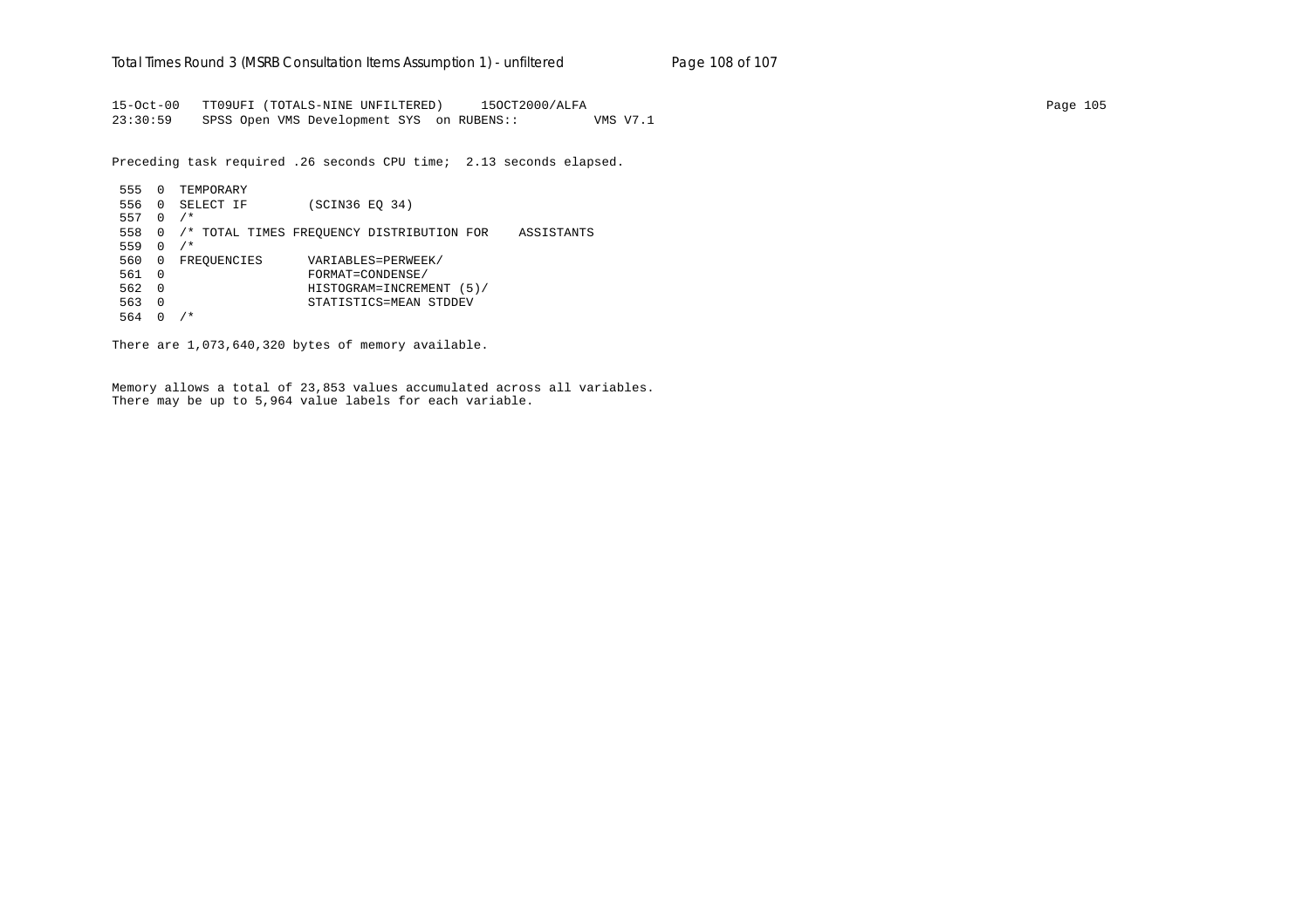```
15-Oct-00   TT09UFI (TOTALS-NINE UNFILTERED)     15OCT2000/ALFA                                                                    Page 105
23:30:59    SPSS Open VMS Development SYS  on RUBENS::          VMS V7.1

Preceding task required .26 seconds CPU time;  2.13 seconds elapsed.

 555  0  TEMPORARY
 556  0  SELECT IF        (SCIN36 EQ 34)
 557  0  /*
 558  0  /* TOTAL TIMES FREQUENCY DISTRIBUTION FOR    ASSISTANTS
 559  0  /*
 560  0  FREQUENCIES      VARIABLES=PERWEEK/
 561  0                   FORMAT=CONDENSE/
 562  0                   HISTOGRAM=INCREMENT (5)/
 563  0                   STATISTICS=MEAN STDDEV
 564  0  /*

There are 1,073,640,320 bytes of memory available.


Memory allows a total of 23,853 values accumulated across all variables.
There may be up to 5,964 value labels for each variable.
```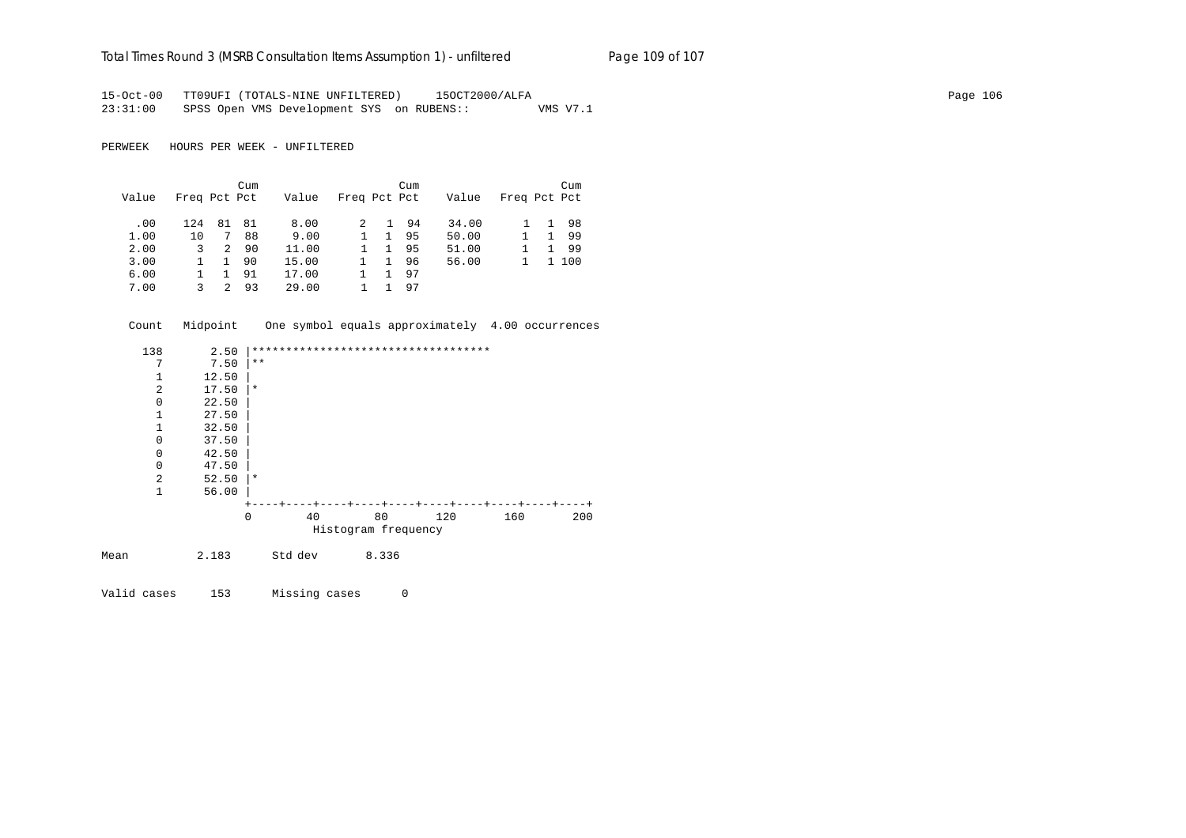15-Oct-00 TT09UFI (TOTALS-NINE UNFILTERED) 15OCT2000/ALFA
23:31:00 SPSS Open VMS Development SYS on RUBENS:: VMS V7.1

PERWEEK HOURS PER WEEK - UNFILTERED

| Value | Freq | Pct | Cum Pct | Value | Freq | Pct | Cum Pct | Value | Freq | Pct | Cum Pct |
|---|---|---|---|---|---|---|---|---|---|---|---|
| .00 | 124 | 81 | 81 | 8.00 | 2 | 1 | 94 | 34.00 | 1 | 1 | 98 |
| 1.00 | 10 | 7 | 88 | 9.00 | 1 | 1 | 95 | 50.00 | 1 | 1 | 99 |
| 2.00 | 3 | 2 | 90 | 11.00 | 1 | 1 | 95 | 51.00 | 1 | 1 | 99 |
| 3.00 | 1 | 1 | 90 | 15.00 | 1 | 1 | 96 | 56.00 | 1 | 1 | 100 |
| 6.00 | 1 | 1 | 91 | 17.00 | 1 | 1 | 97 | | | | |
| 7.00 | 3 | 2 | 93 | 29.00 | 1 | 1 | 97 | | | | |

```
  Count   Midpoint    One symbol equals approximately  4.00 occurrences

    138       2.50 |***********************************
      7       7.50 |**
      1      12.50 |
      2      17.50 |*
      0      22.50 |
      1      27.50 |
      1      32.50 |
      0      37.50 |
      0      42.50 |
      0      47.50 |
      2      52.50 |*
      1      56.00 |
                   +----+----+----+----+----+----+----+----+----+----+
                   0        40        80       120       160       200
                              Histogram frequency
```

Mean 2.183 Std dev 8.336

Valid cases 153 Missing cases 0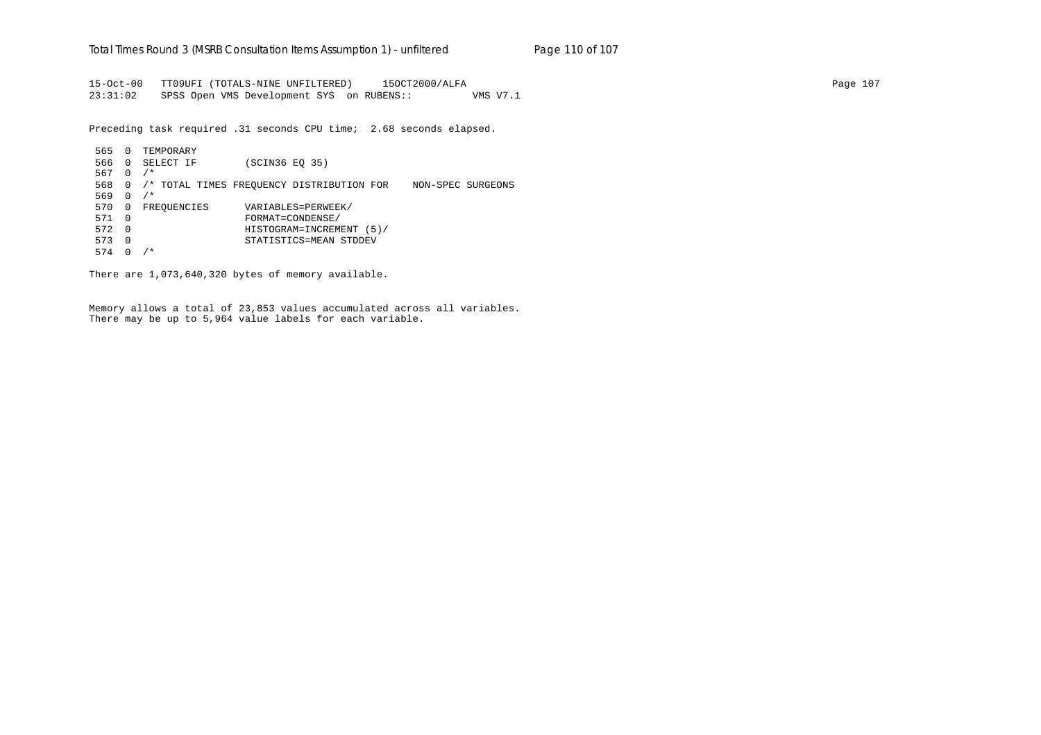```
15-Oct-00   TT09UFI (TOTALS-NINE UNFILTERED)     15OCT2000/ALFA
23:31:02    SPSS Open VMS Development SYS  on RUBENS::          VMS V7.1

Preceding task required .31 seconds CPU time;  2.68 seconds elapsed.

 565  0  TEMPORARY
 566  0  SELECT IF        (SCIN36 EQ 35)
 567  0  /*
 568  0  /* TOTAL TIMES FREQUENCY DISTRIBUTION FOR    NON-SPEC SURGEONS
 569  0  /*
 570  0  FREQUENCIES      VARIABLES=PERWEEK/
 571  0                   FORMAT=CONDENSE/
 572  0                   HISTOGRAM=INCREMENT (5)/
 573  0                   STATISTICS=MEAN STDDEV
 574  0  /*

There are 1,073,640,320 bytes of memory available.


Memory allows a total of 23,853 values accumulated across all variables.
There may be up to 5,964 value labels for each variable.
```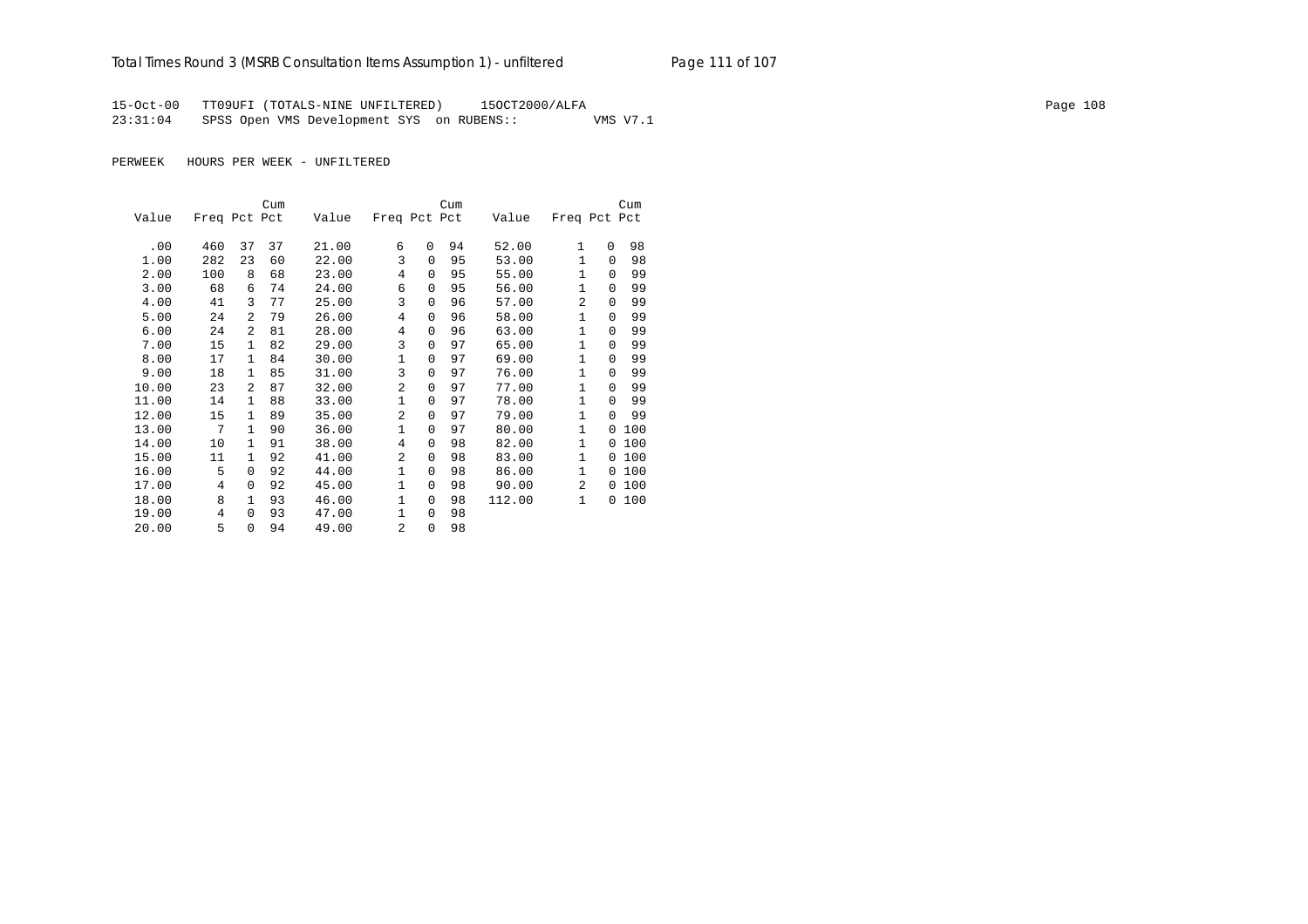15-Oct-00 TT09UFI (TOTALS-NINE UNFILTERED) 15OCT2000/ALFA
23:31:04 SPSS Open VMS Development SYS on RUBENS:: VMS V7.1

PERWEEK HOURS PER WEEK - UNFILTERED

| Value | Freq | Pct | Cum Pct | Value | Freq | Pct | Cum Pct | Value | Freq | Pct | Cum Pct |
|---|---|---|---|---|---|---|---|---|---|---|---|
| .00 | 460 | 37 | 37 | 21.00 | 6 | 0 | 94 | 52.00 | 1 | 0 | 98 |
| 1.00 | 282 | 23 | 60 | 22.00 | 3 | 0 | 95 | 53.00 | 1 | 0 | 98 |
| 2.00 | 100 | 8 | 68 | 23.00 | 4 | 0 | 95 | 55.00 | 1 | 0 | 99 |
| 3.00 | 68 | 6 | 74 | 24.00 | 6 | 0 | 95 | 56.00 | 1 | 0 | 99 |
| 4.00 | 41 | 3 | 77 | 25.00 | 3 | 0 | 96 | 57.00 | 2 | 0 | 99 |
| 5.00 | 24 | 2 | 79 | 26.00 | 4 | 0 | 96 | 58.00 | 1 | 0 | 99 |
| 6.00 | 24 | 2 | 81 | 28.00 | 4 | 0 | 96 | 63.00 | 1 | 0 | 99 |
| 7.00 | 15 | 1 | 82 | 29.00 | 3 | 0 | 97 | 65.00 | 1 | 0 | 99 |
| 8.00 | 17 | 1 | 84 | 30.00 | 1 | 0 | 97 | 69.00 | 1 | 0 | 99 |
| 9.00 | 18 | 1 | 85 | 31.00 | 3 | 0 | 97 | 76.00 | 1 | 0 | 99 |
| 10.00 | 23 | 2 | 87 | 32.00 | 2 | 0 | 97 | 77.00 | 1 | 0 | 99 |
| 11.00 | 14 | 1 | 88 | 33.00 | 1 | 0 | 97 | 78.00 | 1 | 0 | 99 |
| 12.00 | 15 | 1 | 89 | 35.00 | 2 | 0 | 97 | 79.00 | 1 | 0 | 99 |
| 13.00 | 7 | 1 | 90 | 36.00 | 1 | 0 | 97 | 80.00 | 1 | 0 | 100 |
| 14.00 | 10 | 1 | 91 | 38.00 | 4 | 0 | 98 | 82.00 | 1 | 0 | 100 |
| 15.00 | 11 | 1 | 92 | 41.00 | 2 | 0 | 98 | 83.00 | 1 | 0 | 100 |
| 16.00 | 5 | 0 | 92 | 44.00 | 1 | 0 | 98 | 86.00 | 1 | 0 | 100 |
| 17.00 | 4 | 0 | 92 | 45.00 | 1 | 0 | 98 | 90.00 | 2 | 0 | 100 |
| 18.00 | 8 | 1 | 93 | 46.00 | 1 | 0 | 98 | 112.00 | 1 | 0 | 100 |
| 19.00 | 4 | 0 | 93 | 47.00 | 1 | 0 | 98 | | | | |
| 20.00 | 5 | 0 | 94 | 49.00 | 2 | 0 | 98 | | | | |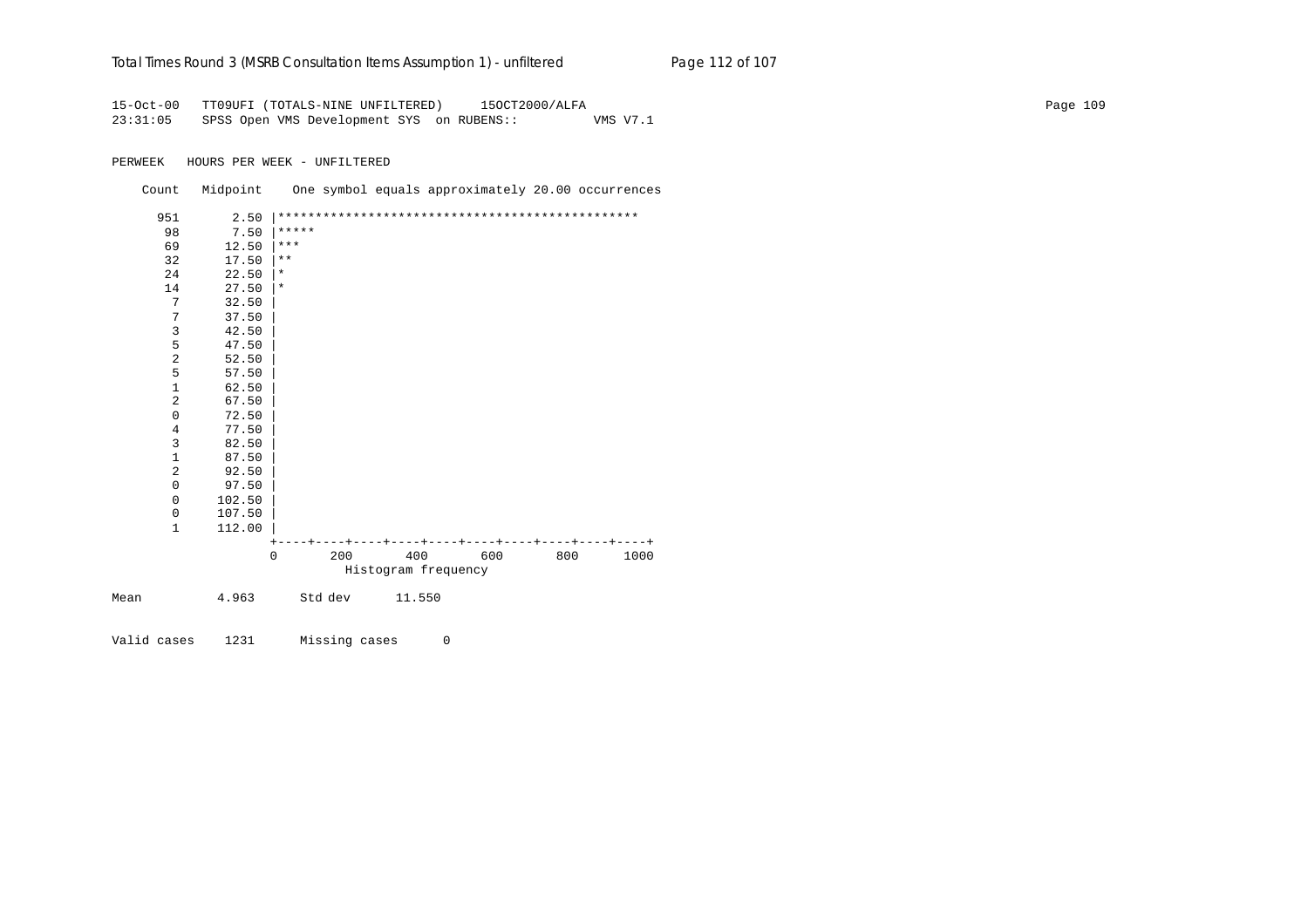```
15-Oct-00   TT09UFI (TOTALS-NINE UNFILTERED)     15OCT2000/ALFA
23:31:05    SPSS Open VMS Development SYS  on RUBENS::          VMS V7.1


PERWEEK   HOURS PER WEEK - UNFILTERED

    Count   Midpoint    One symbol equals approximately 20.00 occurrences

      951       2.50 |************************************************
       98       7.50 |*****
       69      12.50 |***
       32      17.50 |**
       24      22.50 |*
       14      27.50 |*
        7      32.50 |
        7      37.50 |
        3      42.50 |
        5      47.50 |
        2      52.50 |
        5      57.50 |
        1      62.50 |
        2      67.50 |
        0      72.50 |
        4      77.50 |
        3      82.50 |
        1      87.50 |
        2      92.50 |
        0      97.50 |
        0     102.50 |
        0     107.50 |
        1     112.00 |
                     +----+----+----+----+----+----+----+----+----+----+
                     0       200       400       600       800      1000
                               Histogram frequency

Mean          4.963      Std dev      11.550


Valid cases    1231      Missing cases      0
```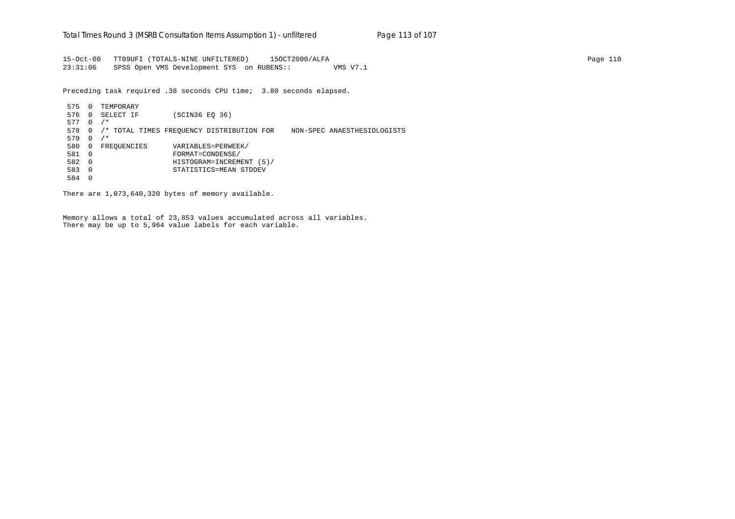```
15-Oct-00   TT09UFI (TOTALS-NINE UNFILTERED)     15OCT2000/ALFA
23:31:06    SPSS Open VMS Development SYS  on RUBENS::         VMS V7.1

Preceding task required .38 seconds CPU time;  3.80 seconds elapsed.

 575  0  TEMPORARY
 576  0  SELECT IF        (SCIN36 EQ 36)
 577  0  /*
 578  0  /* TOTAL TIMES FREQUENCY DISTRIBUTION FOR    NON-SPEC ANAESTHESIOLOGISTS
 579  0  /*
 580  0  FREQUENCIES      VARIABLES=PERWEEK/
 581  0                   FORMAT=CONDENSE/
 582  0                   HISTOGRAM=INCREMENT (5)/
 583  0                   STATISTICS=MEAN STDDEV
 584  0

There are 1,073,640,320 bytes of memory available.


Memory allows a total of 23,853 values accumulated across all variables.
There may be up to 5,964 value labels for each variable.
```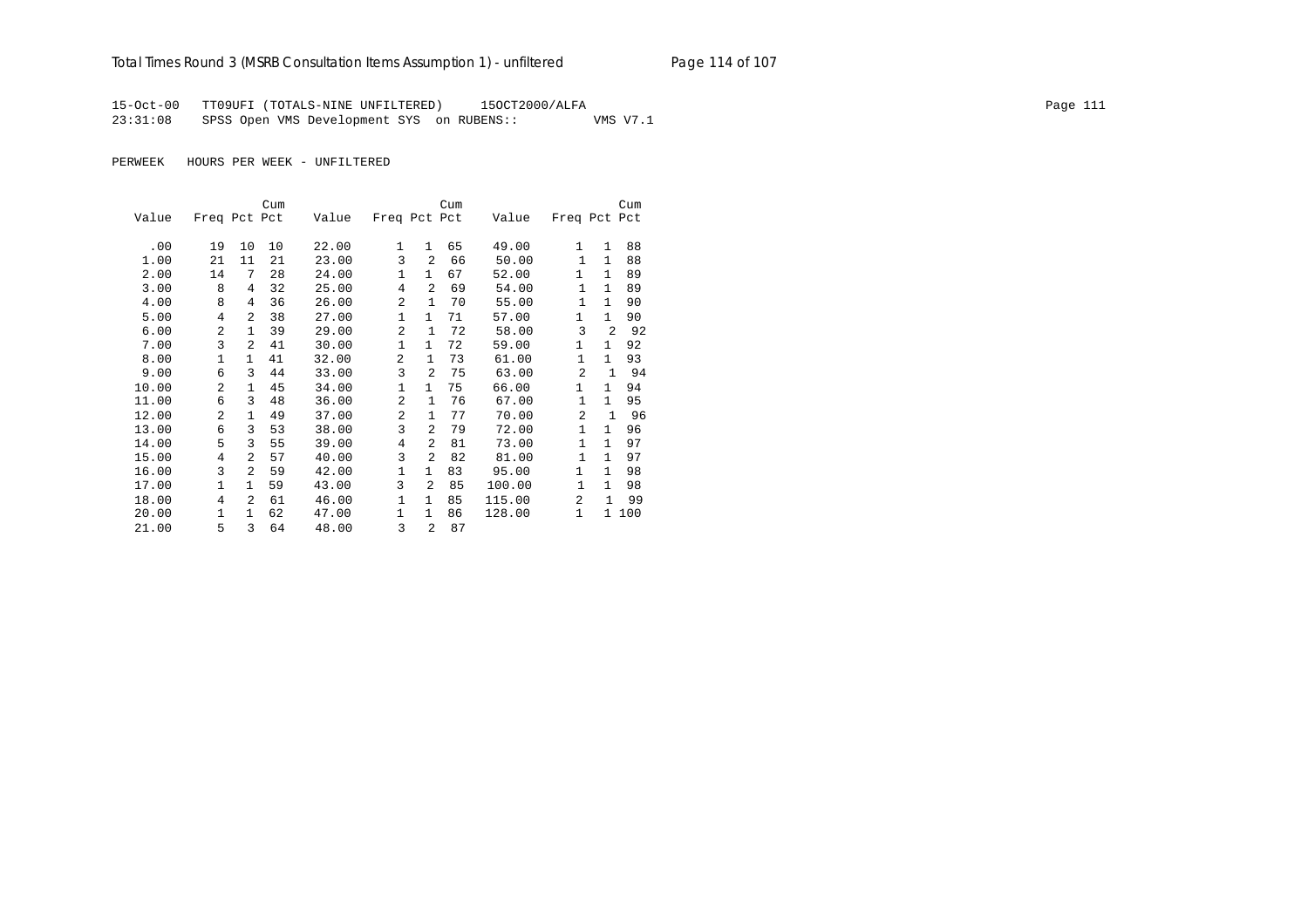15-Oct-00 TT09UFI (TOTALS-NINE UNFILTERED) 15OCT2000/ALFA
23:31:08 SPSS Open VMS Development SYS on RUBENS:: VMS V7.1

PERWEEK HOURS PER WEEK - UNFILTERED

| Value | Freq | Pct | Cum Pct | Value | Freq | Pct | Cum Pct | Value | Freq | Pct | Cum Pct |
|---|---|---|---|---|---|---|---|---|---|---|---|
| .00 | 19 | 10 | 10 | 22.00 | 1 | 1 | 65 | 49.00 | 1 | 1 | 88 |
| 1.00 | 21 | 11 | 21 | 23.00 | 3 | 2 | 66 | 50.00 | 1 | 1 | 88 |
| 2.00 | 14 | 7 | 28 | 24.00 | 1 | 1 | 67 | 52.00 | 1 | 1 | 89 |
| 3.00 | 8 | 4 | 32 | 25.00 | 4 | 2 | 69 | 54.00 | 1 | 1 | 89 |
| 4.00 | 8 | 4 | 36 | 26.00 | 2 | 1 | 70 | 55.00 | 1 | 1 | 90 |
| 5.00 | 4 | 2 | 38 | 27.00 | 1 | 1 | 71 | 57.00 | 1 | 1 | 90 |
| 6.00 | 2 | 1 | 39 | 29.00 | 2 | 1 | 72 | 58.00 | 3 | 2 | 92 |
| 7.00 | 3 | 2 | 41 | 30.00 | 1 | 1 | 72 | 59.00 | 1 | 1 | 92 |
| 8.00 | 1 | 1 | 41 | 32.00 | 2 | 1 | 73 | 61.00 | 1 | 1 | 93 |
| 9.00 | 6 | 3 | 44 | 33.00 | 3 | 2 | 75 | 63.00 | 2 | 1 | 94 |
| 10.00 | 2 | 1 | 45 | 34.00 | 1 | 1 | 75 | 66.00 | 1 | 1 | 94 |
| 11.00 | 6 | 3 | 48 | 36.00 | 2 | 1 | 76 | 67.00 | 1 | 1 | 95 |
| 12.00 | 2 | 1 | 49 | 37.00 | 2 | 1 | 77 | 70.00 | 2 | 1 | 96 |
| 13.00 | 6 | 3 | 53 | 38.00 | 3 | 2 | 79 | 72.00 | 1 | 1 | 96 |
| 14.00 | 5 | 3 | 55 | 39.00 | 4 | 2 | 81 | 73.00 | 1 | 1 | 97 |
| 15.00 | 4 | 2 | 57 | 40.00 | 3 | 2 | 82 | 81.00 | 1 | 1 | 97 |
| 16.00 | 3 | 2 | 59 | 42.00 | 1 | 1 | 83 | 95.00 | 1 | 1 | 98 |
| 17.00 | 1 | 1 | 59 | 43.00 | 3 | 2 | 85 | 100.00 | 1 | 1 | 98 |
| 18.00 | 4 | 2 | 61 | 46.00 | 1 | 1 | 85 | 115.00 | 2 | 1 | 99 |
| 20.00 | 1 | 1 | 62 | 47.00 | 1 | 1 | 86 | 128.00 | 1 | 1 | 100 |
| 21.00 | 5 | 3 | 64 | 48.00 | 3 | 2 | 87 | | | | |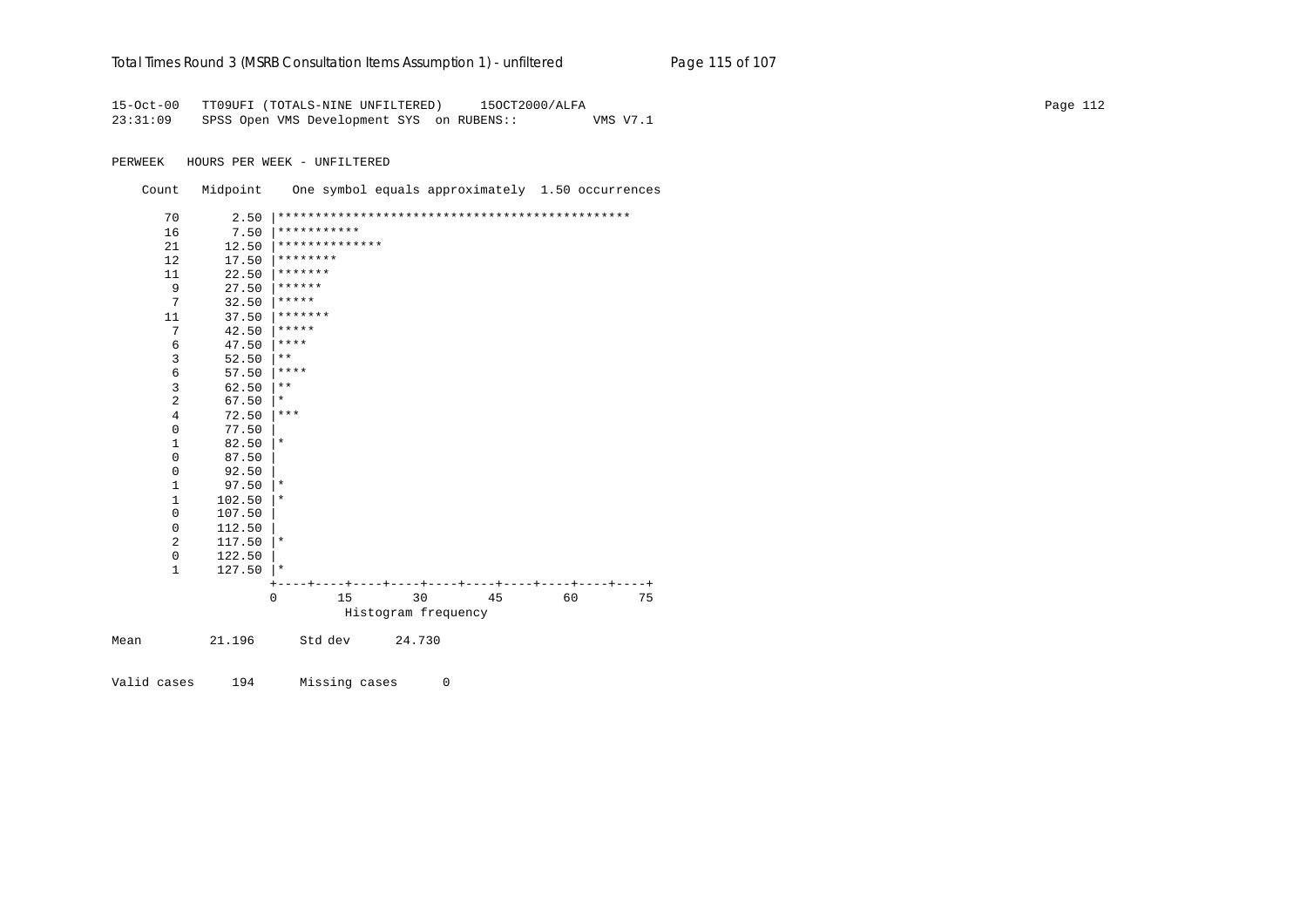```
15-Oct-00   TT09UFI (TOTALS-NINE UNFILTERED)     15OCT2000/ALFA
23:31:09    SPSS Open VMS Development SYS  on RUBENS::          VMS V7.1

PERWEEK   HOURS PER WEEK - UNFILTERED

    Count   Midpoint    One symbol equals approximately  1.50 occurrences

       70       2.50 |***********************************************
       16       7.50 |***********
       21      12.50 |**************
       12      17.50 |********
       11      22.50 |*******
        9      27.50 |******
        7      32.50 |*****
       11      37.50 |*******
        7      42.50 |*****
        6      47.50 |****
        3      52.50 |**
        6      57.50 |****
        3      62.50 |**
        2      67.50 |*
        4      72.50 |***
        0      77.50 |
        1      82.50 |*
        0      87.50 |
        0      92.50 |
        1      97.50 |*
        1     102.50 |*
        0     107.50 |
        0     112.50 |
        2     117.50 |*
        0     122.50 |
        1     127.50 |*
                     +----+----+----+----+----+----+----+----+----+----+
                     0        15        30        45        60        75
                                Histogram frequency

Mean          21.196      Std dev      24.730

Valid cases     194      Missing cases      0
```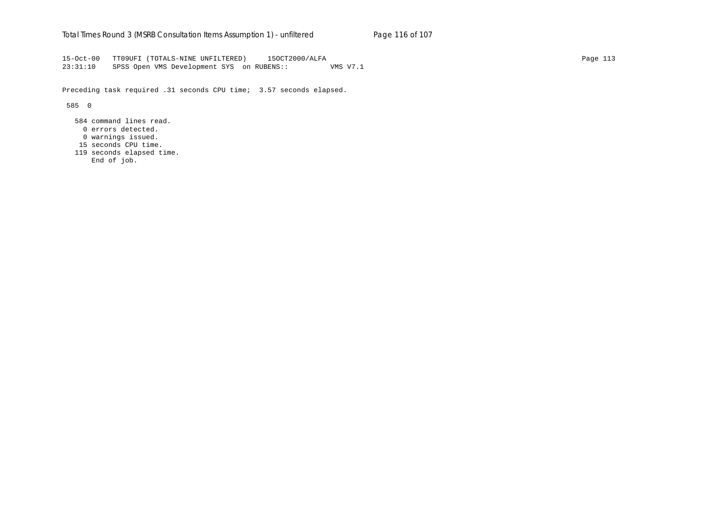```
15-Oct-00   TT09UFI (TOTALS-NINE UNFILTERED)     15OCT2000/ALFA
23:31:10    SPSS Open VMS Development SYS  on RUBENS::          VMS V7.1

Preceding task required .31 seconds CPU time;  3.57 seconds elapsed.

 585  0

   584 command lines read.
     0 errors detected.
     0 warnings issued.
    15 seconds CPU time.
   119 seconds elapsed time.
       End of job.
```